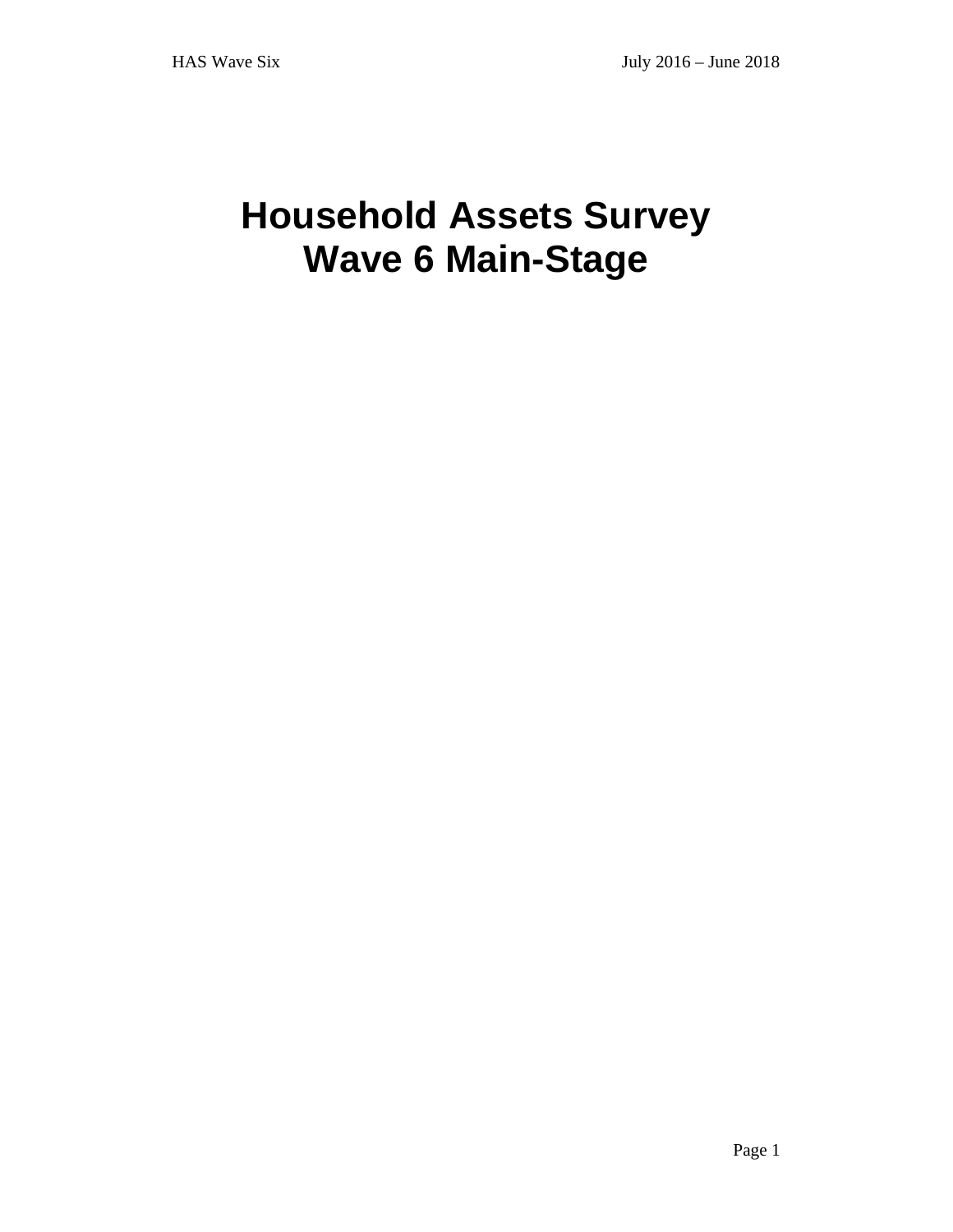# Household Assets Survey
# Wave 6 Main-Stage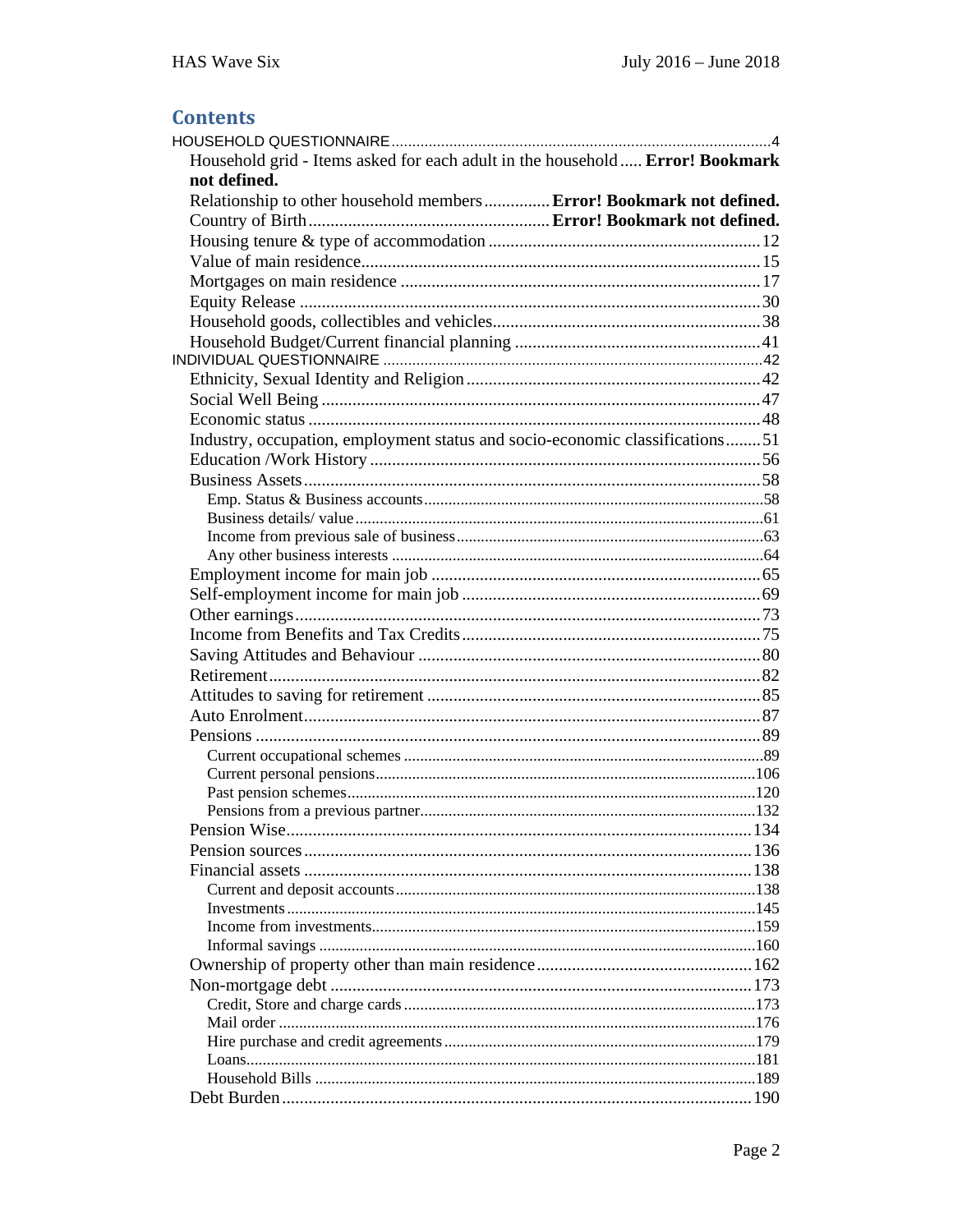# Contents

HOUSEHOLD QUESTIONNAIRE ............ 4

- Household grid - Items asked for each adult in the household ..... **Error! Bookmark not defined.**
- Relationship to other household members .............. **Error! Bookmark not defined.**
- Country of Birth .............. **Error! Bookmark not defined.**
- Housing tenure & type of accommodation ............ 12
- Value of main residence ............ 15
- Mortgages on main residence ............ 17
- Equity Release ............ 30
- Household goods, collectibles and vehicles ............ 38
- Household Budget/Current financial planning ............ 41

INDIVIDUAL QUESTIONNAIRE ............ 42

- Ethnicity, Sexual Identity and Religion ............ 42
- Social Well Being ............ 47
- Economic status ............ 48
- Industry, occupation, employment status and socio-economic classifications ........ 51
- Education /Work History ............ 56
- Business Assets ............ 58
  - Emp. Status & Business accounts ............ 58
  - Business details/ value ............ 61
  - Income from previous sale of business ............ 63
  - Any other business interests ............ 64
- Employment income for main job ............ 65
- Self-employment income for main job ............ 69
- Other earnings ............ 73
- Income from Benefits and Tax Credits ............ 75
- Saving Attitudes and Behaviour ............ 80
- Retirement ............ 82
- Attitudes to saving for retirement ............ 85
- Auto Enrolment ............ 87
- Pensions ............ 89
  - Current occupational schemes ............ 89
  - Current personal pensions ............ 106
  - Past pension schemes ............ 120
  - Pensions from a previous partner ............ 132
- Pension Wise ............ 134
- Pension sources ............ 136
- Financial assets ............ 138
  - Current and deposit accounts ............ 138
  - Investments ............ 145
  - Income from investments ............ 159
  - Informal savings ............ 160
- Ownership of property other than main residence ............ 162
- Non-mortgage debt ............ 173
  - Credit, Store and charge cards ............ 173
  - Mail order ............ 176
  - Hire purchase and credit agreements ............ 179
  - Loans ............ 181
  - Household Bills ............ 189
- Debt Burden ............ 190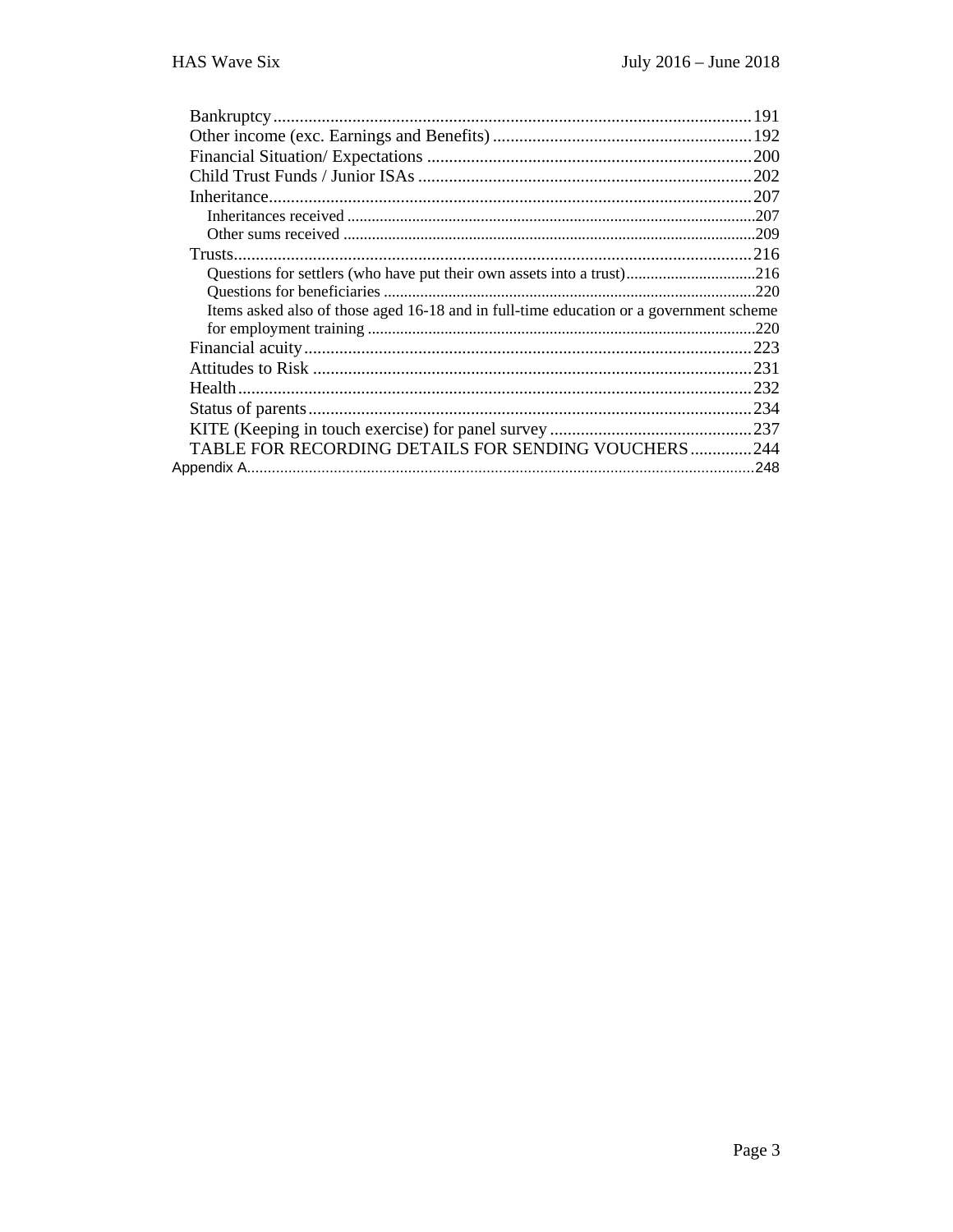- Bankruptcy ............................................................ 191
- Other income (exc. Earnings and Benefits) ........................ 192
- Financial Situation/ Expectations .................................... 200
- Child Trust Funds / Junior ISAs ...................................... 202
- Inheritance ............................................................ 207
  - Inheritances received ............................................. 207
  - Other sums received ............................................... 209
- Trusts ................................................................. 216
  - Questions for settlers (who have put their own assets into a trust) ........ 216
  - Questions for beneficiaries ....................................... 220
  - Items asked also of those aged 16-18 and in full-time education or a government scheme for employment training ........ 220
- Financial acuity ...................................................... 223
- Attitudes to Risk ..................................................... 231
- Health ................................................................. 232
- Status of parents ..................................................... 234
- KITE (Keeping in touch exercise) for panel survey ................. 237
- TABLE FOR RECORDING DETAILS FOR SENDING VOUCHERS ........... 244

Appendix A ............................................................... 248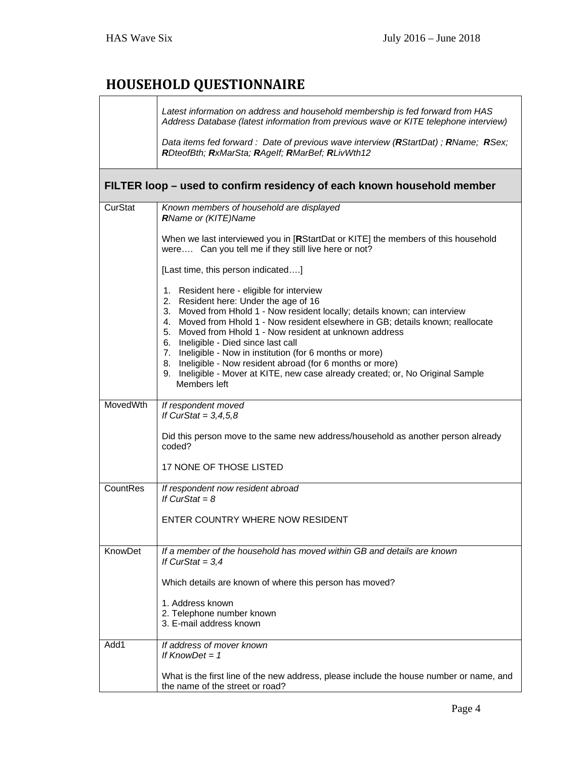# HOUSEHOLD QUESTIONNAIRE

| | |
|---|---|
| | *Latest information on address and household membership is fed forward from HAS Address Database (latest information from previous wave or KITE telephone interview)*<br><br>*Data items fed forward : Date of previous wave interview (**R**StartDat) ; **R**Name; **R**Sex; **R**DteofBth; **R**xMarSta; **R**AgeIf; **R**MarBef; **R**LivWth12* |
| **FILTER loop – used to confirm residency of each known household member** | |
| CurStat | *Known members of household are displayed*<br>***R**Name or (KITE)Name*<br><br>When we last interviewed you in [**R**StartDat or KITE] the members of this household were…. Can you tell me if they still live here or not?<br><br>[Last time, this person indicated….]<br><br>1. Resident here - eligible for interview<br>2. Resident here: Under the age of 16<br>3. Moved from Hhold 1 - Now resident locally; details known; can interview<br>4. Moved from Hhold 1 - Now resident elsewhere in GB; details known; reallocate<br>5. Moved from Hhold 1 - Now resident at unknown address<br>6. Ineligible - Died since last call<br>7. Ineligible - Now in institution (for 6 months or more)<br>8. Ineligible - Now resident abroad (for 6 months or more)<br>9. Ineligible - Mover at KITE, new case already created; or, No Original Sample Members left |
| MovedWth | *If respondent moved*<br>*If CurStat = 3,4,5,8*<br><br>Did this person move to the same new address/household as another person already coded?<br><br>17 NONE OF THOSE LISTED |
| CountRes | *If respondent now resident abroad*<br>*If CurStat = 8*<br><br>ENTER COUNTRY WHERE NOW RESIDENT |
| KnowDet | *If a member of the household has moved within GB and details are known*<br>*If CurStat = 3,4*<br><br>Which details are known of where this person has moved?<br><br>1. Address known<br>2. Telephone number known<br>3. E-mail address known |
| Add1 | *If address of mover known*<br>*If KnowDet = 1*<br><br>What is the first line of the new address, please include the house number or name, and the name of the street or road? |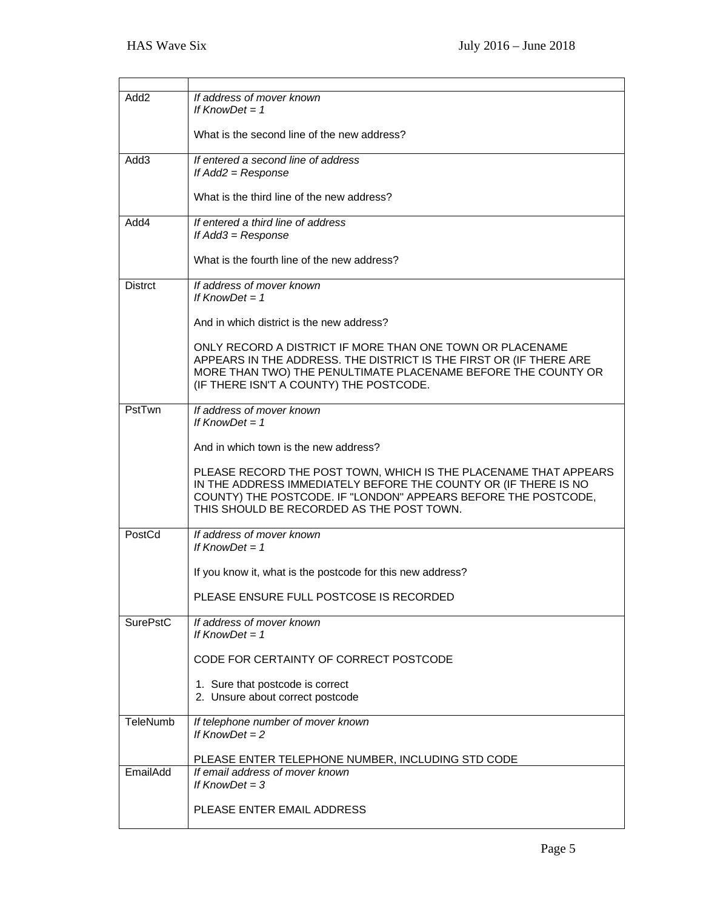| | |
|---|---|
| Add2 | *If address of mover known*<br>*If KnowDet = 1*<br><br>What is the second line of the new address? |
| Add3 | *If entered a second line of address*<br>*If Add2 = Response*<br><br>What is the third line of the new address? |
| Add4 | *If entered a third line of address*<br>*If Add3 = Response*<br><br>What is the fourth line of the new address? |
| Distrct | *If address of mover known*<br>*If KnowDet = 1*<br><br>And in which district is the new address?<br><br>ONLY RECORD A DISTRICT IF MORE THAN ONE TOWN OR PLACENAME APPEARS IN THE ADDRESS. THE DISTRICT IS THE FIRST OR (IF THERE ARE MORE THAN TWO) THE PENULTIMATE PLACENAME BEFORE THE COUNTY OR (IF THERE ISN'T A COUNTY) THE POSTCODE. |
| PstTwn | *If address of mover known*<br>*If KnowDet = 1*<br><br>And in which town is the new address?<br><br>PLEASE RECORD THE POST TOWN, WHICH IS THE PLACENAME THAT APPEARS IN THE ADDRESS IMMEDIATELY BEFORE THE COUNTY OR (IF THERE IS NO COUNTY) THE POSTCODE. IF "LONDON" APPEARS BEFORE THE POSTCODE, THIS SHOULD BE RECORDED AS THE POST TOWN. |
| PostCd | *If address of mover known*<br>*If KnowDet = 1*<br><br>If you know it, what is the postcode for this new address?<br><br>PLEASE ENSURE FULL POSTCOSE IS RECORDED |
| SurePstC | *If address of mover known*<br>*If KnowDet = 1*<br><br>CODE FOR CERTAINTY OF CORRECT POSTCODE<br><br>1. Sure that postcode is correct<br>2. Unsure about correct postcode |
| TeleNumb | *If telephone number of mover known*<br>*If KnowDet = 2*<br><br>PLEASE ENTER TELEPHONE NUMBER, INCLUDING STD CODE |
| EmailAdd | *If email address of mover known*<br>*If KnowDet = 3*<br><br>PLEASE ENTER EMAIL ADDRESS |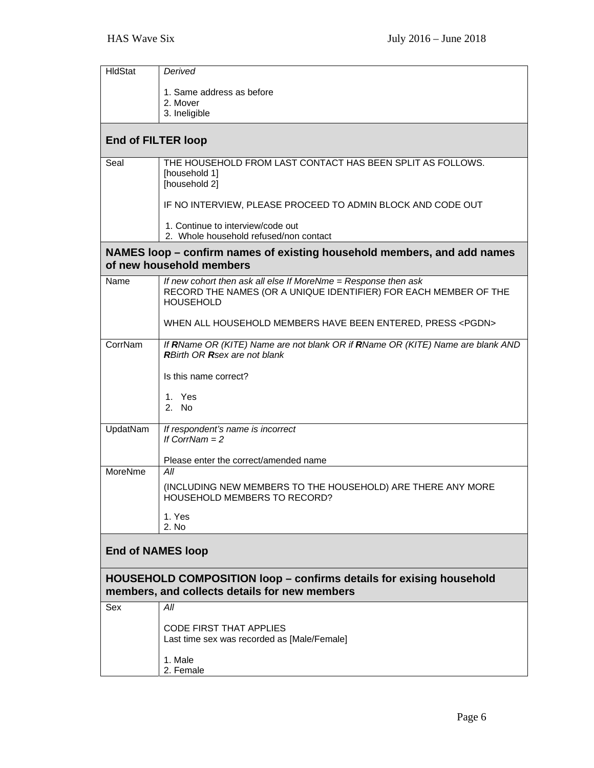| | |
|---|---|
| HldStat | *Derived*<br><br>1. Same address as before<br>2. Mover<br>3. Ineligible |

## End of FILTER loop

| | |
|---|---|
| Seal | THE HOUSEHOLD FROM LAST CONTACT HAS BEEN SPLIT AS FOLLOWS.<br>[household 1]<br>[household 2]<br><br>IF NO INTERVIEW, PLEASE PROCEED TO ADMIN BLOCK AND CODE OUT<br><br>1. Continue to interview/code out<br>2. Whole household refused/non contact |

## NAMES loop – confirm names of existing household members, and add names of new household members

| | |
|---|---|
| Name | *If new cohort then ask all else If MoreNme = Response then ask*<br>RECORD THE NAMES (OR A UNIQUE IDENTIFIER) FOR EACH MEMBER OF THE HOUSEHOLD<br><br>WHEN ALL HOUSEHOLD MEMBERS HAVE BEEN ENTERED, PRESS <PGDN> |
| CorrNam | *If **R**Name OR (KITE) Name are not blank OR if **R**Name OR (KITE) Name are blank AND **R**Birth OR **R**sex are not blank*<br><br>Is this name correct?<br><br>1. Yes<br>2. No |
| UpdatNam | *If respondent's name is incorrect*<br>*If CorrNam = 2*<br><br>Please enter the correct/amended name |
| MoreNme | *All*<br><br>(INCLUDING NEW MEMBERS TO THE HOUSEHOLD) ARE THERE ANY MORE HOUSEHOLD MEMBERS TO RECORD?<br><br>1. Yes<br>2. No |

## End of NAMES loop

## HOUSEHOLD COMPOSITION loop – confirms details for exising household members, and collects details for new members

| | |
|---|---|
| Sex | *All*<br><br>CODE FIRST THAT APPLIES<br>Last time sex was recorded as [Male/Female]<br><br>1. Male<br>2. Female |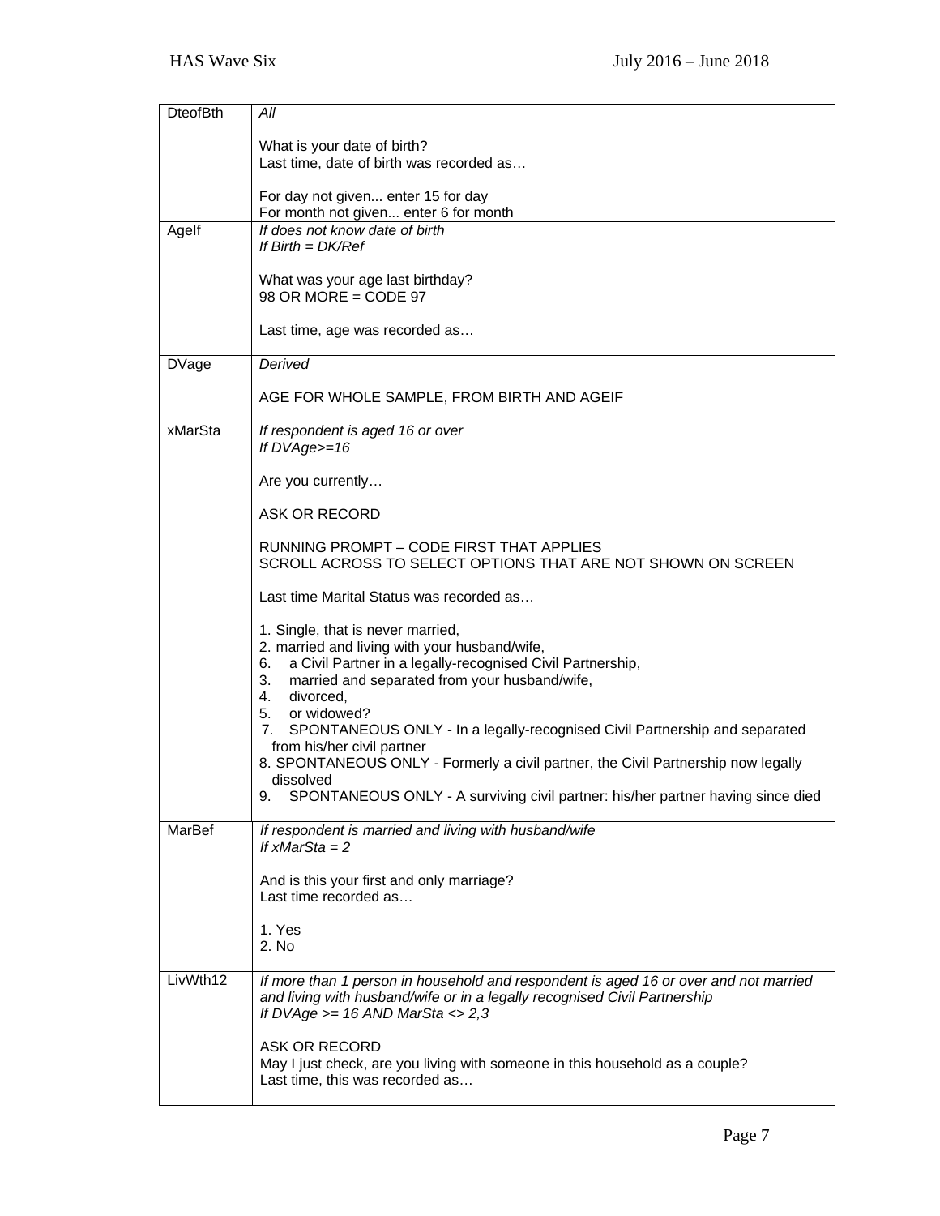| | |
|---|---|
| DteofBth | *All*<br><br>What is your date of birth?<br>Last time, date of birth was recorded as…<br><br>For day not given... enter 15 for day<br>For month not given... enter 6 for month |
| AgeIf | *If does not know date of birth*<br>*If Birth = DK/Ref*<br><br>What was your age last birthday?<br>98 OR MORE = CODE 97<br><br>Last time, age was recorded as… |
| DVage | *Derived*<br><br>AGE FOR WHOLE SAMPLE, FROM BIRTH AND AGEIF |
| xMarSta | *If respondent is aged 16 or over*<br>*If DVAge>=16*<br><br>Are you currently…<br><br>ASK OR RECORD<br><br>RUNNING PROMPT – CODE FIRST THAT APPLIES<br>SCROLL ACROSS TO SELECT OPTIONS THAT ARE NOT SHOWN ON SCREEN<br><br>Last time Marital Status was recorded as…<br><br>1. Single, that is never married,<br>2. married and living with your husband/wife,<br>6. a Civil Partner in a legally-recognised Civil Partnership,<br>3. married and separated from your husband/wife,<br>4. divorced,<br>5. or widowed?<br>7. SPONTANEOUS ONLY - In a legally-recognised Civil Partnership and separated from his/her civil partner<br>8. SPONTANEOUS ONLY - Formerly a civil partner, the Civil Partnership now legally dissolved<br>9. SPONTANEOUS ONLY - A surviving civil partner: his/her partner having since died |
| MarBef | *If respondent is married and living with husband/wife*<br>*If xMarSta = 2*<br><br>And is this your first and only marriage?<br>Last time recorded as…<br><br>1. Yes<br>2. No |
| LivWth12 | *If more than 1 person in household and respondent is aged 16 or over and not married and living with husband/wife or in a legally recognised Civil Partnership*<br>*If DVAge >= 16 AND MarSta <> 2,3*<br><br>ASK OR RECORD<br>May I just check, are you living with someone in this household as a couple?<br>Last time, this was recorded as… |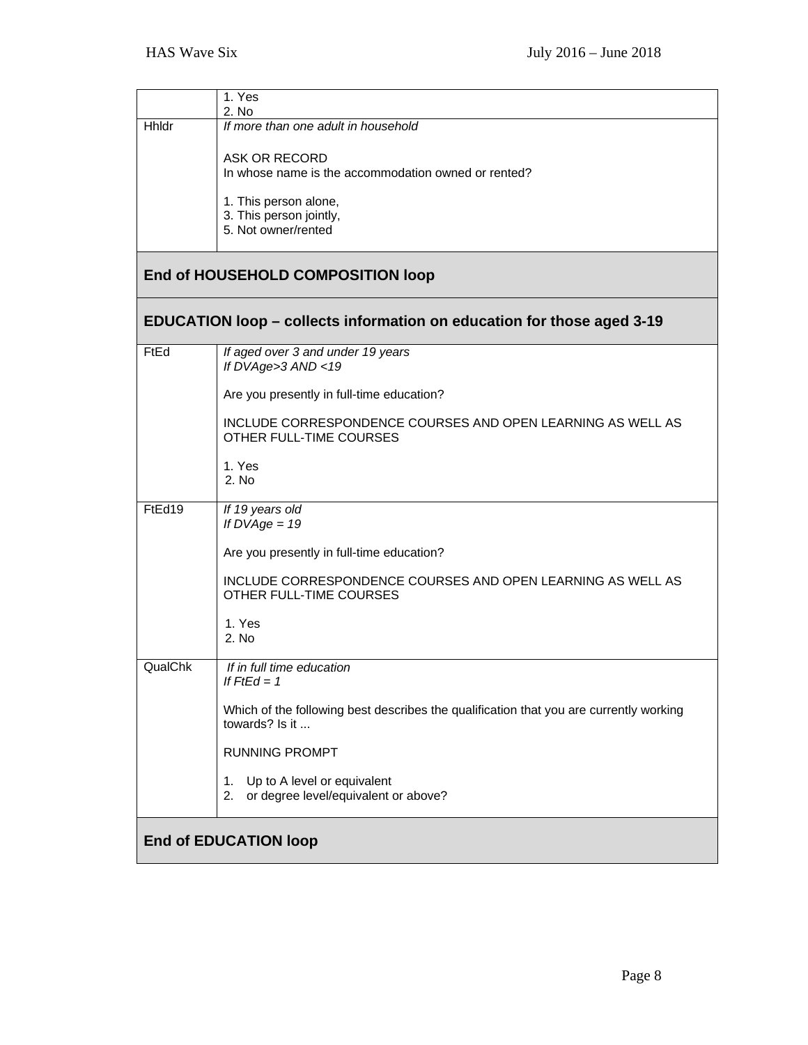| | |
|---|---|
| | 1. Yes<br>2. No |
| Hhldr | *If more than one adult in household*<br><br>ASK OR RECORD<br>In whose name is the accommodation owned or rented?<br><br>1. This person alone,<br>3. This person jointly,<br>5. Not owner/rented |

## End of HOUSEHOLD COMPOSITION loop

## EDUCATION loop – collects information on education for those aged 3-19

| | |
|---|---|
| FtEd | *If aged over 3 and under 19 years*<br>*If DVAge>3 AND <19*<br><br>Are you presently in full-time education?<br><br>INCLUDE CORRESPONDENCE COURSES AND OPEN LEARNING AS WELL AS OTHER FULL-TIME COURSES<br><br>1. Yes<br>2. No |
| FtEd19 | *If 19 years old*<br>*If DVAge = 19*<br><br>Are you presently in full-time education?<br><br>INCLUDE CORRESPONDENCE COURSES AND OPEN LEARNING AS WELL AS OTHER FULL-TIME COURSES<br><br>1. Yes<br>2. No |
| QualChk | *If in full time education*<br>*If FtEd = 1*<br><br>Which of the following best describes the qualification that you are currently working towards? Is it ...<br><br>RUNNING PROMPT<br><br>1. Up to A level or equivalent<br>2. or degree level/equivalent or above? |

## End of EDUCATION loop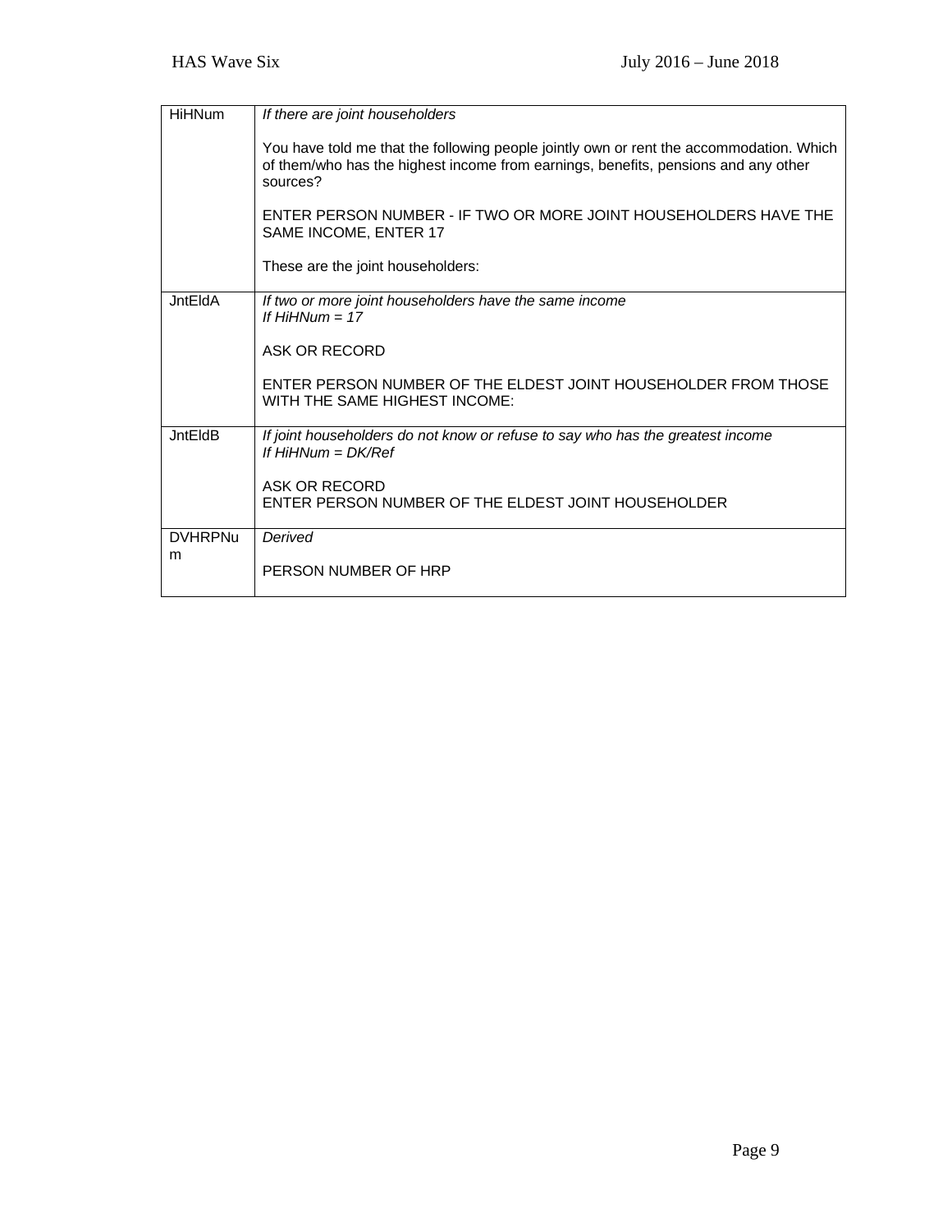| | |
|---|---|
| HiHNum | *If there are joint householders*<br><br>You have told me that the following people jointly own or rent the accommodation. Which of them/who has the highest income from earnings, benefits, pensions and any other sources?<br><br>ENTER PERSON NUMBER - IF TWO OR MORE JOINT HOUSEHOLDERS HAVE THE SAME INCOME, ENTER 17<br><br>These are the joint householders: |
| JntEldA | *If two or more joint householders have the same income*<br>*If HiHNum = 17*<br><br>ASK OR RECORD<br><br>ENTER PERSON NUMBER OF THE ELDEST JOINT HOUSEHOLDER FROM THOSE WITH THE SAME HIGHEST INCOME: |
| JntEldB | *If joint householders do not know or refuse to say who has the greatest income*<br>*If HiHNum = DK/Ref*<br><br>ASK OR RECORD<br>ENTER PERSON NUMBER OF THE ELDEST JOINT HOUSEHOLDER |
| DVHRPNum | *Derived*<br><br>PERSON NUMBER OF HRP |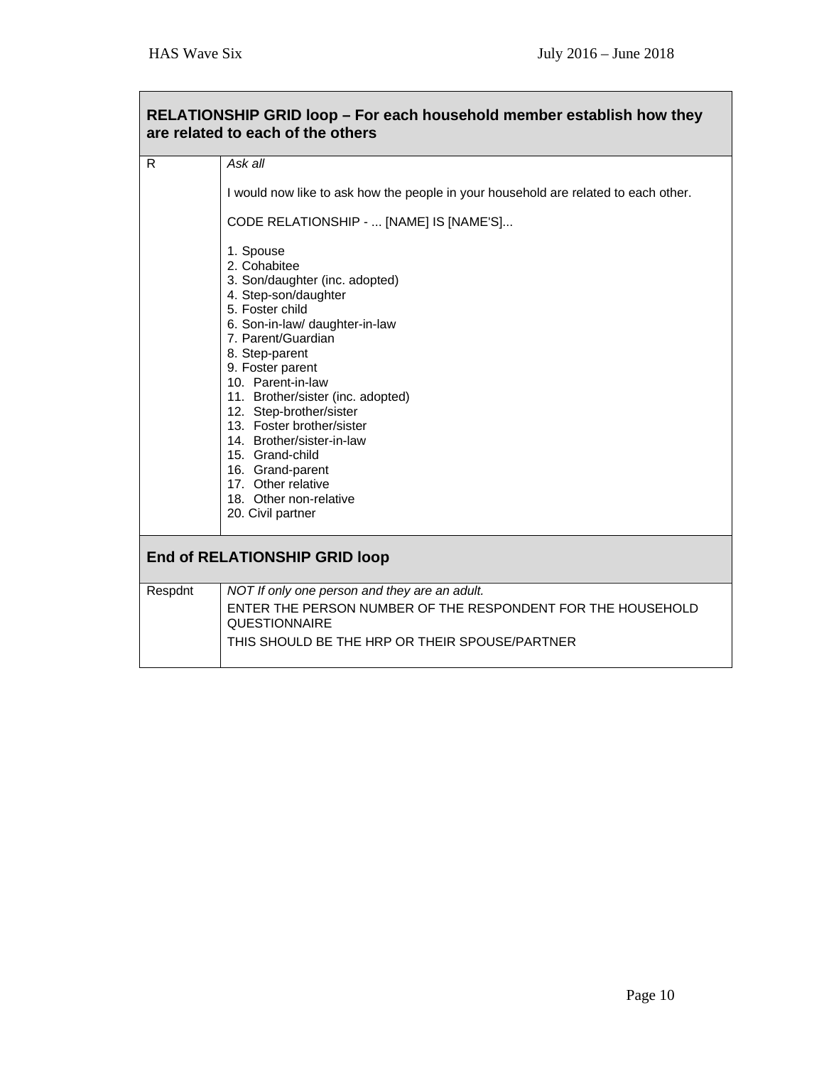| RELATIONSHIP GRID loop – For each household member establish how they are related to each of the others | |
|---|---|
| R | *Ask all*<br><br>I would now like to ask how the people in your household are related to each other.<br><br>CODE RELATIONSHIP - ... [NAME] IS [NAME'S]...<br><br>1. Spouse<br>2. Cohabitee<br>3. Son/daughter (inc. adopted)<br>4. Step-son/daughter<br>5. Foster child<br>6. Son-in-law/ daughter-in-law<br>7. Parent/Guardian<br>8. Step-parent<br>9. Foster parent<br>10. Parent-in-law<br>11. Brother/sister (inc. adopted)<br>12. Step-brother/sister<br>13. Foster brother/sister<br>14. Brother/sister-in-law<br>15. Grand-child<br>16. Grand-parent<br>17. Other relative<br>18. Other non-relative<br>20. Civil partner |
| **End of RELATIONSHIP GRID loop** | |
| Respdnt | *NOT If only one person and they are an adult.*<br><br>ENTER THE PERSON NUMBER OF THE RESPONDENT FOR THE HOUSEHOLD QUESTIONNAIRE<br><br>THIS SHOULD BE THE HRP OR THEIR SPOUSE/PARTNER |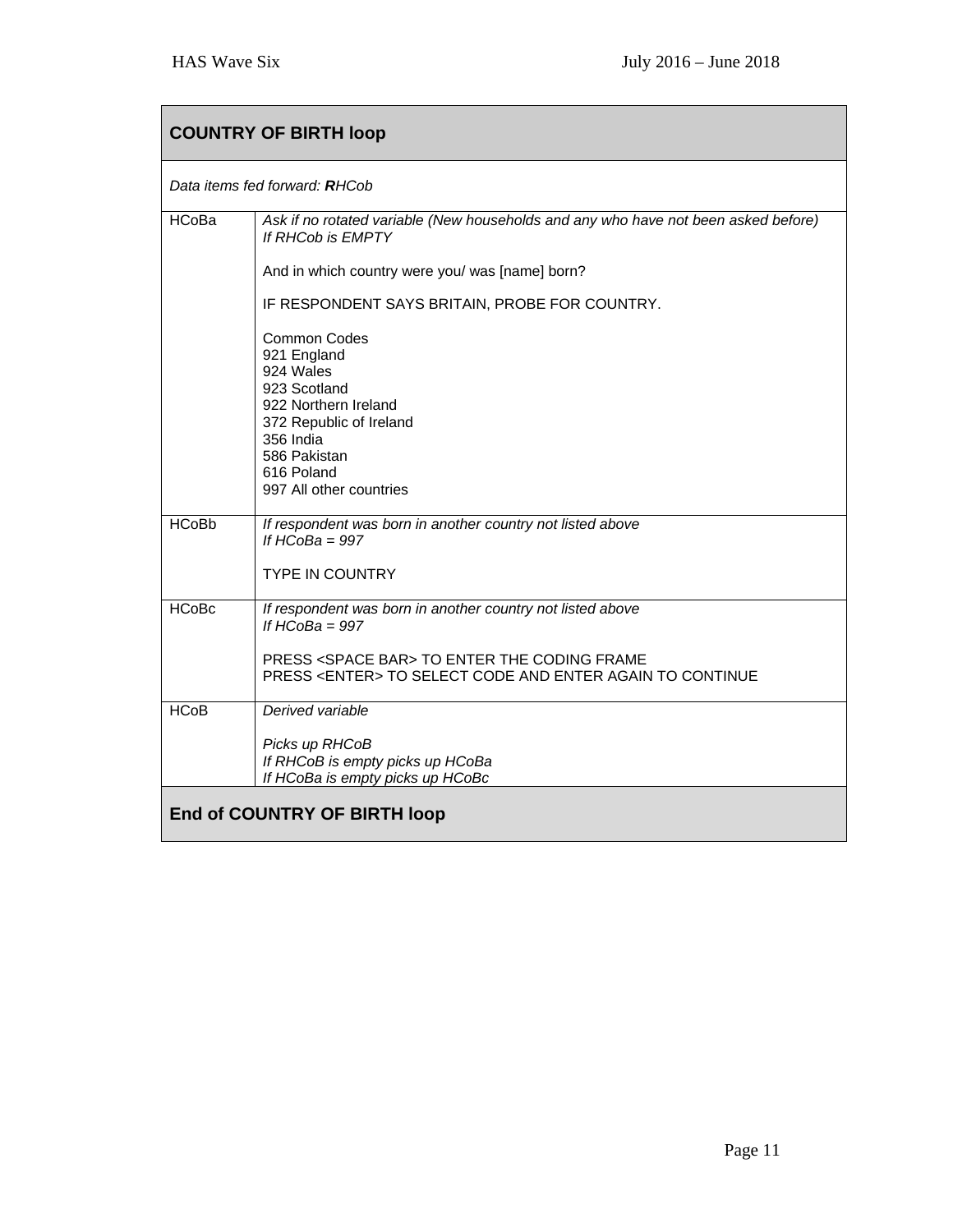## COUNTRY OF BIRTH loop

*Data items fed forward: **R**HCob*

| | |
|---|---|
| HCoBa | *Ask if no rotated variable (New households and any who have not been asked before)*<br>*If RHCob is EMPTY*<br><br>And in which country were you/ was [name] born?<br><br>IF RESPONDENT SAYS BRITAIN, PROBE FOR COUNTRY.<br><br>Common Codes<br>921 England<br>924 Wales<br>923 Scotland<br>922 Northern Ireland<br>372 Republic of Ireland<br>356 India<br>586 Pakistan<br>616 Poland<br>997 All other countries |
| HCoBb | *If respondent was born in another country not listed above*<br>*If HCoBa = 997*<br><br>TYPE IN COUNTRY |
| HCoBc | *If respondent was born in another country not listed above*<br>*If HCoBa = 997*<br><br>PRESS <SPACE BAR> TO ENTER THE CODING FRAME<br>PRESS <ENTER> TO SELECT CODE AND ENTER AGAIN TO CONTINUE |
| HCoB | *Derived variable*<br><br>*Picks up RHCoB*<br>*If RHCoB is empty picks up HCoBa*<br>*If HCoBa is empty picks up HCoBc* |

## End of COUNTRY OF BIRTH loop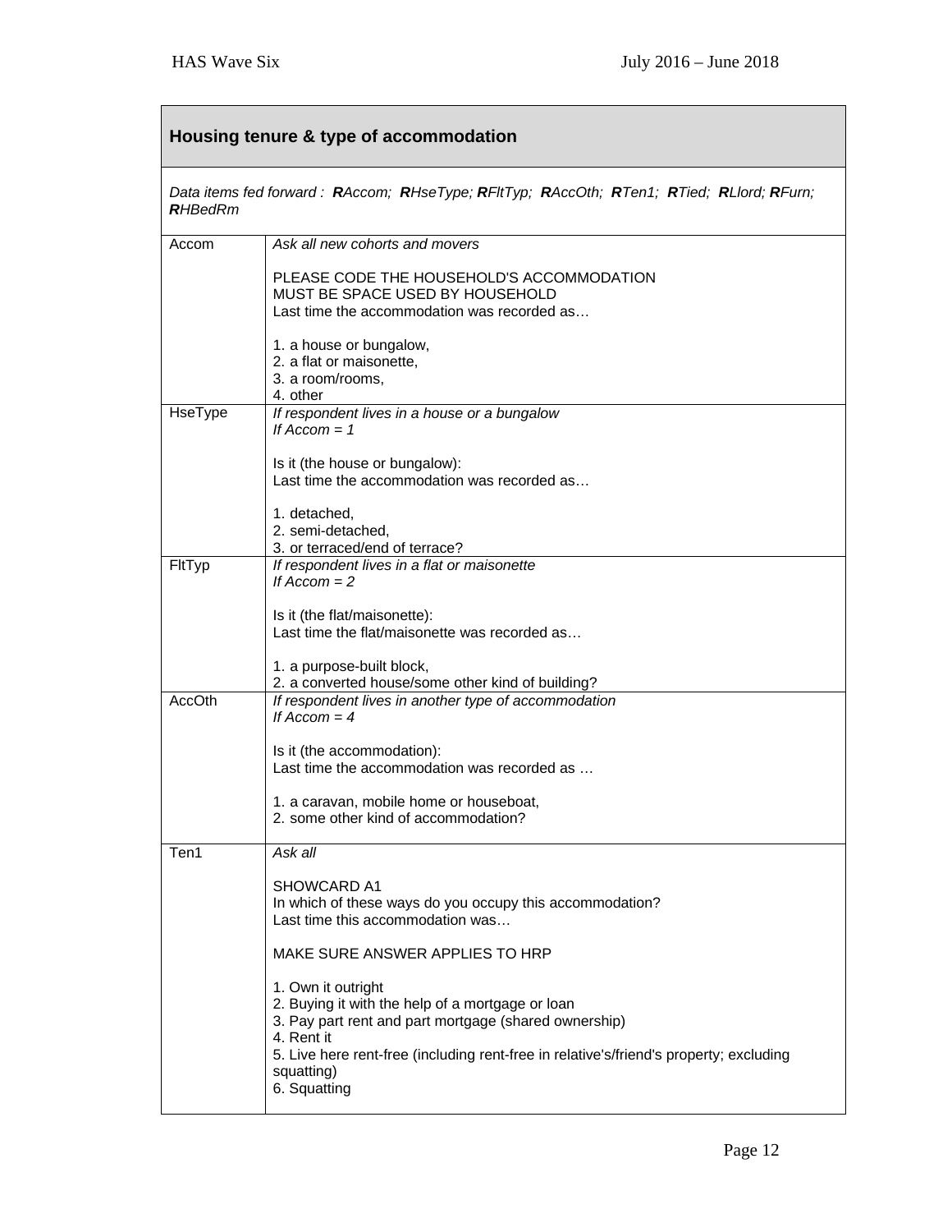## Housing tenure & type of accommodation

*Data items fed forward : **R**Accom; **R**HseType; **R**FltTyp; **R**AccOth; **R**Ten1; **R**Tied; **R**Llord; **R**Furn; **R**HBedRm*

| | |
|---|---|
| Accom | *Ask all new cohorts and movers*<br><br>PLEASE CODE THE HOUSEHOLD'S ACCOMMODATION<br>MUST BE SPACE USED BY HOUSEHOLD<br>Last time the accommodation was recorded as…<br><br>1. a house or bungalow,<br>2. a flat or maisonette,<br>3. a room/rooms,<br>4. other |
| HseType | *If respondent lives in a house or a bungalow*<br>*If Accom = 1*<br><br>Is it (the house or bungalow):<br>Last time the accommodation was recorded as…<br><br>1. detached,<br>2. semi-detached,<br>3. or terraced/end of terrace? |
| FltTyp | *If respondent lives in a flat or maisonette*<br>*If Accom = 2*<br><br>Is it (the flat/maisonette):<br>Last time the flat/maisonette was recorded as…<br><br>1. a purpose-built block,<br>2. a converted house/some other kind of building? |
| AccOth | *If respondent lives in another type of accommodation*<br>*If Accom = 4*<br><br>Is it (the accommodation):<br>Last time the accommodation was recorded as …<br><br>1. a caravan, mobile home or houseboat,<br>2. some other kind of accommodation? |
| Ten1 | *Ask all*<br><br>SHOWCARD A1<br>In which of these ways do you occupy this accommodation?<br>Last time this accommodation was…<br><br>MAKE SURE ANSWER APPLIES TO HRP<br><br>1. Own it outright<br>2. Buying it with the help of a mortgage or loan<br>3. Pay part rent and part mortgage (shared ownership)<br>4. Rent it<br>5. Live here rent-free (including rent-free in relative's/friend's property; excluding squatting)<br>6. Squatting |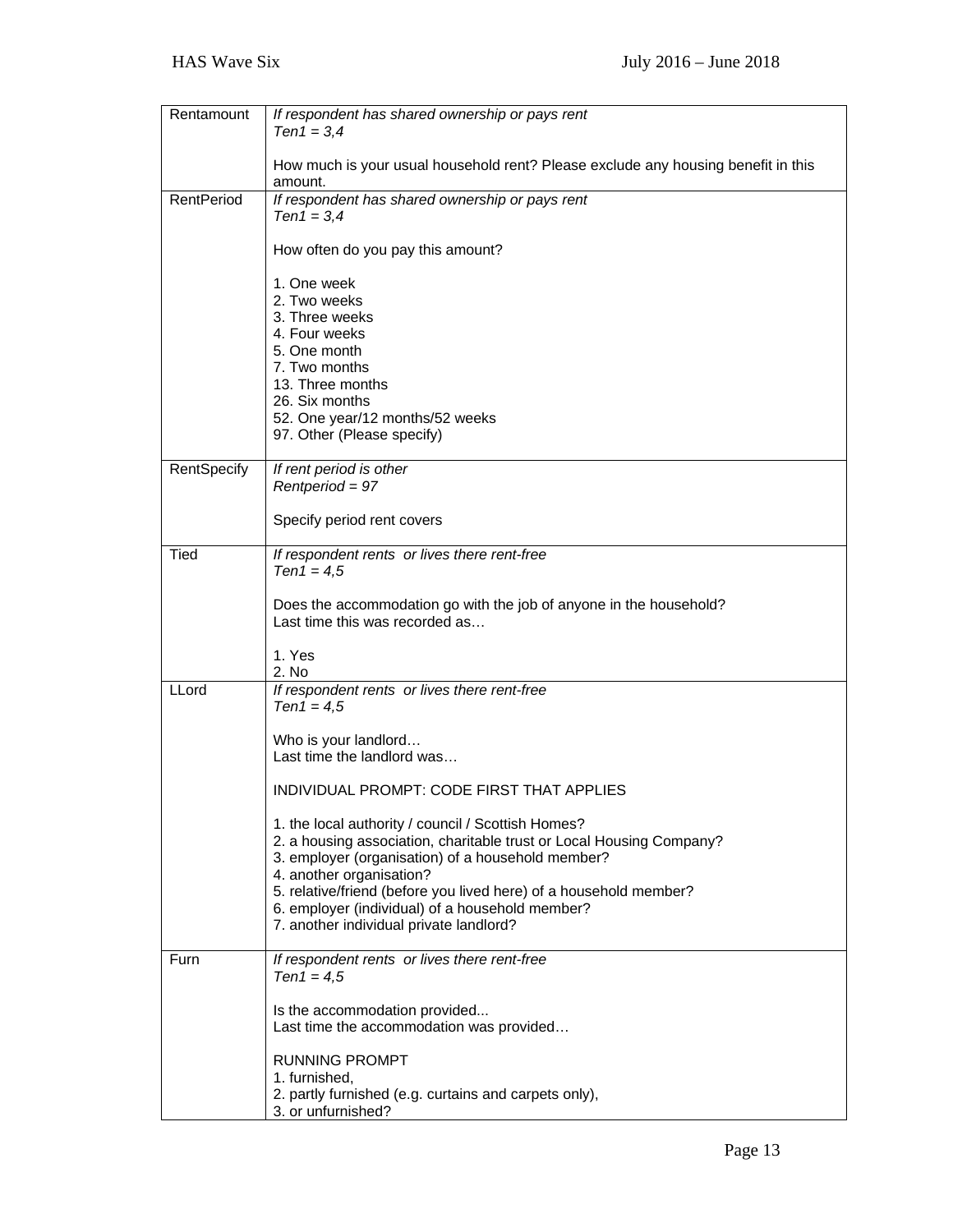| | |
|---|---|
| Rentamount | *If respondent has shared ownership or pays rent*<br>*Ten1 = 3,4*<br><br>How much is your usual household rent? Please exclude any housing benefit in this amount. |
| RentPeriod | *If respondent has shared ownership or pays rent*<br>*Ten1 = 3,4*<br><br>How often do you pay this amount?<br><br>1. One week<br>2. Two weeks<br>3. Three weeks<br>4. Four weeks<br>5. One month<br>7. Two months<br>13. Three months<br>26. Six months<br>52. One year/12 months/52 weeks<br>97. Other (Please specify) |
| RentSpecify | *If rent period is other*<br>*Rentperiod = 97*<br><br>Specify period rent covers |
| Tied | *If respondent rents or lives there rent-free*<br>*Ten1 = 4,5*<br><br>Does the accommodation go with the job of anyone in the household?<br>Last time this was recorded as…<br><br>1. Yes<br>2. No |
| LLord | *If respondent rents or lives there rent-free*<br>*Ten1 = 4,5*<br><br>Who is your landlord…<br>Last time the landlord was…<br><br>INDIVIDUAL PROMPT: CODE FIRST THAT APPLIES<br><br>1. the local authority / council / Scottish Homes?<br>2. a housing association, charitable trust or Local Housing Company?<br>3. employer (organisation) of a household member?<br>4. another organisation?<br>5. relative/friend (before you lived here) of a household member?<br>6. employer (individual) of a household member?<br>7. another individual private landlord? |
| Furn | *If respondent rents or lives there rent-free*<br>*Ten1 = 4,5*<br><br>Is the accommodation provided...<br>Last time the accommodation was provided…<br><br>RUNNING PROMPT<br>1. furnished,<br>2. partly furnished (e.g. curtains and carpets only),<br>3. or unfurnished? |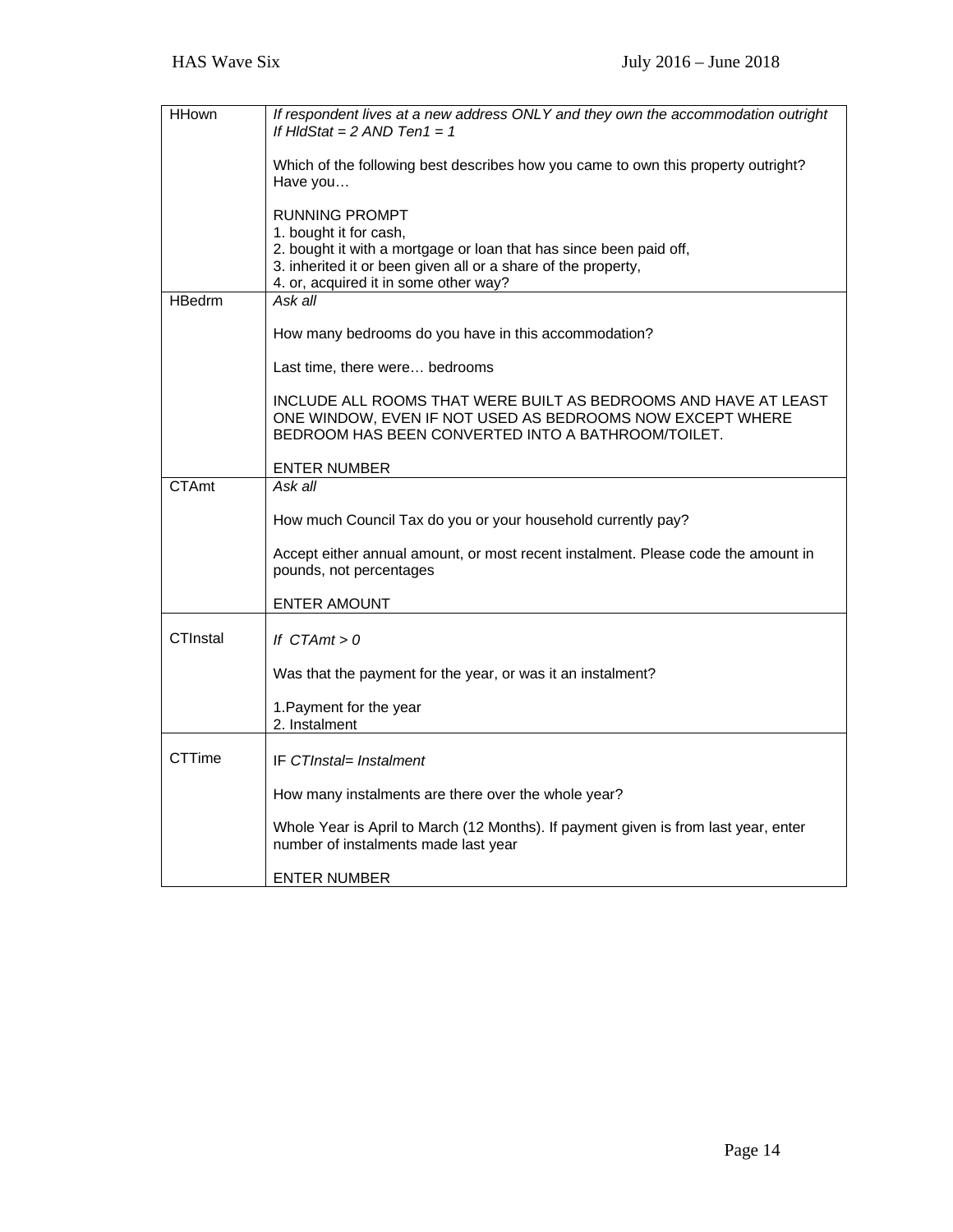| | |
|---|---|
| HHown | *If respondent lives at a new address ONLY and they own the accommodation outright*<br>*If HldStat = 2 AND Ten1 = 1*<br><br>Which of the following best describes how you came to own this property outright? Have you…<br><br>RUNNING PROMPT<br>1. bought it for cash,<br>2. bought it with a mortgage or loan that has since been paid off,<br>3. inherited it or been given all or a share of the property,<br>4. or, acquired it in some other way? |
| HBedrm | *Ask all*<br><br>How many bedrooms do you have in this accommodation?<br><br>Last time, there were… bedrooms<br><br>INCLUDE ALL ROOMS THAT WERE BUILT AS BEDROOMS AND HAVE AT LEAST ONE WINDOW, EVEN IF NOT USED AS BEDROOMS NOW EXCEPT WHERE BEDROOM HAS BEEN CONVERTED INTO A BATHROOM/TOILET.<br><br>ENTER NUMBER |
| CTAmt | *Ask all*<br><br>How much Council Tax do you or your household currently pay?<br><br>Accept either annual amount, or most recent instalment. Please code the amount in pounds, not percentages<br><br>ENTER AMOUNT |
| CTInstal | *If CTAmt > 0*<br><br>Was that the payment for the year, or was it an instalment?<br><br>1.Payment for the year<br>2. Instalment |
| CTTime | IF *CTInstal= Instalment*<br><br>How many instalments are there over the whole year?<br><br>Whole Year is April to March (12 Months). If payment given is from last year, enter number of instalments made last year<br><br>ENTER NUMBER |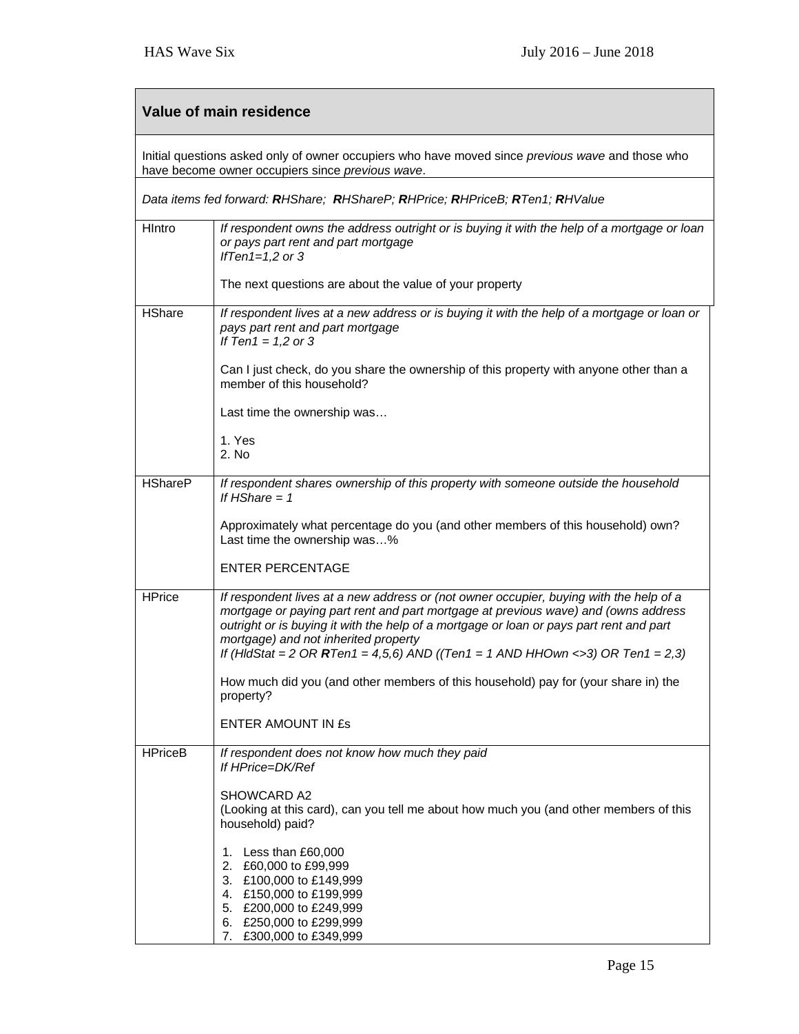## Value of main residence

Initial questions asked only of owner occupiers who have moved since *previous wave* and those who have become owner occupiers since *previous wave*.

*Data items fed forward: **R**HShare; **R**HShareP; **R**HPrice; **R**HPriceB; **R**Ten1; **R**HValue*

| Variable | Question |
|---|---|
| HIntro | *If respondent owns the address outright or is buying it with the help of a mortgage or loan or pays part rent and part mortgage*<br>*IfTen1=1,2 or 3*<br><br>The next questions are about the value of your property |
| HShare | *If respondent lives at a new address or is buying it with the help of a mortgage or loan or pays part rent and part mortgage*<br>*If Ten1 = 1,2 or 3*<br><br>Can I just check, do you share the ownership of this property with anyone other than a member of this household?<br><br>Last time the ownership was…<br><br>1. Yes<br>2. No |
| HShareP | *If respondent shares ownership of this property with someone outside the household*<br>*If HShare = 1*<br><br>Approximately what percentage do you (and other members of this household) own?<br>Last time the ownership was…%<br><br>ENTER PERCENTAGE |
| HPrice | *If respondent lives at a new address or (not owner occupier, buying with the help of a mortgage or paying part rent and part mortgage at previous wave) and (owns address outright or is buying it with the help of a mortgage or loan or pays part rent and part mortgage) and not inherited property*<br>*If (HldStat = 2 OR **R**Ten1 = 4,5,6) AND ((Ten1 = 1 AND HHOwn <>3) OR Ten1 = 2,3)*<br><br>How much did you (and other members of this household) pay for (your share in) the property?<br><br>ENTER AMOUNT IN £s |
| HPriceB | *If respondent does not know how much they paid*<br>*If HPrice=DK/Ref*<br><br>SHOWCARD A2<br>(Looking at this card), can you tell me about how much you (and other members of this household) paid?<br><br>1. Less than £60,000<br>2. £60,000 to £99,999<br>3. £100,000 to £149,999<br>4. £150,000 to £199,999<br>5. £200,000 to £249,999<br>6. £250,000 to £299,999<br>7. £300,000 to £349,999 |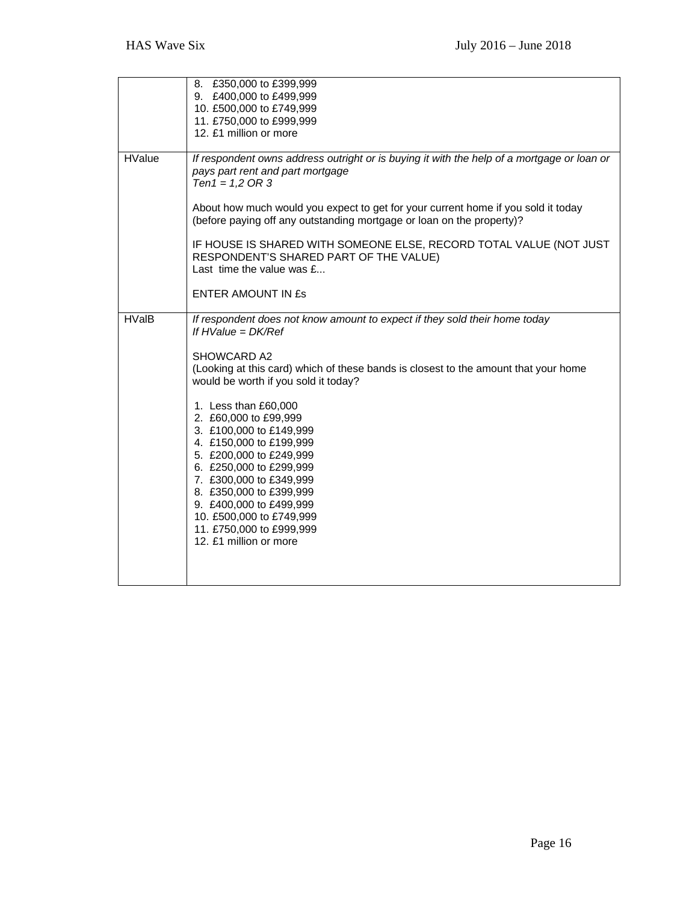| | |
|---|---|
| | 8. £350,000 to £399,999<br>9. £400,000 to £499,999<br>10. £500,000 to £749,999<br>11. £750,000 to £999,999<br>12. £1 million or more |
| HValue | *If respondent owns address outright or is buying it with the help of a mortgage or loan or pays part rent and part mortgage*<br>*Ten1 = 1,2 OR 3*<br><br>About how much would you expect to get for your current home if you sold it today (before paying off any outstanding mortgage or loan on the property)?<br><br>IF HOUSE IS SHARED WITH SOMEONE ELSE, RECORD TOTAL VALUE (NOT JUST RESPONDENT'S SHARED PART OF THE VALUE)<br>Last time the value was £...<br><br>ENTER AMOUNT IN £s |
| HValB | *If respondent does not know amount to expect if they sold their home today*<br>*If HValue = DK/Ref*<br><br>SHOWCARD A2<br>(Looking at this card) which of these bands is closest to the amount that your home would be worth if you sold it today?<br><br>1. Less than £60,000<br>2. £60,000 to £99,999<br>3. £100,000 to £149,999<br>4. £150,000 to £199,999<br>5. £200,000 to £249,999<br>6. £250,000 to £299,999<br>7. £300,000 to £349,999<br>8. £350,000 to £399,999<br>9. £400,000 to £499,999<br>10. £500,000 to £749,999<br>11. £750,000 to £999,999<br>12. £1 million or more |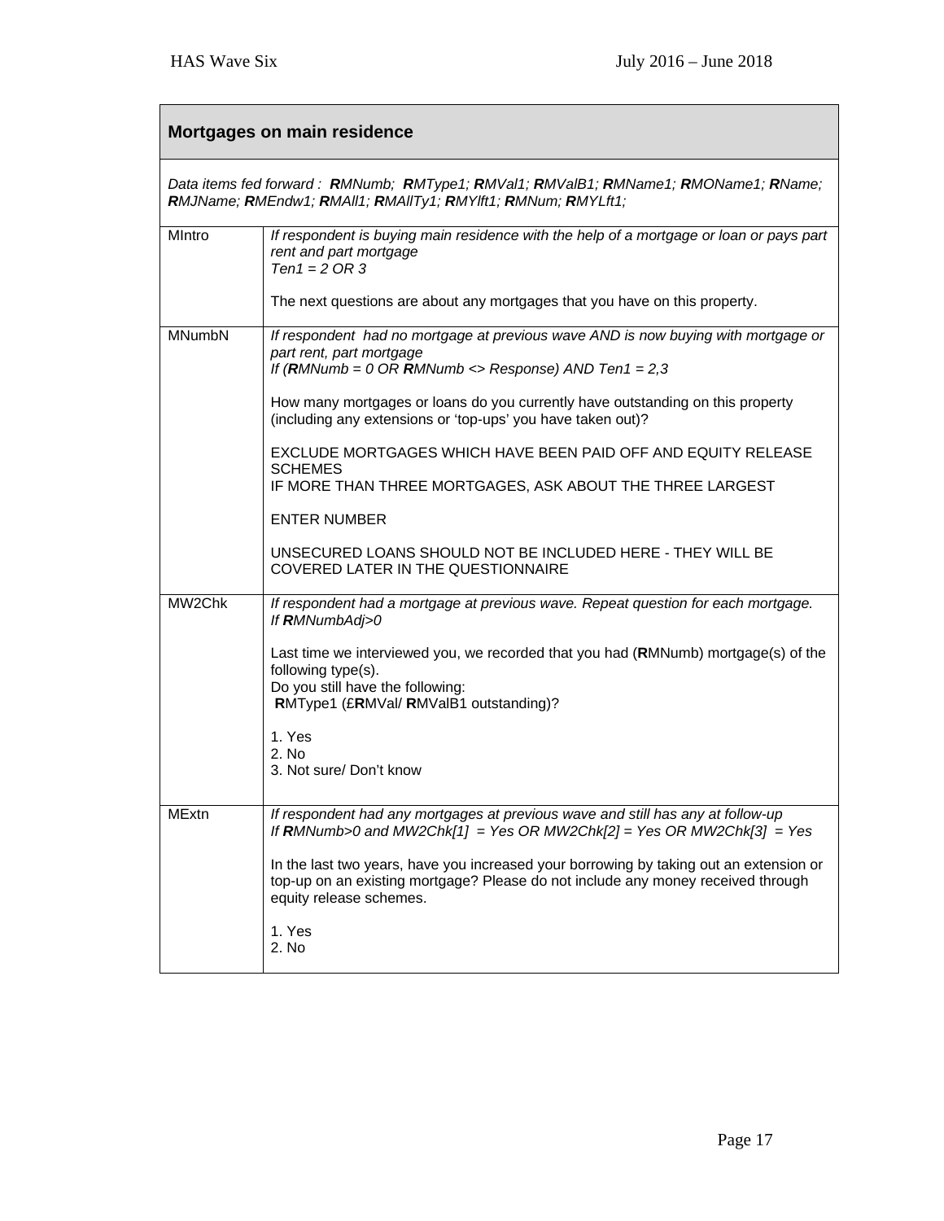## Mortgages on main residence

*Data items fed forward : **R**MNumb; **R**MType1; **R**MVal1; **R**MValB1; **R**MName1; **R**MOName1; **R**Name; **R**MJName; **R**MEndw1; **R**MAll1; **R**MAllTy1; **R**MYlft1; **R**MNum; **R**MYLft1;*

| | |
|---|---|
| MIntro | *If respondent is buying main residence with the help of a mortgage or loan or pays part rent and part mortgage*<br>*Ten1 = 2 OR 3*<br><br>The next questions are about any mortgages that you have on this property. |
| MNumbN | *If respondent had no mortgage at previous wave AND is now buying with mortgage or part rent, part mortgage*<br>*If (**R**MNumb = 0 OR **R**MNumb <> Response) AND Ten1 = 2,3*<br><br>How many mortgages or loans do you currently have outstanding on this property (including any extensions or 'top-ups' you have taken out)?<br><br>EXCLUDE MORTGAGES WHICH HAVE BEEN PAID OFF AND EQUITY RELEASE SCHEMES<br>IF MORE THAN THREE MORTGAGES, ASK ABOUT THE THREE LARGEST<br><br>ENTER NUMBER<br><br>UNSECURED LOANS SHOULD NOT BE INCLUDED HERE - THEY WILL BE COVERED LATER IN THE QUESTIONNAIRE |
| MW2Chk | *If respondent had a mortgage at previous wave. Repeat question for each mortgage.*<br>*If **R**MNumbAdj>0*<br><br>Last time we interviewed you, we recorded that you had (**R**MNumb) mortgage(s) of the following type(s).<br>Do you still have the following:<br>**R**MType1 (£**R**MVal/ **R**MValB1 outstanding)?<br><br>1. Yes<br>2. No<br>3. Not sure/ Don't know |
| MExtn | *If respondent had any mortgages at previous wave and still has any at follow-up*<br>*If **R**MNumb>0 and MW2Chk[1] = Yes OR MW2Chk[2] = Yes OR MW2Chk[3] = Yes*<br><br>In the last two years, have you increased your borrowing by taking out an extension or top-up on an existing mortgage? Please do not include any money received through equity release schemes.<br><br>1. Yes<br>2. No |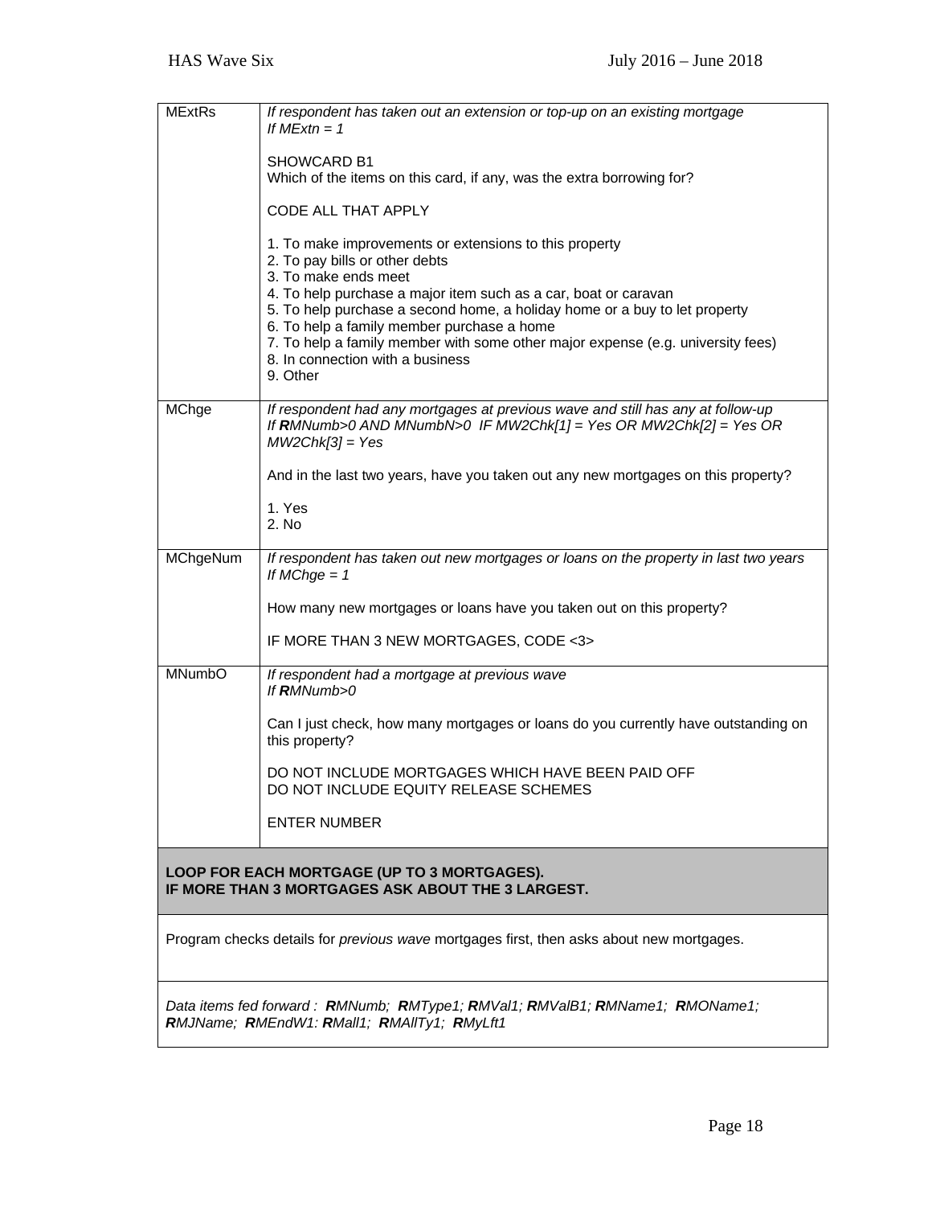| | |
|---|---|
| MExtRs | *If respondent has taken out an extension or top-up on an existing mortgage*<br>*If MExtn = 1*<br><br>SHOWCARD B1<br>Which of the items on this card, if any, was the extra borrowing for?<br><br>CODE ALL THAT APPLY<br><br>1. To make improvements or extensions to this property<br>2. To pay bills or other debts<br>3. To make ends meet<br>4. To help purchase a major item such as a car, boat or caravan<br>5. To help purchase a second home, a holiday home or a buy to let property<br>6. To help a family member purchase a home<br>7. To help a family member with some other major expense (e.g. university fees)<br>8. In connection with a business<br>9. Other |
| MChge | *If respondent had any mortgages at previous wave and still has any at follow-up*<br>*If **R**MNumb>0 AND MNumbN>0 IF MW2Chk[1] = Yes OR MW2Chk[2] = Yes OR MW2Chk[3] = Yes*<br><br>And in the last two years, have you taken out any new mortgages on this property?<br><br>1. Yes<br>2. No |
| MChgeNum | *If respondent has taken out new mortgages or loans on the property in last two years*<br>*If MChge = 1*<br><br>How many new mortgages or loans have you taken out on this property?<br><br>IF MORE THAN 3 NEW MORTGAGES, CODE <3> |
| MNumbO | *If respondent had a mortgage at previous wave*<br>*If **R**MNumb>0*<br><br>Can I just check, how many mortgages or loans do you currently have outstanding on this property?<br><br>DO NOT INCLUDE MORTGAGES WHICH HAVE BEEN PAID OFF<br>DO NOT INCLUDE EQUITY RELEASE SCHEMES<br><br>ENTER NUMBER |

**LOOP FOR EACH MORTGAGE (UP TO 3 MORTGAGES).**
**IF MORE THAN 3 MORTGAGES ASK ABOUT THE 3 LARGEST.**

Program checks details for *previous wave* mortgages first, then asks about new mortgages.

*Data items fed forward : **R**MNumb; **R**MType1; **R**MVal1; **R**MValB1; **R**MName1; **R**MOName1; **R**MJName; **R**MEndW1: **R**Mall1; **R**MAllTy1; **R**MyLft1*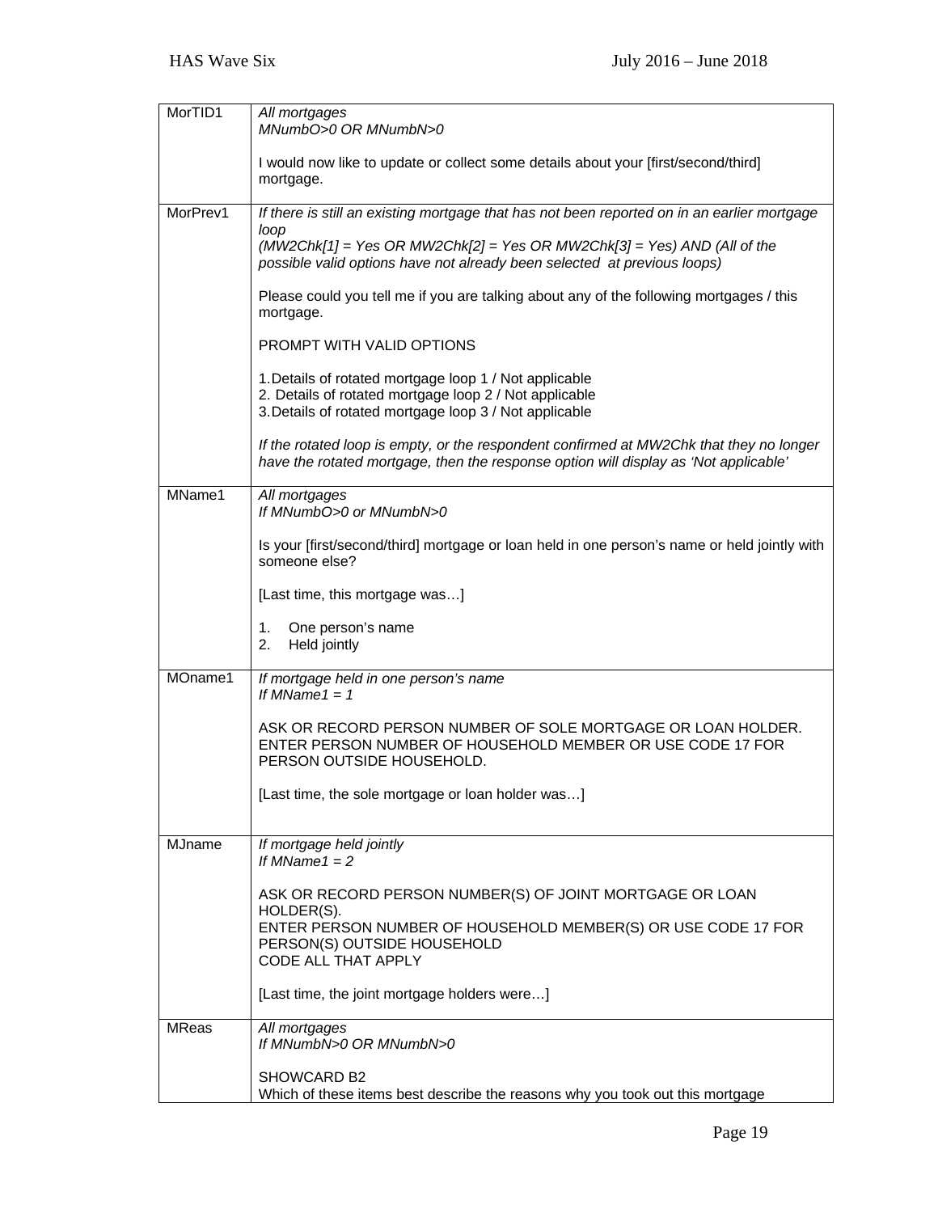| | |
|---|---|
| MorTID1 | *All mortgages*<br>*MNumbO>0 OR MNumbN>0*<br><br>I would now like to update or collect some details about your [first/second/third] mortgage. |
| MorPrev1 | *If there is still an existing mortgage that has not been reported on in an earlier mortgage loop*<br>*(MW2Chk[1] = Yes OR MW2Chk[2] = Yes OR MW2Chk[3] = Yes) AND (All of the possible valid options have not already been selected at previous loops)*<br><br>Please could you tell me if you are talking about any of the following mortgages / this mortgage.<br><br>PROMPT WITH VALID OPTIONS<br><br>1. Details of rotated mortgage loop 1 / Not applicable<br>2. Details of rotated mortgage loop 2 / Not applicable<br>3. Details of rotated mortgage loop 3 / Not applicable<br><br>*If the rotated loop is empty, or the respondent confirmed at MW2Chk that they no longer have the rotated mortgage, then the response option will display as 'Not applicable'* |
| MName1 | *All mortgages*<br>*If MNumbO>0 or MNumbN>0*<br><br>Is your [first/second/third] mortgage or loan held in one person's name or held jointly with someone else?<br><br>[Last time, this mortgage was…]<br><br>1. One person's name<br>2. Held jointly |
| MOname1 | *If mortgage held in one person's name*<br>*If MName1 = 1*<br><br>ASK OR RECORD PERSON NUMBER OF SOLE MORTGAGE OR LOAN HOLDER. ENTER PERSON NUMBER OF HOUSEHOLD MEMBER OR USE CODE 17 FOR PERSON OUTSIDE HOUSEHOLD.<br><br>[Last time, the sole mortgage or loan holder was…] |
| MJname | *If mortgage held jointly*<br>*If MName1 = 2*<br><br>ASK OR RECORD PERSON NUMBER(S) OF JOINT MORTGAGE OR LOAN HOLDER(S).<br>ENTER PERSON NUMBER OF HOUSEHOLD MEMBER(S) OR USE CODE 17 FOR PERSON(S) OUTSIDE HOUSEHOLD<br>CODE ALL THAT APPLY<br><br>[Last time, the joint mortgage holders were…] |
| MReas | *All mortgages*<br>*If MNumbN>0 OR MNumbN>0*<br><br>SHOWCARD B2<br>Which of these items best describe the reasons why you took out this mortgage |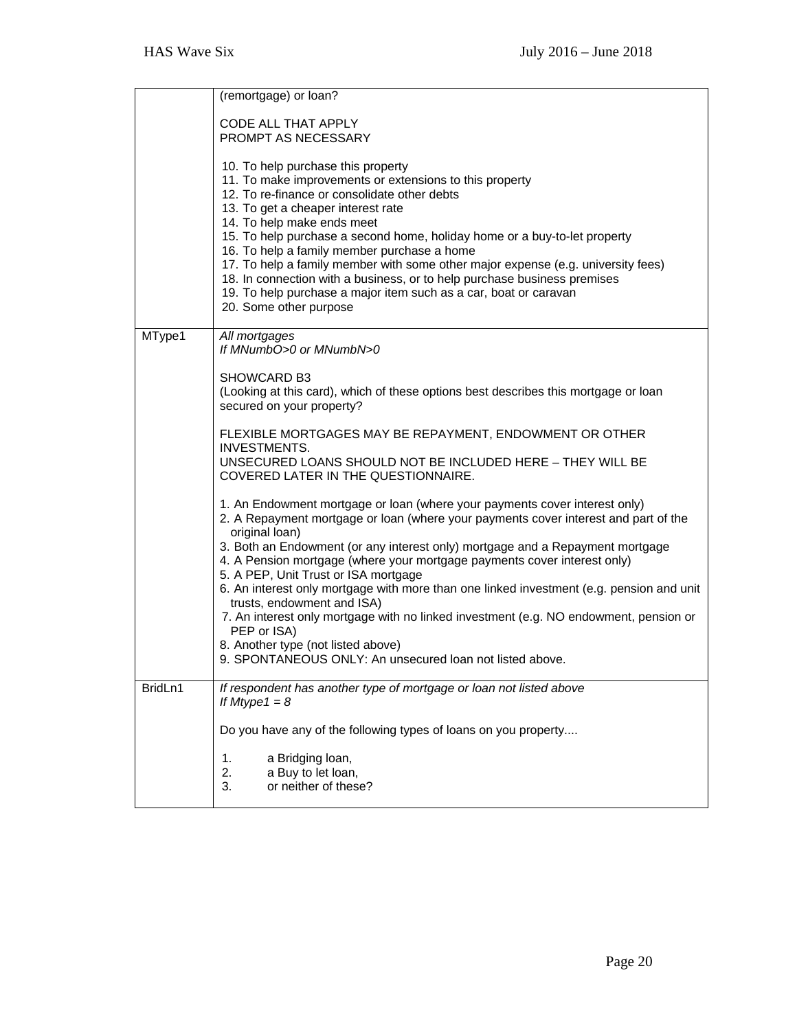| | |
|---|---|
| | (remortgage) or loan?<br><br>CODE ALL THAT APPLY<br>PROMPT AS NECESSARY<br><br>10. To help purchase this property<br>11. To make improvements or extensions to this property<br>12. To re-finance or consolidate other debts<br>13. To get a cheaper interest rate<br>14. To help make ends meet<br>15. To help purchase a second home, holiday home or a buy-to-let property<br>16. To help a family member purchase a home<br>17. To help a family member with some other major expense (e.g. university fees)<br>18. In connection with a business, or to help purchase business premises<br>19. To help purchase a major item such as a car, boat or caravan<br>20. Some other purpose |
| MType1 | *All mortgages*<br>*If MNumbO>0 or MNumbN>0*<br><br>SHOWCARD B3<br>(Looking at this card), which of these options best describes this mortgage or loan secured on your property?<br><br>FLEXIBLE MORTGAGES MAY BE REPAYMENT, ENDOWMENT OR OTHER INVESTMENTS.<br>UNSECURED LOANS SHOULD NOT BE INCLUDED HERE – THEY WILL BE COVERED LATER IN THE QUESTIONNAIRE.<br><br>1. An Endowment mortgage or loan (where your payments cover interest only)<br>2. A Repayment mortgage or loan (where your payments cover interest and part of the original loan)<br>3. Both an Endowment (or any interest only) mortgage and a Repayment mortgage<br>4. A Pension mortgage (where your mortgage payments cover interest only)<br>5. A PEP, Unit Trust or ISA mortgage<br>6. An interest only mortgage with more than one linked investment (e.g. pension and unit trusts, endowment and ISA)<br>7. An interest only mortgage with no linked investment (e.g. NO endowment, pension or PEP or ISA)<br>8. Another type (not listed above)<br>9. SPONTANEOUS ONLY: An unsecured loan not listed above. |
| BridLn1 | *If respondent has another type of mortgage or loan not listed above*<br>*If Mtype1 = 8*<br><br>Do you have any of the following types of loans on you property....<br><br>1. a Bridging loan,<br>2. a Buy to let loan,<br>3. or neither of these? |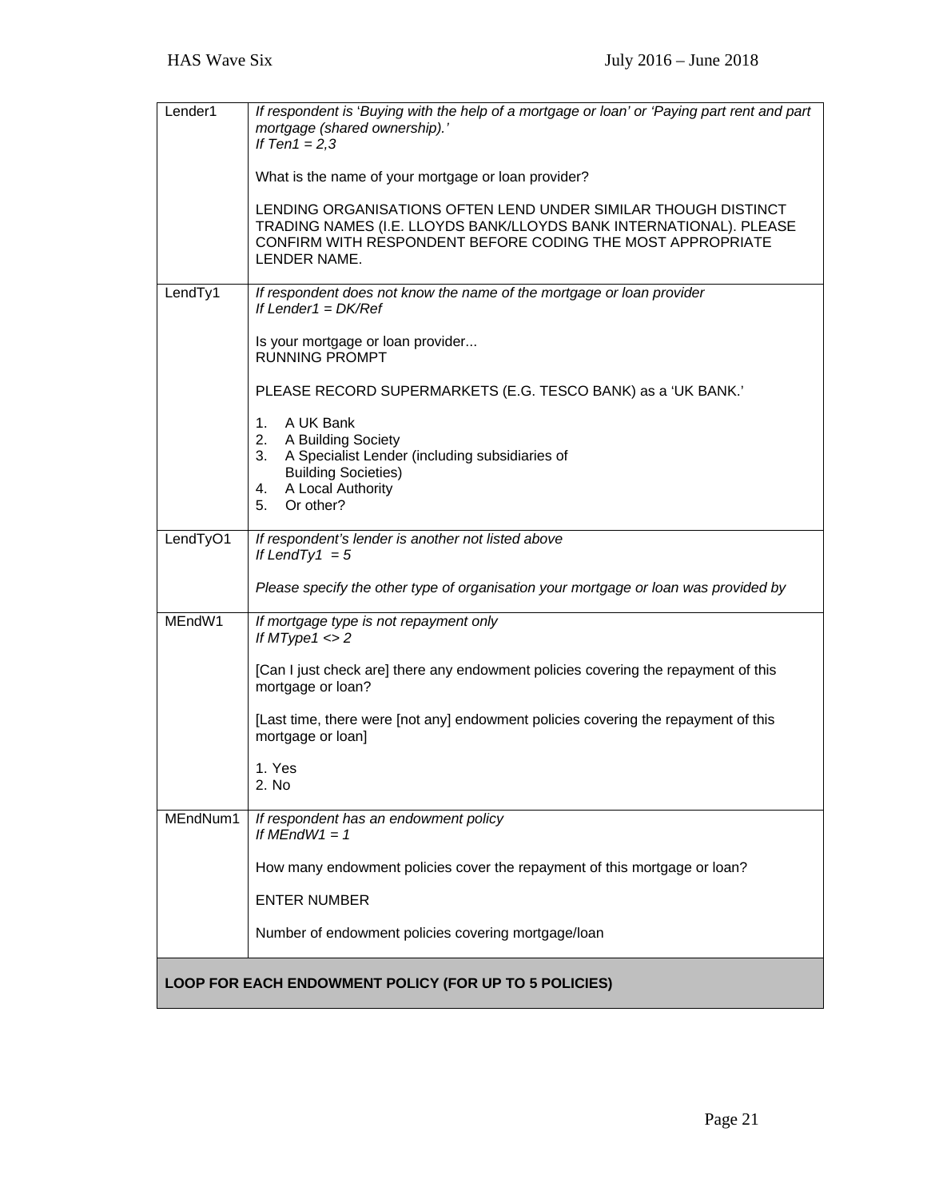| | |
|---|---|
| Lender1 | *If respondent is 'Buying with the help of a mortgage or loan' or 'Paying part rent and part mortgage (shared ownership).'*<br>*If Ten1 = 2,3*<br><br>What is the name of your mortgage or loan provider?<br><br>LENDING ORGANISATIONS OFTEN LEND UNDER SIMILAR THOUGH DISTINCT TRADING NAMES (I.E. LLOYDS BANK/LLOYDS BANK INTERNATIONAL). PLEASE CONFIRM WITH RESPONDENT BEFORE CODING THE MOST APPROPRIATE LENDER NAME. |
| LendTy1 | *If respondent does not know the name of the mortgage or loan provider*<br>*If Lender1 = DK/Ref*<br><br>Is your mortgage or loan provider...<br>RUNNING PROMPT<br><br>PLEASE RECORD SUPERMARKETS (E.G. TESCO BANK) as a 'UK BANK.'<br><br>1. A UK Bank<br>2. A Building Society<br>3. A Specialist Lender (including subsidiaries of Building Societies)<br>4. A Local Authority<br>5. Or other? |
| LendTyO1 | *If respondent's lender is another not listed above*<br>*If LendTy1 = 5*<br><br>*Please specify the other type of organisation your mortgage or loan was provided by* |
| MEndW1 | *If mortgage type is not repayment only*<br>*If MType1 <> 2*<br><br>[Can I just check are] there any endowment policies covering the repayment of this mortgage or loan?<br><br>[Last time, there were [not any] endowment policies covering the repayment of this mortgage or loan]<br><br>1. Yes<br>2. No |
| MEndNum1 | *If respondent has an endowment policy*<br>*If MEndW1 = 1*<br><br>How many endowment policies cover the repayment of this mortgage or loan?<br><br>ENTER NUMBER<br><br>Number of endowment policies covering mortgage/loan |
| **LOOP FOR EACH ENDOWMENT POLICY (FOR UP TO 5 POLICIES)** | |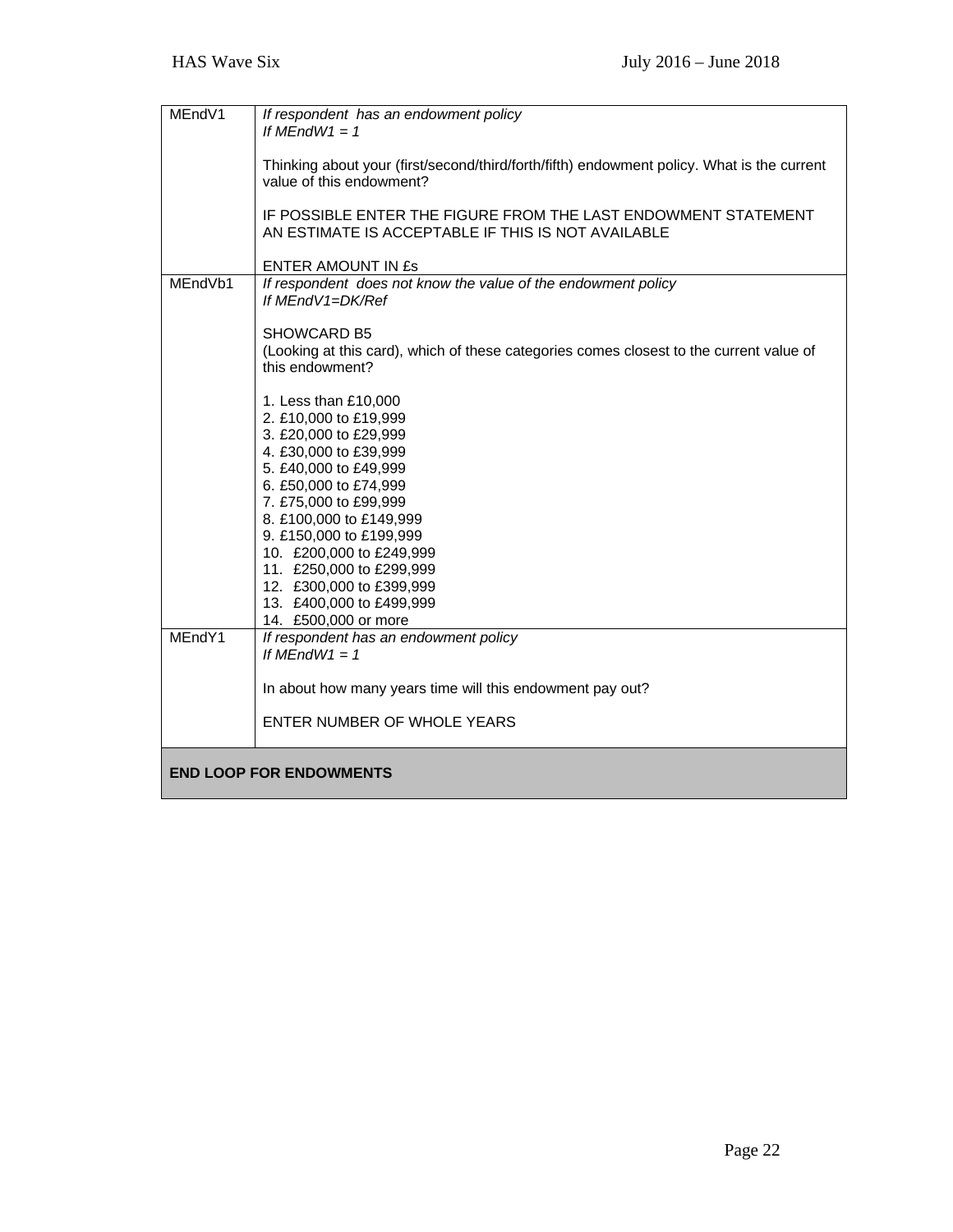| | |
|---|---|
| MEndV1 | *If respondent has an endowment policy*<br>*If MEndW1 = 1*<br><br>Thinking about your (first/second/third/forth/fifth) endowment policy. What is the current value of this endowment?<br><br>IF POSSIBLE ENTER THE FIGURE FROM THE LAST ENDOWMENT STATEMENT<br>AN ESTIMATE IS ACCEPTABLE IF THIS IS NOT AVAILABLE<br><br>ENTER AMOUNT IN £s |
| MEndVb1 | *If respondent does not know the value of the endowment policy*<br>*If MEndV1=DK/Ref*<br><br>SHOWCARD B5<br>(Looking at this card), which of these categories comes closest to the current value of this endowment?<br><br>1. Less than £10,000<br>2. £10,000 to £19,999<br>3. £20,000 to £29,999<br>4. £30,000 to £39,999<br>5. £40,000 to £49,999<br>6. £50,000 to £74,999<br>7. £75,000 to £99,999<br>8. £100,000 to £149,999<br>9. £150,000 to £199,999<br>10. £200,000 to £249,999<br>11. £250,000 to £299,999<br>12. £300,000 to £399,999<br>13. £400,000 to £499,999<br>14. £500,000 or more |
| MEndY1 | *If respondent has an endowment policy*<br>*If MEndW1 = 1*<br><br>In about how many years time will this endowment pay out?<br><br>ENTER NUMBER OF WHOLE YEARS |
| **END LOOP FOR ENDOWMENTS** | |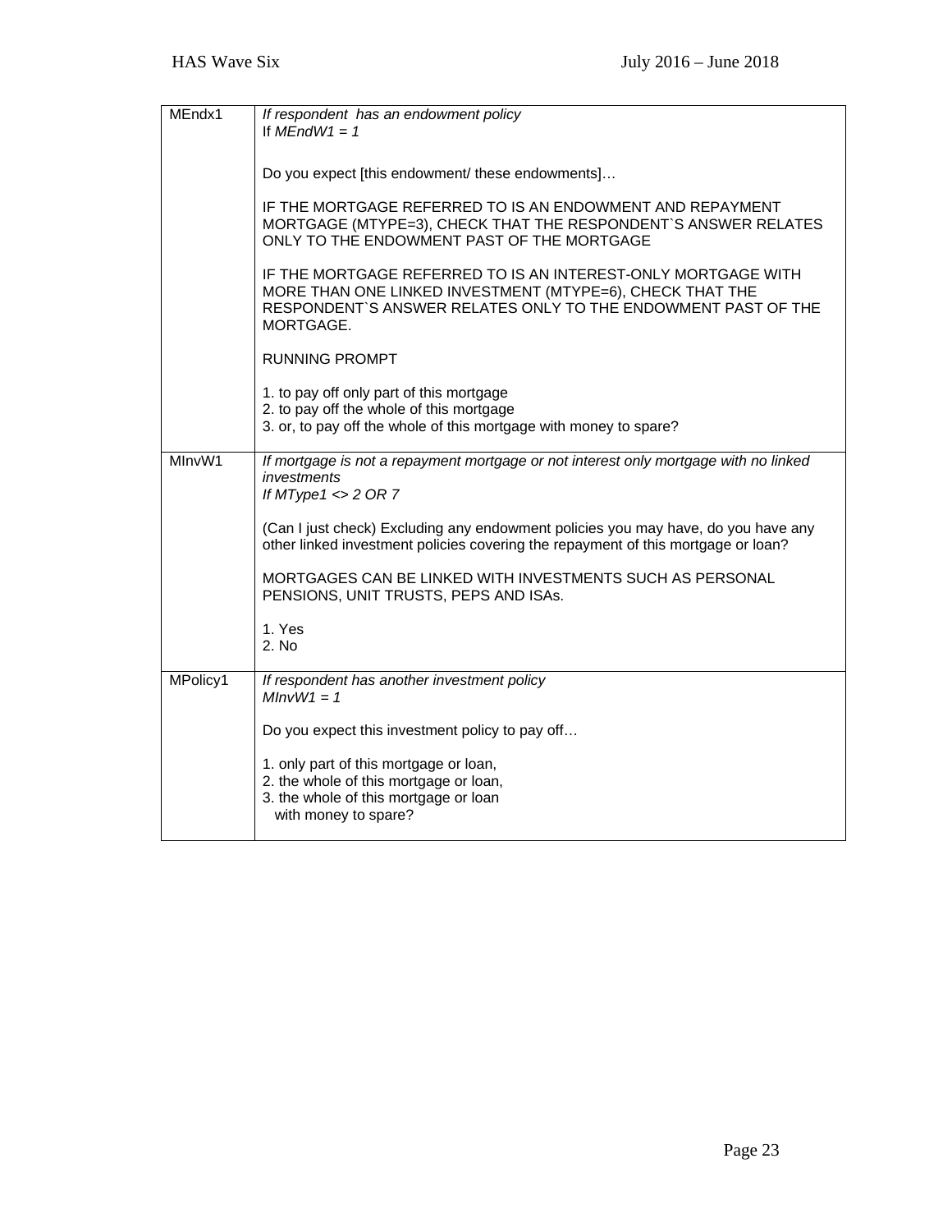| | |
|---|---|
| MEndx1 | *If respondent has an endowment policy*<br>If *MEndW1 = 1*<br><br>Do you expect [this endowment/ these endowments]…<br><br>IF THE MORTGAGE REFERRED TO IS AN ENDOWMENT AND REPAYMENT MORTGAGE (MTYPE=3), CHECK THAT THE RESPONDENT`S ANSWER RELATES ONLY TO THE ENDOWMENT PAST OF THE MORTGAGE<br><br>IF THE MORTGAGE REFERRED TO IS AN INTEREST-ONLY MORTGAGE WITH MORE THAN ONE LINKED INVESTMENT (MTYPE=6), CHECK THAT THE RESPONDENT`S ANSWER RELATES ONLY TO THE ENDOWMENT PAST OF THE MORTGAGE.<br><br>RUNNING PROMPT<br><br>1. to pay off only part of this mortgage<br>2. to pay off the whole of this mortgage<br>3. or, to pay off the whole of this mortgage with money to spare? |
| MInvW1 | *If mortgage is not a repayment mortgage or not interest only mortgage with no linked investments*<br>*If MType1 <> 2 OR 7*<br><br>(Can I just check) Excluding any endowment policies you may have, do you have any other linked investment policies covering the repayment of this mortgage or loan?<br><br>MORTGAGES CAN BE LINKED WITH INVESTMENTS SUCH AS PERSONAL PENSIONS, UNIT TRUSTS, PEPS AND ISAs.<br><br>1. Yes<br>2. No |
| MPolicy1 | *If respondent has another investment policy*<br>*MInvW1 = 1*<br><br>Do you expect this investment policy to pay off…<br><br>1. only part of this mortgage or loan,<br>2. the whole of this mortgage or loan,<br>3. the whole of this mortgage or loan with money to spare? |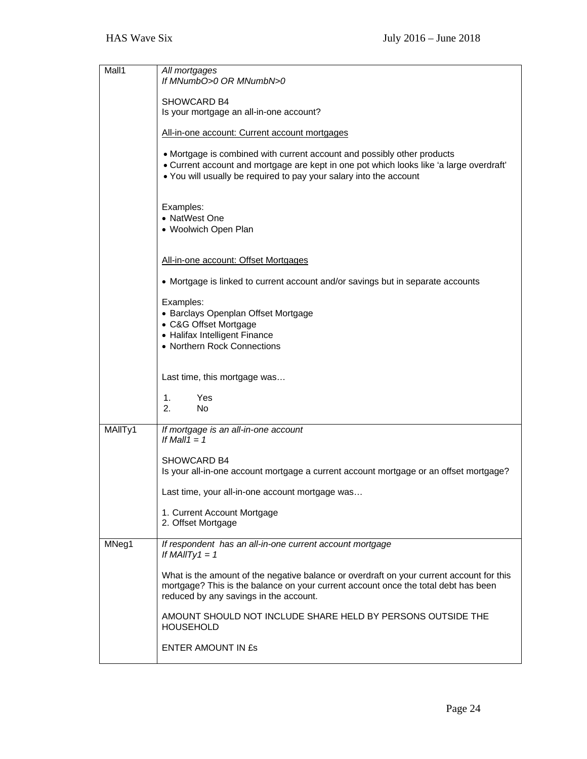| | |
|---|---|
| Mall1 | *All mortgages*<br>*If MNumbO>0 OR MNumbN>0*<br><br>SHOWCARD B4<br>Is your mortgage an all-in-one account?<br><br><u>All-in-one account: Current account mortgages</u><br><br>• Mortgage is combined with current account and possibly other products<br>• Current account and mortgage are kept in one pot which looks like 'a large overdraft'<br>• You will usually be required to pay your salary into the account<br><br>Examples:<br>• NatWest One<br>• Woolwich Open Plan<br><br><u>All-in-one account: Offset Mortgages</u><br><br>• Mortgage is linked to current account and/or savings but in separate accounts<br><br>Examples:<br>• Barclays Openplan Offset Mortgage<br>• C&G Offset Mortgage<br>• Halifax Intelligent Finance<br>• Northern Rock Connections<br><br>Last time, this mortgage was…<br><br>1. Yes<br>2. No |
| MAllTy1 | *If mortgage is an all-in-one account*<br>*If Mall1 = 1*<br><br>SHOWCARD B4<br>Is your all-in-one account mortgage a current account mortgage or an offset mortgage?<br><br>Last time, your all-in-one account mortgage was…<br><br>1. Current Account Mortgage<br>2. Offset Mortgage |
| MNeg1 | *If respondent has an all-in-one current account mortgage*<br>*If MAllTy1 = 1*<br><br>What is the amount of the negative balance or overdraft on your current account for this mortgage? This is the balance on your current account once the total debt has been reduced by any savings in the account.<br><br>AMOUNT SHOULD NOT INCLUDE SHARE HELD BY PERSONS OUTSIDE THE HOUSEHOLD<br><br>ENTER AMOUNT IN £s |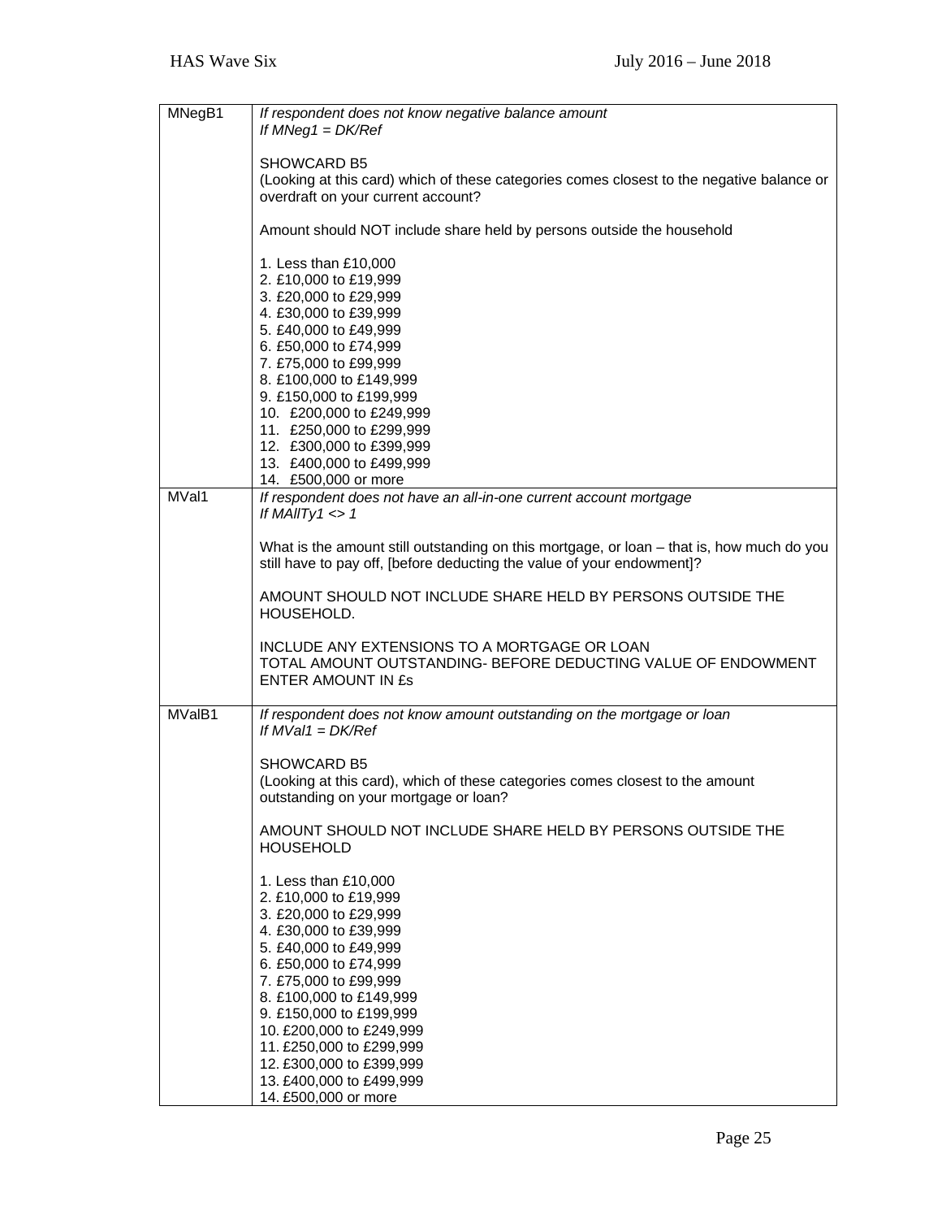| | |
|---|---|
| MNegB1 | *If respondent does not know negative balance amount*<br>*If MNeg1 = DK/Ref*<br><br>SHOWCARD B5<br>(Looking at this card) which of these categories comes closest to the negative balance or overdraft on your current account?<br><br>Amount should NOT include share held by persons outside the household<br><br>1. Less than £10,000<br>2. £10,000 to £19,999<br>3. £20,000 to £29,999<br>4. £30,000 to £39,999<br>5. £40,000 to £49,999<br>6. £50,000 to £74,999<br>7. £75,000 to £99,999<br>8. £100,000 to £149,999<br>9. £150,000 to £199,999<br>10. £200,000 to £249,999<br>11. £250,000 to £299,999<br>12. £300,000 to £399,999<br>13. £400,000 to £499,999<br>14. £500,000 or more |
| MVal1 | *If respondent does not have an all-in-one current account mortgage*<br>*If MAllTy1 <> 1*<br><br>What is the amount still outstanding on this mortgage, or loan – that is, how much do you still have to pay off, [before deducting the value of your endowment]?<br><br>AMOUNT SHOULD NOT INCLUDE SHARE HELD BY PERSONS OUTSIDE THE HOUSEHOLD.<br><br>INCLUDE ANY EXTENSIONS TO A MORTGAGE OR LOAN<br>TOTAL AMOUNT OUTSTANDING- BEFORE DEDUCTING VALUE OF ENDOWMENT<br>ENTER AMOUNT IN £s |
| MValB1 | *If respondent does not know amount outstanding on the mortgage or loan*<br>*If MVal1 = DK/Ref*<br><br>SHOWCARD B5<br>(Looking at this card), which of these categories comes closest to the amount outstanding on your mortgage or loan?<br><br>AMOUNT SHOULD NOT INCLUDE SHARE HELD BY PERSONS OUTSIDE THE HOUSEHOLD<br><br>1. Less than £10,000<br>2. £10,000 to £19,999<br>3. £20,000 to £29,999<br>4. £30,000 to £39,999<br>5. £40,000 to £49,999<br>6. £50,000 to £74,999<br>7. £75,000 to £99,999<br>8. £100,000 to £149,999<br>9. £150,000 to £199,999<br>10. £200,000 to £249,999<br>11. £250,000 to £299,999<br>12. £300,000 to £399,999<br>13. £400,000 to £499,999<br>14. £500,000 or more |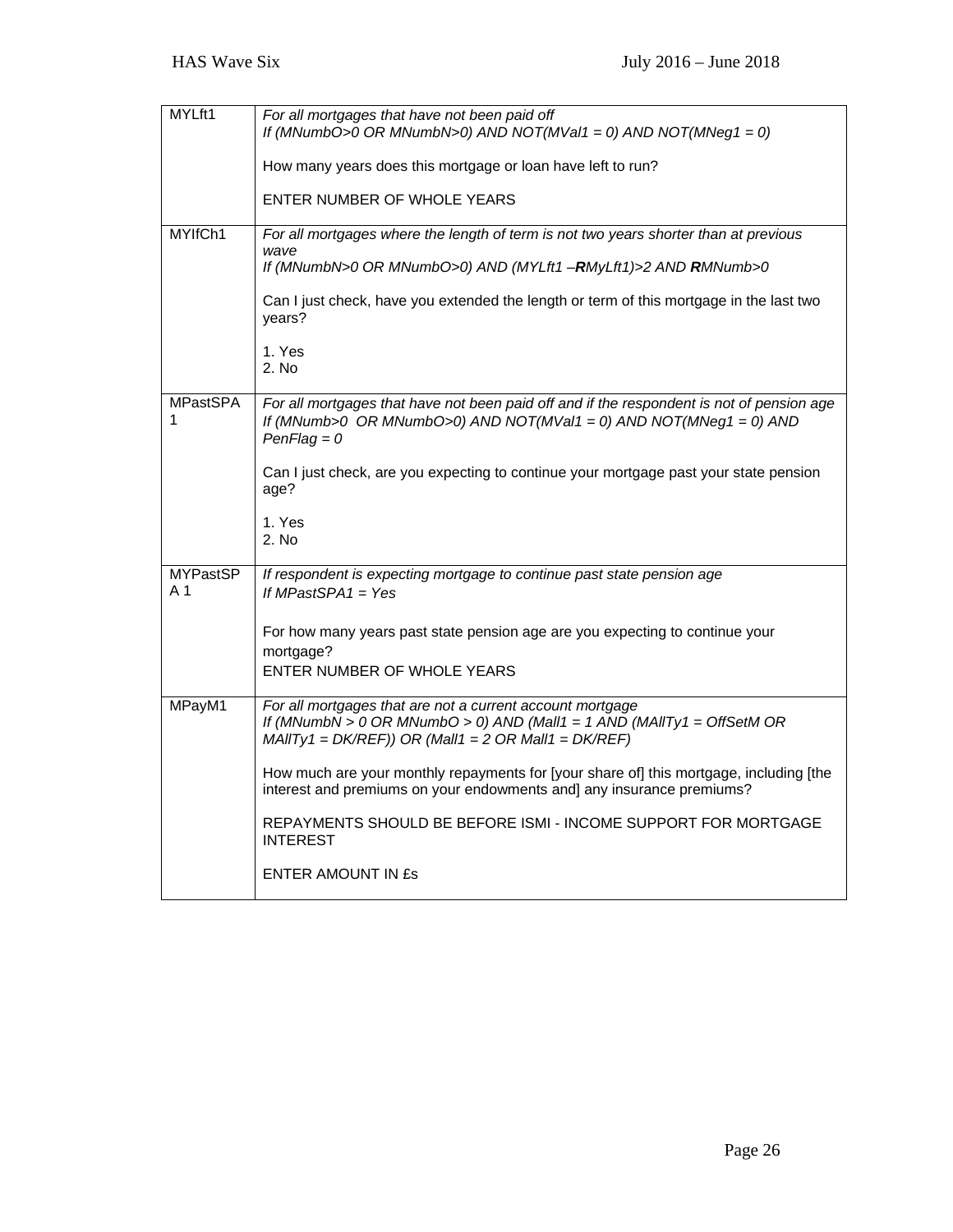| | |
|---|---|
| MYLft1 | *For all mortgages that have not been paid off*<br>*If (MNumbO>0 OR MNumbN>0) AND NOT(MVal1 = 0) AND NOT(MNeg1 = 0)*<br><br>How many years does this mortgage or loan have left to run?<br><br>ENTER NUMBER OF WHOLE YEARS |
| MYIfCh1 | *For all mortgages where the length of term is not two years shorter than at previous wave*<br>*If (MNumbN>0 OR MNumbO>0) AND (MYLft1 –**R**MyLft1)>2 AND **R**MNumb>0*<br><br>Can I just check, have you extended the length or term of this mortgage in the last two years?<br><br>1. Yes<br>2. No |
| MPastSPA 1 | *For all mortgages that have not been paid off and if the respondent is not of pension age*<br>*If (MNumb>0 OR MNumbO>0) AND NOT(MVal1 = 0) AND NOT(MNeg1 = 0) AND PenFlag = 0*<br><br>Can I just check, are you expecting to continue your mortgage past your state pension age?<br><br>1. Yes<br>2. No |
| MYPastSP A 1 | *If respondent is expecting mortgage to continue past state pension age*<br>*If MPastSPA1 = Yes*<br><br>For how many years past state pension age are you expecting to continue your mortgage?<br>ENTER NUMBER OF WHOLE YEARS |
| MPayM1 | *For all mortgages that are not a current account mortgage*<br>*If (MNumbN > 0 OR MNumbO > 0) AND (Mall1 = 1 AND (MAllTy1 = OffSetM OR MAllTy1 = DK/REF)) OR (Mall1 = 2 OR Mall1 = DK/REF)*<br><br>How much are your monthly repayments for [your share of] this mortgage, including [the interest and premiums on your endowments and] any insurance premiums?<br><br>REPAYMENTS SHOULD BE BEFORE ISMI - INCOME SUPPORT FOR MORTGAGE INTEREST<br><br>ENTER AMOUNT IN £s |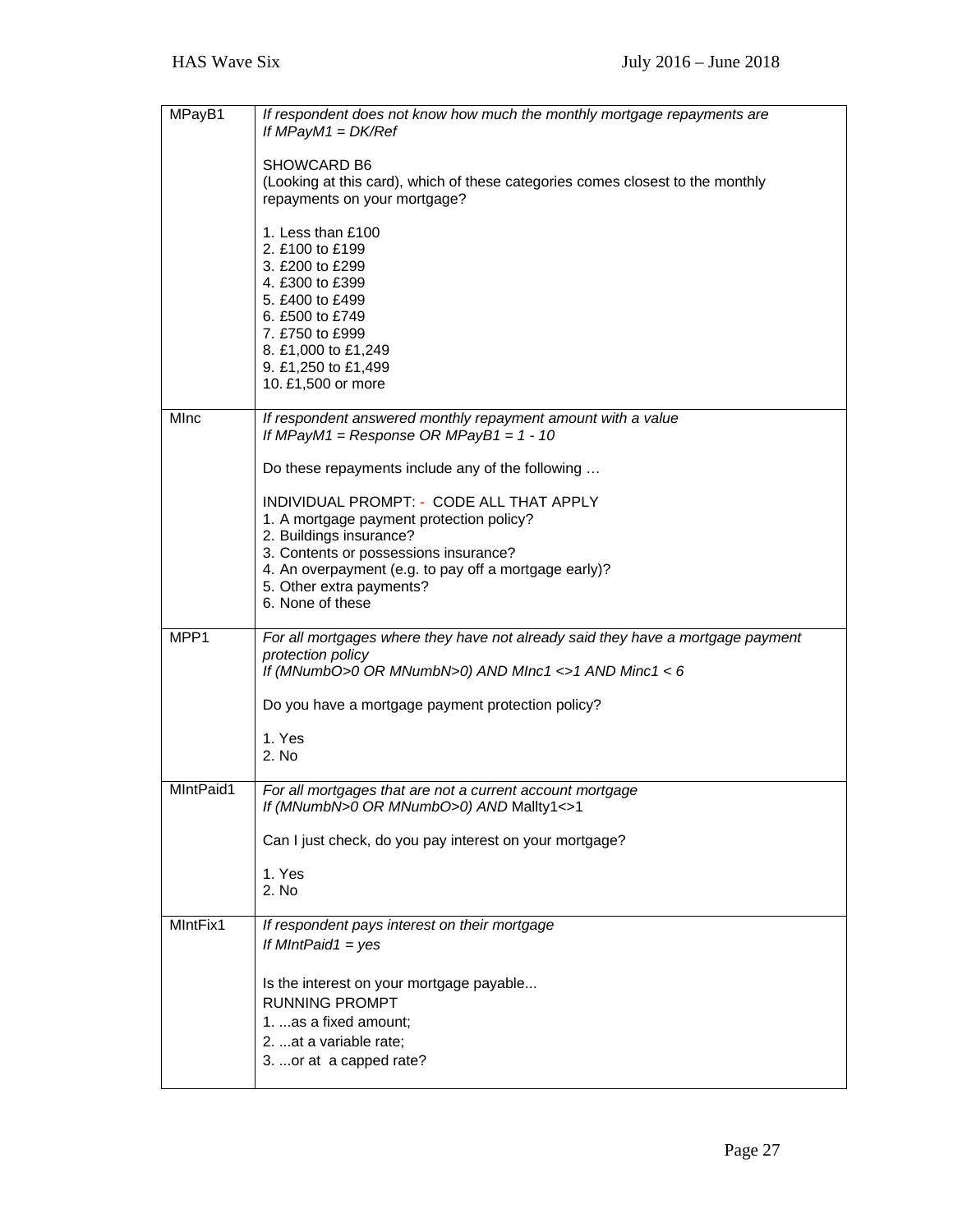| | |
|---|---|
| MPayB1 | *If respondent does not know how much the monthly mortgage repayments are*<br>*If MPayM1 = DK/Ref*<br><br>SHOWCARD B6<br>(Looking at this card), which of these categories comes closest to the monthly repayments on your mortgage?<br><br>1. Less than £100<br>2. £100 to £199<br>3. £200 to £299<br>4. £300 to £399<br>5. £400 to £499<br>6. £500 to £749<br>7. £750 to £999<br>8. £1,000 to £1,249<br>9. £1,250 to £1,499<br>10. £1,500 or more |
| MInc | *If respondent answered monthly repayment amount with a value*<br>*If MPayM1 = Response OR MPayB1 = 1 - 10*<br><br>Do these repayments include any of the following …<br><br>INDIVIDUAL PROMPT: - CODE ALL THAT APPLY<br>1. A mortgage payment protection policy?<br>2. Buildings insurance?<br>3. Contents or possessions insurance?<br>4. An overpayment (e.g. to pay off a mortgage early)?<br>5. Other extra payments?<br>6. None of these |
| MPP1 | *For all mortgages where they have not already said they have a mortgage payment protection policy*<br>*If (MNumbO>0 OR MNumbN>0) AND MInc1 <>1 AND Minc1 < 6*<br><br>Do you have a mortgage payment protection policy?<br><br>1. Yes<br>2. No |
| MIntPaid1 | *For all mortgages that are not a current account mortgage*<br>*If (MNumbN>0 OR MNumbO>0) AND* Mallty1<>1<br><br>Can I just check, do you pay interest on your mortgage?<br><br>1. Yes<br>2. No |
| MIntFix1 | *If respondent pays interest on their mortgage*<br>*If MIntPaid1 = yes*<br><br>Is the interest on your mortgage payable...<br>RUNNING PROMPT<br>1. ...as a fixed amount;<br>2. ...at a variable rate;<br>3. ...or at a capped rate? |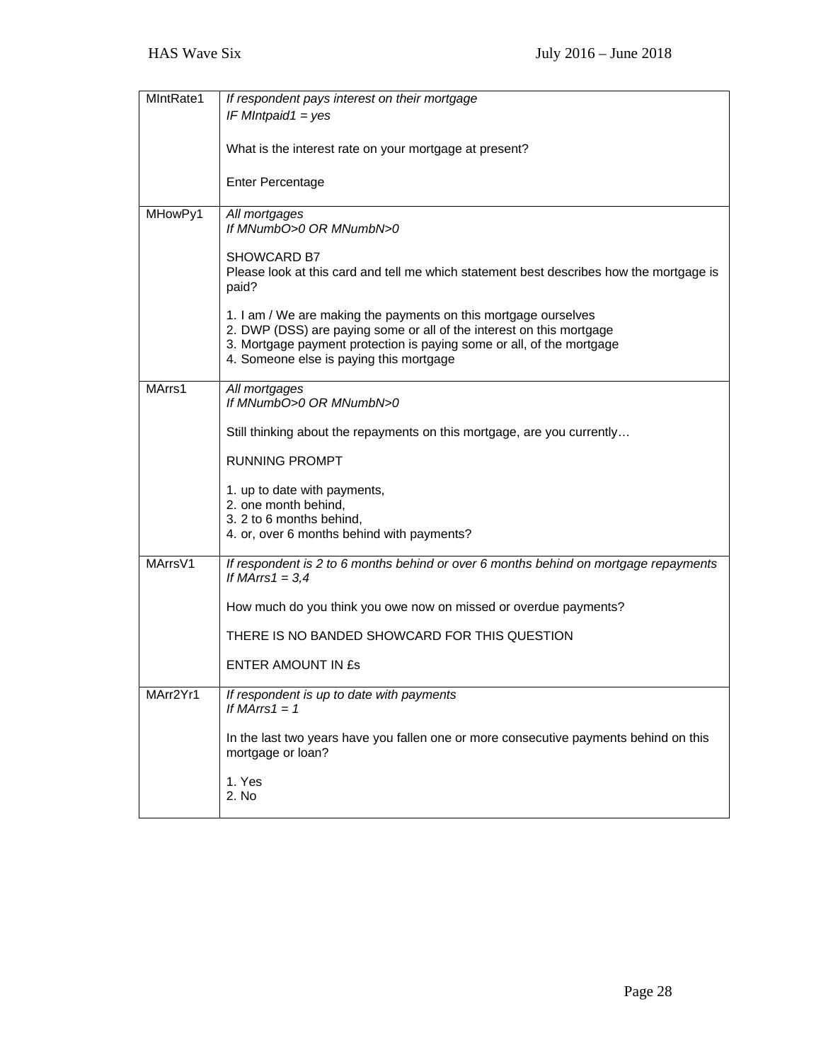| | |
|---|---|
| MIntRate1 | *If respondent pays interest on their mortgage*<br>*IF MIntpaid1 = yes*<br><br>What is the interest rate on your mortgage at present?<br><br>Enter Percentage |
| MHowPy1 | *All mortgages*<br>*If MNumbO>0 OR MNumbN>0*<br><br>SHOWCARD B7<br>Please look at this card and tell me which statement best describes how the mortgage is paid?<br><br>1. I am / We are making the payments on this mortgage ourselves<br>2. DWP (DSS) are paying some or all of the interest on this mortgage<br>3. Mortgage payment protection is paying some or all, of the mortgage<br>4. Someone else is paying this mortgage |
| MArrs1 | *All mortgages*<br>*If MNumbO>0 OR MNumbN>0*<br><br>Still thinking about the repayments on this mortgage, are you currently…<br><br>RUNNING PROMPT<br><br>1. up to date with payments,<br>2. one month behind,<br>3. 2 to 6 months behind,<br>4. or, over 6 months behind with payments? |
| MArrsV1 | *If respondent is 2 to 6 months behind or over 6 months behind on mortgage repayments*<br>*If MArrs1 = 3,4*<br><br>How much do you think you owe now on missed or overdue payments?<br><br>THERE IS NO BANDED SHOWCARD FOR THIS QUESTION<br><br>ENTER AMOUNT IN £s |
| MArr2Yr1 | *If respondent is up to date with payments*<br>*If MArrs1 = 1*<br><br>In the last two years have you fallen one or more consecutive payments behind on this mortgage or loan?<br><br>1. Yes<br>2. No |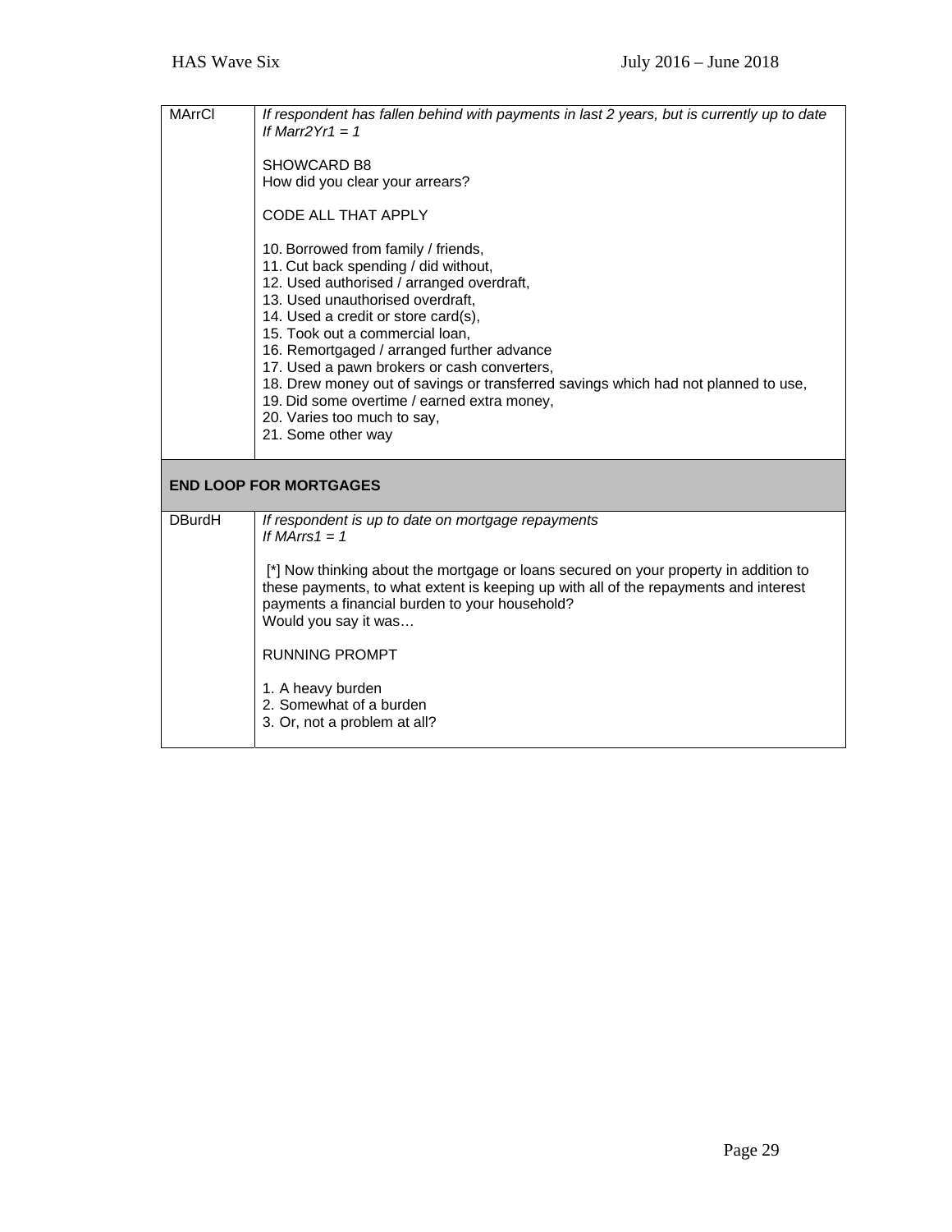| | |
|---|---|
| MArrCl | *If respondent has fallen behind with payments in last 2 years, but is currently up to date*<br>*If Marr2Yr1 = 1*<br><br>SHOWCARD B8<br>How did you clear your arrears?<br><br>CODE ALL THAT APPLY<br><br>10. Borrowed from family / friends,<br>11. Cut back spending / did without,<br>12. Used authorised / arranged overdraft,<br>13. Used unauthorised overdraft,<br>14. Used a credit or store card(s),<br>15. Took out a commercial loan,<br>16. Remortgaged / arranged further advance<br>17. Used a pawn brokers or cash converters,<br>18. Drew money out of savings or transferred savings which had not planned to use,<br>19. Did some overtime / earned extra money,<br>20. Varies too much to say,<br>21. Some other way |
| **END LOOP FOR MORTGAGES** | |
| DBurdH | *If respondent is up to date on mortgage repayments*<br>*If MArrs1 = 1*<br><br>[*] Now thinking about the mortgage or loans secured on your property in addition to these payments, to what extent is keeping up with all of the repayments and interest payments a financial burden to your household?<br>Would you say it was…<br><br>RUNNING PROMPT<br><br>1. A heavy burden<br>2. Somewhat of a burden<br>3. Or, not a problem at all? |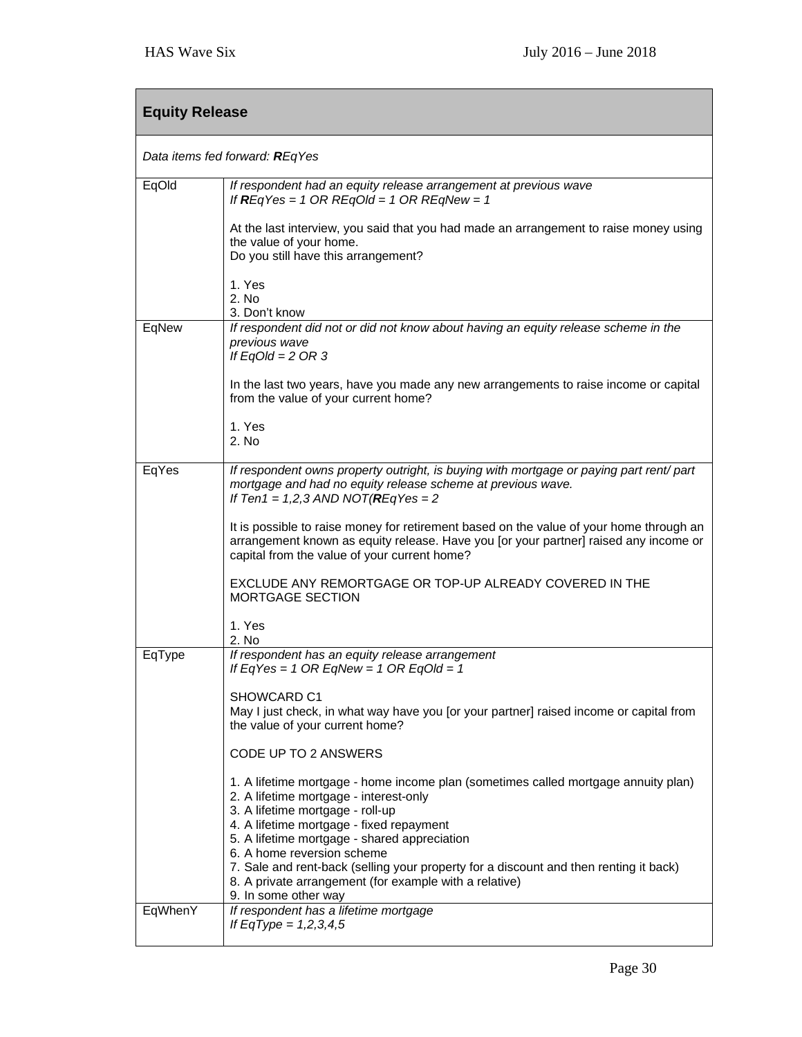## Equity Release

*Data items fed forward: **R**EqYes*

| | |
|---|---|
| EqOld | *If respondent had an equity release arrangement at previous wave*<br>*If **R**EqYes = 1 OR REqOld = 1 OR REqNew = 1*<br><br>At the last interview, you said that you had made an arrangement to raise money using the value of your home.<br>Do you still have this arrangement?<br><br>1. Yes<br>2. No<br>3. Don't know |
| EqNew | *If respondent did not or did not know about having an equity release scheme in the previous wave*<br>*If EqOld = 2 OR 3*<br><br>In the last two years, have you made any new arrangements to raise income or capital from the value of your current home?<br><br>1. Yes<br>2. No |
| EqYes | *If respondent owns property outright, is buying with mortgage or paying part rent/ part mortgage and had no equity release scheme at previous wave.*<br>*If Ten1 = 1,2,3 AND NOT(**R**EqYes = 2*<br><br>It is possible to raise money for retirement based on the value of your home through an arrangement known as equity release. Have you [or your partner] raised any income or capital from the value of your current home?<br><br>EXCLUDE ANY REMORTGAGE OR TOP-UP ALREADY COVERED IN THE MORTGAGE SECTION<br><br>1. Yes<br>2. No |
| EqType | *If respondent has an equity release arrangement*<br>*If EqYes = 1 OR EqNew = 1 OR EqOld = 1*<br><br>SHOWCARD C1<br>May I just check, in what way have you [or your partner] raised income or capital from the value of your current home?<br><br>CODE UP TO 2 ANSWERS<br><br>1. A lifetime mortgage - home income plan (sometimes called mortgage annuity plan)<br>2. A lifetime mortgage - interest-only<br>3. A lifetime mortgage - roll-up<br>4. A lifetime mortgage - fixed repayment<br>5. A lifetime mortgage - shared appreciation<br>6. A home reversion scheme<br>7. Sale and rent-back (selling your property for a discount and then renting it back)<br>8. A private arrangement (for example with a relative)<br>9. In some other way |
| EqWhenY | *If respondent has a lifetime mortgage*<br>*If EqType = 1,2,3,4,5* |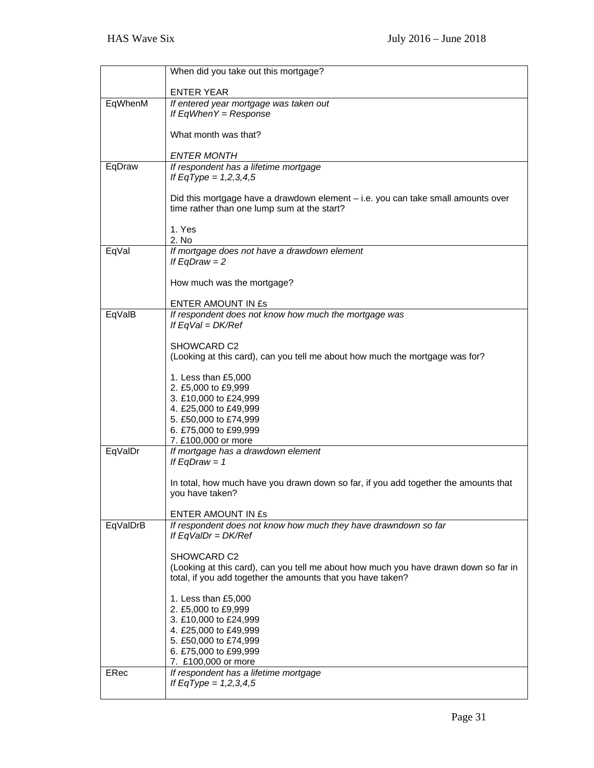| | |
|---|---|
| | When did you take out this mortgage?<br><br>ENTER YEAR |
| EqWhenM | *If entered year mortgage was taken out*<br>*If EqWhenY = Response*<br><br>What month was that?<br><br>*ENTER MONTH* |
| EqDraw | *If respondent has a lifetime mortgage*<br>*If EqType = 1,2,3,4,5*<br><br>Did this mortgage have a drawdown element – i.e. you can take small amounts over time rather than one lump sum at the start?<br><br>1. Yes<br>2. No |
| EqVal | *If mortgage does not have a drawdown element*<br>*If EqDraw = 2*<br><br>How much was the mortgage?<br><br>ENTER AMOUNT IN £s |
| EqValB | *If respondent does not know how much the mortgage was*<br>*If EqVal = DK/Ref*<br><br>SHOWCARD C2<br>(Looking at this card), can you tell me about how much the mortgage was for?<br><br>1. Less than £5,000<br>2. £5,000 to £9,999<br>3. £10,000 to £24,999<br>4. £25,000 to £49,999<br>5. £50,000 to £74,999<br>6. £75,000 to £99,999<br>7. £100,000 or more |
| EqValDr | *If mortgage has a drawdown element*<br>*If EqDraw = 1*<br><br>In total, how much have you drawn down so far, if you add together the amounts that you have taken?<br><br>ENTER AMOUNT IN £s |
| EqValDrB | *If respondent does not know how much they have drawndown so far*<br>*If EqValDr = DK/Ref*<br><br>SHOWCARD C2<br>(Looking at this card), can you tell me about how much you have drawn down so far in total, if you add together the amounts that you have taken?<br><br>1. Less than £5,000<br>2. £5,000 to £9,999<br>3. £10,000 to £24,999<br>4. £25,000 to £49,999<br>5. £50,000 to £74,999<br>6. £75,000 to £99,999<br>7. £100,000 or more |
| ERec | *If respondent has a lifetime mortgage*<br>*If EqType = 1,2,3,4,5* |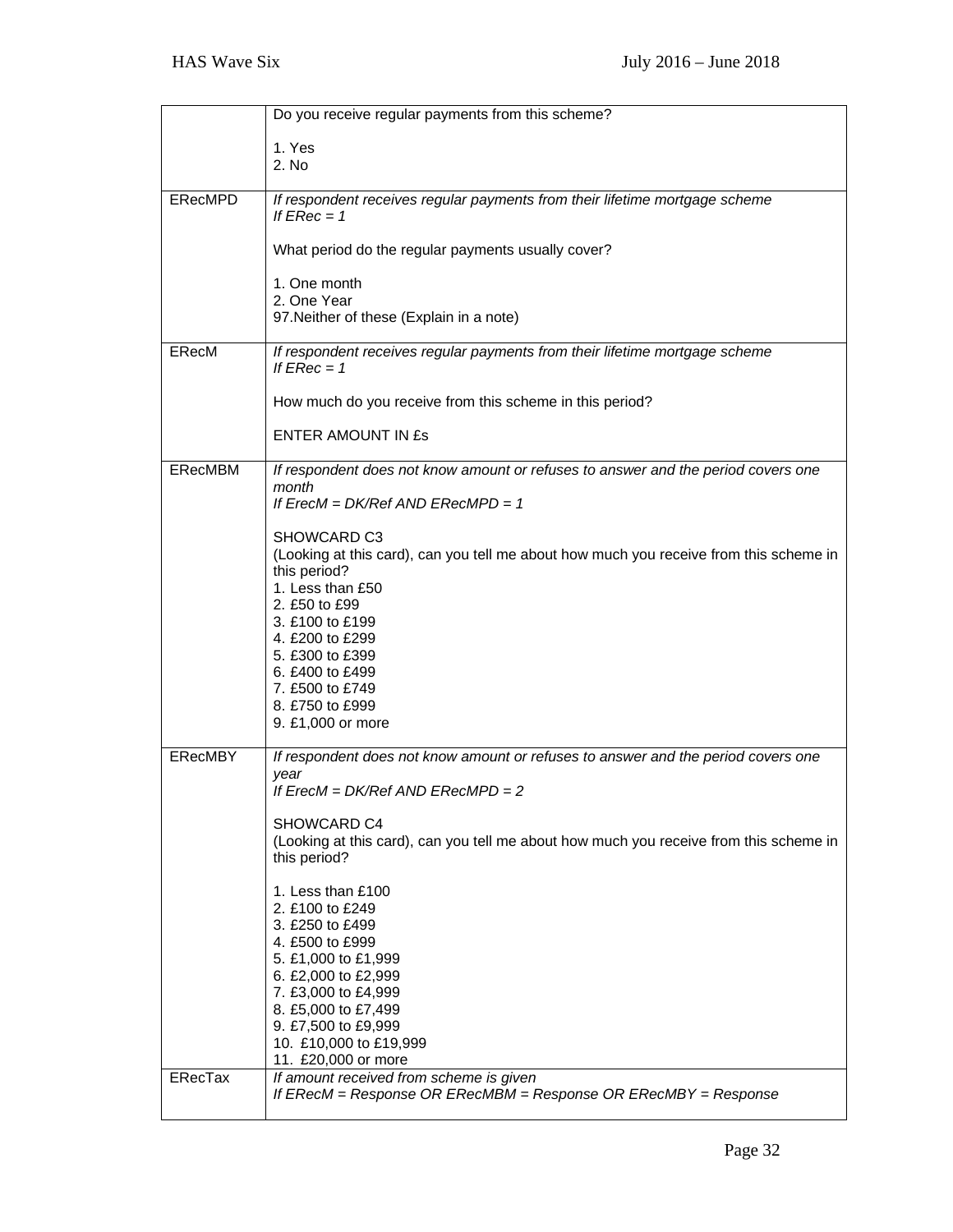| | |
|---|---|
| | Do you receive regular payments from this scheme?<br><br>1. Yes<br>2. No |
| ERecMPD | *If respondent receives regular payments from their lifetime mortgage scheme*<br>*If ERec = 1*<br><br>What period do the regular payments usually cover?<br><br>1. One month<br>2. One Year<br>97.Neither of these (Explain in a note) |
| ERecM | *If respondent receives regular payments from their lifetime mortgage scheme*<br>*If ERec = 1*<br><br>How much do you receive from this scheme in this period?<br><br>ENTER AMOUNT IN £s |
| ERecMBM | *If respondent does not know amount or refuses to answer and the period covers one month*<br>*If ErecM = DK/Ref AND ERecMPD = 1*<br><br>SHOWCARD C3<br>(Looking at this card), can you tell me about how much you receive from this scheme in this period?<br>1. Less than £50<br>2. £50 to £99<br>3. £100 to £199<br>4. £200 to £299<br>5. £300 to £399<br>6. £400 to £499<br>7. £500 to £749<br>8. £750 to £999<br>9. £1,000 or more |
| ERecMBY | *If respondent does not know amount or refuses to answer and the period covers one year*<br>*If ErecM = DK/Ref AND ERecMPD = 2*<br><br>SHOWCARD C4<br>(Looking at this card), can you tell me about how much you receive from this scheme in this period?<br><br>1. Less than £100<br>2. £100 to £249<br>3. £250 to £499<br>4. £500 to £999<br>5. £1,000 to £1,999<br>6. £2,000 to £2,999<br>7. £3,000 to £4,999<br>8. £5,000 to £7,499<br>9. £7,500 to £9,999<br>10. £10,000 to £19,999<br>11. £20,000 or more |
| ERecTax | *If amount received from scheme is given*<br>*If ERecM = Response OR ERecMBM = Response OR ERecMBY = Response* |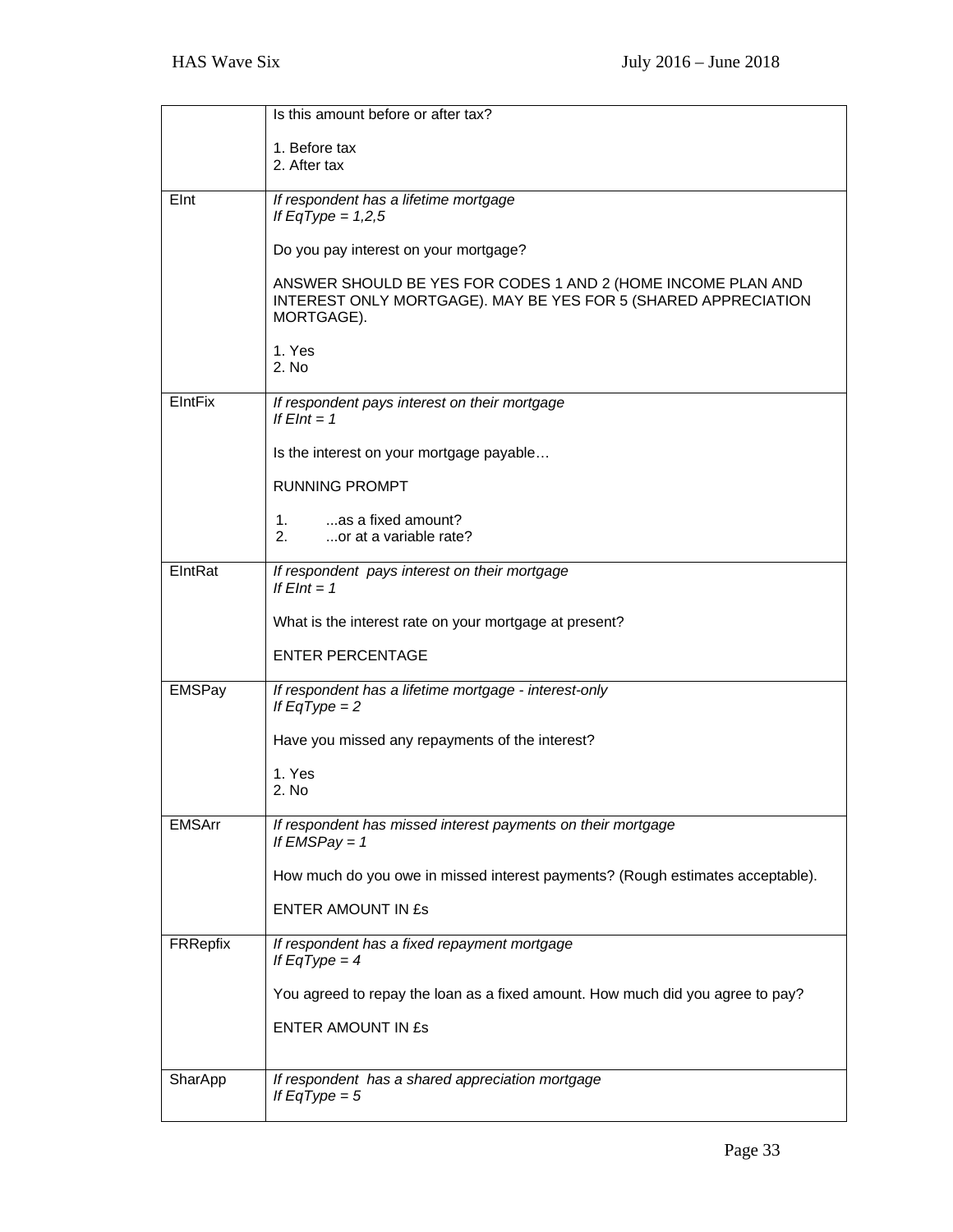| | |
|---|---|
| | Is this amount before or after tax?<br><br>1. Before tax<br>2. After tax |
| EInt | *If respondent has a lifetime mortgage*<br>*If EqType = 1,2,5*<br><br>Do you pay interest on your mortgage?<br><br>ANSWER SHOULD BE YES FOR CODES 1 AND 2 (HOME INCOME PLAN AND INTEREST ONLY MORTGAGE). MAY BE YES FOR 5 (SHARED APPRECIATION MORTGAGE).<br><br>1. Yes<br>2. No |
| EIntFix | *If respondent pays interest on their mortgage*<br>*If EInt = 1*<br><br>Is the interest on your mortgage payable…<br><br>RUNNING PROMPT<br><br>1. ...as a fixed amount?<br>2. ...or at a variable rate? |
| EIntRat | *If respondent pays interest on their mortgage*<br>*If EInt = 1*<br><br>What is the interest rate on your mortgage at present?<br><br>ENTER PERCENTAGE |
| EMSPay | *If respondent has a lifetime mortgage - interest-only*<br>*If EqType = 2*<br><br>Have you missed any repayments of the interest?<br><br>1. Yes<br>2. No |
| EMSArr | *If respondent has missed interest payments on their mortgage*<br>*If EMSPay = 1*<br><br>How much do you owe in missed interest payments? (Rough estimates acceptable).<br><br>ENTER AMOUNT IN £s |
| FRRepfix | *If respondent has a fixed repayment mortgage*<br>*If EqType = 4*<br><br>You agreed to repay the loan as a fixed amount. How much did you agree to pay?<br><br>ENTER AMOUNT IN £s |
| SharApp | *If respondent has a shared appreciation mortgage*<br>*If EqType = 5* |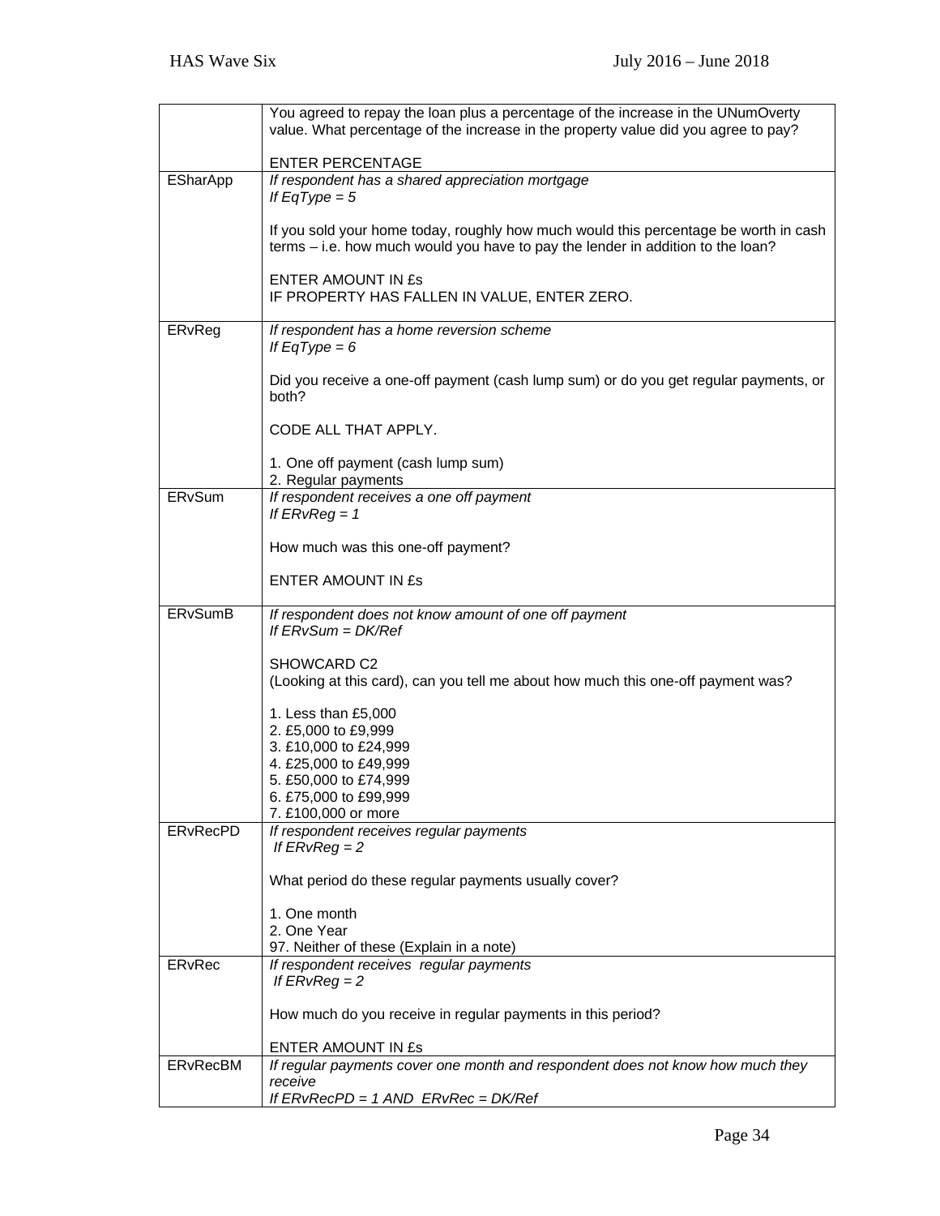| | |
|---|---|
| | You agreed to repay the loan plus a percentage of the increase in the UNumOverty value. What percentage of the increase in the property value did you agree to pay?<br><br>ENTER PERCENTAGE |
| ESharApp | *If respondent has a shared appreciation mortgage*<br>*If EqType = 5*<br><br>If you sold your home today, roughly how much would this percentage be worth in cash terms – i.e. how much would you have to pay the lender in addition to the loan?<br><br>ENTER AMOUNT IN £s<br>IF PROPERTY HAS FALLEN IN VALUE, ENTER ZERO. |
| ERvReg | *If respondent has a home reversion scheme*<br>*If EqType = 6*<br><br>Did you receive a one-off payment (cash lump sum) or do you get regular payments, or both?<br><br>CODE ALL THAT APPLY.<br><br>1. One off payment (cash lump sum)<br>2. Regular payments |
| ERvSum | *If respondent receives a one off payment*<br>*If ERvReg = 1*<br><br>How much was this one-off payment?<br><br>ENTER AMOUNT IN £s |
| ERvSumB | *If respondent does not know amount of one off payment*<br>*If ERvSum = DK/Ref*<br><br>SHOWCARD C2<br>(Looking at this card), can you tell me about how much this one-off payment was?<br><br>1. Less than £5,000<br>2. £5,000 to £9,999<br>3. £10,000 to £24,999<br>4. £25,000 to £49,999<br>5. £50,000 to £74,999<br>6. £75,000 to £99,999<br>7. £100,000 or more |
| ERvRecPD | *If respondent receives regular payments*<br>*If ERvReg = 2*<br><br>What period do these regular payments usually cover?<br><br>1. One month<br>2. One Year<br>97. Neither of these (Explain in a note) |
| ERvRec | *If respondent receives regular payments*<br>*If ERvReg = 2*<br><br>How much do you receive in regular payments in this period?<br><br>ENTER AMOUNT IN £s |
| ERvRecBM | *If regular payments cover one month and respondent does not know how much they receive*<br>*If ERvRecPD = 1 AND ERvRec = DK/Ref* |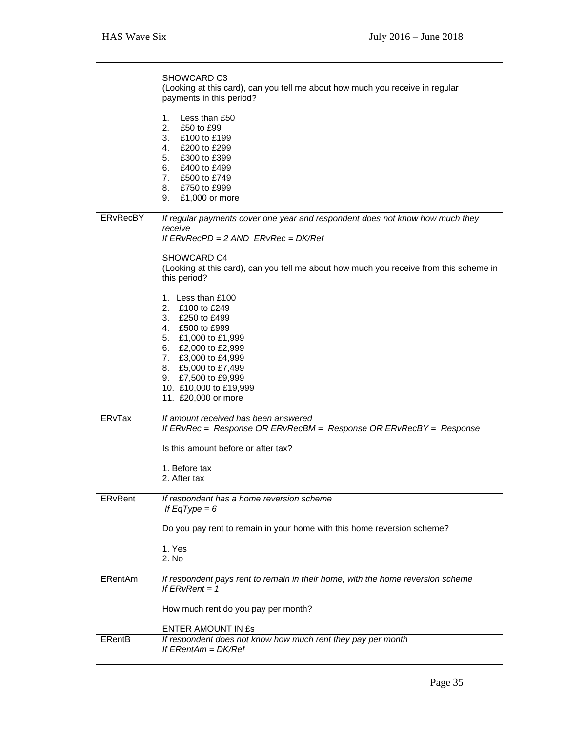| | |
|---|---|
| | SHOWCARD C3<br>(Looking at this card), can you tell me about how much you receive in regular payments in this period?<br><br>1. Less than £50<br>2. £50 to £99<br>3. £100 to £199<br>4. £200 to £299<br>5. £300 to £399<br>6. £400 to £499<br>7. £500 to £749<br>8. £750 to £999<br>9. £1,000 or more |
| ERvRecBY | *If regular payments cover one year and respondent does not know how much they receive*<br>*If ERvRecPD = 2 AND ERvRec = DK/Ref*<br><br>SHOWCARD C4<br>(Looking at this card), can you tell me about how much you receive from this scheme in this period?<br><br>1. Less than £100<br>2. £100 to £249<br>3. £250 to £499<br>4. £500 to £999<br>5. £1,000 to £1,999<br>6. £2,000 to £2,999<br>7. £3,000 to £4,999<br>8. £5,000 to £7,499<br>9. £7,500 to £9,999<br>10. £10,000 to £19,999<br>11. £20,000 or more |
| ERvTax | *If amount received has been answered*<br>*If ERvRec = Response OR ERvRecBM = Response OR ERvRecBY = Response*<br><br>Is this amount before or after tax?<br><br>1. Before tax<br>2. After tax |
| ERvRent | *If respondent has a home reversion scheme*<br>*If EqType = 6*<br><br>Do you pay rent to remain in your home with this home reversion scheme?<br><br>1. Yes<br>2. No |
| ERentAm | *If respondent pays rent to remain in their home, with the home reversion scheme*<br>*If ERvRent = 1*<br><br>How much rent do you pay per month?<br><br>ENTER AMOUNT IN £s |
| ERentB | *If respondent does not know how much rent they pay per month*<br>*If ERentAm = DK/Ref* |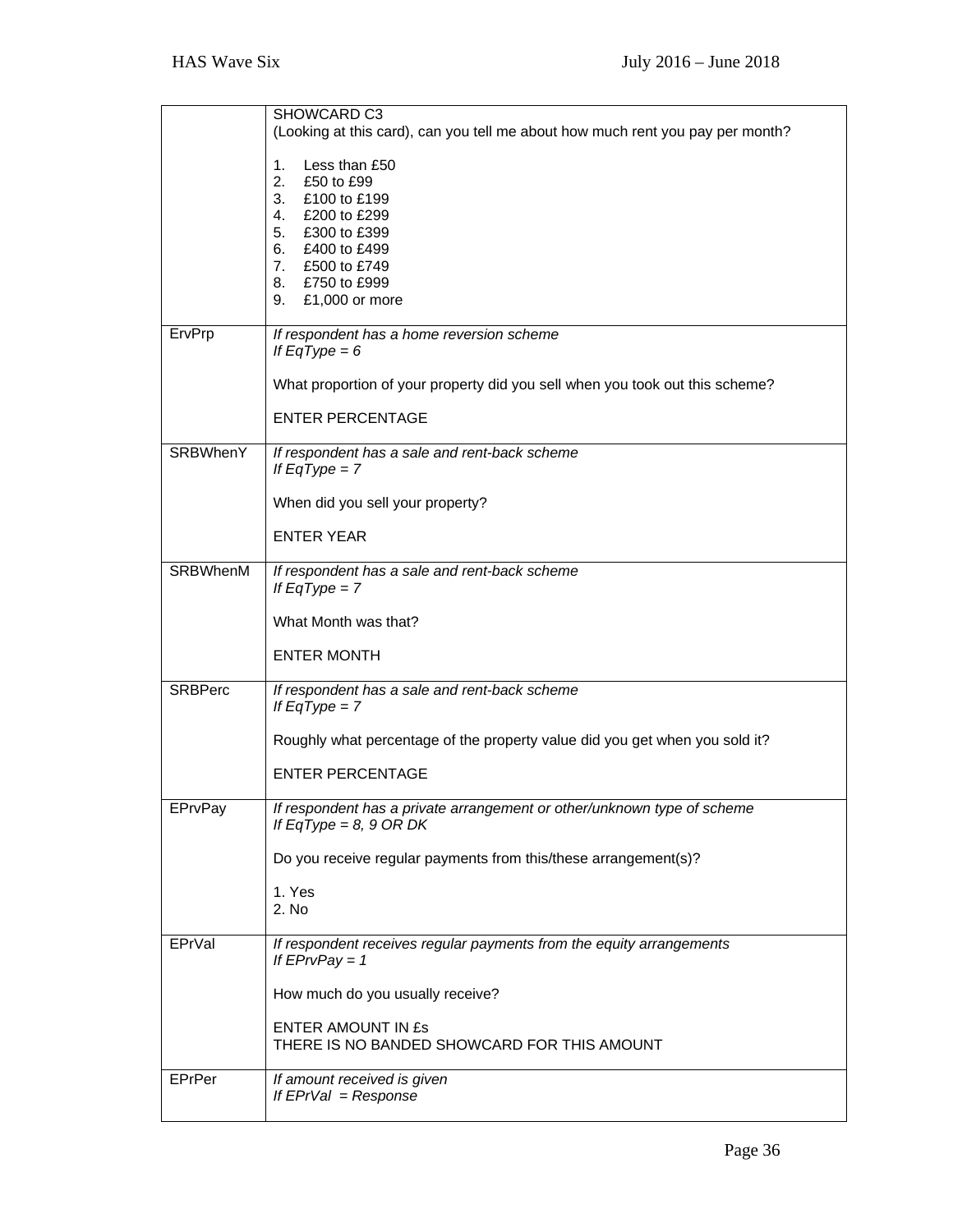| | |
|---|---|
| | SHOWCARD C3<br>(Looking at this card), can you tell me about how much rent you pay per month?<br><br>1. Less than £50<br>2. £50 to £99<br>3. £100 to £199<br>4. £200 to £299<br>5. £300 to £399<br>6. £400 to £499<br>7. £500 to £749<br>8. £750 to £999<br>9. £1,000 or more |
| ErvPrp | *If respondent has a home reversion scheme*<br>*If EqType = 6*<br><br>What proportion of your property did you sell when you took out this scheme?<br><br>ENTER PERCENTAGE |
| SRBWhenY | *If respondent has a sale and rent-back scheme*<br>*If EqType = 7*<br><br>When did you sell your property?<br><br>ENTER YEAR |
| SRBWhenM | *If respondent has a sale and rent-back scheme*<br>*If EqType = 7*<br><br>What Month was that?<br><br>ENTER MONTH |
| SRBPerc | *If respondent has a sale and rent-back scheme*<br>*If EqType = 7*<br><br>Roughly what percentage of the property value did you get when you sold it?<br><br>ENTER PERCENTAGE |
| EPrvPay | *If respondent has a private arrangement or other/unknown type of scheme*<br>*If EqType = 8, 9 OR DK*<br><br>Do you receive regular payments from this/these arrangement(s)?<br><br>1. Yes<br>2. No |
| EPrVal | *If respondent receives regular payments from the equity arrangements*<br>*If EPrvPay = 1*<br><br>How much do you usually receive?<br><br>ENTER AMOUNT IN £s<br>THERE IS NO BANDED SHOWCARD FOR THIS AMOUNT |
| EPrPer | *If amount received is given*<br>*If EPrVal = Response* |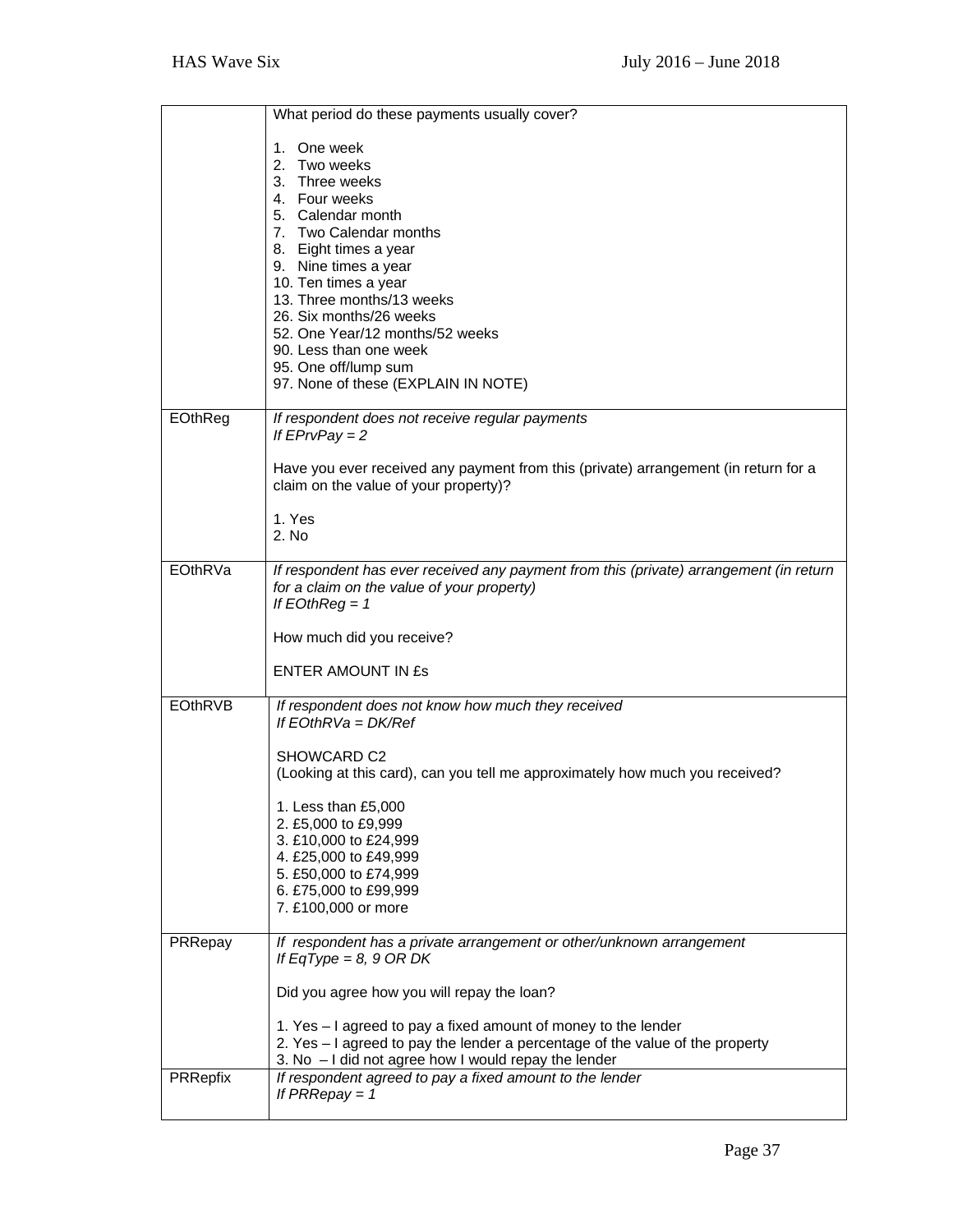| | |
|---|---|
| | What period do these payments usually cover?<br><br>1. One week<br>2. Two weeks<br>3. Three weeks<br>4. Four weeks<br>5. Calendar month<br>7. Two Calendar months<br>8. Eight times a year<br>9. Nine times a year<br>10. Ten times a year<br>13. Three months/13 weeks<br>26. Six months/26 weeks<br>52. One Year/12 months/52 weeks<br>90. Less than one week<br>95. One off/lump sum<br>97. None of these (EXPLAIN IN NOTE) |
| EOthReg | *If respondent does not receive regular payments*<br>*If EPrvPay = 2*<br><br>Have you ever received any payment from this (private) arrangement (in return for a claim on the value of your property)?<br><br>1. Yes<br>2. No |
| EOthRVa | *If respondent has ever received any payment from this (private) arrangement (in return for a claim on the value of your property)*<br>*If EOthReg = 1*<br><br>How much did you receive?<br><br>ENTER AMOUNT IN £s |
| EOthRVB | *If respondent does not know how much they received*<br>*If EOthRVa = DK/Ref*<br><br>SHOWCARD C2<br>(Looking at this card), can you tell me approximately how much you received?<br><br>1. Less than £5,000<br>2. £5,000 to £9,999<br>3. £10,000 to £24,999<br>4. £25,000 to £49,999<br>5. £50,000 to £74,999<br>6. £75,000 to £99,999<br>7. £100,000 or more |
| PRRepay | *If respondent has a private arrangement or other/unknown arrangement*<br>*If EqType = 8, 9 OR DK*<br><br>Did you agree how you will repay the loan?<br><br>1. Yes – I agreed to pay a fixed amount of money to the lender<br>2. Yes – I agreed to pay the lender a percentage of the value of the property<br>3. No – I did not agree how I would repay the lender |
| PRRepfix | *If respondent agreed to pay a fixed amount to the lender*<br>*If PRRepay = 1* |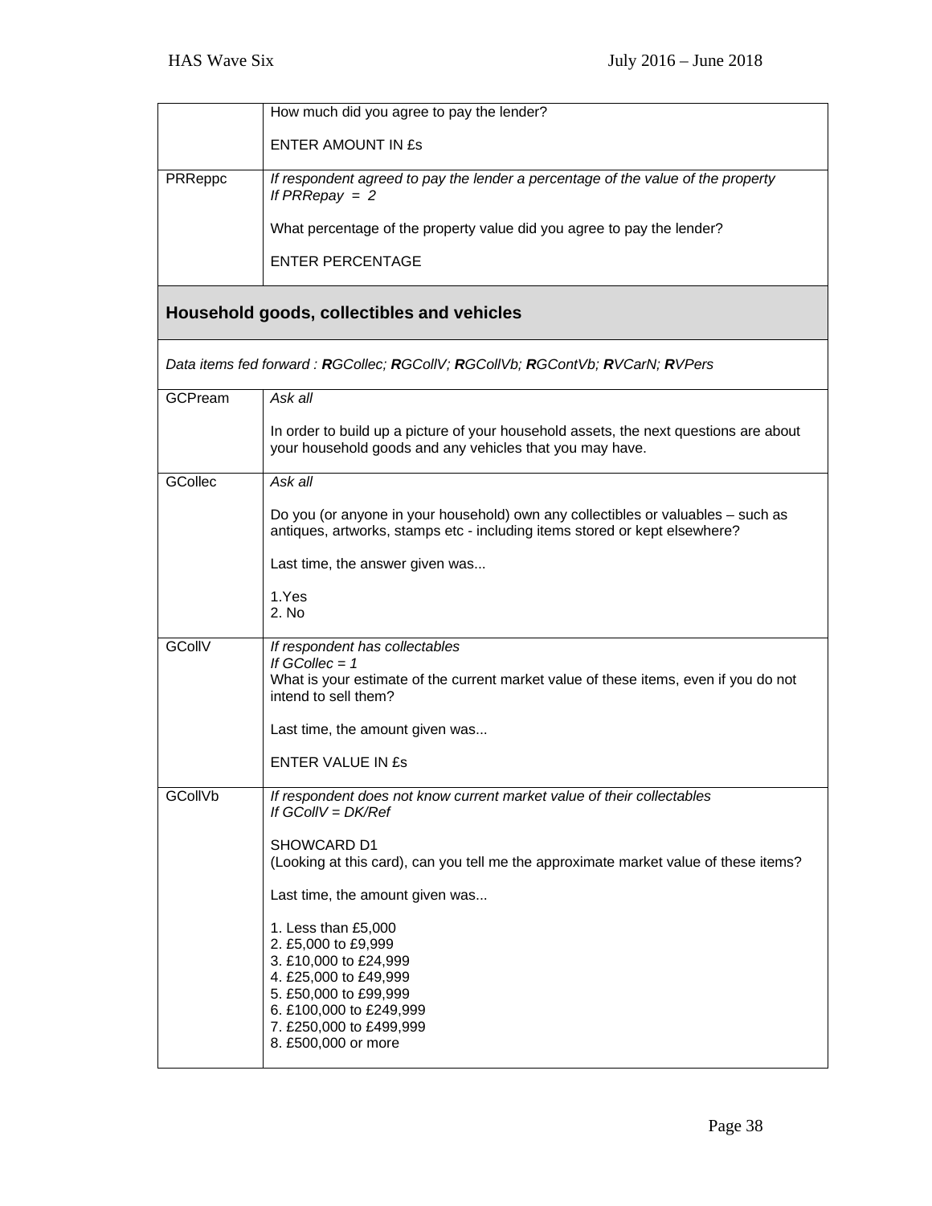| | |
|---|---|
| | How much did you agree to pay the lender?<br><br>ENTER AMOUNT IN £s |
| PRReppc | *If respondent agreed to pay the lender a percentage of the value of the property*<br>*If PRRepay = 2*<br><br>What percentage of the property value did you agree to pay the lender?<br><br>ENTER PERCENTAGE |

## Household goods, collectibles and vehicles

*Data items fed forward : **R**GCollec; **R**GCollV; **R**GCollVb; **R**GContVb; **R**VCarN; **R**VPers*

| | |
|---|---|
| GCPream | *Ask all*<br><br>In order to build up a picture of your household assets, the next questions are about your household goods and any vehicles that you may have. |
| GCollec | *Ask all*<br><br>Do you (or anyone in your household) own any collectibles or valuables – such as antiques, artworks, stamps etc - including items stored or kept elsewhere?<br><br>Last time, the answer given was...<br><br>1.Yes<br>2. No |
| GCollV | *If respondent has collectables*<br>*If GCollec = 1*<br>What is your estimate of the current market value of these items, even if you do not intend to sell them?<br><br>Last time, the amount given was...<br><br>ENTER VALUE IN £s |
| GCollVb | *If respondent does not know current market value of their collectables*<br>*If GCollV = DK/Ref*<br><br>SHOWCARD D1<br>(Looking at this card), can you tell me the approximate market value of these items?<br><br>Last time, the amount given was...<br><br>1. Less than £5,000<br>2. £5,000 to £9,999<br>3. £10,000 to £24,999<br>4. £25,000 to £49,999<br>5. £50,000 to £99,999<br>6. £100,000 to £249,999<br>7. £250,000 to £499,999<br>8. £500,000 or more |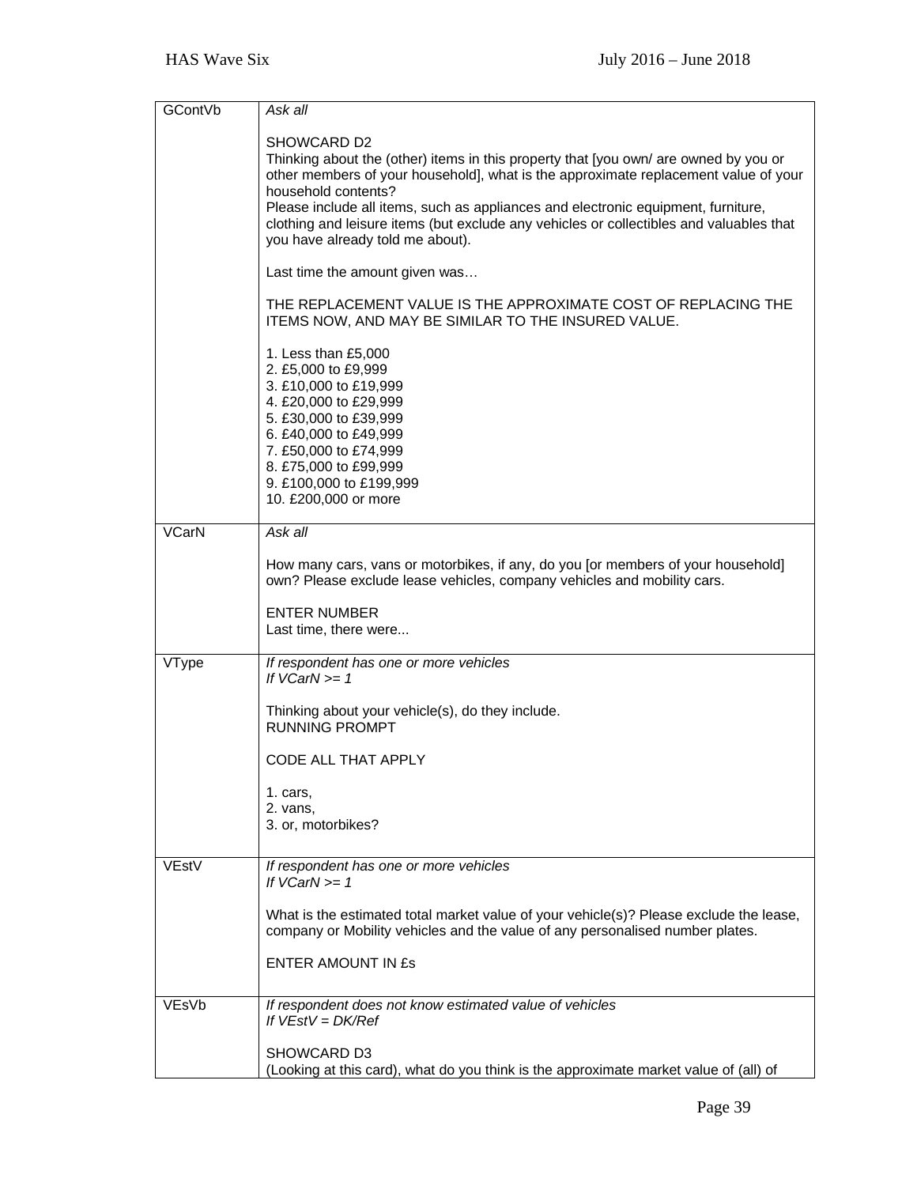| | |
|---|---|
| GContVb | *Ask all*<br><br>SHOWCARD D2<br>Thinking about the (other) items in this property that [you own/ are owned by you or other members of your household], what is the approximate replacement value of your household contents?<br>Please include all items, such as appliances and electronic equipment, furniture, clothing and leisure items (but exclude any vehicles or collectibles and valuables that you have already told me about).<br><br>Last time the amount given was…<br><br>THE REPLACEMENT VALUE IS THE APPROXIMATE COST OF REPLACING THE ITEMS NOW, AND MAY BE SIMILAR TO THE INSURED VALUE.<br><br>1. Less than £5,000<br>2. £5,000 to £9,999<br>3. £10,000 to £19,999<br>4. £20,000 to £29,999<br>5. £30,000 to £39,999<br>6. £40,000 to £49,999<br>7. £50,000 to £74,999<br>8. £75,000 to £99,999<br>9. £100,000 to £199,999<br>10. £200,000 or more |
| VCarN | *Ask all*<br><br>How many cars, vans or motorbikes, if any, do you [or members of your household] own? Please exclude lease vehicles, company vehicles and mobility cars.<br><br>ENTER NUMBER<br>Last time, there were... |
| VType | *If respondent has one or more vehicles*<br>*If VCarN >= 1*<br><br>Thinking about your vehicle(s), do they include.<br>RUNNING PROMPT<br><br>CODE ALL THAT APPLY<br><br>1. cars,<br>2. vans,<br>3. or, motorbikes? |
| VEstV | *If respondent has one or more vehicles*<br>*If VCarN >= 1*<br><br>What is the estimated total market value of your vehicle(s)? Please exclude the lease, company or Mobility vehicles and the value of any personalised number plates.<br><br>ENTER AMOUNT IN £s |
| VEsVb | *If respondent does not know estimated value of vehicles*<br>*If VEstV = DK/Ref*<br><br>SHOWCARD D3<br>(Looking at this card), what do you think is the approximate market value of (all) of |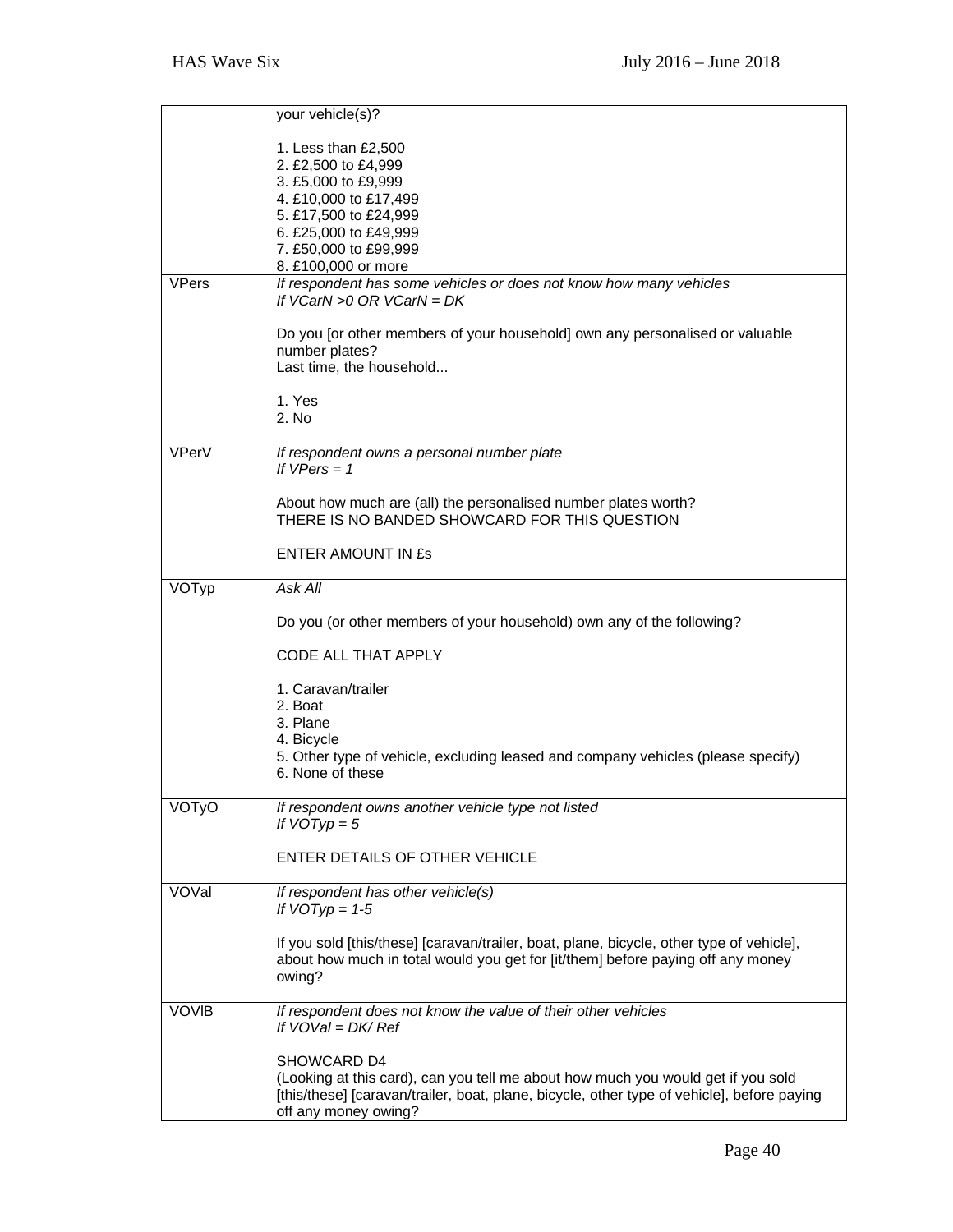| | |
|---|---|
| | your vehicle(s)?<br><br>1. Less than £2,500<br>2. £2,500 to £4,999<br>3. £5,000 to £9,999<br>4. £10,000 to £17,499<br>5. £17,500 to £24,999<br>6. £25,000 to £49,999<br>7. £50,000 to £99,999<br>8. £100,000 or more |
| VPers | *If respondent has some vehicles or does not know how many vehicles*<br>*If VCarN >0 OR VCarN = DK*<br><br>Do you [or other members of your household] own any personalised or valuable number plates?<br>Last time, the household...<br><br>1. Yes<br>2. No |
| VPerV | *If respondent owns a personal number plate*<br>*If VPers = 1*<br><br>About how much are (all) the personalised number plates worth?<br>THERE IS NO BANDED SHOWCARD FOR THIS QUESTION<br><br>ENTER AMOUNT IN £s |
| VOTyp | *Ask All*<br><br>Do you (or other members of your household) own any of the following?<br><br>CODE ALL THAT APPLY<br><br>1. Caravan/trailer<br>2. Boat<br>3. Plane<br>4. Bicycle<br>5. Other type of vehicle, excluding leased and company vehicles (please specify)<br>6. None of these |
| VOTyO | *If respondent owns another vehicle type not listed*<br>*If VOTyp = 5*<br><br>ENTER DETAILS OF OTHER VEHICLE |
| VOVal | *If respondent has other vehicle(s)*<br>*If VOTyp = 1-5*<br><br>If you sold [this/these] [caravan/trailer, boat, plane, bicycle, other type of vehicle], about how much in total would you get for [it/them] before paying off any money owing? |
| VOVlB | *If respondent does not know the value of their other vehicles*<br>*If VOVal = DK/ Ref*<br><br>SHOWCARD D4<br>(Looking at this card), can you tell me about how much you would get if you sold [this/these] [caravan/trailer, boat, plane, bicycle, other type of vehicle], before paying off any money owing? |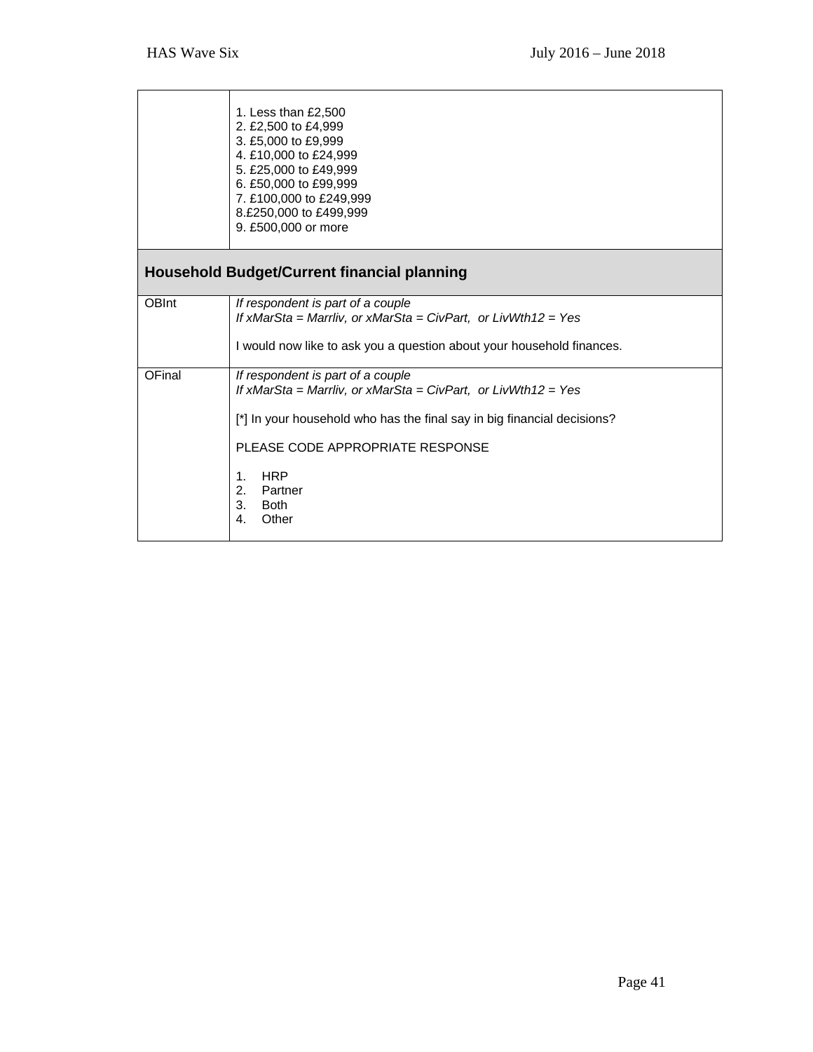| | |
|---|---|
| | 1. Less than £2,500<br>2. £2,500 to £4,999<br>3. £5,000 to £9,999<br>4. £10,000 to £24,999<br>5. £25,000 to £49,999<br>6. £50,000 to £99,999<br>7. £100,000 to £249,999<br>8.£250,000 to £499,999<br>9. £500,000 or more |

## Household Budget/Current financial planning

| | |
|---|---|
| OBInt | *If respondent is part of a couple*<br>*If xMarSta = Marrliv, or xMarSta = CivPart, or LivWth12 = Yes*<br><br>I would now like to ask you a question about your household finances. |
| OFinal | *If respondent is part of a couple*<br>*If xMarSta = Marrliv, or xMarSta = CivPart, or LivWth12 = Yes*<br><br>[*] In your household who has the final say in big financial decisions?<br><br>PLEASE CODE APPROPRIATE RESPONSE<br><br>1. HRP<br>2. Partner<br>3. Both<br>4. Other |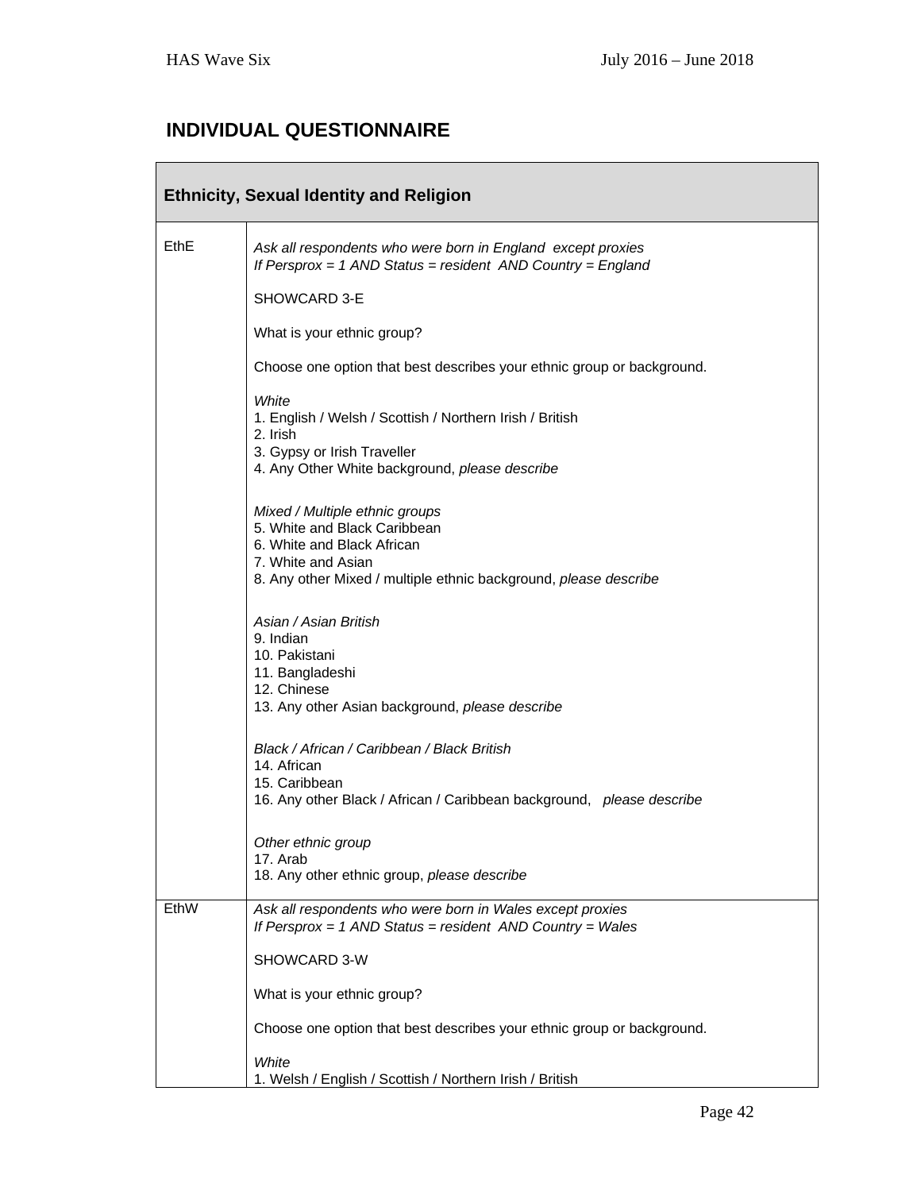## INDIVIDUAL QUESTIONNAIRE

| **Ethnicity, Sexual Identity and Religion** | |
|---|---|
| EthE | *Ask all respondents who were born in England except proxies*<br>*If Persprox = 1 AND Status = resident AND Country = England*<br><br>SHOWCARD 3-E<br><br>What is your ethnic group?<br><br>Choose one option that best describes your ethnic group or background.<br><br>*White*<br>1. English / Welsh / Scottish / Northern Irish / British<br>2. Irish<br>3. Gypsy or Irish Traveller<br>4. Any Other White background, *please describe*<br><br>*Mixed / Multiple ethnic groups*<br>5. White and Black Caribbean<br>6. White and Black African<br>7. White and Asian<br>8. Any other Mixed / multiple ethnic background, *please describe*<br><br>*Asian / Asian British*<br>9. Indian<br>10. Pakistani<br>11. Bangladeshi<br>12. Chinese<br>13. Any other Asian background, *please describe*<br><br>*Black / African / Caribbean / Black British*<br>14. African<br>15. Caribbean<br>16. Any other Black / African / Caribbean background, *please describe*<br><br>*Other ethnic group*<br>17. Arab<br>18. Any other ethnic group, *please describe* |
| EthW | *Ask all respondents who were born in Wales except proxies*<br>*If Persprox = 1 AND Status = resident AND Country = Wales*<br><br>SHOWCARD 3-W<br><br>What is your ethnic group?<br><br>Choose one option that best describes your ethnic group or background.<br><br>*White*<br>1. Welsh / English / Scottish / Northern Irish / British |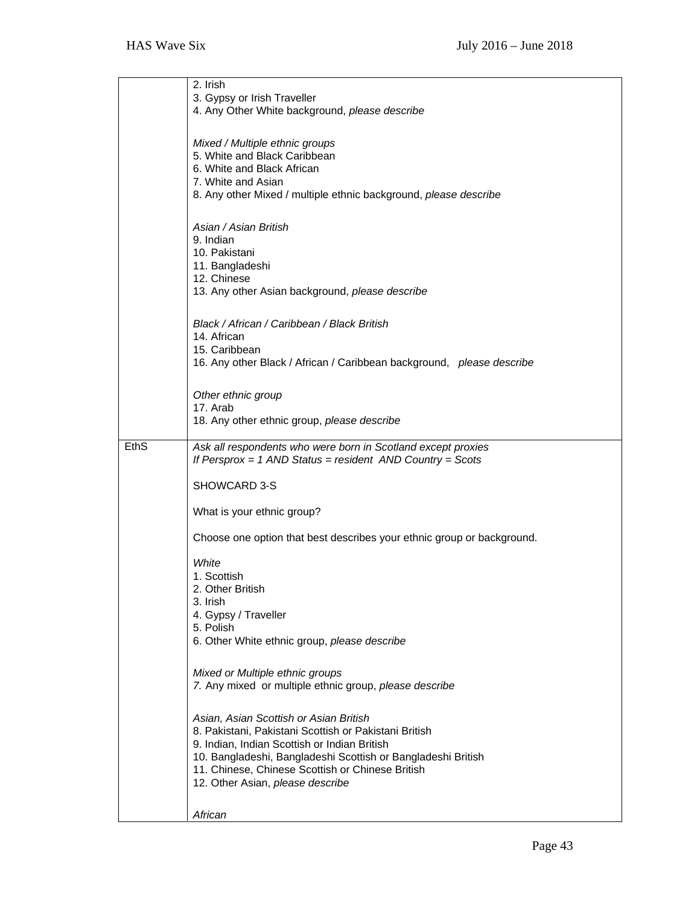| | |
|---|---|
| | 2. Irish<br>3. Gypsy or Irish Traveller<br>4. Any Other White background, *please describe*<br><br>*Mixed / Multiple ethnic groups*<br>5. White and Black Caribbean<br>6. White and Black African<br>7. White and Asian<br>8. Any other Mixed / multiple ethnic background, *please describe*<br><br>*Asian / Asian British*<br>9. Indian<br>10. Pakistani<br>11. Bangladeshi<br>12. Chinese<br>13. Any other Asian background, *please describe*<br><br>*Black / African / Caribbean / Black British*<br>14. African<br>15. Caribbean<br>16. Any other Black / African / Caribbean background, *please describe*<br><br>*Other ethnic group*<br>17. Arab<br>18. Any other ethnic group, *please describe* |
| EthS | *Ask all respondents who were born in Scotland except proxies*<br>*If Persprox = 1 AND Status = resident AND Country = Scots*<br><br>SHOWCARD 3-S<br><br>What is your ethnic group?<br><br>Choose one option that best describes your ethnic group or background.<br><br>*White*<br>1. Scottish<br>2. Other British<br>3. Irish<br>4. Gypsy / Traveller<br>5. Polish<br>6. Other White ethnic group, *please describe*<br><br>*Mixed or Multiple ethnic groups*<br>*7.* Any mixed or multiple ethnic group, *please describe*<br><br>*Asian, Asian Scottish or Asian British*<br>8. Pakistani, Pakistani Scottish or Pakistani British<br>9. Indian, Indian Scottish or Indian British<br>10. Bangladeshi, Bangladeshi Scottish or Bangladeshi British<br>11. Chinese, Chinese Scottish or Chinese British<br>12. Other Asian, *please describe*<br><br>*African* |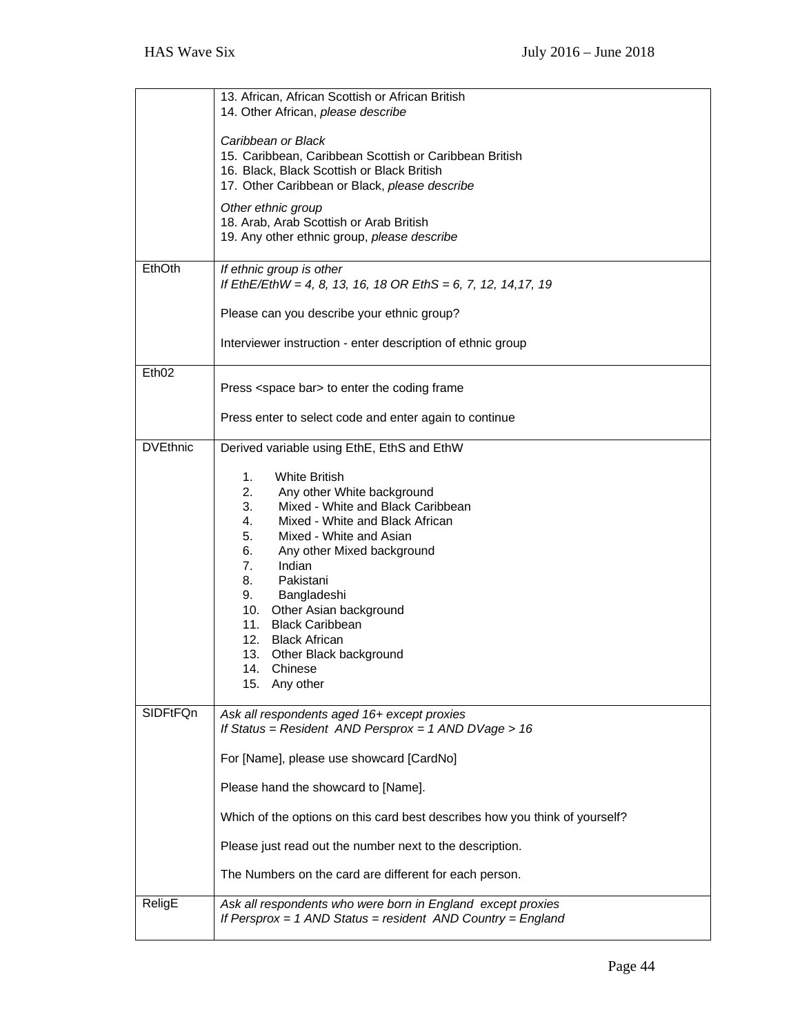| | |
|---|---|
| | 13. African, African Scottish or African British<br>14. Other African, *please describe*<br><br>*Caribbean or Black*<br>15. Caribbean, Caribbean Scottish or Caribbean British<br>16. Black, Black Scottish or Black British<br>17. Other Caribbean or Black, *please describe*<br><br>*Other ethnic group*<br>18. Arab, Arab Scottish or Arab British<br>19. Any other ethnic group, *please describe* |
| EthOth | *If ethnic group is other*<br>*If EthE/EthW = 4, 8, 13, 16, 18 OR EthS = 6, 7, 12, 14,17, 19*<br><br>Please can you describe your ethnic group?<br><br>Interviewer instruction - enter description of ethnic group |
| Eth02 | Press <space bar> to enter the coding frame<br><br>Press enter to select code and enter again to continue |
| DVEthnic | Derived variable using EthE, EthS and EthW<br><br>1. White British<br>2. Any other White background<br>3. Mixed - White and Black Caribbean<br>4. Mixed - White and Black African<br>5. Mixed - White and Asian<br>6. Any other Mixed background<br>7. Indian<br>8. Pakistani<br>9. Bangladeshi<br>10. Other Asian background<br>11. Black Caribbean<br>12. Black African<br>13. Other Black background<br>14. Chinese<br>15. Any other |
| SIDFtFQn | *Ask all respondents aged 16+ except proxies*<br>*If Status = Resident AND Persprox = 1 AND DVage > 16*<br><br>For [Name], please use showcard [CardNo]<br><br>Please hand the showcard to [Name].<br><br>Which of the options on this card best describes how you think of yourself?<br><br>Please just read out the number next to the description.<br><br>The Numbers on the card are different for each person. |
| ReligE | *Ask all respondents who were born in England except proxies*<br>*If Persprox = 1 AND Status = resident AND Country = England* |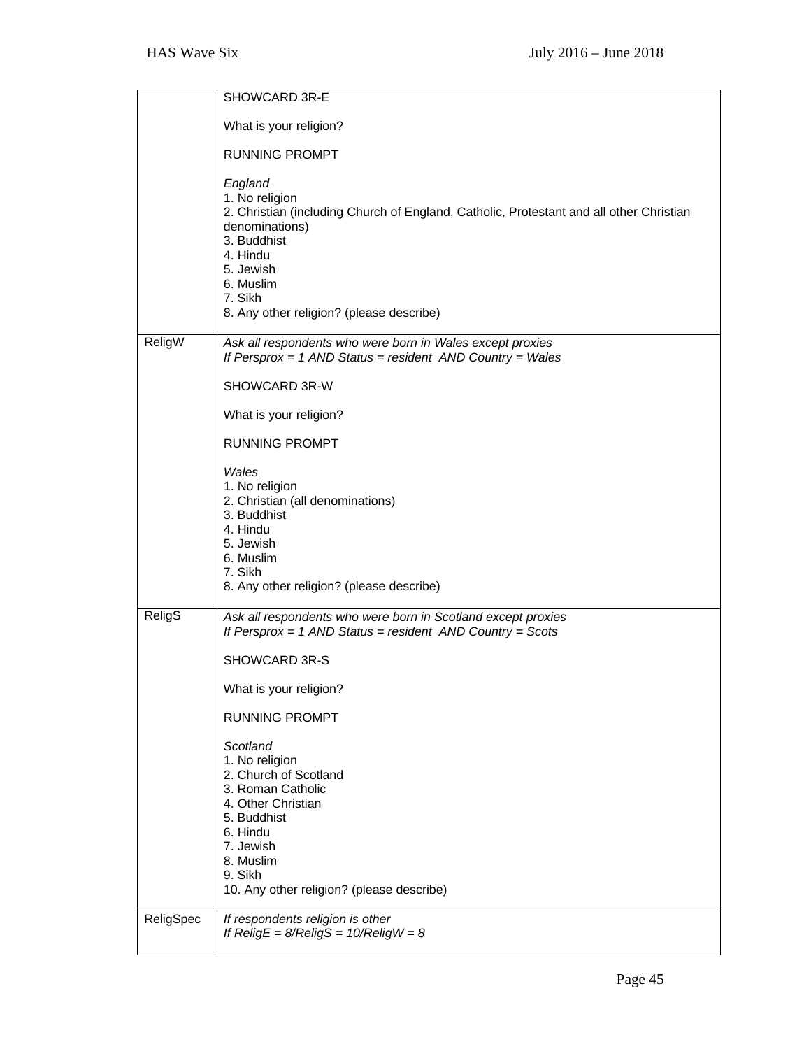| | |
|---|---|
| | SHOWCARD 3R-E<br><br>What is your religion?<br><br>RUNNING PROMPT<br><br>*England*<br>1. No religion<br>2. Christian (including Church of England, Catholic, Protestant and all other Christian denominations)<br>3. Buddhist<br>4. Hindu<br>5. Jewish<br>6. Muslim<br>7. Sikh<br>8. Any other religion? (please describe) |
| ReligW | *Ask all respondents who were born in Wales except proxies*<br>*If Persprox = 1 AND Status = resident AND Country = Wales*<br><br>SHOWCARD 3R-W<br><br>What is your religion?<br><br>RUNNING PROMPT<br><br>*Wales*<br>1. No religion<br>2. Christian (all denominations)<br>3. Buddhist<br>4. Hindu<br>5. Jewish<br>6. Muslim<br>7. Sikh<br>8. Any other religion? (please describe) |
| ReligS | *Ask all respondents who were born in Scotland except proxies*<br>*If Persprox = 1 AND Status = resident AND Country = Scots*<br><br>SHOWCARD 3R-S<br><br>What is your religion?<br><br>RUNNING PROMPT<br><br>*Scotland*<br>1. No religion<br>2. Church of Scotland<br>3. Roman Catholic<br>4. Other Christian<br>5. Buddhist<br>6. Hindu<br>7. Jewish<br>8. Muslim<br>9. Sikh<br>10. Any other religion? (please describe) |
| ReligSpec | *If respondents religion is other*<br>*If ReligE = 8/ReligS = 10/ReligW = 8* |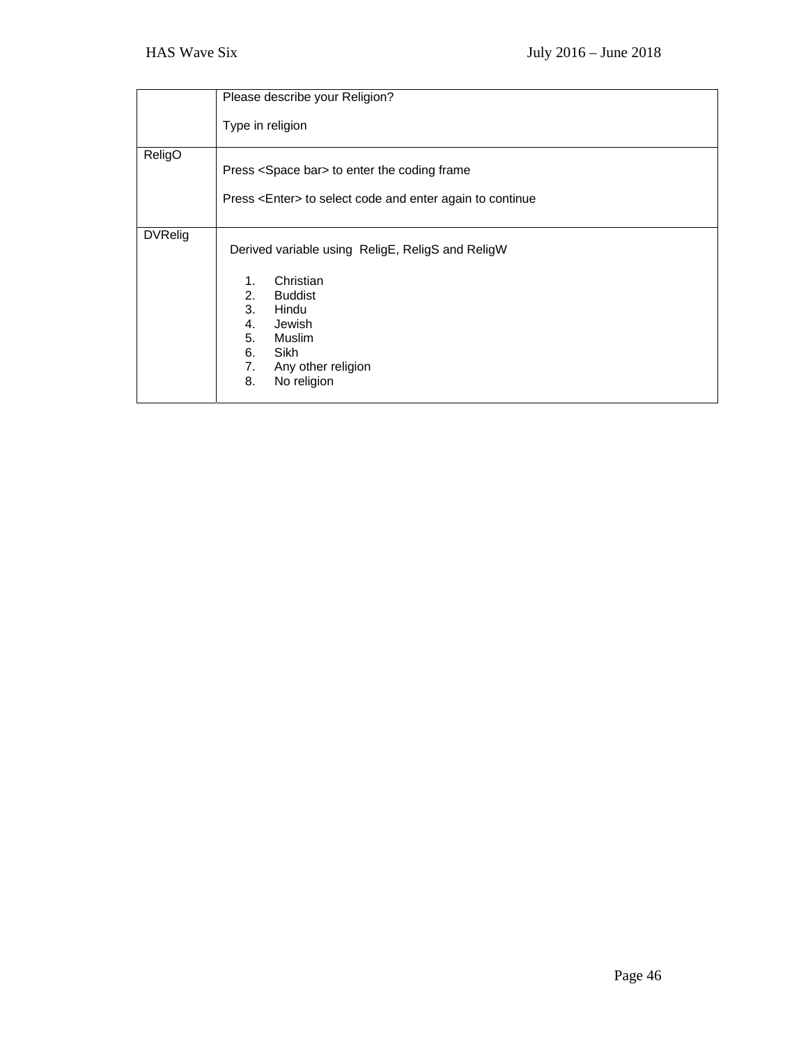| | |
|---|---|
| | Please describe your Religion?<br><br>Type in religion |
| ReligO | Press <Space bar> to enter the coding frame<br><br>Press <Enter> to select code and enter again to continue |
| DVRelig | Derived variable using ReligE, ReligS and ReligW<br><br>1. Christian<br>2. Buddist<br>3. Hindu<br>4. Jewish<br>5. Muslim<br>6. Sikh<br>7. Any other religion<br>8. No religion |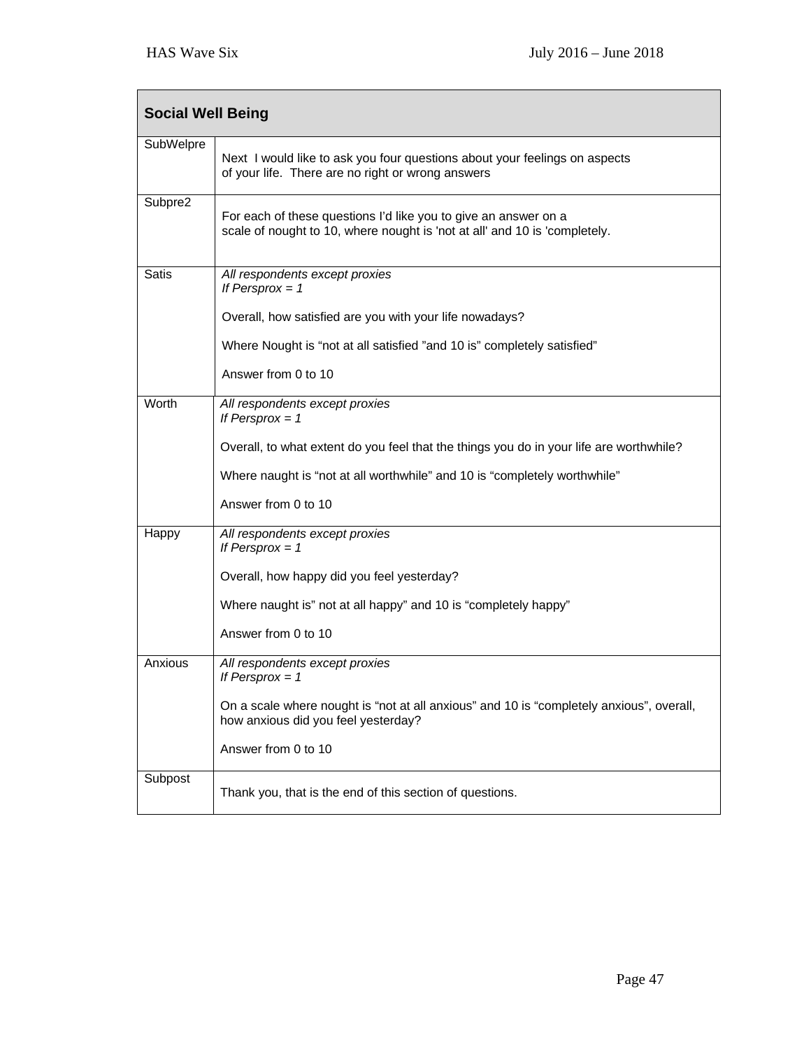| Social Well Being | |
|---|---|
| SubWelpre | Next I would like to ask you four questions about your feelings on aspects of your life. There are no right or wrong answers |
| Subpre2 | For each of these questions I'd like you to give an answer on a scale of nought to 10, where nought is 'not at all' and 10 is 'completely. |
| Satis | *All respondents except proxies*<br>*If Persprox = 1*<br><br>Overall, how satisfied are you with your life nowadays?<br><br>Where Nought is "not at all satisfied "and 10 is" completely satisfied"<br><br>Answer from 0 to 10 |
| Worth | *All respondents except proxies*<br>*If Persprox = 1*<br><br>Overall, to what extent do you feel that the things you do in your life are worthwhile?<br><br>Where naught is "not at all worthwhile" and 10 is "completely worthwhile"<br><br>Answer from 0 to 10 |
| Happy | *All respondents except proxies*<br>*If Persprox = 1*<br><br>Overall, how happy did you feel yesterday?<br><br>Where naught is" not at all happy" and 10 is "completely happy"<br><br>Answer from 0 to 10 |
| Anxious | *All respondents except proxies*<br>*If Persprox = 1*<br><br>On a scale where nought is "not at all anxious" and 10 is "completely anxious", overall, how anxious did you feel yesterday?<br><br>Answer from 0 to 10 |
| Subpost | Thank you, that is the end of this section of questions. |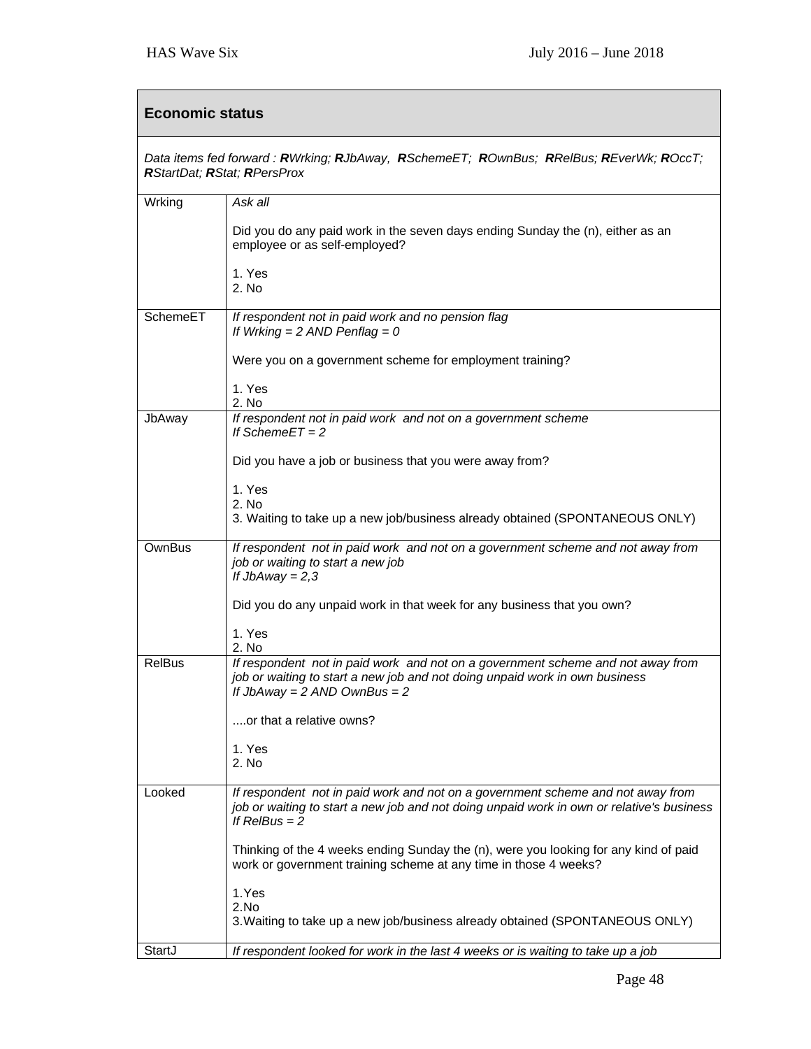## Economic status

*Data items fed forward : **R**Wrking; **R**JbAway, **R**SchemeET; **R**OwnBus; **R**RelBus; **R**EverWk; **R**OccT; **R**StartDat; **R**Stat; **R**PersProx*

| | |
|---|---|
| Wrking | *Ask all*<br><br>Did you do any paid work in the seven days ending Sunday the (n), either as an employee or as self-employed?<br><br>1. Yes<br>2. No |
| SchemeET | *If respondent not in paid work and no pension flag*<br>*If Wrking = 2 AND Penflag = 0*<br><br>Were you on a government scheme for employment training?<br><br>1. Yes<br>2. No |
| JbAway | *If respondent not in paid work and not on a government scheme*<br>*If SchemeET = 2*<br><br>Did you have a job or business that you were away from?<br><br>1. Yes<br>2. No<br>3. Waiting to take up a new job/business already obtained (SPONTANEOUS ONLY) |
| OwnBus | *If respondent not in paid work and not on a government scheme and not away from job or waiting to start a new job*<br>*If JbAway = 2,3*<br><br>Did you do any unpaid work in that week for any business that you own?<br><br>1. Yes<br>2. No |
| RelBus | *If respondent not in paid work and not on a government scheme and not away from job or waiting to start a new job and not doing unpaid work in own business*<br>*If JbAway = 2 AND OwnBus = 2*<br><br>....or that a relative owns?<br><br>1. Yes<br>2. No |
| Looked | *If respondent not in paid work and not on a government scheme and not away from job or waiting to start a new job and not doing unpaid work in own or relative's business*<br>*If RelBus = 2*<br><br>Thinking of the 4 weeks ending Sunday the (n), were you looking for any kind of paid work or government training scheme at any time in those 4 weeks?<br><br>1.Yes<br>2.No<br>3.Waiting to take up a new job/business already obtained (SPONTANEOUS ONLY) |
| StartJ | *If respondent looked for work in the last 4 weeks or is waiting to take up a job* |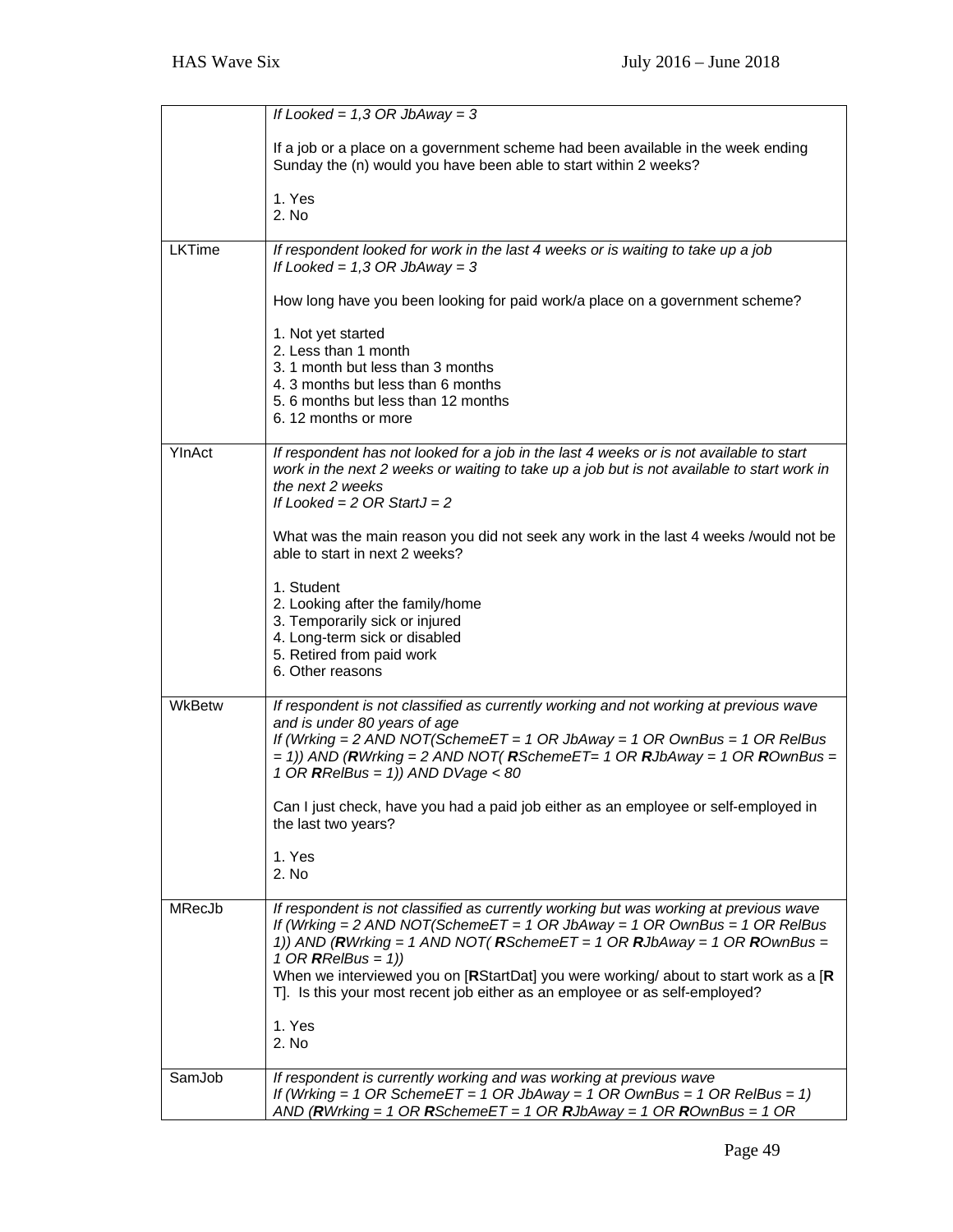| | |
|---|---|
| | *If Looked = 1,3 OR JbAway = 3*<br><br>If a job or a place on a government scheme had been available in the week ending Sunday the (n) would you have been able to start within 2 weeks?<br><br>1. Yes<br>2. No |
| LKTime | *If respondent looked for work in the last 4 weeks or is waiting to take up a job*<br>*If Looked = 1,3 OR JbAway = 3*<br><br>How long have you been looking for paid work/a place on a government scheme?<br><br>1. Not yet started<br>2. Less than 1 month<br>3. 1 month but less than 3 months<br>4. 3 months but less than 6 months<br>5. 6 months but less than 12 months<br>6. 12 months or more |
| YInAct | *If respondent has not looked for a job in the last 4 weeks or is not available to start work in the next 2 weeks or waiting to take up a job but is not available to start work in the next 2 weeks*<br>*If Looked = 2 OR StartJ = 2*<br><br>What was the main reason you did not seek any work in the last 4 weeks /would not be able to start in next 2 weeks?<br><br>1. Student<br>2. Looking after the family/home<br>3. Temporarily sick or injured<br>4. Long-term sick or disabled<br>5. Retired from paid work<br>6. Other reasons |
| WkBetw | *If respondent is not classified as currently working and not working at previous wave and is under 80 years of age*<br>*If (Wrking = 2 AND NOT(SchemeET = 1 OR JbAway = 1 OR OwnBus = 1 OR RelBus = 1)) AND (**R**Wrking = 2 AND NOT( **R**SchemeET= 1 OR **R**JbAway = 1 OR **R**OwnBus = 1 OR **R**RelBus = 1)) AND DVage < 80*<br><br>Can I just check, have you had a paid job either as an employee or self-employed in the last two years?<br><br>1. Yes<br>2. No |
| MRecJb | *If respondent is not classified as currently working but was working at previous wave*<br>*If (Wrking = 2 AND NOT(SchemeET = 1 OR JbAway = 1 OR OwnBus = 1 OR RelBus 1)) AND (**R**Wrking = 1 AND NOT( **R**SchemeET = 1 OR **R**JbAway = 1 OR **R**OwnBus = 1 OR **R**RelBus = 1))*<br>When we interviewed you on [**R**StartDat] you were working/ about to start work as a [**R** T]. Is this your most recent job either as an employee or as self-employed?<br><br>1. Yes<br>2. No |
| SamJob | *If respondent is currently working and was working at previous wave*<br>*If (Wrking = 1 OR SchemeET = 1 OR JbAway = 1 OR OwnBus = 1 OR RelBus = 1) AND (**R**Wrking = 1 OR **R**SchemeET = 1 OR **R**JbAway = 1 OR **R**OwnBus = 1 OR* |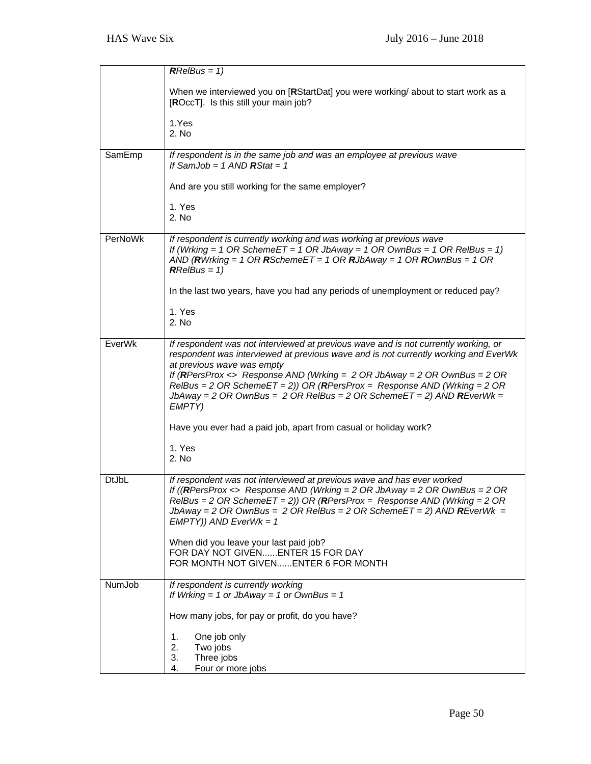| | |
|---|---|
| | ***R**RelBus = 1)*<br><br>When we interviewed you on [**R**StartDat] you were working/ about to start work as a [**R**OccT]. Is this still your main job?<br><br>1.Yes<br>2. No |
| SamEmp | *If respondent is in the same job and was an employee at previous wave*<br>*If SamJob = 1 AND **R**Stat = 1*<br><br>And are you still working for the same employer?<br><br>1. Yes<br>2. No |
| PerNoWk | *If respondent is currently working and was working at previous wave*<br>*If (Wrking = 1 OR SchemeET = 1 OR JbAway = 1 OR OwnBus = 1 OR RelBus = 1) AND (**R**Wrking = 1 OR **R**SchemeET = 1 OR **R**JbAway = 1 OR **R**OwnBus = 1 OR **R**RelBus = 1)*<br><br>In the last two years, have you had any periods of unemployment or reduced pay?<br><br>1. Yes<br>2. No |
| EverWk | *If respondent was not interviewed at previous wave and is not currently working, or respondent was interviewed at previous wave and is not currently working and EverWk at previous wave was empty*<br>*If (**R**PersProx <> Response AND (Wrking = 2 OR JbAway = 2 OR OwnBus = 2 OR RelBus = 2 OR SchemeET = 2)) OR (**R**PersProx = Response AND (Wrking = 2 OR JbAway = 2 OR OwnBus = 2 OR RelBus = 2 OR SchemeET = 2) AND **R**EverWk = EMPTY)*<br><br>Have you ever had a paid job, apart from casual or holiday work?<br><br>1. Yes<br>2. No |
| DtJbL | *If respondent was not interviewed at previous wave and has ever worked*<br>*If ((**R**PersProx <> Response AND (Wrking = 2 OR JbAway = 2 OR OwnBus = 2 OR RelBus = 2 OR SchemeET = 2)) OR (**R**PersProx = Response AND (Wrking = 2 OR JbAway = 2 OR OwnBus = 2 OR RelBus = 2 OR SchemeET = 2) AND **R**EverWk = EMPTY)) AND EverWk = 1*<br><br>When did you leave your last paid job?<br>FOR DAY NOT GIVEN......ENTER 15 FOR DAY<br>FOR MONTH NOT GIVEN......ENTER 6 FOR MONTH |
| NumJob | *If respondent is currently working*<br>*If Wrking = 1 or JbAway = 1 or OwnBus = 1*<br><br>How many jobs, for pay or profit, do you have?<br><br>1. One job only<br>2. Two jobs<br>3. Three jobs<br>4. Four or more jobs |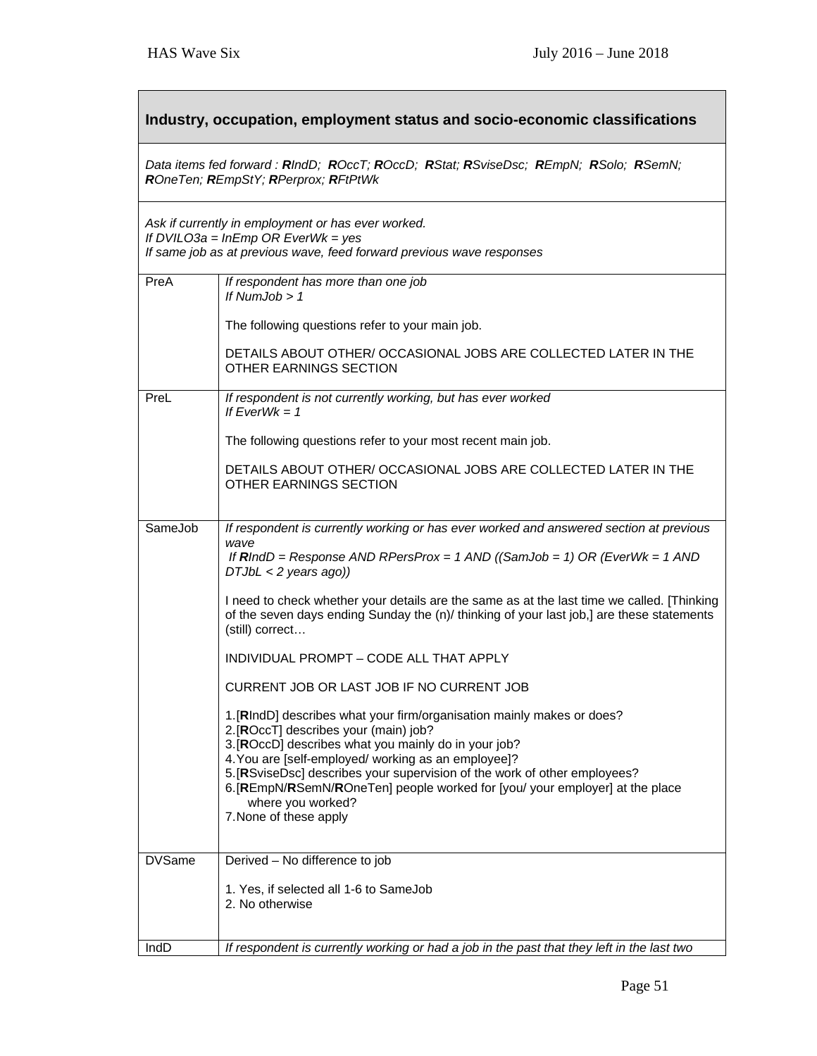## Industry, occupation, employment status and socio-economic classifications

*Data items fed forward : **R**IndD; **R**OccT; **R**OccD; **R**Stat; **R**SviseDsc; **R**EmpN; **R**Solo; **R**SemN; **R**OneTen; **R**EmpStY; **R**Perprox; **R**FtPtWk*

*Ask if currently in employment or has ever worked.*
*If DVILO3a = InEmp OR EverWk = yes*
*If same job as at previous wave, feed forward previous wave responses*

| | |
|---|---|
| PreA | *If respondent has more than one job*<br>*If NumJob > 1*<br><br>The following questions refer to your main job.<br><br>DETAILS ABOUT OTHER/ OCCASIONAL JOBS ARE COLLECTED LATER IN THE OTHER EARNINGS SECTION |
| PreL | *If respondent is not currently working, but has ever worked*<br>*If EverWk = 1*<br><br>The following questions refer to your most recent main job.<br><br>DETAILS ABOUT OTHER/ OCCASIONAL JOBS ARE COLLECTED LATER IN THE OTHER EARNINGS SECTION |
| SameJob | *If respondent is currently working or has ever worked and answered section at previous wave*<br>*If **R**IndD = Response AND RPersProx = 1 AND ((SamJob = 1) OR (EverWk = 1 AND DTJbL < 2 years ago))*<br><br>I need to check whether your details are the same as at the last time we called. [Thinking of the seven days ending Sunday the (n)/ thinking of your last job,] are these statements (still) correct…<br><br>INDIVIDUAL PROMPT – CODE ALL THAT APPLY<br><br>CURRENT JOB OR LAST JOB IF NO CURRENT JOB<br><br>1.[**R**IndD] describes what your firm/organisation mainly makes or does?<br>2.[**R**OccT] describes your (main) job?<br>3.[**R**OccD] describes what you mainly do in your job?<br>4.You are [self-employed/ working as an employee]?<br>5.[**R**SviseDsc] describes your supervision of the work of other employees?<br>6.[**R**EmpN/**R**SemN/**R**OneTen] people worked for [you/ your employer] at the place where you worked?<br>7.None of these apply |
| DVSame | Derived – No difference to job<br><br>1. Yes, if selected all 1-6 to SameJob<br>2. No otherwise |
| IndD | *If respondent is currently working or had a job in the past that they left in the last two* |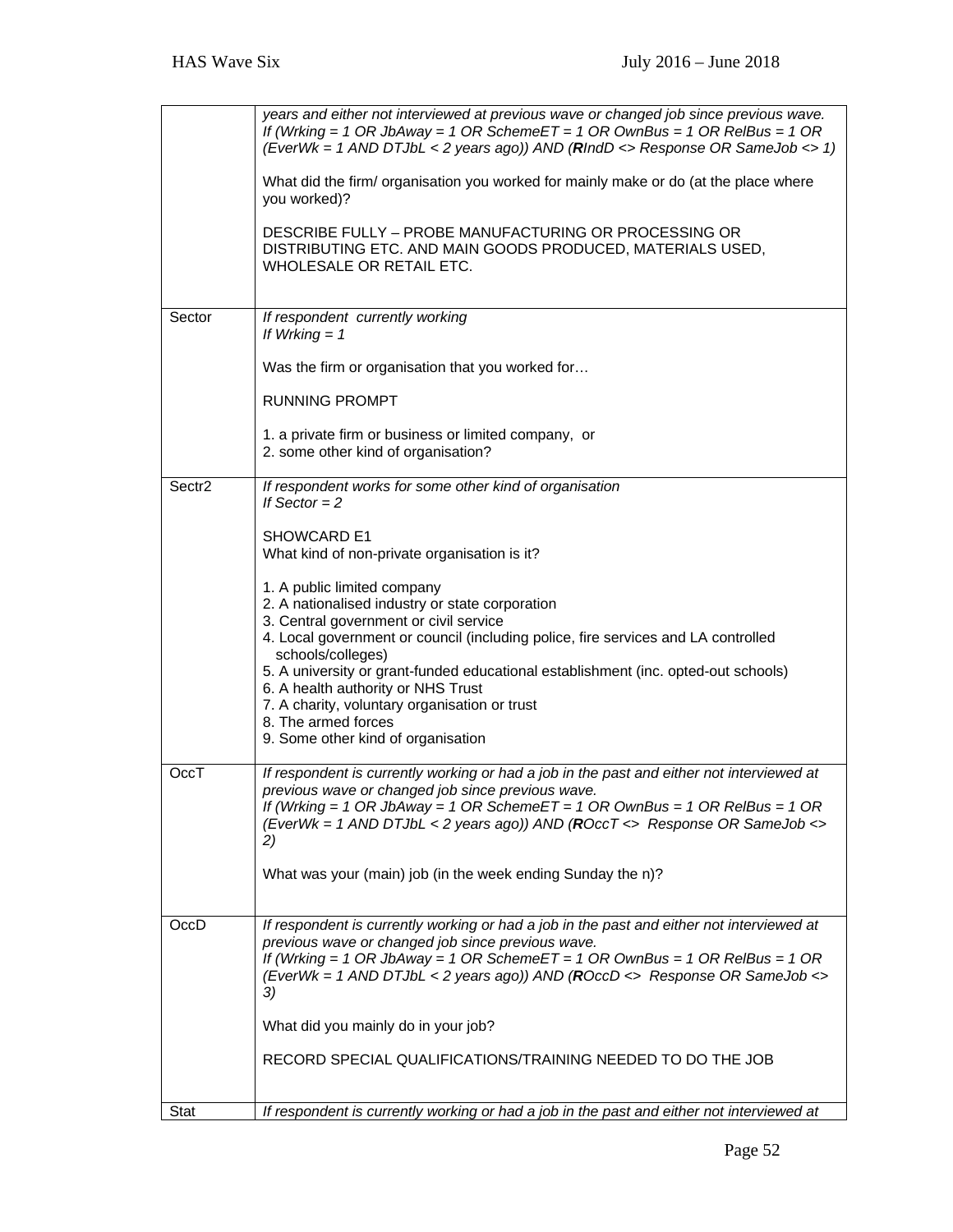| | |
|---|---|
| | *years and either not interviewed at previous wave or changed job since previous wave.*<br>*If (Wrking = 1 OR JbAway = 1 OR SchemeET = 1 OR OwnBus = 1 OR RelBus = 1 OR (EverWk = 1 AND DTJbL < 2 years ago)) AND (**R**IndD <> Response OR SameJob <> 1)*<br><br>What did the firm/ organisation you worked for mainly make or do (at the place where you worked)?<br><br>DESCRIBE FULLY – PROBE MANUFACTURING OR PROCESSING OR DISTRIBUTING ETC. AND MAIN GOODS PRODUCED, MATERIALS USED, WHOLESALE OR RETAIL ETC. |
| Sector | *If respondent currently working*<br>*If Wrking = 1*<br><br>Was the firm or organisation that you worked for…<br><br>RUNNING PROMPT<br><br>1. a private firm or business or limited company, or<br>2. some other kind of organisation? |
| Sectr2 | *If respondent works for some other kind of organisation*<br>*If Sector = 2*<br><br>SHOWCARD E1<br>What kind of non-private organisation is it?<br><br>1. A public limited company<br>2. A nationalised industry or state corporation<br>3. Central government or civil service<br>4. Local government or council (including police, fire services and LA controlled schools/colleges)<br>5. A university or grant-funded educational establishment (inc. opted-out schools)<br>6. A health authority or NHS Trust<br>7. A charity, voluntary organisation or trust<br>8. The armed forces<br>9. Some other kind of organisation |
| OccT | *If respondent is currently working or had a job in the past and either not interviewed at previous wave or changed job since previous wave.*<br>*If (Wrking = 1 OR JbAway = 1 OR SchemeET = 1 OR OwnBus = 1 OR RelBus = 1 OR (EverWk = 1 AND DTJbL < 2 years ago)) AND (**R**OccT <> Response OR SameJob <> 2)*<br><br>What was your (main) job (in the week ending Sunday the n)? |
| OccD | *If respondent is currently working or had a job in the past and either not interviewed at previous wave or changed job since previous wave.*<br>*If (Wrking = 1 OR JbAway = 1 OR SchemeET = 1 OR OwnBus = 1 OR RelBus = 1 OR (EverWk = 1 AND DTJbL < 2 years ago)) AND (**R**OccD <> Response OR SameJob <> 3)*<br><br>What did you mainly do in your job?<br><br>RECORD SPECIAL QUALIFICATIONS/TRAINING NEEDED TO DO THE JOB |
| Stat | *If respondent is currently working or had a job in the past and either not interviewed at* |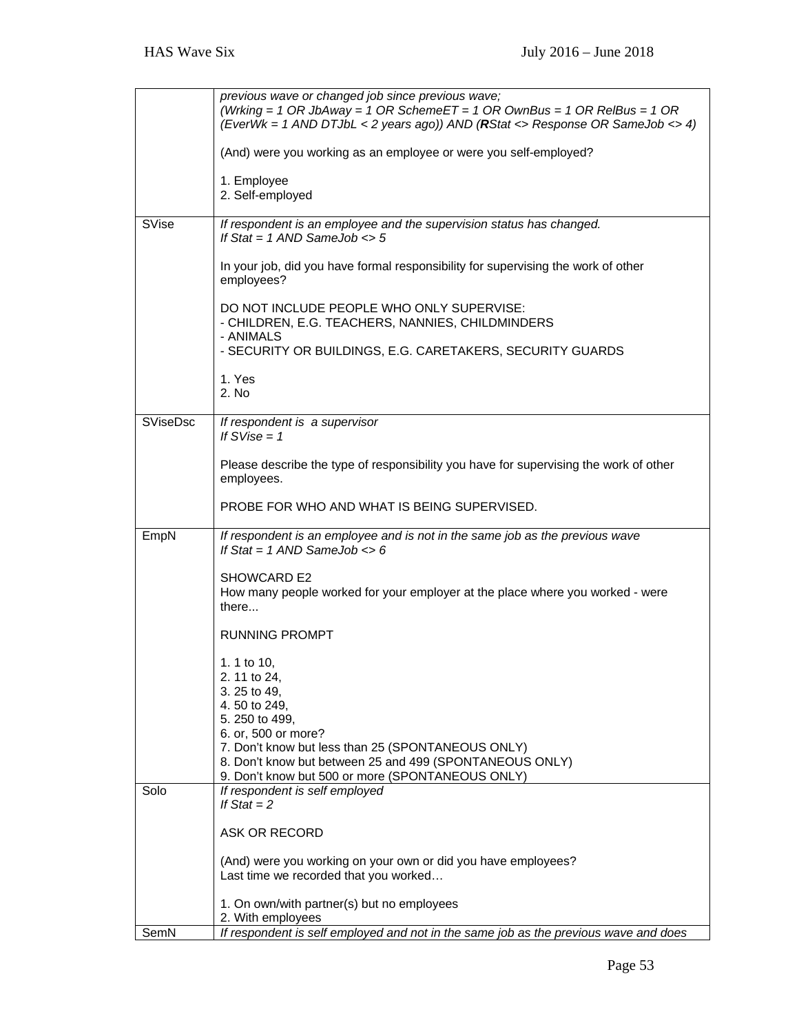| | |
|---|---|
| | *previous wave or changed job since previous wave;*<br>*(Wrking = 1 OR JbAway = 1 OR SchemeET = 1 OR OwnBus = 1 OR RelBus = 1 OR (EverWk = 1 AND DTJbL < 2 years ago)) AND (**R**Stat <> Response OR SameJob <> 4)*<br><br>(And) were you working as an employee or were you self-employed?<br><br>1. Employee<br>2. Self-employed |
| SVise | *If respondent is an employee and the supervision status has changed.*<br>*If Stat = 1 AND SameJob <> 5*<br><br>In your job, did you have formal responsibility for supervising the work of other employees?<br><br>DO NOT INCLUDE PEOPLE WHO ONLY SUPERVISE:<br>- CHILDREN, E.G. TEACHERS, NANNIES, CHILDMINDERS<br>- ANIMALS<br>- SECURITY OR BUILDINGS, E.G. CARETAKERS, SECURITY GUARDS<br><br>1. Yes<br>2. No |
| SViseDsc | *If respondent is a supervisor*<br>*If SVise = 1*<br><br>Please describe the type of responsibility you have for supervising the work of other employees.<br><br>PROBE FOR WHO AND WHAT IS BEING SUPERVISED. |
| EmpN | *If respondent is an employee and is not in the same job as the previous wave*<br>*If Stat = 1 AND SameJob <> 6*<br><br>SHOWCARD E2<br>How many people worked for your employer at the place where you worked - were there...<br><br>RUNNING PROMPT<br><br>1. 1 to 10,<br>2. 11 to 24,<br>3. 25 to 49,<br>4. 50 to 249,<br>5. 250 to 499,<br>6. or, 500 or more?<br>7. Don't know but less than 25 (SPONTANEOUS ONLY)<br>8. Don't know but between 25 and 499 (SPONTANEOUS ONLY)<br>9. Don't know but 500 or more (SPONTANEOUS ONLY) |
| Solo | *If respondent is self employed*<br>*If Stat = 2*<br><br>ASK OR RECORD<br><br>(And) were you working on your own or did you have employees?<br>Last time we recorded that you worked…<br><br>1. On own/with partner(s) but no employees<br>2. With employees |
| SemN | *If respondent is self employed and not in the same job as the previous wave and does* |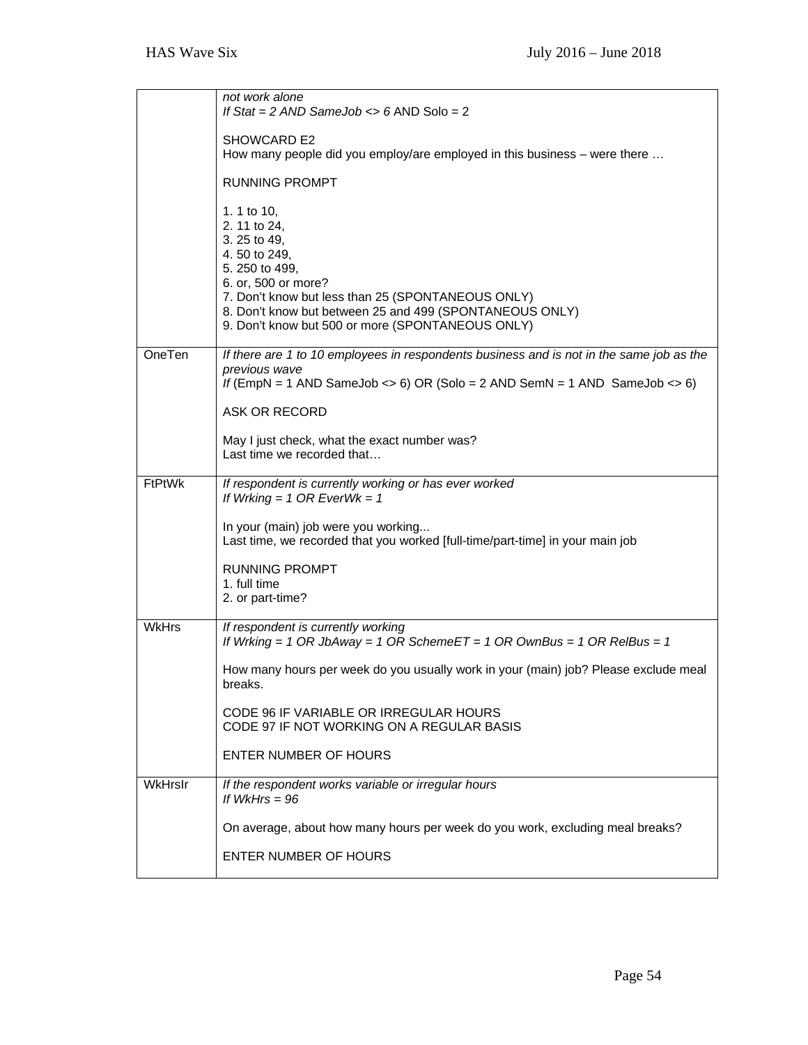| | |
|---|---|
| | *not work alone*<br>*If Stat = 2 AND SameJob <> 6* AND Solo = 2<br><br>SHOWCARD E2<br>How many people did you employ/are employed in this business – were there …<br><br>RUNNING PROMPT<br><br>1. 1 to 10,<br>2. 11 to 24,<br>3. 25 to 49,<br>4. 50 to 249,<br>5. 250 to 499,<br>6. or, 500 or more?<br>7. Don't know but less than 25 (SPONTANEOUS ONLY)<br>8. Don't know but between 25 and 499 (SPONTANEOUS ONLY)<br>9. Don't know but 500 or more (SPONTANEOUS ONLY) |
| OneTen | *If there are 1 to 10 employees in respondents business and is not in the same job as the previous wave*<br>*If* (EmpN = 1 AND SameJob <> 6) OR (Solo = 2 AND SemN = 1 AND SameJob <> 6)<br><br>ASK OR RECORD<br><br>May I just check, what the exact number was?<br>Last time we recorded that… |
| FtPtWk | *If respondent is currently working or has ever worked*<br>*If Wrking = 1 OR EverWk = 1*<br><br>In your (main) job were you working...<br>Last time, we recorded that you worked [full-time/part-time] in your main job<br><br>RUNNING PROMPT<br>1. full time<br>2. or part-time? |
| WkHrs | *If respondent is currently working*<br>*If Wrking = 1 OR JbAway = 1 OR SchemeET = 1 OR OwnBus = 1 OR RelBus = 1*<br><br>How many hours per week do you usually work in your (main) job? Please exclude meal breaks.<br><br>CODE 96 IF VARIABLE OR IRREGULAR HOURS<br>CODE 97 IF NOT WORKING ON A REGULAR BASIS<br><br>ENTER NUMBER OF HOURS |
| WkHrsIr | *If the respondent works variable or irregular hours*<br>*If WkHrs = 96*<br><br>On average, about how many hours per week do you work, excluding meal breaks?<br><br>ENTER NUMBER OF HOURS |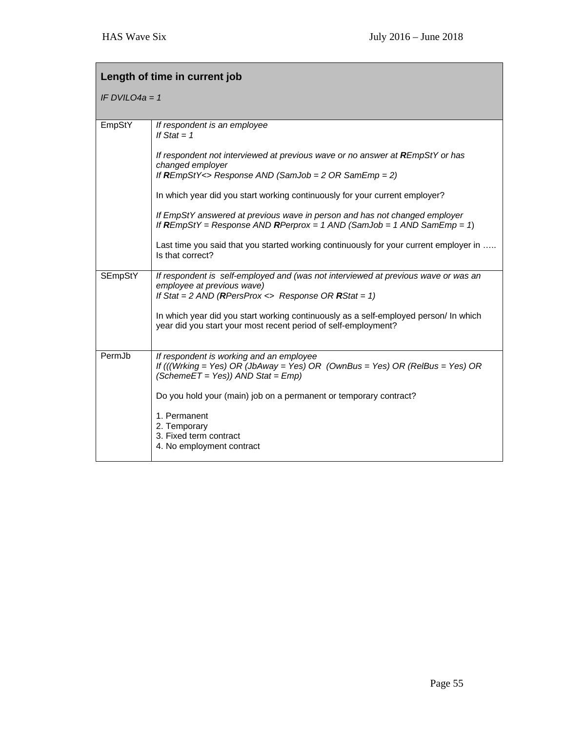| **Length of time in current job**<br><br>*IF DVILO4a = 1* | |
|---|---|
| EmpStY | *If respondent is an employee*<br>*If Stat = 1*<br><br>*If respondent not interviewed at previous wave or no answer at **R**EmpStY or has changed employer*<br>*If **R**EmpStY<> Response AND (SamJob = 2 OR SamEmp = 2)*<br><br>In which year did you start working continuously for your current employer?<br><br>*If EmpStY answered at previous wave in person and has not changed employer*<br>*If **R**EmpStY = Response AND **R**Perprox = 1 AND (SamJob = 1 AND SamEmp = 1)*<br><br>Last time you said that you started working continuously for your current employer in ….. Is that correct? |
| SEmpStY | *If respondent is self-employed and (was not interviewed at previous wave or was an employee at previous wave)*<br>*If Stat = 2 AND (**R**PersProx <> Response OR **R**Stat = 1)*<br><br>In which year did you start working continuously as a self-employed person/ In which year did you start your most recent period of self-employment? |
| PermJb | *If respondent is working and an employee*<br>*If (((Wrking = Yes) OR (JbAway = Yes) OR (OwnBus = Yes) OR (RelBus = Yes) OR (SchemeET = Yes)) AND Stat = Emp)*<br><br>Do you hold your (main) job on a permanent or temporary contract?<br><br>1. Permanent<br>2. Temporary<br>3. Fixed term contract<br>4. No employment contract |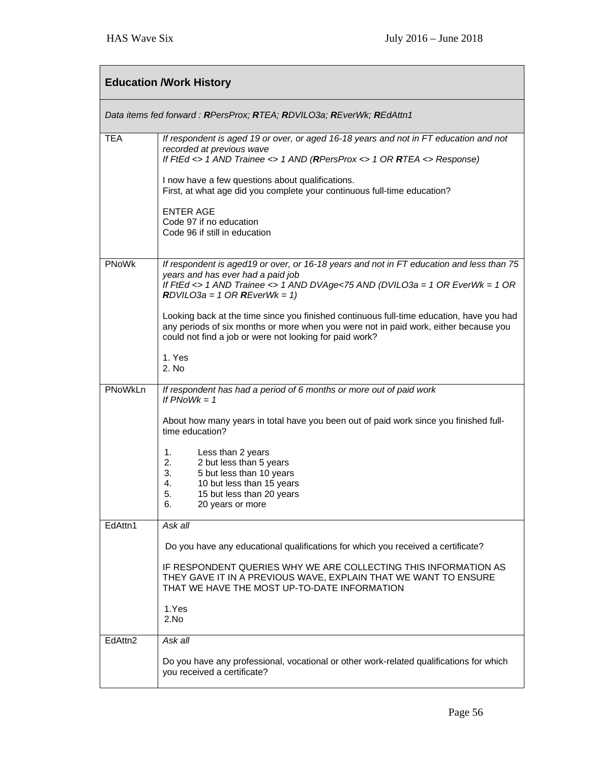## Education /Work History

*Data items fed forward : **R**PersProx; **R**TEA; **R**DVILO3a; **R**EverWk; **R**EdAttn1*

| | |
|---|---|
| TEA | *If respondent is aged 19 or over, or aged 16-18 years and not in FT education and not recorded at previous wave*<br>*If FtEd <> 1 AND Trainee <> 1 AND (**R**PersProx <> 1 OR **R**TEA <> Response)*<br><br>I now have a few questions about qualifications.<br>First, at what age did you complete your continuous full-time education?<br><br>ENTER AGE<br>Code 97 if no education<br>Code 96 if still in education |
| PNoWk | *If respondent is aged19 or over, or 16-18 years and not in FT education and less than 75 years and has ever had a paid job*<br>*If FtEd <> 1 AND Trainee <> 1 AND DVAge<75 AND (DVILO3a = 1 OR EverWk = 1 OR **R**DVILO3a = 1 OR **R**EverWk = 1)*<br><br>Looking back at the time since you finished continuous full-time education, have you had any periods of six months or more when you were not in paid work, either because you could not find a job or were not looking for paid work?<br><br>1. Yes<br>2. No |
| PNoWkLn | *If respondent has had a period of 6 months or more out of paid work*<br>*If PNoWk = 1*<br><br>About how many years in total have you been out of paid work since you finished full-time education?<br><br>1. Less than 2 years<br>2. 2 but less than 5 years<br>3. 5 but less than 10 years<br>4. 10 but less than 15 years<br>5. 15 but less than 20 years<br>6. 20 years or more |
| EdAttn1 | *Ask all*<br><br>Do you have any educational qualifications for which you received a certificate?<br><br>IF RESPONDENT QUERIES WHY WE ARE COLLECTING THIS INFORMATION AS THEY GAVE IT IN A PREVIOUS WAVE, EXPLAIN THAT WE WANT TO ENSURE THAT WE HAVE THE MOST UP-TO-DATE INFORMATION<br><br>1.Yes<br>2.No |
| EdAttn2 | *Ask all*<br><br>Do you have any professional, vocational or other work-related qualifications for which you received a certificate? |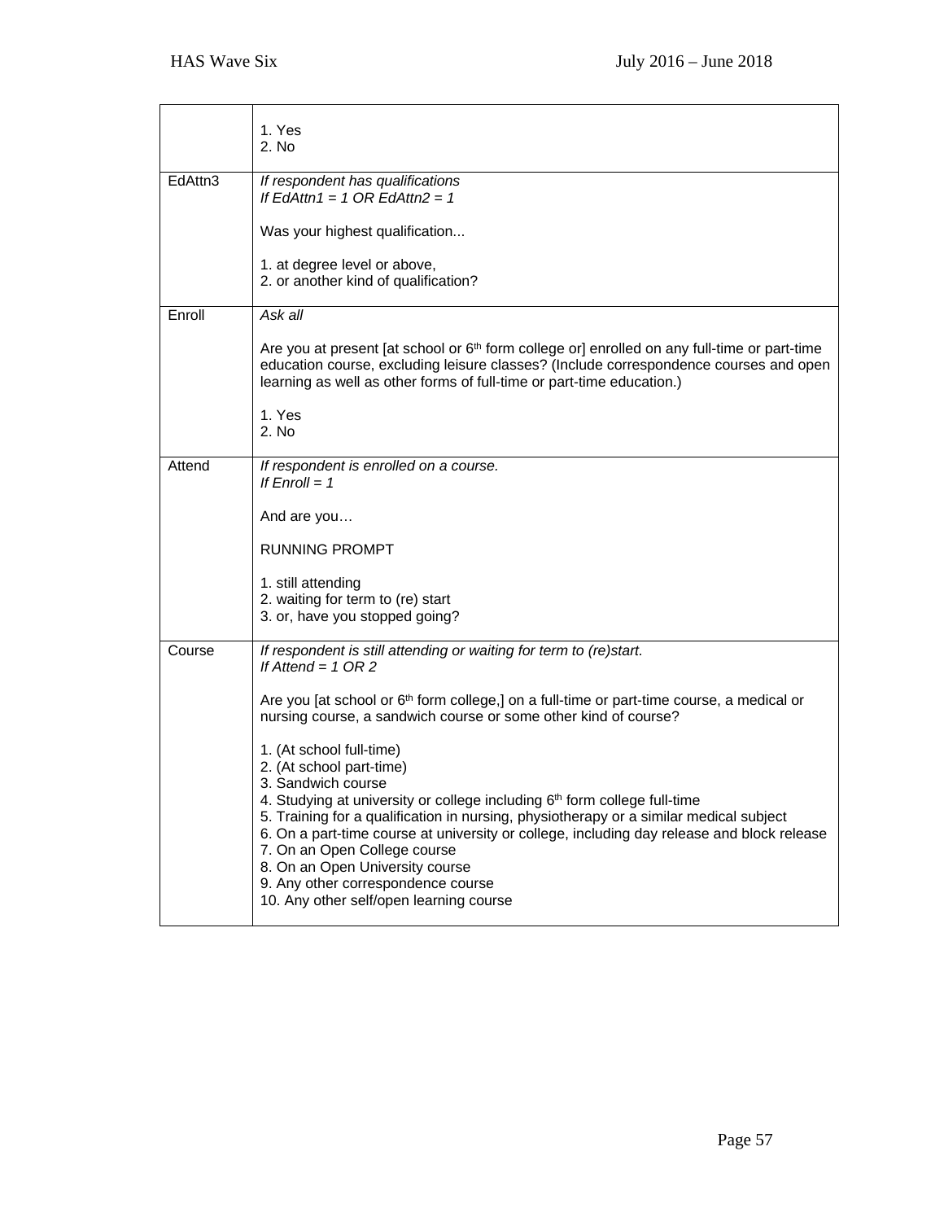|  |  |
|---|---|
|  | 1. Yes<br>2. No |
| EdAttn3 | *If respondent has qualifications*<br>*If EdAttn1 = 1 OR EdAttn2 = 1*<br><br>Was your highest qualification...<br><br>1. at degree level or above,<br>2. or another kind of qualification? |
| Enroll | *Ask all*<br><br>Are you at present [at school or 6th form college or] enrolled on any full-time or part-time education course, excluding leisure classes? (Include correspondence courses and open learning as well as other forms of full-time or part-time education.)<br><br>1. Yes<br>2. No |
| Attend | *If respondent is enrolled on a course.*<br>*If Enroll = 1*<br><br>And are you…<br><br>RUNNING PROMPT<br><br>1. still attending<br>2. waiting for term to (re) start<br>3. or, have you stopped going? |
| Course | *If respondent is still attending or waiting for term to (re)start.*<br>*If Attend = 1 OR 2*<br><br>Are you [at school or 6th form college,] on a full-time or part-time course, a medical or nursing course, a sandwich course or some other kind of course?<br><br>1. (At school full-time)<br>2. (At school part-time)<br>3. Sandwich course<br>4. Studying at university or college including 6th form college full-time<br>5. Training for a qualification in nursing, physiotherapy or a similar medical subject<br>6. On a part-time course at university or college, including day release and block release<br>7. On an Open College course<br>8. On an Open University course<br>9. Any other correspondence course<br>10. Any other self/open learning course |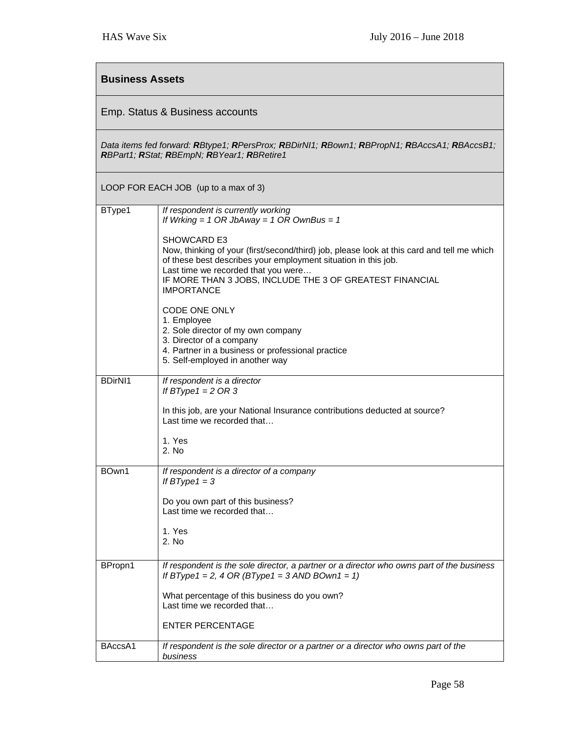**Business Assets**

Emp. Status & Business accounts

*Data items fed forward: **R**Btype1; **R**PersProx; **R**BDirNI1; **R**Bown1; **R**BPropN1; **R**BAccsA1; **R**BAccsB1; **R**BPart1; **R**Stat; **R**BEmpN; **R**BYear1; **R**BRetire1*

LOOP FOR EACH JOB (up to a max of 3)

| | |
|---|---|
| BType1 | *If respondent is currently working*<br>*If Wrking = 1 OR JbAway = 1 OR OwnBus = 1*<br><br>SHOWCARD E3<br>Now, thinking of your (first/second/third) job, please look at this card and tell me which of these best describes your employment situation in this job.<br>Last time we recorded that you were…<br>IF MORE THAN 3 JOBS, INCLUDE THE 3 OF GREATEST FINANCIAL IMPORTANCE<br><br>CODE ONE ONLY<br>1. Employee<br>2. Sole director of my own company<br>3. Director of a company<br>4. Partner in a business or professional practice<br>5. Self-employed in another way |
| BDirNI1 | *If respondent is a director*<br>*If BType1 = 2 OR 3*<br><br>In this job, are your National Insurance contributions deducted at source?<br>Last time we recorded that…<br><br>1. Yes<br>2. No |
| BOwn1 | *If respondent is a director of a company*<br>*If BType1 = 3*<br><br>Do you own part of this business?<br>Last time we recorded that…<br><br>1. Yes<br>2. No |
| BPropn1 | *If respondent is the sole director, a partner or a director who owns part of the business*<br>*If BType1 = 2, 4 OR (BType1 = 3 AND BOwn1 = 1)*<br><br>What percentage of this business do you own?<br>Last time we recorded that…<br><br>ENTER PERCENTAGE |
| BAccsA1 | *If respondent is the sole director or a partner or a director who owns part of the business* |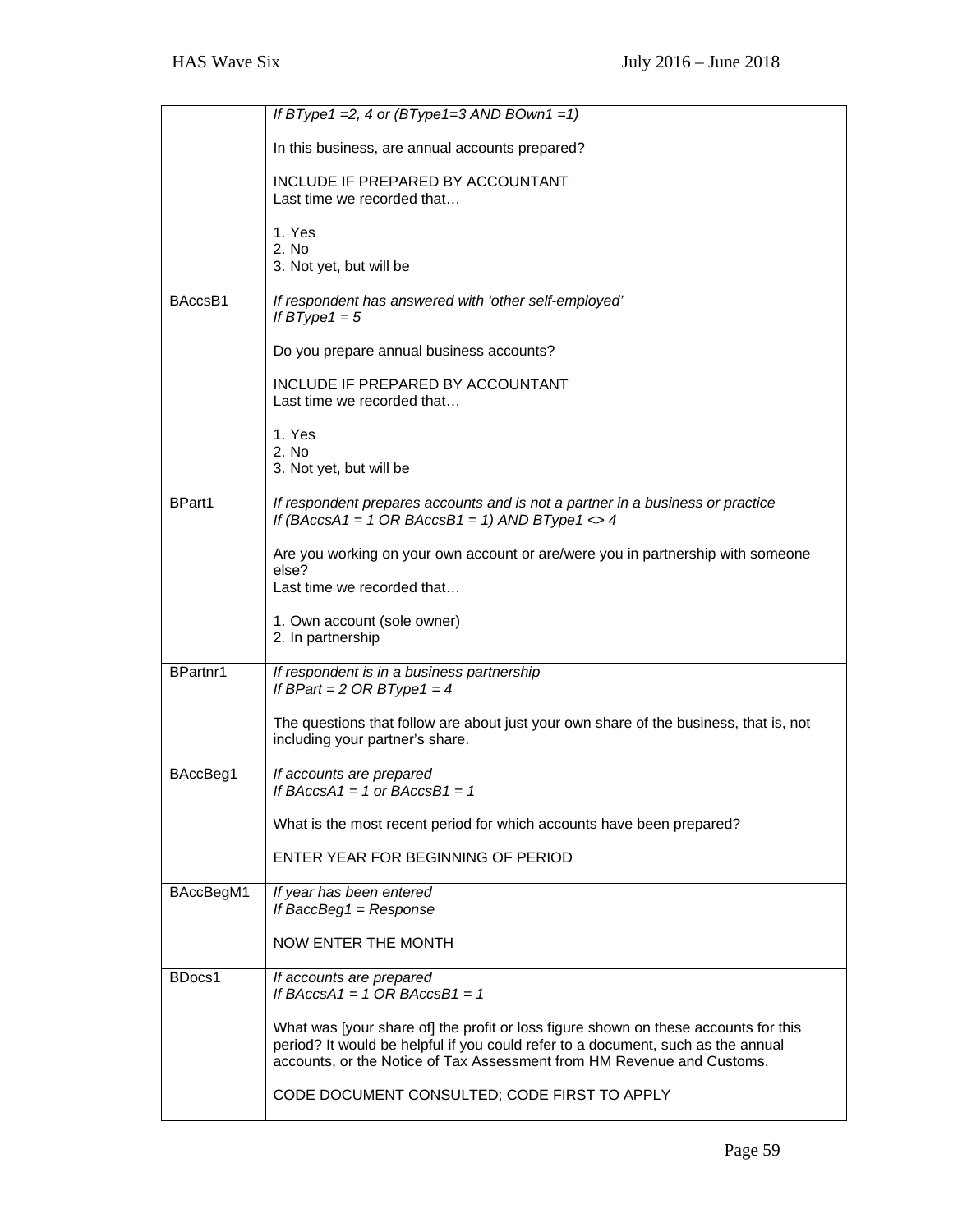| | |
|---|---|
| | *If BType1 =2, 4 or (BType1=3 AND BOwn1 =1)*<br><br>In this business, are annual accounts prepared?<br><br>INCLUDE IF PREPARED BY ACCOUNTANT<br>Last time we recorded that…<br><br>1. Yes<br>2. No<br>3. Not yet, but will be |
| BAccsB1 | *If respondent has answered with 'other self-employed'*<br>*If BType1 = 5*<br><br>Do you prepare annual business accounts?<br><br>INCLUDE IF PREPARED BY ACCOUNTANT<br>Last time we recorded that…<br><br>1. Yes<br>2. No<br>3. Not yet, but will be |
| BPart1 | *If respondent prepares accounts and is not a partner in a business or practice*<br>*If (BAccsA1 = 1 OR BAccsB1 = 1) AND BType1 <> 4*<br><br>Are you working on your own account or are/were you in partnership with someone else?<br>Last time we recorded that…<br><br>1. Own account (sole owner)<br>2. In partnership |
| BPartnr1 | *If respondent is in a business partnership*<br>*If BPart = 2 OR BType1 = 4*<br><br>The questions that follow are about just your own share of the business, that is, not including your partner's share. |
| BAccBeg1 | *If accounts are prepared*<br>*If BAccsA1 = 1 or BAccsB1 = 1*<br><br>What is the most recent period for which accounts have been prepared?<br><br>ENTER YEAR FOR BEGINNING OF PERIOD |
| BAccBegM1 | *If year has been entered*<br>*If BaccBeg1 = Response*<br><br>NOW ENTER THE MONTH |
| BDocs1 | *If accounts are prepared*<br>*If BAccsA1 = 1 OR BAccsB1 = 1*<br><br>What was [your share of] the profit or loss figure shown on these accounts for this period? It would be helpful if you could refer to a document, such as the annual accounts, or the Notice of Tax Assessment from HM Revenue and Customs.<br><br>CODE DOCUMENT CONSULTED; CODE FIRST TO APPLY |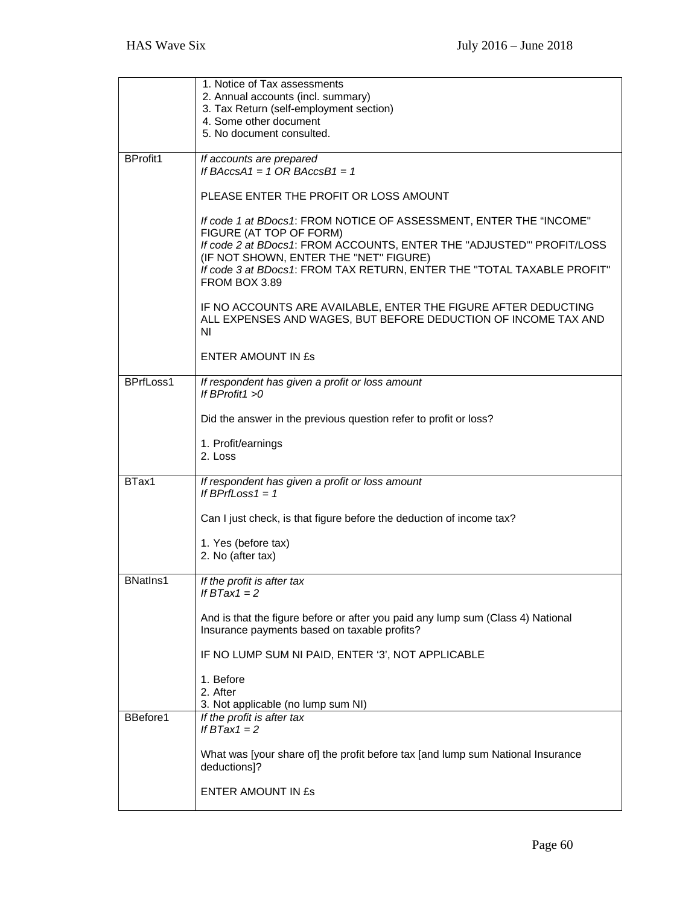| | |
|---|---|
| | 1. Notice of Tax assessments<br>2. Annual accounts (incl. summary)<br>3. Tax Return (self-employment section)<br>4. Some other document<br>5. No document consulted. |
| BProfit1 | *If accounts are prepared*<br>*If BAccsA1 = 1 OR BAccsB1 = 1*<br><br>PLEASE ENTER THE PROFIT OR LOSS AMOUNT<br><br>*If code 1 at BDocs1*: FROM NOTICE OF ASSESSMENT, ENTER THE "INCOME" FIGURE (AT TOP OF FORM)<br>*If code 2 at BDocs1*: FROM ACCOUNTS, ENTER THE "ADJUSTED"' PROFIT/LOSS (IF NOT SHOWN, ENTER THE "NET" FIGURE)<br>*If code 3 at BDocs1*: FROM TAX RETURN, ENTER THE "TOTAL TAXABLE PROFIT" FROM BOX 3.89<br><br>IF NO ACCOUNTS ARE AVAILABLE, ENTER THE FIGURE AFTER DEDUCTING ALL EXPENSES AND WAGES, BUT BEFORE DEDUCTION OF INCOME TAX AND NI<br><br>ENTER AMOUNT IN £s |
| BPrfLoss1 | *If respondent has given a profit or loss amount*<br>*If BProfit1 >0*<br><br>Did the answer in the previous question refer to profit or loss?<br><br>1. Profit/earnings<br>2. Loss |
| BTax1 | *If respondent has given a profit or loss amount*<br>*If BPrfLoss1 = 1*<br><br>Can I just check, is that figure before the deduction of income tax?<br><br>1. Yes (before tax)<br>2. No (after tax) |
| BNatIns1 | *If the profit is after tax*<br>*If BTax1 = 2*<br><br>And is that the figure before or after you paid any lump sum (Class 4) National Insurance payments based on taxable profits?<br><br>IF NO LUMP SUM NI PAID, ENTER '3', NOT APPLICABLE<br><br>1. Before<br>2. After<br>3. Not applicable (no lump sum NI) |
| BBefore1 | *If the profit is after tax*<br>*If BTax1 = 2*<br><br>What was [your share of] the profit before tax [and lump sum National Insurance deductions]?<br><br>ENTER AMOUNT IN £s |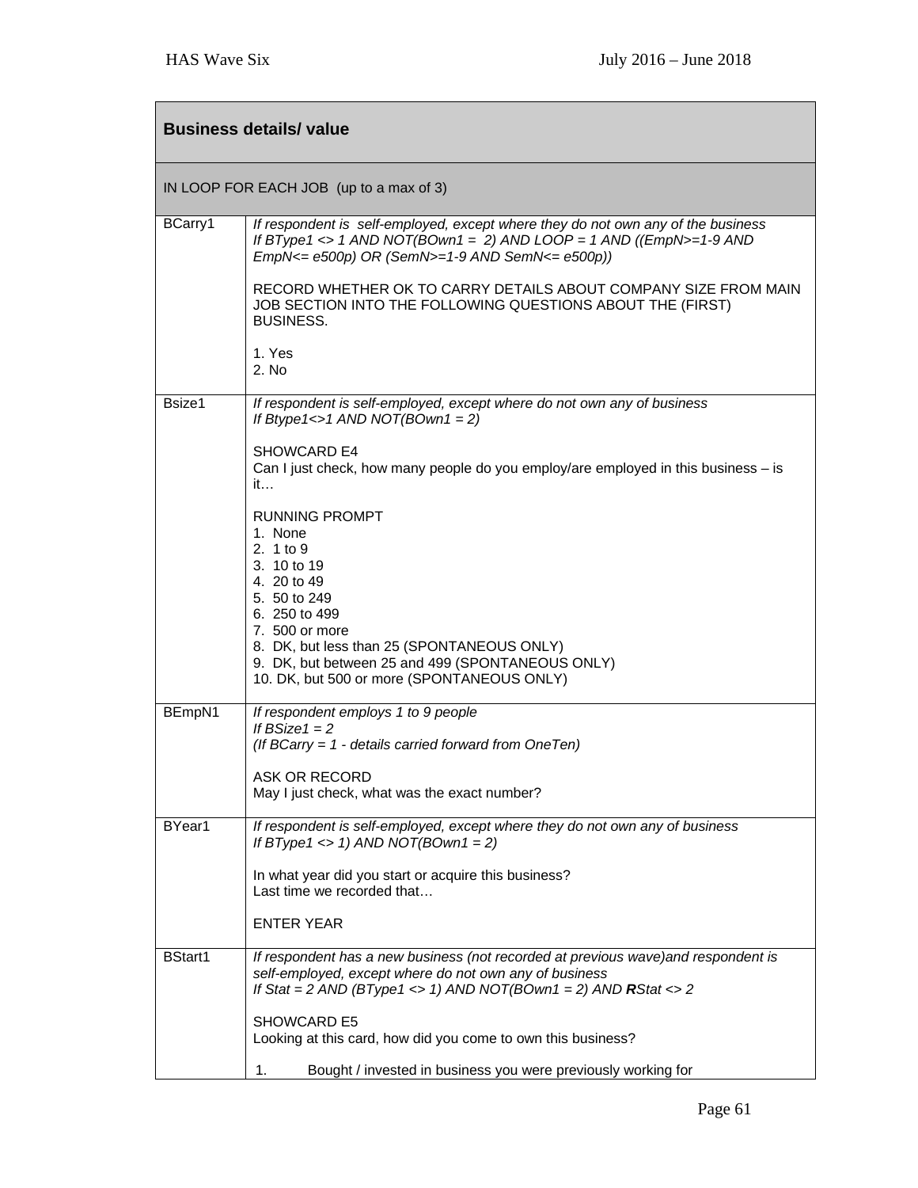| **Business details/ value** | |
|---|---|
| IN LOOP FOR EACH JOB (up to a max of 3) | |
| BCarry1 | *If respondent is self-employed, except where they do not own any of the business* <br> *If BType1 <> 1 AND NOT(BOwn1 = 2) AND LOOP = 1 AND ((EmpN>=1-9 AND EmpN<= e500p) OR (SemN>=1-9 AND SemN<= e500p))* <br><br> RECORD WHETHER OK TO CARRY DETAILS ABOUT COMPANY SIZE FROM MAIN JOB SECTION INTO THE FOLLOWING QUESTIONS ABOUT THE (FIRST) BUSINESS. <br><br> 1. Yes <br> 2. No |
| Bsize1 | *If respondent is self-employed, except where do not own any of business* <br> *If Btype1<>1 AND NOT(BOwn1 = 2)* <br><br> SHOWCARD E4 <br> Can I just check, how many people do you employ/are employed in this business – is it… <br><br> RUNNING PROMPT <br> 1. None <br> 2. 1 to 9 <br> 3. 10 to 19 <br> 4. 20 to 49 <br> 5. 50 to 249 <br> 6. 250 to 499 <br> 7. 500 or more <br> 8. DK, but less than 25 (SPONTANEOUS ONLY) <br> 9. DK, but between 25 and 499 (SPONTANEOUS ONLY) <br> 10. DK, but 500 or more (SPONTANEOUS ONLY) |
| BEmpN1 | *If respondent employs 1 to 9 people* <br> *If BSize1 = 2* <br> *(If BCarry = 1 - details carried forward from OneTen)* <br><br> ASK OR RECORD <br> May I just check, what was the exact number? |
| BYear1 | *If respondent is self-employed, except where they do not own any of business* <br> *If BType1 <> 1) AND NOT(BOwn1 = 2)* <br><br> In what year did you start or acquire this business? <br> Last time we recorded that… <br><br> ENTER YEAR |
| BStart1 | *If respondent has a new business (not recorded at previous wave)and respondent is self-employed, except where do not own any of business* <br> *If Stat = 2 AND (BType1 <> 1) AND NOT(BOwn1 = 2) AND **R**Stat <> 2* <br><br> SHOWCARD E5 <br> Looking at this card, how did you come to own this business? <br><br> 1. Bought / invested in business you were previously working for |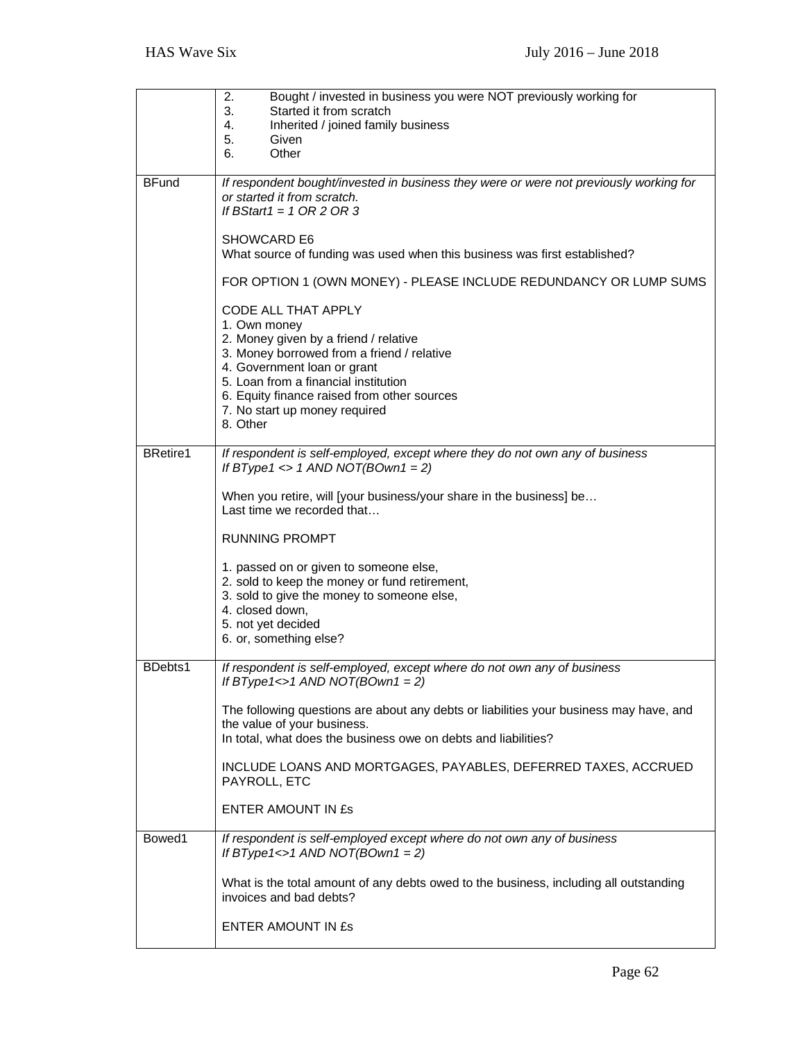| | |
|---|---|
| | 2. Bought / invested in business you were NOT previously working for<br>3. Started it from scratch<br>4. Inherited / joined family business<br>5. Given<br>6. Other |
| BFund | *If respondent bought/invested in business they were or were not previously working for or started it from scratch.*<br>*If BStart1 = 1 OR 2 OR 3*<br><br>SHOWCARD E6<br>What source of funding was used when this business was first established?<br><br>FOR OPTION 1 (OWN MONEY) - PLEASE INCLUDE REDUNDANCY OR LUMP SUMS<br><br>CODE ALL THAT APPLY<br>1. Own money<br>2. Money given by a friend / relative<br>3. Money borrowed from a friend / relative<br>4. Government loan or grant<br>5. Loan from a financial institution<br>6. Equity finance raised from other sources<br>7. No start up money required<br>8. Other |
| BRetire1 | *If respondent is self-employed, except where they do not own any of business*<br>*If BType1 <> 1 AND NOT(BOwn1 = 2)*<br><br>When you retire, will [your business/your share in the business] be…<br>Last time we recorded that…<br><br>RUNNING PROMPT<br><br>1. passed on or given to someone else,<br>2. sold to keep the money or fund retirement,<br>3. sold to give the money to someone else,<br>4. closed down,<br>5. not yet decided<br>6. or, something else? |
| BDebts1 | *If respondent is self-employed, except where do not own any of business*<br>*If BType1<>1 AND NOT(BOwn1 = 2)*<br><br>The following questions are about any debts or liabilities your business may have, and the value of your business.<br>In total, what does the business owe on debts and liabilities?<br><br>INCLUDE LOANS AND MORTGAGES, PAYABLES, DEFERRED TAXES, ACCRUED PAYROLL, ETC<br><br>ENTER AMOUNT IN £s |
| Bowed1 | *If respondent is self-employed except where do not own any of business*<br>*If BType1<>1 AND NOT(BOwn1 = 2)*<br><br>What is the total amount of any debts owed to the business, including all outstanding invoices and bad debts?<br><br>ENTER AMOUNT IN £s |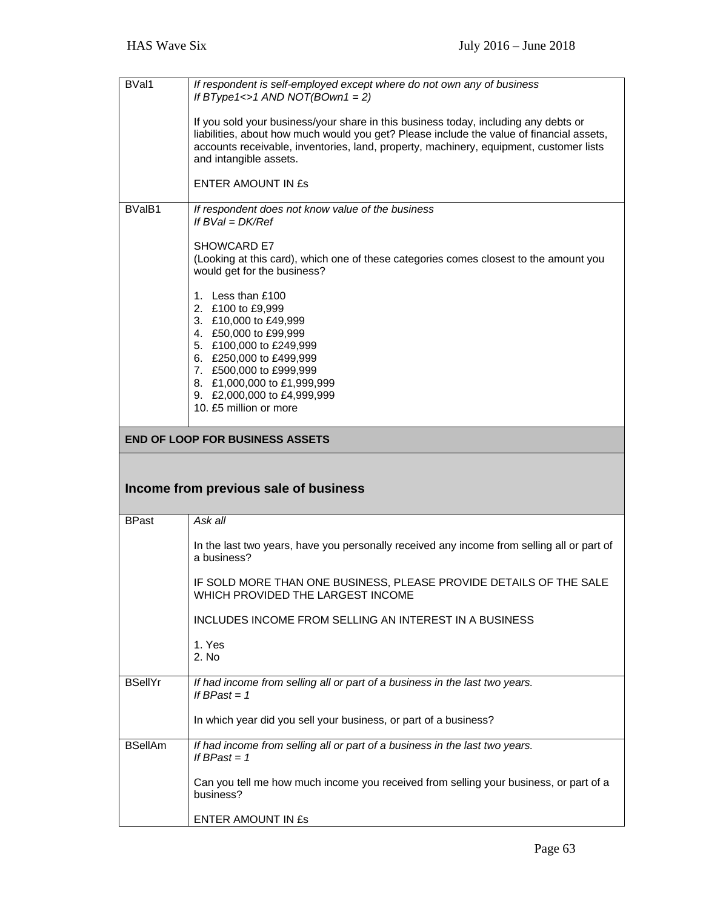| | |
|---|---|
| BVal1 | *If respondent is self-employed except where do not own any of business*<br>*If BType1<>1 AND NOT(BOwn1 = 2)*<br><br>If you sold your business/your share in this business today, including any debts or liabilities, about how much would you get? Please include the value of financial assets, accounts receivable, inventories, land, property, machinery, equipment, customer lists and intangible assets.<br><br>ENTER AMOUNT IN £s |
| BValB1 | *If respondent does not know value of the business*<br>*If BVal = DK/Ref*<br><br>SHOWCARD E7<br>(Looking at this card), which one of these categories comes closest to the amount you would get for the business?<br><br>1. Less than £100<br>2. £100 to £9,999<br>3. £10,000 to £49,999<br>4. £50,000 to £99,999<br>5. £100,000 to £249,999<br>6. £250,000 to £499,999<br>7. £500,000 to £999,999<br>8. £1,000,000 to £1,999,999<br>9. £2,000,000 to £4,999,999<br>10. £5 million or more |
| **END OF LOOP FOR BUSINESS ASSETS** | |

## Income from previous sale of business

| | |
|---|---|
| BPast | *Ask all*<br><br>In the last two years, have you personally received any income from selling all or part of a business?<br><br>IF SOLD MORE THAN ONE BUSINESS, PLEASE PROVIDE DETAILS OF THE SALE WHICH PROVIDED THE LARGEST INCOME<br><br>INCLUDES INCOME FROM SELLING AN INTEREST IN A BUSINESS<br><br>1. Yes<br>2. No |
| BSellYr | *If had income from selling all or part of a business in the last two years.*<br>*If BPast = 1*<br><br>In which year did you sell your business, or part of a business? |
| BSellAm | *If had income from selling all or part of a business in the last two years.*<br>*If BPast = 1*<br><br>Can you tell me how much income you received from selling your business, or part of a business?<br><br>ENTER AMOUNT IN £s |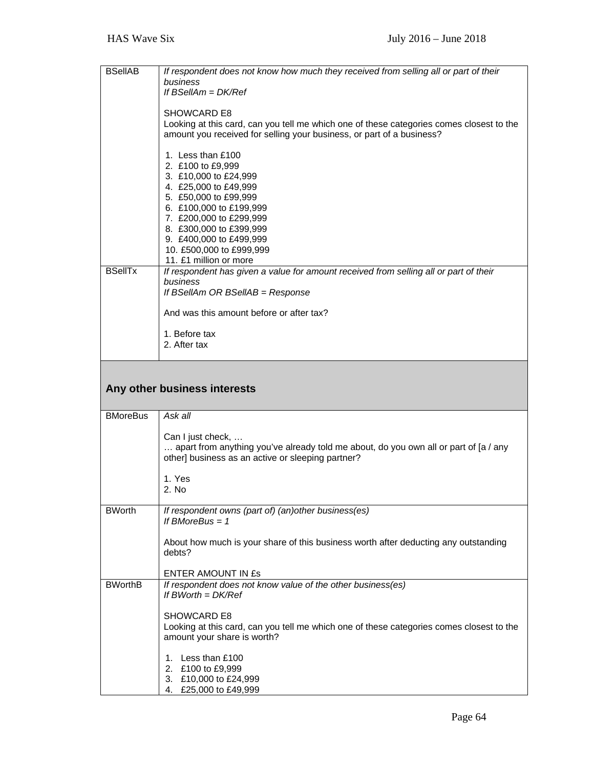| | |
|---|---|
| BSellAB | *If respondent does not know how much they received from selling all or part of their business*<br>*If BSellAm = DK/Ref*<br><br>SHOWCARD E8<br>Looking at this card, can you tell me which one of these categories comes closest to the amount you received for selling your business, or part of a business?<br><br>1. Less than £100<br>2. £100 to £9,999<br>3. £10,000 to £24,999<br>4. £25,000 to £49,999<br>5. £50,000 to £99,999<br>6. £100,000 to £199,999<br>7. £200,000 to £299,999<br>8. £300,000 to £399,999<br>9. £400,000 to £499,999<br>10. £500,000 to £999,999<br>11. £1 million or more |
| BSellTx | *If respondent has given a value for amount received from selling all or part of their business*<br>*If BSellAm OR BSellAB = Response*<br><br>And was this amount before or after tax?<br><br>1. Before tax<br>2. After tax |

## Any other business interests

| | |
|---|---|
| BMoreBus | *Ask all*<br><br>Can I just check, …<br>… apart from anything you've already told me about, do you own all or part of [a / any other] business as an active or sleeping partner?<br><br>1. Yes<br>2. No |
| BWorth | *If respondent owns (part of) (an)other business(es)*<br>*If BMoreBus = 1*<br><br>About how much is your share of this business worth after deducting any outstanding debts?<br><br>ENTER AMOUNT IN £s |
| BWorthB | *If respondent does not know value of the other business(es)*<br>*If BWorth = DK/Ref*<br><br>SHOWCARD E8<br>Looking at this card, can you tell me which one of these categories comes closest to the amount your share is worth?<br><br>1. Less than £100<br>2. £100 to £9,999<br>3. £10,000 to £24,999<br>4. £25,000 to £49,999 |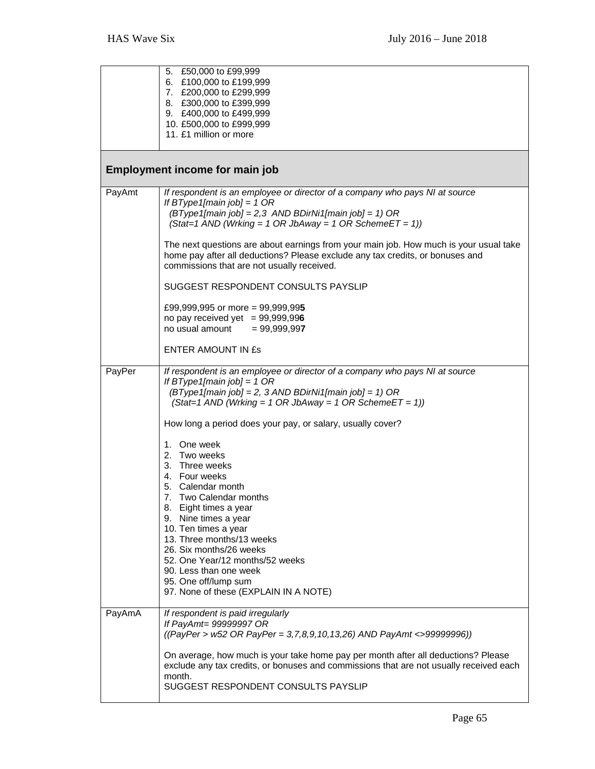| | |
|---|---|
| | 5. £50,000 to £99,999<br>6. £100,000 to £199,999<br>7. £200,000 to £299,999<br>8. £300,000 to £399,999<br>9. £400,000 to £499,999<br>10. £500,000 to £999,999<br>11. £1 million or more |

## Employment income for main job

| | |
|---|---|
| PayAmt | *If respondent is an employee or director of a company who pays NI at source*<br>*If BType1[main job] = 1 OR*<br>*(BType1[main job] = 2,3 AND BDirNi1[main job] = 1) OR*<br>*(Stat=1 AND (Wrking = 1 OR JbAway = 1 OR SchemeET = 1))*<br><br>The next questions are about earnings from your main job. How much is your usual take home pay after all deductions? Please exclude any tax credits, or bonuses and commissions that are not usually received.<br><br>SUGGEST RESPONDENT CONSULTS PAYSLIP<br><br>£99,999,995 or more = 99,999,99**5**<br>no pay received yet = 99,999,99**6**<br>no usual amount = 99,999,99**7**<br><br>ENTER AMOUNT IN £s |
| PayPer | *If respondent is an employee or director of a company who pays NI at source*<br>*If BType1[main job] = 1 OR*<br>*(BType1[main job] = 2, 3 AND BDirNi1[main job] = 1) OR*<br>*(Stat=1 AND (Wrking = 1 OR JbAway = 1 OR SchemeET = 1))*<br><br>How long a period does your pay, or salary, usually cover?<br><br>1. One week<br>2. Two weeks<br>3. Three weeks<br>4. Four weeks<br>5. Calendar month<br>7. Two Calendar months<br>8. Eight times a year<br>9. Nine times a year<br>10. Ten times a year<br>13. Three months/13 weeks<br>26. Six months/26 weeks<br>52. One Year/12 months/52 weeks<br>90. Less than one week<br>95. One off/lump sum<br>97. None of these (EXPLAIN IN A NOTE) |
| PayAmA | *If respondent is paid irregularly*<br>*If PayAmt= 99999997 OR*<br>*((PayPer > w52 OR PayPer = 3,7,8,9,10,13,26) AND PayAmt <>99999996))*<br><br>On average, how much is your take home pay per month after all deductions? Please exclude any tax credits, or bonuses and commissions that are not usually received each month.<br>SUGGEST RESPONDENT CONSULTS PAYSLIP |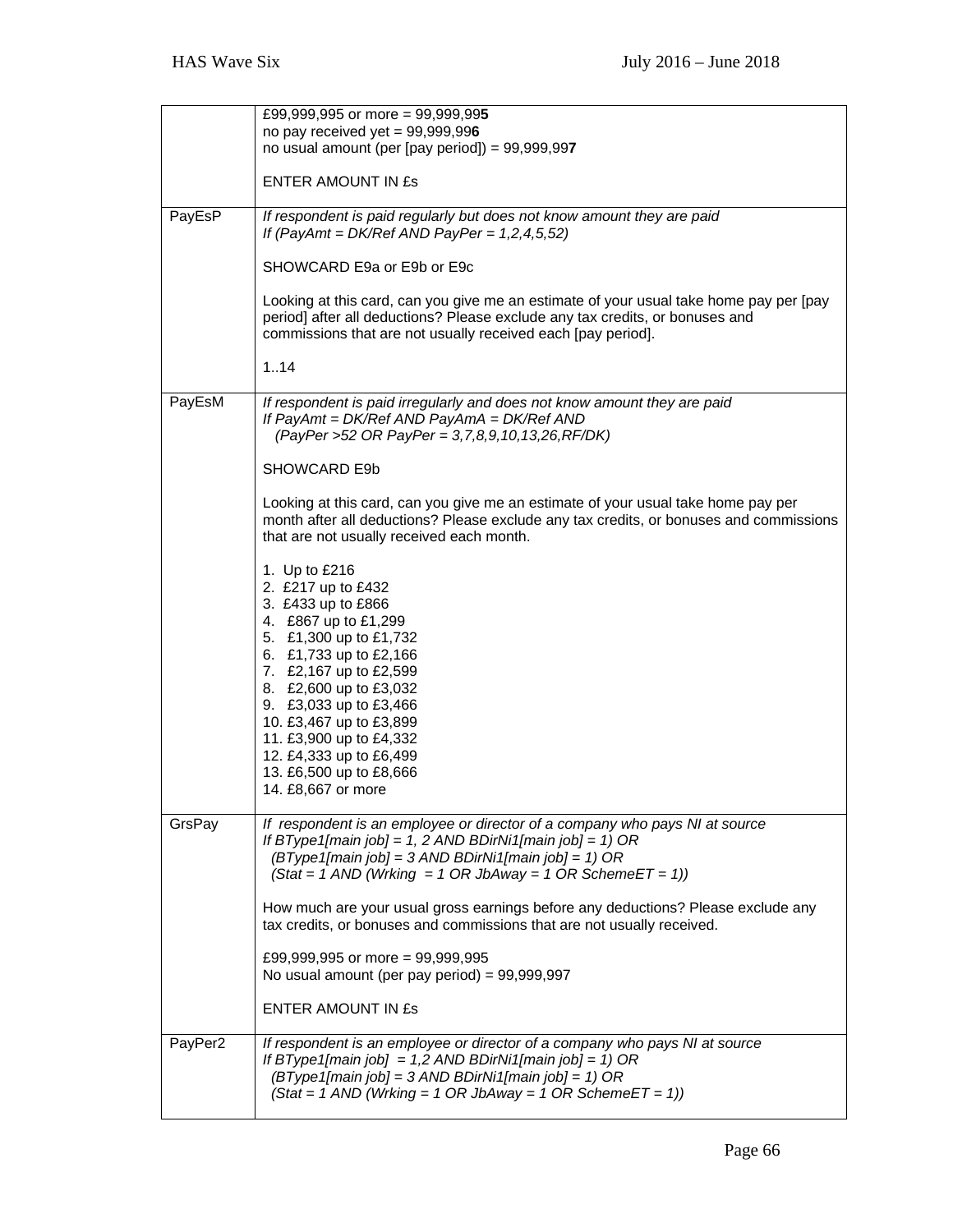| | |
|---|---|
| | £99,999,995 or more = 99,999,99**5**<br>no pay received yet = 99,999,99**6**<br>no usual amount (per [pay period]) = 99,999,99**7**<br><br>ENTER AMOUNT IN £s |
| PayEsP | *If respondent is paid regularly but does not know amount they are paid*<br>*If (PayAmt = DK/Ref AND PayPer = 1,2,4,5,52)*<br><br>SHOWCARD E9a or E9b or E9c<br><br>Looking at this card, can you give me an estimate of your usual take home pay per [pay period] after all deductions? Please exclude any tax credits, or bonuses and commissions that are not usually received each [pay period].<br><br>1..14 |
| PayEsM | *If respondent is paid irregularly and does not know amount they are paid*<br>*If PayAmt = DK/Ref AND PayAmA = DK/Ref AND*<br>*(PayPer >52 OR PayPer = 3,7,8,9,10,13,26,RF/DK)*<br><br>SHOWCARD E9b<br><br>Looking at this card, can you give me an estimate of your usual take home pay per month after all deductions? Please exclude any tax credits, or bonuses and commissions that are not usually received each month.<br><br>1. Up to £216<br>2. £217 up to £432<br>3. £433 up to £866<br>4. £867 up to £1,299<br>5. £1,300 up to £1,732<br>6. £1,733 up to £2,166<br>7. £2,167 up to £2,599<br>8. £2,600 up to £3,032<br>9. £3,033 up to £3,466<br>10. £3,467 up to £3,899<br>11. £3,900 up to £4,332<br>12. £4,333 up to £6,499<br>13. £6,500 up to £8,666<br>14. £8,667 or more |
| GrsPay | *If respondent is an employee or director of a company who pays NI at source*<br>*If BType1[main job] = 1, 2 AND BDirNi1[main job] = 1) OR*<br>*(BType1[main job] = 3 AND BDirNi1[main job] = 1) OR*<br>*(Stat = 1 AND (Wrking = 1 OR JbAway = 1 OR SchemeET = 1))*<br><br>How much are your usual gross earnings before any deductions? Please exclude any tax credits, or bonuses and commissions that are not usually received.<br><br>£99,999,995 or more = 99,999,995<br>No usual amount (per pay period) = 99,999,997<br><br>ENTER AMOUNT IN £s |
| PayPer2 | *If respondent is an employee or director of a company who pays NI at source*<br>*If BType1[main job] = 1,2 AND BDirNi1[main job] = 1) OR*<br>*(BType1[main job] = 3 AND BDirNi1[main job] = 1) OR*<br>*(Stat = 1 AND (Wrking = 1 OR JbAway = 1 OR SchemeET = 1))* |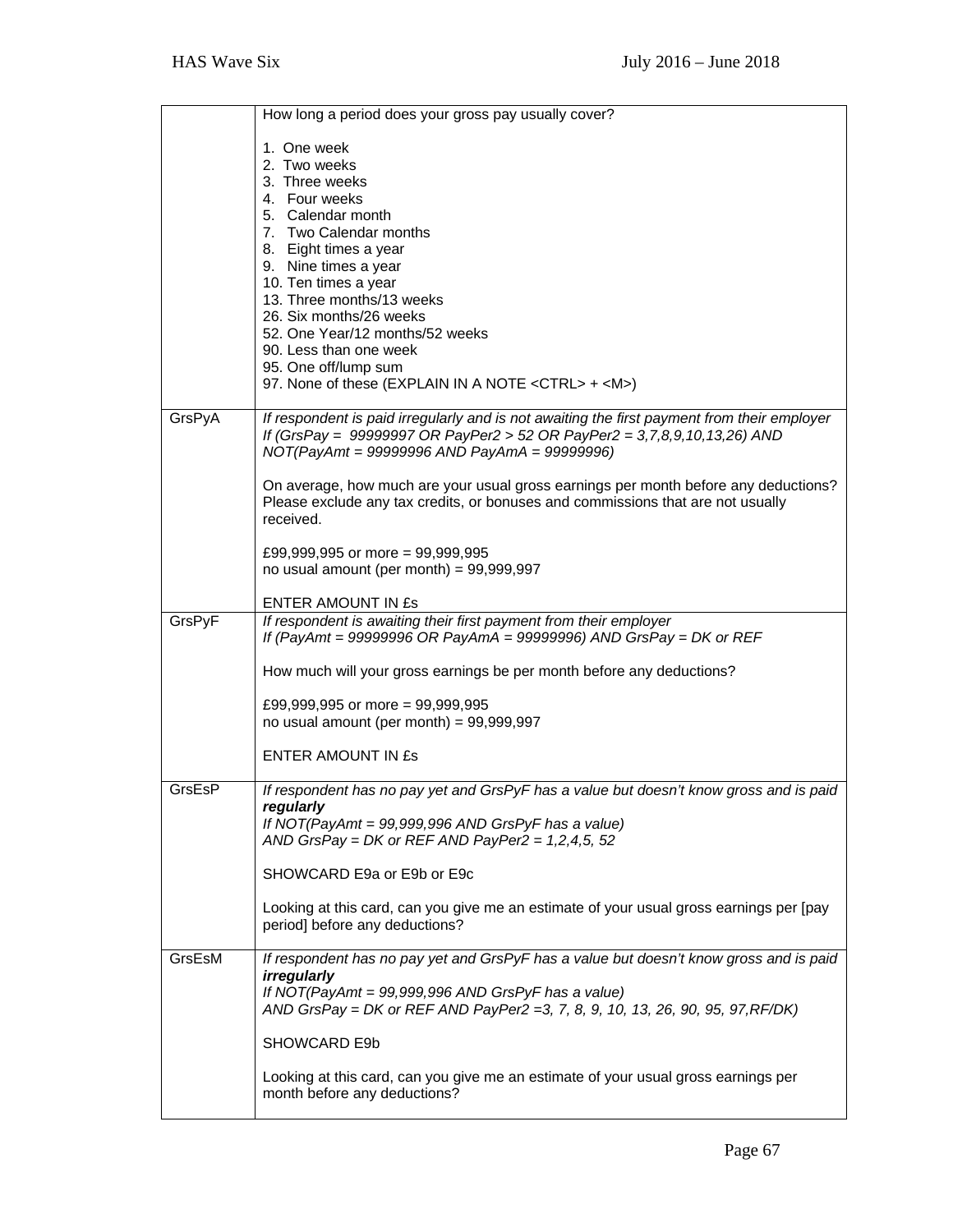| | |
|---|---|
| | How long a period does your gross pay usually cover?<br><br>1. One week<br>2. Two weeks<br>3. Three weeks<br>4. Four weeks<br>5. Calendar month<br>7. Two Calendar months<br>8. Eight times a year<br>9. Nine times a year<br>10. Ten times a year<br>13. Three months/13 weeks<br>26. Six months/26 weeks<br>52. One Year/12 months/52 weeks<br>90. Less than one week<br>95. One off/lump sum<br>97. None of these (EXPLAIN IN A NOTE <CTRL> + <M>) |
| GrsPyA | *If respondent is paid irregularly and is not awaiting the first payment from their employer*<br>*If (GrsPay = 99999997 OR PayPer2 > 52 OR PayPer2 = 3,7,8,9,10,13,26) AND NOT(PayAmt = 99999996 AND PayAmA = 99999996)*<br><br>On average, how much are your usual gross earnings per month before any deductions? Please exclude any tax credits, or bonuses and commissions that are not usually received.<br><br>£99,999,995 or more = 99,999,995<br>no usual amount (per month) = 99,999,997<br><br>ENTER AMOUNT IN £s |
| GrsPyF | *If respondent is awaiting their first payment from their employer*<br>*If (PayAmt = 99999996 OR PayAmA = 99999996) AND GrsPay = DK or REF*<br><br>How much will your gross earnings be per month before any deductions?<br><br>£99,999,995 or more = 99,999,995<br>no usual amount (per month) = 99,999,997<br><br>ENTER AMOUNT IN £s |
| GrsEsP | *If respondent has no pay yet and GrsPyF has a value but doesn't know gross and is paid* ***regularly***<br>*If NOT(PayAmt = 99,999,996 AND GrsPyF has a value) AND GrsPay = DK or REF AND PayPer2 = 1,2,4,5, 52*<br><br>SHOWCARD E9a or E9b or E9c<br><br>Looking at this card, can you give me an estimate of your usual gross earnings per [pay period] before any deductions? |
| GrsEsM | *If respondent has no pay yet and GrsPyF has a value but doesn't know gross and is paid* ***irregularly***<br>*If NOT(PayAmt = 99,999,996 AND GrsPyF has a value) AND GrsPay = DK or REF AND PayPer2 =3, 7, 8, 9, 10, 13, 26, 90, 95, 97,RF/DK)*<br><br>SHOWCARD E9b<br><br>Looking at this card, can you give me an estimate of your usual gross earnings per month before any deductions? |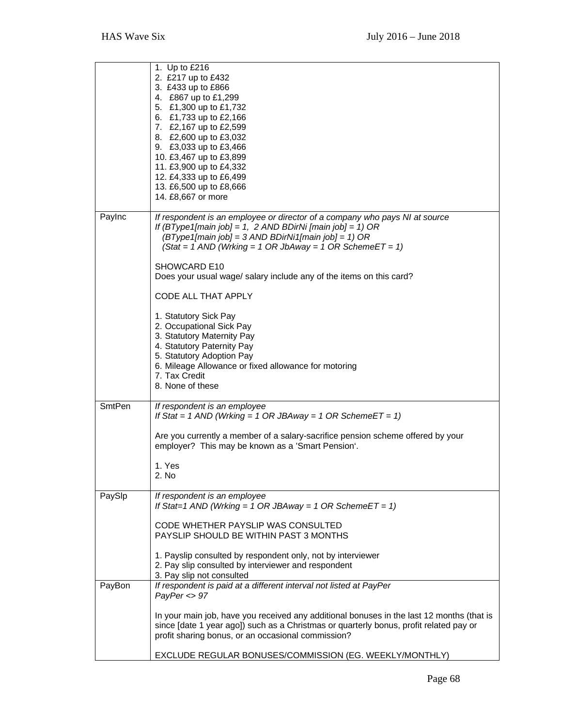| | |
|---|---|
| | 1. Up to £216<br>2. £217 up to £432<br>3. £433 up to £866<br>4. £867 up to £1,299<br>5. £1,300 up to £1,732<br>6. £1,733 up to £2,166<br>7. £2,167 up to £2,599<br>8. £2,600 up to £3,032<br>9. £3,033 up to £3,466<br>10. £3,467 up to £3,899<br>11. £3,900 up to £4,332<br>12. £4,333 up to £6,499<br>13. £6,500 up to £8,666<br>14. £8,667 or more |
| PayInc | *If respondent is an employee or director of a company who pays NI at source*<br>*If (BType1[main job] = 1, 2 AND BDirNi [main job] = 1) OR*<br>*(BType1[main job] = 3 AND BDirNi1[main job] = 1) OR*<br>*(Stat = 1 AND (Wrking = 1 OR JbAway = 1 OR SchemeET = 1)*<br><br>SHOWCARD E10<br>Does your usual wage/ salary include any of the items on this card?<br><br>CODE ALL THAT APPLY<br><br>1. Statutory Sick Pay<br>2. Occupational Sick Pay<br>3. Statutory Maternity Pay<br>4. Statutory Paternity Pay<br>5. Statutory Adoption Pay<br>6. Mileage Allowance or fixed allowance for motoring<br>7. Tax Credit<br>8. None of these |
| SmtPen | *If respondent is an employee*<br>*If Stat = 1 AND (Wrking = 1 OR JBAway = 1 OR SchemeET = 1)*<br><br>Are you currently a member of a salary-sacrifice pension scheme offered by your employer? This may be known as a 'Smart Pension'.<br><br>1. Yes<br>2. No |
| PaySlp | *If respondent is an employee*<br>*If Stat=1 AND (Wrking = 1 OR JBAway = 1 OR SchemeET = 1)*<br><br>CODE WHETHER PAYSLIP WAS CONSULTED<br>PAYSLIP SHOULD BE WITHIN PAST 3 MONTHS<br><br>1. Payslip consulted by respondent only, not by interviewer<br>2. Pay slip consulted by interviewer and respondent<br>3. Pay slip not consulted |
| PayBon | *If respondent is paid at a different interval not listed at PayPer*<br>*PayPer <> 97*<br><br>In your main job, have you received any additional bonuses in the last 12 months (that is since [date 1 year ago]) such as a Christmas or quarterly bonus, profit related pay or profit sharing bonus, or an occasional commission?<br><br>EXCLUDE REGULAR BONUSES/COMMISSION (EG. WEEKLY/MONTHLY) |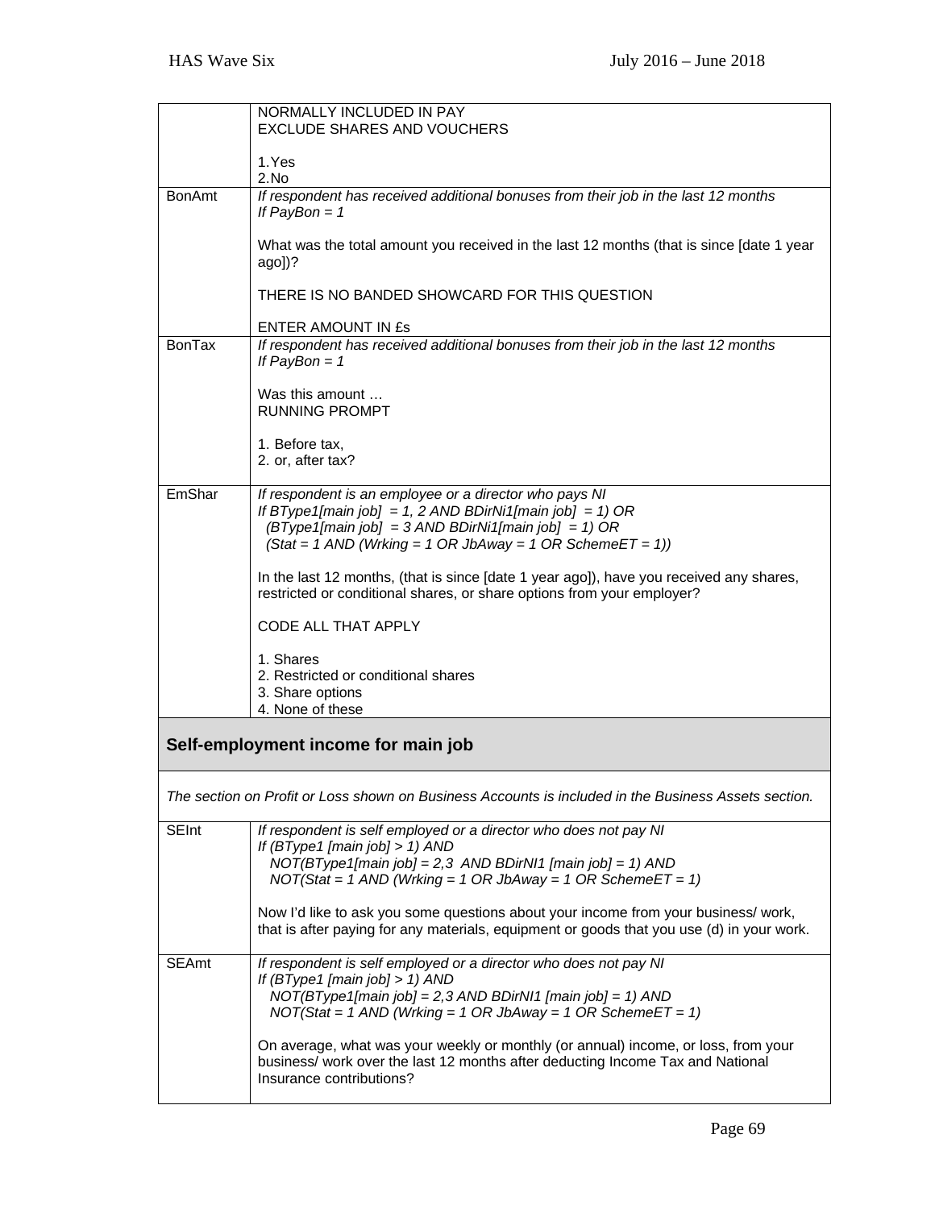| | |
|---|---|
| | NORMALLY INCLUDED IN PAY<br>EXCLUDE SHARES AND VOUCHERS<br><br>1.Yes<br>2.No |
| BonAmt | *If respondent has received additional bonuses from their job in the last 12 months*<br>*If PayBon = 1*<br><br>What was the total amount you received in the last 12 months (that is since [date 1 year ago])?<br><br>THERE IS NO BANDED SHOWCARD FOR THIS QUESTION<br><br>ENTER AMOUNT IN £s |
| BonTax | *If respondent has received additional bonuses from their job in the last 12 months*<br>*If PayBon = 1*<br><br>Was this amount …<br>RUNNING PROMPT<br><br>1. Before tax,<br>2. or, after tax? |
| EmShar | *If respondent is an employee or a director who pays NI*<br>*If BType1[main job] = 1, 2 AND BDirNi1[main job] = 1) OR*<br>*(BType1[main job] = 3 AND BDirNi1[main job] = 1) OR*<br>*(Stat = 1 AND (Wrking = 1 OR JbAway = 1 OR SchemeET = 1))*<br><br>In the last 12 months, (that is since [date 1 year ago]), have you received any shares, restricted or conditional shares, or share options from your employer?<br><br>CODE ALL THAT APPLY<br><br>1. Shares<br>2. Restricted or conditional shares<br>3. Share options<br>4. None of these |

## Self-employment income for main job

*The section on Profit or Loss shown on Business Accounts is included in the Business Assets section.*

| | |
|---|---|
| SEInt | *If respondent is self employed or a director who does not pay NI*<br>*If (BType1 [main job] > 1) AND*<br>*NOT(BType1[main job] = 2,3 AND BDirNI1 [main job] = 1) AND*<br>*NOT(Stat = 1 AND (Wrking = 1 OR JbAway = 1 OR SchemeET = 1)*<br><br>Now I'd like to ask you some questions about your income from your business/ work, that is after paying for any materials, equipment or goods that you use (d) in your work. |
| SEAmt | *If respondent is self employed or a director who does not pay NI*<br>*If (BType1 [main job] > 1) AND*<br>*NOT(BType1[main job] = 2,3 AND BDirNI1 [main job] = 1) AND*<br>*NOT(Stat = 1 AND (Wrking = 1 OR JbAway = 1 OR SchemeET = 1)*<br><br>On average, what was your weekly or monthly (or annual) income, or loss, from your business/ work over the last 12 months after deducting Income Tax and National Insurance contributions? |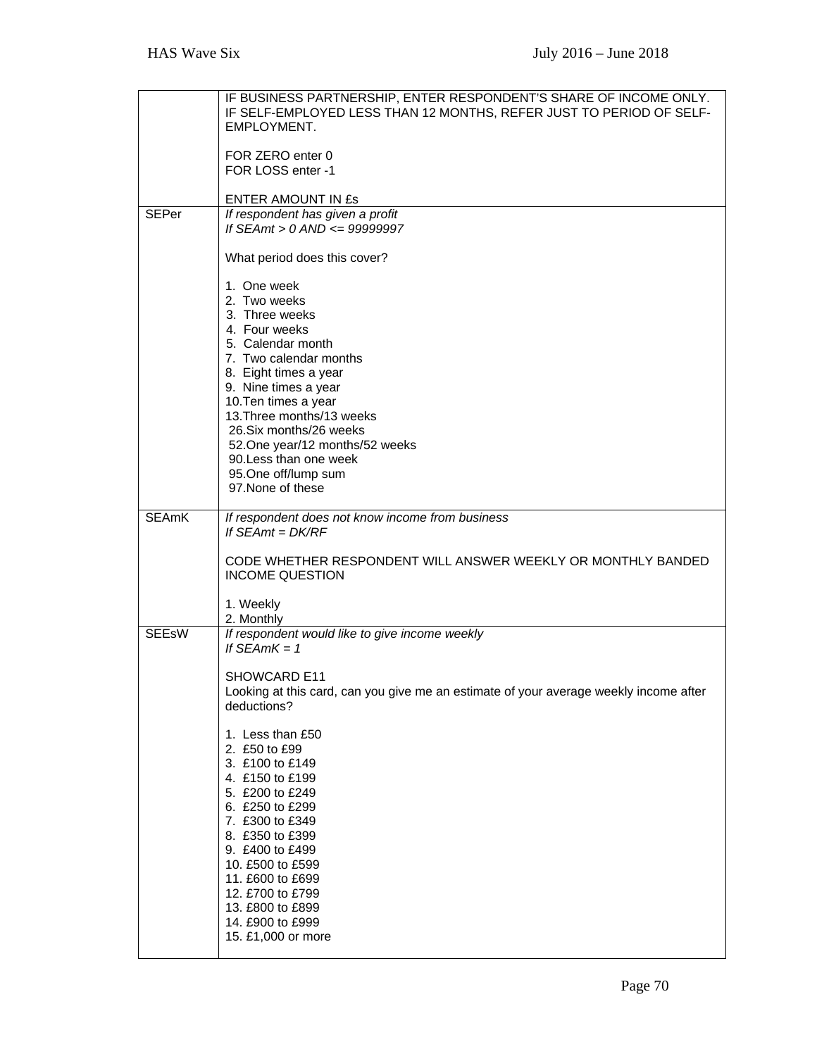| | |
|---|---|
| | IF BUSINESS PARTNERSHIP, ENTER RESPONDENT'S SHARE OF INCOME ONLY.<br>IF SELF-EMPLOYED LESS THAN 12 MONTHS, REFER JUST TO PERIOD OF SELF-EMPLOYMENT.<br><br>FOR ZERO enter 0<br>FOR LOSS enter -1<br><br>ENTER AMOUNT IN £s |
| SEPer | *If respondent has given a profit*<br>*If SEAmt > 0 AND <= 99999997*<br><br>What period does this cover?<br><br>1. One week<br>2. Two weeks<br>3. Three weeks<br>4. Four weeks<br>5. Calendar month<br>7. Two calendar months<br>8. Eight times a year<br>9. Nine times a year<br>10.Ten times a year<br>13.Three months/13 weeks<br>26.Six months/26 weeks<br>52.One year/12 months/52 weeks<br>90.Less than one week<br>95.One off/lump sum<br>97.None of these |
| SEAmK | *If respondent does not know income from business*<br>*If SEAmt = DK/RF*<br><br>CODE WHETHER RESPONDENT WILL ANSWER WEEKLY OR MONTHLY BANDED INCOME QUESTION<br><br>1. Weekly<br>2. Monthly |
| SEEsW | *If respondent would like to give income weekly*<br>*If SEAmK = 1*<br><br>SHOWCARD E11<br>Looking at this card, can you give me an estimate of your average weekly income after deductions?<br><br>1. Less than £50<br>2. £50 to £99<br>3. £100 to £149<br>4. £150 to £199<br>5. £200 to £249<br>6. £250 to £299<br>7. £300 to £349<br>8. £350 to £399<br>9. £400 to £499<br>10. £500 to £599<br>11. £600 to £699<br>12. £700 to £799<br>13. £800 to £899<br>14. £900 to £999<br>15. £1,000 or more |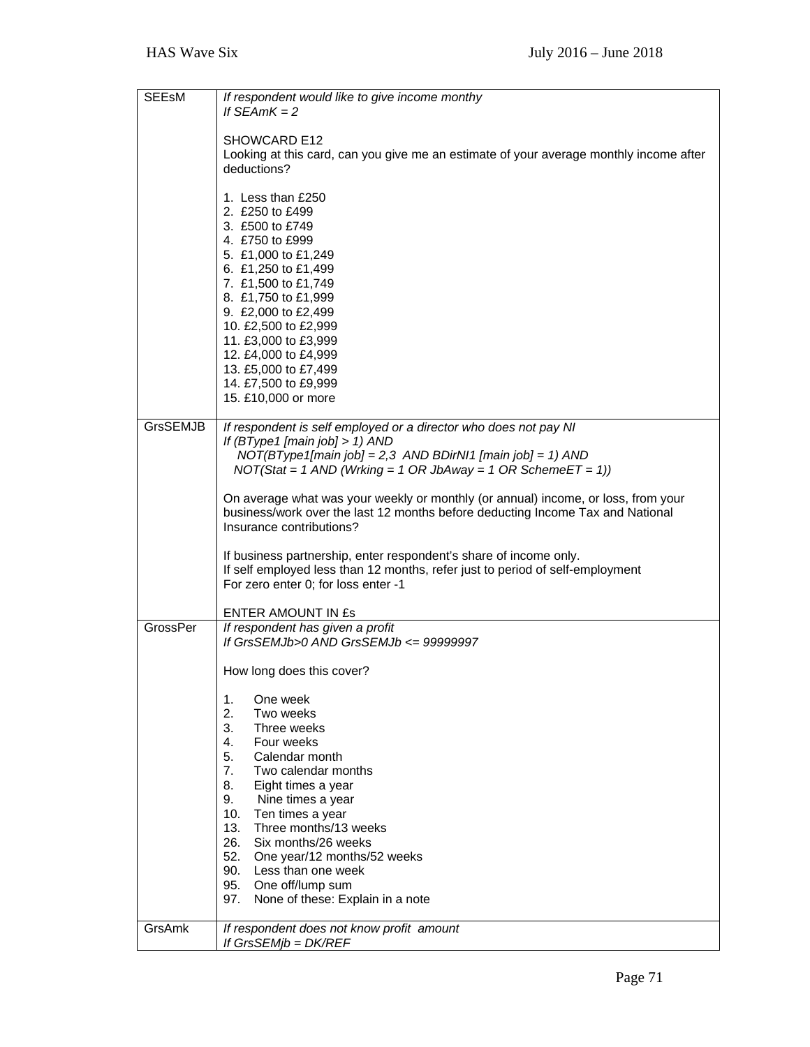| | |
|---|---|
| SEEsM | *If respondent would like to give income monthy*<br>*If SEAmK = 2*<br><br>SHOWCARD E12<br>Looking at this card, can you give me an estimate of your average monthly income after deductions?<br><br>1. Less than £250<br>2. £250 to £499<br>3. £500 to £749<br>4. £750 to £999<br>5. £1,000 to £1,249<br>6. £1,250 to £1,499<br>7. £1,500 to £1,749<br>8. £1,750 to £1,999<br>9. £2,000 to £2,499<br>10. £2,500 to £2,999<br>11. £3,000 to £3,999<br>12. £4,000 to £4,999<br>13. £5,000 to £7,499<br>14. £7,500 to £9,999<br>15. £10,000 or more |
| GrsSEMJB | *If respondent is self employed or a director who does not pay NI*<br>*If (BType1 [main job] > 1) AND*<br>*NOT(BType1[main job] = 2,3 AND BDirNI1 [main job] = 1) AND*<br>*NOT(Stat = 1 AND (Wrking = 1 OR JbAway = 1 OR SchemeET = 1))*<br><br>On average what was your weekly or monthly (or annual) income, or loss, from your business/work over the last 12 months before deducting Income Tax and National Insurance contributions?<br><br>If business partnership, enter respondent's share of income only.<br>If self employed less than 12 months, refer just to period of self-employment<br>For zero enter 0; for loss enter -1<br><br>ENTER AMOUNT IN £s |
| GrossPer | *If respondent has given a profit*<br>*If GrsSEMJb>0 AND GrsSEMJb <= 99999997*<br><br>How long does this cover?<br><br>1. One week<br>2. Two weeks<br>3. Three weeks<br>4. Four weeks<br>5. Calendar month<br>7. Two calendar months<br>8. Eight times a year<br>9. Nine times a year<br>10. Ten times a year<br>13. Three months/13 weeks<br>26. Six months/26 weeks<br>52. One year/12 months/52 weeks<br>90. Less than one week<br>95. One off/lump sum<br>97. None of these: Explain in a note |
| GrsAmk | *If respondent does not know profit amount*<br>*If GrsSEMjb = DK/REF* |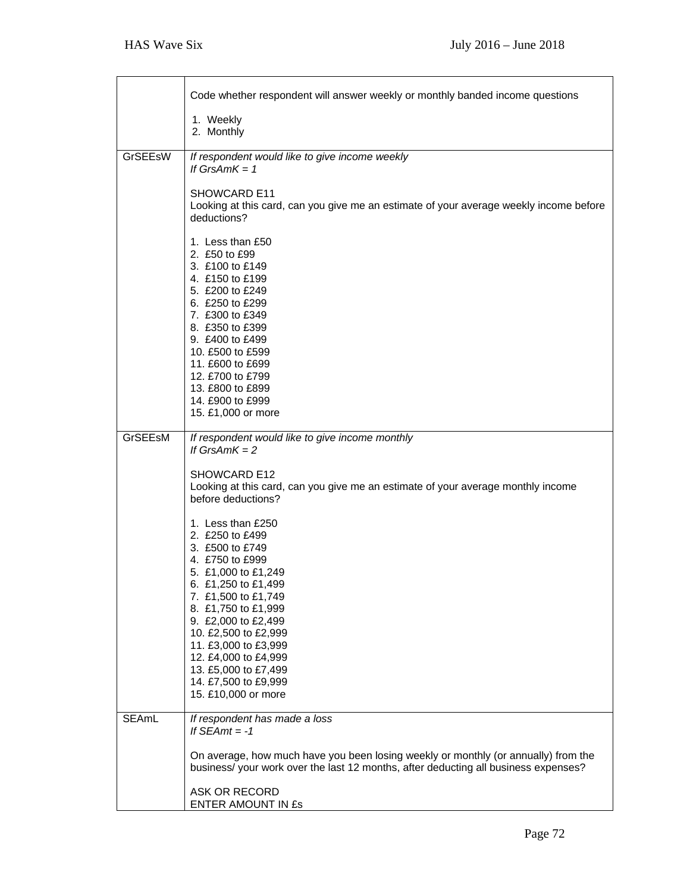| | |
|---|---|
| | Code whether respondent will answer weekly or monthly banded income questions<br><br>1. Weekly<br>2. Monthly |
| GrSEEsW | *If respondent would like to give income weekly*<br>*If GrsAmK = 1*<br><br>SHOWCARD E11<br>Looking at this card, can you give me an estimate of your average weekly income before deductions?<br><br>1. Less than £50<br>2. £50 to £99<br>3. £100 to £149<br>4. £150 to £199<br>5. £200 to £249<br>6. £250 to £299<br>7. £300 to £349<br>8. £350 to £399<br>9. £400 to £499<br>10. £500 to £599<br>11. £600 to £699<br>12. £700 to £799<br>13. £800 to £899<br>14. £900 to £999<br>15. £1,000 or more |
| GrSEEsM | *If respondent would like to give income monthly*<br>*If GrsAmK = 2*<br><br>SHOWCARD E12<br>Looking at this card, can you give me an estimate of your average monthly income before deductions?<br><br>1. Less than £250<br>2. £250 to £499<br>3. £500 to £749<br>4. £750 to £999<br>5. £1,000 to £1,249<br>6. £1,250 to £1,499<br>7. £1,500 to £1,749<br>8. £1,750 to £1,999<br>9. £2,000 to £2,499<br>10. £2,500 to £2,999<br>11. £3,000 to £3,999<br>12. £4,000 to £4,999<br>13. £5,000 to £7,499<br>14. £7,500 to £9,999<br>15. £10,000 or more |
| SEAmL | *If respondent has made a loss*<br>*If SEAmt = -1*<br><br>On average, how much have you been losing weekly or monthly (or annually) from the business/ your work over the last 12 months, after deducting all business expenses?<br><br>ASK OR RECORD<br>ENTER AMOUNT IN £s |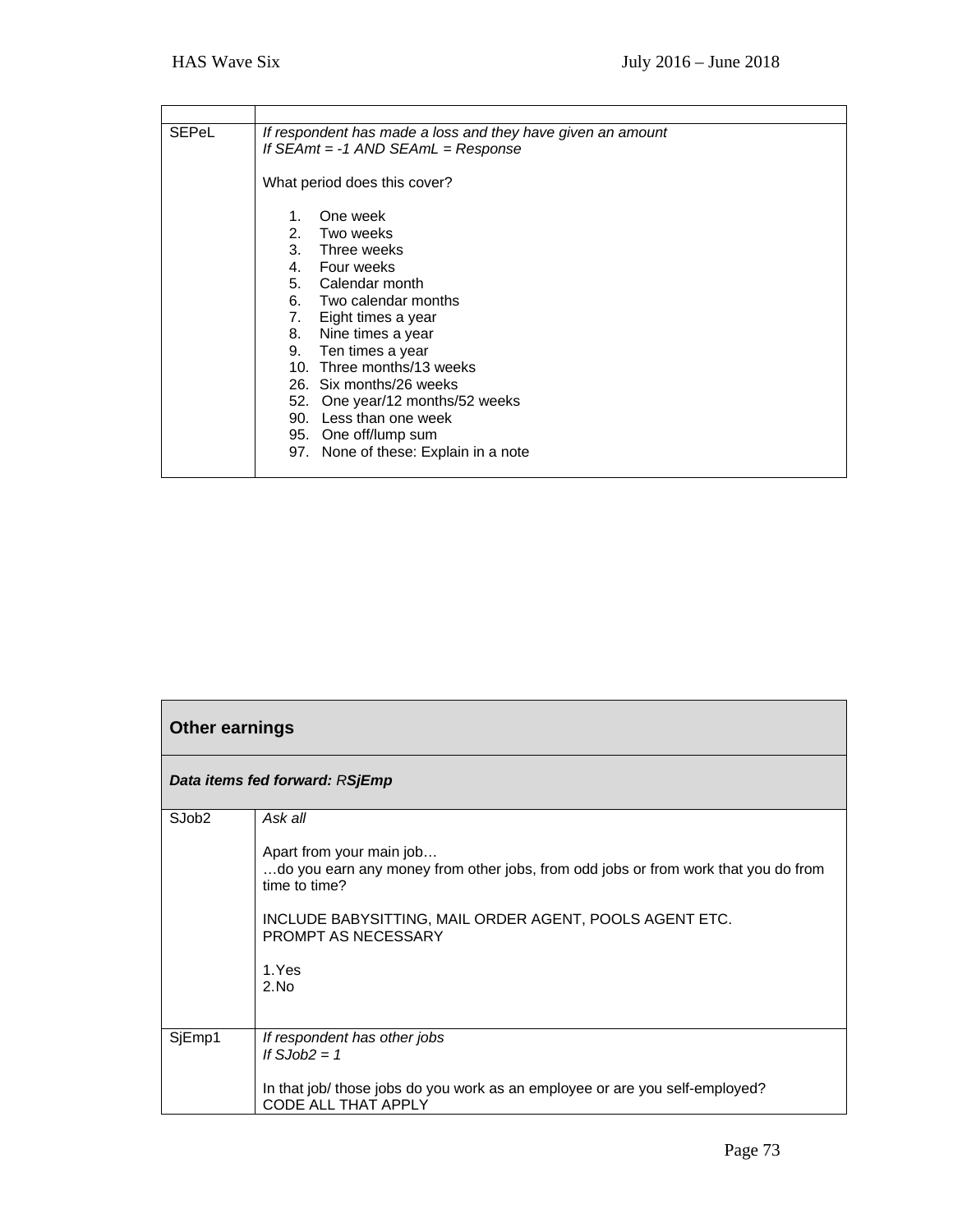| | |
|---|---|
| SEPeL | *If respondent has made a loss and they have given an amount*<br>*If SEAmt = -1 AND SEAmL = Response*<br><br>What period does this cover?<br><br>1. One week<br>2. Two weeks<br>3. Three weeks<br>4. Four weeks<br>5. Calendar month<br>6. Two calendar months<br>7. Eight times a year<br>8. Nine times a year<br>9. Ten times a year<br>10. Three months/13 weeks<br>26. Six months/26 weeks<br>52. One year/12 months/52 weeks<br>90. Less than one week<br>95. One off/lump sum<br>97. None of these: Explain in a note |

| **Other earnings** | |
|---|---|
| ***Data items fed forward:** R**SjEmp*** | |
| SJob2 | *Ask all*<br><br>Apart from your main job…<br>…do you earn any money from other jobs, from odd jobs or from work that you do from time to time?<br><br>INCLUDE BABYSITTING, MAIL ORDER AGENT, POOLS AGENT ETC.<br>PROMPT AS NECESSARY<br><br>1. Yes<br>2. No |
| SjEmp1 | *If respondent has other jobs*<br>*If SJob2 = 1*<br><br>In that job/ those jobs do you work as an employee or are you self-employed?<br>CODE ALL THAT APPLY |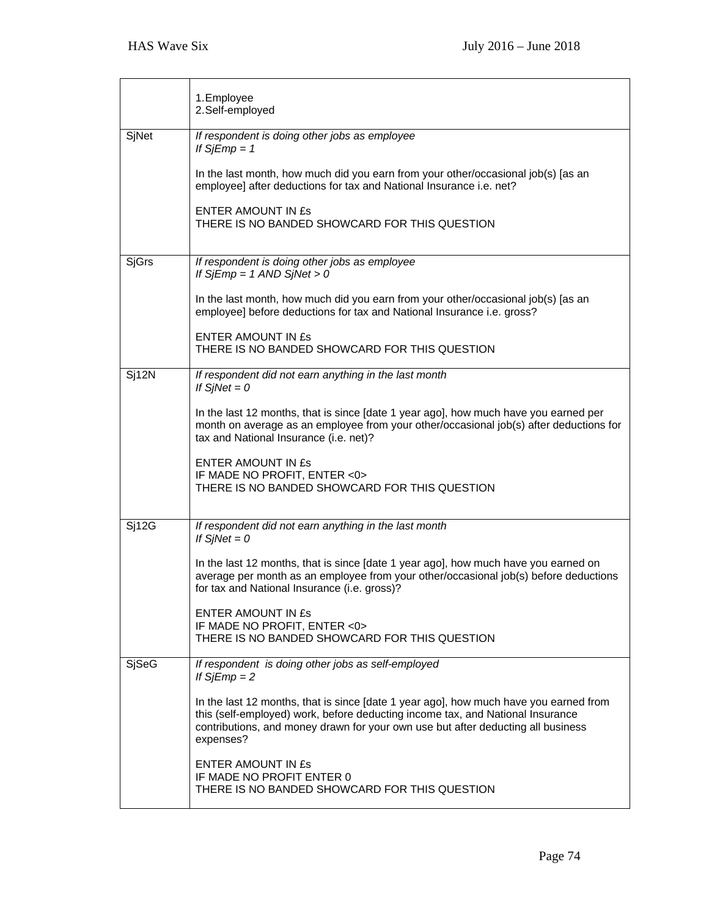| | |
|---|---|
| | 1.Employee<br>2.Self-employed |
| SjNet | *If respondent is doing other jobs as employee*<br>*If SjEmp = 1*<br><br>In the last month, how much did you earn from your other/occasional job(s) [as an employee] after deductions for tax and National Insurance i.e. net?<br><br>ENTER AMOUNT IN £s<br>THERE IS NO BANDED SHOWCARD FOR THIS QUESTION |
| SjGrs | *If respondent is doing other jobs as employee*<br>*If SjEmp = 1 AND SjNet > 0*<br><br>In the last month, how much did you earn from your other/occasional job(s) [as an employee] before deductions for tax and National Insurance i.e. gross?<br><br>ENTER AMOUNT IN £s<br>THERE IS NO BANDED SHOWCARD FOR THIS QUESTION |
| Sj12N | *If respondent did not earn anything in the last month*<br>*If SjNet = 0*<br><br>In the last 12 months, that is since [date 1 year ago], how much have you earned per month on average as an employee from your other/occasional job(s) after deductions for tax and National Insurance (i.e. net)?<br><br>ENTER AMOUNT IN £s<br>IF MADE NO PROFIT, ENTER <0><br>THERE IS NO BANDED SHOWCARD FOR THIS QUESTION |
| Sj12G | *If respondent did not earn anything in the last month*<br>*If SjNet = 0*<br><br>In the last 12 months, that is since [date 1 year ago], how much have you earned on average per month as an employee from your other/occasional job(s) before deductions for tax and National Insurance (i.e. gross)?<br><br>ENTER AMOUNT IN £s<br>IF MADE NO PROFIT, ENTER <0><br>THERE IS NO BANDED SHOWCARD FOR THIS QUESTION |
| SjSeG | *If respondent is doing other jobs as self-employed*<br>*If SjEmp = 2*<br><br>In the last 12 months, that is since [date 1 year ago], how much have you earned from this (self-employed) work, before deducting income tax, and National Insurance contributions, and money drawn for your own use but after deducting all business expenses?<br><br>ENTER AMOUNT IN £s<br>IF MADE NO PROFIT ENTER 0<br>THERE IS NO BANDED SHOWCARD FOR THIS QUESTION |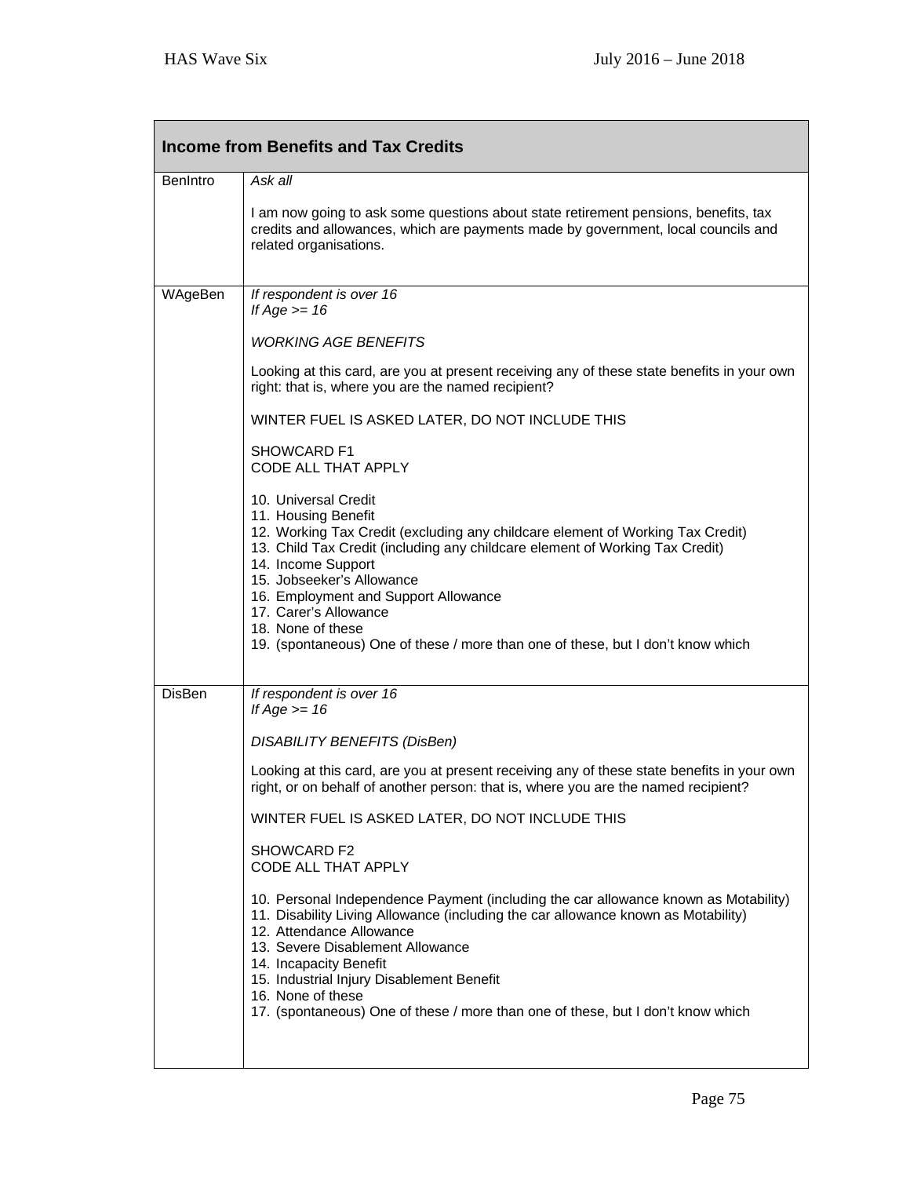| Income from Benefits and Tax Credits | |
|---|---|
| BenIntro | *Ask all*<br><br>I am now going to ask some questions about state retirement pensions, benefits, tax credits and allowances, which are payments made by government, local councils and related organisations. |
| WAgeBen | *If respondent is over 16*<br>*If Age >= 16*<br><br>*WORKING AGE BENEFITS*<br><br>Looking at this card, are you at present receiving any of these state benefits in your own right: that is, where you are the named recipient?<br><br>WINTER FUEL IS ASKED LATER, DO NOT INCLUDE THIS<br><br>SHOWCARD F1<br>CODE ALL THAT APPLY<br><br>10. Universal Credit<br>11. Housing Benefit<br>12. Working Tax Credit (excluding any childcare element of Working Tax Credit)<br>13. Child Tax Credit (including any childcare element of Working Tax Credit)<br>14. Income Support<br>15. Jobseeker's Allowance<br>16. Employment and Support Allowance<br>17. Carer's Allowance<br>18. None of these<br>19. (spontaneous) One of these / more than one of these, but I don't know which |
| DisBen | *If respondent is over 16*<br>*If Age >= 16*<br><br>*DISABILITY BENEFITS (DisBen)*<br><br>Looking at this card, are you at present receiving any of these state benefits in your own right, or on behalf of another person: that is, where you are the named recipient?<br><br>WINTER FUEL IS ASKED LATER, DO NOT INCLUDE THIS<br><br>SHOWCARD F2<br>CODE ALL THAT APPLY<br><br>10. Personal Independence Payment (including the car allowance known as Motability)<br>11. Disability Living Allowance (including the car allowance known as Motability)<br>12. Attendance Allowance<br>13. Severe Disablement Allowance<br>14. Incapacity Benefit<br>15. Industrial Injury Disablement Benefit<br>16. None of these<br>17. (spontaneous) One of these / more than one of these, but I don't know which |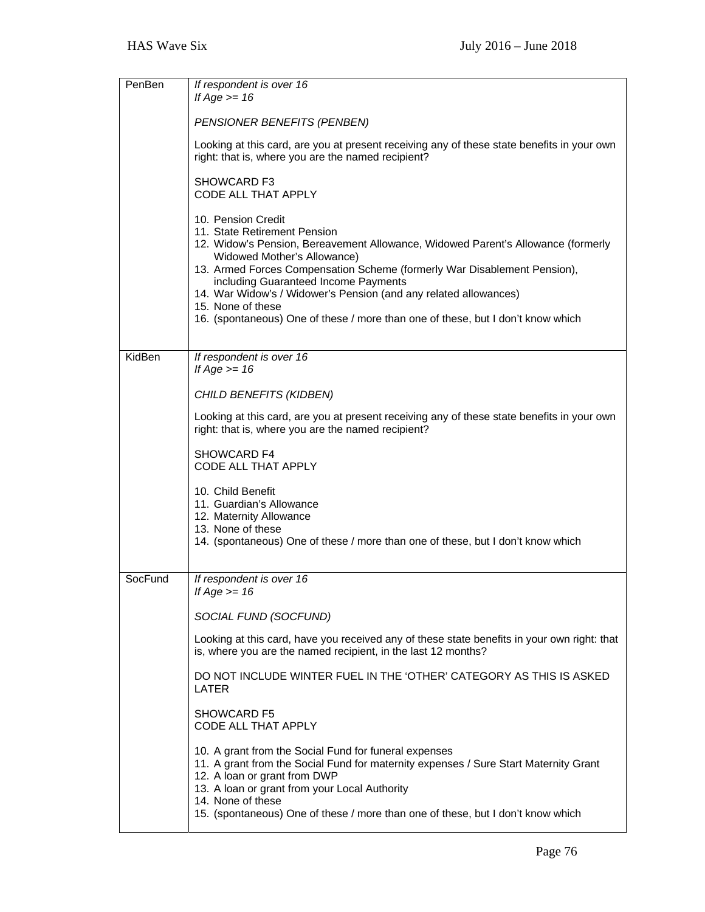| | |
|---|---|
| PenBen | *If respondent is over 16*<br>*If Age >= 16*<br><br>*PENSIONER BENEFITS (PENBEN)*<br><br>Looking at this card, are you at present receiving any of these state benefits in your own right: that is, where you are the named recipient?<br><br>SHOWCARD F3<br>CODE ALL THAT APPLY<br><br>10. Pension Credit<br>11. State Retirement Pension<br>12. Widow's Pension, Bereavement Allowance, Widowed Parent's Allowance (formerly Widowed Mother's Allowance)<br>13. Armed Forces Compensation Scheme (formerly War Disablement Pension), including Guaranteed Income Payments<br>14. War Widow's / Widower's Pension (and any related allowances)<br>15. None of these<br>16. (spontaneous) One of these / more than one of these, but I don't know which |
| KidBen | *If respondent is over 16*<br>*If Age >= 16*<br><br>*CHILD BENEFITS (KIDBEN)*<br><br>Looking at this card, are you at present receiving any of these state benefits in your own right: that is, where you are the named recipient?<br><br>SHOWCARD F4<br>CODE ALL THAT APPLY<br><br>10. Child Benefit<br>11. Guardian's Allowance<br>12. Maternity Allowance<br>13. None of these<br>14. (spontaneous) One of these / more than one of these, but I don't know which |
| SocFund | *If respondent is over 16*<br>*If Age >= 16*<br><br>*SOCIAL FUND (SOCFUND)*<br><br>Looking at this card, have you received any of these state benefits in your own right: that is, where you are the named recipient, in the last 12 months?<br><br>DO NOT INCLUDE WINTER FUEL IN THE 'OTHER' CATEGORY AS THIS IS ASKED LATER<br><br>SHOWCARD F5<br>CODE ALL THAT APPLY<br><br>10. A grant from the Social Fund for funeral expenses<br>11. A grant from the Social Fund for maternity expenses / Sure Start Maternity Grant<br>12. A loan or grant from DWP<br>13. A loan or grant from your Local Authority<br>14. None of these<br>15. (spontaneous) One of these / more than one of these, but I don't know which |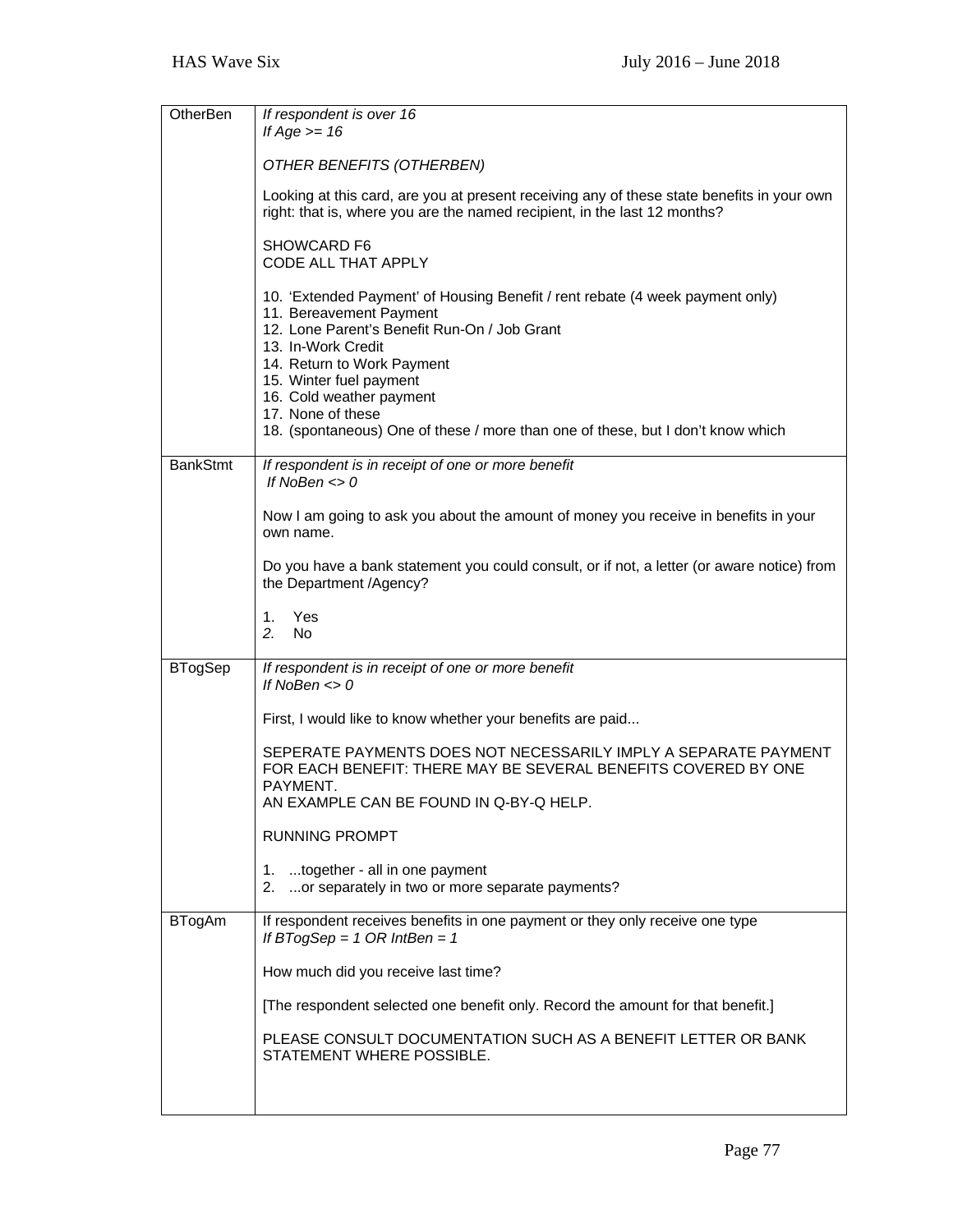| | |
|---|---|
| OtherBen | *If respondent is over 16*<br>*If Age >= 16*<br><br>*OTHER BENEFITS (OTHERBEN)*<br><br>Looking at this card, are you at present receiving any of these state benefits in your own right: that is, where you are the named recipient, in the last 12 months?<br><br>SHOWCARD F6<br>CODE ALL THAT APPLY<br><br>10. 'Extended Payment' of Housing Benefit / rent rebate (4 week payment only)<br>11. Bereavement Payment<br>12. Lone Parent's Benefit Run-On / Job Grant<br>13. In-Work Credit<br>14. Return to Work Payment<br>15. Winter fuel payment<br>16. Cold weather payment<br>17. None of these<br>18. (spontaneous) One of these / more than one of these, but I don't know which |
| BankStmt | *If respondent is in receipt of one or more benefit*<br>*If NoBen <> 0*<br><br>Now I am going to ask you about the amount of money you receive in benefits in your own name.<br><br>Do you have a bank statement you could consult, or if not, a letter (or aware notice) from the Department /Agency?<br><br>1. Yes<br>*2.* No |
| BTogSep | *If respondent is in receipt of one or more benefit*<br>*If NoBen <> 0*<br><br>First, I would like to know whether your benefits are paid...<br><br>SEPERATE PAYMENTS DOES NOT NECESSARILY IMPLY A SEPARATE PAYMENT FOR EACH BENEFIT: THERE MAY BE SEVERAL BENEFITS COVERED BY ONE PAYMENT.<br>AN EXAMPLE CAN BE FOUND IN Q-BY-Q HELP.<br><br>RUNNING PROMPT<br><br>1. ...together - all in one payment<br>2. ...or separately in two or more separate payments? |
| BTogAm | If respondent receives benefits in one payment or they only receive one type<br>*If BTogSep = 1 OR IntBen = 1*<br><br>How much did you receive last time?<br><br>[The respondent selected one benefit only. Record the amount for that benefit.]<br><br>PLEASE CONSULT DOCUMENTATION SUCH AS A BENEFIT LETTER OR BANK STATEMENT WHERE POSSIBLE. |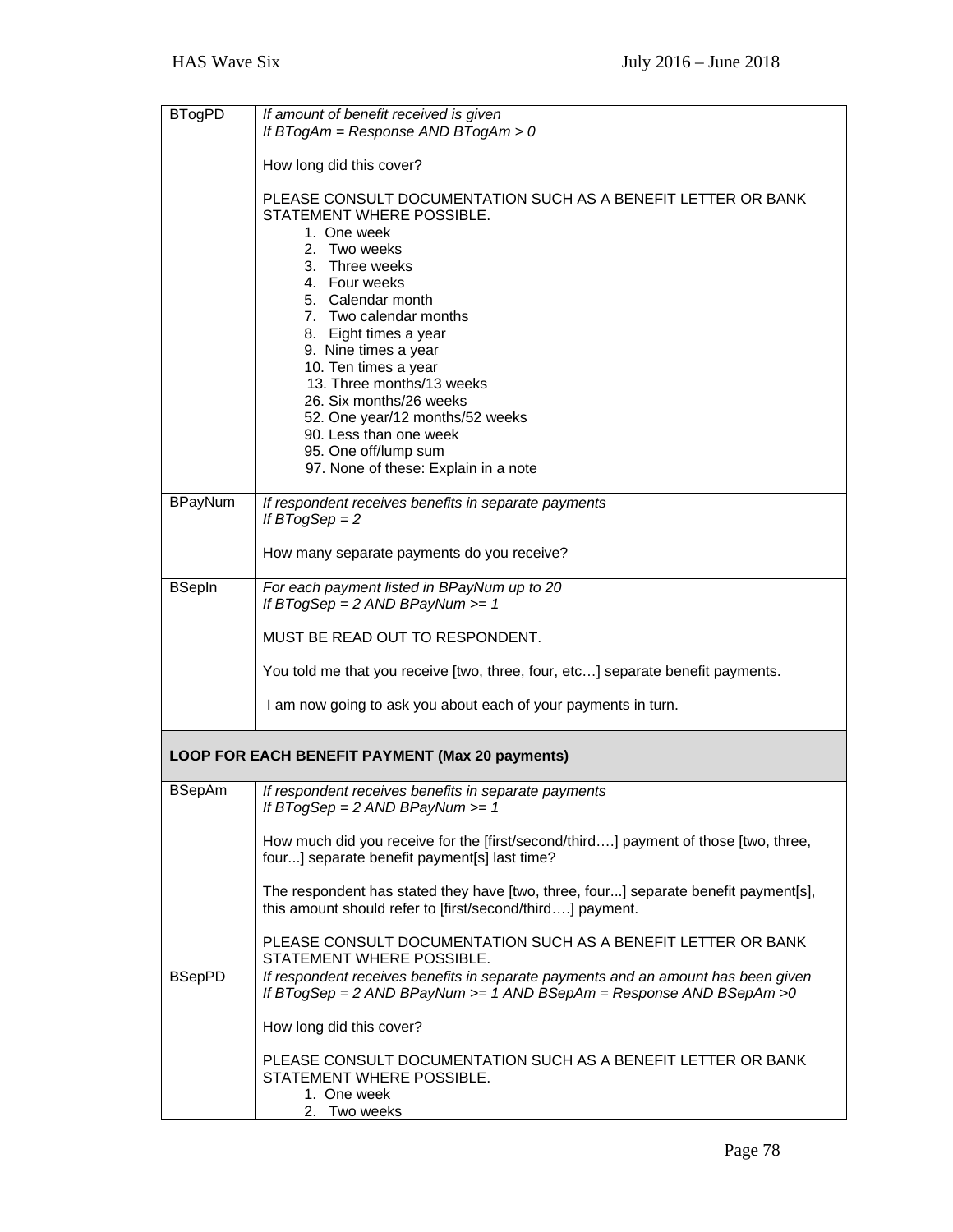| | |
|---|---|
| BTogPD | *If amount of benefit received is given*<br>*If BTogAm = Response AND BTogAm > 0*<br><br>How long did this cover?<br><br>PLEASE CONSULT DOCUMENTATION SUCH AS A BENEFIT LETTER OR BANK STATEMENT WHERE POSSIBLE.<br>1. One week<br>2. Two weeks<br>3. Three weeks<br>4. Four weeks<br>5. Calendar month<br>7. Two calendar months<br>8. Eight times a year<br>9. Nine times a year<br>10. Ten times a year<br>13. Three months/13 weeks<br>26. Six months/26 weeks<br>52. One year/12 months/52 weeks<br>90. Less than one week<br>95. One off/lump sum<br>97. None of these: Explain in a note |
| BPayNum | *If respondent receives benefits in separate payments*<br>*If BTogSep = 2*<br><br>How many separate payments do you receive? |
| BSepIn | *For each payment listed in BPayNum up to 20*<br>*If BTogSep = 2 AND BPayNum >= 1*<br><br>MUST BE READ OUT TO RESPONDENT.<br><br>You told me that you receive [two, three, four, etc…] separate benefit payments.<br><br>I am now going to ask you about each of your payments in turn. |
| **LOOP FOR EACH BENEFIT PAYMENT (Max 20 payments)** | |
| BSepAm | *If respondent receives benefits in separate payments*<br>*If BTogSep = 2 AND BPayNum >= 1*<br><br>How much did you receive for the [first/second/third….] payment of those [two, three, four...] separate benefit payment[s] last time?<br><br>The respondent has stated they have [two, three, four...] separate benefit payment[s], this amount should refer to [first/second/third….] payment.<br><br>PLEASE CONSULT DOCUMENTATION SUCH AS A BENEFIT LETTER OR BANK STATEMENT WHERE POSSIBLE. |
| BSepPD | *If respondent receives benefits in separate payments and an amount has been given*<br>*If BTogSep = 2 AND BPayNum >= 1 AND BSepAm = Response AND BSepAm >0*<br><br>How long did this cover?<br><br>PLEASE CONSULT DOCUMENTATION SUCH AS A BENEFIT LETTER OR BANK STATEMENT WHERE POSSIBLE.<br>1. One week<br>2. Two weeks |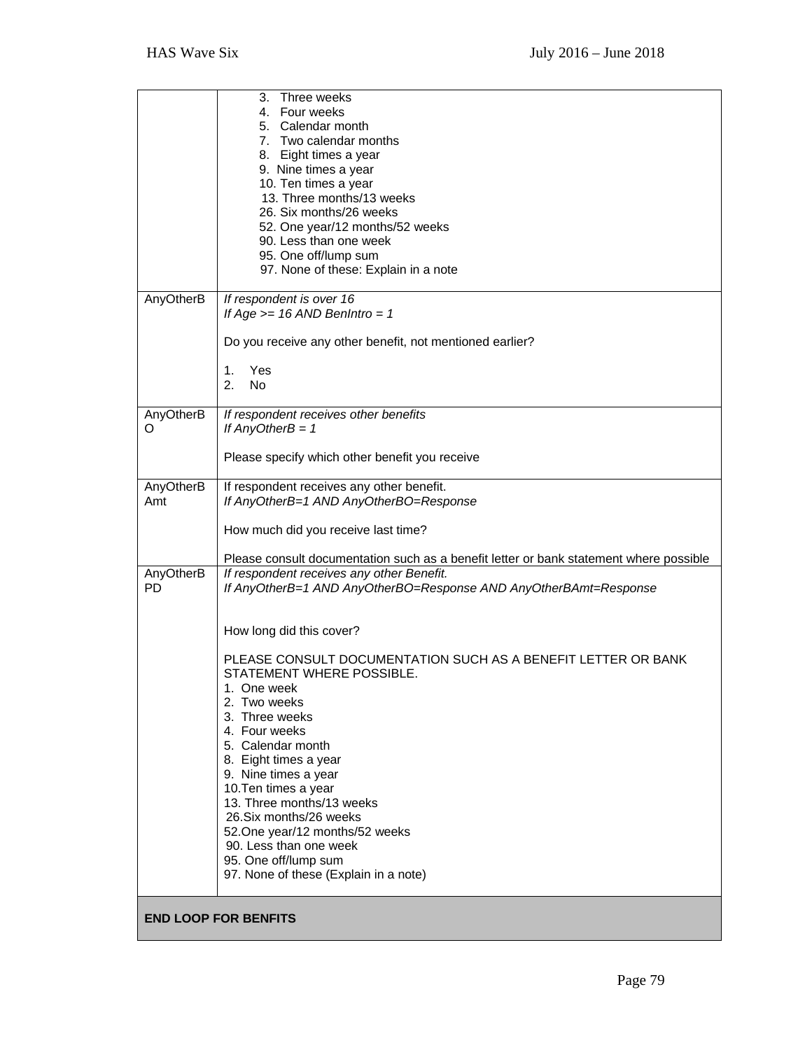| | |
|---|---|
| | 3. Three weeks<br>4. Four weeks<br>5. Calendar month<br>7. Two calendar months<br>8. Eight times a year<br>9. Nine times a year<br>10. Ten times a year<br>13. Three months/13 weeks<br>26. Six months/26 weeks<br>52. One year/12 months/52 weeks<br>90. Less than one week<br>95. One off/lump sum<br>97. None of these: Explain in a note |
| AnyOtherB | *If respondent is over 16*<br>*If Age >= 16 AND BenIntro = 1*<br><br>Do you receive any other benefit, not mentioned earlier?<br><br>1. Yes<br>2. No |
| AnyOtherBO | *If respondent receives other benefits*<br>*If AnyOtherB = 1*<br><br>Please specify which other benefit you receive |
| AnyOtherBAmt | If respondent receives any other benefit.<br>*If AnyOtherB=1 AND AnyOtherBO=Response*<br><br>How much did you receive last time?<br><br>Please consult documentation such as a benefit letter or bank statement where possible |
| AnyOtherBPD | *If respondent receives any other Benefit.*<br>*If AnyOtherB=1 AND AnyOtherBO=Response AND AnyOtherBAmt=Response*<br><br>How long did this cover?<br><br>PLEASE CONSULT DOCUMENTATION SUCH AS A BENEFIT LETTER OR BANK STATEMENT WHERE POSSIBLE.<br>1. One week<br>2. Two weeks<br>3. Three weeks<br>4. Four weeks<br>5. Calendar month<br>8. Eight times a year<br>9. Nine times a year<br>10. Ten times a year<br>13. Three months/13 weeks<br>26. Six months/26 weeks<br>52. One year/12 months/52 weeks<br>90. Less than one week<br>95. One off/lump sum<br>97. None of these (Explain in a note) |
| **END LOOP FOR BENFITS** | |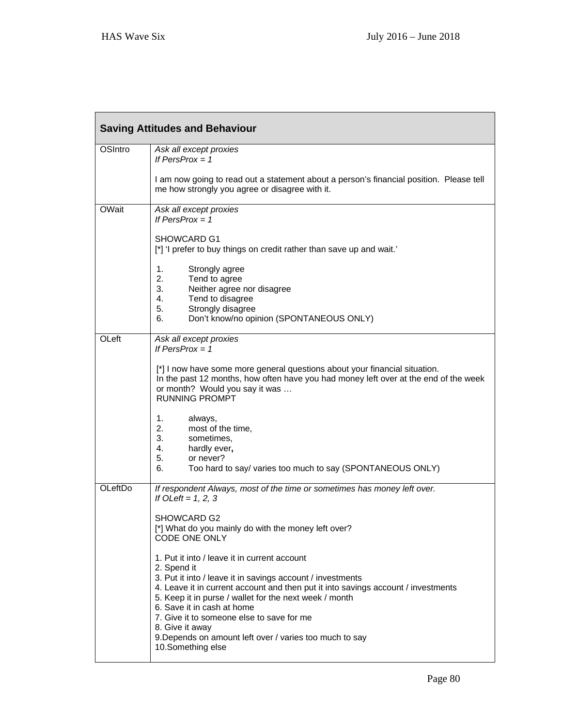| Saving Attitudes and Behaviour | |
|---|---|
| OSIntro | *Ask all except proxies*<br>*If PersProx = 1*<br><br>I am now going to read out a statement about a person's financial position. Please tell me how strongly you agree or disagree with it. |
| OWait | *Ask all except proxies*<br>*If PersProx = 1*<br><br>SHOWCARD G1<br>[*] 'I prefer to buy things on credit rather than save up and wait.'<br><br>1. Strongly agree<br>2. Tend to agree<br>3. Neither agree nor disagree<br>4. Tend to disagree<br>5. Strongly disagree<br>6. Don't know/no opinion (SPONTANEOUS ONLY) |
| OLeft | *Ask all except proxies*<br>*If PersProx = 1*<br><br>[*] I now have some more general questions about your financial situation.<br>In the past 12 months, how often have you had money left over at the end of the week or month? Would you say it was …<br>RUNNING PROMPT<br><br>1. always,<br>2. most of the time,<br>3. sometimes,<br>4. hardly ever,<br>5. or never?<br>6. Too hard to say/ varies too much to say (SPONTANEOUS ONLY) |
| OLeftDo | *If respondent Always, most of the time or sometimes has money left over.*<br>*If OLeft = 1, 2, 3*<br><br>SHOWCARD G2<br>[*] What do you mainly do with the money left over?<br>CODE ONE ONLY<br><br>1. Put it into / leave it in current account<br>2. Spend it<br>3. Put it into / leave it in savings account / investments<br>4. Leave it in current account and then put it into savings account / investments<br>5. Keep it in purse / wallet for the next week / month<br>6. Save it in cash at home<br>7. Give it to someone else to save for me<br>8. Give it away<br>9.Depends on amount left over / varies too much to say<br>10.Something else |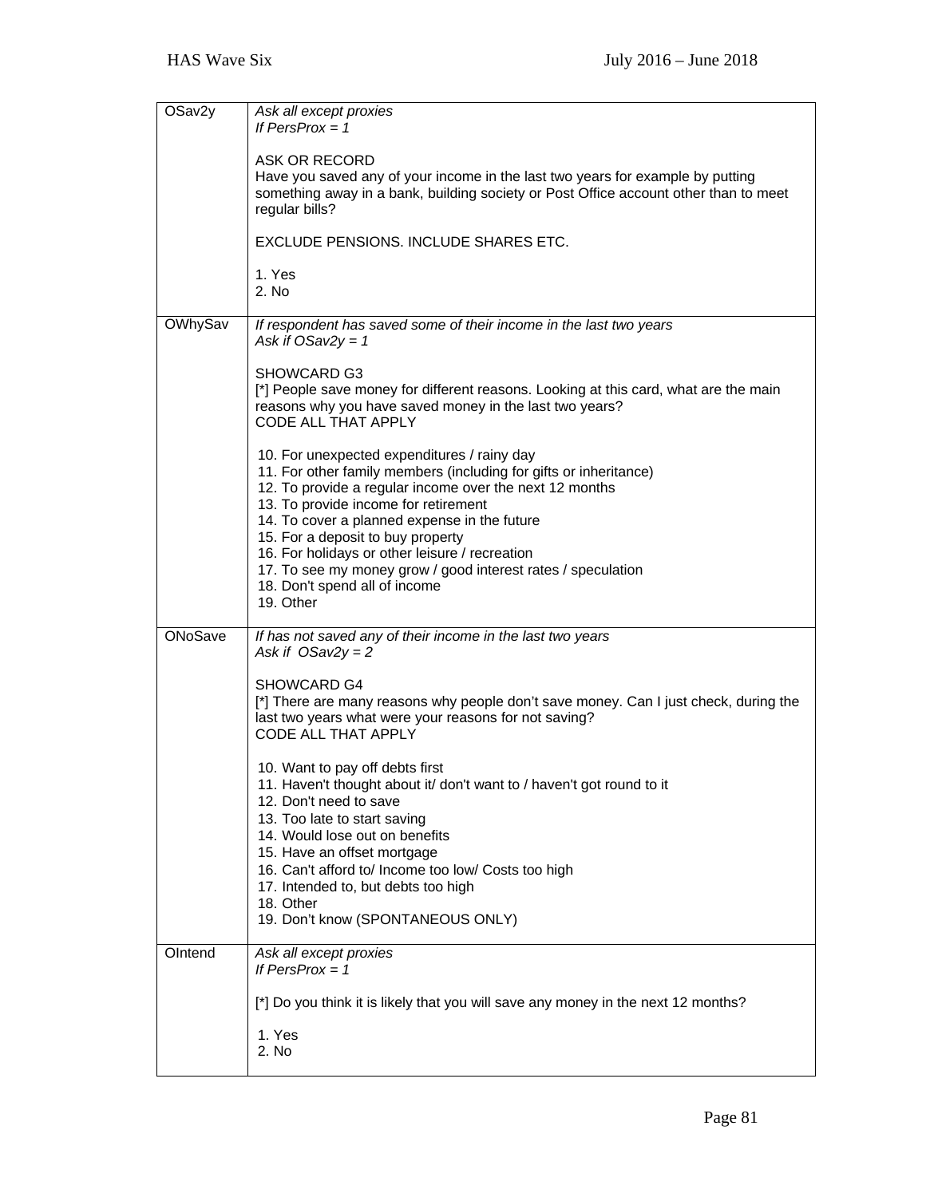| | |
|---|---|
| OSav2y | *Ask all except proxies*<br>*If PersProx = 1*<br><br>ASK OR RECORD<br>Have you saved any of your income in the last two years for example by putting something away in a bank, building society or Post Office account other than to meet regular bills?<br><br>EXCLUDE PENSIONS. INCLUDE SHARES ETC.<br><br>1. Yes<br>2. No |
| OWhySav | *If respondent has saved some of their income in the last two years*<br>*Ask if OSav2y = 1*<br><br>SHOWCARD G3<br>[*] People save money for different reasons. Looking at this card, what are the main reasons why you have saved money in the last two years?<br>CODE ALL THAT APPLY<br><br>10. For unexpected expenditures / rainy day<br>11. For other family members (including for gifts or inheritance)<br>12. To provide a regular income over the next 12 months<br>13. To provide income for retirement<br>14. To cover a planned expense in the future<br>15. For a deposit to buy property<br>16. For holidays or other leisure / recreation<br>17. To see my money grow / good interest rates / speculation<br>18. Don't spend all of income<br>19. Other |
| ONoSave | *If has not saved any of their income in the last two years*<br>*Ask if OSav2y = 2*<br><br>SHOWCARD G4<br>[*] There are many reasons why people don't save money. Can I just check, during the last two years what were your reasons for not saving?<br>CODE ALL THAT APPLY<br><br>10. Want to pay off debts first<br>11. Haven't thought about it/ don't want to / haven't got round to it<br>12. Don't need to save<br>13. Too late to start saving<br>14. Would lose out on benefits<br>15. Have an offset mortgage<br>16. Can't afford to/ Income too low/ Costs too high<br>17. Intended to, but debts too high<br>18. Other<br>19. Don't know (SPONTANEOUS ONLY) |
| OIntend | *Ask all except proxies*<br>*If PersProx = 1*<br><br>[*] Do you think it is likely that you will save any money in the next 12 months?<br><br>1. Yes<br>2. No |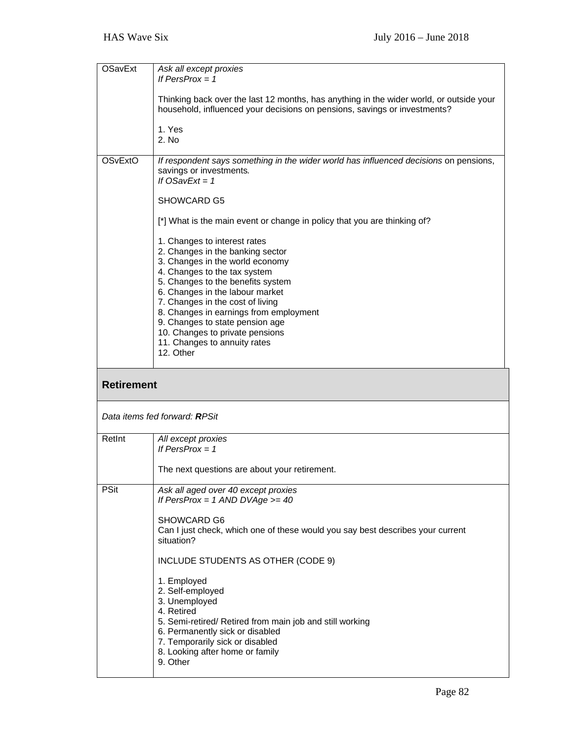| | |
|---|---|
| OSavExt | *Ask all except proxies*<br>*If PersProx = 1*<br><br>Thinking back over the last 12 months, has anything in the wider world, or outside your household, influenced your decisions on pensions, savings or investments?<br><br>1. Yes<br>2. No |
| OSvExtO | *If respondent says something in the wider world has influenced decisions* on pensions, savings or investments*.*<br>*If OSavExt = 1*<br><br>SHOWCARD G5<br><br>[*] What is the main event or change in policy that you are thinking of?<br><br>1. Changes to interest rates<br>2. Changes in the banking sector<br>3. Changes in the world economy<br>4. Changes to the tax system<br>5. Changes to the benefits system<br>6. Changes in the labour market<br>7. Changes in the cost of living<br>8. Changes in earnings from employment<br>9. Changes to state pension age<br>10. Changes to private pensions<br>11. Changes to annuity rates<br>12. Other |

## Retirement

*Data items fed forward:* ***R****PSit*

| | |
|---|---|
| RetInt | *All except proxies*<br>*If PersProx = 1*<br><br>The next questions are about your retirement. |
| PSit | *Ask all aged over 40 except proxies*<br>*If PersProx = 1 AND DVAge >= 40*<br><br>SHOWCARD G6<br>Can I just check, which one of these would you say best describes your current situation?<br><br>INCLUDE STUDENTS AS OTHER (CODE 9)<br><br>1. Employed<br>2. Self-employed<br>3. Unemployed<br>4. Retired<br>5. Semi-retired/ Retired from main job and still working<br>6. Permanently sick or disabled<br>7. Temporarily sick or disabled<br>8. Looking after home or family<br>9. Other |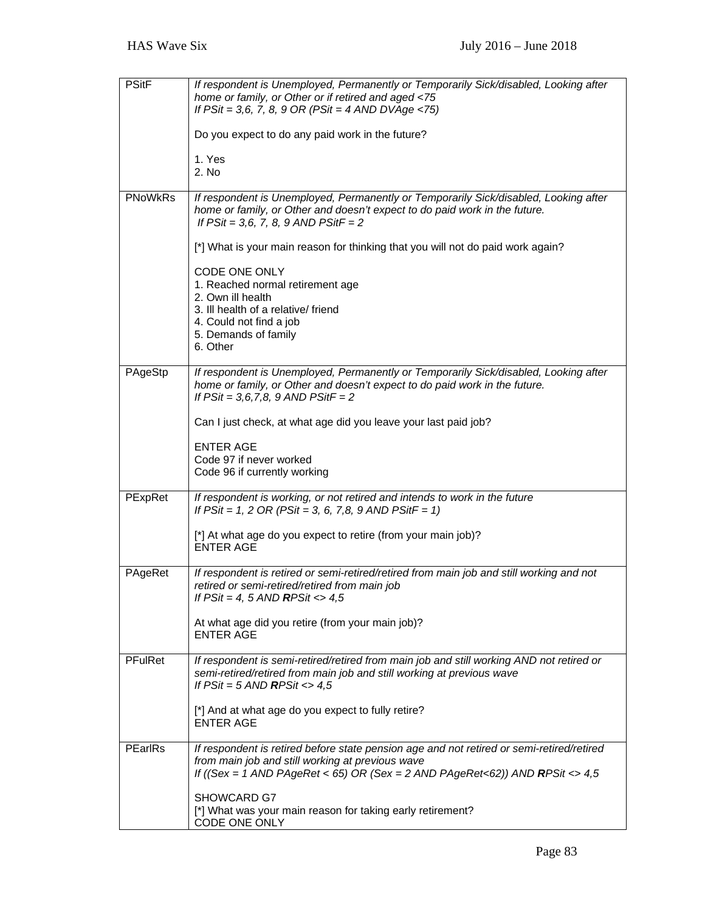| | |
|---|---|
| PSitF | *If respondent is Unemployed, Permanently or Temporarily Sick/disabled, Looking after home or family, or Other or if retired and aged <75*<br>*If PSit = 3,6, 7, 8, 9 OR (PSit = 4 AND DVAge <75)*<br><br>Do you expect to do any paid work in the future?<br><br>1. Yes<br>2. No |
| PNoWkRs | *If respondent is Unemployed, Permanently or Temporarily Sick/disabled, Looking after home or family, or Other and doesn't expect to do paid work in the future.*<br>*If PSit = 3,6, 7, 8, 9 AND PSitF = 2*<br><br>[*] What is your main reason for thinking that you will not do paid work again?<br><br>CODE ONE ONLY<br>1. Reached normal retirement age<br>2. Own ill health<br>3. Ill health of a relative/ friend<br>4. Could not find a job<br>5. Demands of family<br>6. Other |
| PAgeStp | *If respondent is Unemployed, Permanently or Temporarily Sick/disabled, Looking after home or family, or Other and doesn't expect to do paid work in the future.*<br>*If PSit = 3,6,7,8, 9 AND PSitF = 2*<br><br>Can I just check, at what age did you leave your last paid job?<br><br>ENTER AGE<br>Code 97 if never worked<br>Code 96 if currently working |
| PExpRet | *If respondent is working, or not retired and intends to work in the future*<br>*If PSit = 1, 2 OR (PSit = 3, 6, 7,8, 9 AND PSitF = 1)*<br><br>[*] At what age do you expect to retire (from your main job)?<br>ENTER AGE |
| PAgeRet | *If respondent is retired or semi-retired/retired from main job and still working and not retired or semi-retired/retired from main job*<br>*If PSit = 4, 5 AND **R**PSit <> 4,5*<br><br>At what age did you retire (from your main job)?<br>ENTER AGE |
| PFulRet | *If respondent is semi-retired/retired from main job and still working AND not retired or semi-retired/retired from main job and still working at previous wave*<br>*If PSit = 5 AND **R**PSit <> 4,5*<br><br>[*] And at what age do you expect to fully retire?<br>ENTER AGE |
| PEarlRs | *If respondent is retired before state pension age and not retired or semi-retired/retired from main job and still working at previous wave*<br>*If ((Sex = 1 AND PAgeRet < 65) OR (Sex = 2 AND PAgeRet<62)) AND **R**PSit <> 4,5*<br><br>SHOWCARD G7<br>[*] What was your main reason for taking early retirement?<br>CODE ONE ONLY |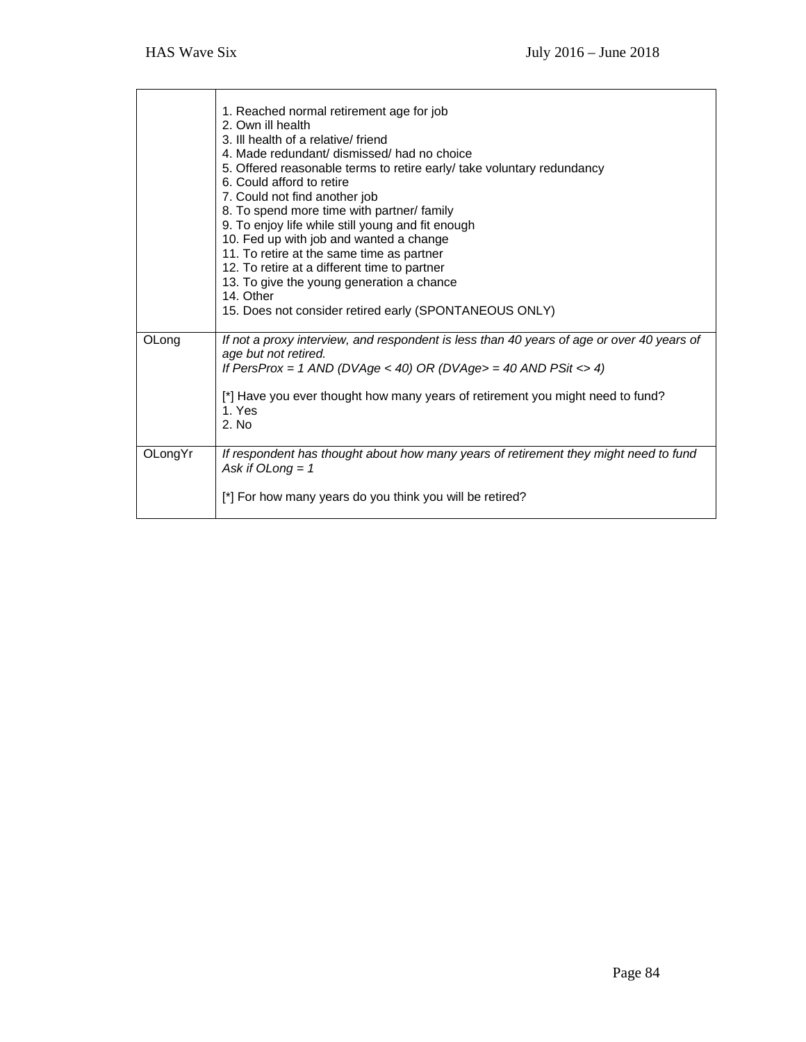| | |
|---|---|
| | 1. Reached normal retirement age for job<br>2. Own ill health<br>3. Ill health of a relative/ friend<br>4. Made redundant/ dismissed/ had no choice<br>5. Offered reasonable terms to retire early/ take voluntary redundancy<br>6. Could afford to retire<br>7. Could not find another job<br>8. To spend more time with partner/ family<br>9. To enjoy life while still young and fit enough<br>10. Fed up with job and wanted a change<br>11. To retire at the same time as partner<br>12. To retire at a different time to partner<br>13. To give the young generation a chance<br>14. Other<br>15. Does not consider retired early (SPONTANEOUS ONLY) |
| OLong | *If not a proxy interview, and respondent is less than 40 years of age or over 40 years of age but not retired.*<br>*If PersProx = 1 AND (DVAge < 40) OR (DVAge> = 40 AND PSit <> 4)*<br><br>[*] Have you ever thought how many years of retirement you might need to fund?<br>1. Yes<br>2. No |
| OLongYr | *If respondent has thought about how many years of retirement they might need to fund*<br>*Ask if OLong = 1*<br><br>[*] For how many years do you think you will be retired? |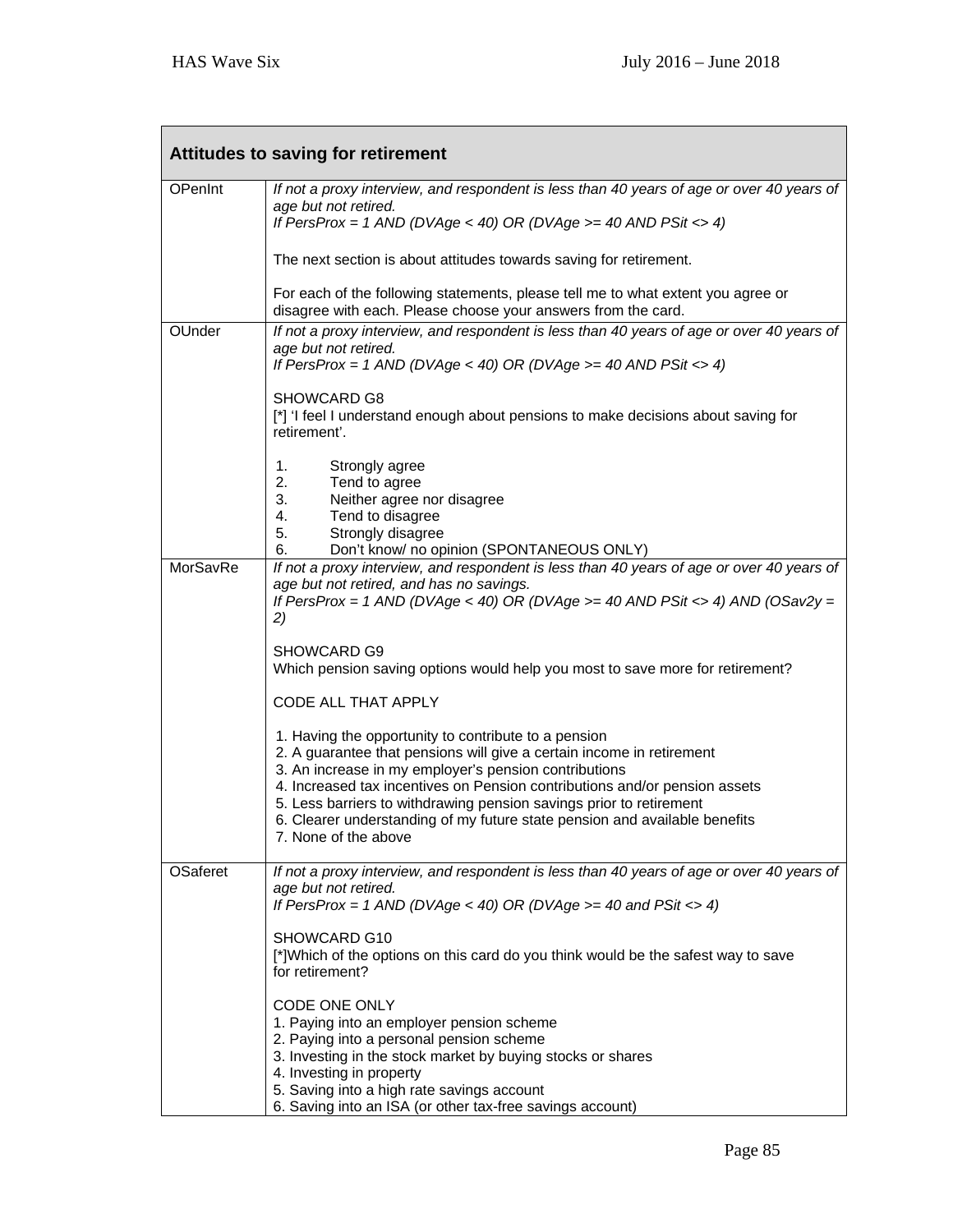| Attitudes to saving for retirement | |
|---|---|
| OPenInt | *If not a proxy interview, and respondent is less than 40 years of age or over 40 years of age but not retired.*<br>*If PersProx = 1 AND (DVAge < 40) OR (DVAge >= 40 AND PSit <> 4)*<br><br>The next section is about attitudes towards saving for retirement.<br><br>For each of the following statements, please tell me to what extent you agree or disagree with each. Please choose your answers from the card. |
| OUnder | *If not a proxy interview, and respondent is less than 40 years of age or over 40 years of age but not retired.*<br>*If PersProx = 1 AND (DVAge < 40) OR (DVAge >= 40 AND PSit <> 4)*<br><br>SHOWCARD G8<br>[*] 'I feel I understand enough about pensions to make decisions about saving for retirement'.<br><br>1. Strongly agree<br>2. Tend to agree<br>3. Neither agree nor disagree<br>4. Tend to disagree<br>5. Strongly disagree<br>6. Don't know/ no opinion (SPONTANEOUS ONLY) |
| MorSavRe | *If not a proxy interview, and respondent is less than 40 years of age or over 40 years of age but not retired, and has no savings.*<br>*If PersProx = 1 AND (DVAge < 40) OR (DVAge >= 40 AND PSit <> 4) AND (OSav2y = 2)*<br><br>SHOWCARD G9<br>Which pension saving options would help you most to save more for retirement?<br><br>CODE ALL THAT APPLY<br><br>1. Having the opportunity to contribute to a pension<br>2. A guarantee that pensions will give a certain income in retirement<br>3. An increase in my employer's pension contributions<br>4. Increased tax incentives on Pension contributions and/or pension assets<br>5. Less barriers to withdrawing pension savings prior to retirement<br>6. Clearer understanding of my future state pension and available benefits<br>7. None of the above |
| OSaferet | *If not a proxy interview, and respondent is less than 40 years of age or over 40 years of age but not retired.*<br>*If PersProx = 1 AND (DVAge < 40) OR (DVAge >= 40 and PSit <> 4)*<br><br>SHOWCARD G10<br>[*]Which of the options on this card do you think would be the safest way to save for retirement?<br><br>CODE ONE ONLY<br>1. Paying into an employer pension scheme<br>2. Paying into a personal pension scheme<br>3. Investing in the stock market by buying stocks or shares<br>4. Investing in property<br>5. Saving into a high rate savings account<br>6. Saving into an ISA (or other tax-free savings account) |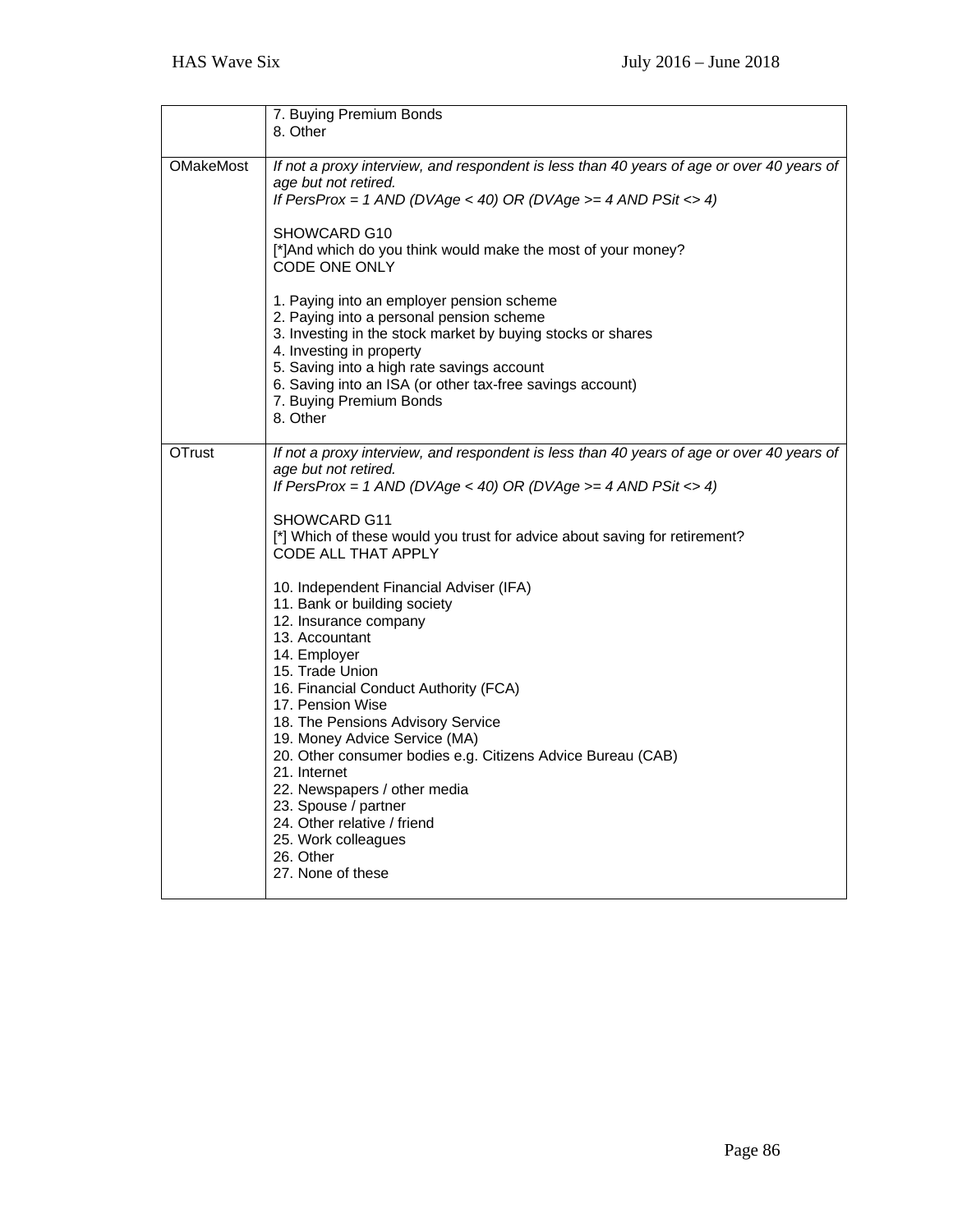| | |
|---|---|
| | 7. Buying Premium Bonds<br>8. Other |
| OMakeMost | *If not a proxy interview, and respondent is less than 40 years of age or over 40 years of age but not retired.*<br>*If PersProx = 1 AND (DVAge < 40) OR (DVAge >= 4 AND PSit <> 4)*<br><br>SHOWCARD G10<br>[*]And which do you think would make the most of your money?<br>CODE ONE ONLY<br><br>1. Paying into an employer pension scheme<br>2. Paying into a personal pension scheme<br>3. Investing in the stock market by buying stocks or shares<br>4. Investing in property<br>5. Saving into a high rate savings account<br>6. Saving into an ISA (or other tax-free savings account)<br>7. Buying Premium Bonds<br>8. Other |
| OTrust | *If not a proxy interview, and respondent is less than 40 years of age or over 40 years of age but not retired.*<br>*If PersProx = 1 AND (DVAge < 40) OR (DVAge >= 4 AND PSit <> 4)*<br><br>SHOWCARD G11<br>[*] Which of these would you trust for advice about saving for retirement?<br>CODE ALL THAT APPLY<br><br>10. Independent Financial Adviser (IFA)<br>11. Bank or building society<br>12. Insurance company<br>13. Accountant<br>14. Employer<br>15. Trade Union<br>16. Financial Conduct Authority (FCA)<br>17. Pension Wise<br>18. The Pensions Advisory Service<br>19. Money Advice Service (MA)<br>20. Other consumer bodies e.g. Citizens Advice Bureau (CAB)<br>21. Internet<br>22. Newspapers / other media<br>23. Spouse / partner<br>24. Other relative / friend<br>25. Work colleagues<br>26. Other<br>27. None of these |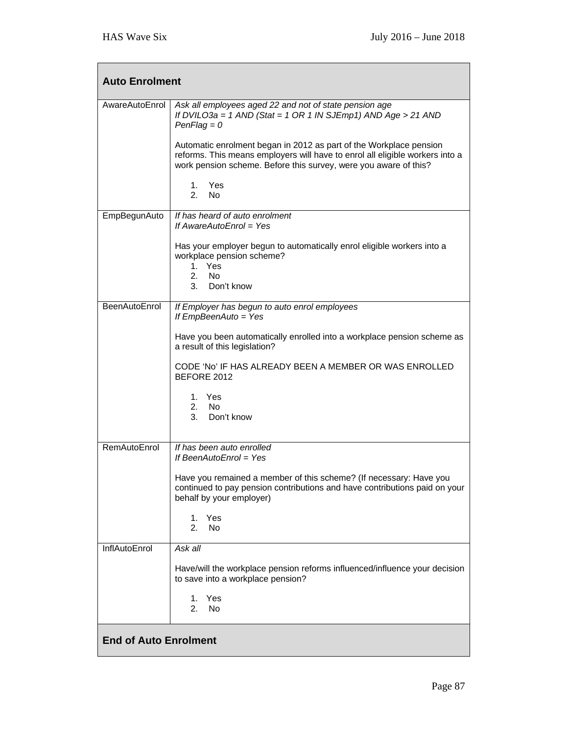| **Auto Enrolment** | |
|---|---|
| AwareAutoEnrol | *Ask all employees aged 22 and not of state pension age*<br>*If DVILO3a = 1 AND (Stat = 1 OR 1 IN SJEmp1) AND Age > 21 AND PenFlag = 0*<br><br>Automatic enrolment began in 2012 as part of the Workplace pension reforms. This means employers will have to enrol all eligible workers into a work pension scheme. Before this survey, were you aware of this?<br><br>1. Yes<br>2. No |
| EmpBegunAuto | *If has heard of auto enrolment*<br>*If AwareAutoEnrol = Yes*<br><br>Has your employer begun to automatically enrol eligible workers into a workplace pension scheme?<br>1. Yes<br>2. No<br>3. Don't know |
| BeenAutoEnrol | *If Employer has begun to auto enrol employees*<br>*If EmpBeenAuto = Yes*<br><br>Have you been automatically enrolled into a workplace pension scheme as a result of this legislation?<br><br>CODE 'No' IF HAS ALREADY BEEN A MEMBER OR WAS ENROLLED BEFORE 2012<br><br>1. Yes<br>2. No<br>3. Don't know |
| RemAutoEnrol | *If has been auto enrolled*<br>*If BeenAutoEnrol = Yes*<br><br>Have you remained a member of this scheme? (If necessary: Have you continued to pay pension contributions and have contributions paid on your behalf by your employer)<br><br>1. Yes<br>2. No |
| InflAutoEnrol | *Ask all*<br><br>Have/will the workplace pension reforms influenced/influence your decision to save into a workplace pension?<br><br>1. Yes<br>2. No |
| **End of Auto Enrolment** | |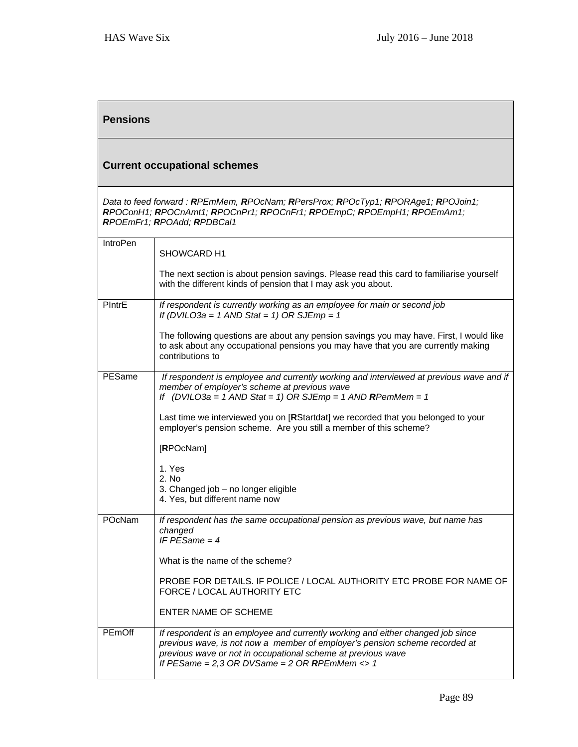## Pensions

### Current occupational schemes

*Data to feed forward : **R**PEmMem, **R**POcNam; **R**PersProx; **R**POcTyp1; **R**PORAge1; **R**POJoin1; **R**POConH1; **R**POCnAmt1; **R**POCnPr1; **R**POCnFr1; **R**POEmpC; **R**POEmpH1; **R**POEmAm1; **R**POEmFr1; **R**POAdd; **R**PDBCal1*

| | |
|---|---|
| IntroPen | SHOWCARD H1<br><br>The next section is about pension savings. Please read this card to familiarise yourself with the different kinds of pension that I may ask you about. |
| PIntrE | *If respondent is currently working as an employee for main or second job*<br>*If (DVILO3a = 1 AND Stat = 1) OR SJEmp = 1*<br><br>The following questions are about any pension savings you may have. First, I would like to ask about any occupational pensions you may have that you are currently making contributions to |
| PESame | *If respondent is employee and currently working and interviewed at previous wave and if member of employer's scheme at previous wave*<br>*If (DVILO3a = 1 AND Stat = 1) OR SJEmp = 1 AND **R**PemMem = 1*<br><br>Last time we interviewed you on [**R**Startdat] we recorded that you belonged to your employer's pension scheme. Are you still a member of this scheme?<br><br>[**R**POcNam]<br><br>1. Yes<br>2. No<br>3. Changed job – no longer eligible<br>4. Yes, but different name now |
| POcNam | *If respondent has the same occupational pension as previous wave, but name has changed*<br>*IF PESame = 4*<br><br>What is the name of the scheme?<br><br>PROBE FOR DETAILS. IF POLICE / LOCAL AUTHORITY ETC PROBE FOR NAME OF FORCE / LOCAL AUTHORITY ETC<br><br>ENTER NAME OF SCHEME |
| PEmOff | *If respondent is an employee and currently working and either changed job since previous wave, is not now a member of employer's pension scheme recorded at previous wave or not in occupational scheme at previous wave*<br>*If PESame = 2,3 OR DVSame = 2 OR **R**PEmMem <> 1* |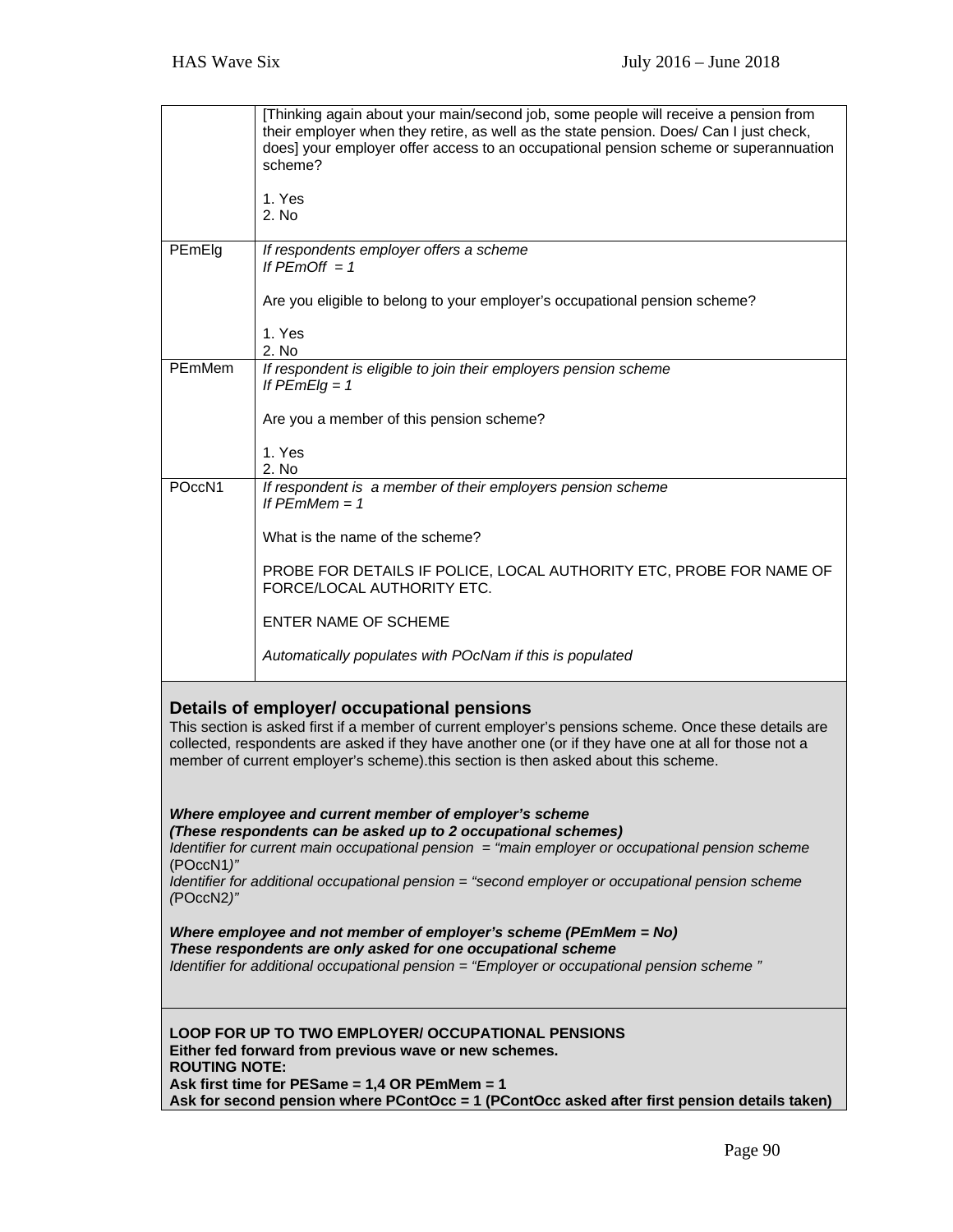| | |
|---|---|
| | [Thinking again about your main/second job, some people will receive a pension from their employer when they retire, as well as the state pension. Does/ Can I just check, does] your employer offer access to an occupational pension scheme or superannuation scheme?<br><br>1. Yes<br>2. No |
| PEmElg | *If respondents employer offers a scheme*<br>*If PEmOff = 1*<br><br>Are you eligible to belong to your employer's occupational pension scheme?<br><br>1. Yes<br>2. No |
| PEmMem | *If respondent is eligible to join their employers pension scheme*<br>*If PEmElg = 1*<br><br>Are you a member of this pension scheme?<br><br>1. Yes<br>2. No |
| POccN1 | *If respondent is a member of their employers pension scheme*<br>*If PEmMem = 1*<br><br>What is the name of the scheme?<br><br>PROBE FOR DETAILS IF POLICE, LOCAL AUTHORITY ETC, PROBE FOR NAME OF FORCE/LOCAL AUTHORITY ETC.<br><br>ENTER NAME OF SCHEME<br><br>*Automatically populates with POcNam if this is populated* |

## Details of employer/ occupational pensions

This section is asked first if a member of current employer's pensions scheme. Once these details are collected, respondents are asked if they have another one (or if they have one at all for those not a member of current employer's scheme).this section is then asked about this scheme.

***Where employee and current member of employer's scheme***
***(These respondents can be asked up to 2 occupational schemes)***
*Identifier for current main occupational pension = "main employer or occupational pension scheme* (POccN1*)"*
*Identifier for additional occupational pension = "second employer or occupational pension scheme (*POccN2*)"*

***Where employee and not member of employer's scheme (PEmMem = No)***
***These respondents are only asked for one occupational scheme***
*Identifier for additional occupational pension = "Employer or occupational pension scheme "*

**LOOP FOR UP TO TWO EMPLOYER/ OCCUPATIONAL PENSIONS**
**Either fed forward from previous wave or new schemes.**
**ROUTING NOTE:**
**Ask first time for PESame = 1,4 OR PEmMem = 1**
**Ask for second pension where PContOcc = 1 (PContOcc asked after first pension details taken)**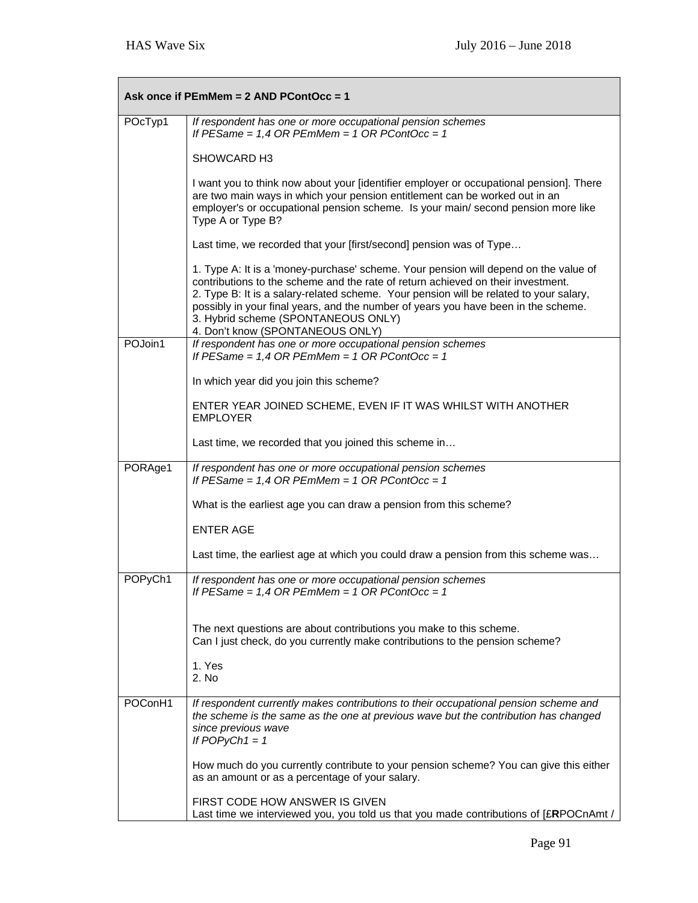| Ask once if PEmMem = 2 AND PContOcc = 1 | |
|---|---|
| POcTyp1 | *If respondent has one or more occupational pension schemes*<br>*If PESame = 1,4 OR PEmMem = 1 OR PContOcc = 1*<br><br>SHOWCARD H3<br><br>I want you to think now about your [identifier employer or occupational pension]. There are two main ways in which your pension entitlement can be worked out in an employer's or occupational pension scheme. Is your main/ second pension more like Type A or Type B?<br><br>Last time, we recorded that your [first/second] pension was of Type…<br><br>1. Type A: It is a 'money-purchase' scheme. Your pension will depend on the value of contributions to the scheme and the rate of return achieved on their investment.<br>2. Type B: It is a salary-related scheme. Your pension will be related to your salary, possibly in your final years, and the number of years you have been in the scheme.<br>3. Hybrid scheme (SPONTANEOUS ONLY)<br>4. Don't know (SPONTANEOUS ONLY) |
| POJoin1 | *If respondent has one or more occupational pension schemes*<br>*If PESame = 1,4 OR PEmMem = 1 OR PContOcc = 1*<br><br>In which year did you join this scheme?<br><br>ENTER YEAR JOINED SCHEME, EVEN IF IT WAS WHILST WITH ANOTHER EMPLOYER<br><br>Last time, we recorded that you joined this scheme in… |
| PORAge1 | *If respondent has one or more occupational pension schemes*<br>*If PESame = 1,4 OR PEmMem = 1 OR PContOcc = 1*<br><br>What is the earliest age you can draw a pension from this scheme?<br><br>ENTER AGE<br><br>Last time, the earliest age at which you could draw a pension from this scheme was… |
| POPyCh1 | *If respondent has one or more occupational pension schemes*<br>*If PESame = 1,4 OR PEmMem = 1 OR PContOcc = 1*<br><br>The next questions are about contributions you make to this scheme.<br>Can I just check, do you currently make contributions to the pension scheme?<br><br>1. Yes<br>2. No |
| POConH1 | *If respondent currently makes contributions to their occupational pension scheme and the scheme is the same as the one at previous wave but the contribution has changed since previous wave*<br>*If POPyCh1 = 1*<br><br>How much do you currently contribute to your pension scheme? You can give this either as an amount or as a percentage of your salary.<br><br>FIRST CODE HOW ANSWER IS GIVEN<br>Last time we interviewed you, you told us that you made contributions of [£**R**POCnAmt / |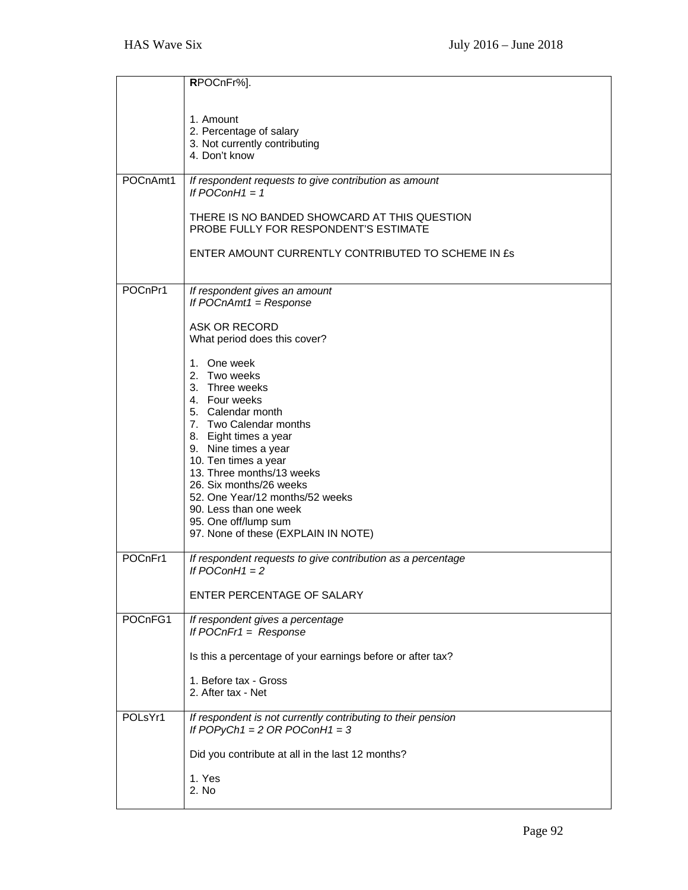| | **R**POCnFr%].<br><br>1. Amount<br>2. Percentage of salary<br>3. Not currently contributing<br>4. Don't know |
|---|---|
| POCnAmt1 | *If respondent requests to give contribution as amount*<br>*If POConH1 = 1*<br><br>THERE IS NO BANDED SHOWCARD AT THIS QUESTION<br>PROBE FULLY FOR RESPONDENT'S ESTIMATE<br><br>ENTER AMOUNT CURRENTLY CONTRIBUTED TO SCHEME IN £s |
| POCnPr1 | *If respondent gives an amount*<br>*If POCnAmt1 = Response*<br><br>ASK OR RECORD<br>What period does this cover?<br><br>1. One week<br>2. Two weeks<br>3. Three weeks<br>4. Four weeks<br>5. Calendar month<br>7. Two Calendar months<br>8. Eight times a year<br>9. Nine times a year<br>10. Ten times a year<br>13. Three months/13 weeks<br>26. Six months/26 weeks<br>52. One Year/12 months/52 weeks<br>90. Less than one week<br>95. One off/lump sum<br>97. None of these (EXPLAIN IN NOTE) |
| POCnFr1 | *If respondent requests to give contribution as a percentage*<br>*If POConH1 = 2*<br><br>ENTER PERCENTAGE OF SALARY |
| POCnFG1 | *If respondent gives a percentage*<br>*If POCnFr1 = Response*<br><br>Is this a percentage of your earnings before or after tax?<br><br>1. Before tax - Gross<br>2. After tax - Net |
| POLsYr1 | *If respondent is not currently contributing to their pension*<br>*If POPyCh1 = 2 OR POConH1 = 3*<br><br>Did you contribute at all in the last 12 months?<br><br>1. Yes<br>2. No |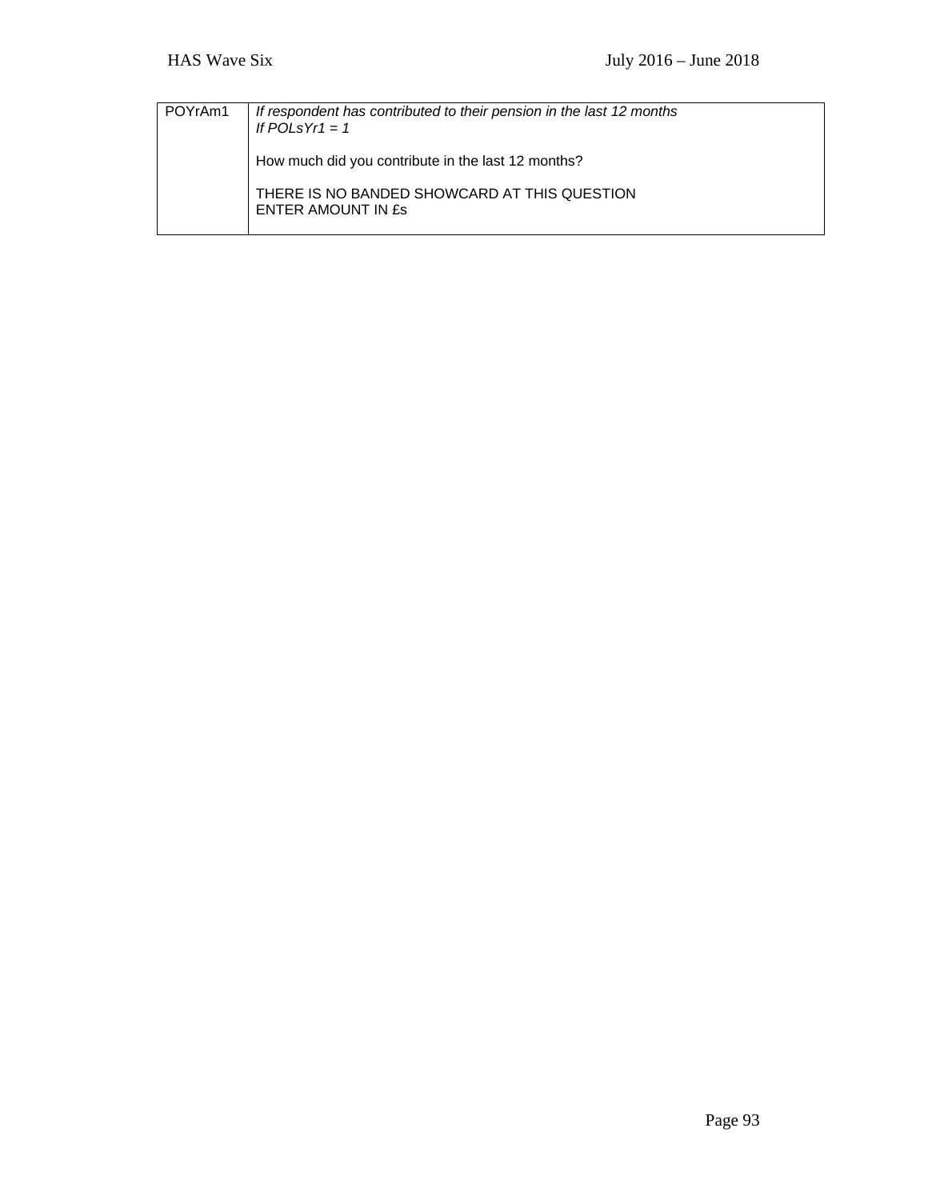| POYrAm1 | *If respondent has contributed to their pension in the last 12 months*<br>*If POLsYr1 = 1*<br><br>How much did you contribute in the last 12 months?<br><br>THERE IS NO BANDED SHOWCARD AT THIS QUESTION<br>ENTER AMOUNT IN £s |
|---|---|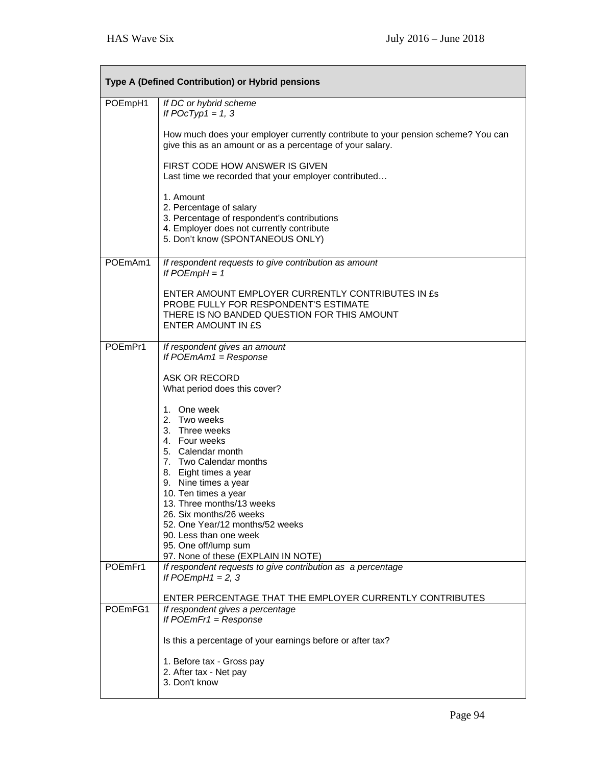| Type A (Defined Contribution) or Hybrid pensions | |
|---|---|
| POEmpH1 | *If DC or hybrid scheme*<br>*If POcTyp1 = 1, 3*<br><br>How much does your employer currently contribute to your pension scheme? You can give this as an amount or as a percentage of your salary.<br><br>FIRST CODE HOW ANSWER IS GIVEN<br>Last time we recorded that your employer contributed…<br><br>1. Amount<br>2. Percentage of salary<br>3. Percentage of respondent's contributions<br>4. Employer does not currently contribute<br>5. Don't know (SPONTANEOUS ONLY) |
| POEmAm1 | *If respondent requests to give contribution as amount*<br>*If POEmpH = 1*<br><br>ENTER AMOUNT EMPLOYER CURRENTLY CONTRIBUTES IN £s<br>PROBE FULLY FOR RESPONDENT'S ESTIMATE<br>THERE IS NO BANDED QUESTION FOR THIS AMOUNT<br>ENTER AMOUNT IN £S |
| POEmPr1 | *If respondent gives an amount*<br>*If POEmAm1 = Response*<br><br>ASK OR RECORD<br>What period does this cover?<br><br>1. One week<br>2. Two weeks<br>3. Three weeks<br>4. Four weeks<br>5. Calendar month<br>7. Two Calendar months<br>8. Eight times a year<br>9. Nine times a year<br>10. Ten times a year<br>13. Three months/13 weeks<br>26. Six months/26 weeks<br>52. One Year/12 months/52 weeks<br>90. Less than one week<br>95. One off/lump sum<br>97. None of these (EXPLAIN IN NOTE) |
| POEmFr1 | *If respondent requests to give contribution as a percentage*<br>*If POEmpH1 = 2, 3*<br><br>ENTER PERCENTAGE THAT THE EMPLOYER CURRENTLY CONTRIBUTES |
| POEmFG1 | *If respondent gives a percentage*<br>*If POEmFr1 = Response*<br><br>Is this a percentage of your earnings before or after tax?<br><br>1. Before tax - Gross pay<br>2. After tax - Net pay<br>3. Don't know |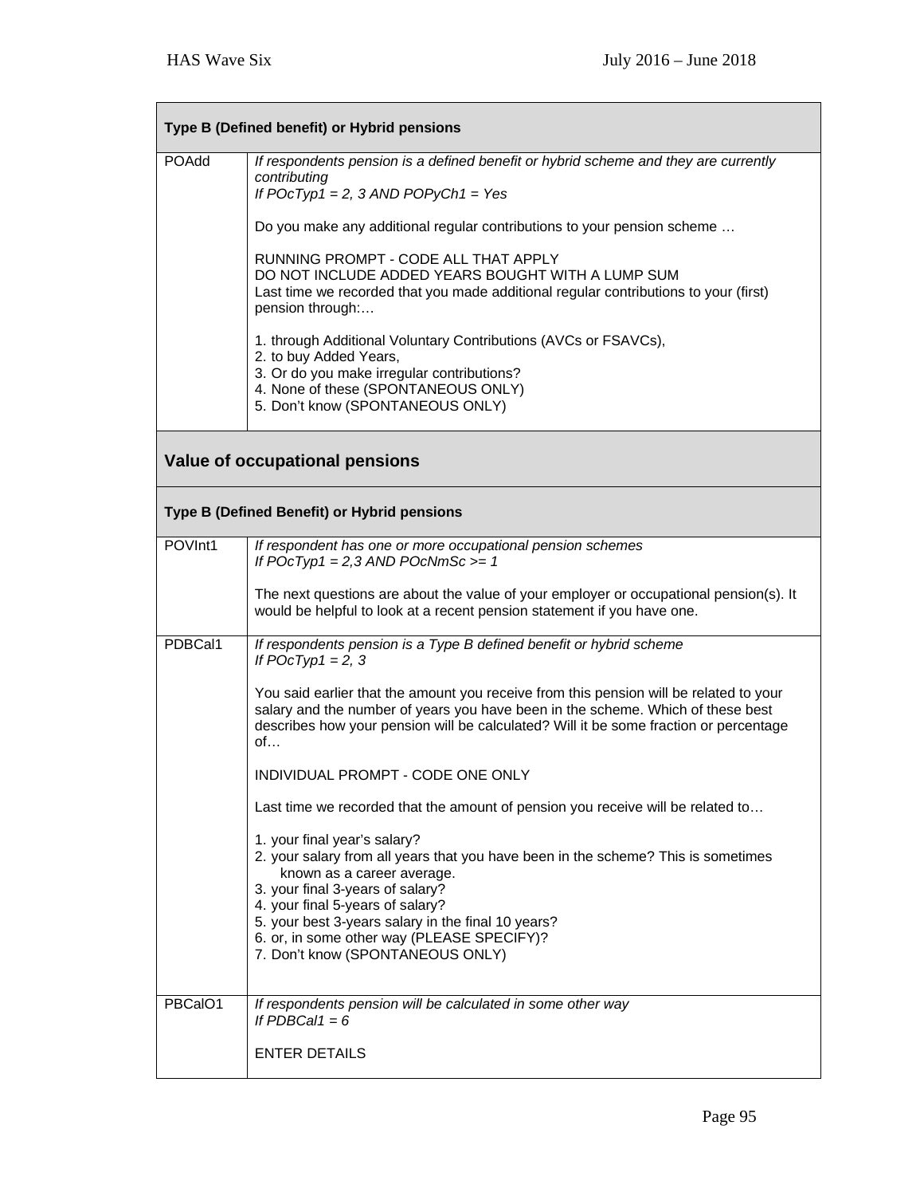| **Type B (Defined benefit) or Hybrid pensions** | |
|---|---|
| POAdd | *If respondents pension is a defined benefit or hybrid scheme and they are currently contributing*<br>*If POcTyp1 = 2, 3 AND POPyCh1 = Yes*<br><br>Do you make any additional regular contributions to your pension scheme …<br><br>RUNNING PROMPT - CODE ALL THAT APPLY<br>DO NOT INCLUDE ADDED YEARS BOUGHT WITH A LUMP SUM<br>Last time we recorded that you made additional regular contributions to your (first) pension through:…<br><br>1. through Additional Voluntary Contributions (AVCs or FSAVCs),<br>2. to buy Added Years,<br>3. Or do you make irregular contributions?<br>4. None of these (SPONTANEOUS ONLY)<br>5. Don't know (SPONTANEOUS ONLY) |

## Value of occupational pensions

| **Type B (Defined Benefit) or Hybrid pensions** | |
|---|---|
| POVInt1 | *If respondent has one or more occupational pension schemes*<br>*If POcTyp1 = 2,3 AND POcNmSc >= 1*<br><br>The next questions are about the value of your employer or occupational pension(s). It would be helpful to look at a recent pension statement if you have one. |
| PDBCal1 | *If respondents pension is a Type B defined benefit or hybrid scheme*<br>*If POcTyp1 = 2, 3*<br><br>You said earlier that the amount you receive from this pension will be related to your salary and the number of years you have been in the scheme. Which of these best describes how your pension will be calculated? Will it be some fraction or percentage of…<br><br>INDIVIDUAL PROMPT - CODE ONE ONLY<br><br>Last time we recorded that the amount of pension you receive will be related to…<br><br>1. your final year's salary?<br>2. your salary from all years that you have been in the scheme? This is sometimes known as a career average.<br>3. your final 3-years of salary?<br>4. your final 5-years of salary?<br>5. your best 3-years salary in the final 10 years?<br>6. or, in some other way (PLEASE SPECIFY)?<br>7. Don't know (SPONTANEOUS ONLY) |
| PBCalO1 | *If respondents pension will be calculated in some other way*<br>*If PDBCal1 = 6*<br><br>ENTER DETAILS |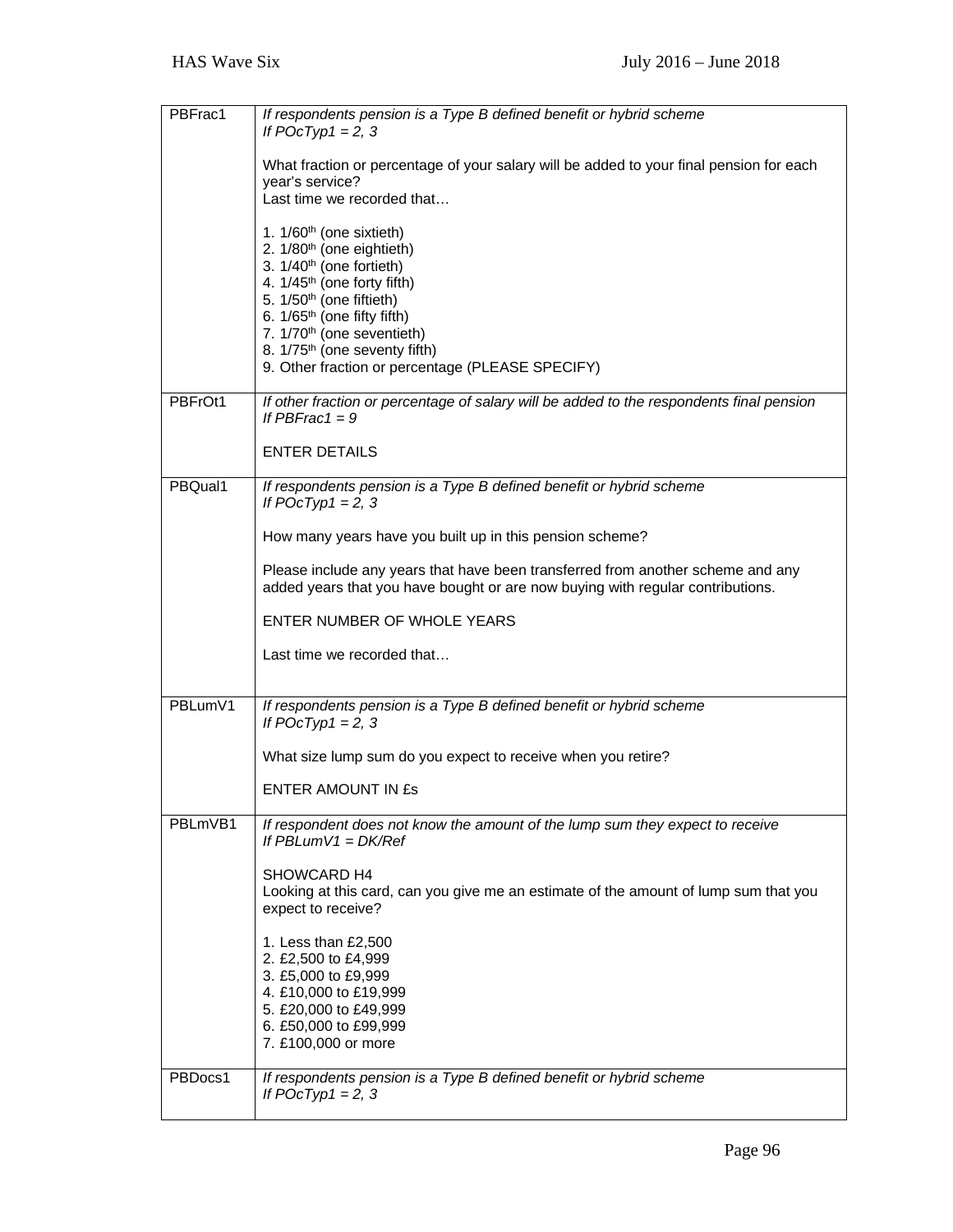| | |
|---|---|
| PBFrac1 | *If respondents pension is a Type B defined benefit or hybrid scheme*<br>*If POcTyp1 = 2, 3*<br><br>What fraction or percentage of your salary will be added to your final pension for each year's service?<br>Last time we recorded that…<br><br>1. 1/60th (one sixtieth)<br>2. 1/80th (one eightieth)<br>3. 1/40th (one fortieth)<br>4. 1/45th (one forty fifth)<br>5. 1/50th (one fiftieth)<br>6. 1/65th (one fifty fifth)<br>7. 1/70th (one seventieth)<br>8. 1/75th (one seventy fifth)<br>9. Other fraction or percentage (PLEASE SPECIFY) |
| PBFrOt1 | *If other fraction or percentage of salary will be added to the respondents final pension*<br>*If PBFrac1 = 9*<br><br>ENTER DETAILS |
| PBQual1 | *If respondents pension is a Type B defined benefit or hybrid scheme*<br>*If POcTyp1 = 2, 3*<br><br>How many years have you built up in this pension scheme?<br><br>Please include any years that have been transferred from another scheme and any added years that you have bought or are now buying with regular contributions.<br><br>ENTER NUMBER OF WHOLE YEARS<br><br>Last time we recorded that… |
| PBLumV1 | *If respondents pension is a Type B defined benefit or hybrid scheme*<br>*If POcTyp1 = 2, 3*<br><br>What size lump sum do you expect to receive when you retire?<br><br>ENTER AMOUNT IN £s |
| PBLmVB1 | *If respondent does not know the amount of the lump sum they expect to receive*<br>*If PBLumV1 = DK/Ref*<br><br>SHOWCARD H4<br>Looking at this card, can you give me an estimate of the amount of lump sum that you expect to receive?<br><br>1. Less than £2,500<br>2. £2,500 to £4,999<br>3. £5,000 to £9,999<br>4. £10,000 to £19,999<br>5. £20,000 to £49,999<br>6. £50,000 to £99,999<br>7. £100,000 or more |
| PBDocs1 | *If respondents pension is a Type B defined benefit or hybrid scheme*<br>*If POcTyp1 = 2, 3* |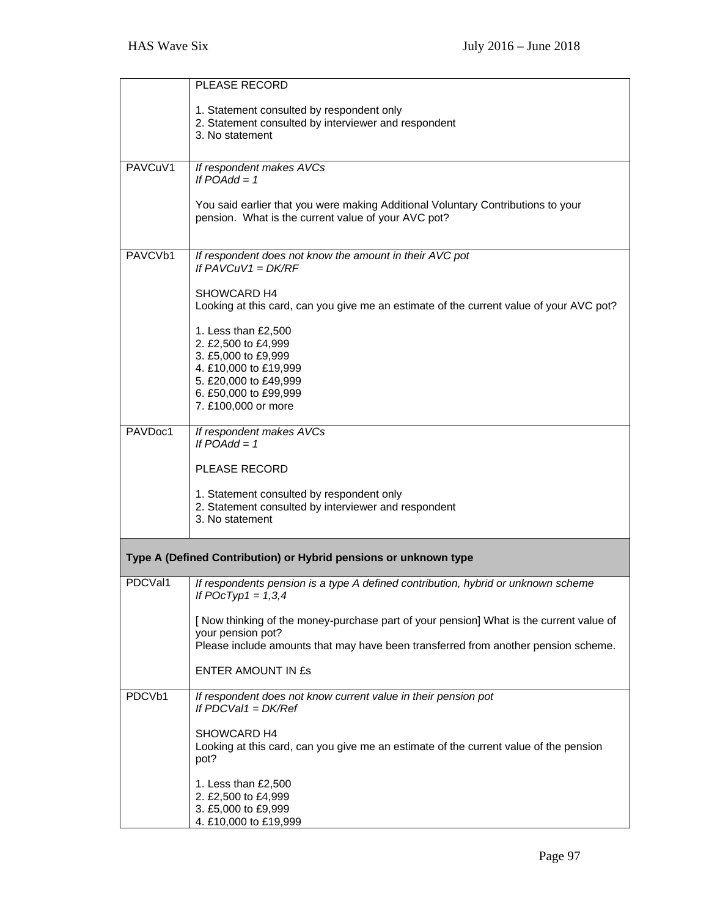| | |
|---|---|
| | PLEASE RECORD<br><br>1. Statement consulted by respondent only<br>2. Statement consulted by interviewer and respondent<br>3. No statement |
| PAVCuV1 | *If respondent makes AVCs*<br>*If POAdd = 1*<br><br>You said earlier that you were making Additional Voluntary Contributions to your pension. What is the current value of your AVC pot? |
| PAVCVb1 | *If respondent does not know the amount in their AVC pot*<br>*If PAVCuV1 = DK/RF*<br><br>SHOWCARD H4<br>Looking at this card, can you give me an estimate of the current value of your AVC pot?<br><br>1. Less than £2,500<br>2. £2,500 to £4,999<br>3. £5,000 to £9,999<br>4. £10,000 to £19,999<br>5. £20,000 to £49,999<br>6. £50,000 to £99,999<br>7. £100,000 or more |
| PAVDoc1 | *If respondent makes AVCs*<br>*If POAdd = 1*<br><br>PLEASE RECORD<br><br>1. Statement consulted by respondent only<br>2. Statement consulted by interviewer and respondent<br>3. No statement |
| **Type A (Defined Contribution) or Hybrid pensions or unknown type** | |
| PDCVal1 | *If respondents pension is a type A defined contribution, hybrid or unknown scheme*<br>*If POcTyp1 = 1,3,4*<br><br>[ Now thinking of the money-purchase part of your pension] What is the current value of your pension pot?<br>Please include amounts that may have been transferred from another pension scheme.<br><br>ENTER AMOUNT IN £s |
| PDCVb1 | *If respondent does not know current value in their pension pot*<br>*If PDCVal1 = DK/Ref*<br><br>SHOWCARD H4<br>Looking at this card, can you give me an estimate of the current value of the pension pot?<br><br>1. Less than £2,500<br>2. £2,500 to £4,999<br>3. £5,000 to £9,999<br>4. £10,000 to £19,999 |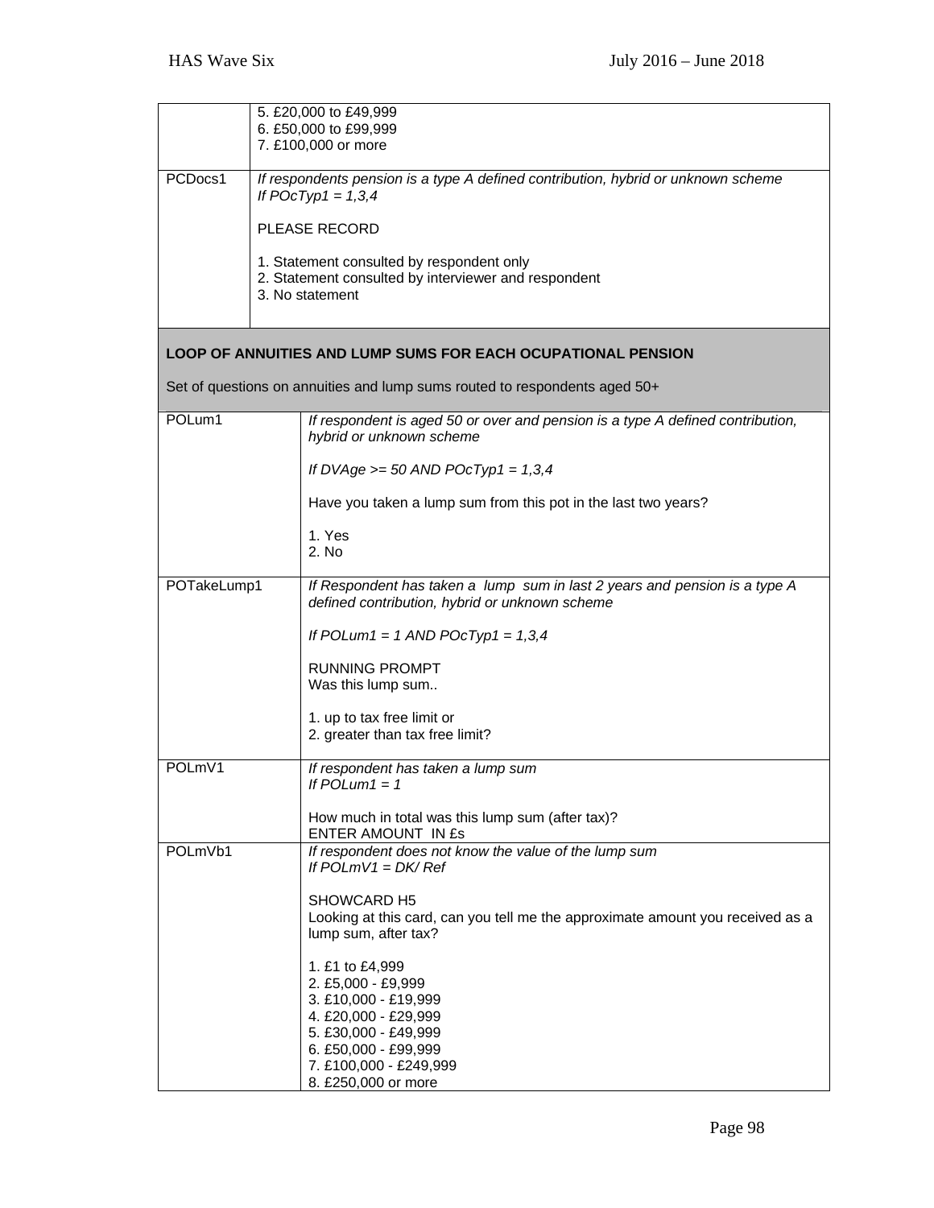| | |
|---|---|
| | 5. £20,000 to £49,999<br>6. £50,000 to £99,999<br>7. £100,000 or more |
| PCDocs1 | *If respondents pension is a type A defined contribution, hybrid or unknown scheme*<br>*If POcTyp1 = 1,3,4*<br><br>PLEASE RECORD<br><br>1. Statement consulted by respondent only<br>2. Statement consulted by interviewer and respondent<br>3. No statement |

**LOOP OF ANNUITIES AND LUMP SUMS FOR EACH OCUPATIONAL PENSION**

Set of questions on annuities and lump sums routed to respondents aged 50+

| | |
|---|---|
| POLum1 | *If respondent is aged 50 or over and pension is a type A defined contribution, hybrid or unknown scheme*<br><br>*If DVAge >= 50 AND POcTyp1 = 1,3,4*<br><br>Have you taken a lump sum from this pot in the last two years?<br><br>1. Yes<br>2. No |
| POTakeLump1 | *If Respondent has taken a lump sum in last 2 years and pension is a type A defined contribution, hybrid or unknown scheme*<br><br>*If POLum1 = 1 AND POcTyp1 = 1,3,4*<br><br>RUNNING PROMPT<br>Was this lump sum..<br><br>1. up to tax free limit or<br>2. greater than tax free limit? |
| POLmV1 | *If respondent has taken a lump sum*<br>*If POLum1 = 1*<br><br>How much in total was this lump sum (after tax)?<br>ENTER AMOUNT IN £s |
| POLmVb1 | *If respondent does not know the value of the lump sum*<br>*If POLmV1 = DK/ Ref*<br><br>SHOWCARD H5<br>Looking at this card, can you tell me the approximate amount you received as a lump sum, after tax?<br><br>1. £1 to £4,999<br>2. £5,000 - £9,999<br>3. £10,000 - £19,999<br>4. £20,000 - £29,999<br>5. £30,000 - £49,999<br>6. £50,000 - £99,999<br>7. £100,000 - £249,999<br>8. £250,000 or more |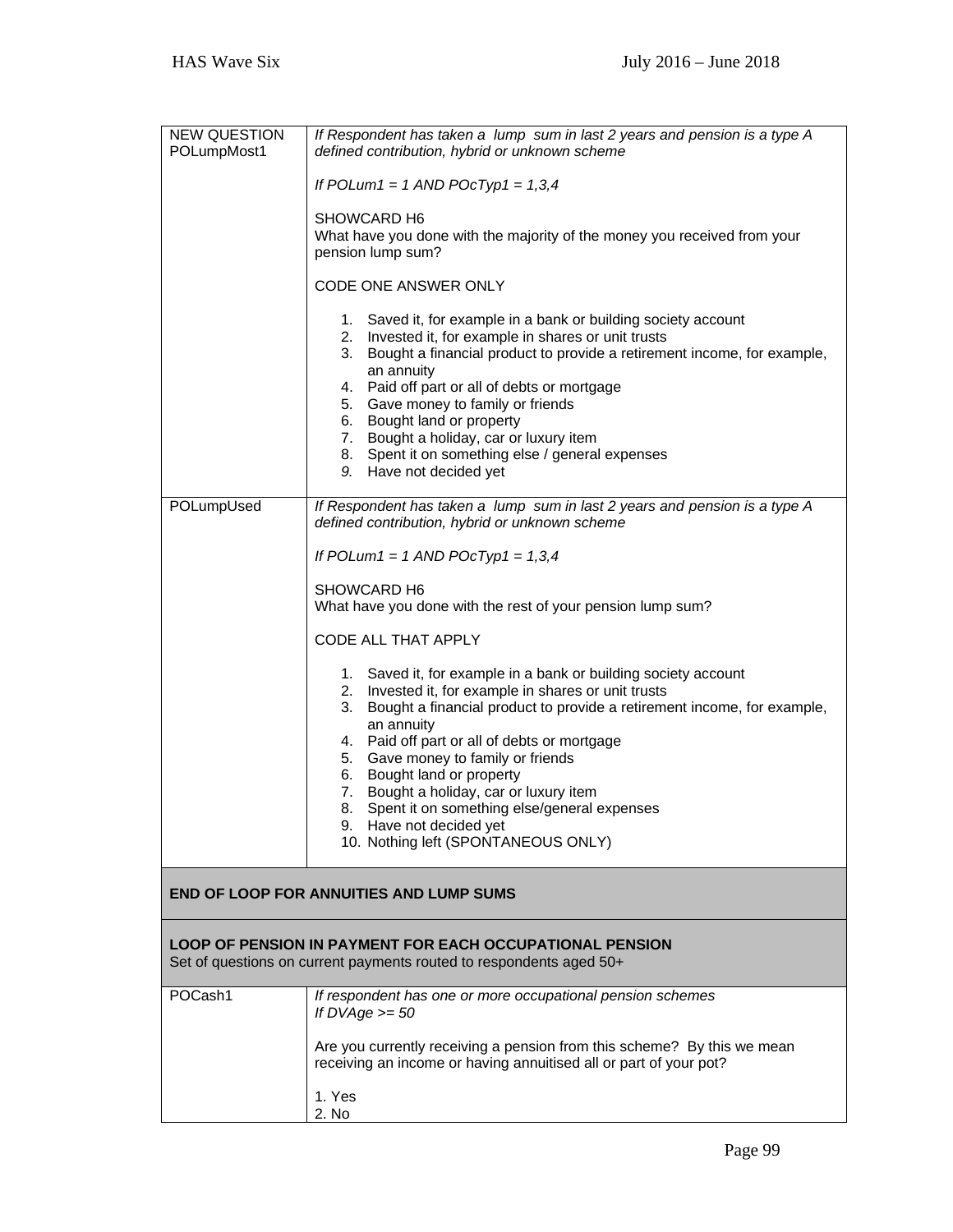| | |
|---|---|
| NEW QUESTION POLumpMost1 | *If Respondent has taken a lump sum in last 2 years and pension is a type A defined contribution, hybrid or unknown scheme*<br><br>*If POLum1 = 1 AND POcTyp1 = 1,3,4*<br><br>SHOWCARD H6<br>What have you done with the majority of the money you received from your pension lump sum?<br><br>CODE ONE ANSWER ONLY<br><br>1. Saved it, for example in a bank or building society account<br>2. Invested it, for example in shares or unit trusts<br>3. Bought a financial product to provide a retirement income, for example, an annuity<br>4. Paid off part or all of debts or mortgage<br>5. Gave money to family or friends<br>6. Bought land or property<br>7. Bought a holiday, car or luxury item<br>8. Spent it on something else / general expenses<br>9. Have not decided yet |
| POLumpUsed | *If Respondent has taken a lump sum in last 2 years and pension is a type A defined contribution, hybrid or unknown scheme*<br><br>*If POLum1 = 1 AND POcTyp1 = 1,3,4*<br><br>SHOWCARD H6<br>What have you done with the rest of your pension lump sum?<br><br>CODE ALL THAT APPLY<br><br>1. Saved it, for example in a bank or building society account<br>2. Invested it, for example in shares or unit trusts<br>3. Bought a financial product to provide a retirement income, for example, an annuity<br>4. Paid off part or all of debts or mortgage<br>5. Gave money to family or friends<br>6. Bought land or property<br>7. Bought a holiday, car or luxury item<br>8. Spent it on something else/general expenses<br>9. Have not decided yet<br>10. Nothing left (SPONTANEOUS ONLY) |
| **END OF LOOP FOR ANNUITIES AND LUMP SUMS** | |
| **LOOP OF PENSION IN PAYMENT FOR EACH OCCUPATIONAL PENSION**<br>Set of questions on current payments routed to respondents aged 50+ | |
| POCash1 | *If respondent has one or more occupational pension schemes*<br>*If DVAge >= 50*<br><br>Are you currently receiving a pension from this scheme? By this we mean receiving an income or having annuitised all or part of your pot?<br><br>1. Yes<br>2. No |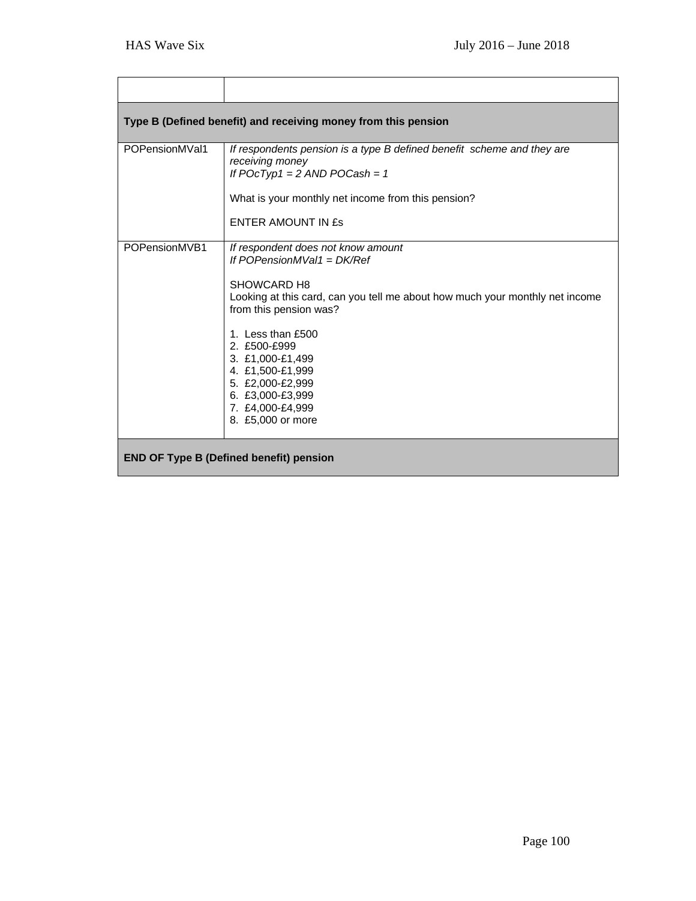| | |
|---|---|
| **Type B (Defined benefit) and receiving money from this pension** | |
| POPensionMVal1 | *If respondents pension is a type B defined benefit scheme and they are receiving money*<br>*If POcTyp1 = 2 AND POCash = 1*<br><br>What is your monthly net income from this pension?<br><br>ENTER AMOUNT IN £s |
| POPensionMVB1 | *If respondent does not know amount*<br>*If POPensionMVal1 = DK/Ref*<br><br>SHOWCARD H8<br>Looking at this card, can you tell me about how much your monthly net income from this pension was?<br><br>1. Less than £500<br>2. £500-£999<br>3. £1,000-£1,499<br>4. £1,500-£1,999<br>5. £2,000-£2,999<br>6. £3,000-£3,999<br>7. £4,000-£4,999<br>8. £5,000 or more |
| **END OF Type B (Defined benefit) pension** | |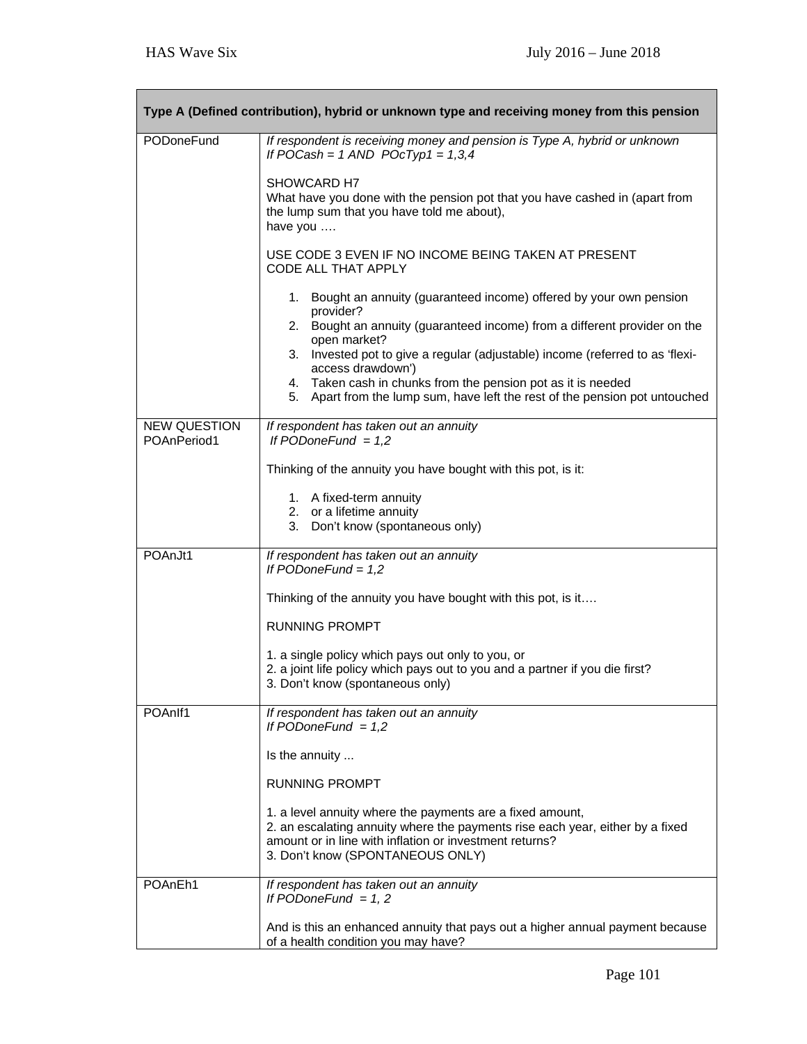| Type A (Defined contribution), hybrid or unknown type and receiving money from this pension | |
|---|---|
| PODoneFund | *If respondent is receiving money and pension is Type A, hybrid or unknown*<br>*If POCash = 1 AND POcTyp1 = 1,3,4*<br><br>SHOWCARD H7<br>What have you done with the pension pot that you have cashed in (apart from the lump sum that you have told me about),<br>have you ….<br><br>USE CODE 3 EVEN IF NO INCOME BEING TAKEN AT PRESENT<br>CODE ALL THAT APPLY<br><br>1. Bought an annuity (guaranteed income) offered by your own pension provider?<br>2. Bought an annuity (guaranteed income) from a different provider on the open market?<br>3. Invested pot to give a regular (adjustable) income (referred to as 'flexi-access drawdown')<br>4. Taken cash in chunks from the pension pot as it is needed<br>5. Apart from the lump sum, have left the rest of the pension pot untouched |
| NEW QUESTION<br>POAnPeriod1 | *If respondent has taken out an annuity*<br>*If PODoneFund = 1,2*<br><br>Thinking of the annuity you have bought with this pot, is it:<br><br>1. A fixed-term annuity<br>2. or a lifetime annuity<br>3. Don't know (spontaneous only) |
| POAnJt1 | *If respondent has taken out an annuity*<br>*If PODoneFund = 1,2*<br><br>Thinking of the annuity you have bought with this pot, is it….<br><br>RUNNING PROMPT<br><br>1. a single policy which pays out only to you, or<br>2. a joint life policy which pays out to you and a partner if you die first?<br>3. Don't know (spontaneous only) |
| POAnIf1 | *If respondent has taken out an annuity*<br>*If PODoneFund = 1,2*<br><br>Is the annuity ...<br><br>RUNNING PROMPT<br><br>1. a level annuity where the payments are a fixed amount,<br>2. an escalating annuity where the payments rise each year, either by a fixed amount or in line with inflation or investment returns?<br>3. Don't know (SPONTANEOUS ONLY) |
| POAnEh1 | *If respondent has taken out an annuity*<br>*If PODoneFund = 1, 2*<br><br>And is this an enhanced annuity that pays out a higher annual payment because of a health condition you may have? |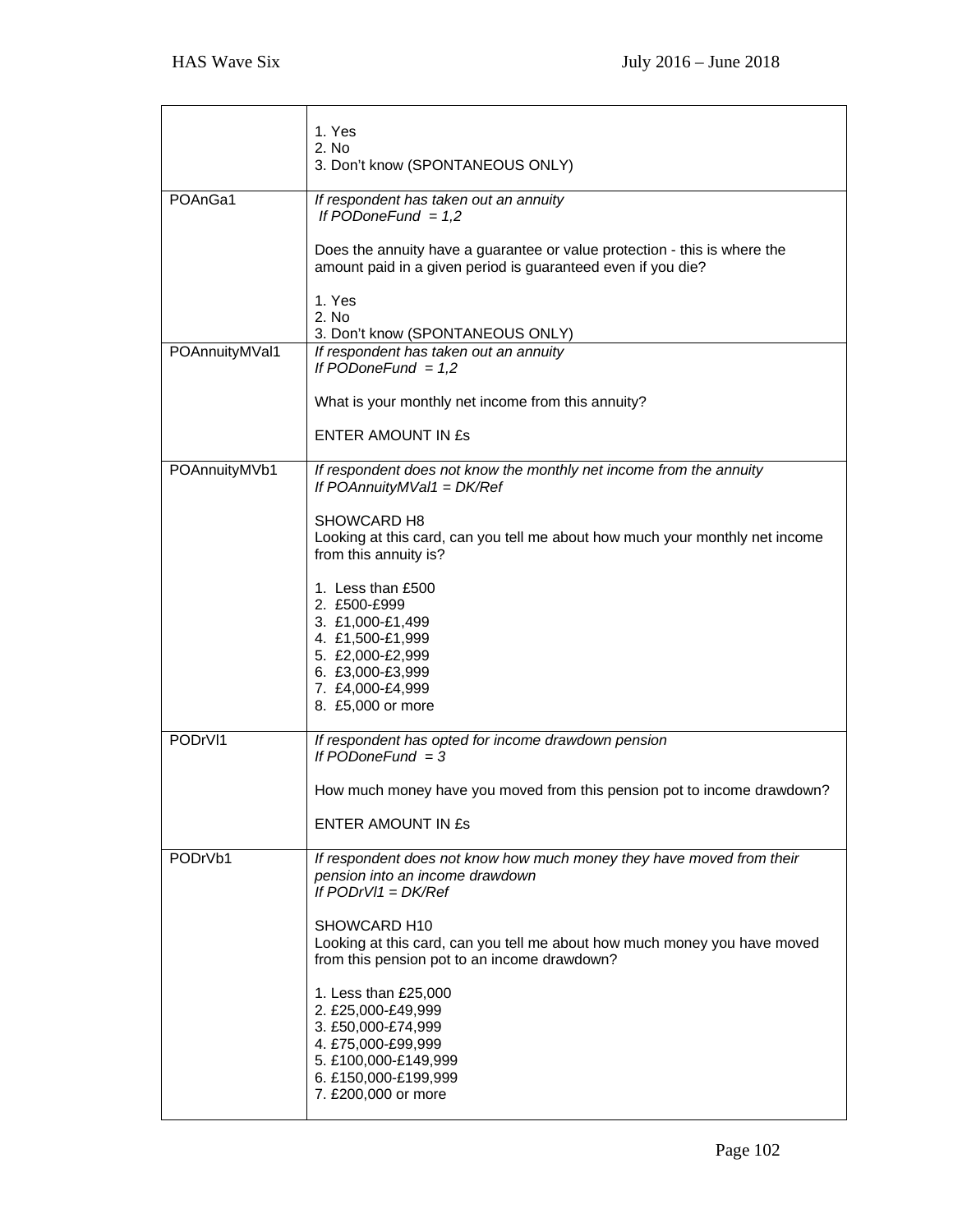| | |
|---|---|
| | 1. Yes<br>2. No<br>3. Don't know (SPONTANEOUS ONLY) |
| POAnGa1 | *If respondent has taken out an annuity*<br>*If PODoneFund = 1,2*<br><br>Does the annuity have a guarantee or value protection - this is where the amount paid in a given period is guaranteed even if you die?<br><br>1. Yes<br>2. No<br>3. Don't know (SPONTANEOUS ONLY) |
| POAnnuityMVal1 | *If respondent has taken out an annuity*<br>*If PODoneFund = 1,2*<br><br>What is your monthly net income from this annuity?<br><br>ENTER AMOUNT IN £s |
| POAnnuityMVb1 | *If respondent does not know the monthly net income from the annuity*<br>*If POAnnuityMVal1 = DK/Ref*<br><br>SHOWCARD H8<br>Looking at this card, can you tell me about how much your monthly net income from this annuity is?<br><br>1. Less than £500<br>2. £500-£999<br>3. £1,000-£1,499<br>4. £1,500-£1,999<br>5. £2,000-£2,999<br>6. £3,000-£3,999<br>7. £4,000-£4,999<br>8. £5,000 or more |
| PODrVl1 | *If respondent has opted for income drawdown pension*<br>*If PODoneFund = 3*<br><br>How much money have you moved from this pension pot to income drawdown?<br><br>ENTER AMOUNT IN £s |
| PODrVb1 | *If respondent does not know how much money they have moved from their pension into an income drawdown*<br>*If PODrVl1 = DK/Ref*<br><br>SHOWCARD H10<br>Looking at this card, can you tell me about how much money you have moved from this pension pot to an income drawdown?<br><br>1. Less than £25,000<br>2. £25,000-£49,999<br>3. £50,000-£74,999<br>4. £75,000-£99,999<br>5. £100,000-£149,999<br>6. £150,000-£199,999<br>7. £200,000 or more |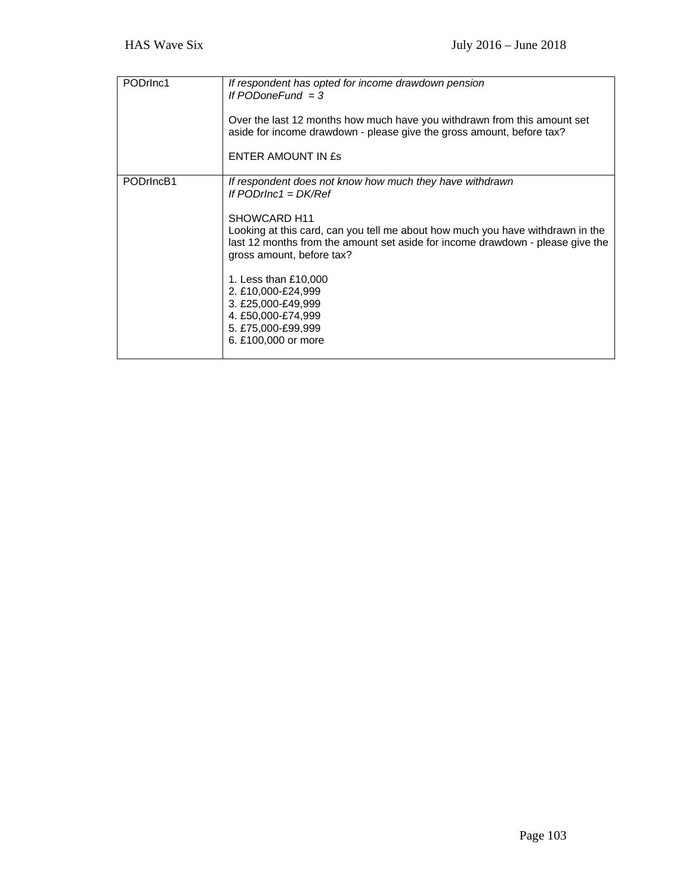| | |
|---|---|
| PODrInc1 | *If respondent has opted for income drawdown pension*<br>*If PODoneFund = 3*<br><br>Over the last 12 months how much have you withdrawn from this amount set aside for income drawdown - please give the gross amount, before tax?<br><br>ENTER AMOUNT IN £s |
| PODrIncB1 | *If respondent does not know how much they have withdrawn*<br>*If PODrInc1 = DK/Ref*<br><br>SHOWCARD H11<br>Looking at this card, can you tell me about how much you have withdrawn in the last 12 months from the amount set aside for income drawdown - please give the gross amount, before tax?<br><br>1. Less than £10,000<br>2. £10,000-£24,999<br>3. £25,000-£49,999<br>4. £50,000-£74,999<br>5. £75,000-£99,999<br>6. £100,000 or more |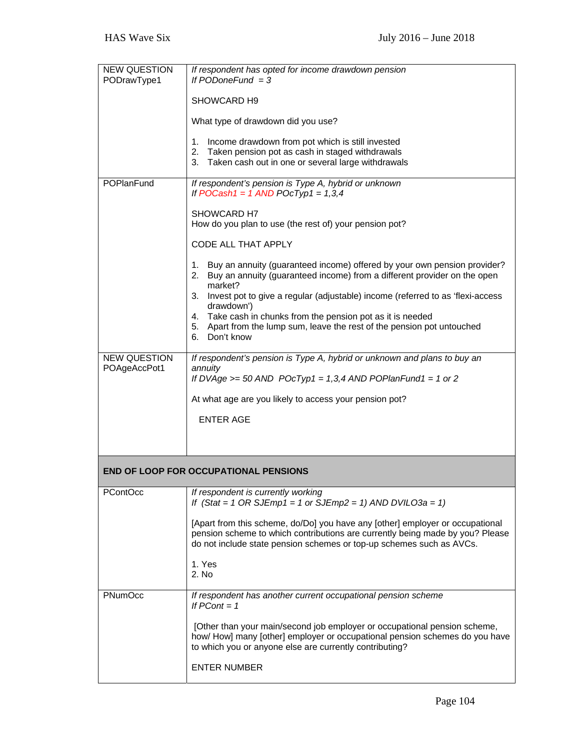| | |
|---|---|
| NEW QUESTION<br>PODrawType1 | *If respondent has opted for income drawdown pension*<br>*If PODoneFund = 3*<br><br>SHOWCARD H9<br><br>What type of drawdown did you use?<br><br>1. Income drawdown from pot which is still invested<br>2. Taken pension pot as cash in staged withdrawals<br>3. Taken cash out in one or several large withdrawals |
| POPlanFund | *If respondent's pension is Type A, hybrid or unknown*<br>*If POCash1 = 1 AND POcTyp1 = 1,3,4*<br><br>SHOWCARD H7<br>How do you plan to use (the rest of) your pension pot?<br><br>CODE ALL THAT APPLY<br><br>1. Buy an annuity (guaranteed income) offered by your own pension provider?<br>2. Buy an annuity (guaranteed income) from a different provider on the open market?<br>3. Invest pot to give a regular (adjustable) income (referred to as 'flexi-access drawdown')<br>4. Take cash in chunks from the pension pot as it is needed<br>5. Apart from the lump sum, leave the rest of the pension pot untouched<br>6. Don't know |
| NEW QUESTION<br>POAgeAccPot1 | *If respondent's pension is Type A, hybrid or unknown and plans to buy an annuity*<br>*If DVAge >= 50 AND POcTyp1 = 1,3,4 AND POPlanFund1 = 1 or 2*<br><br>At what age are you likely to access your pension pot?<br><br>ENTER AGE |
| **END OF LOOP FOR OCCUPATIONAL PENSIONS** | |
| PContOcc | *If respondent is currently working*<br>*If (Stat = 1 OR SJEmp1 = 1 or SJEmp2 = 1) AND DVILO3a = 1)*<br><br>[Apart from this scheme, do/Do] you have any [other] employer or occupational pension scheme to which contributions are currently being made by you? Please do not include state pension schemes or top-up schemes such as AVCs.<br><br>1. Yes<br>2. No |
| PNumOcc | *If respondent has another current occupational pension scheme*<br>*If PCont = 1*<br><br>[Other than your main/second job employer or occupational pension scheme, how/ How] many [other] employer or occupational pension schemes do you have to which you or anyone else are currently contributing?<br><br>ENTER NUMBER |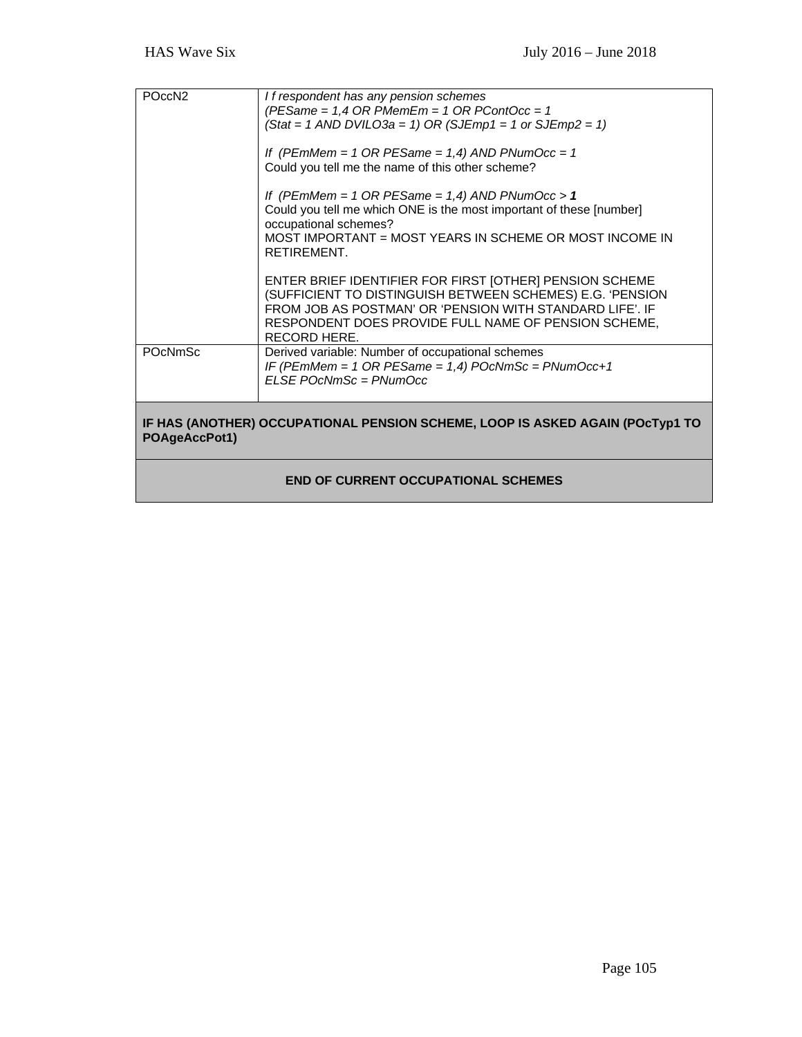| | |
|---|---|
| POccN2 | *I f respondent has any pension schemes*<br>*(PESame = 1,4 OR PMemEm = 1 OR PContOcc = 1*<br>*(Stat = 1 AND DVILO3a = 1) OR (SJEmp1 = 1 or SJEmp2 = 1)*<br><br>*If (PEmMem = 1 OR PESame = 1,4) AND PNumOcc = 1*<br>Could you tell me the name of this other scheme?<br><br>*If (PEmMem = 1 OR PESame = 1,4) AND PNumOcc >* ***1***<br>Could you tell me which ONE is the most important of these [number] occupational schemes?<br>MOST IMPORTANT = MOST YEARS IN SCHEME OR MOST INCOME IN RETIREMENT.<br><br>ENTER BRIEF IDENTIFIER FOR FIRST [OTHER] PENSION SCHEME (SUFFICIENT TO DISTINGUISH BETWEEN SCHEMES) E.G. 'PENSION FROM JOB AS POSTMAN' OR 'PENSION WITH STANDARD LIFE'. IF RESPONDENT DOES PROVIDE FULL NAME OF PENSION SCHEME, RECORD HERE. |
| POcNmSc | Derived variable: Number of occupational schemes<br>*IF (PEmMem = 1 OR PESame = 1,4) POcNmSc = PNumOcc+1*<br>*ELSE POcNmSc = PNumOcc* |

**IF HAS (ANOTHER) OCCUPATIONAL PENSION SCHEME, LOOP IS ASKED AGAIN (POcTyp1 TO POAgeAccPot1)**

**END OF CURRENT OCCUPATIONAL SCHEMES**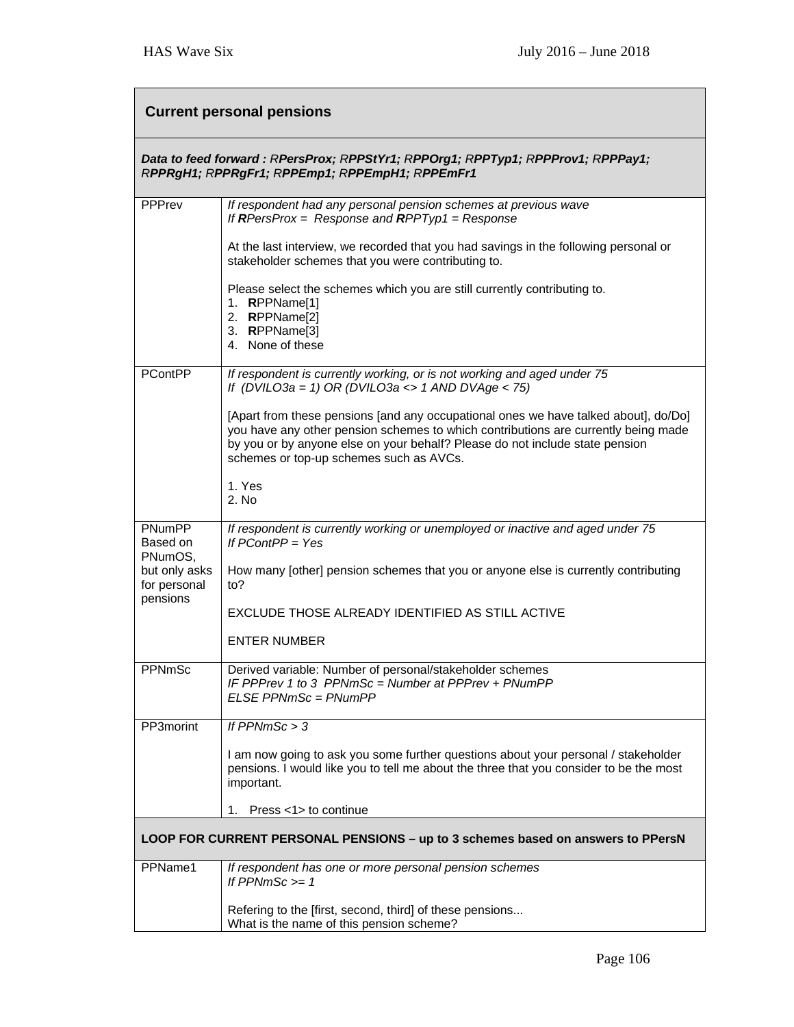| **Current personal pensions** | |
|---|---|
| ***Data to feed forward : RPersProx; RPPStYr1; RPPOrg1; RPPTyp1; RPPProv1; RPPPay1; RPPRgH1; RPPRgFr1; RPPEmp1; RPPEmpH1; RPPEmFr1*** | |
| PPPrev | *If respondent had any personal pension schemes at previous wave*<br>*If **R**PersProx = Response and **R**PPTyp1 = Response*<br><br>At the last interview, we recorded that you had savings in the following personal or stakeholder schemes that you were contributing to.<br><br>Please select the schemes which you are still currently contributing to.<br>1. **R**PPName[1]<br>2. **R**PPName[2]<br>3. **R**PPName[3]<br>4. None of these |
| PContPP | *If respondent is currently working, or is not working and aged under 75*<br>*If (DVILO3a = 1) OR (DVILO3a <> 1 AND DVAge < 75)*<br><br>[Apart from these pensions [and any occupational ones we have talked about], do/Do] you have any other pension schemes to which contributions are currently being made by you or by anyone else on your behalf? Please do not include state pension schemes or top-up schemes such as AVCs.<br><br>1. Yes<br>2. No |
| PNumPP Based on PNumOS, but only asks for personal pensions | *If respondent is currently working or unemployed or inactive and aged under 75*<br>*If PContPP = Yes*<br><br>How many [other] pension schemes that you or anyone else is currently contributing to?<br><br>EXCLUDE THOSE ALREADY IDENTIFIED AS STILL ACTIVE<br><br>ENTER NUMBER |
| PPNmSc | Derived variable: Number of personal/stakeholder schemes<br>*IF PPPrev 1 to 3 PPNmSc = Number at PPPrev + PNumPP*<br>*ELSE PPNmSc = PNumPP* |
| PP3morint | *If PPNmSc > 3*<br><br>I am now going to ask you some further questions about your personal / stakeholder pensions. I would like you to tell me about the three that you consider to be the most important.<br><br>1. Press <1> to continue |
| **LOOP FOR CURRENT PERSONAL PENSIONS – up to 3 schemes based on answers to PPersN** | |
| PPName1 | *If respondent has one or more personal pension schemes*<br>*If PPNmSc >= 1*<br><br>Refering to the [first, second, third] of these pensions...<br>What is the name of this pension scheme? |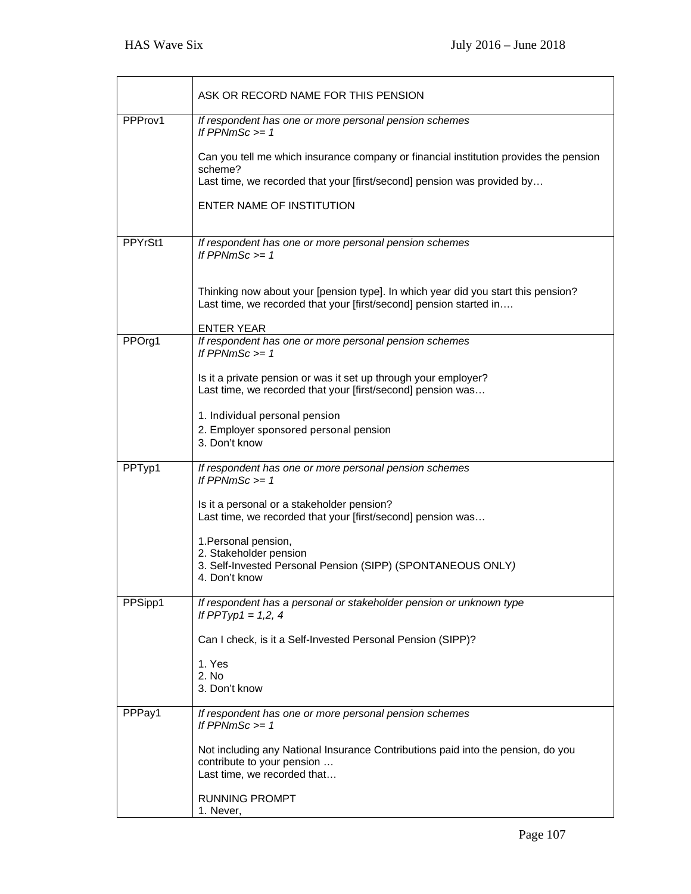| | ASK OR RECORD NAME FOR THIS PENSION |
|---|---|
| PPProv1 | *If respondent has one or more personal pension schemes*<br>*If PPNmSc >= 1*<br><br>Can you tell me which insurance company or financial institution provides the pension scheme?<br>Last time, we recorded that your [first/second] pension was provided by…<br><br>ENTER NAME OF INSTITUTION |
| PPYrSt1 | *If respondent has one or more personal pension schemes*<br>*If PPNmSc >= 1*<br><br>Thinking now about your [pension type]. In which year did you start this pension?<br>Last time, we recorded that your [first/second] pension started in….<br><br>ENTER YEAR |
| PPOrg1 | *If respondent has one or more personal pension schemes*<br>*If PPNmSc >= 1*<br><br>Is it a private pension or was it set up through your employer?<br>Last time, we recorded that your [first/second] pension was…<br><br>1. Individual personal pension<br>2. Employer sponsored personal pension<br>3. Don't know |
| PPTyp1 | *If respondent has one or more personal pension schemes*<br>*If PPNmSc >= 1*<br><br>Is it a personal or a stakeholder pension?<br>Last time, we recorded that your [first/second] pension was…<br><br>1.Personal pension,<br>2. Stakeholder pension<br>3. Self-Invested Personal Pension (SIPP) (SPONTANEOUS ONLY)<br>4. Don't know |
| PPSipp1 | *If respondent has a personal or stakeholder pension or unknown type*<br>*If PPTyp1 = 1,2, 4*<br><br>Can I check, is it a Self-Invested Personal Pension (SIPP)?<br><br>1. Yes<br>2. No<br>3. Don't know |
| PPPay1 | *If respondent has one or more personal pension schemes*<br>*If PPNmSc >= 1*<br><br>Not including any National Insurance Contributions paid into the pension, do you contribute to your pension …<br>Last time, we recorded that…<br><br>RUNNING PROMPT<br>1. Never, |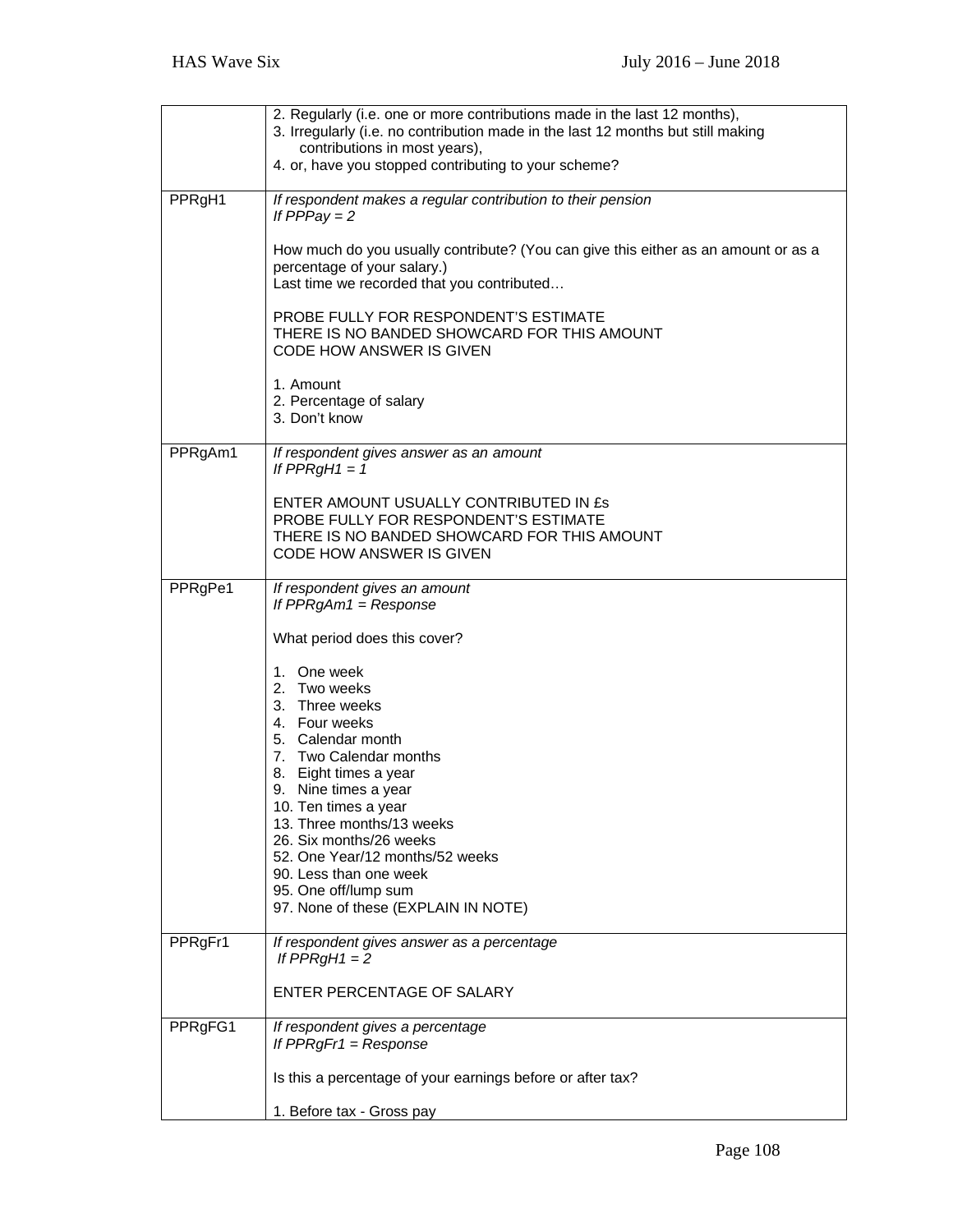| | |
|---|---|
| | 2. Regularly (i.e. one or more contributions made in the last 12 months),<br>3. Irregularly (i.e. no contribution made in the last 12 months but still making contributions in most years),<br>4. or, have you stopped contributing to your scheme? |
| PPRgH1 | *If respondent makes a regular contribution to their pension*<br>*If PPPay = 2*<br><br>How much do you usually contribute? (You can give this either as an amount or as a percentage of your salary.)<br>Last time we recorded that you contributed…<br><br>PROBE FULLY FOR RESPONDENT'S ESTIMATE<br>THERE IS NO BANDED SHOWCARD FOR THIS AMOUNT<br>CODE HOW ANSWER IS GIVEN<br><br>1. Amount<br>2. Percentage of salary<br>3. Don't know |
| PPRgAm1 | *If respondent gives answer as an amount*<br>*If PPRgH1 = 1*<br><br>ENTER AMOUNT USUALLY CONTRIBUTED IN £s<br>PROBE FULLY FOR RESPONDENT'S ESTIMATE<br>THERE IS NO BANDED SHOWCARD FOR THIS AMOUNT<br>CODE HOW ANSWER IS GIVEN |
| PPRgPe1 | *If respondent gives an amount*<br>*If PPRgAm1 = Response*<br><br>What period does this cover?<br><br>1. One week<br>2. Two weeks<br>3. Three weeks<br>4. Four weeks<br>5. Calendar month<br>7. Two Calendar months<br>8. Eight times a year<br>9. Nine times a year<br>10. Ten times a year<br>13. Three months/13 weeks<br>26. Six months/26 weeks<br>52. One Year/12 months/52 weeks<br>90. Less than one week<br>95. One off/lump sum<br>97. None of these (EXPLAIN IN NOTE) |
| PPRgFr1 | *If respondent gives answer as a percentage*<br>*If PPRgH1 = 2*<br><br>ENTER PERCENTAGE OF SALARY |
| PPRgFG1 | *If respondent gives a percentage*<br>*If PPRgFr1 = Response*<br><br>Is this a percentage of your earnings before or after tax?<br><br>1. Before tax - Gross pay |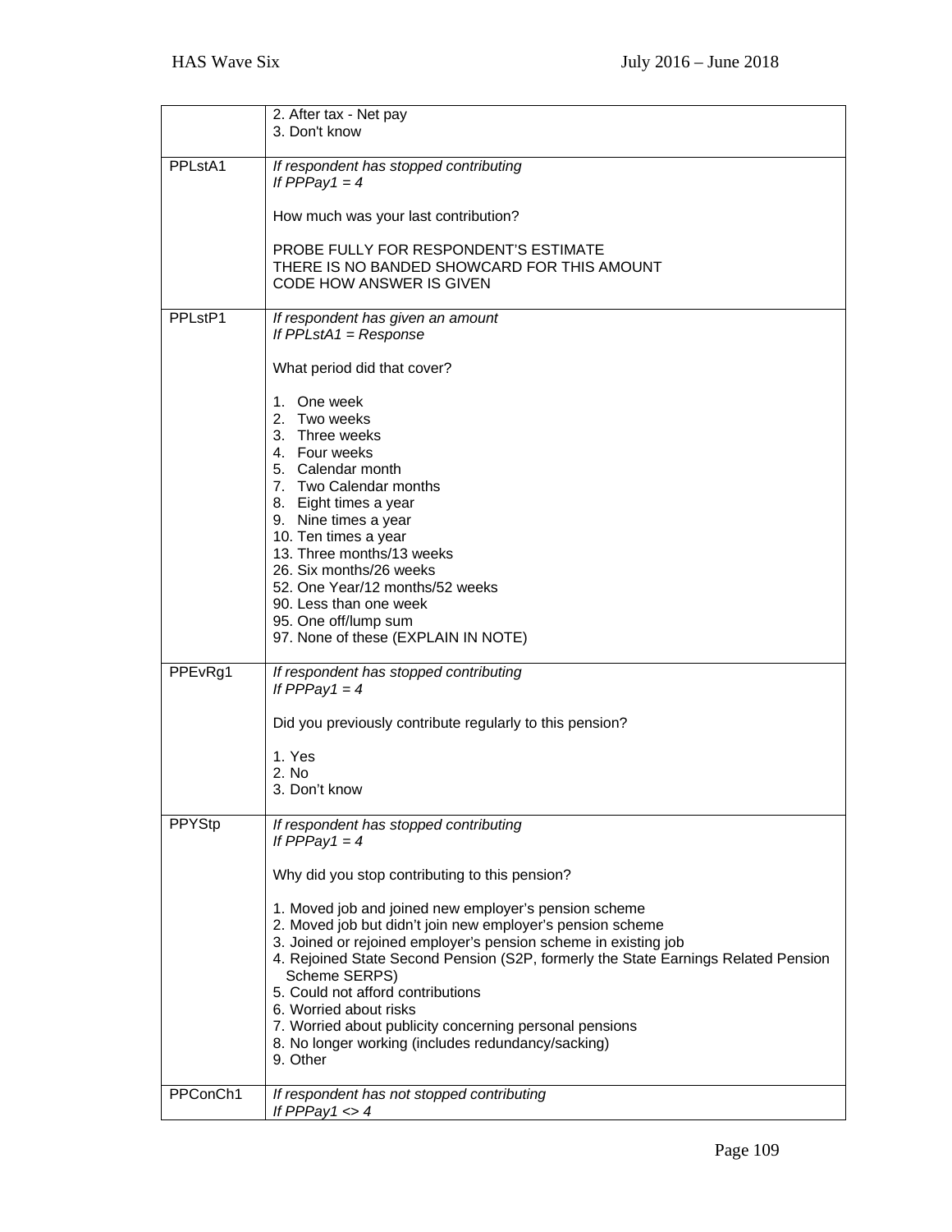| | |
|---|---|
| | 2. After tax - Net pay<br>3. Don't know |
| PPLstA1 | *If respondent has stopped contributing*<br>*If PPPay1 = 4*<br><br>How much was your last contribution?<br><br>PROBE FULLY FOR RESPONDENT'S ESTIMATE<br>THERE IS NO BANDED SHOWCARD FOR THIS AMOUNT<br>CODE HOW ANSWER IS GIVEN |
| PPLstP1 | *If respondent has given an amount*<br>*If PPLstA1 = Response*<br><br>What period did that cover?<br><br>1. One week<br>2. Two weeks<br>3. Three weeks<br>4. Four weeks<br>5. Calendar month<br>7. Two Calendar months<br>8. Eight times a year<br>9. Nine times a year<br>10. Ten times a year<br>13. Three months/13 weeks<br>26. Six months/26 weeks<br>52. One Year/12 months/52 weeks<br>90. Less than one week<br>95. One off/lump sum<br>97. None of these (EXPLAIN IN NOTE) |
| PPEvRg1 | *If respondent has stopped contributing*<br>*If PPPay1 = 4*<br><br>Did you previously contribute regularly to this pension?<br><br>1. Yes<br>2. No<br>3. Don't know |
| PPYStp | *If respondent has stopped contributing*<br>*If PPPay1 = 4*<br><br>Why did you stop contributing to this pension?<br><br>1. Moved job and joined new employer's pension scheme<br>2. Moved job but didn't join new employer's pension scheme<br>3. Joined or rejoined employer's pension scheme in existing job<br>4. Rejoined State Second Pension (S2P, formerly the State Earnings Related Pension Scheme SERPS)<br>5. Could not afford contributions<br>6. Worried about risks<br>7. Worried about publicity concerning personal pensions<br>8. No longer working (includes redundancy/sacking)<br>9. Other |
| PPConCh1 | *If respondent has not stopped contributing*<br>*If PPPay1 <> 4* |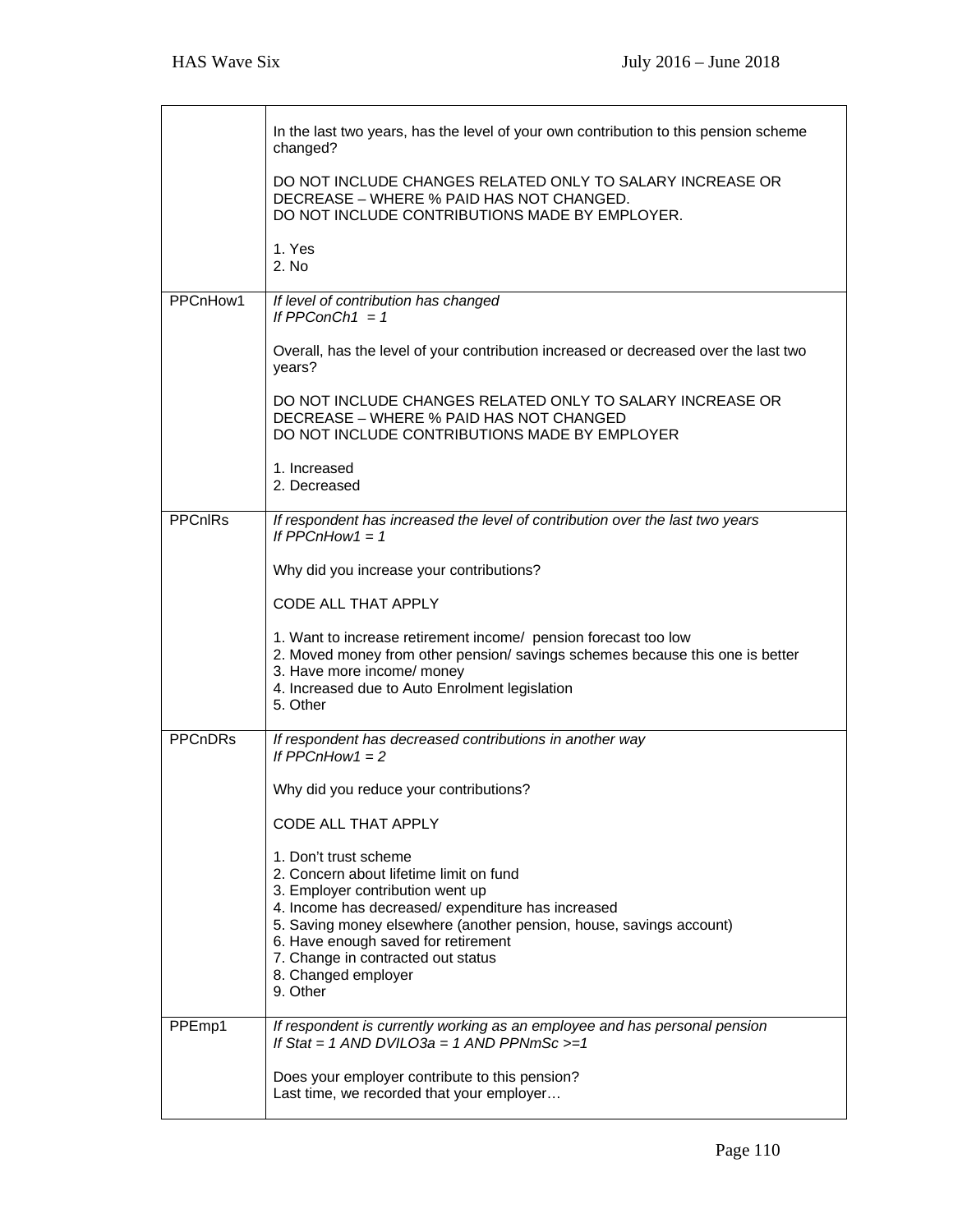| | |
|---|---|
| | In the last two years, has the level of your own contribution to this pension scheme changed?<br><br>DO NOT INCLUDE CHANGES RELATED ONLY TO SALARY INCREASE OR DECREASE – WHERE % PAID HAS NOT CHANGED.<br>DO NOT INCLUDE CONTRIBUTIONS MADE BY EMPLOYER.<br><br>1. Yes<br>2. No |
| PPCnHow1 | *If level of contribution has changed*<br>*If PPConCh1 = 1*<br><br>Overall, has the level of your contribution increased or decreased over the last two years?<br><br>DO NOT INCLUDE CHANGES RELATED ONLY TO SALARY INCREASE OR DECREASE – WHERE % PAID HAS NOT CHANGED<br>DO NOT INCLUDE CONTRIBUTIONS MADE BY EMPLOYER<br><br>1. Increased<br>2. Decreased |
| PPCnIRs | *If respondent has increased the level of contribution over the last two years*<br>*If PPCnHow1 = 1*<br><br>Why did you increase your contributions?<br><br>CODE ALL THAT APPLY<br><br>1. Want to increase retirement income/ pension forecast too low<br>2. Moved money from other pension/ savings schemes because this one is better<br>3. Have more income/ money<br>4. Increased due to Auto Enrolment legislation<br>5. Other |
| PPCnDRs | *If respondent has decreased contributions in another way*<br>*If PPCnHow1 = 2*<br><br>Why did you reduce your contributions?<br><br>CODE ALL THAT APPLY<br><br>1. Don't trust scheme<br>2. Concern about lifetime limit on fund<br>3. Employer contribution went up<br>4. Income has decreased/ expenditure has increased<br>5. Saving money elsewhere (another pension, house, savings account)<br>6. Have enough saved for retirement<br>7. Change in contracted out status<br>8. Changed employer<br>9. Other |
| PPEmp1 | *If respondent is currently working as an employee and has personal pension*<br>*If Stat = 1 AND DVILO3a = 1 AND PPNmSc >=1*<br><br>Does your employer contribute to this pension?<br>Last time, we recorded that your employer… |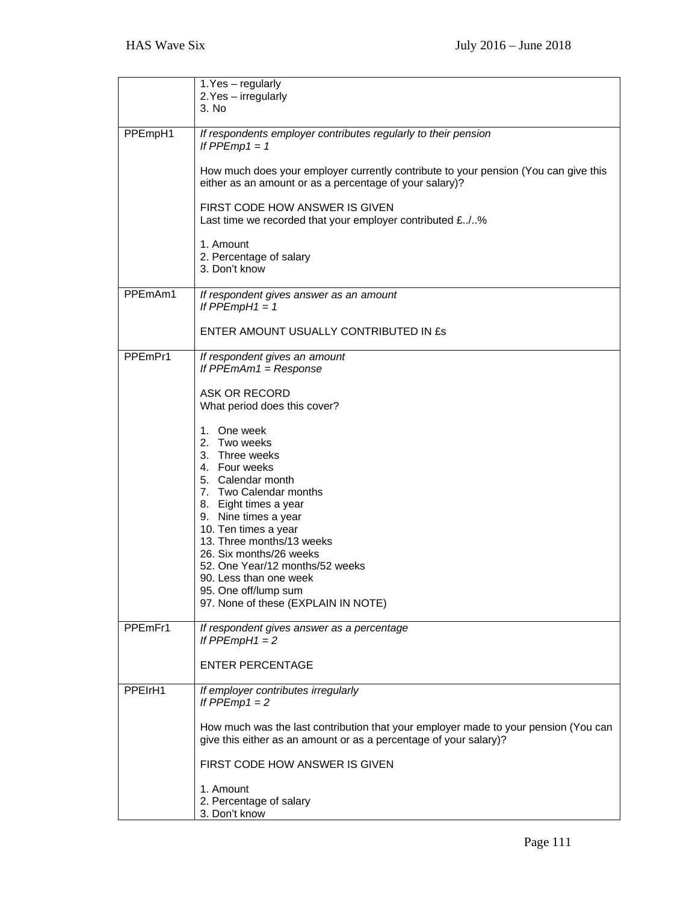| | |
|---|---|
| | 1.Yes – regularly<br>2.Yes – irregularly<br>3. No |
| PPEmpH1 | *If respondents employer contributes regularly to their pension*<br>*If PPEmp1 = 1*<br><br>How much does your employer currently contribute to your pension (You can give this either as an amount or as a percentage of your salary)?<br><br>FIRST CODE HOW ANSWER IS GIVEN<br>Last time we recorded that your employer contributed £../..%<br><br>1. Amount<br>2. Percentage of salary<br>3. Don't know |
| PPEmAm1 | *If respondent gives answer as an amount*<br>*If PPEmpH1 = 1*<br><br>ENTER AMOUNT USUALLY CONTRIBUTED IN £s |
| PPEmPr1 | *If respondent gives an amount*<br>*If PPEmAm1 = Response*<br><br>ASK OR RECORD<br>What period does this cover?<br><br>1. One week<br>2. Two weeks<br>3. Three weeks<br>4. Four weeks<br>5. Calendar month<br>7. Two Calendar months<br>8. Eight times a year<br>9. Nine times a year<br>10. Ten times a year<br>13. Three months/13 weeks<br>26. Six months/26 weeks<br>52. One Year/12 months/52 weeks<br>90. Less than one week<br>95. One off/lump sum<br>97. None of these (EXPLAIN IN NOTE) |
| PPEmFr1 | *If respondent gives answer as a percentage*<br>*If PPEmpH1 = 2*<br><br>ENTER PERCENTAGE |
| PPEIrH1 | *If employer contributes irregularly*<br>*If PPEmp1 = 2*<br><br>How much was the last contribution that your employer made to your pension (You can give this either as an amount or as a percentage of your salary)?<br><br>FIRST CODE HOW ANSWER IS GIVEN<br><br>1. Amount<br>2. Percentage of salary<br>3. Don't know |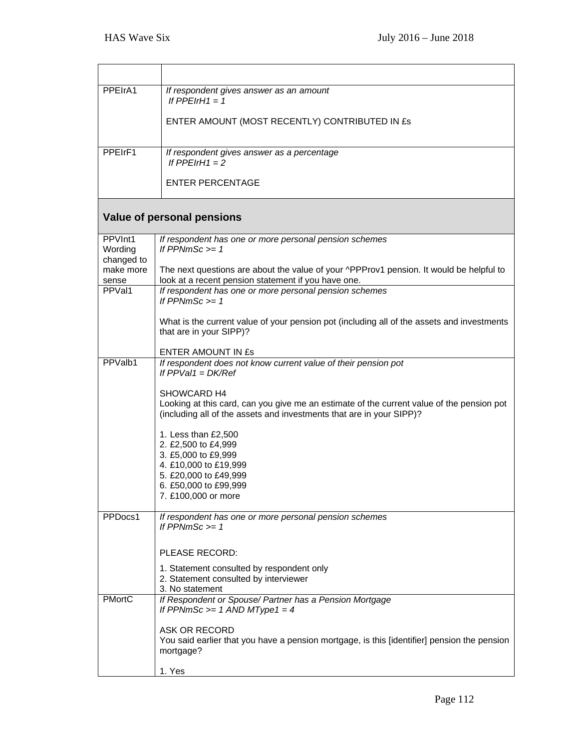| | |
|---|---|
| PPEIrA1 | *If respondent gives answer as an amount*<br>*If PPEIrH1 = 1*<br><br>ENTER AMOUNT (MOST RECENTLY) CONTRIBUTED IN £s |
| PPEIrF1 | *If respondent gives answer as a percentage*<br>*If PPEIrH1 = 2*<br><br>ENTER PERCENTAGE |

## Value of personal pensions

| | |
|---|---|
| PPVInt1 Wording changed to make more sense | *If respondent has one or more personal pension schemes*<br>*If PPNmSc >= 1*<br><br>The next questions are about the value of your ^PPProv1 pension. It would be helpful to look at a recent pension statement if you have one. |
| PPVal1 | *If respondent has one or more personal pension schemes*<br>*If PPNmSc >= 1*<br><br>What is the current value of your pension pot (including all of the assets and investments that are in your SIPP)?<br><br>ENTER AMOUNT IN £s |
| PPValb1 | *If respondent does not know current value of their pension pot*<br>*If PPVal1 = DK/Ref*<br><br>SHOWCARD H4<br>Looking at this card, can you give me an estimate of the current value of the pension pot (including all of the assets and investments that are in your SIPP)?<br><br>1. Less than £2,500<br>2. £2,500 to £4,999<br>3. £5,000 to £9,999<br>4. £10,000 to £19,999<br>5. £20,000 to £49,999<br>6. £50,000 to £99,999<br>7. £100,000 or more |
| PPDocs1 | *If respondent has one or more personal pension schemes*<br>*If PPNmSc >= 1*<br><br>PLEASE RECORD:<br><br>1. Statement consulted by respondent only<br>2. Statement consulted by interviewer<br>3. No statement |
| PMortC | *If Respondent or Spouse/ Partner has a Pension Mortgage*<br>*If PPNmSc >= 1 AND MType1 = 4*<br><br>ASK OR RECORD<br>You said earlier that you have a pension mortgage, is this [identifier] pension the pension mortgage?<br><br>1. Yes |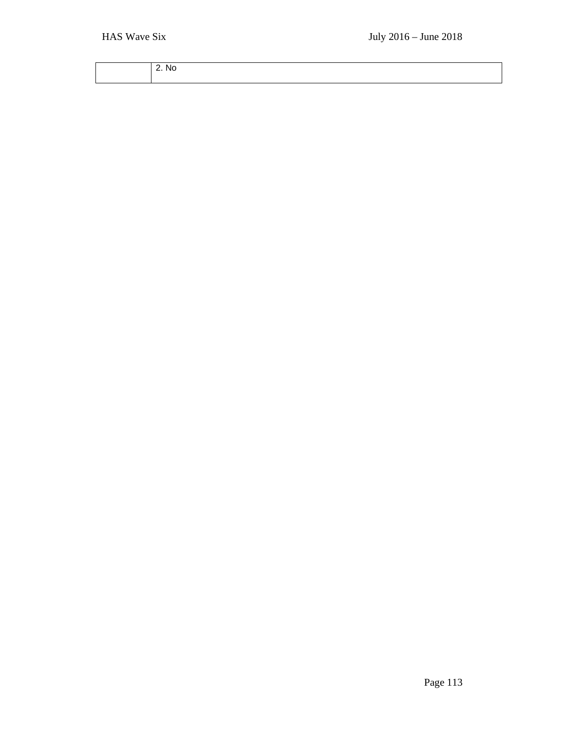| | 2. No |
|---|---|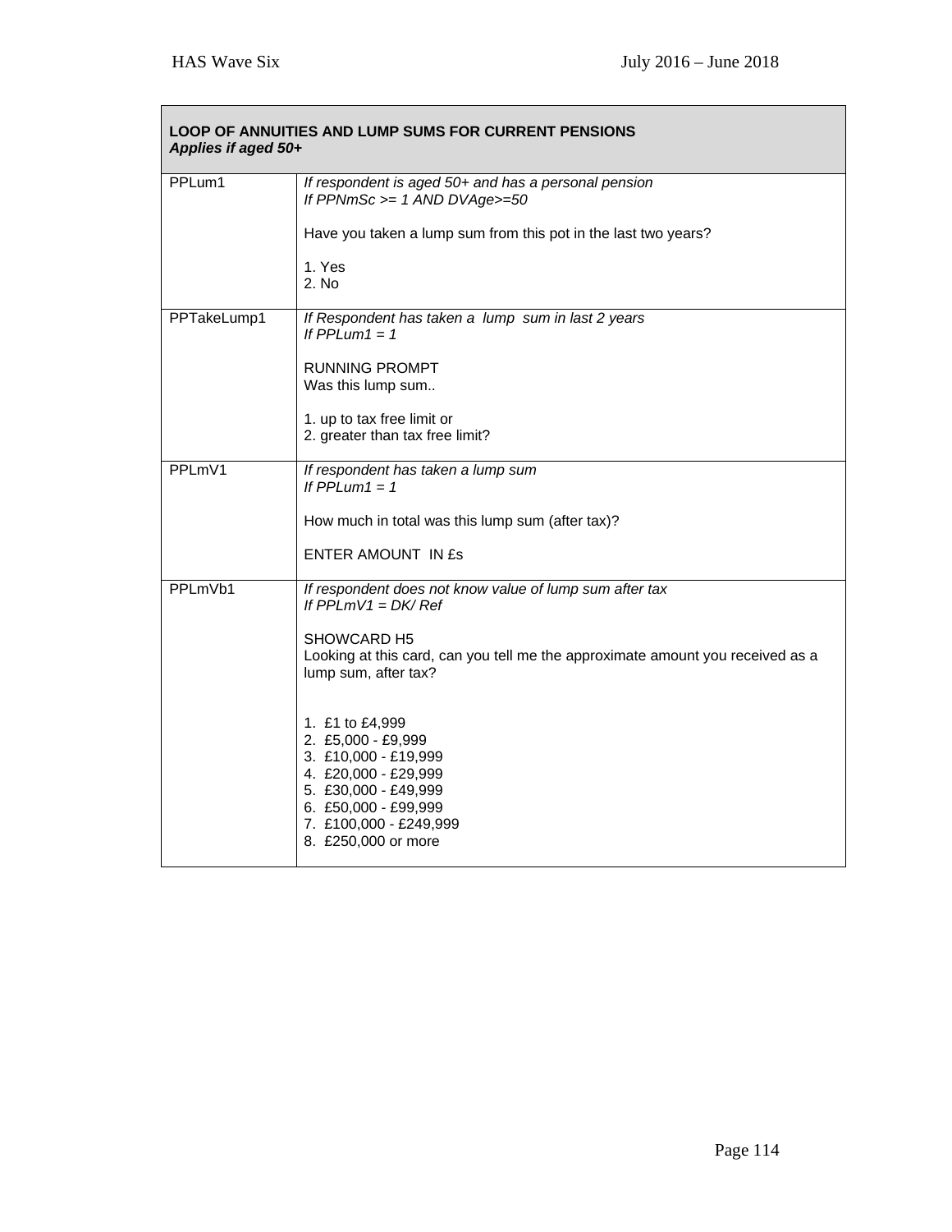| **LOOP OF ANNUITIES AND LUMP SUMS FOR CURRENT PENSIONS** *Applies if aged 50+* | |
|---|---|
| PPLum1 | *If respondent is aged 50+ and has a personal pension* *If PPNmSc >= 1 AND DVAge>=50*<br><br>Have you taken a lump sum from this pot in the last two years?<br><br>1. Yes<br>2. No |
| PPTakeLump1 | *If Respondent has taken a lump sum in last 2 years* *If PPLum1 = 1*<br><br>RUNNING PROMPT<br>Was this lump sum..<br><br>1. up to tax free limit or<br>2. greater than tax free limit? |
| PPLmV1 | *If respondent has taken a lump sum* *If PPLum1 = 1*<br><br>How much in total was this lump sum (after tax)?<br><br>ENTER AMOUNT IN £s |
| PPLmVb1 | *If respondent does not know value of lump sum after tax* *If PPLmV1 = DK/ Ref*<br><br>SHOWCARD H5<br>Looking at this card, can you tell me the approximate amount you received as a lump sum, after tax?<br><br>1. £1 to £4,999<br>2. £5,000 - £9,999<br>3. £10,000 - £19,999<br>4. £20,000 - £29,999<br>5. £30,000 - £49,999<br>6. £50,000 - £99,999<br>7. £100,000 - £249,999<br>8. £250,000 or more |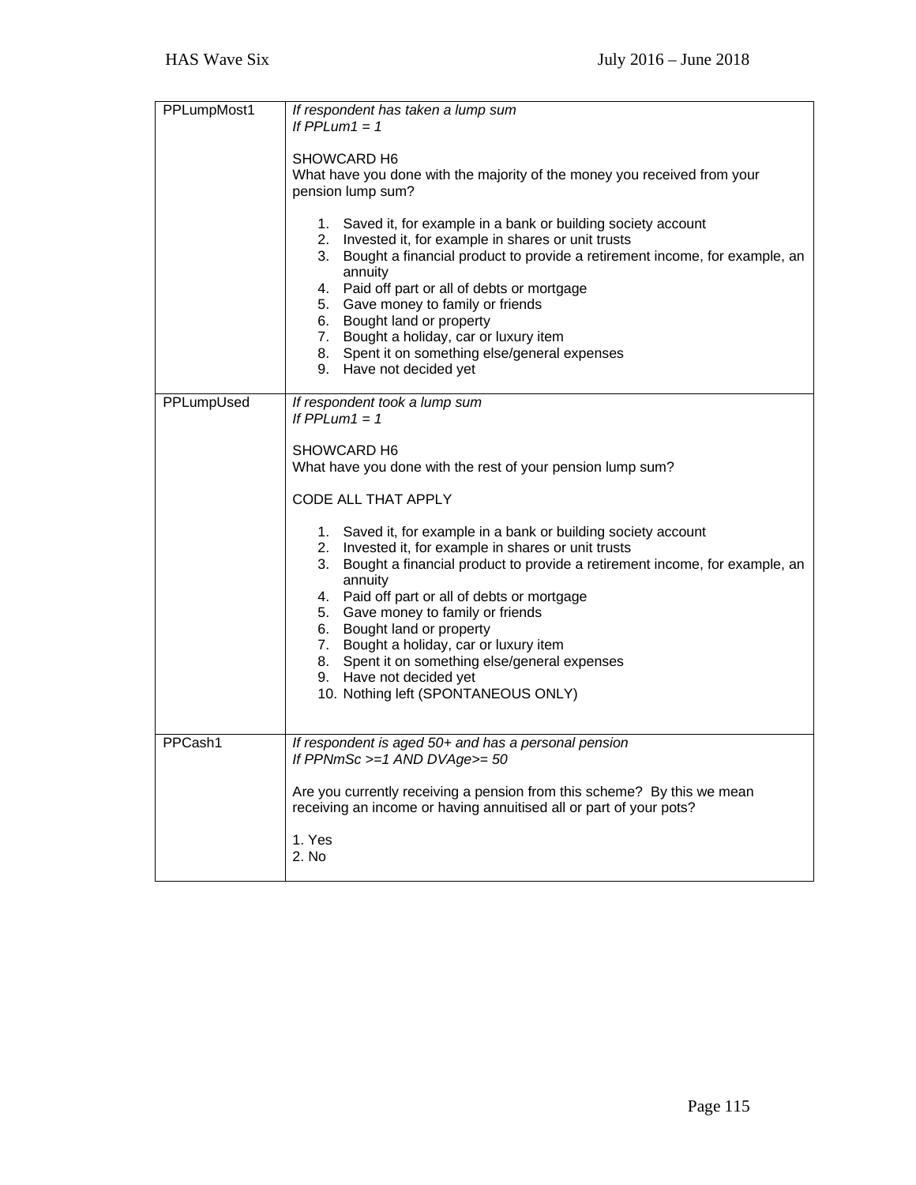| | |
|---|---|
| PPLumpMost1 | *If respondent has taken a lump sum*<br>*If PPLum1 = 1*<br><br>SHOWCARD H6<br>What have you done with the majority of the money you received from your pension lump sum?<br><br>1. Saved it, for example in a bank or building society account<br>2. Invested it, for example in shares or unit trusts<br>3. Bought a financial product to provide a retirement income, for example, an annuity<br>4. Paid off part or all of debts or mortgage<br>5. Gave money to family or friends<br>6. Bought land or property<br>7. Bought a holiday, car or luxury item<br>8. Spent it on something else/general expenses<br>9. Have not decided yet |
| PPLumpUsed | *If respondent took a lump sum*<br>*If PPLum1 = 1*<br><br>SHOWCARD H6<br>What have you done with the rest of your pension lump sum?<br><br>CODE ALL THAT APPLY<br><br>1. Saved it, for example in a bank or building society account<br>2. Invested it, for example in shares or unit trusts<br>3. Bought a financial product to provide a retirement income, for example, an annuity<br>4. Paid off part or all of debts or mortgage<br>5. Gave money to family or friends<br>6. Bought land or property<br>7. Bought a holiday, car or luxury item<br>8. Spent it on something else/general expenses<br>9. Have not decided yet<br>10. Nothing left (SPONTANEOUS ONLY) |
| PPCash1 | *If respondent is aged 50+ and has a personal pension*<br>*If PPNmSc >=1 AND DVAge>= 50*<br><br>Are you currently receiving a pension from this scheme? By this we mean receiving an income or having annuitised all or part of your pots?<br><br>1. Yes<br>2. No |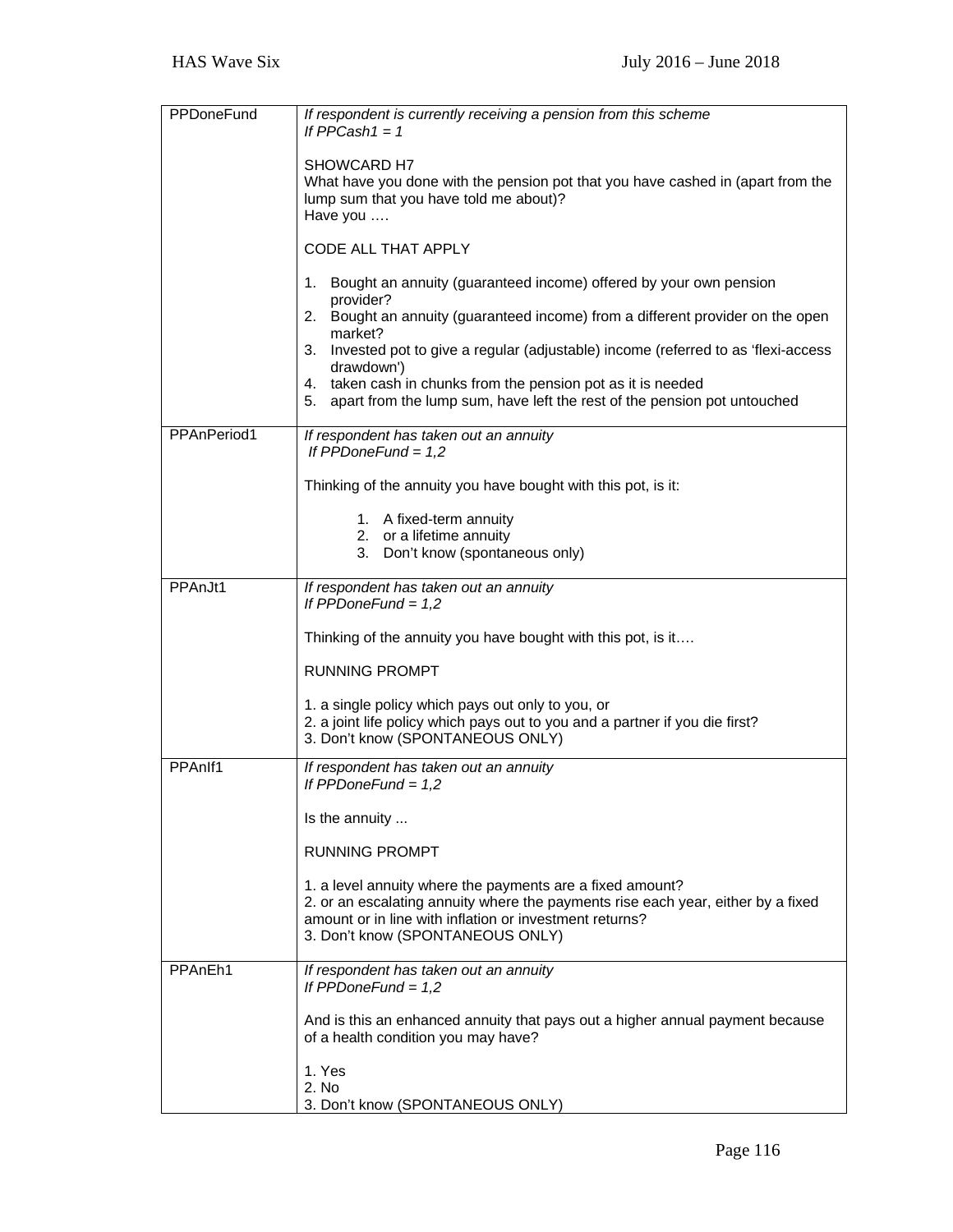| | |
|---|---|
| PPDoneFund | *If respondent is currently receiving a pension from this scheme*<br>*If PPCash1 = 1*<br><br>SHOWCARD H7<br>What have you done with the pension pot that you have cashed in (apart from the lump sum that you have told me about)?<br>Have you ….<br><br>CODE ALL THAT APPLY<br><br>1. Bought an annuity (guaranteed income) offered by your own pension provider?<br>2. Bought an annuity (guaranteed income) from a different provider on the open market?<br>3. Invested pot to give a regular (adjustable) income (referred to as 'flexi-access drawdown')<br>4. taken cash in chunks from the pension pot as it is needed<br>5. apart from the lump sum, have left the rest of the pension pot untouched |
| PPAnPeriod1 | *If respondent has taken out an annuity*<br>*If PPDoneFund = 1,2*<br><br>Thinking of the annuity you have bought with this pot, is it:<br><br>1. A fixed-term annuity<br>2. or a lifetime annuity<br>3. Don't know (spontaneous only) |
| PPAnJt1 | *If respondent has taken out an annuity*<br>*If PPDoneFund = 1,2*<br><br>Thinking of the annuity you have bought with this pot, is it….<br><br>RUNNING PROMPT<br><br>1. a single policy which pays out only to you, or<br>2. a joint life policy which pays out to you and a partner if you die first?<br>3. Don't know (SPONTANEOUS ONLY) |
| PPAnIf1 | *If respondent has taken out an annuity*<br>*If PPDoneFund = 1,2*<br><br>Is the annuity ...<br><br>RUNNING PROMPT<br><br>1. a level annuity where the payments are a fixed amount?<br>2. or an escalating annuity where the payments rise each year, either by a fixed amount or in line with inflation or investment returns?<br>3. Don't know (SPONTANEOUS ONLY) |
| PPAnEh1 | *If respondent has taken out an annuity*<br>*If PPDoneFund = 1,2*<br><br>And is this an enhanced annuity that pays out a higher annual payment because of a health condition you may have?<br><br>1. Yes<br>2. No<br>3. Don't know (SPONTANEOUS ONLY) |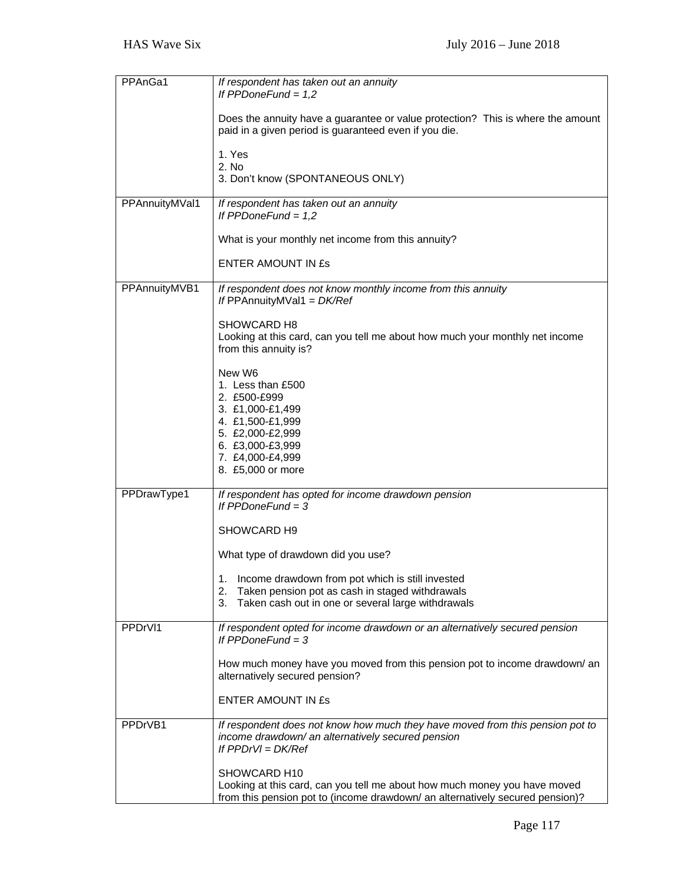| | |
|---|---|
| PPAnGa1 | *If respondent has taken out an annuity*<br>*If PPDoneFund = 1,2*<br><br>Does the annuity have a guarantee or value protection? This is where the amount paid in a given period is guaranteed even if you die.<br><br>1. Yes<br>2. No<br>3. Don't know (SPONTANEOUS ONLY) |
| PPAnnuityMVal1 | *If respondent has taken out an annuity*<br>*If PPDoneFund = 1,2*<br><br>What is your monthly net income from this annuity?<br><br>ENTER AMOUNT IN £s |
| PPAnnuityMVB1 | *If respondent does not know monthly income from this annuity*<br>*If* PPAnnuityMVal1 = *DK/Ref*<br><br>SHOWCARD H8<br>Looking at this card, can you tell me about how much your monthly net income from this annuity is?<br><br>New W6<br>1. Less than £500<br>2. £500-£999<br>3. £1,000-£1,499<br>4. £1,500-£1,999<br>5. £2,000-£2,999<br>6. £3,000-£3,999<br>7. £4,000-£4,999<br>8. £5,000 or more |
| PPDrawType1 | *If respondent has opted for income drawdown pension*<br>*If PPDoneFund = 3*<br><br>SHOWCARD H9<br><br>What type of drawdown did you use?<br><br>1. Income drawdown from pot which is still invested<br>2. Taken pension pot as cash in staged withdrawals<br>3. Taken cash out in one or several large withdrawals |
| PPDrVl1 | *If respondent opted for income drawdown or an alternatively secured pension*<br>*If PPDoneFund = 3*<br><br>How much money have you moved from this pension pot to income drawdown/ an alternatively secured pension?<br><br>ENTER AMOUNT IN £s |
| PPDrVB1 | *If respondent does not know how much they have moved from this pension pot to income drawdown/ an alternatively secured pension*<br>*If PPDrVl = DK/Ref*<br><br>SHOWCARD H10<br>Looking at this card, can you tell me about how much money you have moved from this pension pot to (income drawdown/ an alternatively secured pension)? |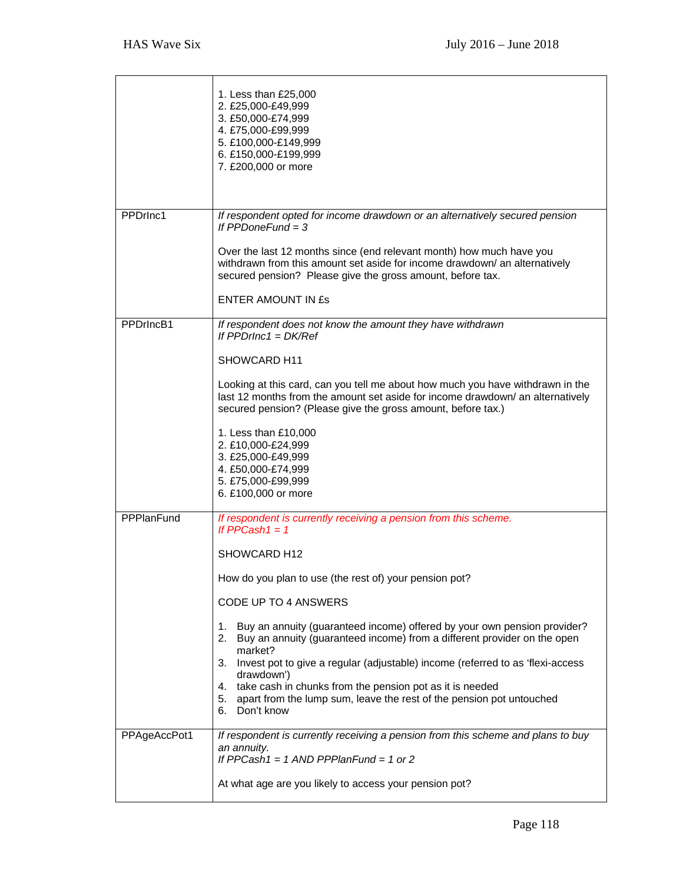| | |
|---|---|
| | 1. Less than £25,000<br>2. £25,000-£49,999<br>3. £50,000-£74,999<br>4. £75,000-£99,999<br>5. £100,000-£149,999<br>6. £150,000-£199,999<br>7. £200,000 or more |
| PPDrInc1 | *If respondent opted for income drawdown or an alternatively secured pension*<br>*If PPDoneFund = 3*<br><br>Over the last 12 months since (end relevant month) how much have you withdrawn from this amount set aside for income drawdown/ an alternatively secured pension? Please give the gross amount, before tax.<br><br>ENTER AMOUNT IN £s |
| PPDrIncB1 | *If respondent does not know the amount they have withdrawn*<br>*If PPDrInc1 = DK/Ref*<br><br>SHOWCARD H11<br><br>Looking at this card, can you tell me about how much you have withdrawn in the last 12 months from the amount set aside for income drawdown/ an alternatively secured pension? (Please give the gross amount, before tax.)<br><br>1. Less than £10,000<br>2. £10,000-£24,999<br>3. £25,000-£49,999<br>4. £50,000-£74,999<br>5. £75,000-£99,999<br>6. £100,000 or more |
| PPPlanFund | *If respondent is currently receiving a pension from this scheme.*<br>*If PPCash1 = 1*<br><br>SHOWCARD H12<br><br>How do you plan to use (the rest of) your pension pot?<br><br>CODE UP TO 4 ANSWERS<br><br>1. Buy an annuity (guaranteed income) offered by your own pension provider?<br>2. Buy an annuity (guaranteed income) from a different provider on the open market?<br>3. Invest pot to give a regular (adjustable) income (referred to as 'flexi-access drawdown')<br>4. take cash in chunks from the pension pot as it is needed<br>5. apart from the lump sum, leave the rest of the pension pot untouched<br>6. Don't know |
| PPAgeAccPot1 | *If respondent is currently receiving a pension from this scheme and plans to buy an annuity.*<br>*If PPCash1 = 1 AND PPPlanFund = 1 or 2*<br><br>At what age are you likely to access your pension pot? |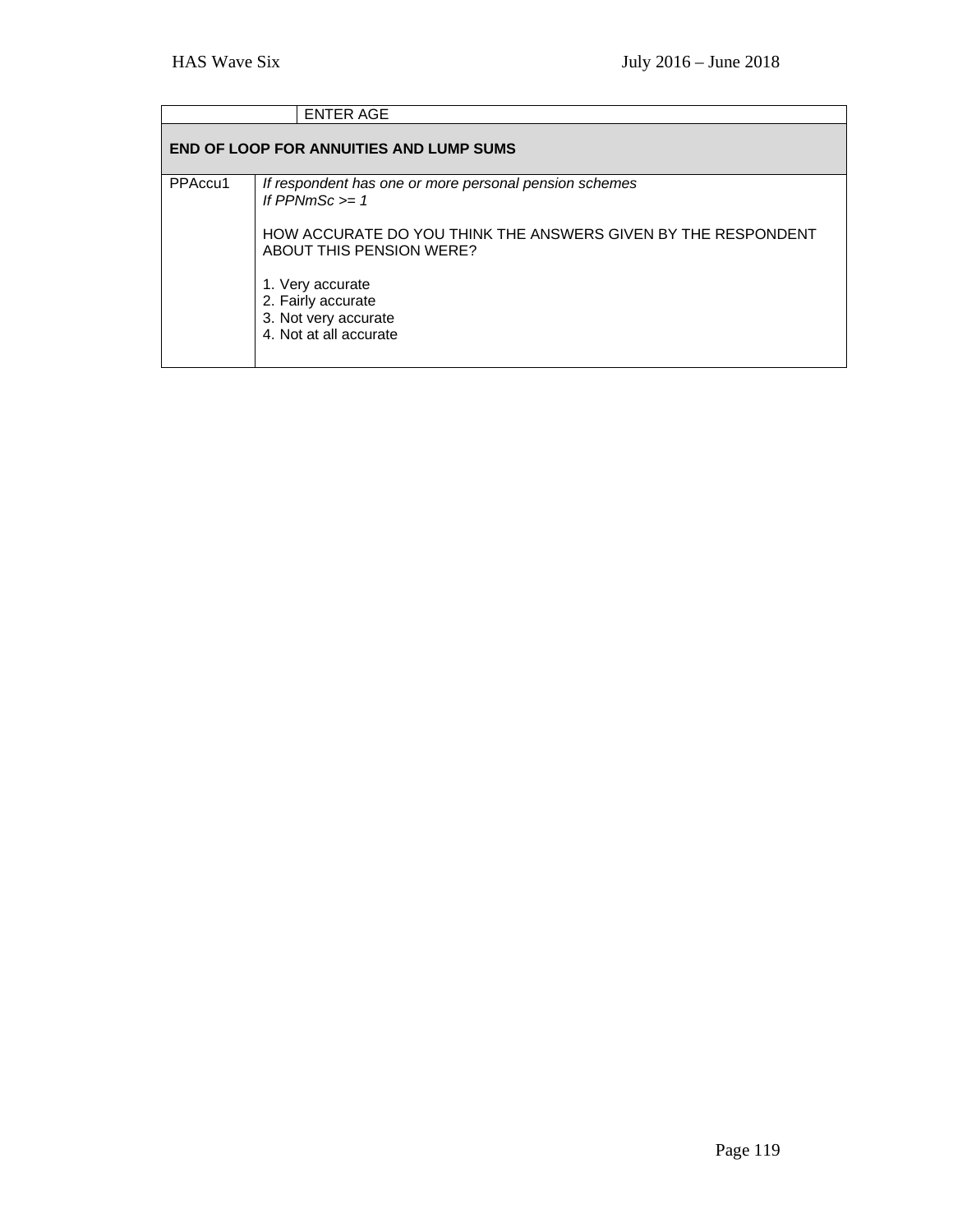| | ENTER AGE |
|---|---|

**END OF LOOP FOR ANNUITIES AND LUMP SUMS**

| | |
|---|---|
| PPAccu1 | *If respondent has one or more personal pension schemes*<br>*If PPNmSc >= 1*<br><br>HOW ACCURATE DO YOU THINK THE ANSWERS GIVEN BY THE RESPONDENT ABOUT THIS PENSION WERE?<br><br>1. Very accurate<br>2. Fairly accurate<br>3. Not very accurate<br>4. Not at all accurate |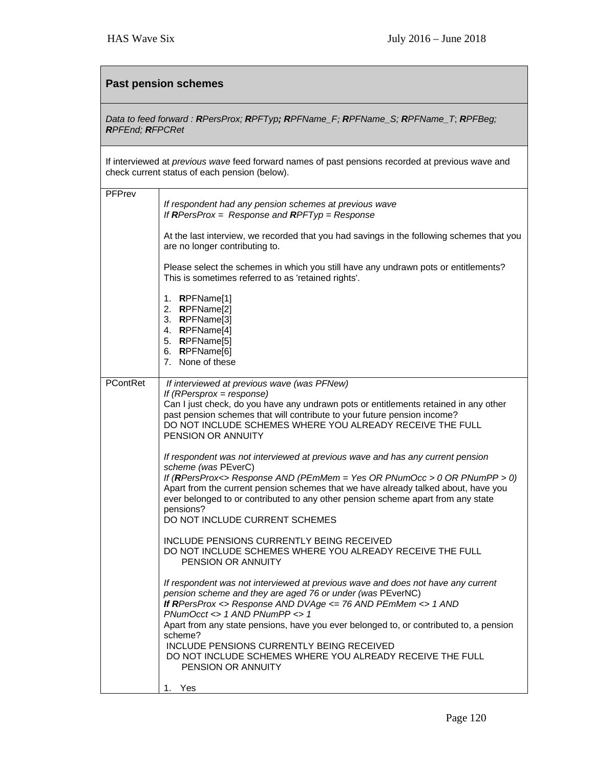## Past pension schemes

*Data to feed forward : **R**PersProx; **R**PFTyp**;** **R**PFName_F; **R**PFName_S; **R**PFName_T; **R**PFBeg; **R**PFEnd; **R**FPCRet*

If interviewed at *previous wave* feed forward names of past pensions recorded at previous wave and check current status of each pension (below).

| | |
|---|---|
| PFPrev | *If respondent had any pension schemes at previous wave*<br>*If **R**PersProx = Response and **R**PFTyp = Response*<br><br>At the last interview, we recorded that you had savings in the following schemes that you are no longer contributing to.<br><br>Please select the schemes in which you still have any undrawn pots or entitlements? This is sometimes referred to as 'retained rights'.<br><br>1. **R**PFName[1]<br>2. **R**PFName[2]<br>3. **R**PFName[3]<br>4. **R**PFName[4]<br>5. **R**PFName[5]<br>6. **R**PFName[6]<br>7. None of these |
| PContRet | *If interviewed at previous wave (was PFNew)*<br>*If (RPersprox = response)*<br>Can I just check, do you have any undrawn pots or entitlements retained in any other past pension schemes that will contribute to your future pension income?<br>DO NOT INCLUDE SCHEMES WHERE YOU ALREADY RECEIVE THE FULL PENSION OR ANNUITY<br><br>*If respondent was not interviewed at previous wave and has any current pension scheme (was* PEverC)<br>*If (**R**PersProx<> Response AND (PEmMem = Yes OR PNumOcc > 0 OR PNumPP > 0)*<br>Apart from the current pension schemes that we have already talked about, have you ever belonged to or contributed to any other pension scheme apart from any state pensions?<br>DO NOT INCLUDE CURRENT SCHEMES<br><br>INCLUDE PENSIONS CURRENTLY BEING RECEIVED<br>DO NOT INCLUDE SCHEMES WHERE YOU ALREADY RECEIVE THE FULL PENSION OR ANNUITY<br><br>*If respondent was not interviewed at previous wave and does not have any current pension scheme and they are aged 76 or under (was* PEverNC)<br>***If R**PersProx <> Response AND DVAge <= 76 AND PEmMem <> 1 AND PNumOcct <> 1 AND PNumPP <> 1*<br>Apart from any state pensions, have you ever belonged to, or contributed to, a pension scheme?<br>INCLUDE PENSIONS CURRENTLY BEING RECEIVED<br>DO NOT INCLUDE SCHEMES WHERE YOU ALREADY RECEIVE THE FULL PENSION OR ANNUITY<br><br>1. Yes |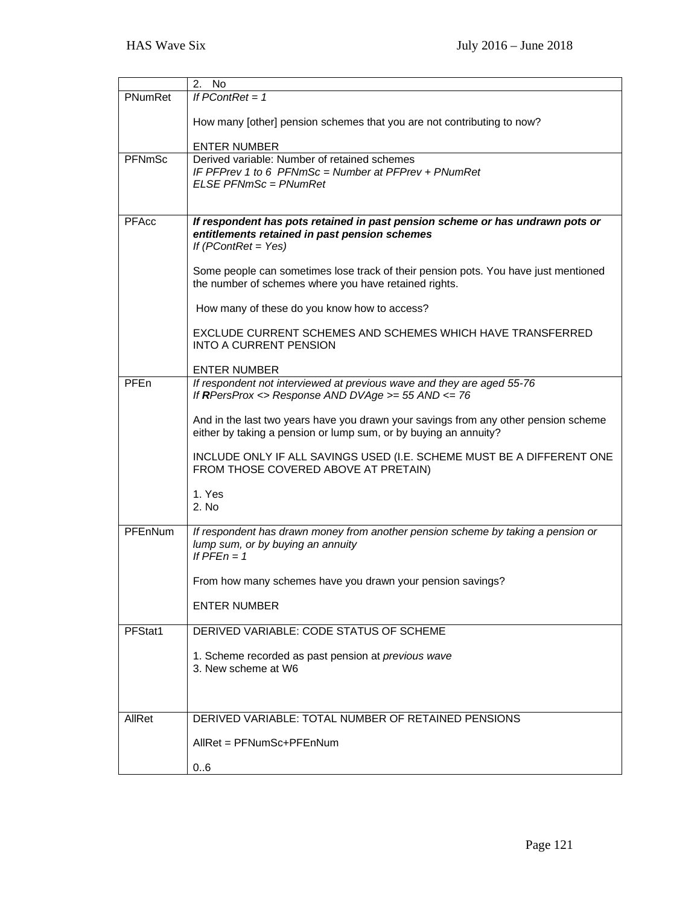| | |
|---|---|
| | 2. No |
| PNumRet | *If PContRet = 1*<br><br>How many [other] pension schemes that you are not contributing to now?<br><br>ENTER NUMBER |
| PFNmSc | Derived variable: Number of retained schemes<br>*IF PFPrev 1 to 6 PFNmSc = Number at PFPrev + PNumRet*<br>*ELSE PFNmSc = PNumRet* |
| PFAcc | ***If respondent has pots retained in past pension scheme or has undrawn pots or entitlements retained in past pension schemes***<br>*If (PContRet = Yes)*<br><br>Some people can sometimes lose track of their pension pots. You have just mentioned the number of schemes where you have retained rights.<br><br>How many of these do you know how to access?<br><br>EXCLUDE CURRENT SCHEMES AND SCHEMES WHICH HAVE TRANSFERRED INTO A CURRENT PENSION<br><br>ENTER NUMBER |
| PFEn | *If respondent not interviewed at previous wave and they are aged 55-76*<br>*If **R**PersProx <> Response AND DVAge >= 55 AND <= 76*<br><br>And in the last two years have you drawn your savings from any other pension scheme either by taking a pension or lump sum, or by buying an annuity?<br><br>INCLUDE ONLY IF ALL SAVINGS USED (I.E. SCHEME MUST BE A DIFFERENT ONE FROM THOSE COVERED ABOVE AT PRETAIN)<br><br>1. Yes<br>2. No |
| PFEnNum | *If respondent has drawn money from another pension scheme by taking a pension or lump sum, or by buying an annuity*<br>*If PFEn = 1*<br><br>From how many schemes have you drawn your pension savings?<br><br>ENTER NUMBER |
| PFStat1 | DERIVED VARIABLE: CODE STATUS OF SCHEME<br><br>1. Scheme recorded as past pension at *previous wave*<br>3. New scheme at W6 |
| AllRet | DERIVED VARIABLE: TOTAL NUMBER OF RETAINED PENSIONS<br><br>AllRet = PFNumSc+PFEnNum<br><br>0..6 |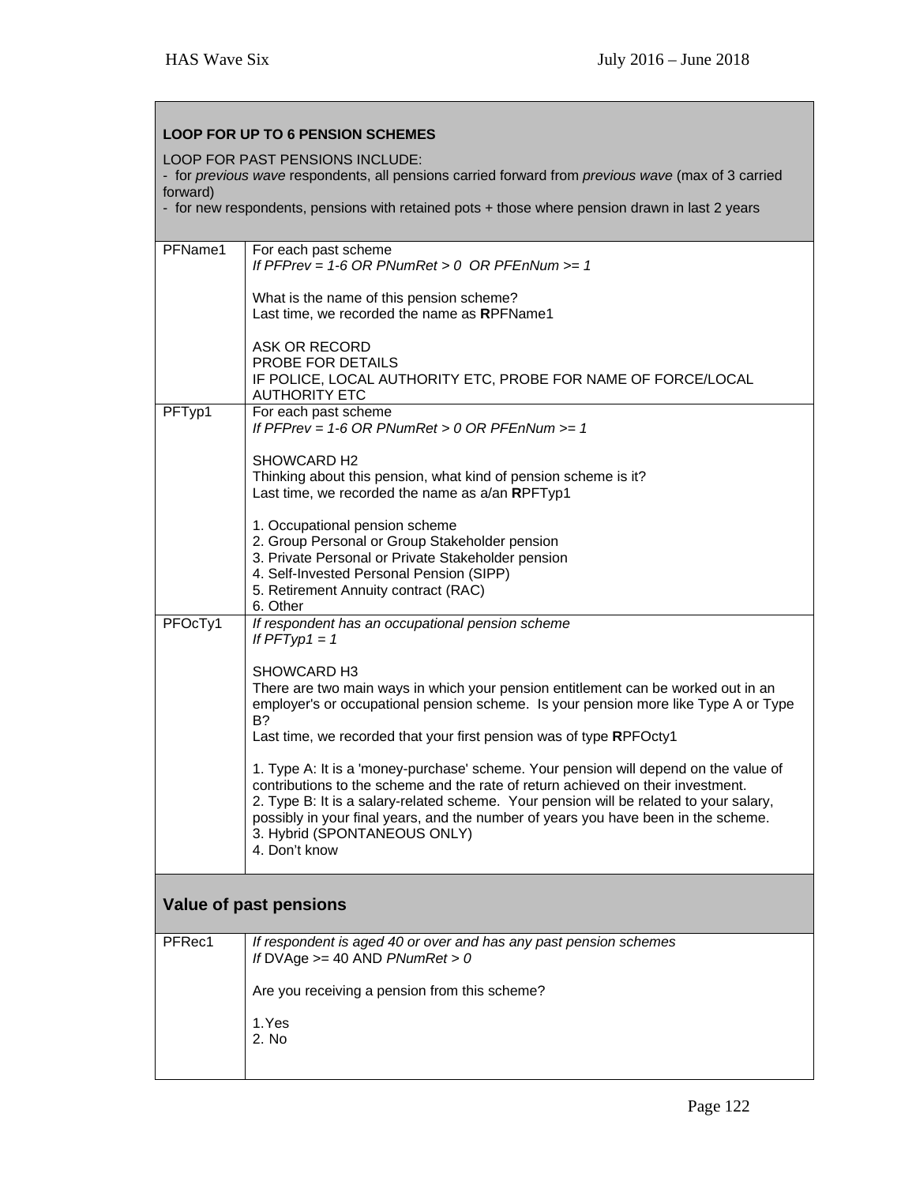**LOOP FOR UP TO 6 PENSION SCHEMES**

LOOP FOR PAST PENSIONS INCLUDE:
- for *previous wave* respondents, all pensions carried forward from *previous wave* (max of 3 carried forward)
- for new respondents, pensions with retained pots + those where pension drawn in last 2 years

| | |
|---|---|
| PFName1 | For each past scheme<br>*If PFPrev = 1-6 OR PNumRet > 0 OR PFEnNum >= 1*<br><br>What is the name of this pension scheme?<br>Last time, we recorded the name as **R**PFName1<br><br>ASK OR RECORD<br>PROBE FOR DETAILS<br>IF POLICE, LOCAL AUTHORITY ETC, PROBE FOR NAME OF FORCE/LOCAL AUTHORITY ETC |
| PFTyp1 | For each past scheme<br>*If PFPrev = 1-6 OR PNumRet > 0 OR PFEnNum >= 1*<br><br>SHOWCARD H2<br>Thinking about this pension, what kind of pension scheme is it?<br>Last time, we recorded the name as a/an **R**PFTyp1<br><br>1. Occupational pension scheme<br>2. Group Personal or Group Stakeholder pension<br>3. Private Personal or Private Stakeholder pension<br>4. Self-Invested Personal Pension (SIPP)<br>5. Retirement Annuity contract (RAC)<br>6. Other |
| PFOcTy1 | *If respondent has an occupational pension scheme*<br>*If PFTyp1 = 1*<br><br>SHOWCARD H3<br>There are two main ways in which your pension entitlement can be worked out in an employer's or occupational pension scheme. Is your pension more like Type A or Type B?<br>Last time, we recorded that your first pension was of type **R**PFOcty1<br><br>1. Type A: It is a 'money-purchase' scheme. Your pension will depend on the value of contributions to the scheme and the rate of return achieved on their investment.<br>2. Type B: It is a salary-related scheme. Your pension will be related to your salary, possibly in your final years, and the number of years you have been in the scheme.<br>3. Hybrid (SPONTANEOUS ONLY)<br>4. Don't know |

## Value of past pensions

| | |
|---|---|
| PFRec1 | *If respondent is aged 40 or over and has any past pension schemes*<br>*If* DVAge >= 40 AND *PNumRet > 0*<br><br>Are you receiving a pension from this scheme?<br><br>1.Yes<br>2. No |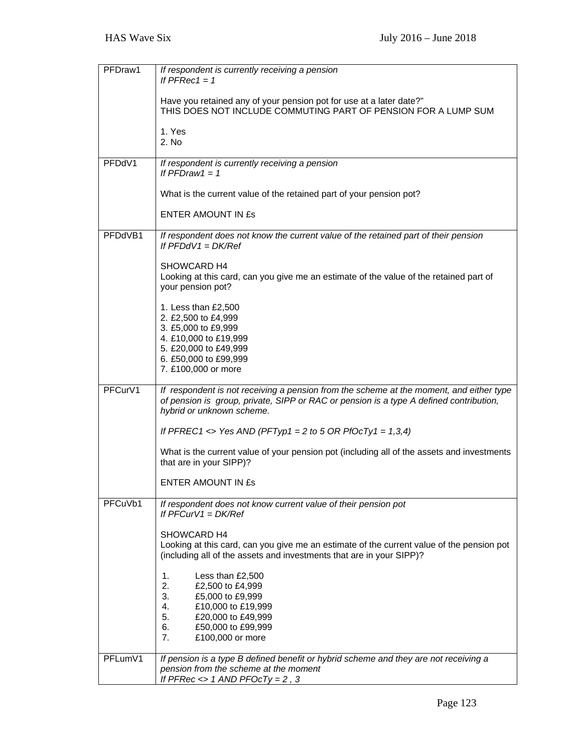| | |
|---|---|
| PFDraw1 | *If respondent is currently receiving a pension*<br>*If PFRec1 = 1*<br><br>Have you retained any of your pension pot for use at a later date?"<br>THIS DOES NOT INCLUDE COMMUTING PART OF PENSION FOR A LUMP SUM<br><br>1. Yes<br>2. No |
| PFDdV1 | *If respondent is currently receiving a pension*<br>*If PFDraw1 = 1*<br><br>What is the current value of the retained part of your pension pot?<br><br>ENTER AMOUNT IN £s |
| PFDdVB1 | *If respondent does not know the current value of the retained part of their pension*<br>*If PFDdV1 = DK/Ref*<br><br>SHOWCARD H4<br>Looking at this card, can you give me an estimate of the value of the retained part of your pension pot?<br><br>1. Less than £2,500<br>2. £2,500 to £4,999<br>3. £5,000 to £9,999<br>4. £10,000 to £19,999<br>5. £20,000 to £49,999<br>6. £50,000 to £99,999<br>7. £100,000 or more |
| PFCurV1 | *If respondent is not receiving a pension from the scheme at the moment, and either type of pension is group, private, SIPP or RAC or pension is a type A defined contribution, hybrid or unknown scheme.*<br><br>*If PFREC1 <> Yes AND (PFTyp1 = 2 to 5 OR PfOcTy1 = 1,3,4)*<br><br>What is the current value of your pension pot (including all of the assets and investments that are in your SIPP)?<br><br>ENTER AMOUNT IN £s |
| PFCuVb1 | *If respondent does not know current value of their pension pot*<br>*If PFCurV1 = DK/Ref*<br><br>SHOWCARD H4<br>Looking at this card, can you give me an estimate of the current value of the pension pot (including all of the assets and investments that are in your SIPP)?<br><br>1. Less than £2,500<br>2. £2,500 to £4,999<br>3. £5,000 to £9,999<br>4. £10,000 to £19,999<br>5. £20,000 to £49,999<br>6. £50,000 to £99,999<br>7. £100,000 or more |
| PFLumV1 | *If pension is a type B defined benefit or hybrid scheme and they are not receiving a pension from the scheme at the moment*<br>*If PFRec <> 1 AND PFOcTy = 2 , 3* |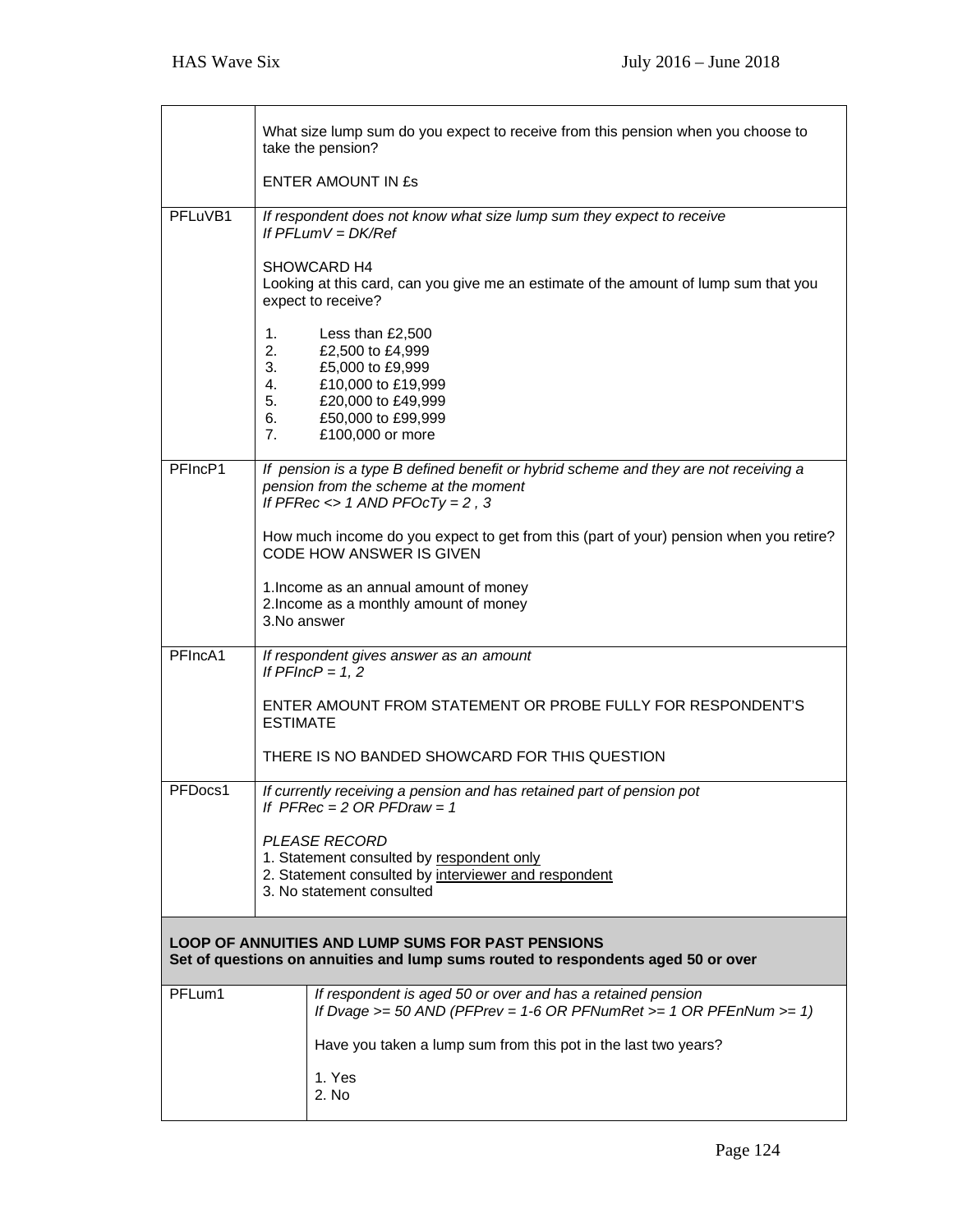| | |
|---|---|
| | What size lump sum do you expect to receive from this pension when you choose to take the pension?<br><br>ENTER AMOUNT IN £s |
| PFLuVB1 | *If respondent does not know what size lump sum they expect to receive*<br>*If PFLumV = DK/Ref*<br><br>SHOWCARD H4<br>Looking at this card, can you give me an estimate of the amount of lump sum that you expect to receive?<br><br>1. Less than £2,500<br>2. £2,500 to £4,999<br>3. £5,000 to £9,999<br>4. £10,000 to £19,999<br>5. £20,000 to £49,999<br>6. £50,000 to £99,999<br>7. £100,000 or more |
| PFIncP1 | *If pension is a type B defined benefit or hybrid scheme and they are not receiving a pension from the scheme at the moment*<br>*If PFRec <> 1 AND PFOcTy = 2 , 3*<br><br>How much income do you expect to get from this (part of your) pension when you retire?<br>CODE HOW ANSWER IS GIVEN<br><br>1.Income as an annual amount of money<br>2.Income as a monthly amount of money<br>3.No answer |
| PFIncA1 | *If respondent gives answer as an amount*<br>*If PFIncP = 1, 2*<br><br>ENTER AMOUNT FROM STATEMENT OR PROBE FULLY FOR RESPONDENT'S ESTIMATE<br><br>THERE IS NO BANDED SHOWCARD FOR THIS QUESTION |
| PFDocs1 | *If currently receiving a pension and has retained part of pension pot*<br>*If PFRec = 2 OR PFDraw = 1*<br><br>*PLEASE RECORD*<br>1. Statement consulted by <u>respondent only</u><br>2. Statement consulted by <u>interviewer and respondent</u><br>3. No statement consulted |

**LOOP OF ANNUITIES AND LUMP SUMS FOR PAST PENSIONS**
**Set of questions on annuities and lump sums routed to respondents aged 50 or over**

| | |
|---|---|
| PFLum1 | *If respondent is aged 50 or over and has a retained pension*<br>*If Dvage >= 50 AND (PFPrev = 1-6 OR PFNumRet >= 1 OR PFEnNum >= 1)*<br><br>Have you taken a lump sum from this pot in the last two years?<br><br>1. Yes<br>2. No |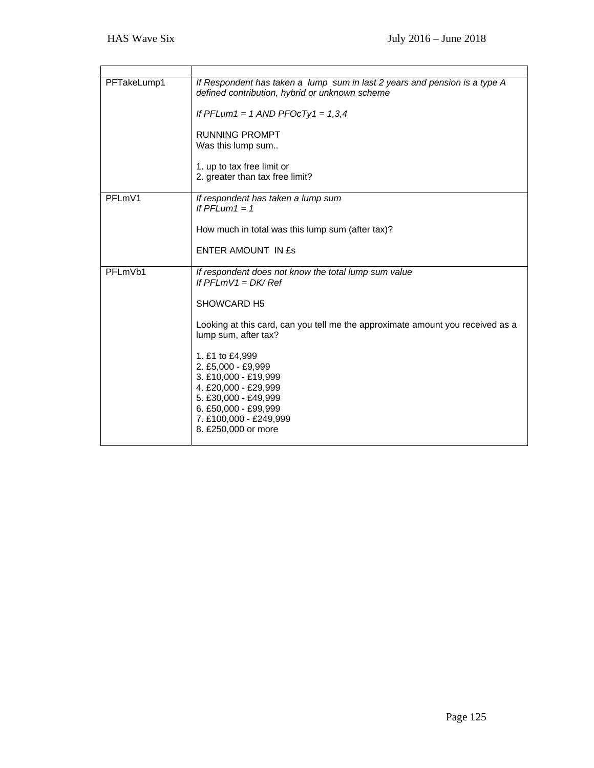| | |
|---|---|
| PFTakeLump1 | *If Respondent has taken a lump sum in last 2 years and pension is a type A defined contribution, hybrid or unknown scheme*<br><br>*If PFLum1 = 1 AND PFOcTy1 = 1,3,4*<br><br>RUNNING PROMPT<br>Was this lump sum..<br><br>1. up to tax free limit or<br>2. greater than tax free limit? |
| PFLmV1 | *If respondent has taken a lump sum*<br>*If PFLum1 = 1*<br><br>How much in total was this lump sum (after tax)?<br><br>ENTER AMOUNT IN £s |
| PFLmVb1 | *If respondent does not know the total lump sum value*<br>*If PFLmV1 = DK/ Ref*<br><br>SHOWCARD H5<br><br>Looking at this card, can you tell me the approximate amount you received as a lump sum, after tax?<br><br>1. £1 to £4,999<br>2. £5,000 - £9,999<br>3. £10,000 - £19,999<br>4. £20,000 - £29,999<br>5. £30,000 - £49,999<br>6. £50,000 - £99,999<br>7. £100,000 - £249,999<br>8. £250,000 or more |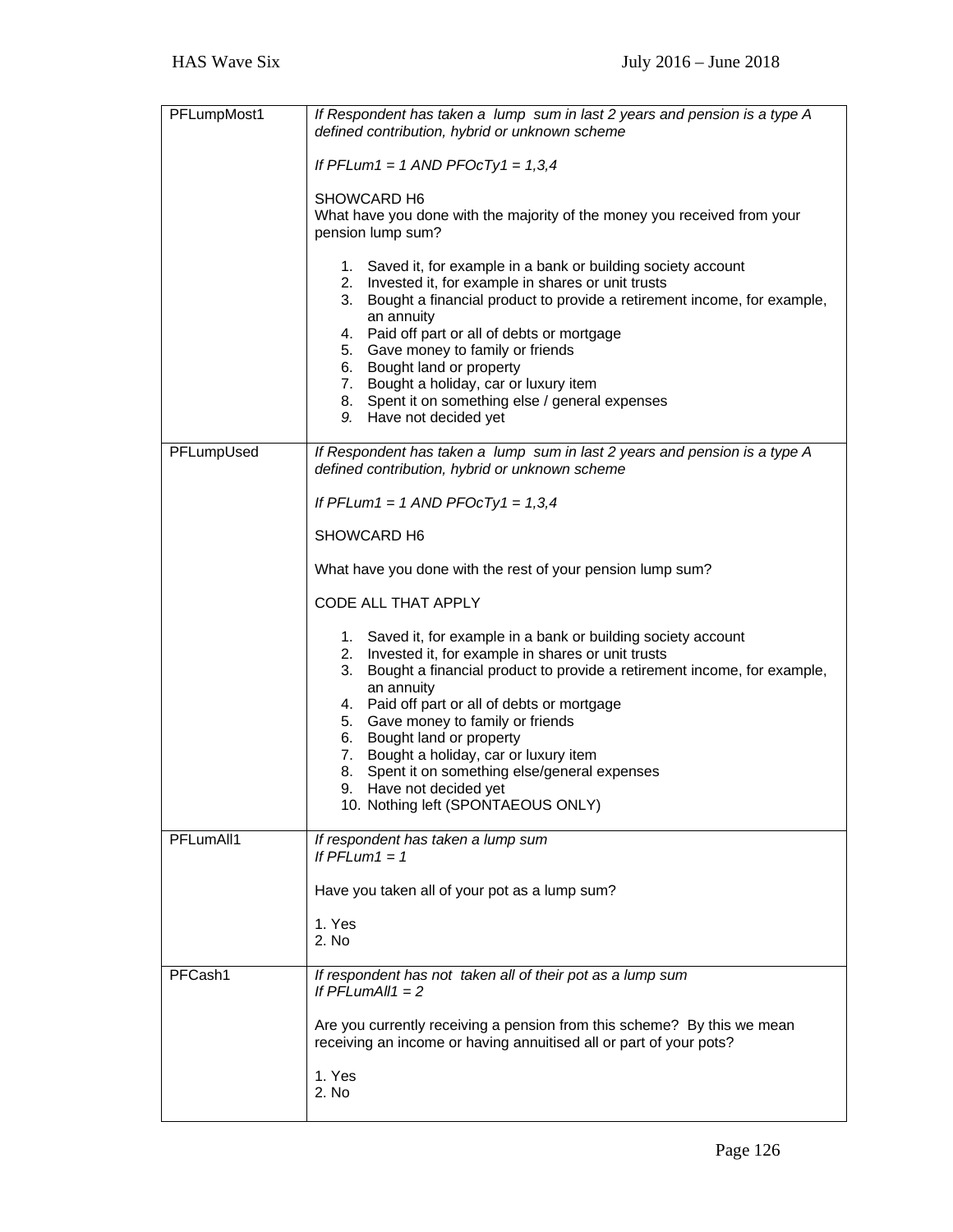| | |
|---|---|
| PFLumpMost1 | *If Respondent has taken a lump sum in last 2 years and pension is a type A defined contribution, hybrid or unknown scheme*<br><br>*If PFLum1 = 1 AND PFOcTy1 = 1,3,4*<br><br>SHOWCARD H6<br>What have you done with the majority of the money you received from your pension lump sum?<br><br>1. Saved it, for example in a bank or building society account<br>2. Invested it, for example in shares or unit trusts<br>3. Bought a financial product to provide a retirement income, for example, an annuity<br>4. Paid off part or all of debts or mortgage<br>5. Gave money to family or friends<br>6. Bought land or property<br>7. Bought a holiday, car or luxury item<br>8. Spent it on something else / general expenses<br>9. Have not decided yet |
| PFLumpUsed | *If Respondent has taken a lump sum in last 2 years and pension is a type A defined contribution, hybrid or unknown scheme*<br><br>*If PFLum1 = 1 AND PFOcTy1 = 1,3,4*<br><br>SHOWCARD H6<br><br>What have you done with the rest of your pension lump sum?<br><br>CODE ALL THAT APPLY<br><br>1. Saved it, for example in a bank or building society account<br>2. Invested it, for example in shares or unit trusts<br>3. Bought a financial product to provide a retirement income, for example, an annuity<br>4. Paid off part or all of debts or mortgage<br>5. Gave money to family or friends<br>6. Bought land or property<br>7. Bought a holiday, car or luxury item<br>8. Spent it on something else/general expenses<br>9. Have not decided yet<br>10. Nothing left (SPONTAEOUS ONLY) |
| PFLumAll1 | *If respondent has taken a lump sum*<br>*If PFLum1 = 1*<br><br>Have you taken all of your pot as a lump sum?<br><br>1. Yes<br>2. No |
| PFCash1 | *If respondent has not taken all of their pot as a lump sum*<br>*If PFLumAll1 = 2*<br><br>Are you currently receiving a pension from this scheme? By this we mean receiving an income or having annuitised all or part of your pots?<br><br>1. Yes<br>2. No |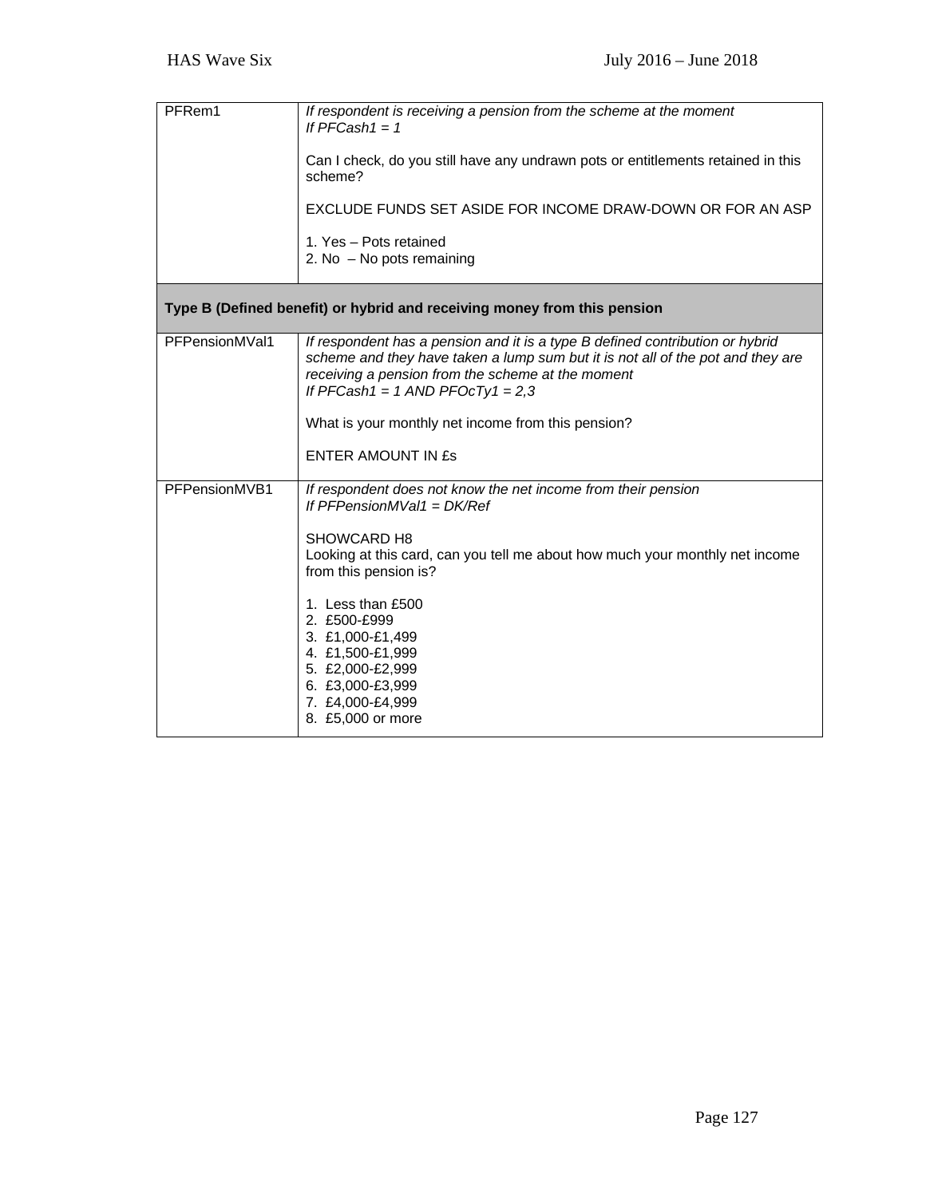| | |
|---|---|
| PFRem1 | *If respondent is receiving a pension from the scheme at the moment*<br>*If PFCash1 = 1*<br><br>Can I check, do you still have any undrawn pots or entitlements retained in this scheme?<br><br>EXCLUDE FUNDS SET ASIDE FOR INCOME DRAW-DOWN OR FOR AN ASP<br><br>1. Yes – Pots retained<br>2. No – No pots remaining |
| **Type B (Defined benefit) or hybrid and receiving money from this pension** | |
| PFPensionMVal1 | *If respondent has a pension and it is a type B defined contribution or hybrid scheme and they have taken a lump sum but it is not all of the pot and they are receiving a pension from the scheme at the moment*<br>*If PFCash1 = 1 AND PFOcTy1 = 2,3*<br><br>What is your monthly net income from this pension?<br><br>ENTER AMOUNT IN £s |
| PFPensionMVB1 | *If respondent does not know the net income from their pension*<br>*If PFPensionMVal1 = DK/Ref*<br><br>SHOWCARD H8<br>Looking at this card, can you tell me about how much your monthly net income from this pension is?<br><br>1. Less than £500<br>2. £500-£999<br>3. £1,000-£1,499<br>4. £1,500-£1,999<br>5. £2,000-£2,999<br>6. £3,000-£3,999<br>7. £4,000-£4,999<br>8. £5,000 or more |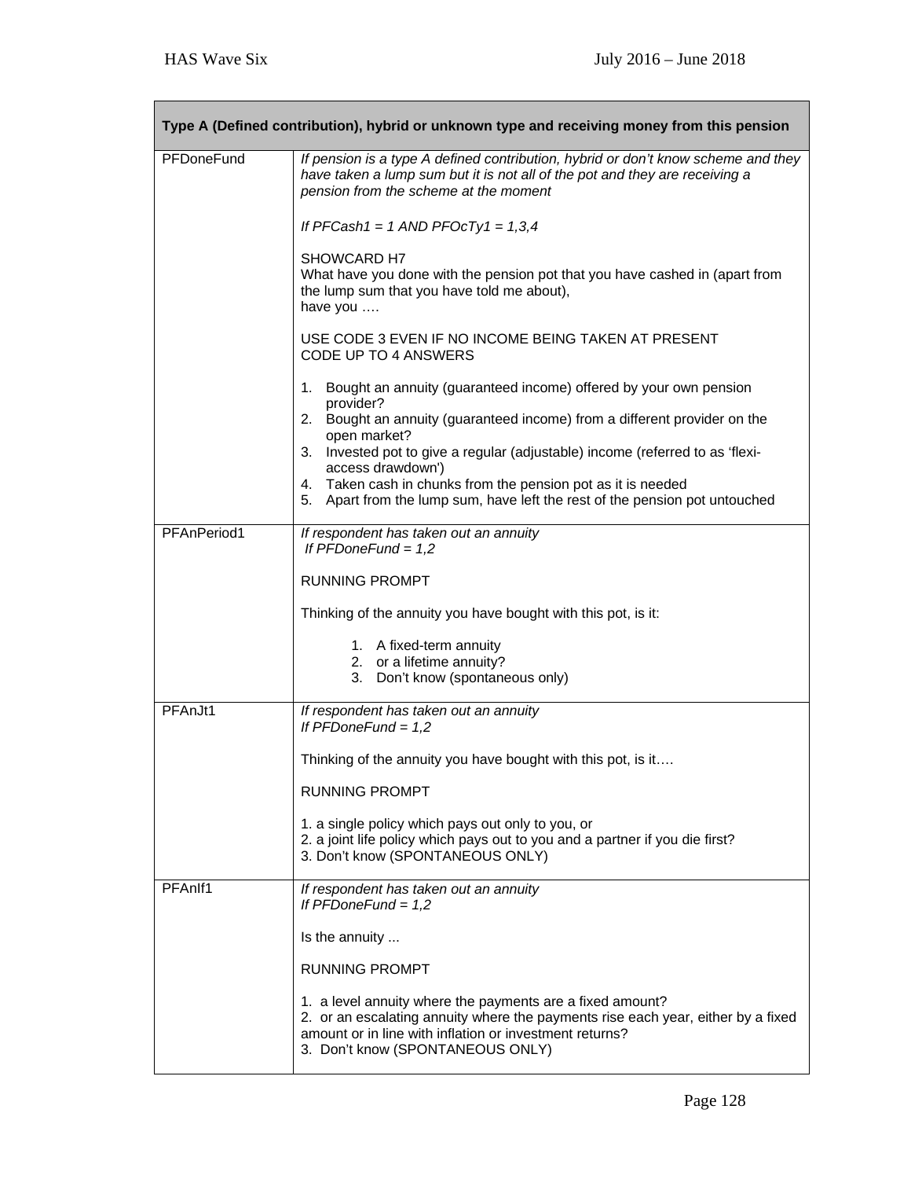| Type A (Defined contribution), hybrid or unknown type and receiving money from this pension | |
|---|---|
| PFDoneFund | *If pension is a type A defined contribution, hybrid or don't know scheme and they have taken a lump sum but it is not all of the pot and they are receiving a pension from the scheme at the moment*<br><br>*If PFCash1 = 1 AND PFOcTy1 = 1,3,4*<br><br>SHOWCARD H7<br>What have you done with the pension pot that you have cashed in (apart from the lump sum that you have told me about),<br>have you ….<br><br>USE CODE 3 EVEN IF NO INCOME BEING TAKEN AT PRESENT<br>CODE UP TO 4 ANSWERS<br><br>1. Bought an annuity (guaranteed income) offered by your own pension provider?<br>2. Bought an annuity (guaranteed income) from a different provider on the open market?<br>3. Invested pot to give a regular (adjustable) income (referred to as 'flexi-access drawdown')<br>4. Taken cash in chunks from the pension pot as it is needed<br>5. Apart from the lump sum, have left the rest of the pension pot untouched |
| PFAnPeriod1 | *If respondent has taken out an annuity*<br>*If PFDoneFund = 1,2*<br><br>RUNNING PROMPT<br><br>Thinking of the annuity you have bought with this pot, is it:<br><br>1. A fixed-term annuity<br>2. or a lifetime annuity?<br>3. Don't know (spontaneous only) |
| PFAnJt1 | *If respondent has taken out an annuity*<br>*If PFDoneFund = 1,2*<br><br>Thinking of the annuity you have bought with this pot, is it….<br><br>RUNNING PROMPT<br><br>1. a single policy which pays out only to you, or<br>2. a joint life policy which pays out to you and a partner if you die first?<br>3. Don't know (SPONTANEOUS ONLY) |
| PFAnIf1 | *If respondent has taken out an annuity*<br>*If PFDoneFund = 1,2*<br><br>Is the annuity ...<br><br>RUNNING PROMPT<br><br>1. a level annuity where the payments are a fixed amount?<br>2. or an escalating annuity where the payments rise each year, either by a fixed amount or in line with inflation or investment returns?<br>3. Don't know (SPONTANEOUS ONLY) |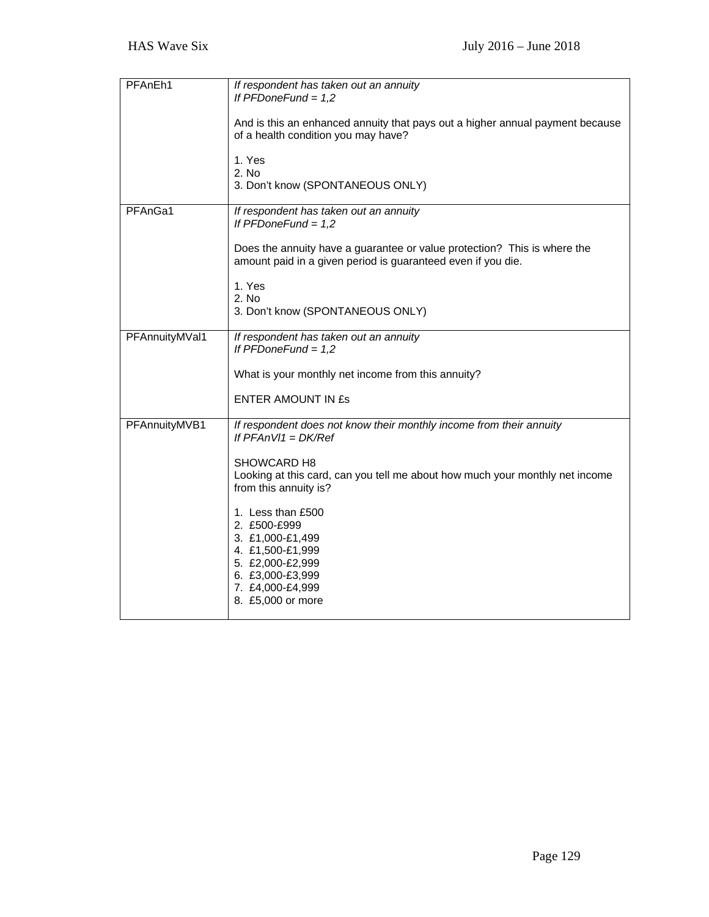| | |
|---|---|
| PFAnEh1 | *If respondent has taken out an annuity*<br>*If PFDoneFund = 1,2*<br><br>And is this an enhanced annuity that pays out a higher annual payment because of a health condition you may have?<br><br>1. Yes<br>2. No<br>3. Don't know (SPONTANEOUS ONLY) |
| PFAnGa1 | *If respondent has taken out an annuity*<br>*If PFDoneFund = 1,2*<br><br>Does the annuity have a guarantee or value protection? This is where the amount paid in a given period is guaranteed even if you die.<br><br>1. Yes<br>2. No<br>3. Don't know (SPONTANEOUS ONLY) |
| PFAnnuityMVal1 | *If respondent has taken out an annuity*<br>*If PFDoneFund = 1,2*<br><br>What is your monthly net income from this annuity?<br><br>ENTER AMOUNT IN £s |
| PFAnnuityMVB1 | *If respondent does not know their monthly income from their annuity*<br>*If PFAnVl1 = DK/Ref*<br><br>SHOWCARD H8<br>Looking at this card, can you tell me about how much your monthly net income from this annuity is?<br><br>1. Less than £500<br>2. £500-£999<br>3. £1,000-£1,499<br>4. £1,500-£1,999<br>5. £2,000-£2,999<br>6. £3,000-£3,999<br>7. £4,000-£4,999<br>8. £5,000 or more |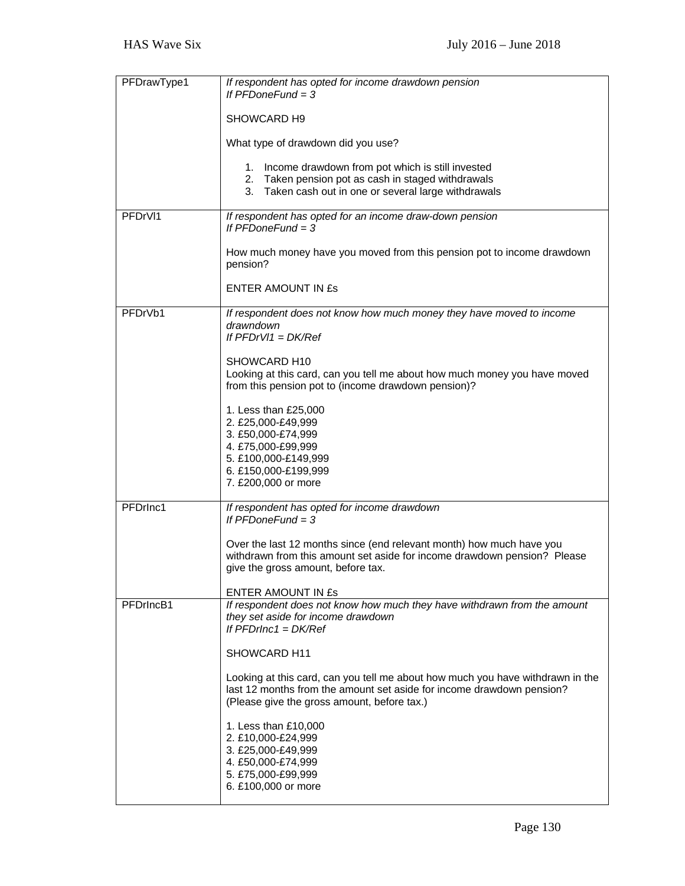| | |
|---|---|
| PFDrawType1 | *If respondent has opted for income drawdown pension*<br>*If PFDoneFund = 3*<br><br>SHOWCARD H9<br><br>What type of drawdown did you use?<br><br>1. Income drawdown from pot which is still invested<br>2. Taken pension pot as cash in staged withdrawals<br>3. Taken cash out in one or several large withdrawals |
| PFDrVl1 | *If respondent has opted for an income draw-down pension*<br>*If PFDoneFund = 3*<br><br>How much money have you moved from this pension pot to income drawdown pension?<br><br>ENTER AMOUNT IN £s |
| PFDrVb1 | *If respondent does not know how much money they have moved to income drawndown*<br>*If PFDrVl1 = DK/Ref*<br><br>SHOWCARD H10<br>Looking at this card, can you tell me about how much money you have moved from this pension pot to (income drawdown pension)?<br><br>1. Less than £25,000<br>2. £25,000-£49,999<br>3. £50,000-£74,999<br>4. £75,000-£99,999<br>5. £100,000-£149,999<br>6. £150,000-£199,999<br>7. £200,000 or more |
| PFDrInc1 | *If respondent has opted for income drawdown*<br>*If PFDoneFund = 3*<br><br>Over the last 12 months since (end relevant month) how much have you withdrawn from this amount set aside for income drawdown pension? Please give the gross amount, before tax.<br><br>ENTER AMOUNT IN £s |
| PFDrIncB1 | *If respondent does not know how much they have withdrawn from the amount they set aside for income drawdown*<br>*If PFDrInc1 = DK/Ref*<br><br>SHOWCARD H11<br><br>Looking at this card, can you tell me about how much you have withdrawn in the last 12 months from the amount set aside for income drawdown pension? (Please give the gross amount, before tax.)<br><br>1. Less than £10,000<br>2. £10,000-£24,999<br>3. £25,000-£49,999<br>4. £50,000-£74,999<br>5. £75,000-£99,999<br>6. £100,000 or more |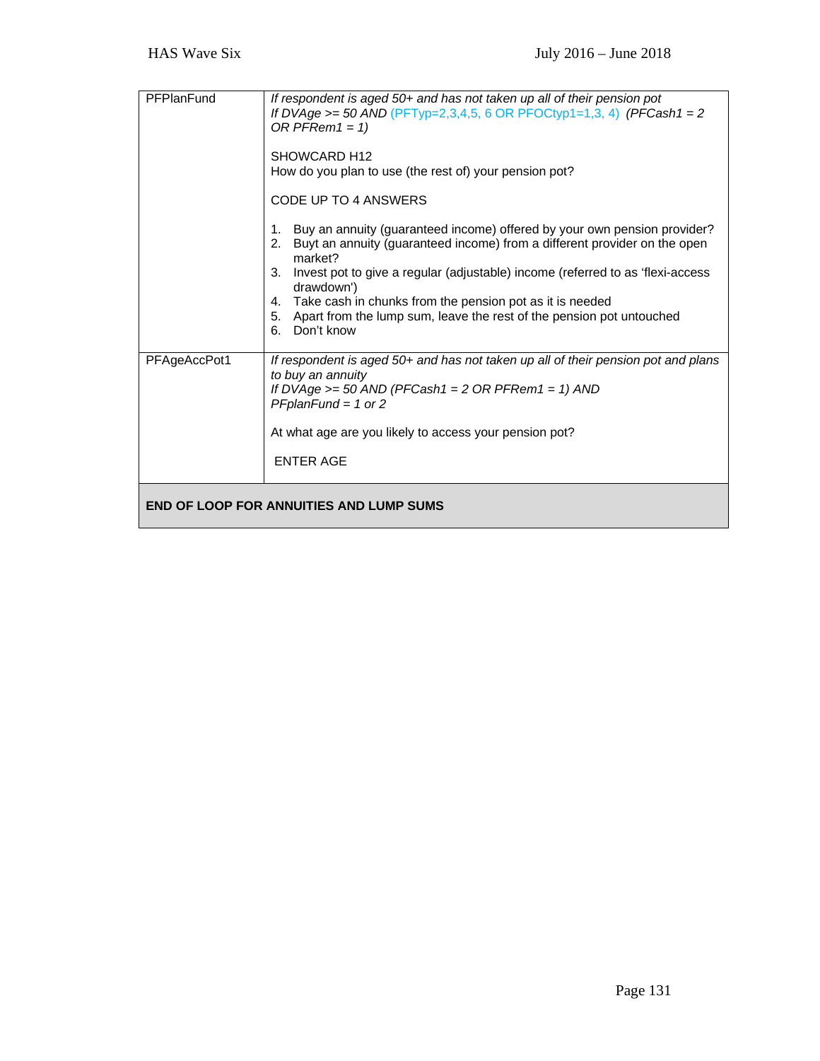| | |
|---|---|
| PFPlanFund | *If respondent is aged 50+ and has not taken up all of their pension pot*<br>*If DVAge >= 50 AND* (PFTyp=2,3,4,5, 6 OR PFOCtyp1=1,3, 4) *(PFCash1 = 2 OR PFRem1 = 1)*<br><br>SHOWCARD H12<br>How do you plan to use (the rest of) your pension pot?<br><br>CODE UP TO 4 ANSWERS<br><br>1. Buy an annuity (guaranteed income) offered by your own pension provider?<br>2. Buyt an annuity (guaranteed income) from a different provider on the open market?<br>3. Invest pot to give a regular (adjustable) income (referred to as 'flexi-access drawdown')<br>4. Take cash in chunks from the pension pot as it is needed<br>5. Apart from the lump sum, leave the rest of the pension pot untouched<br>6. Don't know |
| PFAgeAccPot1 | *If respondent is aged 50+ and has not taken up all of their pension pot and plans to buy an annuity*<br>*If DVAge >= 50 AND (PFCash1 = 2 OR PFRem1 = 1) AND PFplanFund = 1 or 2*<br><br>At what age are you likely to access your pension pot?<br><br>ENTER AGE |
| **END OF LOOP FOR ANNUITIES AND LUMP SUMS** | |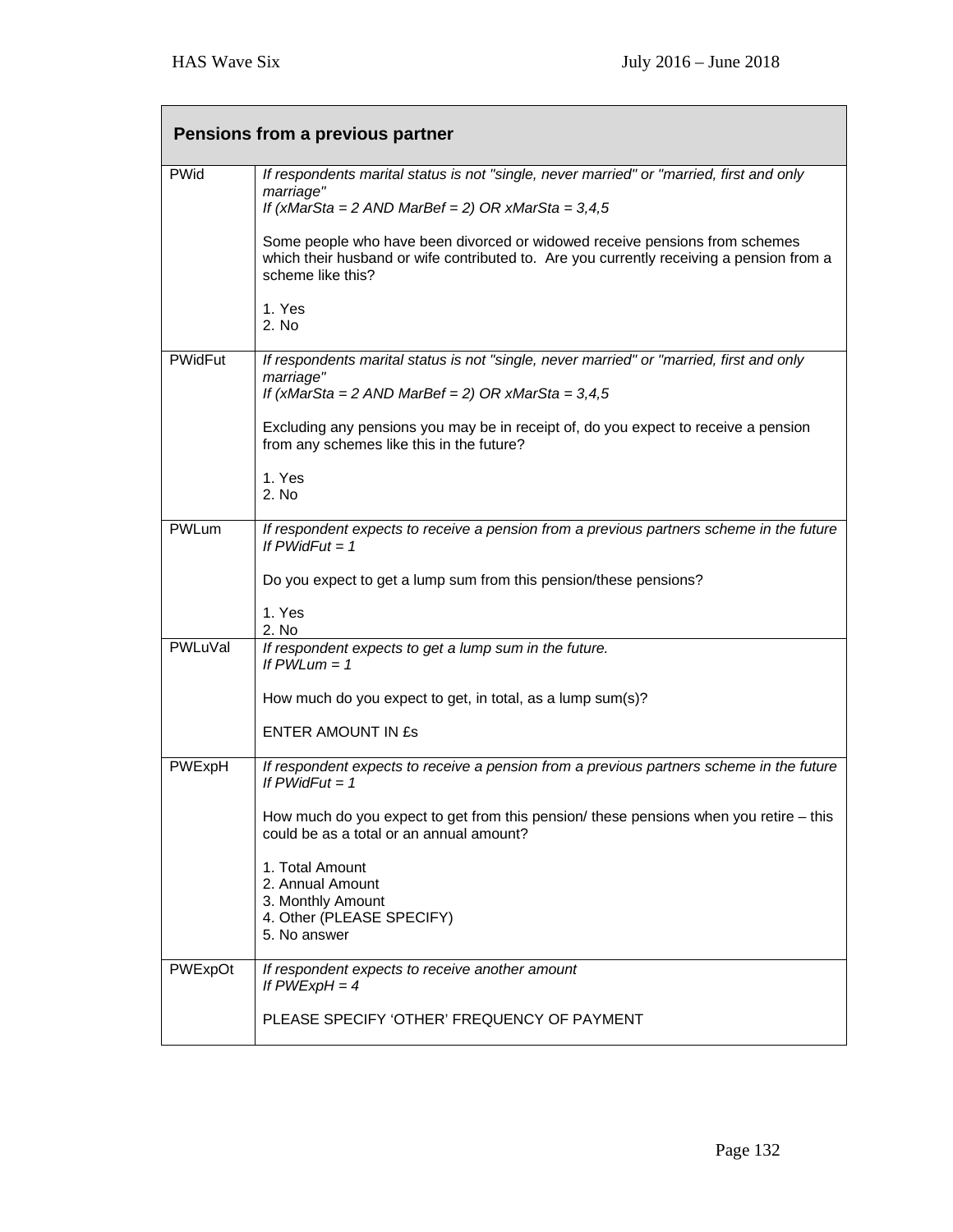| Pensions from a previous partner | |
|---|---|
| PWid | *If respondents marital status is not "single, never married" or "married, first and only marriage"*<br>*If (xMarSta = 2 AND MarBef = 2) OR xMarSta = 3,4,5*<br><br>Some people who have been divorced or widowed receive pensions from schemes which their husband or wife contributed to. Are you currently receiving a pension from a scheme like this?<br><br>1. Yes<br>2. No |
| PWidFut | *If respondents marital status is not "single, never married" or "married, first and only marriage"*<br>*If (xMarSta = 2 AND MarBef = 2) OR xMarSta = 3,4,5*<br><br>Excluding any pensions you may be in receipt of, do you expect to receive a pension from any schemes like this in the future?<br><br>1. Yes<br>2. No |
| PWLum | *If respondent expects to receive a pension from a previous partners scheme in the future*<br>*If PWidFut = 1*<br><br>Do you expect to get a lump sum from this pension/these pensions?<br><br>1. Yes<br>2. No |
| PWLuVal | *If respondent expects to get a lump sum in the future.*<br>*If PWLum = 1*<br><br>How much do you expect to get, in total, as a lump sum(s)?<br><br>ENTER AMOUNT IN £s |
| PWExpH | *If respondent expects to receive a pension from a previous partners scheme in the future*<br>*If PWidFut = 1*<br><br>How much do you expect to get from this pension/ these pensions when you retire – this could be as a total or an annual amount?<br><br>1. Total Amount<br>2. Annual Amount<br>3. Monthly Amount<br>4. Other (PLEASE SPECIFY)<br>5. No answer |
| PWExpOt | *If respondent expects to receive another amount*<br>*If PWExpH = 4*<br><br>PLEASE SPECIFY 'OTHER' FREQUENCY OF PAYMENT |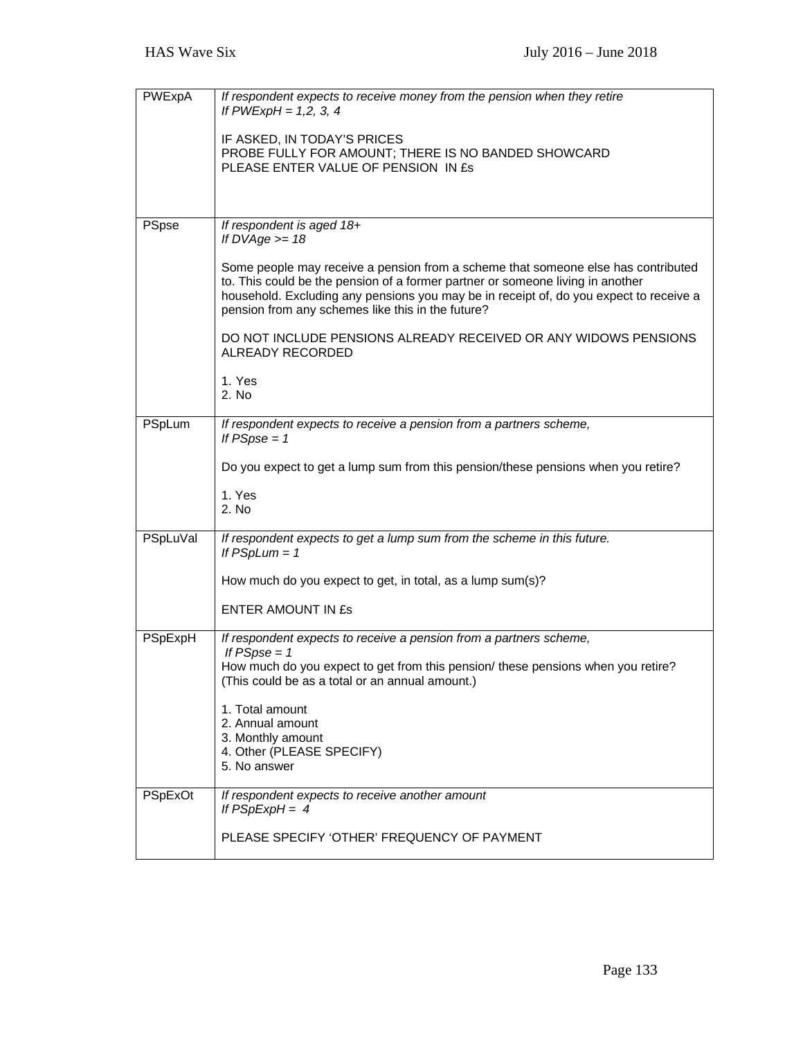| | |
|---|---|
| PWExpA | *If respondent expects to receive money from the pension when they retire*<br>*If PWExpH = 1,2, 3, 4*<br><br>IF ASKED, IN TODAY'S PRICES<br>PROBE FULLY FOR AMOUNT; THERE IS NO BANDED SHOWCARD<br>PLEASE ENTER VALUE OF PENSION IN £s |
| PSpse | *If respondent is aged 18+*<br>*If DVAge >= 18*<br><br>Some people may receive a pension from a scheme that someone else has contributed to. This could be the pension of a former partner or someone living in another household. Excluding any pensions you may be in receipt of, do you expect to receive a pension from any schemes like this in the future?<br><br>DO NOT INCLUDE PENSIONS ALREADY RECEIVED OR ANY WIDOWS PENSIONS ALREADY RECORDED<br><br>1. Yes<br>2. No |
| PSpLum | *If respondent expects to receive a pension from a partners scheme,*<br>*If PSpse = 1*<br><br>Do you expect to get a lump sum from this pension/these pensions when you retire?<br><br>1. Yes<br>2. No |
| PSpLuVal | *If respondent expects to get a lump sum from the scheme in this future.*<br>*If PSpLum = 1*<br><br>How much do you expect to get, in total, as a lump sum(s)?<br><br>ENTER AMOUNT IN £s |
| PSpExpH | *If respondent expects to receive a pension from a partners scheme,*<br>*If PSpse = 1*<br>How much do you expect to get from this pension/ these pensions when you retire? (This could be as a total or an annual amount.)<br><br>1. Total amount<br>2. Annual amount<br>3. Monthly amount<br>4. Other (PLEASE SPECIFY)<br>5. No answer |
| PSpExOt | *If respondent expects to receive another amount*<br>*If PSpExpH = 4*<br><br>PLEASE SPECIFY 'OTHER' FREQUENCY OF PAYMENT |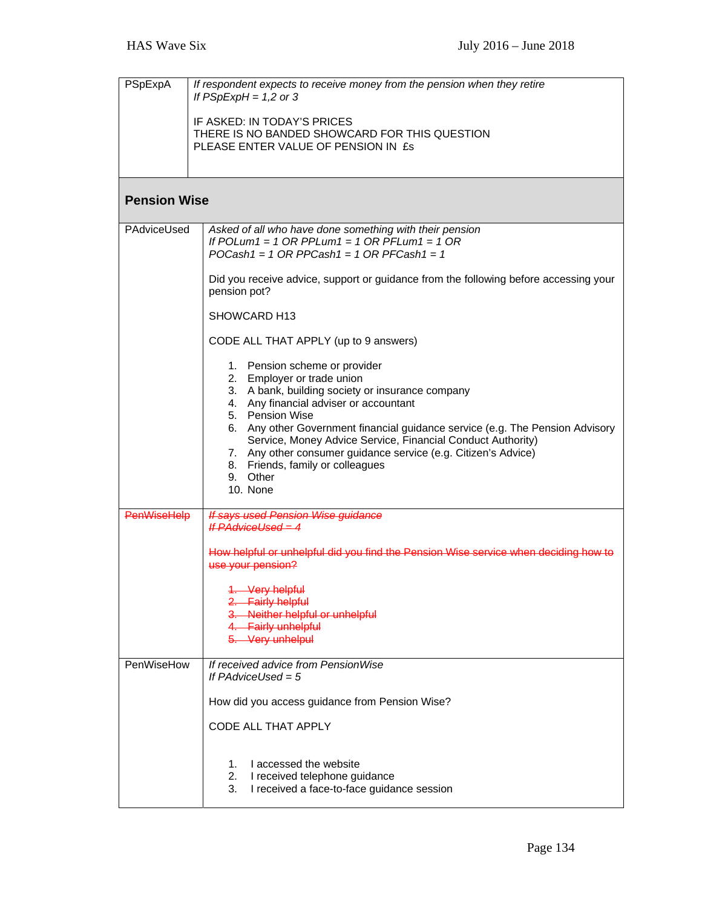| | |
|---|---|
| PSpExpA | *If respondent expects to receive money from the pension when they retire*<br>*If PSpExpH = 1,2 or 3*<br><br>IF ASKED: IN TODAY'S PRICES<br>THERE IS NO BANDED SHOWCARD FOR THIS QUESTION<br>PLEASE ENTER VALUE OF PENSION IN £s |
| **Pension Wise** | |
| PAdviceUsed | *Asked of all who have done something with their pension*<br>*If POLum1 = 1 OR PPLum1 = 1 OR PFLum1 = 1 OR*<br>*POCash1 = 1 OR PPCash1 = 1 OR PFCash1 = 1*<br><br>Did you receive advice, support or guidance from the following before accessing your pension pot?<br><br>SHOWCARD H13<br><br>CODE ALL THAT APPLY (up to 9 answers)<br><br>1. Pension scheme or provider<br>2. Employer or trade union<br>3. A bank, building society or insurance company<br>4. Any financial adviser or accountant<br>5. Pension Wise<br>6. Any other Government financial guidance service (e.g. The Pension Advisory Service, Money Advice Service, Financial Conduct Authority)<br>7. Any other consumer guidance service (e.g. Citizen's Advice)<br>8. Friends, family or colleagues<br>9. Other<br>10. None |
| ~~PenWiseHelp~~ | ~~*If says used Pension Wise guidance*~~<br>~~*If PAdviceUsed = 4*~~<br><br>~~How helpful or unhelpful did you find the Pension Wise service when deciding how to use your pension?~~<br><br>~~1. Very helpful~~<br>~~2. Fairly helpful~~<br>~~3. Neither helpful or unhelpful~~<br>~~4. Fairly unhelpful~~<br>~~5. Very unhelpul~~ |
| PenWiseHow | *If received advice from PensionWise*<br>*If PAdviceUsed = 5*<br><br>How did you access guidance from Pension Wise?<br><br>CODE ALL THAT APPLY<br><br>1. I accessed the website<br>2. I received telephone guidance<br>3. I received a face-to-face guidance session |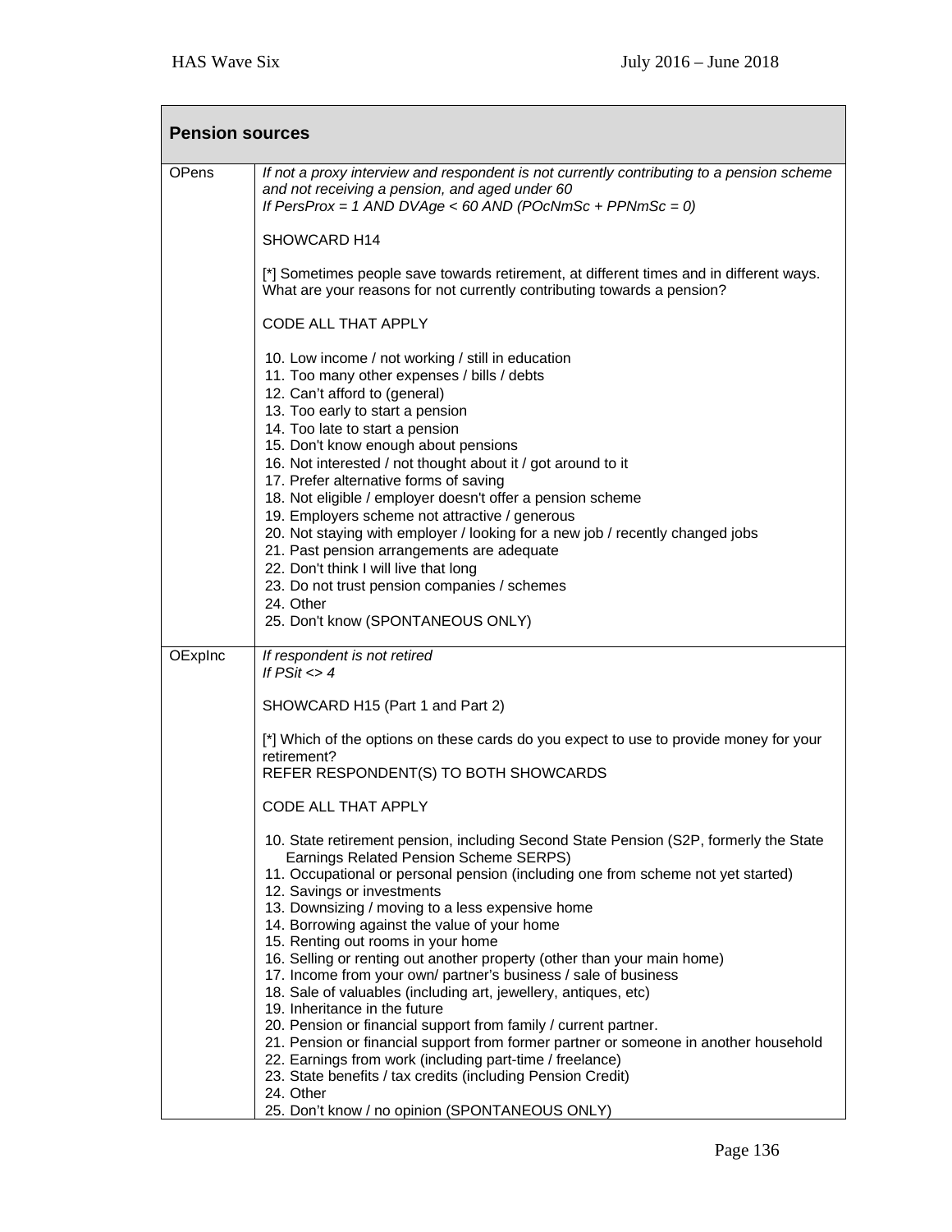| **Pension sources** | |
|---|---|
| OPens | *If not a proxy interview and respondent is not currently contributing to a pension scheme and not receiving a pension, and aged under 60*<br>*If PersProx = 1 AND DVAge < 60 AND (POcNmSc + PPNmSc = 0)*<br><br>SHOWCARD H14<br><br>[*] Sometimes people save towards retirement, at different times and in different ways. What are your reasons for not currently contributing towards a pension?<br><br>CODE ALL THAT APPLY<br><br>10. Low income / not working / still in education<br>11. Too many other expenses / bills / debts<br>12. Can't afford to (general)<br>13. Too early to start a pension<br>14. Too late to start a pension<br>15. Don't know enough about pensions<br>16. Not interested / not thought about it / got around to it<br>17. Prefer alternative forms of saving<br>18. Not eligible / employer doesn't offer a pension scheme<br>19. Employers scheme not attractive / generous<br>20. Not staying with employer / looking for a new job / recently changed jobs<br>21. Past pension arrangements are adequate<br>22. Don't think I will live that long<br>23. Do not trust pension companies / schemes<br>24. Other<br>25. Don't know (SPONTANEOUS ONLY) |
| OExpInc | *If respondent is not retired*<br>*If PSit <> 4*<br><br>SHOWCARD H15 (Part 1 and Part 2)<br><br>[*] Which of the options on these cards do you expect to use to provide money for your retirement?<br>REFER RESPONDENT(S) TO BOTH SHOWCARDS<br><br>CODE ALL THAT APPLY<br><br>10. State retirement pension, including Second State Pension (S2P, formerly the State Earnings Related Pension Scheme SERPS)<br>11. Occupational or personal pension (including one from scheme not yet started)<br>12. Savings or investments<br>13. Downsizing / moving to a less expensive home<br>14. Borrowing against the value of your home<br>15. Renting out rooms in your home<br>16. Selling or renting out another property (other than your main home)<br>17. Income from your own/ partner's business / sale of business<br>18. Sale of valuables (including art, jewellery, antiques, etc)<br>19. Inheritance in the future<br>20. Pension or financial support from family / current partner.<br>21. Pension or financial support from former partner or someone in another household<br>22. Earnings from work (including part-time / freelance)<br>23. State benefits / tax credits (including Pension Credit)<br>24. Other<br>25. Don't know / no opinion (SPONTANEOUS ONLY) |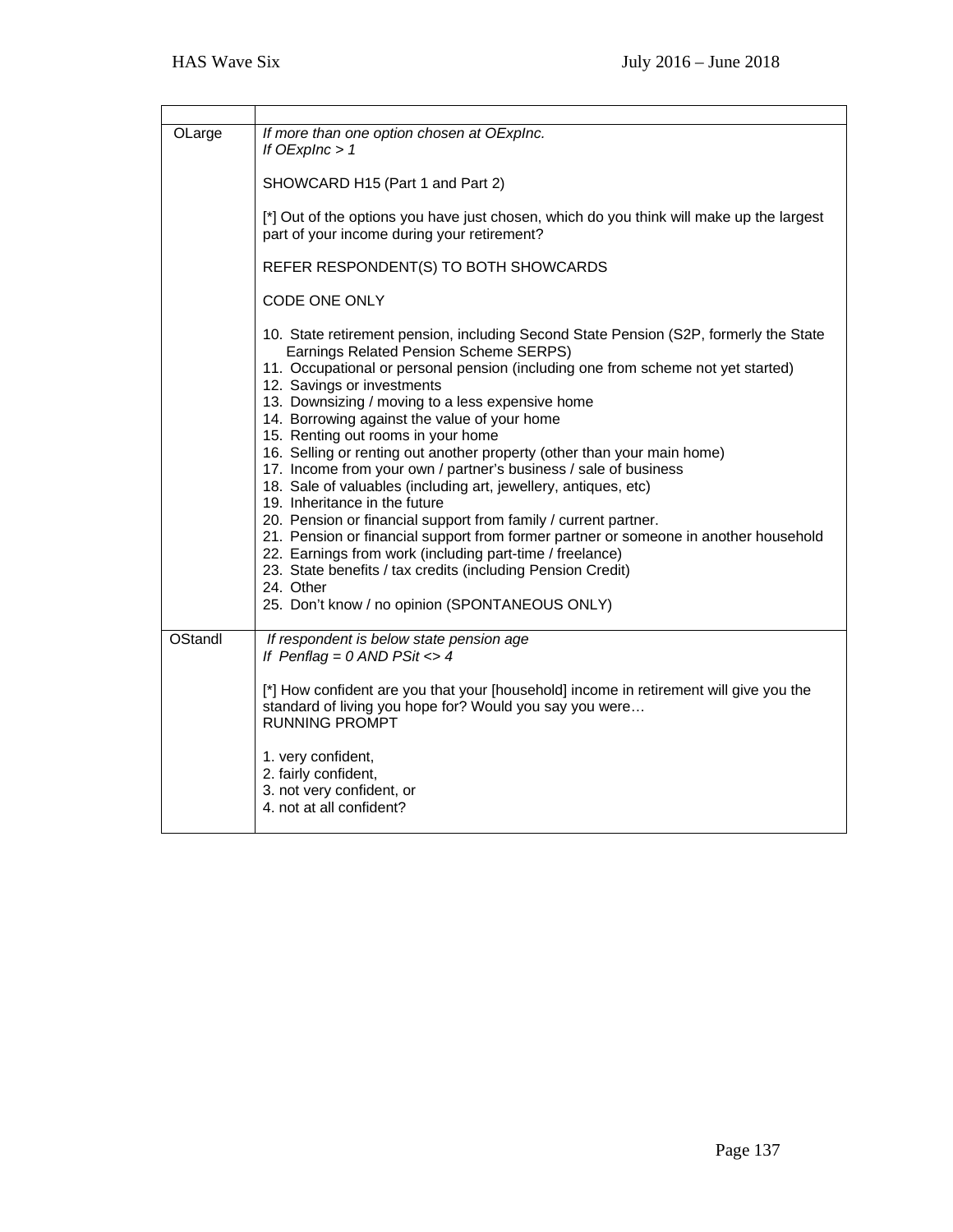| | |
|---|---|
| OLarge | *If more than one option chosen at OExpInc.*<br>*If OExpInc > 1*<br><br>SHOWCARD H15 (Part 1 and Part 2)<br><br>[*] Out of the options you have just chosen, which do you think will make up the largest part of your income during your retirement?<br><br>REFER RESPONDENT(S) TO BOTH SHOWCARDS<br><br>CODE ONE ONLY<br><br>10. State retirement pension, including Second State Pension (S2P, formerly the State Earnings Related Pension Scheme SERPS)<br>11. Occupational or personal pension (including one from scheme not yet started)<br>12. Savings or investments<br>13. Downsizing / moving to a less expensive home<br>14. Borrowing against the value of your home<br>15. Renting out rooms in your home<br>16. Selling or renting out another property (other than your main home)<br>17. Income from your own / partner's business / sale of business<br>18. Sale of valuables (including art, jewellery, antiques, etc)<br>19. Inheritance in the future<br>20. Pension or financial support from family / current partner.<br>21. Pension or financial support from former partner or someone in another household<br>22. Earnings from work (including part-time / freelance)<br>23. State benefits / tax credits (including Pension Credit)<br>24. Other<br>25. Don't know / no opinion (SPONTANEOUS ONLY) |
| OStandl | *If respondent is below state pension age*<br>*If Penflag = 0 AND PSit <> 4*<br><br>[*] How confident are you that your [household] income in retirement will give you the standard of living you hope for? Would you say you were…<br>RUNNING PROMPT<br><br>1. very confident,<br>2. fairly confident,<br>3. not very confident, or<br>4. not at all confident? |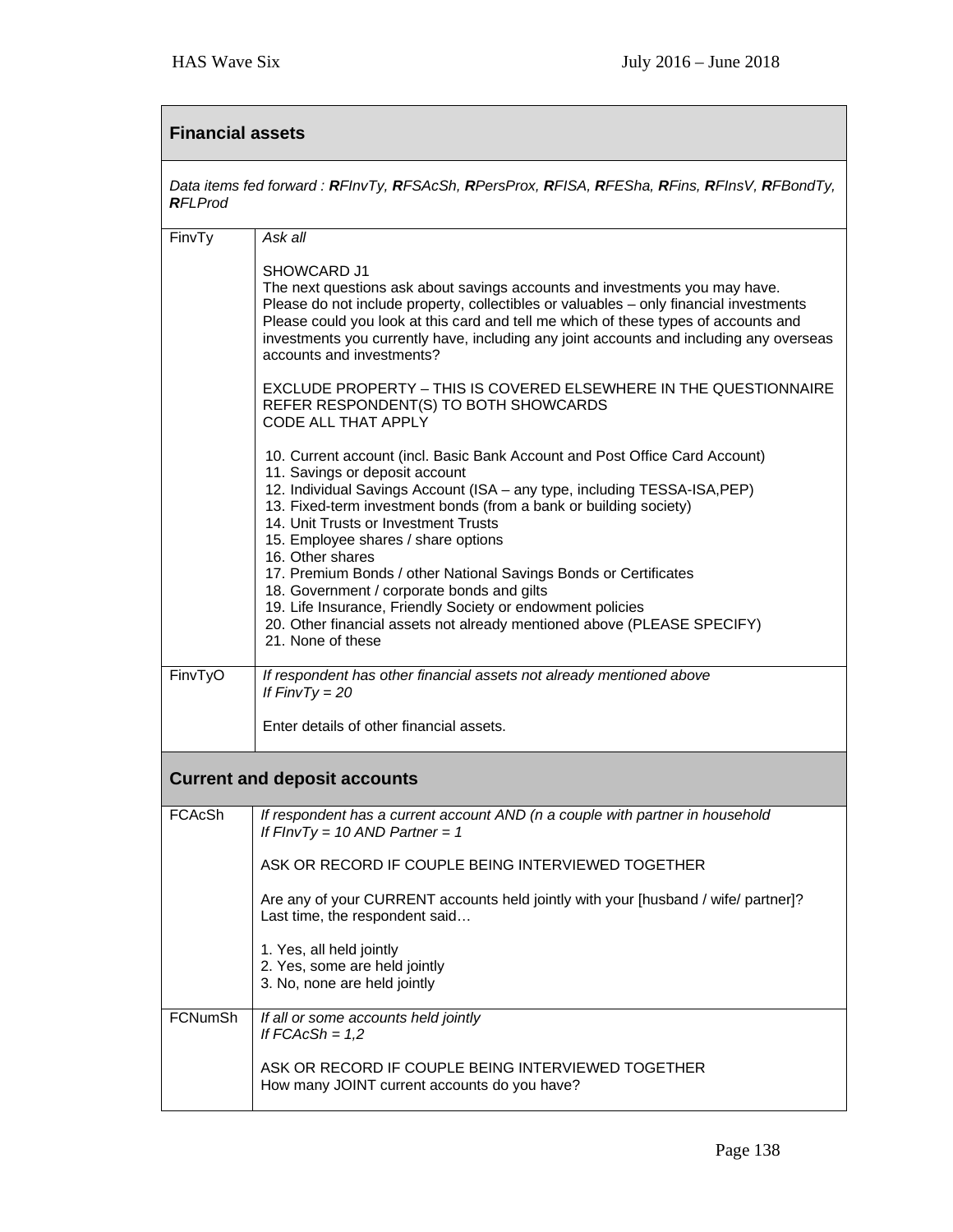## Financial assets

*Data items fed forward : **R**FInvTy, **R**FSAcSh, **R**PersProx, **R**FISA, **R**FESha, **R**Fins, **R**FInsV, **R**FBondTy, **R**FLProd*

| | |
|---|---|
| FinvTy | *Ask all*<br><br>SHOWCARD J1<br>The next questions ask about savings accounts and investments you may have. Please do not include property, collectibles or valuables – only financial investments Please could you look at this card and tell me which of these types of accounts and investments you currently have, including any joint accounts and including any overseas accounts and investments?<br><br>EXCLUDE PROPERTY – THIS IS COVERED ELSEWHERE IN THE QUESTIONNAIRE<br>REFER RESPONDENT(S) TO BOTH SHOWCARDS<br>CODE ALL THAT APPLY<br><br>10. Current account (incl. Basic Bank Account and Post Office Card Account)<br>11. Savings or deposit account<br>12. Individual Savings Account (ISA – any type, including TESSA-ISA,PEP)<br>13. Fixed-term investment bonds (from a bank or building society)<br>14. Unit Trusts or Investment Trusts<br>15. Employee shares / share options<br>16. Other shares<br>17. Premium Bonds / other National Savings Bonds or Certificates<br>18. Government / corporate bonds and gilts<br>19. Life Insurance, Friendly Society or endowment policies<br>20. Other financial assets not already mentioned above (PLEASE SPECIFY)<br>21. None of these |
| FinvTyO | *If respondent has other financial assets not already mentioned above*<br>*If FinvTy = 20*<br><br>Enter details of other financial assets. |

## Current and deposit accounts

| | |
|---|---|
| FCAcSh | *If respondent has a current account AND (n a couple with partner in household*<br>*If FInvTy = 10 AND Partner = 1*<br><br>ASK OR RECORD IF COUPLE BEING INTERVIEWED TOGETHER<br><br>Are any of your CURRENT accounts held jointly with your [husband / wife/ partner]?<br>Last time, the respondent said…<br><br>1. Yes, all held jointly<br>2. Yes, some are held jointly<br>3. No, none are held jointly |
| FCNumSh | *If all or some accounts held jointly*<br>*If FCAcSh = 1,2*<br><br>ASK OR RECORD IF COUPLE BEING INTERVIEWED TOGETHER<br>How many JOINT current accounts do you have? |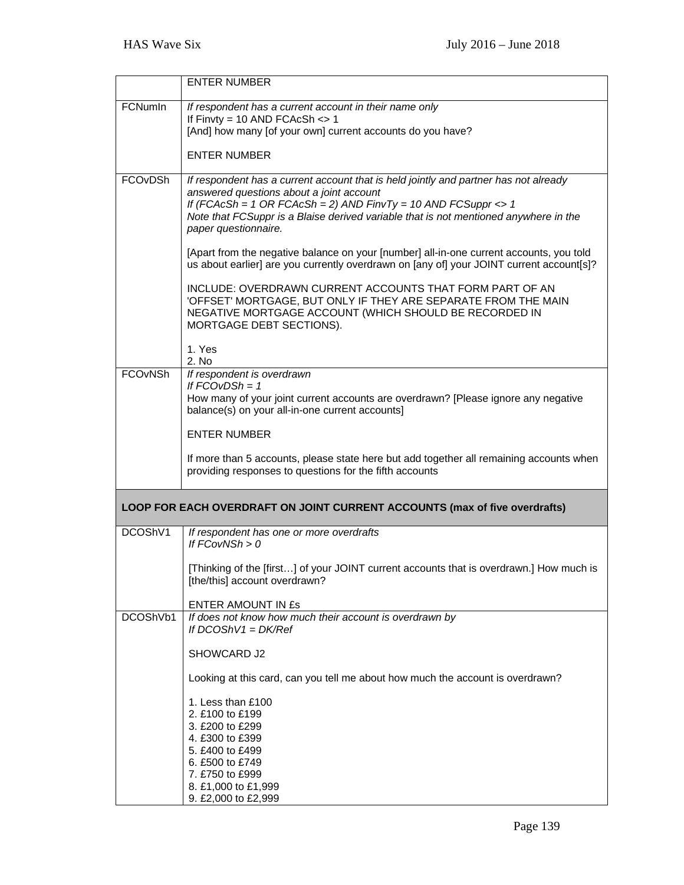| | |
|---|---|
| | ENTER NUMBER |
| FCNumIn | *If respondent has a current account in their name only*<br>If Finvty = 10 AND FCAcSh <> 1<br>[And] how many [of your own] current accounts do you have?<br><br>ENTER NUMBER |
| FCOvDSh | *If respondent has a current account that is held jointly and partner has not already answered questions about a joint account*<br>*If (FCAcSh = 1 OR FCAcSh = 2) AND FinvTy = 10 AND FCSuppr <> 1*<br>*Note that FCSuppr is a Blaise derived variable that is not mentioned anywhere in the paper questionnaire.*<br><br>[Apart from the negative balance on your [number] all-in-one current accounts, you told us about earlier] are you currently overdrawn on [any of] your JOINT current account[s]?<br><br>INCLUDE: OVERDRAWN CURRENT ACCOUNTS THAT FORM PART OF AN 'OFFSET' MORTGAGE, BUT ONLY IF THEY ARE SEPARATE FROM THE MAIN NEGATIVE MORTGAGE ACCOUNT (WHICH SHOULD BE RECORDED IN MORTGAGE DEBT SECTIONS).<br><br>1. Yes<br>2. No |
| FCOvNSh | *If respondent is overdrawn*<br>*If FCOvDSh = 1*<br>How many of your joint current accounts are overdrawn? [Please ignore any negative balance(s) on your all-in-one current accounts]<br><br>ENTER NUMBER<br><br>If more than 5 accounts, please state here but add together all remaining accounts when providing responses to questions for the fifth accounts |
| **LOOP FOR EACH OVERDRAFT ON JOINT CURRENT ACCOUNTS (max of five overdrafts)** | |
| DCOShV1 | *If respondent has one or more overdrafts*<br>*If FCovNSh > 0*<br><br>[Thinking of the [first…] of your JOINT current accounts that is overdrawn.] How much is [the/this] account overdrawn?<br><br>ENTER AMOUNT IN £s |
| DCOShVb1 | *If does not know how much their account is overdrawn by*<br>*If DCOShV1 = DK/Ref*<br><br>SHOWCARD J2<br><br>Looking at this card, can you tell me about how much the account is overdrawn?<br><br>1. Less than £100<br>2. £100 to £199<br>3. £200 to £299<br>4. £300 to £399<br>5. £400 to £499<br>6. £500 to £749<br>7. £750 to £999<br>8. £1,000 to £1,999<br>9. £2,000 to £2,999 |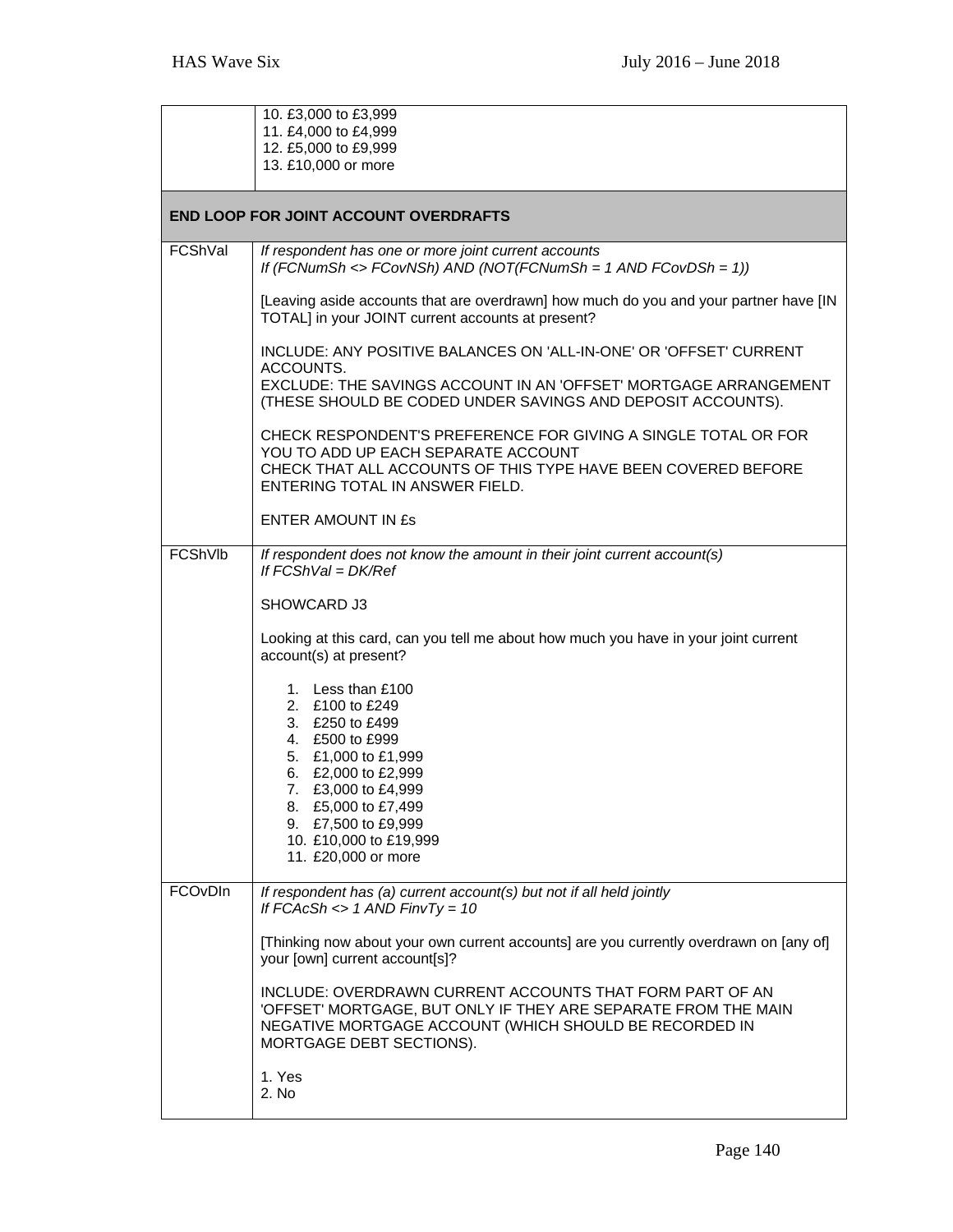| | |
|---|---|
| | 10. £3,000 to £3,999<br>11. £4,000 to £4,999<br>12. £5,000 to £9,999<br>13. £10,000 or more |
| **END LOOP FOR JOINT ACCOUNT OVERDRAFTS** | |
| FCShVal | *If respondent has one or more joint current accounts*<br>*If (FCNumSh <> FCovNSh) AND (NOT(FCNumSh = 1 AND FCovDSh = 1))*<br><br>[Leaving aside accounts that are overdrawn] how much do you and your partner have [IN TOTAL] in your JOINT current accounts at present?<br><br>INCLUDE: ANY POSITIVE BALANCES ON 'ALL-IN-ONE' OR 'OFFSET' CURRENT ACCOUNTS.<br>EXCLUDE: THE SAVINGS ACCOUNT IN AN 'OFFSET' MORTGAGE ARRANGEMENT (THESE SHOULD BE CODED UNDER SAVINGS AND DEPOSIT ACCOUNTS).<br><br>CHECK RESPONDENT'S PREFERENCE FOR GIVING A SINGLE TOTAL OR FOR YOU TO ADD UP EACH SEPARATE ACCOUNT<br>CHECK THAT ALL ACCOUNTS OF THIS TYPE HAVE BEEN COVERED BEFORE ENTERING TOTAL IN ANSWER FIELD.<br><br>ENTER AMOUNT IN £s |
| FCShVlb | *If respondent does not know the amount in their joint current account(s)*<br>*If FCShVal = DK/Ref*<br><br>SHOWCARD J3<br><br>Looking at this card, can you tell me about how much you have in your joint current account(s) at present?<br><br>1. Less than £100<br>2. £100 to £249<br>3. £250 to £499<br>4. £500 to £999<br>5. £1,000 to £1,999<br>6. £2,000 to £2,999<br>7. £3,000 to £4,999<br>8. £5,000 to £7,499<br>9. £7,500 to £9,999<br>10. £10,000 to £19,999<br>11. £20,000 or more |
| FCOvDIn | *If respondent has (a) current account(s) but not if all held jointly*<br>*If FCAcSh <> 1 AND FinvTy = 10*<br><br>[Thinking now about your own current accounts] are you currently overdrawn on [any of] your [own] current account[s]?<br><br>INCLUDE: OVERDRAWN CURRENT ACCOUNTS THAT FORM PART OF AN 'OFFSET' MORTGAGE, BUT ONLY IF THEY ARE SEPARATE FROM THE MAIN NEGATIVE MORTGAGE ACCOUNT (WHICH SHOULD BE RECORDED IN MORTGAGE DEBT SECTIONS).<br><br>1. Yes<br>2. No |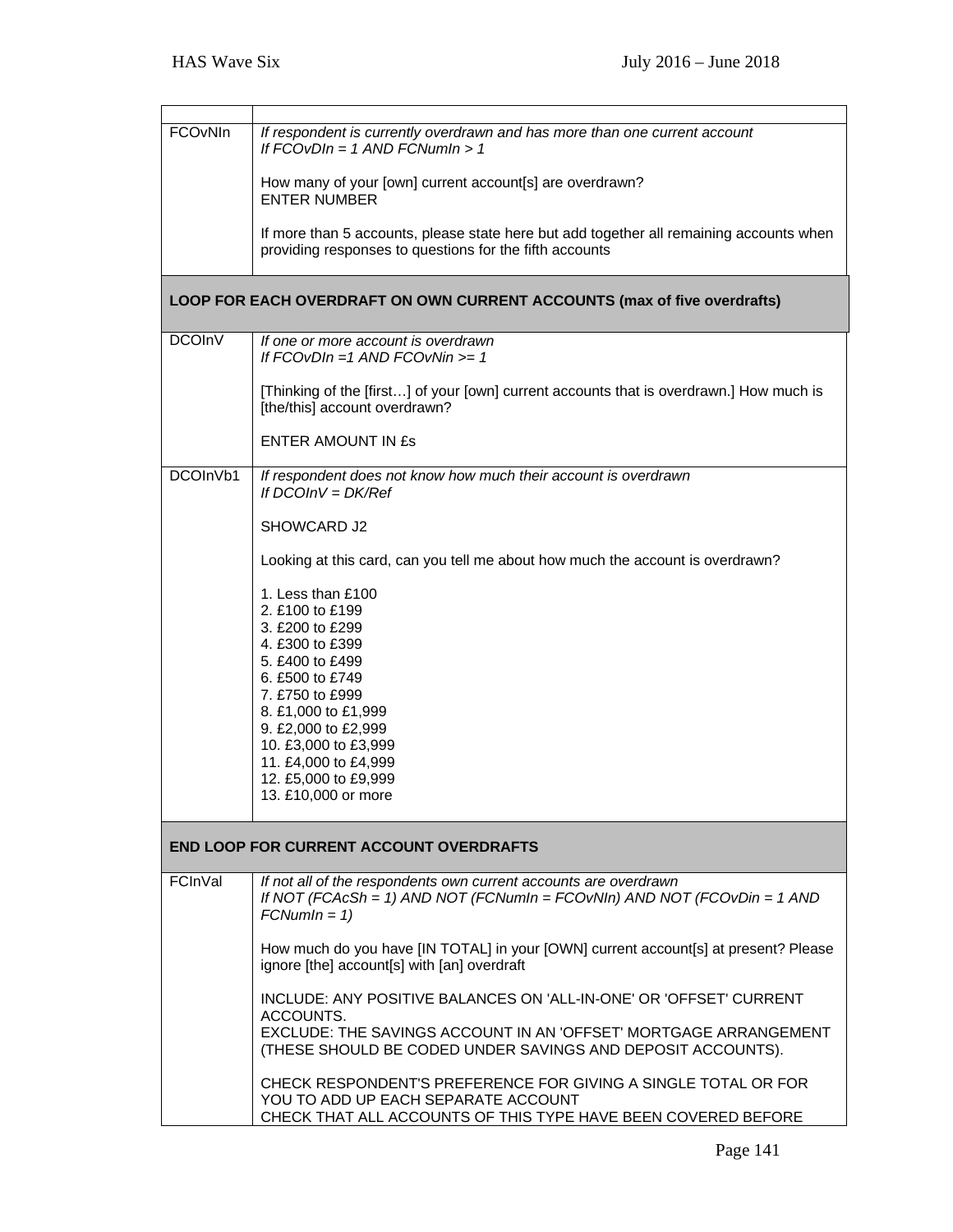| | |
|---|---|
| FCOvNIn | *If respondent is currently overdrawn and has more than one current account*<br>*If FCOvDIn = 1 AND FCNumIn > 1*<br><br>How many of your [own] current account[s] are overdrawn?<br>ENTER NUMBER<br><br>If more than 5 accounts, please state here but add together all remaining accounts when providing responses to questions for the fifth accounts |
| **LOOP FOR EACH OVERDRAFT ON OWN CURRENT ACCOUNTS (max of five overdrafts)** | |
| DCOInV | *If one or more account is overdrawn*<br>*If FCOvDIn =1 AND FCOvNin >= 1*<br><br>[Thinking of the [first…] of your [own] current accounts that is overdrawn.] How much is [the/this] account overdrawn?<br><br>ENTER AMOUNT IN £s |
| DCOInVb1 | *If respondent does not know how much their account is overdrawn*<br>*If DCOInV = DK/Ref*<br><br>SHOWCARD J2<br><br>Looking at this card, can you tell me about how much the account is overdrawn?<br><br>1. Less than £100<br>2. £100 to £199<br>3. £200 to £299<br>4. £300 to £399<br>5. £400 to £499<br>6. £500 to £749<br>7. £750 to £999<br>8. £1,000 to £1,999<br>9. £2,000 to £2,999<br>10. £3,000 to £3,999<br>11. £4,000 to £4,999<br>12. £5,000 to £9,999<br>13. £10,000 or more |
| **END LOOP FOR CURRENT ACCOUNT OVERDRAFTS** | |
| FCInVal | *If not all of the respondents own current accounts are overdrawn*<br>*If NOT (FCAcSh = 1) AND NOT (FCNumIn = FCOvNIn) AND NOT (FCOvDin = 1 AND FCNumIn = 1)*<br><br>How much do you have [IN TOTAL] in your [OWN] current account[s] at present? Please ignore [the] account[s] with [an] overdraft<br><br>INCLUDE: ANY POSITIVE BALANCES ON 'ALL-IN-ONE' OR 'OFFSET' CURRENT ACCOUNTS.<br>EXCLUDE: THE SAVINGS ACCOUNT IN AN 'OFFSET' MORTGAGE ARRANGEMENT (THESE SHOULD BE CODED UNDER SAVINGS AND DEPOSIT ACCOUNTS).<br><br>CHECK RESPONDENT'S PREFERENCE FOR GIVING A SINGLE TOTAL OR FOR YOU TO ADD UP EACH SEPARATE ACCOUNT<br>CHECK THAT ALL ACCOUNTS OF THIS TYPE HAVE BEEN COVERED BEFORE |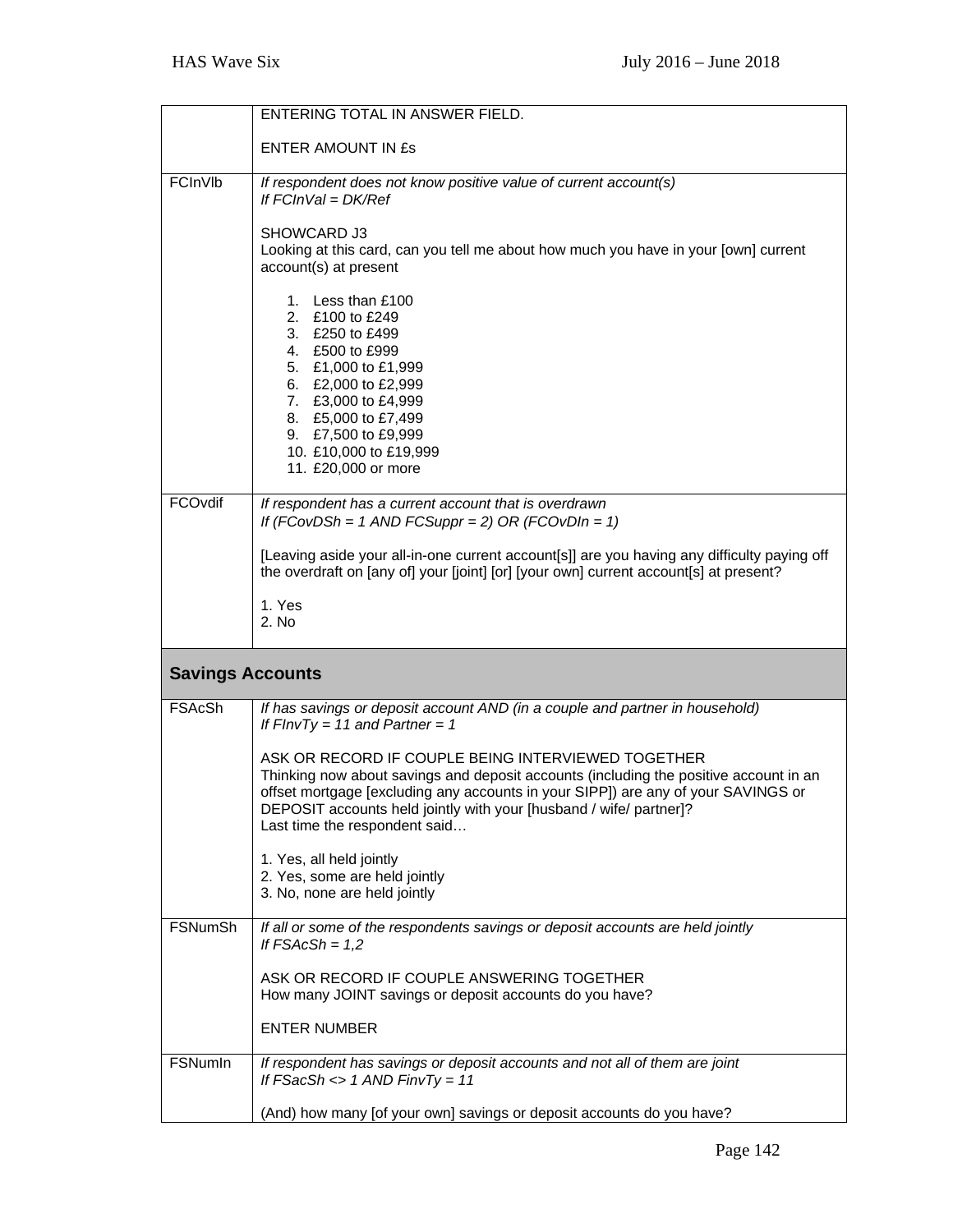| | |
|---|---|
| | ENTERING TOTAL IN ANSWER FIELD.<br><br>ENTER AMOUNT IN £s |
| FCInVlb | *If respondent does not know positive value of current account(s)*<br>*If FCInVal = DK/Ref*<br><br>SHOWCARD J3<br>Looking at this card, can you tell me about how much you have in your [own] current account(s) at present<br><br>1. Less than £100<br>2. £100 to £249<br>3. £250 to £499<br>4. £500 to £999<br>5. £1,000 to £1,999<br>6. £2,000 to £2,999<br>7. £3,000 to £4,999<br>8. £5,000 to £7,499<br>9. £7,500 to £9,999<br>10. £10,000 to £19,999<br>11. £20,000 or more |
| FCOvdif | *If respondent has a current account that is overdrawn*<br>*If (FCovDSh = 1 AND FCSuppr = 2) OR (FCOvDIn = 1)*<br><br>[Leaving aside your all-in-one current account[s]] are you having any difficulty paying off the overdraft on [any of] your [joint] [or] [your own] current account[s] at present?<br><br>1. Yes<br>2. No |
| **Savings Accounts** | |
| FSAcSh | *If has savings or deposit account AND (in a couple and partner in household)*<br>*If FInvTy = 11 and Partner = 1*<br><br>ASK OR RECORD IF COUPLE BEING INTERVIEWED TOGETHER<br>Thinking now about savings and deposit accounts (including the positive account in an offset mortgage [excluding any accounts in your SIPP]) are any of your SAVINGS or DEPOSIT accounts held jointly with your [husband / wife/ partner]?<br>Last time the respondent said…<br><br>1. Yes, all held jointly<br>2. Yes, some are held jointly<br>3. No, none are held jointly |
| FSNumSh | *If all or some of the respondents savings or deposit accounts are held jointly*<br>*If FSAcSh = 1,2*<br><br>ASK OR RECORD IF COUPLE ANSWERING TOGETHER<br>How many JOINT savings or deposit accounts do you have?<br><br>ENTER NUMBER |
| FSNumIn | *If respondent has savings or deposit accounts and not all of them are joint*<br>*If FSacSh <> 1 AND FinvTy = 11*<br><br>(And) how many [of your own] savings or deposit accounts do you have? |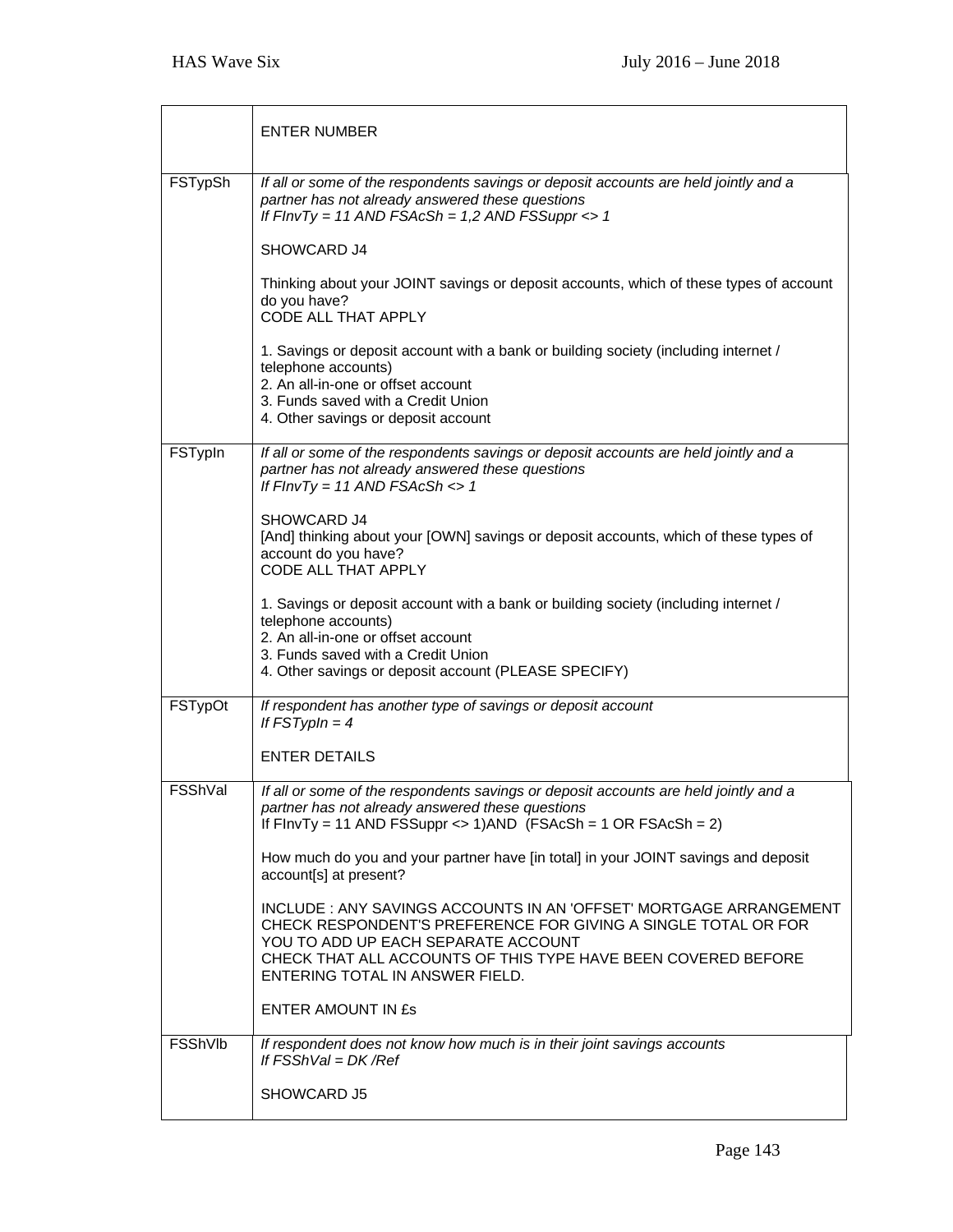| | |
|---|---|
| | ENTER NUMBER |
| FSTypSh | *If all or some of the respondents savings or deposit accounts are held jointly and a partner has not already answered these questions*<br>*If FInvTy = 11 AND FSAcSh = 1,2 AND FSSuppr <> 1*<br><br>SHOWCARD J4<br><br>Thinking about your JOINT savings or deposit accounts, which of these types of account do you have?<br>CODE ALL THAT APPLY<br><br>1. Savings or deposit account with a bank or building society (including internet / telephone accounts)<br>2. An all-in-one or offset account<br>3. Funds saved with a Credit Union<br>4. Other savings or deposit account |
| FSTypIn | *If all or some of the respondents savings or deposit accounts are held jointly and a partner has not already answered these questions*<br>*If FInvTy = 11 AND FSAcSh <> 1*<br><br>SHOWCARD J4<br>[And] thinking about your [OWN] savings or deposit accounts, which of these types of account do you have?<br>CODE ALL THAT APPLY<br><br>1. Savings or deposit account with a bank or building society (including internet / telephone accounts)<br>2. An all-in-one or offset account<br>3. Funds saved with a Credit Union<br>4. Other savings or deposit account (PLEASE SPECIFY) |
| FSTypOt | *If respondent has another type of savings or deposit account*<br>*If FSTypIn = 4*<br><br>ENTER DETAILS |
| FSShVal | *If all or some of the respondents savings or deposit accounts are held jointly and a partner has not already answered these questions*<br>If FInvTy = 11 AND FSSuppr <> 1)AND (FSAcSh = 1 OR FSAcSh = 2)<br><br>How much do you and your partner have [in total] in your JOINT savings and deposit account[s] at present?<br><br>INCLUDE : ANY SAVINGS ACCOUNTS IN AN 'OFFSET' MORTGAGE ARRANGEMENT<br>CHECK RESPONDENT'S PREFERENCE FOR GIVING A SINGLE TOTAL OR FOR YOU TO ADD UP EACH SEPARATE ACCOUNT<br>CHECK THAT ALL ACCOUNTS OF THIS TYPE HAVE BEEN COVERED BEFORE ENTERING TOTAL IN ANSWER FIELD.<br><br>ENTER AMOUNT IN £s |
| FSShVlb | *If respondent does not know how much is in their joint savings accounts*<br>*If FSShVal = DK /Ref*<br><br>SHOWCARD J5 |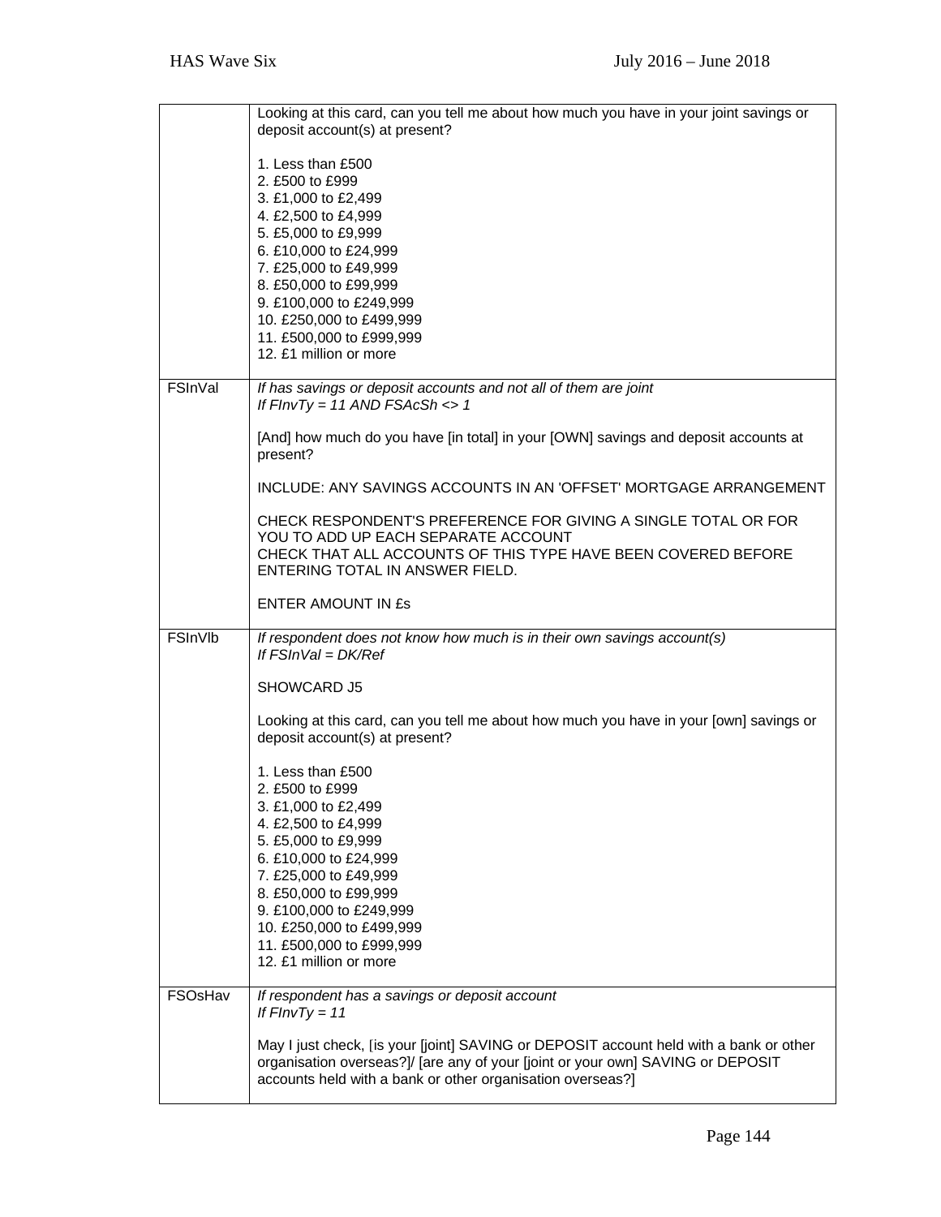| | |
|---|---|
| | Looking at this card, can you tell me about how much you have in your joint savings or deposit account(s) at present?<br><br>1. Less than £500<br>2. £500 to £999<br>3. £1,000 to £2,499<br>4. £2,500 to £4,999<br>5. £5,000 to £9,999<br>6. £10,000 to £24,999<br>7. £25,000 to £49,999<br>8. £50,000 to £99,999<br>9. £100,000 to £249,999<br>10. £250,000 to £499,999<br>11. £500,000 to £999,999<br>12. £1 million or more |
| FSInVal | *If has savings or deposit accounts and not all of them are joint*<br>*If FInvTy = 11 AND FSAcSh <> 1*<br><br>[And] how much do you have [in total] in your [OWN] savings and deposit accounts at present?<br><br>INCLUDE: ANY SAVINGS ACCOUNTS IN AN 'OFFSET' MORTGAGE ARRANGEMENT<br><br>CHECK RESPONDENT'S PREFERENCE FOR GIVING A SINGLE TOTAL OR FOR YOU TO ADD UP EACH SEPARATE ACCOUNT<br>CHECK THAT ALL ACCOUNTS OF THIS TYPE HAVE BEEN COVERED BEFORE ENTERING TOTAL IN ANSWER FIELD.<br><br>ENTER AMOUNT IN £s |
| FSInVlb | *If respondent does not know how much is in their own savings account(s)*<br>*If FSInVal = DK/Ref*<br><br>SHOWCARD J5<br><br>Looking at this card, can you tell me about how much you have in your [own] savings or deposit account(s) at present?<br><br>1. Less than £500<br>2. £500 to £999<br>3. £1,000 to £2,499<br>4. £2,500 to £4,999<br>5. £5,000 to £9,999<br>6. £10,000 to £24,999<br>7. £25,000 to £49,999<br>8. £50,000 to £99,999<br>9. £100,000 to £249,999<br>10. £250,000 to £499,999<br>11. £500,000 to £999,999<br>12. £1 million or more |
| FSOsHav | *If respondent has a savings or deposit account*<br>*If FInvTy = 11*<br><br>May I just check, [is your [joint] SAVING or DEPOSIT account held with a bank or other organisation overseas?]/ [are any of your [joint or your own] SAVING or DEPOSIT accounts held with a bank or other organisation overseas?] |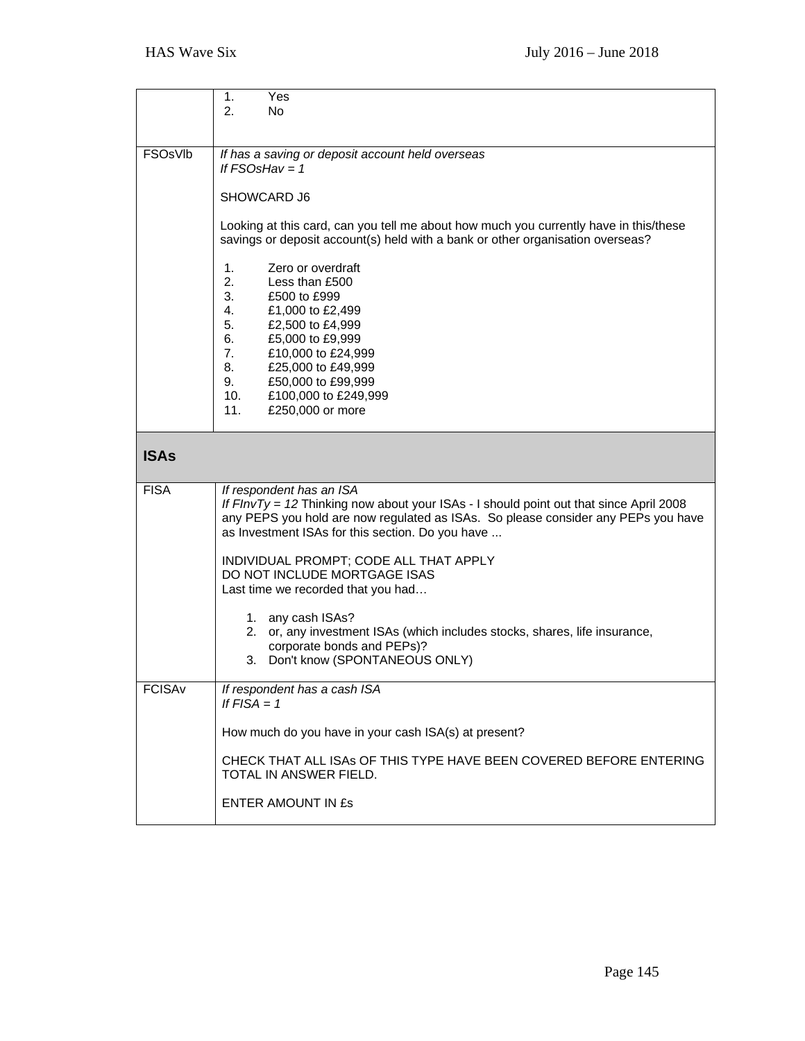| | |
|---|---|
| | 1. Yes<br>2. No |
| FSOsVlb | *If has a saving or deposit account held overseas*<br>*If FSOsHav = 1*<br><br>SHOWCARD J6<br><br>Looking at this card, can you tell me about how much you currently have in this/these savings or deposit account(s) held with a bank or other organisation overseas?<br><br>1. Zero or overdraft<br>2. Less than £500<br>3. £500 to £999<br>4. £1,000 to £2,499<br>5. £2,500 to £4,999<br>6. £5,000 to £9,999<br>7. £10,000 to £24,999<br>8. £25,000 to £49,999<br>9. £50,000 to £99,999<br>10. £100,000 to £249,999<br>11. £250,000 or more |
| **ISAs** | |
| FISA | *If respondent has an ISA*<br>*If FInvTy = 12* Thinking now about your ISAs - I should point out that since April 2008 any PEPS you hold are now regulated as ISAs. So please consider any PEPs you have as Investment ISAs for this section. Do you have ...<br><br>INDIVIDUAL PROMPT; CODE ALL THAT APPLY<br>DO NOT INCLUDE MORTGAGE ISAS<br>Last time we recorded that you had…<br><br>1. any cash ISAs?<br>2. or, any investment ISAs (which includes stocks, shares, life insurance, corporate bonds and PEPs)?<br>3. Don't know (SPONTANEOUS ONLY) |
| FCISAv | *If respondent has a cash ISA*<br>*If FISA = 1*<br><br>How much do you have in your cash ISA(s) at present?<br><br>CHECK THAT ALL ISAs OF THIS TYPE HAVE BEEN COVERED BEFORE ENTERING TOTAL IN ANSWER FIELD.<br><br>ENTER AMOUNT IN £s |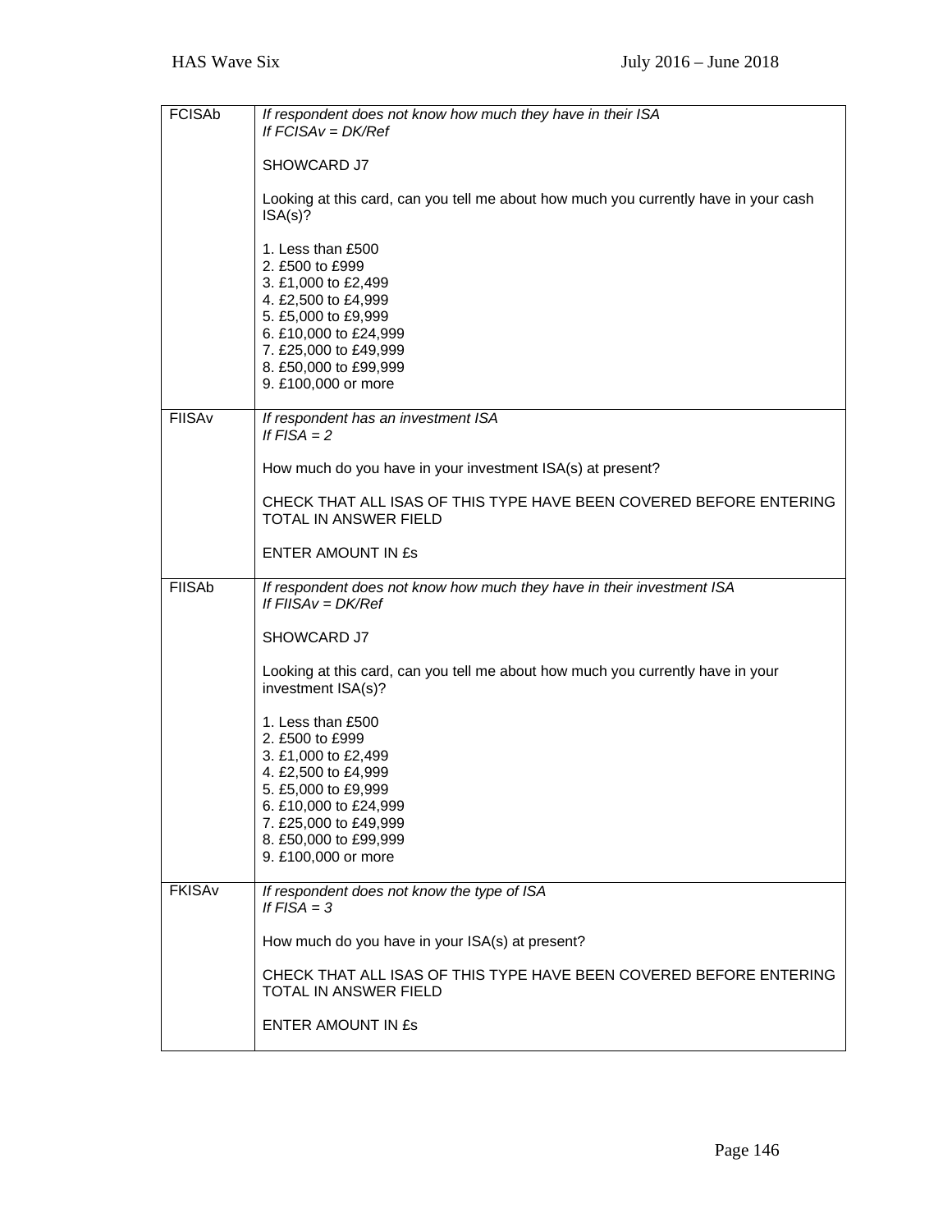| | |
|---|---|
| FCISAb | *If respondent does not know how much they have in their ISA*<br>*If FCISAv = DK/Ref*<br><br>SHOWCARD J7<br><br>Looking at this card, can you tell me about how much you currently have in your cash ISA(s)?<br><br>1. Less than £500<br>2. £500 to £999<br>3. £1,000 to £2,499<br>4. £2,500 to £4,999<br>5. £5,000 to £9,999<br>6. £10,000 to £24,999<br>7. £25,000 to £49,999<br>8. £50,000 to £99,999<br>9. £100,000 or more |
| FIISAv | *If respondent has an investment ISA*<br>*If FISA = 2*<br><br>How much do you have in your investment ISA(s) at present?<br><br>CHECK THAT ALL ISAS OF THIS TYPE HAVE BEEN COVERED BEFORE ENTERING TOTAL IN ANSWER FIELD<br><br>ENTER AMOUNT IN £s |
| FIISAb | *If respondent does not know how much they have in their investment ISA*<br>*If FIISAv = DK/Ref*<br><br>SHOWCARD J7<br><br>Looking at this card, can you tell me about how much you currently have in your investment ISA(s)?<br><br>1. Less than £500<br>2. £500 to £999<br>3. £1,000 to £2,499<br>4. £2,500 to £4,999<br>5. £5,000 to £9,999<br>6. £10,000 to £24,999<br>7. £25,000 to £49,999<br>8. £50,000 to £99,999<br>9. £100,000 or more |
| FKISAv | *If respondent does not know the type of ISA*<br>*If FISA = 3*<br><br>How much do you have in your ISA(s) at present?<br><br>CHECK THAT ALL ISAS OF THIS TYPE HAVE BEEN COVERED BEFORE ENTERING TOTAL IN ANSWER FIELD<br><br>ENTER AMOUNT IN £s |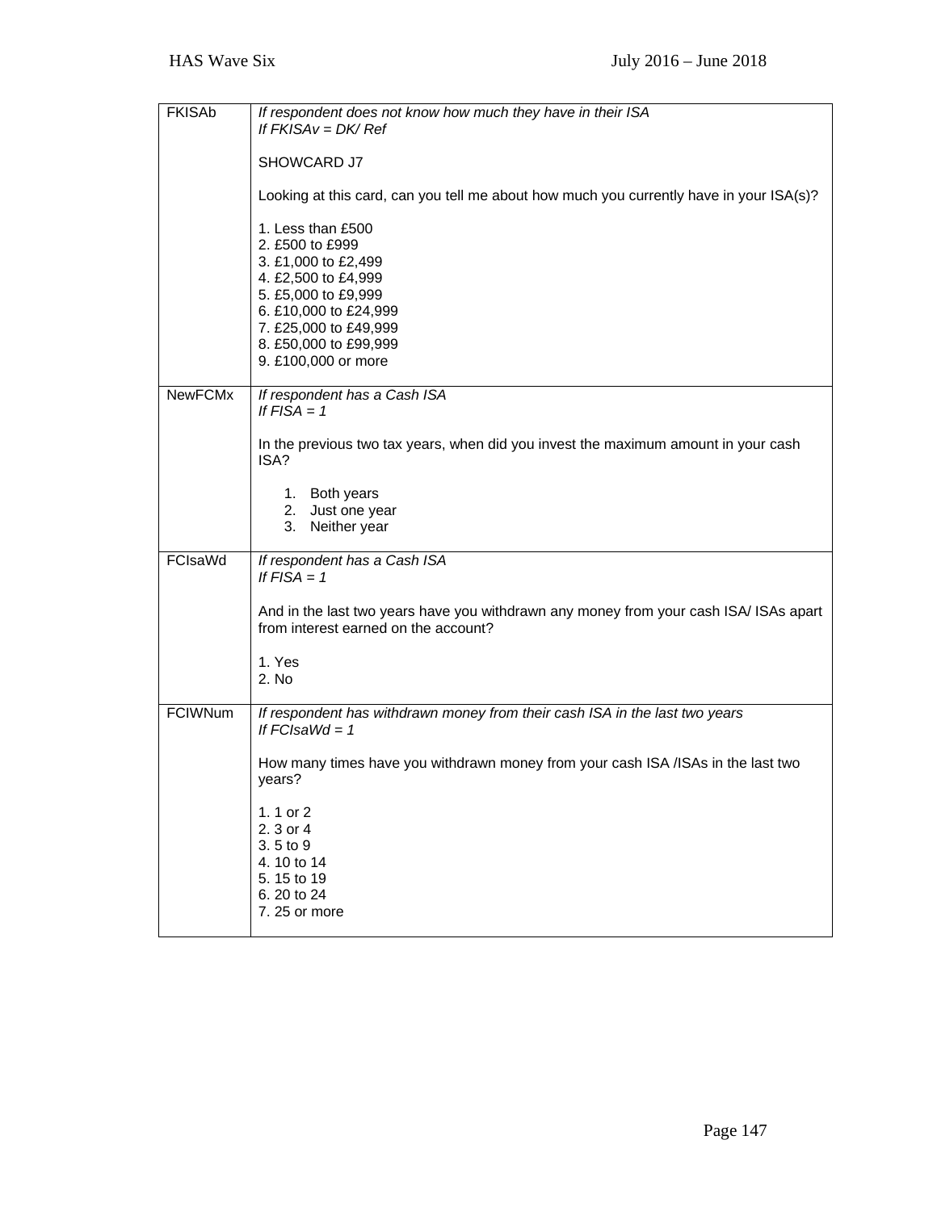| | |
|---|---|
| FKISAb | *If respondent does not know how much they have in their ISA*<br>*If FKISAv = DK/ Ref*<br><br>SHOWCARD J7<br><br>Looking at this card, can you tell me about how much you currently have in your ISA(s)?<br><br>1. Less than £500<br>2. £500 to £999<br>3. £1,000 to £2,499<br>4. £2,500 to £4,999<br>5. £5,000 to £9,999<br>6. £10,000 to £24,999<br>7. £25,000 to £49,999<br>8. £50,000 to £99,999<br>9. £100,000 or more |
| NewFCMx | *If respondent has a Cash ISA*<br>*If FISA = 1*<br><br>In the previous two tax years, when did you invest the maximum amount in your cash ISA?<br><br>1. Both years<br>2. Just one year<br>3. Neither year |
| FCIsaWd | *If respondent has a Cash ISA*<br>*If FISA = 1*<br><br>And in the last two years have you withdrawn any money from your cash ISA/ ISAs apart from interest earned on the account?<br><br>1. Yes<br>2. No |
| FCIWNum | *If respondent has withdrawn money from their cash ISA in the last two years*<br>*If FCIsaWd = 1*<br><br>How many times have you withdrawn money from your cash ISA /ISAs in the last two years?<br><br>1. 1 or 2<br>2. 3 or 4<br>3. 5 to 9<br>4. 10 to 14<br>5. 15 to 19<br>6. 20 to 24<br>7. 25 or more |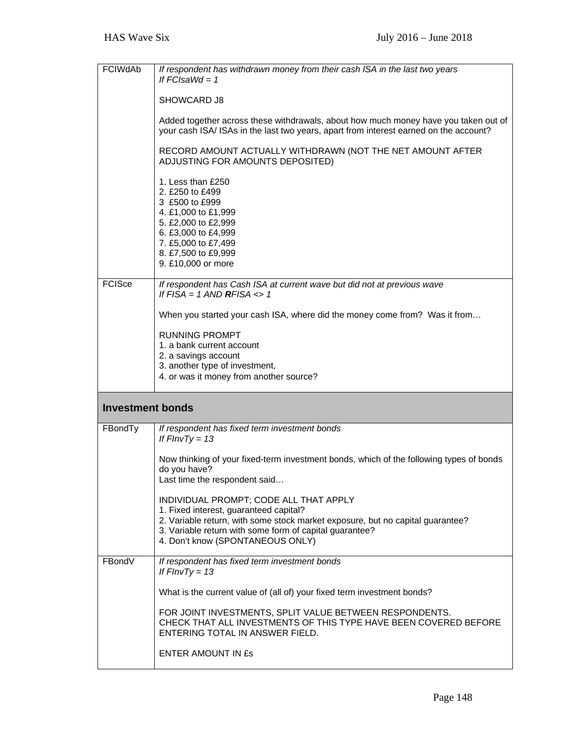| | |
|---|---|
| FCIWdAb | *If respondent has withdrawn money from their cash ISA in the last two years*<br>*If FCIsaWd = 1*<br><br>SHOWCARD J8<br><br>Added together across these withdrawals, about how much money have you taken out of your cash ISA/ ISAs in the last two years, apart from interest earned on the account?<br><br>RECORD AMOUNT ACTUALLY WITHDRAWN (NOT THE NET AMOUNT AFTER ADJUSTING FOR AMOUNTS DEPOSITED)<br><br>1. Less than £250<br>2. £250 to £499<br>3 £500 to £999<br>4. £1,000 to £1,999<br>5. £2,000 to £2,999<br>6. £3,000 to £4,999<br>7. £5,000 to £7,499<br>8. £7,500 to £9,999<br>9. £10,000 or more |
| FCISce | *If respondent has Cash ISA at current wave but did not at previous wave*<br>*If FISA = 1 AND **R**FISA <> 1*<br><br>When you started your cash ISA, where did the money come from? Was it from…<br><br>RUNNING PROMPT<br>1. a bank current account<br>2. a savings account<br>3. another type of investment,<br>4. or was it money from another source? |

## Investment bonds

| | |
|---|---|
| FBondTy | *If respondent has fixed term investment bonds*<br>*If FInvTy = 13*<br><br>Now thinking of your fixed-term investment bonds, which of the following types of bonds do you have?<br>Last time the respondent said…<br><br>INDIVIDUAL PROMPT; CODE ALL THAT APPLY<br>1. Fixed interest, guaranteed capital?<br>2. Variable return, with some stock market exposure, but no capital guarantee?<br>3. Variable return with some form of capital guarantee?<br>4. Don't know (SPONTANEOUS ONLY) |
| FBondV | *If respondent has fixed term investment bonds*<br>*If FInvTy = 13*<br><br>What is the current value of (all of) your fixed term investment bonds?<br><br>FOR JOINT INVESTMENTS, SPLIT VALUE BETWEEN RESPONDENTS.<br>CHECK THAT ALL INVESTMENTS OF THIS TYPE HAVE BEEN COVERED BEFORE ENTERING TOTAL IN ANSWER FIELD.<br><br>ENTER AMOUNT IN £s |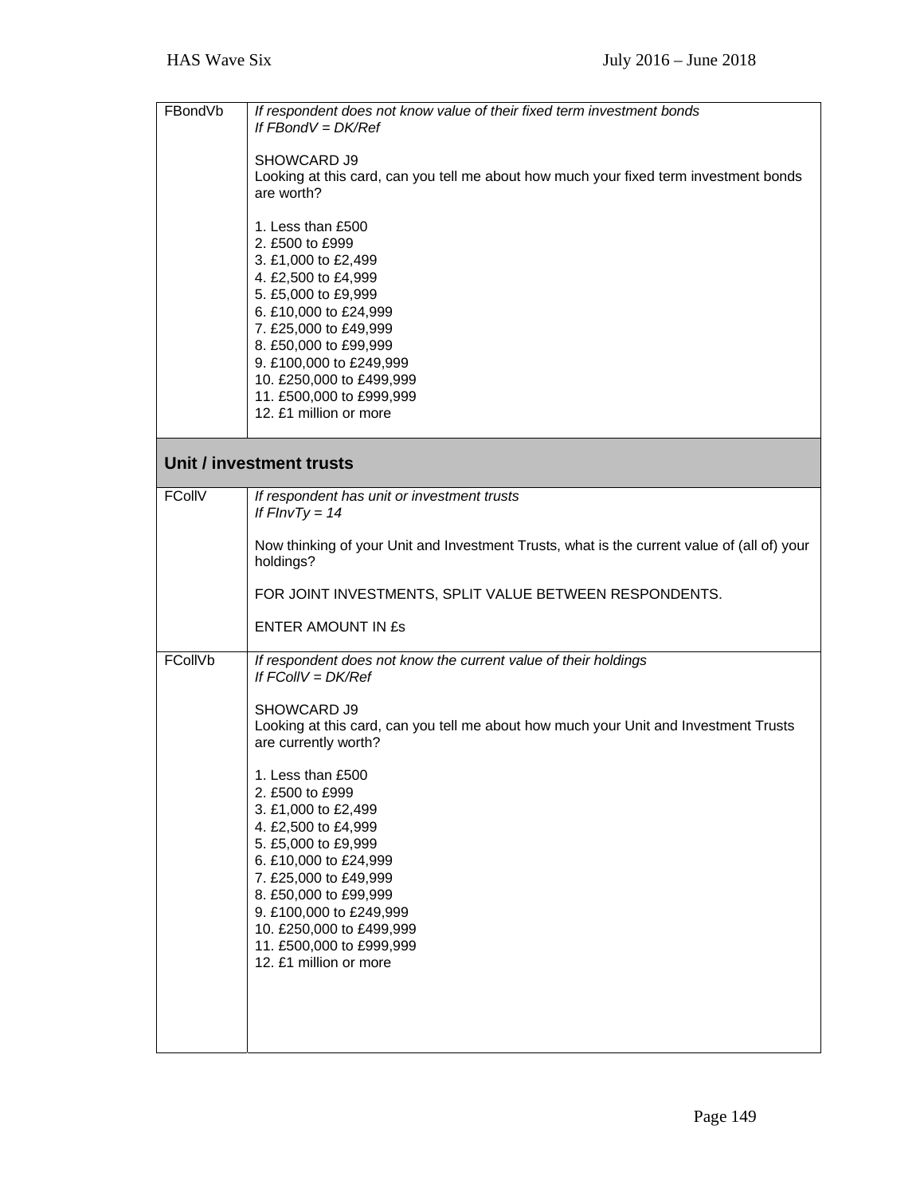| | |
|---|---|
| FBondVb | *If respondent does not know value of their fixed term investment bonds*<br>*If FBondV = DK/Ref*<br><br>SHOWCARD J9<br>Looking at this card, can you tell me about how much your fixed term investment bonds are worth?<br><br>1. Less than £500<br>2. £500 to £999<br>3. £1,000 to £2,499<br>4. £2,500 to £4,999<br>5. £5,000 to £9,999<br>6. £10,000 to £24,999<br>7. £25,000 to £49,999<br>8. £50,000 to £99,999<br>9. £100,000 to £249,999<br>10. £250,000 to £499,999<br>11. £500,000 to £999,999<br>12. £1 million or more |
| **Unit / investment trusts** | |
| FCollV | *If respondent has unit or investment trusts*<br>*If FInvTy = 14*<br><br>Now thinking of your Unit and Investment Trusts, what is the current value of (all of) your holdings?<br><br>FOR JOINT INVESTMENTS, SPLIT VALUE BETWEEN RESPONDENTS.<br><br>ENTER AMOUNT IN £s |
| FCollVb | *If respondent does not know the current value of their holdings*<br>*If FCollV = DK/Ref*<br><br>SHOWCARD J9<br>Looking at this card, can you tell me about how much your Unit and Investment Trusts are currently worth?<br><br>1. Less than £500<br>2. £500 to £999<br>3. £1,000 to £2,499<br>4. £2,500 to £4,999<br>5. £5,000 to £9,999<br>6. £10,000 to £24,999<br>7. £25,000 to £49,999<br>8. £50,000 to £99,999<br>9. £100,000 to £249,999<br>10. £250,000 to £499,999<br>11. £500,000 to £999,999<br>12. £1 million or more |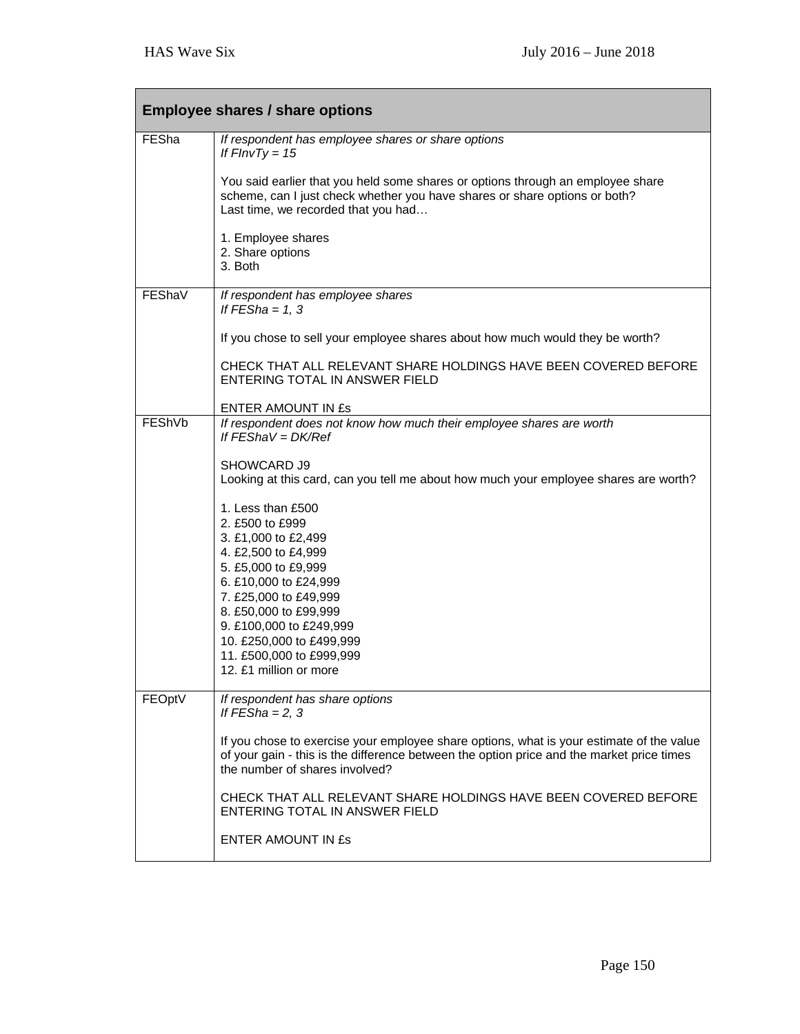| Employee shares / share options | |
|---|---|
| FESha | *If respondent has employee shares or share options*<br>*If FInvTy = 15*<br><br>You said earlier that you held some shares or options through an employee share scheme, can I just check whether you have shares or share options or both?<br>Last time, we recorded that you had…<br><br>1. Employee shares<br>2. Share options<br>3. Both |
| FEShaV | *If respondent has employee shares*<br>*If FESha = 1, 3*<br><br>If you chose to sell your employee shares about how much would they be worth?<br><br>CHECK THAT ALL RELEVANT SHARE HOLDINGS HAVE BEEN COVERED BEFORE ENTERING TOTAL IN ANSWER FIELD<br><br>ENTER AMOUNT IN £s |
| FEShVb | *If respondent does not know how much their employee shares are worth*<br>*If FEShaV = DK/Ref*<br><br>SHOWCARD J9<br>Looking at this card, can you tell me about how much your employee shares are worth?<br><br>1. Less than £500<br>2. £500 to £999<br>3. £1,000 to £2,499<br>4. £2,500 to £4,999<br>5. £5,000 to £9,999<br>6. £10,000 to £24,999<br>7. £25,000 to £49,999<br>8. £50,000 to £99,999<br>9. £100,000 to £249,999<br>10. £250,000 to £499,999<br>11. £500,000 to £999,999<br>12. £1 million or more |
| FEOptV | *If respondent has share options*<br>*If FESha = 2, 3*<br><br>If you chose to exercise your employee share options, what is your estimate of the value of your gain - this is the difference between the option price and the market price times the number of shares involved?<br><br>CHECK THAT ALL RELEVANT SHARE HOLDINGS HAVE BEEN COVERED BEFORE ENTERING TOTAL IN ANSWER FIELD<br><br>ENTER AMOUNT IN £s |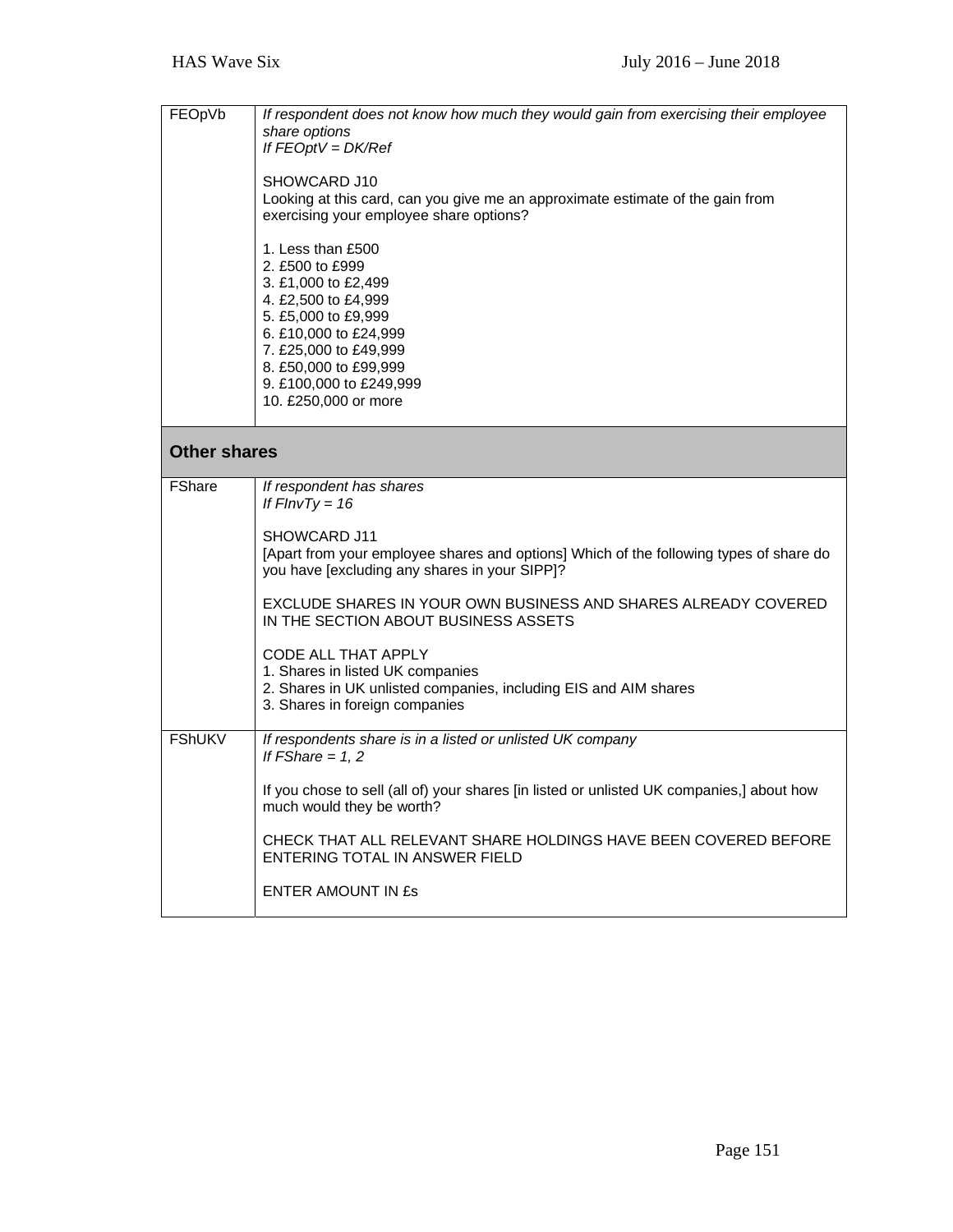| | |
|---|---|
| FEOpVb | *If respondent does not know how much they would gain from exercising their employee share options*<br>*If FEOptV = DK/Ref*<br><br>SHOWCARD J10<br>Looking at this card, can you give me an approximate estimate of the gain from exercising your employee share options?<br><br>1. Less than £500<br>2. £500 to £999<br>3. £1,000 to £2,499<br>4. £2,500 to £4,999<br>5. £5,000 to £9,999<br>6. £10,000 to £24,999<br>7. £25,000 to £49,999<br>8. £50,000 to £99,999<br>9. £100,000 to £249,999<br>10. £250,000 or more |
| **Other shares** | |
| FShare | *If respondent has shares*<br>*If FInvTy = 16*<br><br>SHOWCARD J11<br>[Apart from your employee shares and options] Which of the following types of share do you have [excluding any shares in your SIPP]?<br><br>EXCLUDE SHARES IN YOUR OWN BUSINESS AND SHARES ALREADY COVERED IN THE SECTION ABOUT BUSINESS ASSETS<br><br>CODE ALL THAT APPLY<br>1. Shares in listed UK companies<br>2. Shares in UK unlisted companies, including EIS and AIM shares<br>3. Shares in foreign companies |
| FShUKV | *If respondents share is in a listed or unlisted UK company*<br>*If FShare = 1, 2*<br><br>If you chose to sell (all of) your shares [in listed or unlisted UK companies,] about how much would they be worth?<br><br>CHECK THAT ALL RELEVANT SHARE HOLDINGS HAVE BEEN COVERED BEFORE ENTERING TOTAL IN ANSWER FIELD<br><br>ENTER AMOUNT IN £s |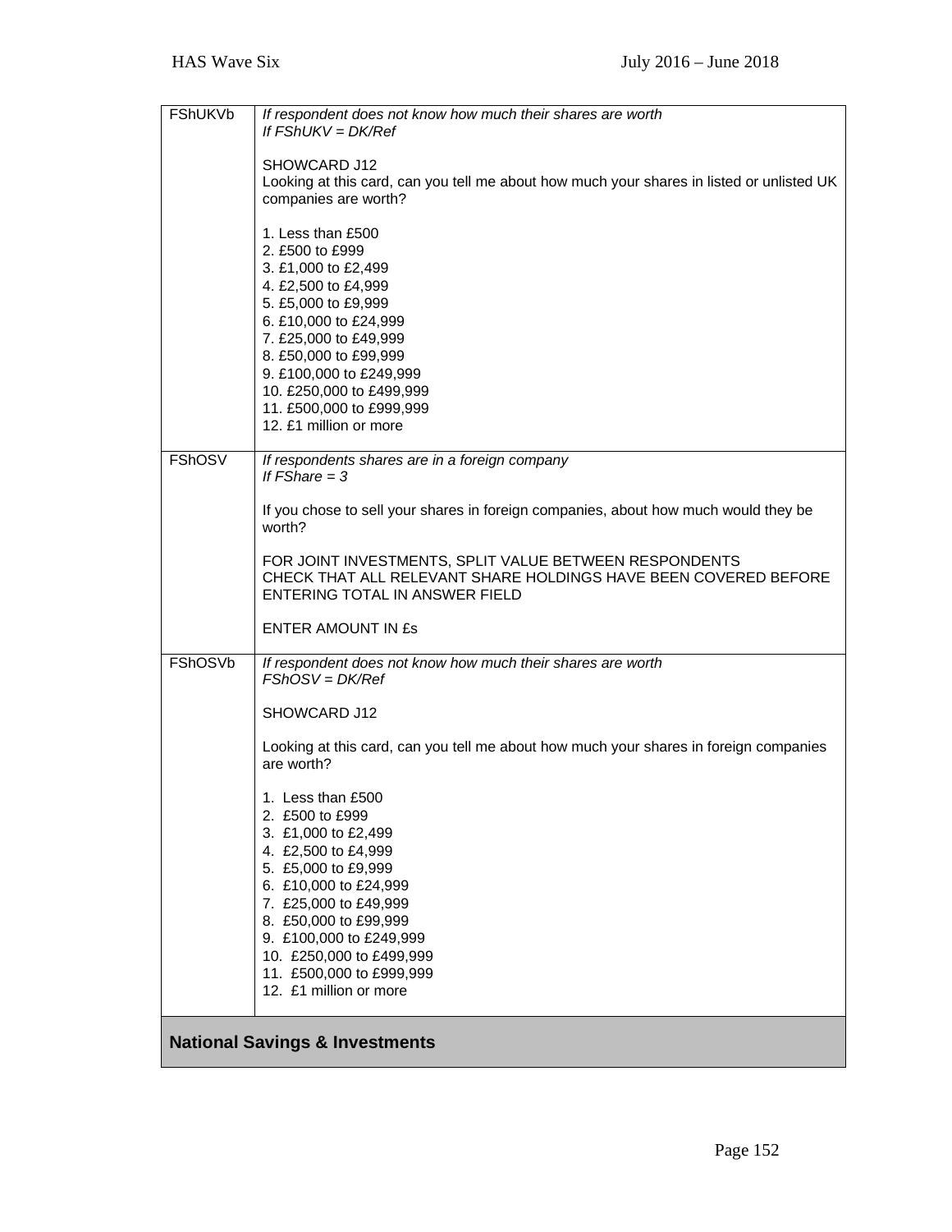| | |
|---|---|
| FShUKVb | *If respondent does not know how much their shares are worth*<br>*If FShUKV = DK/Ref*<br><br>SHOWCARD J12<br>Looking at this card, can you tell me about how much your shares in listed or unlisted UK companies are worth?<br><br>1. Less than £500<br>2. £500 to £999<br>3. £1,000 to £2,499<br>4. £2,500 to £4,999<br>5. £5,000 to £9,999<br>6. £10,000 to £24,999<br>7. £25,000 to £49,999<br>8. £50,000 to £99,999<br>9. £100,000 to £249,999<br>10. £250,000 to £499,999<br>11. £500,000 to £999,999<br>12. £1 million or more |
| FShOSV | *If respondents shares are in a foreign company*<br>*If FShare = 3*<br><br>If you chose to sell your shares in foreign companies, about how much would they be worth?<br><br>FOR JOINT INVESTMENTS, SPLIT VALUE BETWEEN RESPONDENTS<br>CHECK THAT ALL RELEVANT SHARE HOLDINGS HAVE BEEN COVERED BEFORE ENTERING TOTAL IN ANSWER FIELD<br><br>ENTER AMOUNT IN £s |
| FShOSVb | *If respondent does not know how much their shares are worth*<br>*FShOSV = DK/Ref*<br><br>SHOWCARD J12<br><br>Looking at this card, can you tell me about how much your shares in foreign companies are worth?<br><br>1. Less than £500<br>2. £500 to £999<br>3. £1,000 to £2,499<br>4. £2,500 to £4,999<br>5. £5,000 to £9,999<br>6. £10,000 to £24,999<br>7. £25,000 to £49,999<br>8. £50,000 to £99,999<br>9. £100,000 to £249,999<br>10. £250,000 to £499,999<br>11. £500,000 to £999,999<br>12. £1 million or more |

## National Savings & Investments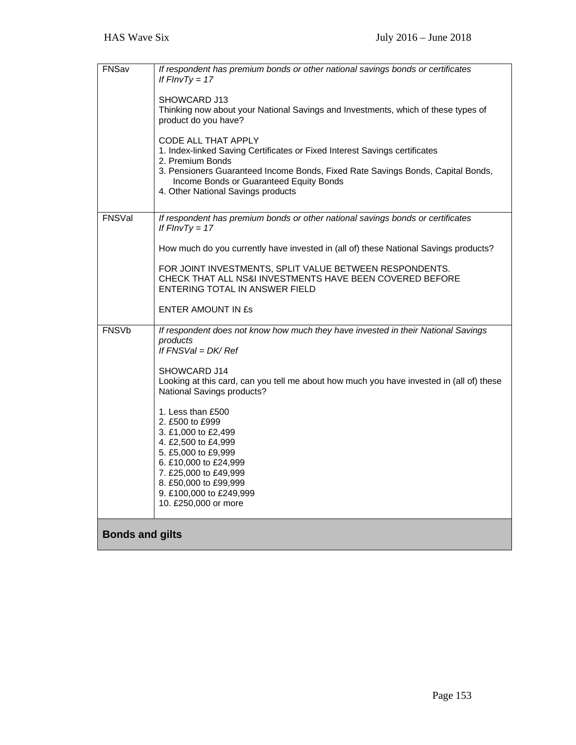| | |
|---|---|
| FNSav | *If respondent has premium bonds or other national savings bonds or certificates*<br>*If FInvTy = 17*<br><br>SHOWCARD J13<br>Thinking now about your National Savings and Investments, which of these types of product do you have?<br><br>CODE ALL THAT APPLY<br>1. Index-linked Saving Certificates or Fixed Interest Savings certificates<br>2. Premium Bonds<br>3. Pensioners Guaranteed Income Bonds, Fixed Rate Savings Bonds, Capital Bonds, Income Bonds or Guaranteed Equity Bonds<br>4. Other National Savings products |
| FNSVal | *If respondent has premium bonds or other national savings bonds or certificates*<br>*If FInvTy = 17*<br><br>How much do you currently have invested in (all of) these National Savings products?<br><br>FOR JOINT INVESTMENTS, SPLIT VALUE BETWEEN RESPONDENTS.<br>CHECK THAT ALL NS&I INVESTMENTS HAVE BEEN COVERED BEFORE ENTERING TOTAL IN ANSWER FIELD<br><br>ENTER AMOUNT IN £s |
| FNSVb | *If respondent does not know how much they have invested in their National Savings products*<br>*If FNSVal = DK/ Ref*<br><br>SHOWCARD J14<br>Looking at this card, can you tell me about how much you have invested in (all of) these National Savings products?<br><br>1. Less than £500<br>2. £500 to £999<br>3. £1,000 to £2,499<br>4. £2,500 to £4,999<br>5. £5,000 to £9,999<br>6. £10,000 to £24,999<br>7. £25,000 to £49,999<br>8. £50,000 to £99,999<br>9. £100,000 to £249,999<br>10. £250,000 or more |
| **Bonds and gilts** | |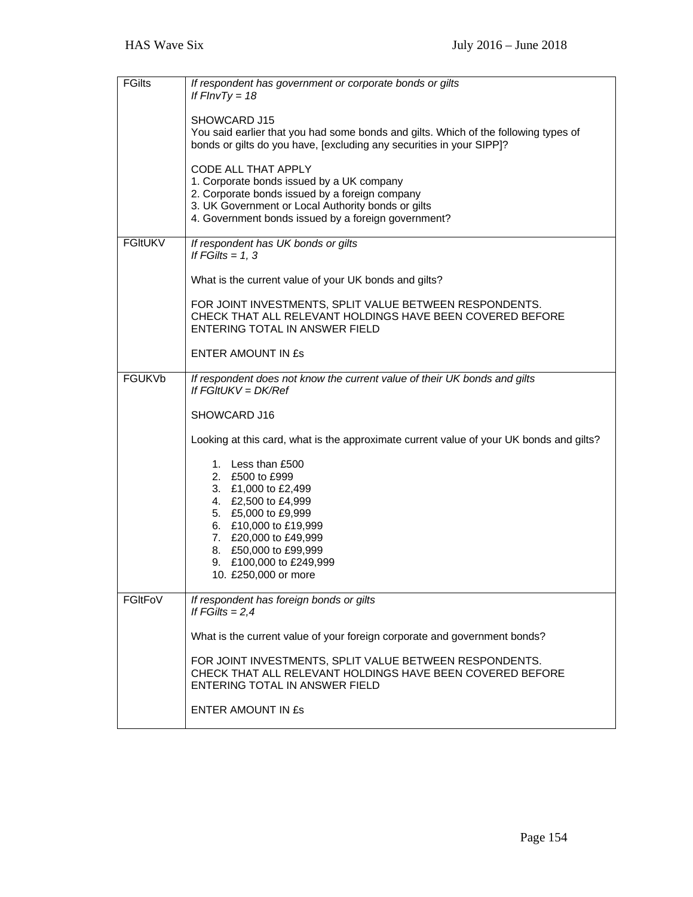| | |
|---|---|
| FGilts | *If respondent has government or corporate bonds or gilts*<br>*If FInvTy = 18*<br><br>SHOWCARD J15<br>You said earlier that you had some bonds and gilts. Which of the following types of bonds or gilts do you have, [excluding any securities in your SIPP]?<br><br>CODE ALL THAT APPLY<br>1. Corporate bonds issued by a UK company<br>2. Corporate bonds issued by a foreign company<br>3. UK Government or Local Authority bonds or gilts<br>4. Government bonds issued by a foreign government? |
| FGltUKV | *If respondent has UK bonds or gilts*<br>*If FGilts = 1, 3*<br><br>What is the current value of your UK bonds and gilts?<br><br>FOR JOINT INVESTMENTS, SPLIT VALUE BETWEEN RESPONDENTS.<br>CHECK THAT ALL RELEVANT HOLDINGS HAVE BEEN COVERED BEFORE ENTERING TOTAL IN ANSWER FIELD<br><br>ENTER AMOUNT IN £s |
| FGUKVb | *If respondent does not know the current value of their UK bonds and gilts*<br>*If FGltUKV = DK/Ref*<br><br>SHOWCARD J16<br><br>Looking at this card, what is the approximate current value of your UK bonds and gilts?<br><br>1. Less than £500<br>2. £500 to £999<br>3. £1,000 to £2,499<br>4. £2,500 to £4,999<br>5. £5,000 to £9,999<br>6. £10,000 to £19,999<br>7. £20,000 to £49,999<br>8. £50,000 to £99,999<br>9. £100,000 to £249,999<br>10. £250,000 or more |
| FGltFoV | *If respondent has foreign bonds or gilts*<br>*If FGilts = 2,4*<br><br>What is the current value of your foreign corporate and government bonds?<br><br>FOR JOINT INVESTMENTS, SPLIT VALUE BETWEEN RESPONDENTS.<br>CHECK THAT ALL RELEVANT HOLDINGS HAVE BEEN COVERED BEFORE ENTERING TOTAL IN ANSWER FIELD<br><br>ENTER AMOUNT IN £s |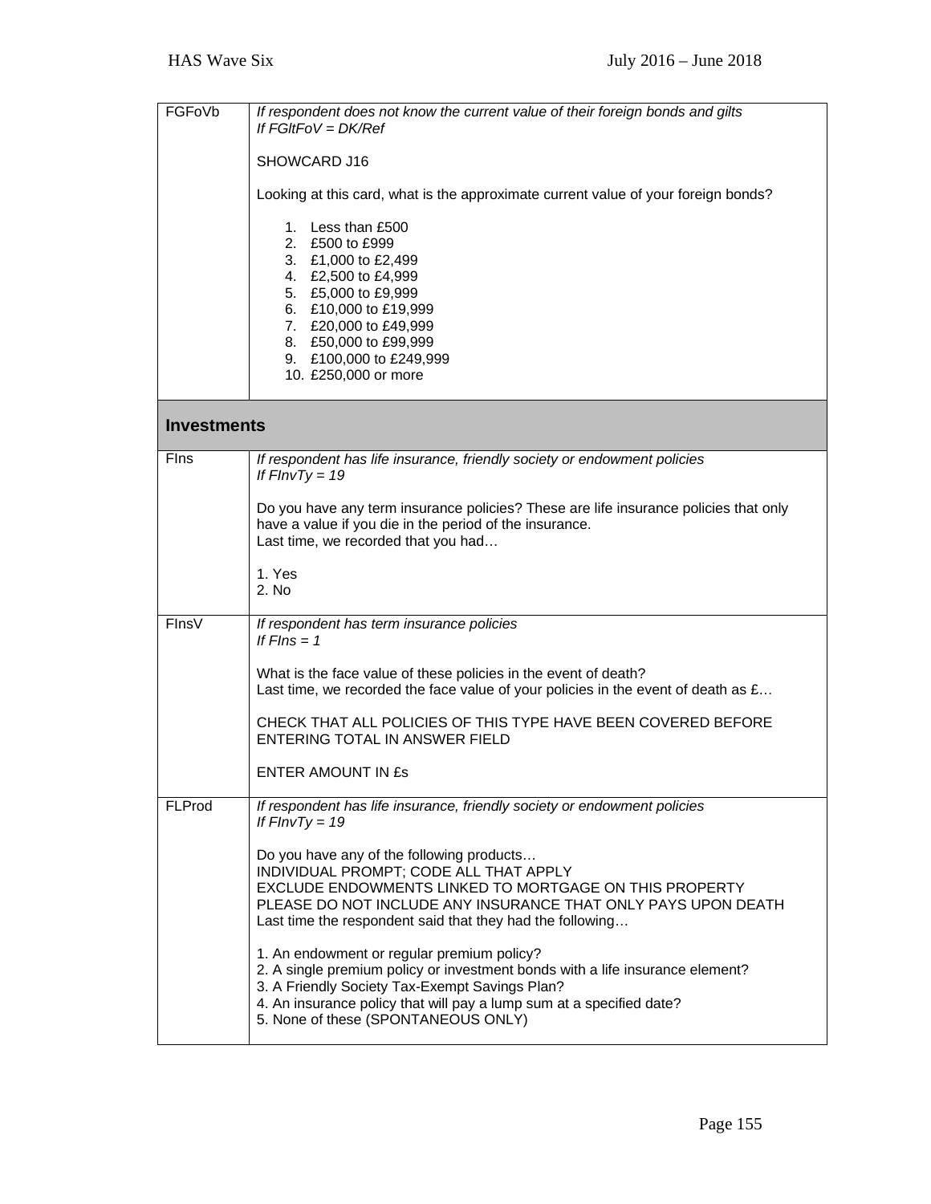| | |
|---|---|
| FGFoVb | *If respondent does not know the current value of their foreign bonds and gilts*<br>*If FGltFoV = DK/Ref*<br><br>SHOWCARD J16<br><br>Looking at this card, what is the approximate current value of your foreign bonds?<br><br>1. Less than £500<br>2. £500 to £999<br>3. £1,000 to £2,499<br>4. £2,500 to £4,999<br>5. £5,000 to £9,999<br>6. £10,000 to £19,999<br>7. £20,000 to £49,999<br>8. £50,000 to £99,999<br>9. £100,000 to £249,999<br>10. £250,000 or more |

## Investments

| | |
|---|---|
| FIns | *If respondent has life insurance, friendly society or endowment policies*<br>*If FInvTy = 19*<br><br>Do you have any term insurance policies? These are life insurance policies that only have a value if you die in the period of the insurance.<br>Last time, we recorded that you had…<br><br>1. Yes<br>2. No |
| FInsV | *If respondent has term insurance policies*<br>*If FIns = 1*<br><br>What is the face value of these policies in the event of death?<br>Last time, we recorded the face value of your policies in the event of death as £…<br><br>CHECK THAT ALL POLICIES OF THIS TYPE HAVE BEEN COVERED BEFORE ENTERING TOTAL IN ANSWER FIELD<br><br>ENTER AMOUNT IN £s |
| FLProd | *If respondent has life insurance, friendly society or endowment policies*<br>*If FInvTy = 19*<br><br>Do you have any of the following products…<br>INDIVIDUAL PROMPT; CODE ALL THAT APPLY<br>EXCLUDE ENDOWMENTS LINKED TO MORTGAGE ON THIS PROPERTY<br>PLEASE DO NOT INCLUDE ANY INSURANCE THAT ONLY PAYS UPON DEATH<br>Last time the respondent said that they had the following…<br><br>1. An endowment or regular premium policy?<br>2. A single premium policy or investment bonds with a life insurance element?<br>3. A Friendly Society Tax-Exempt Savings Plan?<br>4. An insurance policy that will pay a lump sum at a specified date?<br>5. None of these (SPONTANEOUS ONLY) |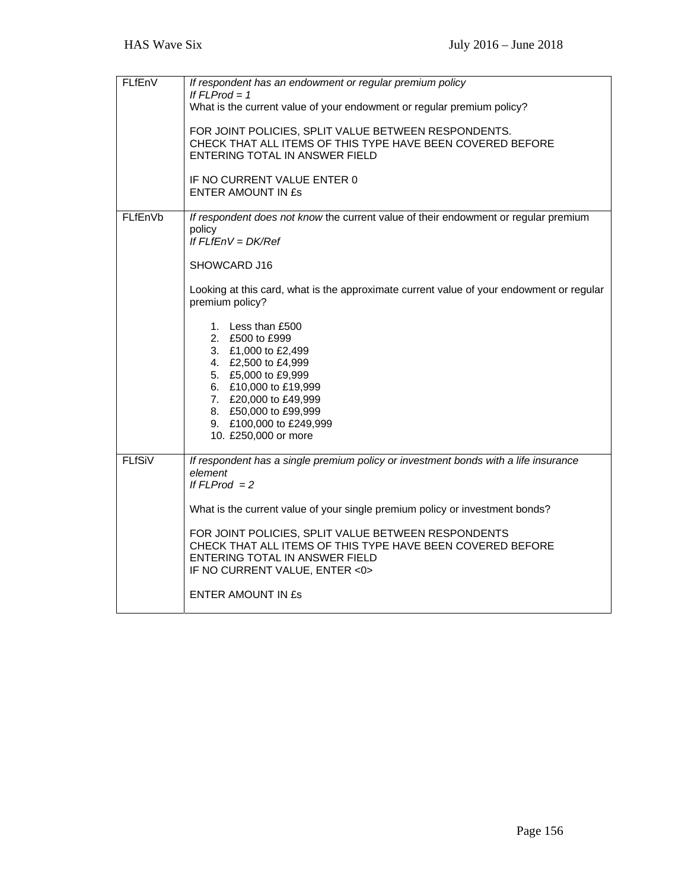| | |
|---|---|
| FLfEnV | *If respondent has an endowment or regular premium policy*<br>*If FLProd = 1*<br>What is the current value of your endowment or regular premium policy?<br><br>FOR JOINT POLICIES, SPLIT VALUE BETWEEN RESPONDENTS.<br>CHECK THAT ALL ITEMS OF THIS TYPE HAVE BEEN COVERED BEFORE ENTERING TOTAL IN ANSWER FIELD<br><br>IF NO CURRENT VALUE ENTER 0<br>ENTER AMOUNT IN £s |
| FLfEnVb | *If respondent does not know* the current value of their endowment or regular premium policy<br>*If FLfEnV = DK/Ref*<br><br>SHOWCARD J16<br><br>Looking at this card, what is the approximate current value of your endowment or regular premium policy?<br><br>1. Less than £500<br>2. £500 to £999<br>3. £1,000 to £2,499<br>4. £2,500 to £4,999<br>5. £5,000 to £9,999<br>6. £10,000 to £19,999<br>7. £20,000 to £49,999<br>8. £50,000 to £99,999<br>9. £100,000 to £249,999<br>10. £250,000 or more |
| FLfSiV | *If respondent has a single premium policy or investment bonds with a life insurance element*<br>*If FLProd = 2*<br><br>What is the current value of your single premium policy or investment bonds?<br><br>FOR JOINT POLICIES, SPLIT VALUE BETWEEN RESPONDENTS<br>CHECK THAT ALL ITEMS OF THIS TYPE HAVE BEEN COVERED BEFORE ENTERING TOTAL IN ANSWER FIELD<br>IF NO CURRENT VALUE, ENTER <0><br><br>ENTER AMOUNT IN £s |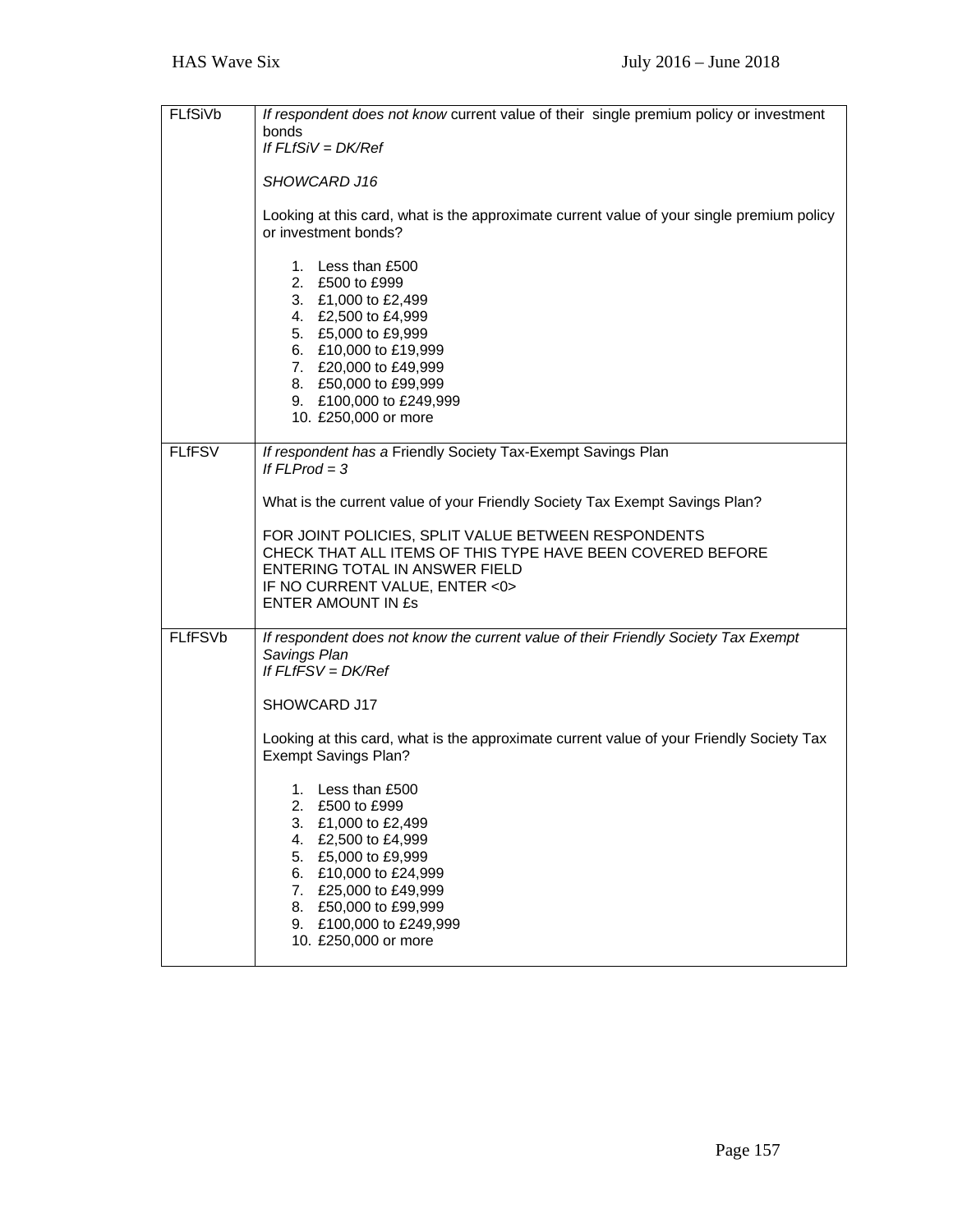| | |
|---|---|
| FLfSiVb | *If respondent does not know* current value of their single premium policy or investment bonds<br>*If FLfSiV = DK/Ref*<br><br>*SHOWCARD J16*<br><br>Looking at this card, what is the approximate current value of your single premium policy or investment bonds?<br><br>1. Less than £500<br>2. £500 to £999<br>3. £1,000 to £2,499<br>4. £2,500 to £4,999<br>5. £5,000 to £9,999<br>6. £10,000 to £19,999<br>7. £20,000 to £49,999<br>8. £50,000 to £99,999<br>9. £100,000 to £249,999<br>10. £250,000 or more |
| FLfFSV | *If respondent has a* Friendly Society Tax-Exempt Savings Plan<br>*If FLProd = 3*<br><br>What is the current value of your Friendly Society Tax Exempt Savings Plan?<br><br>FOR JOINT POLICIES, SPLIT VALUE BETWEEN RESPONDENTS<br>CHECK THAT ALL ITEMS OF THIS TYPE HAVE BEEN COVERED BEFORE ENTERING TOTAL IN ANSWER FIELD<br>IF NO CURRENT VALUE, ENTER <0><br>ENTER AMOUNT IN £s |
| FLfFSVb | *If respondent does not know the current value of their Friendly Society Tax Exempt Savings Plan*<br>*If FLfFSV = DK/Ref*<br><br>SHOWCARD J17<br><br>Looking at this card, what is the approximate current value of your Friendly Society Tax Exempt Savings Plan?<br><br>1. Less than £500<br>2. £500 to £999<br>3. £1,000 to £2,499<br>4. £2,500 to £4,999<br>5. £5,000 to £9,999<br>6. £10,000 to £24,999<br>7. £25,000 to £49,999<br>8. £50,000 to £99,999<br>9. £100,000 to £249,999<br>10. £250,000 or more |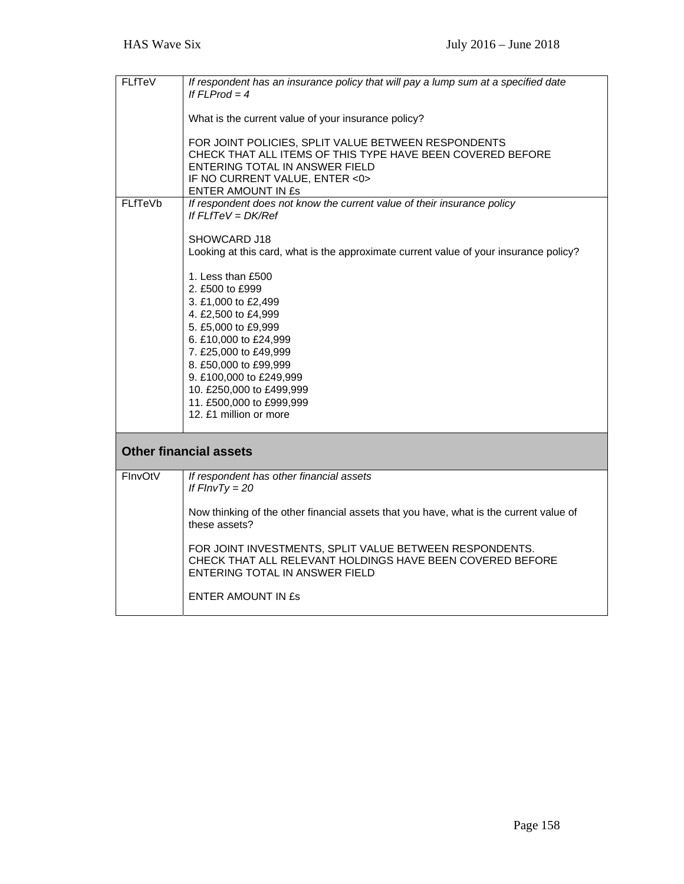| | |
|---|---|
| FLfTeV | *If respondent has an insurance policy that will pay a lump sum at a specified date*<br>*If FLProd = 4*<br><br>What is the current value of your insurance policy?<br><br>FOR JOINT POLICIES, SPLIT VALUE BETWEEN RESPONDENTS<br>CHECK THAT ALL ITEMS OF THIS TYPE HAVE BEEN COVERED BEFORE ENTERING TOTAL IN ANSWER FIELD<br>IF NO CURRENT VALUE, ENTER <0><br>ENTER AMOUNT IN £s |
| FLfTeVb | *If respondent does not know the current value of their insurance policy*<br>*If FLfTeV = DK/Ref*<br><br>SHOWCARD J18<br>Looking at this card, what is the approximate current value of your insurance policy?<br><br>1. Less than £500<br>2. £500 to £999<br>3. £1,000 to £2,499<br>4. £2,500 to £4,999<br>5. £5,000 to £9,999<br>6. £10,000 to £24,999<br>7. £25,000 to £49,999<br>8. £50,000 to £99,999<br>9. £100,000 to £249,999<br>10. £250,000 to £499,999<br>11. £500,000 to £999,999<br>12. £1 million or more |

## Other financial assets

| | |
|---|---|
| FInvOtV | *If respondent has other financial assets*<br>*If FInvTy = 20*<br><br>Now thinking of the other financial assets that you have, what is the current value of these assets?<br><br>FOR JOINT INVESTMENTS, SPLIT VALUE BETWEEN RESPONDENTS.<br>CHECK THAT ALL RELEVANT HOLDINGS HAVE BEEN COVERED BEFORE ENTERING TOTAL IN ANSWER FIELD<br><br>ENTER AMOUNT IN £s |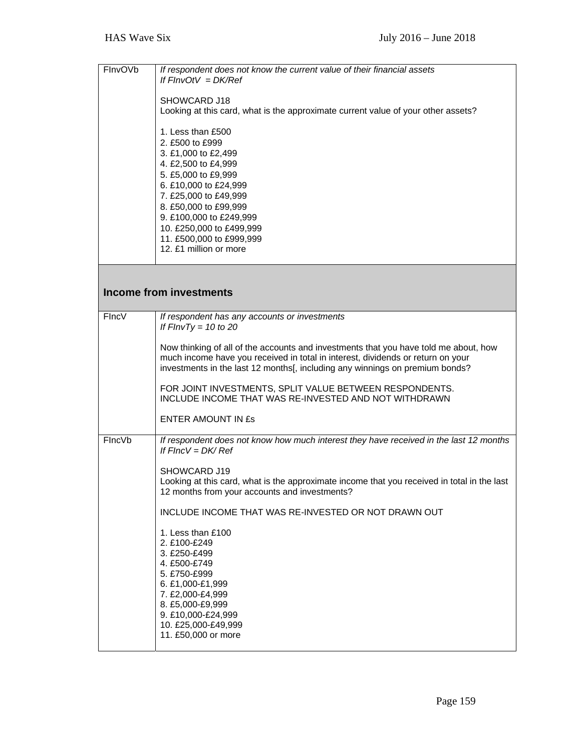| FInvOVb | *If respondent does not know the current value of their financial assets*<br>*If FInvOtV = DK/Ref*<br><br>SHOWCARD J18<br>Looking at this card, what is the approximate current value of your other assets?<br><br>1. Less than £500<br>2. £500 to £999<br>3. £1,000 to £2,499<br>4. £2,500 to £4,999<br>5. £5,000 to £9,999<br>6. £10,000 to £24,999<br>7. £25,000 to £49,999<br>8. £50,000 to £99,999<br>9. £100,000 to £249,999<br>10. £250,000 to £499,999<br>11. £500,000 to £999,999<br>12. £1 million or more |
|---|---|

## Income from investments

| FIncV | *If respondent has any accounts or investments*<br>*If FInvTy = 10 to 20*<br><br>Now thinking of all of the accounts and investments that you have told me about, how much income have you received in total in interest, dividends or return on your investments in the last 12 months[, including any winnings on premium bonds?<br><br>FOR JOINT INVESTMENTS, SPLIT VALUE BETWEEN RESPONDENTS.<br>INCLUDE INCOME THAT WAS RE-INVESTED AND NOT WITHDRAWN<br><br>ENTER AMOUNT IN £s |
|---|---|
| FIncVb | *If respondent does not know how much interest they have received in the last 12 months*<br>*If FIncV = DK/ Ref*<br><br>SHOWCARD J19<br>Looking at this card, what is the approximate income that you received in total in the last 12 months from your accounts and investments?<br><br>INCLUDE INCOME THAT WAS RE-INVESTED OR NOT DRAWN OUT<br><br>1. Less than £100<br>2. £100-£249<br>3. £250-£499<br>4. £500-£749<br>5. £750-£999<br>6. £1,000-£1,999<br>7. £2,000-£4,999<br>8. £5,000-£9,999<br>9. £10,000-£24,999<br>10. £25,000-£49,999<br>11. £50,000 or more |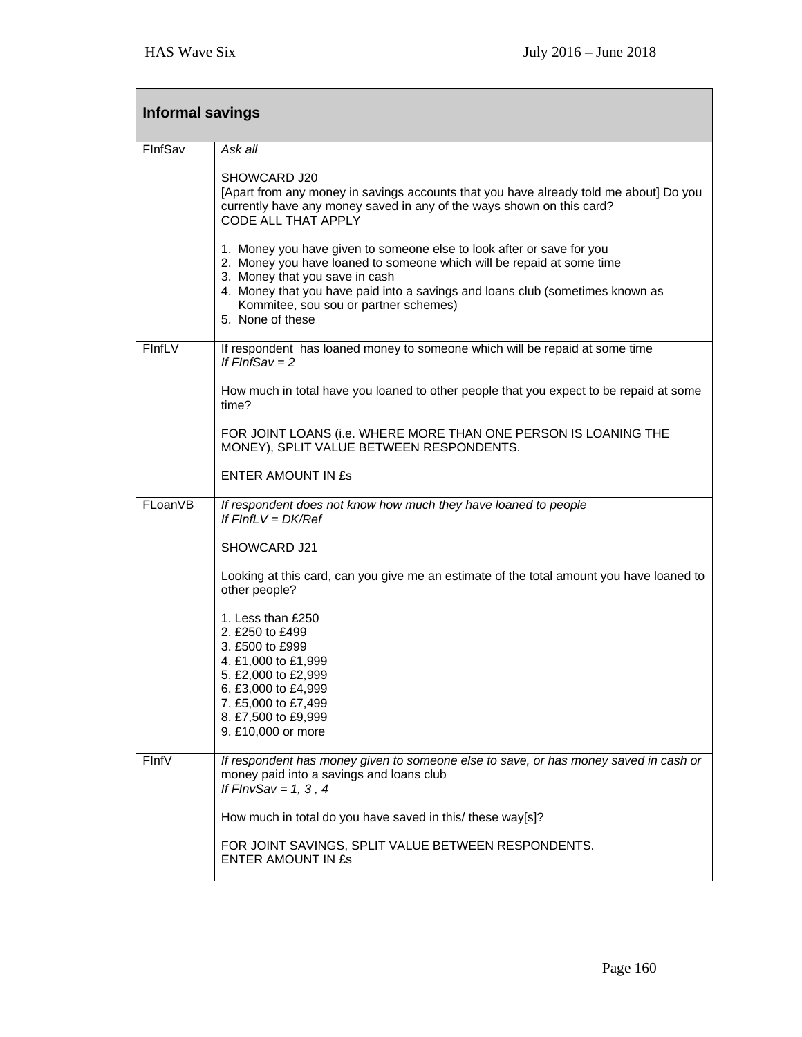| **Informal savings** | |
|---|---|
| FInfSav | *Ask all*<br><br>SHOWCARD J20<br>[Apart from any money in savings accounts that you have already told me about] Do you currently have any money saved in any of the ways shown on this card?<br>CODE ALL THAT APPLY<br><br>1. Money you have given to someone else to look after or save for you<br>2. Money you have loaned to someone which will be repaid at some time<br>3. Money that you save in cash<br>4. Money that you have paid into a savings and loans club (sometimes known as Kommitee, sou sou or partner schemes)<br>5. None of these |
| FInfLV | If respondent has loaned money to someone which will be repaid at some time<br>*If FInfSav = 2*<br><br>How much in total have you loaned to other people that you expect to be repaid at some time?<br><br>FOR JOINT LOANS (i.e. WHERE MORE THAN ONE PERSON IS LOANING THE MONEY), SPLIT VALUE BETWEEN RESPONDENTS.<br><br>ENTER AMOUNT IN £s |
| FLoanVB | *If respondent does not know how much they have loaned to people*<br>*If FInfLV = DK/Ref*<br><br>SHOWCARD J21<br><br>Looking at this card, can you give me an estimate of the total amount you have loaned to other people?<br><br>1. Less than £250<br>2. £250 to £499<br>3. £500 to £999<br>4. £1,000 to £1,999<br>5. £2,000 to £2,999<br>6. £3,000 to £4,999<br>7. £5,000 to £7,499<br>8. £7,500 to £9,999<br>9. £10,000 or more |
| FInfV | *If respondent has money given to someone else to save, or has money saved in cash or* money paid into a savings and loans club<br>*If FInvSav = 1, 3 , 4*<br><br>How much in total do you have saved in this/ these way[s]?<br><br>FOR JOINT SAVINGS, SPLIT VALUE BETWEEN RESPONDENTS.<br>ENTER AMOUNT IN £s |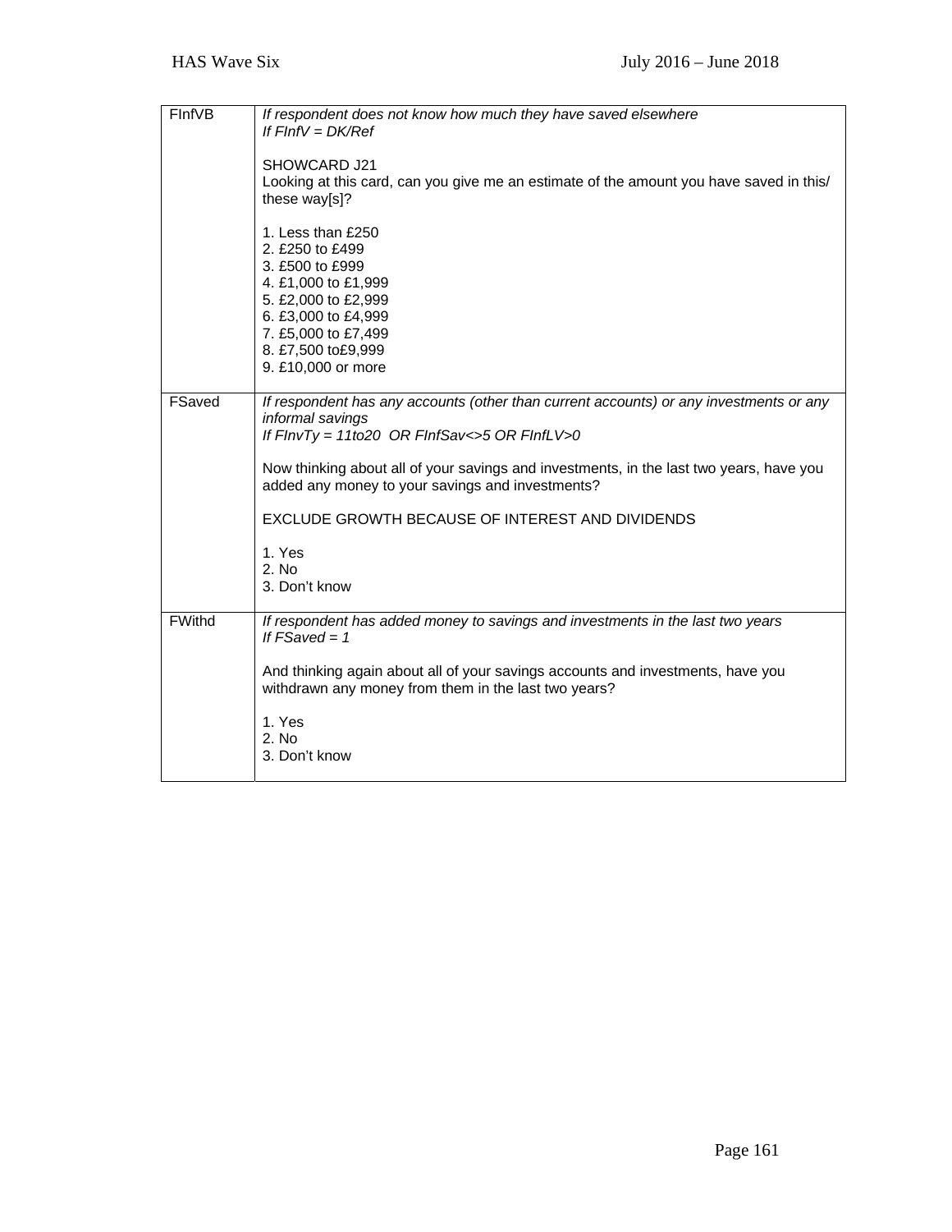| | |
|---|---|
| FInfVB | *If respondent does not know how much they have saved elsewhere*<br>*If FInfV = DK/Ref*<br><br>SHOWCARD J21<br>Looking at this card, can you give me an estimate of the amount you have saved in this/ these way[s]?<br><br>1. Less than £250<br>2. £250 to £499<br>3. £500 to £999<br>4. £1,000 to £1,999<br>5. £2,000 to £2,999<br>6. £3,000 to £4,999<br>7. £5,000 to £7,499<br>8. £7,500 to£9,999<br>9. £10,000 or more |
| FSaved | *If respondent has any accounts (other than current accounts) or any investments or any informal savings*<br>*If FInvTy = 11to20 OR FInfSav<>5 OR FInfLV>0*<br><br>Now thinking about all of your savings and investments, in the last two years, have you added any money to your savings and investments?<br><br>EXCLUDE GROWTH BECAUSE OF INTEREST AND DIVIDENDS<br><br>1. Yes<br>2. No<br>3. Don't know |
| FWithd | *If respondent has added money to savings and investments in the last two years*<br>*If FSaved = 1*<br><br>And thinking again about all of your savings accounts and investments, have you withdrawn any money from them in the last two years?<br><br>1. Yes<br>2. No<br>3. Don't know |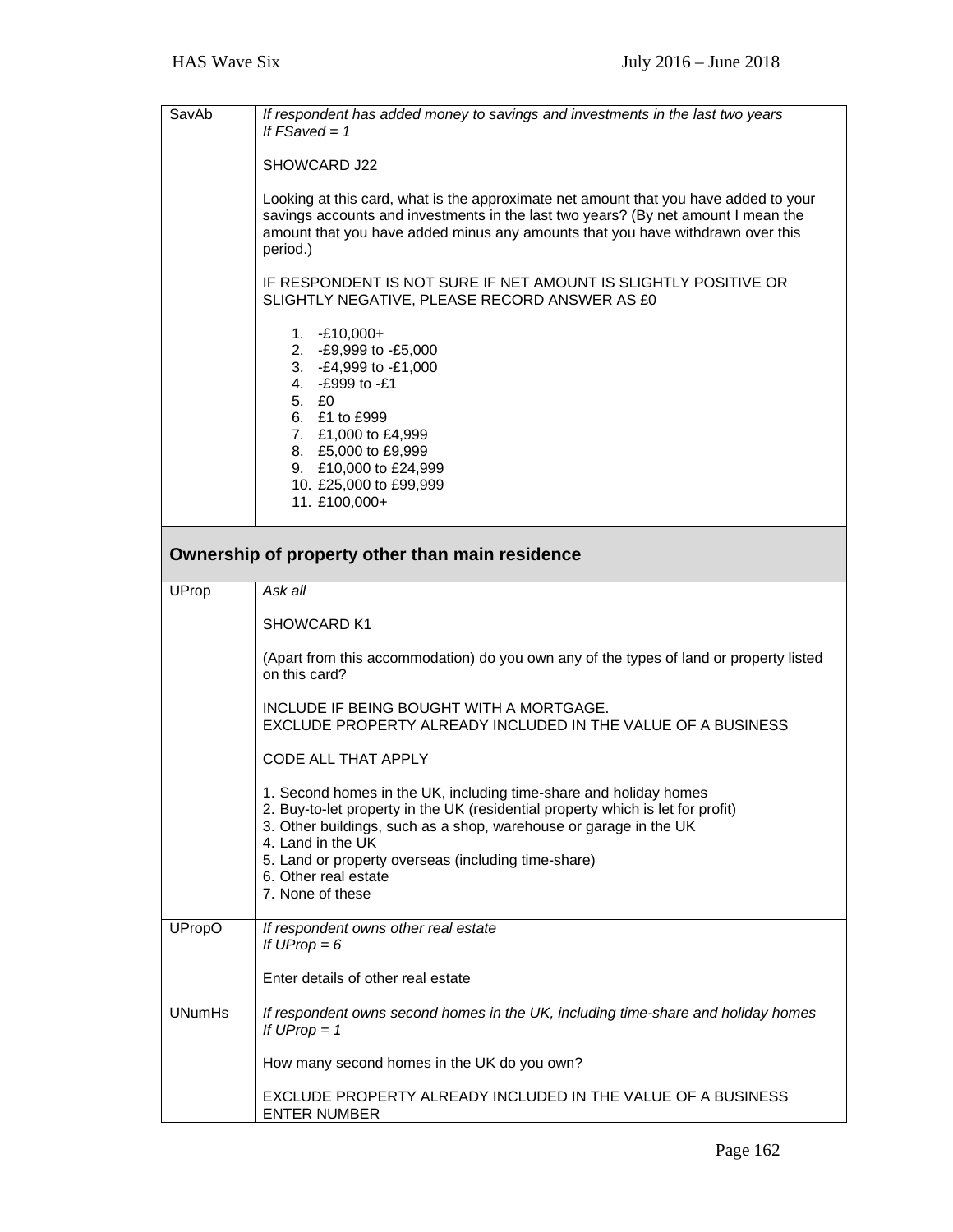| | |
|---|---|
| SavAb | *If respondent has added money to savings and investments in the last two years*<br>*If FSaved = 1*<br><br>SHOWCARD J22<br><br>Looking at this card, what is the approximate net amount that you have added to your savings accounts and investments in the last two years? (By net amount I mean the amount that you have added minus any amounts that you have withdrawn over this period.)<br><br>IF RESPONDENT IS NOT SURE IF NET AMOUNT IS SLIGHTLY POSITIVE OR SLIGHTLY NEGATIVE, PLEASE RECORD ANSWER AS £0<br><br>1. -£10,000+<br>2. -£9,999 to -£5,000<br>3. -£4,999 to -£1,000<br>4. -£999 to -£1<br>5. £0<br>6. £1 to £999<br>7. £1,000 to £4,999<br>8. £5,000 to £9,999<br>9. £10,000 to £24,999<br>10. £25,000 to £99,999<br>11. £100,000+ |

## Ownership of property other than main residence

| | |
|---|---|
| UProp | *Ask all*<br><br>SHOWCARD K1<br><br>(Apart from this accommodation) do you own any of the types of land or property listed on this card?<br><br>INCLUDE IF BEING BOUGHT WITH A MORTGAGE.<br>EXCLUDE PROPERTY ALREADY INCLUDED IN THE VALUE OF A BUSINESS<br><br>CODE ALL THAT APPLY<br><br>1. Second homes in the UK, including time-share and holiday homes<br>2. Buy-to-let property in the UK (residential property which is let for profit)<br>3. Other buildings, such as a shop, warehouse or garage in the UK<br>4. Land in the UK<br>5. Land or property overseas (including time-share)<br>6. Other real estate<br>7. None of these |
| UPropO | *If respondent owns other real estate*<br>*If UProp = 6*<br><br>Enter details of other real estate |
| UNumHs | *If respondent owns second homes in the UK, including time-share and holiday homes*<br>*If UProp = 1*<br><br>How many second homes in the UK do you own?<br><br>EXCLUDE PROPERTY ALREADY INCLUDED IN THE VALUE OF A BUSINESS<br>ENTER NUMBER |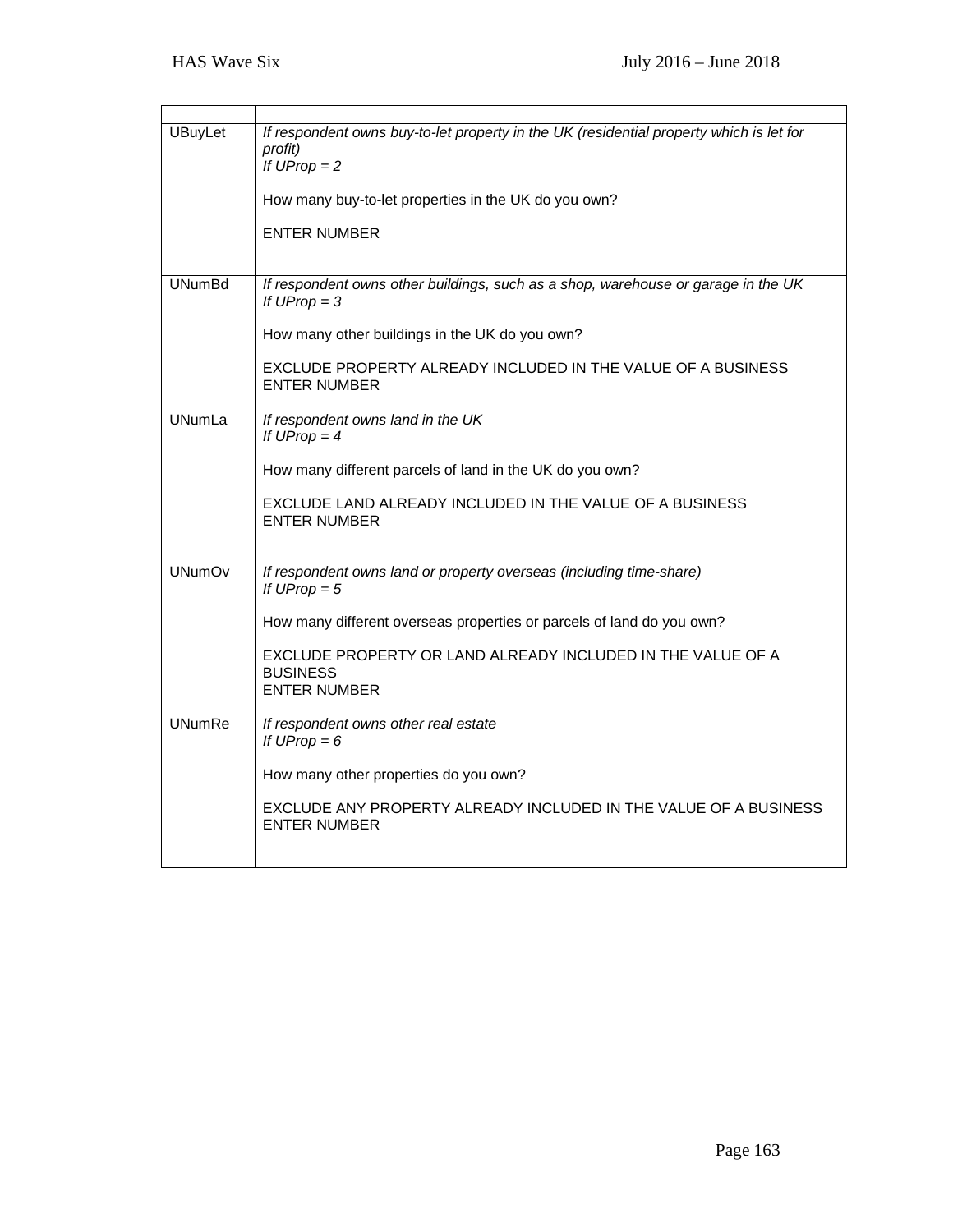| | |
|---|---|
| UBuyLet | *If respondent owns buy-to-let property in the UK (residential property which is let for profit)*<br>*If UProp = 2*<br><br>How many buy-to-let properties in the UK do you own?<br><br>ENTER NUMBER |
| UNumBd | *If respondent owns other buildings, such as a shop, warehouse or garage in the UK*<br>*If UProp = 3*<br><br>How many other buildings in the UK do you own?<br><br>EXCLUDE PROPERTY ALREADY INCLUDED IN THE VALUE OF A BUSINESS<br>ENTER NUMBER |
| UNumLa | *If respondent owns land in the UK*<br>*If UProp = 4*<br><br>How many different parcels of land in the UK do you own?<br><br>EXCLUDE LAND ALREADY INCLUDED IN THE VALUE OF A BUSINESS<br>ENTER NUMBER |
| UNumOv | *If respondent owns land or property overseas (including time-share)*<br>*If UProp = 5*<br><br>How many different overseas properties or parcels of land do you own?<br><br>EXCLUDE PROPERTY OR LAND ALREADY INCLUDED IN THE VALUE OF A BUSINESS<br>ENTER NUMBER |
| UNumRe | *If respondent owns other real estate*<br>*If UProp = 6*<br><br>How many other properties do you own?<br><br>EXCLUDE ANY PROPERTY ALREADY INCLUDED IN THE VALUE OF A BUSINESS<br>ENTER NUMBER |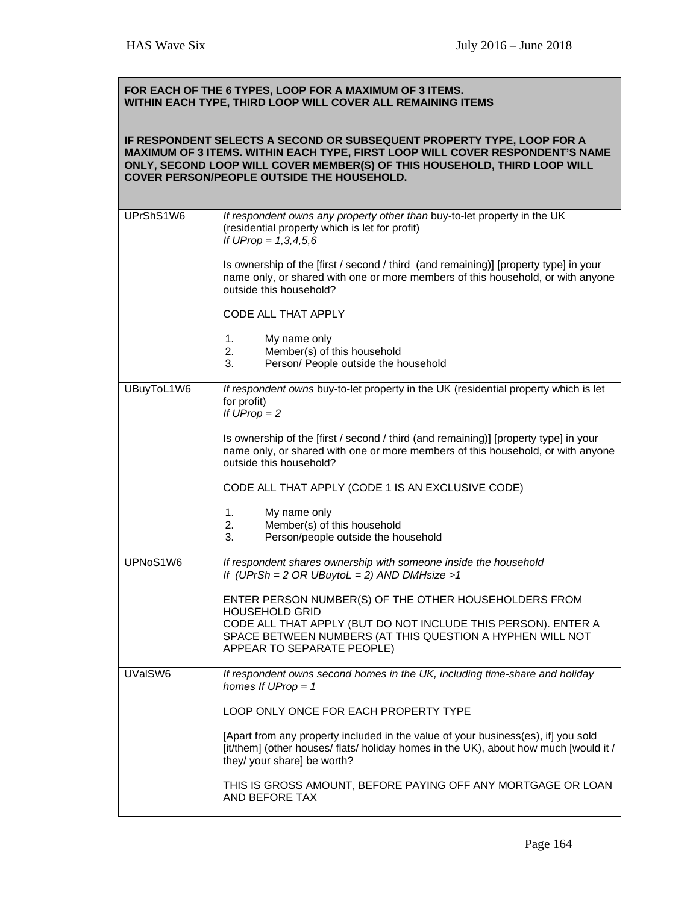**FOR EACH OF THE 6 TYPES, LOOP FOR A MAXIMUM OF 3 ITEMS.**
**WITHIN EACH TYPE, THIRD LOOP WILL COVER ALL REMAINING ITEMS**

**IF RESPONDENT SELECTS A SECOND OR SUBSEQUENT PROPERTY TYPE, LOOP FOR A MAXIMUM OF 3 ITEMS. WITHIN EACH TYPE, FIRST LOOP WILL COVER RESPONDENT'S NAME ONLY, SECOND LOOP WILL COVER MEMBER(S) OF THIS HOUSEHOLD, THIRD LOOP WILL COVER PERSON/PEOPLE OUTSIDE THE HOUSEHOLD.**

| Variable | Question |
|---|---|
| UPrShS1W6 | *If respondent owns any property other than* buy-to-let property in the UK (residential property which is let for profit)<br>*If UProp = 1,3,4,5,6*<br><br>Is ownership of the [first / second / third (and remaining)] [property type] in your name only, or shared with one or more members of this household, or with anyone outside this household?<br><br>CODE ALL THAT APPLY<br><br>1. My name only<br>2. Member(s) of this household<br>3. Person/ People outside the household |
| UBuyToL1W6 | *If respondent owns* buy-to-let property in the UK (residential property which is let for profit)<br>*If UProp = 2*<br><br>Is ownership of the [first / second / third (and remaining)] [property type] in your name only, or shared with one or more members of this household, or with anyone outside this household?<br><br>CODE ALL THAT APPLY (CODE 1 IS AN EXCLUSIVE CODE)<br><br>1. My name only<br>2. Member(s) of this household<br>3. Person/people outside the household |
| UPNoS1W6 | *If respondent shares ownership with someone inside the household*<br>*If (UPrSh = 2 OR UBuytoL = 2) AND DMHsize >1*<br><br>ENTER PERSON NUMBER(S) OF THE OTHER HOUSEHOLDERS FROM HOUSEHOLD GRID<br>CODE ALL THAT APPLY (BUT DO NOT INCLUDE THIS PERSON). ENTER A SPACE BETWEEN NUMBERS (AT THIS QUESTION A HYPHEN WILL NOT APPEAR TO SEPARATE PEOPLE) |
| UValSW6 | *If respondent owns second homes in the UK, including time-share and holiday homes If UProp = 1*<br><br>LOOP ONLY ONCE FOR EACH PROPERTY TYPE<br><br>[Apart from any property included in the value of your business(es), if] you sold [it/them] (other houses/ flats/ holiday homes in the UK), about how much [would it / they/ your share] be worth?<br><br>THIS IS GROSS AMOUNT, BEFORE PAYING OFF ANY MORTGAGE OR LOAN AND BEFORE TAX |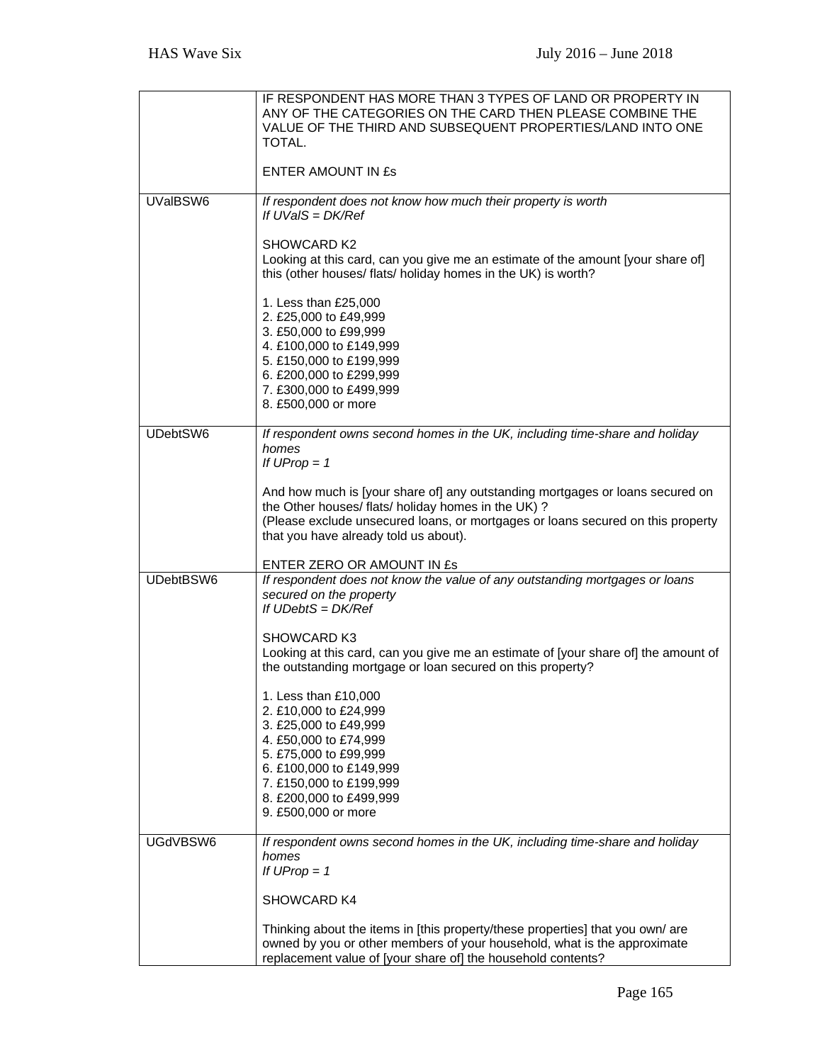| | |
|---|---|
| | IF RESPONDENT HAS MORE THAN 3 TYPES OF LAND OR PROPERTY IN ANY OF THE CATEGORIES ON THE CARD THEN PLEASE COMBINE THE VALUE OF THE THIRD AND SUBSEQUENT PROPERTIES/LAND INTO ONE TOTAL.<br><br>ENTER AMOUNT IN £s |
| UValBSW6 | *If respondent does not know how much their property is worth*<br>*If UValS = DK/Ref*<br><br>SHOWCARD K2<br>Looking at this card, can you give me an estimate of the amount [your share of] this (other houses/ flats/ holiday homes in the UK) is worth?<br><br>1. Less than £25,000<br>2. £25,000 to £49,999<br>3. £50,000 to £99,999<br>4. £100,000 to £149,999<br>5. £150,000 to £199,999<br>6. £200,000 to £299,999<br>7. £300,000 to £499,999<br>8. £500,000 or more |
| UDebtSW6 | *If respondent owns second homes in the UK, including time-share and holiday homes*<br>*If UProp = 1*<br><br>And how much is [your share of] any outstanding mortgages or loans secured on the Other houses/ flats/ holiday homes in the UK) ?<br>(Please exclude unsecured loans, or mortgages or loans secured on this property that you have already told us about).<br><br>ENTER ZERO OR AMOUNT IN £s |
| UDebtBSW6 | *If respondent does not know the value of any outstanding mortgages or loans secured on the property*<br>*If UDebtS = DK/Ref*<br><br>SHOWCARD K3<br>Looking at this card, can you give me an estimate of [your share of] the amount of the outstanding mortgage or loan secured on this property?<br><br>1. Less than £10,000<br>2. £10,000 to £24,999<br>3. £25,000 to £49,999<br>4. £50,000 to £74,999<br>5. £75,000 to £99,999<br>6. £100,000 to £149,999<br>7. £150,000 to £199,999<br>8. £200,000 to £499,999<br>9. £500,000 or more |
| UGdVBSW6 | *If respondent owns second homes in the UK, including time-share and holiday homes*<br>*If UProp = 1*<br><br>SHOWCARD K4<br><br>Thinking about the items in [this property/these properties] that you own/ are owned by you or other members of your household, what is the approximate replacement value of [your share of] the household contents? |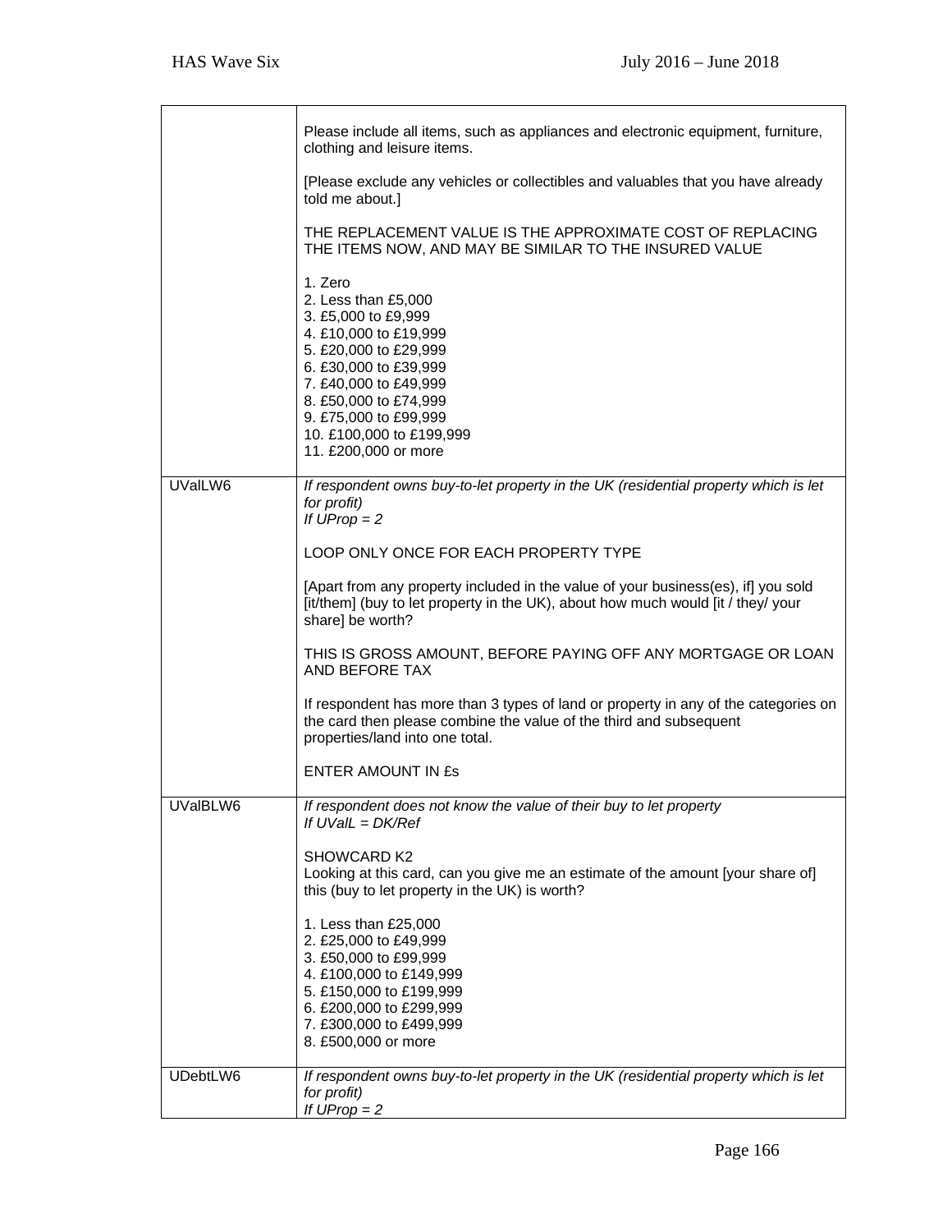| | |
|---|---|
| | Please include all items, such as appliances and electronic equipment, furniture, clothing and leisure items.<br><br>[Please exclude any vehicles or collectibles and valuables that you have already told me about.]<br><br>THE REPLACEMENT VALUE IS THE APPROXIMATE COST OF REPLACING THE ITEMS NOW, AND MAY BE SIMILAR TO THE INSURED VALUE<br><br>1. Zero<br>2. Less than £5,000<br>3. £5,000 to £9,999<br>4. £10,000 to £19,999<br>5. £20,000 to £29,999<br>6. £30,000 to £39,999<br>7. £40,000 to £49,999<br>8. £50,000 to £74,999<br>9. £75,000 to £99,999<br>10. £100,000 to £199,999<br>11. £200,000 or more |
| UValLW6 | *If respondent owns buy-to-let property in the UK (residential property which is let for profit)*<br>*If UProp = 2*<br><br>LOOP ONLY ONCE FOR EACH PROPERTY TYPE<br><br>[Apart from any property included in the value of your business(es), if] you sold [it/them] (buy to let property in the UK), about how much would [it / they/ your share] be worth?<br><br>THIS IS GROSS AMOUNT, BEFORE PAYING OFF ANY MORTGAGE OR LOAN AND BEFORE TAX<br><br>If respondent has more than 3 types of land or property in any of the categories on the card then please combine the value of the third and subsequent properties/land into one total.<br><br>ENTER AMOUNT IN £s |
| UValBLW6 | *If respondent does not know the value of their buy to let property*<br>*If UValL = DK/Ref*<br><br>SHOWCARD K2<br>Looking at this card, can you give me an estimate of the amount [your share of] this (buy to let property in the UK) is worth?<br><br>1. Less than £25,000<br>2. £25,000 to £49,999<br>3. £50,000 to £99,999<br>4. £100,000 to £149,999<br>5. £150,000 to £199,999<br>6. £200,000 to £299,999<br>7. £300,000 to £499,999<br>8. £500,000 or more |
| UDebtLW6 | *If respondent owns buy-to-let property in the UK (residential property which is let for profit)*<br>*If UProp = 2* |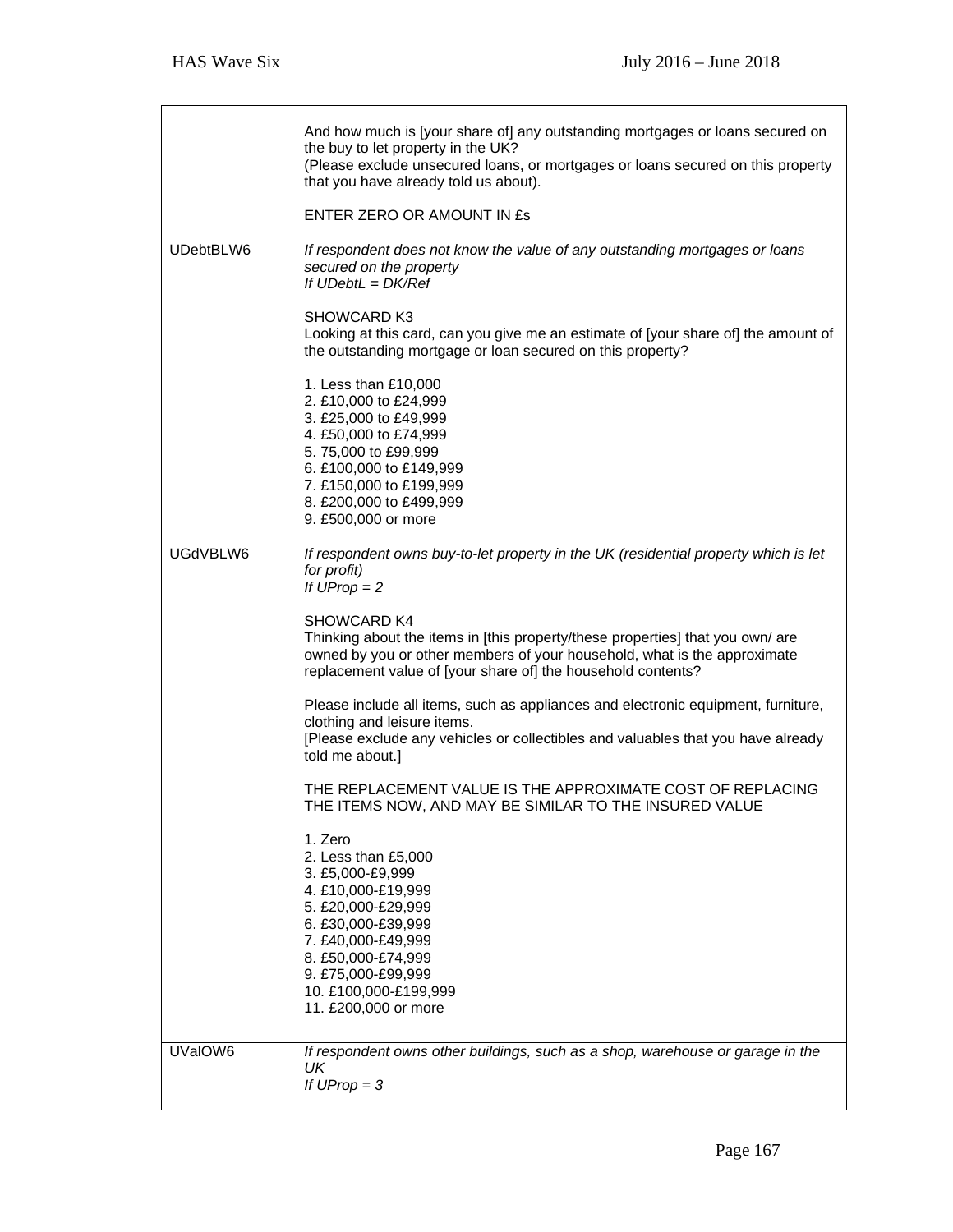| | |
|---|---|
| | And how much is [your share of] any outstanding mortgages or loans secured on the buy to let property in the UK?<br>(Please exclude unsecured loans, or mortgages or loans secured on this property that you have already told us about).<br><br>ENTER ZERO OR AMOUNT IN £s |
| UDebtBLW6 | *If respondent does not know the value of any outstanding mortgages or loans secured on the property*<br>*If UDebtL = DK/Ref*<br><br>SHOWCARD K3<br>Looking at this card, can you give me an estimate of [your share of] the amount of the outstanding mortgage or loan secured on this property?<br><br>1. Less than £10,000<br>2. £10,000 to £24,999<br>3. £25,000 to £49,999<br>4. £50,000 to £74,999<br>5. 75,000 to £99,999<br>6. £100,000 to £149,999<br>7. £150,000 to £199,999<br>8. £200,000 to £499,999<br>9. £500,000 or more |
| UGdVBLW6 | *If respondent owns buy-to-let property in the UK (residential property which is let for profit)*<br>*If UProp = 2*<br><br>SHOWCARD K4<br>Thinking about the items in [this property/these properties] that you own/ are owned by you or other members of your household, what is the approximate replacement value of [your share of] the household contents?<br><br>Please include all items, such as appliances and electronic equipment, furniture, clothing and leisure items.<br>[Please exclude any vehicles or collectibles and valuables that you have already told me about.]<br><br>THE REPLACEMENT VALUE IS THE APPROXIMATE COST OF REPLACING THE ITEMS NOW, AND MAY BE SIMILAR TO THE INSURED VALUE<br><br>1. Zero<br>2. Less than £5,000<br>3. £5,000-£9,999<br>4. £10,000-£19,999<br>5. £20,000-£29,999<br>6. £30,000-£39,999<br>7. £40,000-£49,999<br>8. £50,000-£74,999<br>9. £75,000-£99,999<br>10. £100,000-£199,999<br>11. £200,000 or more |
| UValOW6 | *If respondent owns other buildings, such as a shop, warehouse or garage in the UK*<br>*If UProp = 3* |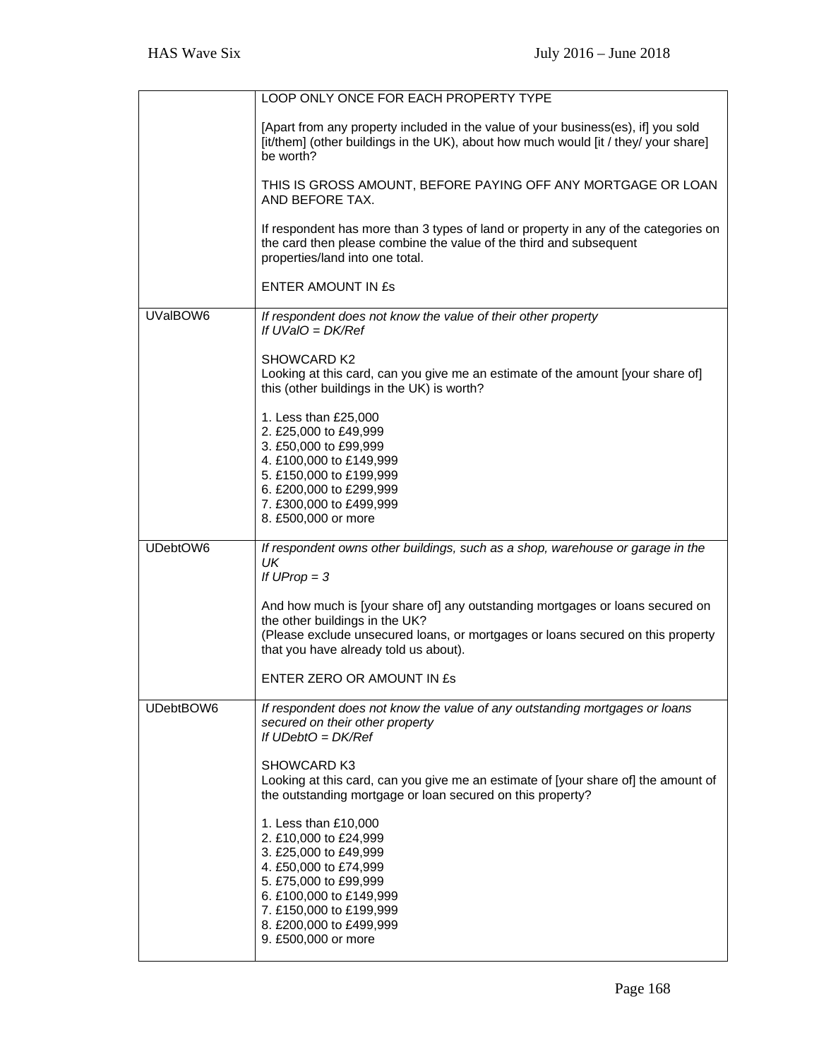| | |
|---|---|
| | LOOP ONLY ONCE FOR EACH PROPERTY TYPE<br><br>[Apart from any property included in the value of your business(es), if] you sold [it/them] (other buildings in the UK), about how much would [it / they/ your share] be worth?<br><br>THIS IS GROSS AMOUNT, BEFORE PAYING OFF ANY MORTGAGE OR LOAN AND BEFORE TAX.<br><br>If respondent has more than 3 types of land or property in any of the categories on the card then please combine the value of the third and subsequent properties/land into one total.<br><br>ENTER AMOUNT IN £s |
| UValBOW6 | *If respondent does not know the value of their other property*<br>*If UValO = DK/Ref*<br><br>SHOWCARD K2<br>Looking at this card, can you give me an estimate of the amount [your share of] this (other buildings in the UK) is worth?<br><br>1. Less than £25,000<br>2. £25,000 to £49,999<br>3. £50,000 to £99,999<br>4. £100,000 to £149,999<br>5. £150,000 to £199,999<br>6. £200,000 to £299,999<br>7. £300,000 to £499,999<br>8. £500,000 or more |
| UDebtOW6 | *If respondent owns other buildings, such as a shop, warehouse or garage in the UK*<br>*If UProp = 3*<br><br>And how much is [your share of] any outstanding mortgages or loans secured on the other buildings in the UK?<br>(Please exclude unsecured loans, or mortgages or loans secured on this property that you have already told us about).<br><br>ENTER ZERO OR AMOUNT IN £s |
| UDebtBOW6 | *If respondent does not know the value of any outstanding mortgages or loans secured on their other property*<br>*If UDebtO = DK/Ref*<br><br>SHOWCARD K3<br>Looking at this card, can you give me an estimate of [your share of] the amount of the outstanding mortgage or loan secured on this property?<br><br>1. Less than £10,000<br>2. £10,000 to £24,999<br>3. £25,000 to £49,999<br>4. £50,000 to £74,999<br>5. £75,000 to £99,999<br>6. £100,000 to £149,999<br>7. £150,000 to £199,999<br>8. £200,000 to £499,999<br>9. £500,000 or more |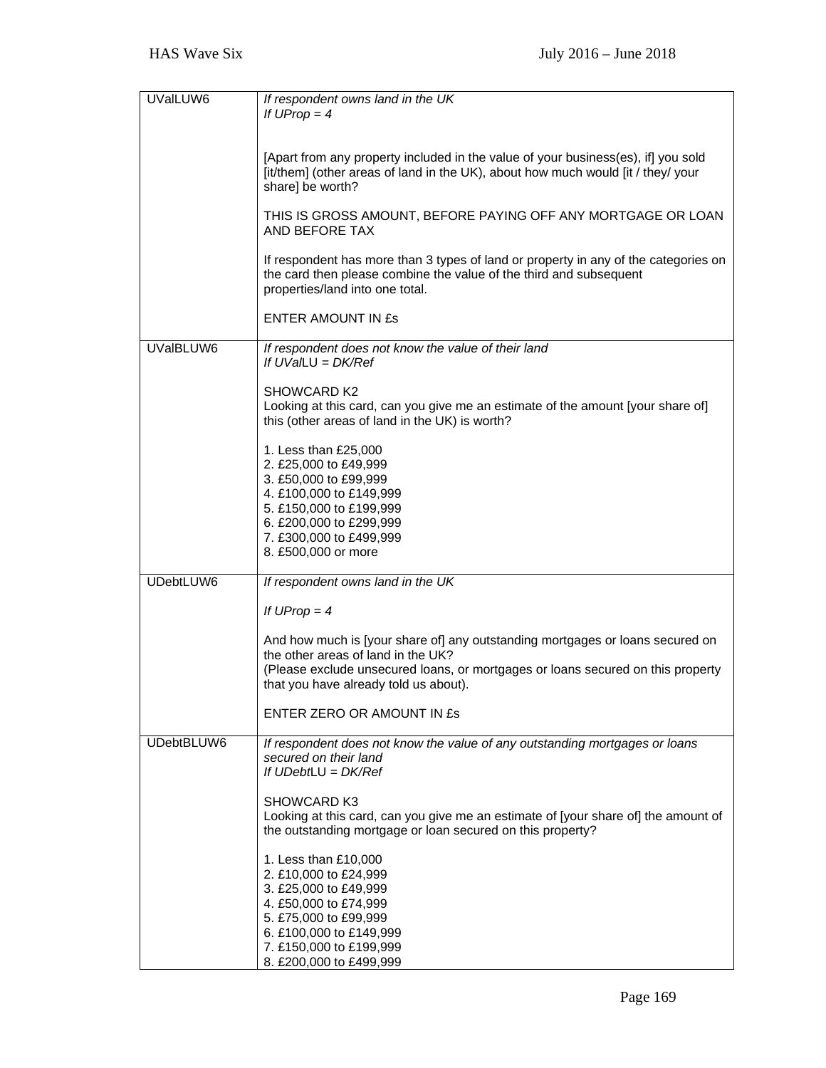| | |
|---|---|
| UValLUW6 | *If respondent owns land in the UK*<br>*If UProp = 4*<br><br>[Apart from any property included in the value of your business(es), if] you sold [it/them] (other areas of land in the UK), about how much would [it / they/ your share] be worth?<br><br>THIS IS GROSS AMOUNT, BEFORE PAYING OFF ANY MORTGAGE OR LOAN AND BEFORE TAX<br><br>If respondent has more than 3 types of land or property in any of the categories on the card then please combine the value of the third and subsequent properties/land into one total.<br><br>ENTER AMOUNT IN £s |
| UValBLUW6 | *If respondent does not know the value of their land*<br>*If UValLU = DK/Ref*<br><br>SHOWCARD K2<br>Looking at this card, can you give me an estimate of the amount [your share of] this (other areas of land in the UK) is worth?<br><br>1. Less than £25,000<br>2. £25,000 to £49,999<br>3. £50,000 to £99,999<br>4. £100,000 to £149,999<br>5. £150,000 to £199,999<br>6. £200,000 to £299,999<br>7. £300,000 to £499,999<br>8. £500,000 or more |
| UDebtLUW6 | *If respondent owns land in the UK*<br><br>*If UProp = 4*<br><br>And how much is [your share of] any outstanding mortgages or loans secured on the other areas of land in the UK?<br>(Please exclude unsecured loans, or mortgages or loans secured on this property that you have already told us about).<br><br>ENTER ZERO OR AMOUNT IN £s |
| UDebtBLUW6 | *If respondent does not know the value of any outstanding mortgages or loans secured on their land*<br>*If UDebtLU = DK/Ref*<br><br>SHOWCARD K3<br>Looking at this card, can you give me an estimate of [your share of] the amount of the outstanding mortgage or loan secured on this property?<br><br>1. Less than £10,000<br>2. £10,000 to £24,999<br>3. £25,000 to £49,999<br>4. £50,000 to £74,999<br>5. £75,000 to £99,999<br>6. £100,000 to £149,999<br>7. £150,000 to £199,999<br>8. £200,000 to £499,999 |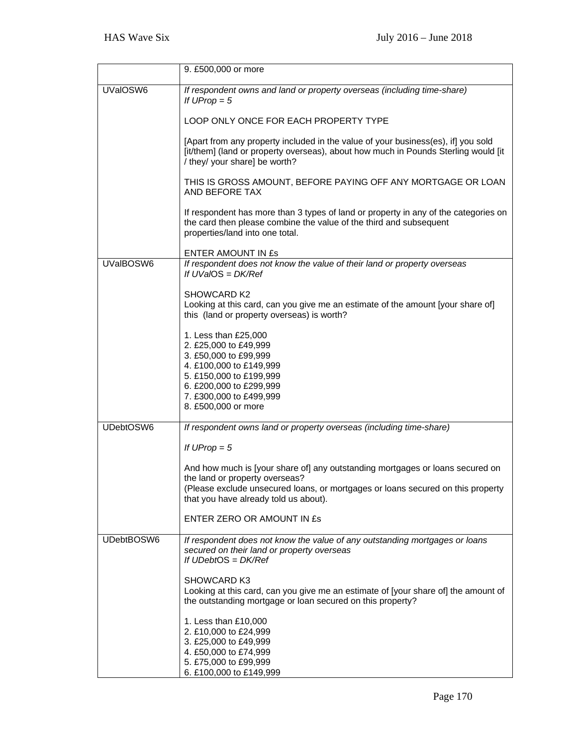| | |
|---|---|
| | 9. £500,000 or more |
| UValOSW6 | *If respondent owns and land or property overseas (including time-share)*<br>*If UProp = 5*<br><br>LOOP ONLY ONCE FOR EACH PROPERTY TYPE<br><br>[Apart from any property included in the value of your business(es), if] you sold [it/them] (land or property overseas), about how much in Pounds Sterling would [it / they/ your share] be worth?<br><br>THIS IS GROSS AMOUNT, BEFORE PAYING OFF ANY MORTGAGE OR LOAN AND BEFORE TAX<br><br>If respondent has more than 3 types of land or property in any of the categories on the card then please combine the value of the third and subsequent properties/land into one total.<br><br>ENTER AMOUNT IN £s |
| UValBOSW6 | *If respondent does not know the value of their land or property overseas*<br>*If UValOS = DK/Ref*<br><br>SHOWCARD K2<br>Looking at this card, can you give me an estimate of the amount [your share of] this (land or property overseas) is worth?<br><br>1. Less than £25,000<br>2. £25,000 to £49,999<br>3. £50,000 to £99,999<br>4. £100,000 to £149,999<br>5. £150,000 to £199,999<br>6. £200,000 to £299,999<br>7. £300,000 to £499,999<br>8. £500,000 or more |
| UDebtOSW6 | *If respondent owns land or property overseas (including time-share)*<br><br>*If UProp = 5*<br><br>And how much is [your share of] any outstanding mortgages or loans secured on the land or property overseas?<br>(Please exclude unsecured loans, or mortgages or loans secured on this property that you have already told us about).<br><br>ENTER ZERO OR AMOUNT IN £s |
| UDebtBOSW6 | *If respondent does not know the value of any outstanding mortgages or loans secured on their land or property overseas*<br>*If UDebtOS = DK/Ref*<br><br>SHOWCARD K3<br>Looking at this card, can you give me an estimate of [your share of] the amount of the outstanding mortgage or loan secured on this property?<br><br>1. Less than £10,000<br>2. £10,000 to £24,999<br>3. £25,000 to £49,999<br>4. £50,000 to £74,999<br>5. £75,000 to £99,999<br>6. £100,000 to £149,999 |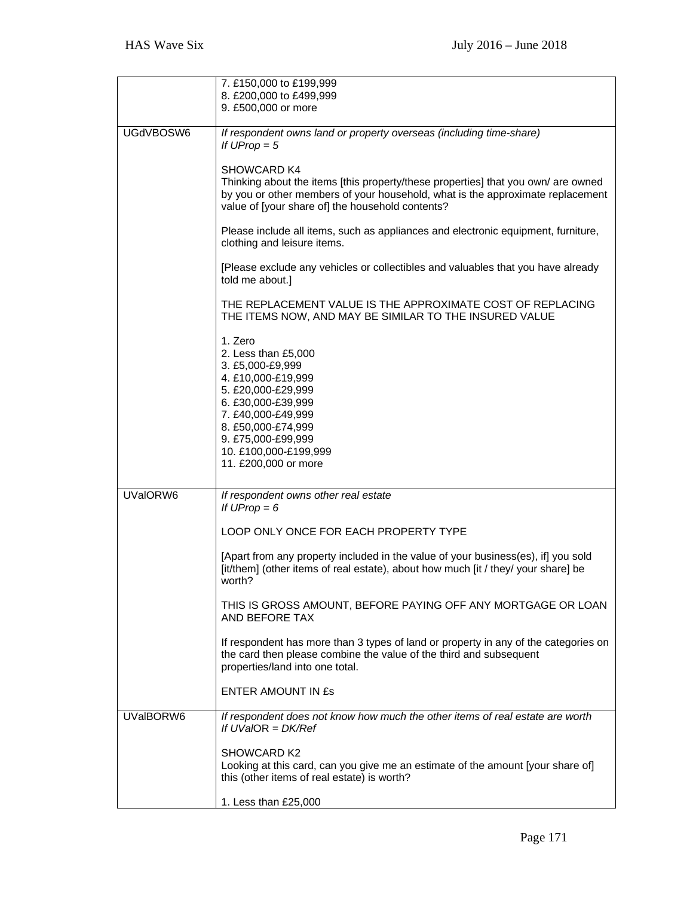| | |
|---|---|
| | 7. £150,000 to £199,999<br>8. £200,000 to £499,999<br>9. £500,000 or more |
| UGdVBOSW6 | *If respondent owns land or property overseas (including time-share)*<br>*If UProp = 5*<br><br>SHOWCARD K4<br>Thinking about the items [this property/these properties] that you own/ are owned by you or other members of your household, what is the approximate replacement value of [your share of] the household contents?<br><br>Please include all items, such as appliances and electronic equipment, furniture, clothing and leisure items.<br><br>[Please exclude any vehicles or collectibles and valuables that you have already told me about.]<br><br>THE REPLACEMENT VALUE IS THE APPROXIMATE COST OF REPLACING THE ITEMS NOW, AND MAY BE SIMILAR TO THE INSURED VALUE<br><br>1. Zero<br>2. Less than £5,000<br>3. £5,000-£9,999<br>4. £10,000-£19,999<br>5. £20,000-£29,999<br>6. £30,000-£39,999<br>7. £40,000-£49,999<br>8. £50,000-£74,999<br>9. £75,000-£99,999<br>10. £100,000-£199,999<br>11. £200,000 or more |
| UValORW6 | *If respondent owns other real estate*<br>*If UProp = 6*<br><br>LOOP ONLY ONCE FOR EACH PROPERTY TYPE<br><br>[Apart from any property included in the value of your business(es), if] you sold [it/them] (other items of real estate), about how much [it / they/ your share] be worth?<br><br>THIS IS GROSS AMOUNT, BEFORE PAYING OFF ANY MORTGAGE OR LOAN AND BEFORE TAX<br><br>If respondent has more than 3 types of land or property in any of the categories on the card then please combine the value of the third and subsequent properties/land into one total.<br><br>ENTER AMOUNT IN £s |
| UValBORW6 | *If respondent does not know how much the other items of real estate are worth*<br>*If UValOR = DK/Ref*<br><br>SHOWCARD K2<br>Looking at this card, can you give me an estimate of the amount [your share of] this (other items of real estate) is worth?<br><br>1. Less than £25,000 |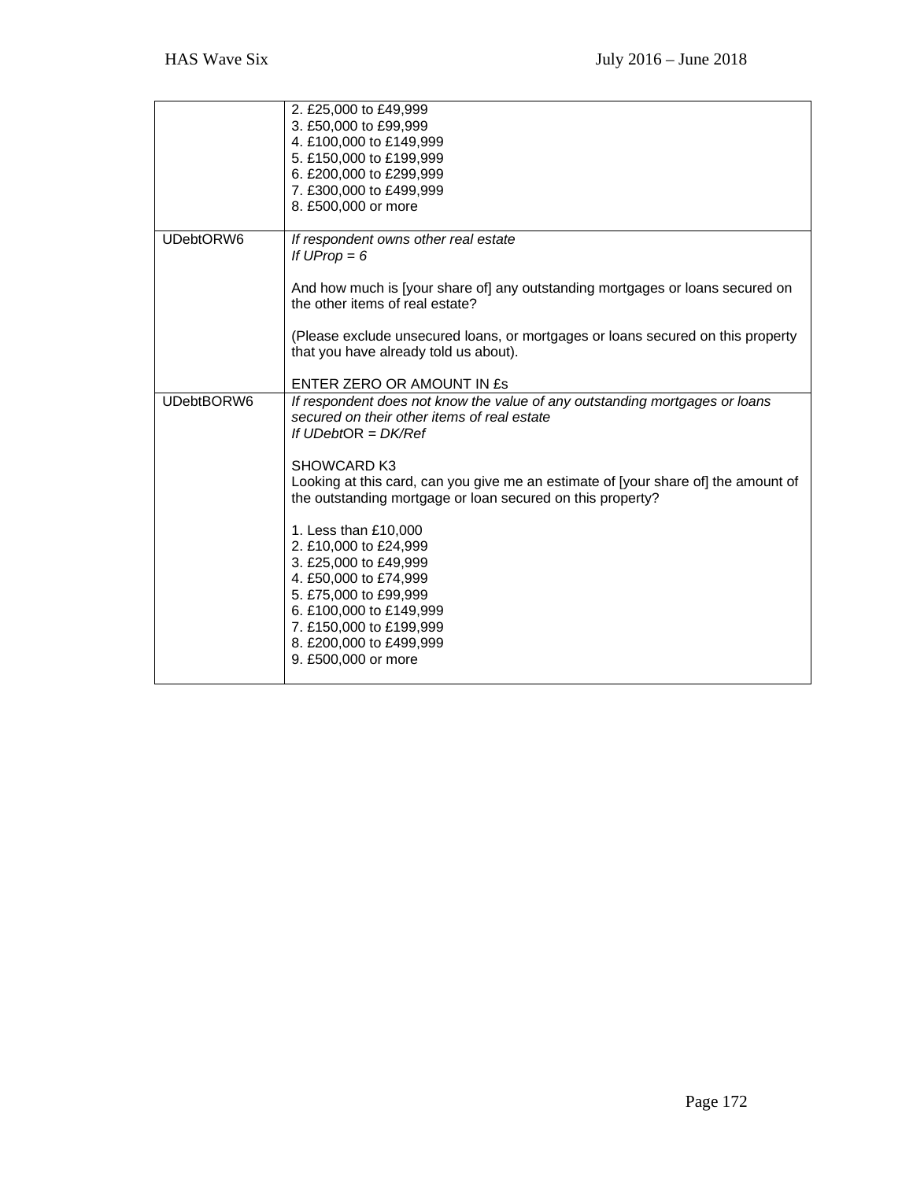| | |
|---|---|
| | 2. £25,000 to £49,999<br>3. £50,000 to £99,999<br>4. £100,000 to £149,999<br>5. £150,000 to £199,999<br>6. £200,000 to £299,999<br>7. £300,000 to £499,999<br>8. £500,000 or more |
| UDebtORW6 | *If respondent owns other real estate*<br>*If UProp = 6*<br><br>And how much is [your share of] any outstanding mortgages or loans secured on the other items of real estate?<br><br>(Please exclude unsecured loans, or mortgages or loans secured on this property that you have already told us about).<br><br>ENTER ZERO OR AMOUNT IN £s |
| UDebtBORW6 | *If respondent does not know the value of any outstanding mortgages or loans secured on their other items of real estate*<br>*If UDebtOR = DK/Ref*<br><br>SHOWCARD K3<br>Looking at this card, can you give me an estimate of [your share of] the amount of the outstanding mortgage or loan secured on this property?<br><br>1. Less than £10,000<br>2. £10,000 to £24,999<br>3. £25,000 to £49,999<br>4. £50,000 to £74,999<br>5. £75,000 to £99,999<br>6. £100,000 to £149,999<br>7. £150,000 to £199,999<br>8. £200,000 to £499,999<br>9. £500,000 or more |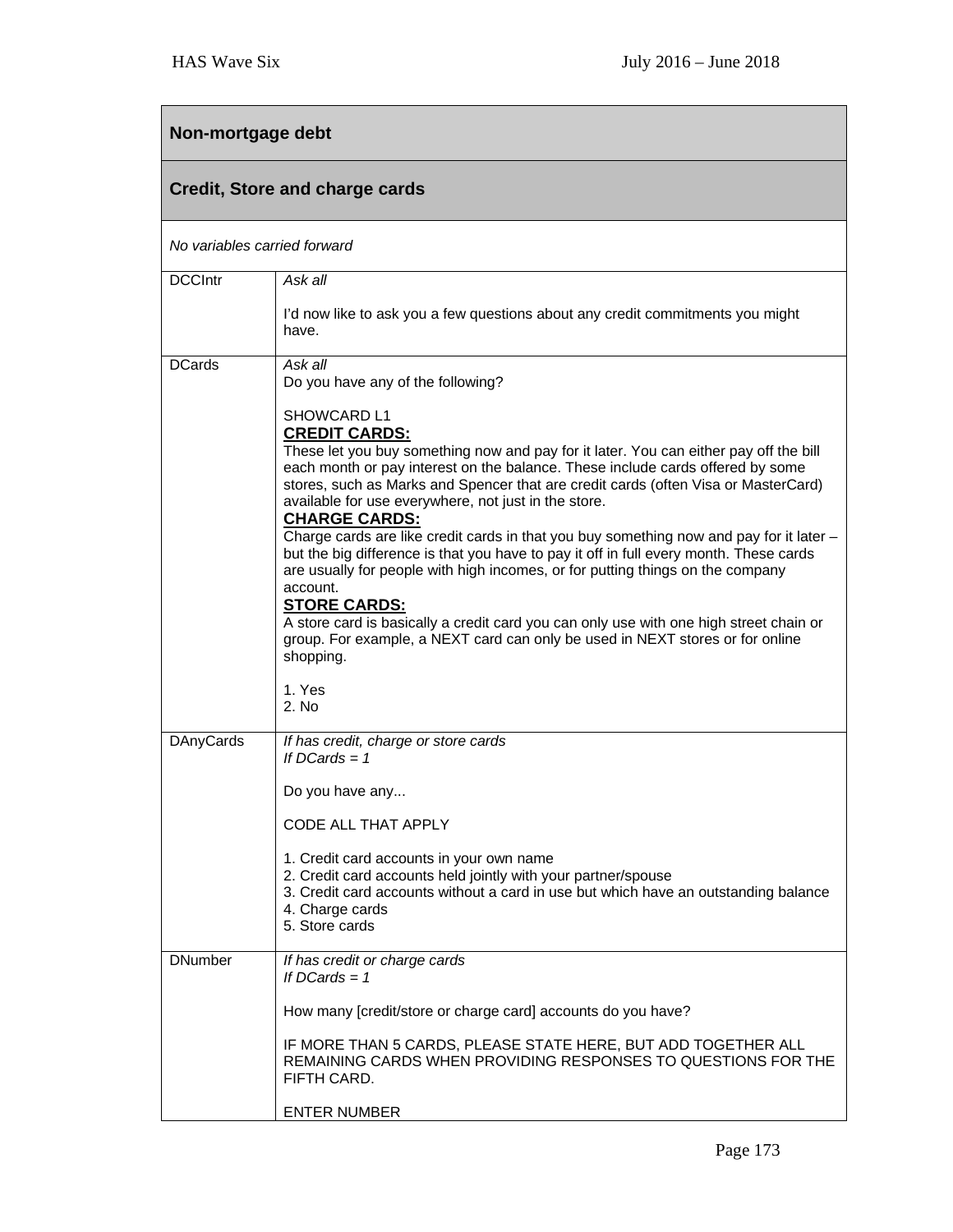## Non-mortgage debt

### Credit, Store and charge cards

*No variables carried forward*

| | |
|---|---|
| DCCIntr | *Ask all*<br><br>I'd now like to ask you a few questions about any credit commitments you might have. |
| DCards | *Ask all*<br>Do you have any of the following?<br><br>SHOWCARD L1<br>**CREDIT CARDS:**<br>These let you buy something now and pay for it later. You can either pay off the bill each month or pay interest on the balance. These include cards offered by some stores, such as Marks and Spencer that are credit cards (often Visa or MasterCard) available for use everywhere, not just in the store.<br>**CHARGE CARDS:**<br>Charge cards are like credit cards in that you buy something now and pay for it later – but the big difference is that you have to pay it off in full every month. These cards are usually for people with high incomes, or for putting things on the company account.<br>**STORE CARDS:**<br>A store card is basically a credit card you can only use with one high street chain or group. For example, a NEXT card can only be used in NEXT stores or for online shopping.<br><br>1. Yes<br>2. No |
| DAnyCards | *If has credit, charge or store cards*<br>*If DCards = 1*<br><br>Do you have any...<br><br>CODE ALL THAT APPLY<br><br>1. Credit card accounts in your own name<br>2. Credit card accounts held jointly with your partner/spouse<br>3. Credit card accounts without a card in use but which have an outstanding balance<br>4. Charge cards<br>5. Store cards |
| DNumber | *If has credit or charge cards*<br>*If DCards = 1*<br><br>How many [credit/store or charge card] accounts do you have?<br><br>IF MORE THAN 5 CARDS, PLEASE STATE HERE, BUT ADD TOGETHER ALL REMAINING CARDS WHEN PROVIDING RESPONSES TO QUESTIONS FOR THE FIFTH CARD.<br><br>ENTER NUMBER |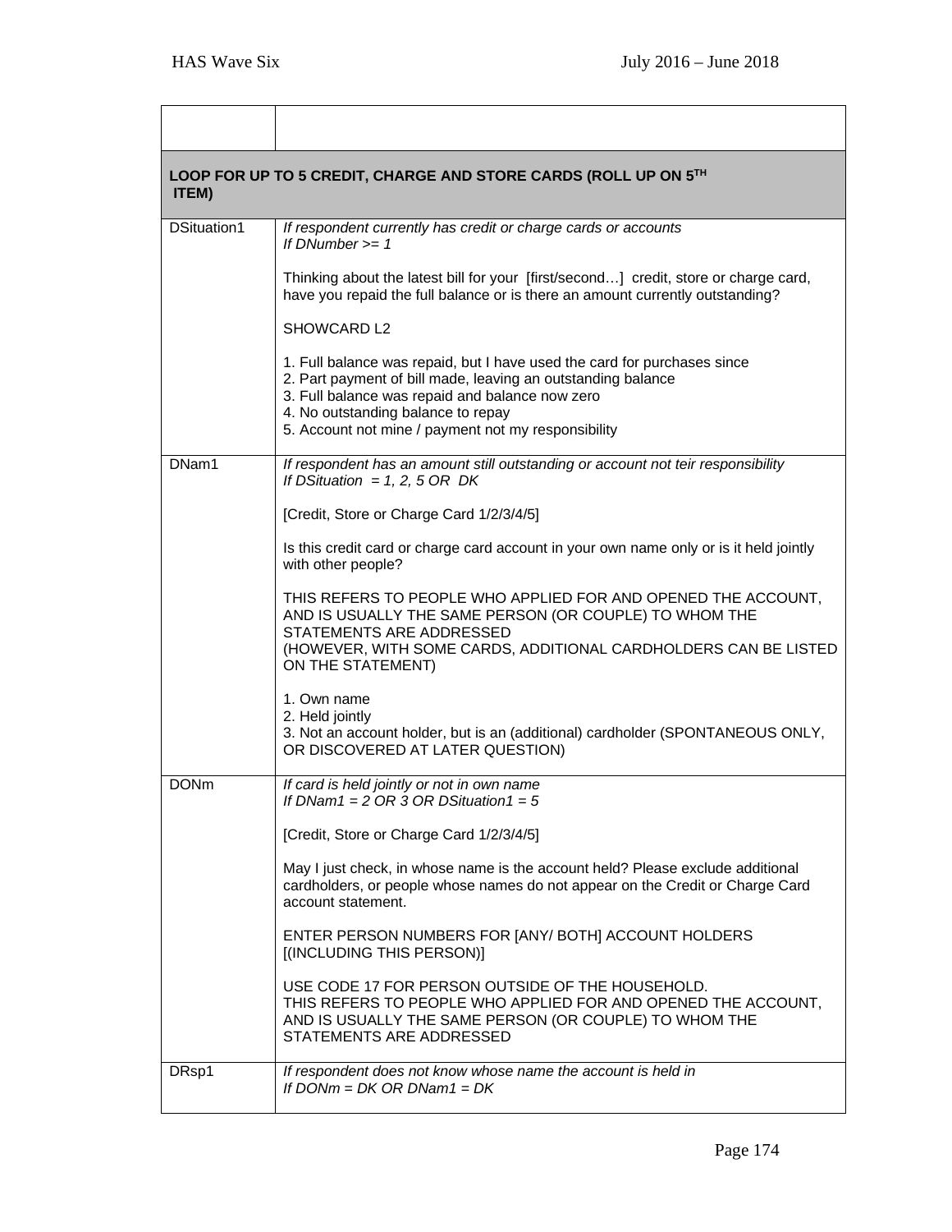| | |
|---|---|
| | |
| **LOOP FOR UP TO 5 CREDIT, CHARGE AND STORE CARDS (ROLL UP ON 5TH ITEM)** | |
| DSituation1 | *If respondent currently has credit or charge cards or accounts*<br>*If DNumber >= 1*<br><br>Thinking about the latest bill for your [first/second…] credit, store or charge card, have you repaid the full balance or is there an amount currently outstanding?<br><br>SHOWCARD L2<br><br>1. Full balance was repaid, but I have used the card for purchases since<br>2. Part payment of bill made, leaving an outstanding balance<br>3. Full balance was repaid and balance now zero<br>4. No outstanding balance to repay<br>5. Account not mine / payment not my responsibility |
| DNam1 | *If respondent has an amount still outstanding or account not teir responsibility*<br>*If DSituation = 1, 2, 5 OR DK*<br><br>[Credit, Store or Charge Card 1/2/3/4/5]<br><br>Is this credit card or charge card account in your own name only or is it held jointly with other people?<br><br>THIS REFERS TO PEOPLE WHO APPLIED FOR AND OPENED THE ACCOUNT, AND IS USUALLY THE SAME PERSON (OR COUPLE) TO WHOM THE STATEMENTS ARE ADDRESSED<br>(HOWEVER, WITH SOME CARDS, ADDITIONAL CARDHOLDERS CAN BE LISTED ON THE STATEMENT)<br><br>1. Own name<br>2. Held jointly<br>3. Not an account holder, but is an (additional) cardholder (SPONTANEOUS ONLY, OR DISCOVERED AT LATER QUESTION) |
| DONm | *If card is held jointly or not in own name*<br>*If DNam1 = 2 OR 3 OR DSituation1 = 5*<br><br>[Credit, Store or Charge Card 1/2/3/4/5]<br><br>May I just check, in whose name is the account held? Please exclude additional cardholders, or people whose names do not appear on the Credit or Charge Card account statement.<br><br>ENTER PERSON NUMBERS FOR [ANY/ BOTH] ACCOUNT HOLDERS [(INCLUDING THIS PERSON)]<br><br>USE CODE 17 FOR PERSON OUTSIDE OF THE HOUSEHOLD.<br>THIS REFERS TO PEOPLE WHO APPLIED FOR AND OPENED THE ACCOUNT, AND IS USUALLY THE SAME PERSON (OR COUPLE) TO WHOM THE STATEMENTS ARE ADDRESSED |
| DRsp1 | *If respondent does not know whose name the account is held in*<br>*If DONm = DK OR DNam1 = DK* |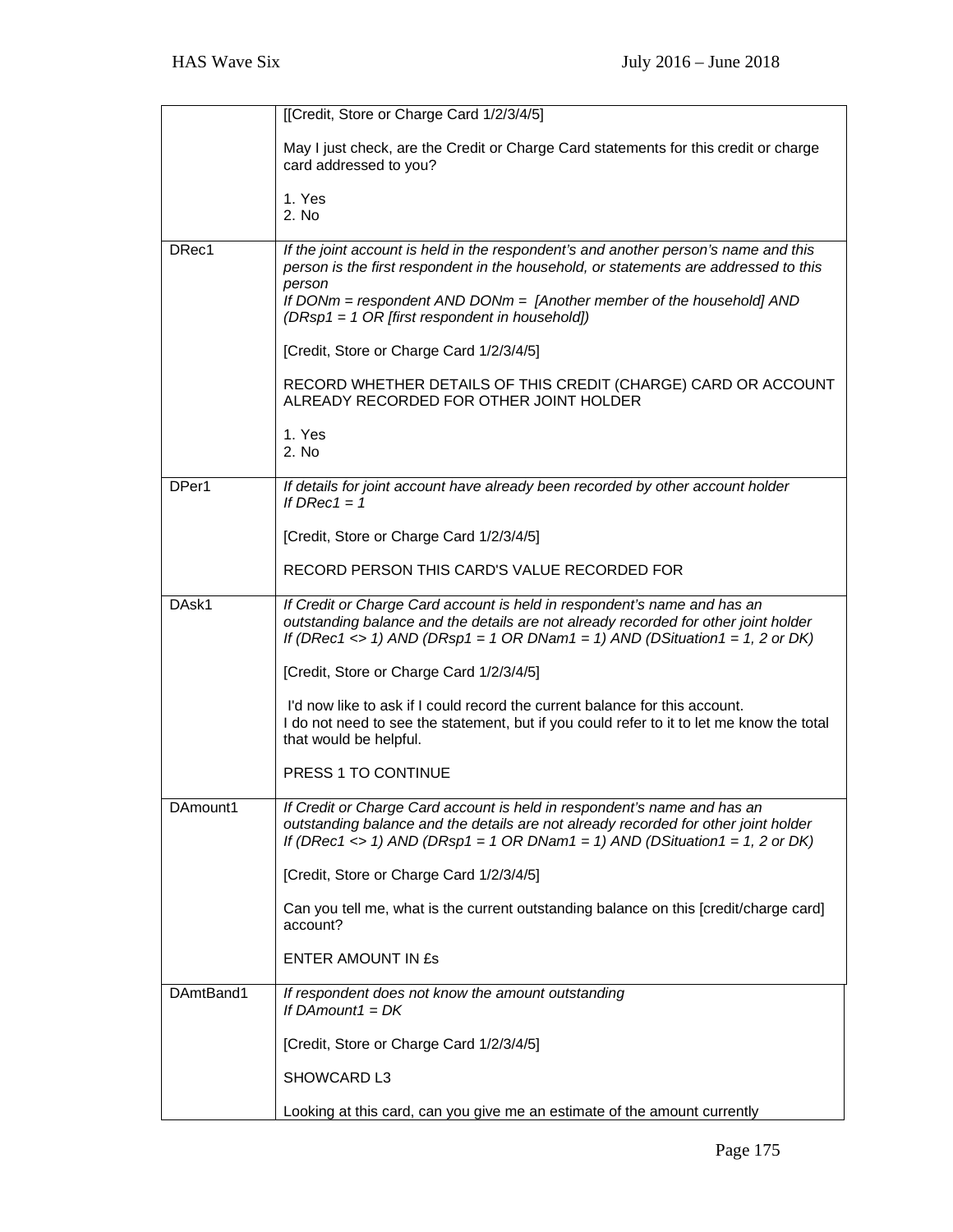| | |
|---|---|
| | [[Credit, Store or Charge Card 1/2/3/4/5]<br><br>May I just check, are the Credit or Charge Card statements for this credit or charge card addressed to you?<br><br>1. Yes<br>2. No |
| DRec1 | *If the joint account is held in the respondent's and another person's name and this person is the first respondent in the household, or statements are addressed to this person*<br>*If DONm = respondent AND DONm = [Another member of the household] AND (DRsp1 = 1 OR [first respondent in household])*<br><br>[Credit, Store or Charge Card 1/2/3/4/5]<br><br>RECORD WHETHER DETAILS OF THIS CREDIT (CHARGE) CARD OR ACCOUNT ALREADY RECORDED FOR OTHER JOINT HOLDER<br><br>1. Yes<br>2. No |
| DPer1 | *If details for joint account have already been recorded by other account holder*<br>*If DRec1 = 1*<br><br>[Credit, Store or Charge Card 1/2/3/4/5]<br><br>RECORD PERSON THIS CARD'S VALUE RECORDED FOR |
| DAsk1 | *If Credit or Charge Card account is held in respondent's name and has an outstanding balance and the details are not already recorded for other joint holder*<br>*If (DRec1 <> 1) AND (DRsp1 = 1 OR DNam1 = 1) AND (DSituation1 = 1, 2 or DK)*<br><br>[Credit, Store or Charge Card 1/2/3/4/5]<br><br>I'd now like to ask if I could record the current balance for this account.<br>I do not need to see the statement, but if you could refer to it to let me know the total that would be helpful.<br><br>PRESS 1 TO CONTINUE |
| DAmount1 | *If Credit or Charge Card account is held in respondent's name and has an outstanding balance and the details are not already recorded for other joint holder*<br>*If (DRec1 <> 1) AND (DRsp1 = 1 OR DNam1 = 1) AND (DSituation1 = 1, 2 or DK)*<br><br>[Credit, Store or Charge Card 1/2/3/4/5]<br><br>Can you tell me, what is the current outstanding balance on this [credit/charge card] account?<br><br>ENTER AMOUNT IN £s |
| DAmtBand1 | *If respondent does not know the amount outstanding*<br>*If DAmount1 = DK*<br><br>[Credit, Store or Charge Card 1/2/3/4/5]<br><br>SHOWCARD L3<br><br>Looking at this card, can you give me an estimate of the amount currently |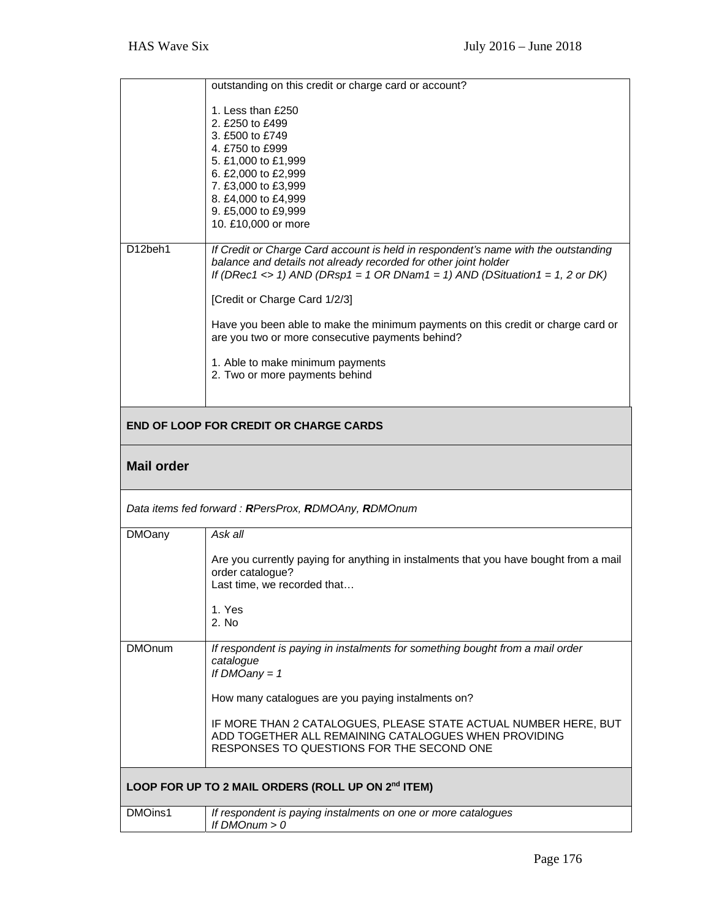| | |
|---|---|
| | outstanding on this credit or charge card or account?<br><br>1. Less than £250<br>2. £250 to £499<br>3. £500 to £749<br>4. £750 to £999<br>5. £1,000 to £1,999<br>6. £2,000 to £2,999<br>7. £3,000 to £3,999<br>8. £4,000 to £4,999<br>9. £5,000 to £9,999<br>10. £10,000 or more |
| D12beh1 | *If Credit or Charge Card account is held in respondent's name with the outstanding balance and details not already recorded for other joint holder*<br>*If (DRec1 <> 1) AND (DRsp1 = 1 OR DNam1 = 1) AND (DSituation1 = 1, 2 or DK)*<br><br>[Credit or Charge Card 1/2/3]<br><br>Have you been able to make the minimum payments on this credit or charge card or are you two or more consecutive payments behind?<br><br>1. Able to make minimum payments<br>2. Two or more payments behind |

**END OF LOOP FOR CREDIT OR CHARGE CARDS**

## Mail order

*Data items fed forward : **R**PersProx, **R**DMOAny, **R**DMOnum*

| | |
|---|---|
| DMOany | *Ask all*<br><br>Are you currently paying for anything in instalments that you have bought from a mail order catalogue?<br>Last time, we recorded that…<br><br>1. Yes<br>2. No |
| DMOnum | *If respondent is paying in instalments for something bought from a mail order catalogue*<br>*If DMOany = 1*<br><br>How many catalogues are you paying instalments on?<br><br>IF MORE THAN 2 CATALOGUES, PLEASE STATE ACTUAL NUMBER HERE, BUT ADD TOGETHER ALL REMAINING CATALOGUES WHEN PROVIDING RESPONSES TO QUESTIONS FOR THE SECOND ONE |

**LOOP FOR UP TO 2 MAIL ORDERS (ROLL UP ON 2nd ITEM)**

| | |
|---|---|
| DMOins1 | *If respondent is paying instalments on one or more catalogues*<br>*If DMOnum > 0* |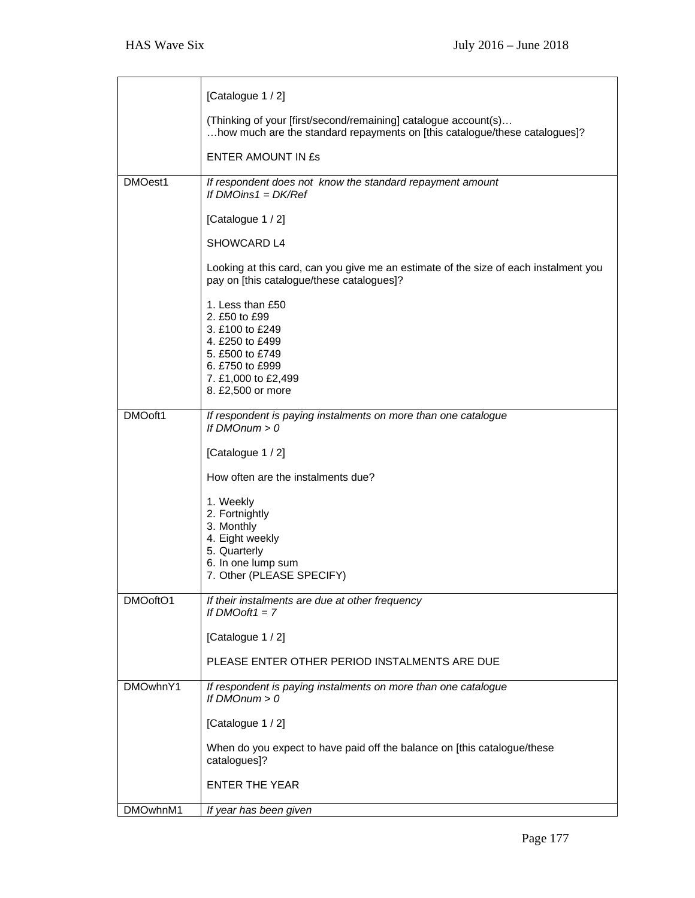| | |
|---|---|
| | [Catalogue 1 / 2]<br><br>(Thinking of your [first/second/remaining] catalogue account(s)…<br>…how much are the standard repayments on [this catalogue/these catalogues]?<br><br>ENTER AMOUNT IN £s |
| DMOest1 | *If respondent does not know the standard repayment amount*<br>*If DMOins1 = DK/Ref*<br><br>[Catalogue 1 / 2]<br><br>SHOWCARD L4<br><br>Looking at this card, can you give me an estimate of the size of each instalment you pay on [this catalogue/these catalogues]?<br><br>1. Less than £50<br>2. £50 to £99<br>3. £100 to £249<br>4. £250 to £499<br>5. £500 to £749<br>6. £750 to £999<br>7. £1,000 to £2,499<br>8. £2,500 or more |
| DMOoft1 | *If respondent is paying instalments on more than one catalogue*<br>*If DMOnum > 0*<br><br>[Catalogue 1 / 2]<br><br>How often are the instalments due?<br><br>1. Weekly<br>2. Fortnightly<br>3. Monthly<br>4. Eight weekly<br>5. Quarterly<br>6. In one lump sum<br>7. Other (PLEASE SPECIFY) |
| DMOoftO1 | *If their instalments are due at other frequency*<br>*If DMOoft1 = 7*<br><br>[Catalogue 1 / 2]<br><br>PLEASE ENTER OTHER PERIOD INSTALMENTS ARE DUE |
| DMOwhnY1 | *If respondent is paying instalments on more than one catalogue*<br>*If DMOnum > 0*<br><br>[Catalogue 1 / 2]<br><br>When do you expect to have paid off the balance on [this catalogue/these catalogues]?<br><br>ENTER THE YEAR |
| DMOwhnM1 | *If year has been given* |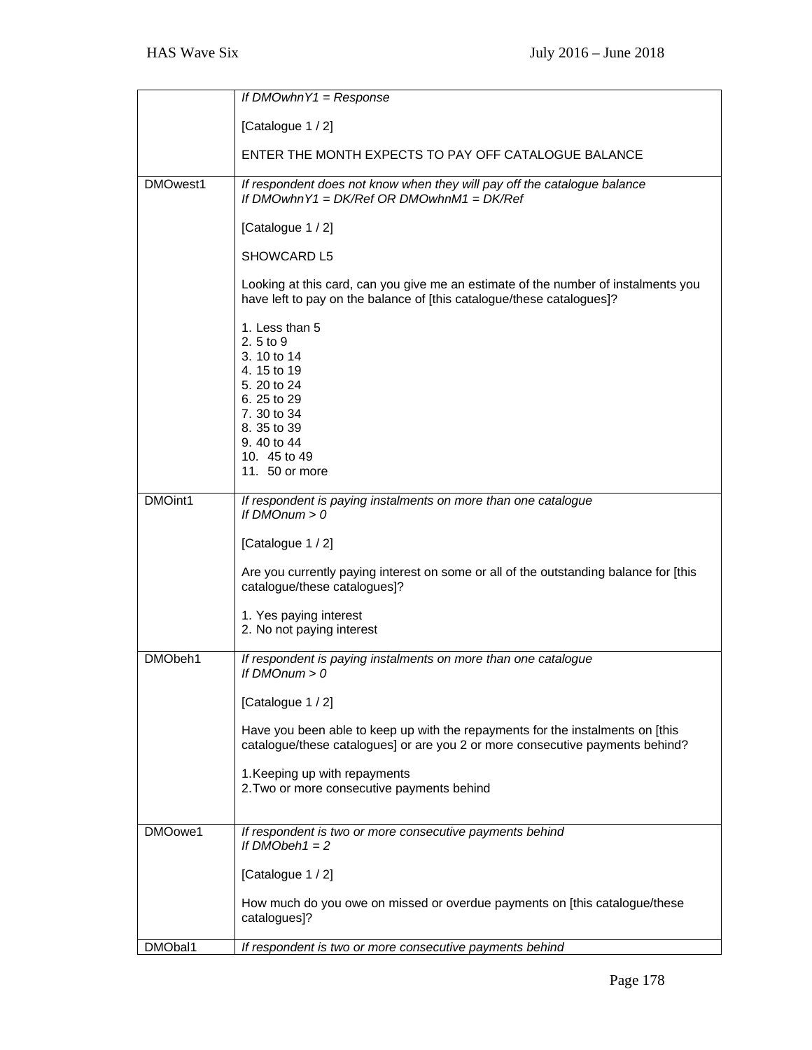| | |
|---|---|
| | *If DMOwhnY1 = Response*<br><br>[Catalogue 1 / 2]<br><br>ENTER THE MONTH EXPECTS TO PAY OFF CATALOGUE BALANCE |
| DMOwest1 | *If respondent does not know when they will pay off the catalogue balance*<br>*If DMOwhnY1 = DK/Ref OR DMOwhnM1 = DK/Ref*<br><br>[Catalogue 1 / 2]<br><br>SHOWCARD L5<br><br>Looking at this card, can you give me an estimate of the number of instalments you have left to pay on the balance of [this catalogue/these catalogues]?<br><br>1. Less than 5<br>2. 5 to 9<br>3. 10 to 14<br>4. 15 to 19<br>5. 20 to 24<br>6. 25 to 29<br>7. 30 to 34<br>8. 35 to 39<br>9. 40 to 44<br>10. 45 to 49<br>11. 50 or more |
| DMOint1 | *If respondent is paying instalments on more than one catalogue*<br>*If DMOnum > 0*<br><br>[Catalogue 1 / 2]<br><br>Are you currently paying interest on some or all of the outstanding balance for [this catalogue/these catalogues]?<br><br>1. Yes paying interest<br>2. No not paying interest |
| DMObeh1 | *If respondent is paying instalments on more than one catalogue*<br>*If DMOnum > 0*<br><br>[Catalogue 1 / 2]<br><br>Have you been able to keep up with the repayments for the instalments on [this catalogue/these catalogues] or are you 2 or more consecutive payments behind?<br><br>1.Keeping up with repayments<br>2.Two or more consecutive payments behind |
| DMOowe1 | *If respondent is two or more consecutive payments behind*<br>*If DMObeh1 = 2*<br><br>[Catalogue 1 / 2]<br><br>How much do you owe on missed or overdue payments on [this catalogue/these catalogues]? |
| DMObal1 | *If respondent is two or more consecutive payments behind* |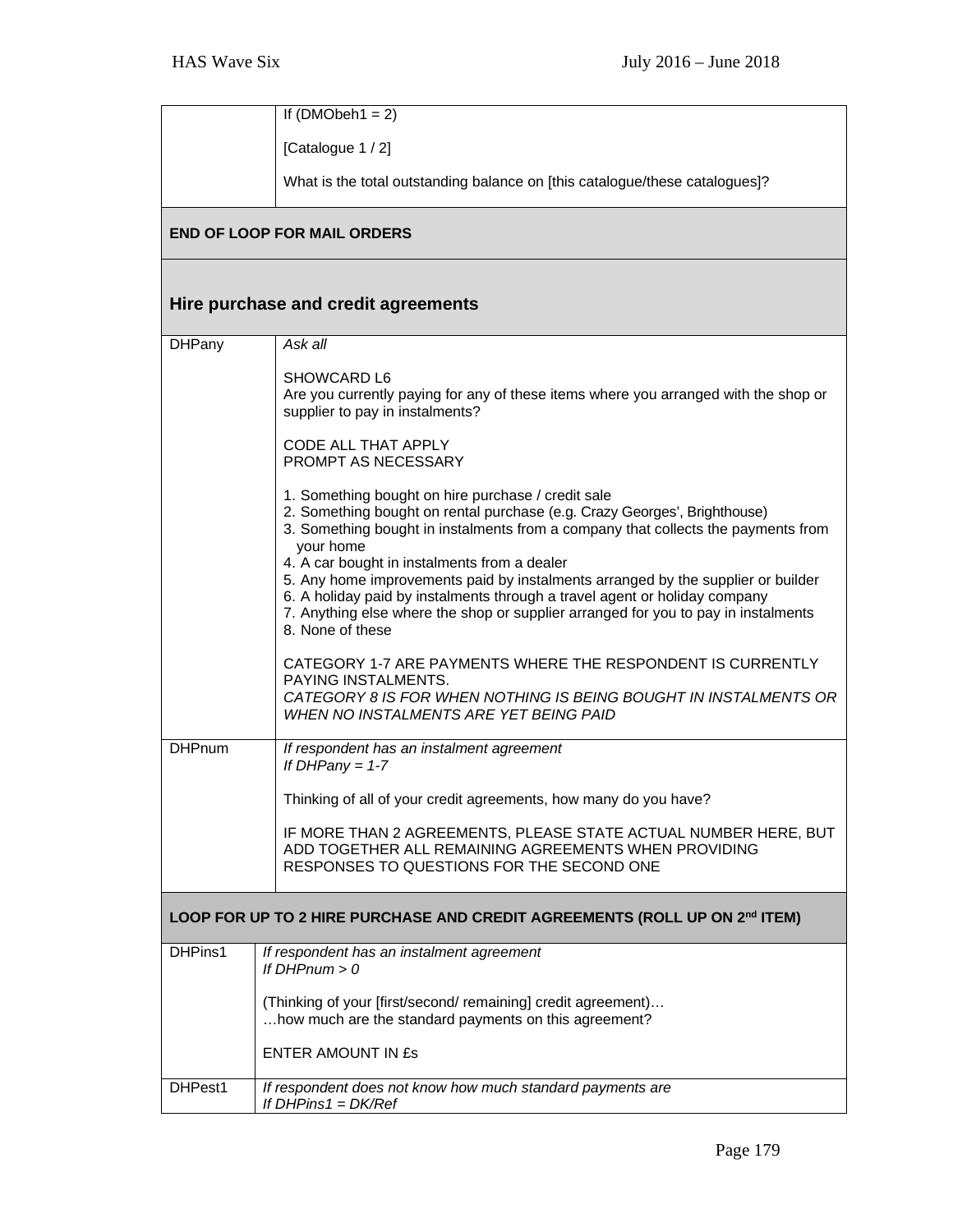| | |
|---|---|
| | If (DMObeh1 = 2)<br><br>[Catalogue 1 / 2]<br><br>What is the total outstanding balance on [this catalogue/these catalogues]? |

**END OF LOOP FOR MAIL ORDERS**

## Hire purchase and credit agreements

| | |
|---|---|
| DHPany | *Ask all*<br><br>SHOWCARD L6<br>Are you currently paying for any of these items where you arranged with the shop or supplier to pay in instalments?<br><br>CODE ALL THAT APPLY<br>PROMPT AS NECESSARY<br><br>1. Something bought on hire purchase / credit sale<br>2. Something bought on rental purchase (e.g. Crazy Georges', Brighthouse)<br>3. Something bought in instalments from a company that collects the payments from your home<br>4. A car bought in instalments from a dealer<br>5. Any home improvements paid by instalments arranged by the supplier or builder<br>6. A holiday paid by instalments through a travel agent or holiday company<br>7. Anything else where the shop or supplier arranged for you to pay in instalments<br>8. None of these<br><br>CATEGORY 1-7 ARE PAYMENTS WHERE THE RESPONDENT IS CURRENTLY PAYING INSTALMENTS.<br>*CATEGORY 8 IS FOR WHEN NOTHING IS BEING BOUGHT IN INSTALMENTS OR WHEN NO INSTALMENTS ARE YET BEING PAID* |
| DHPnum | *If respondent has an instalment agreement*<br>*If DHPany = 1-7*<br><br>Thinking of all of your credit agreements, how many do you have?<br><br>IF MORE THAN 2 AGREEMENTS, PLEASE STATE ACTUAL NUMBER HERE, BUT ADD TOGETHER ALL REMAINING AGREEMENTS WHEN PROVIDING RESPONSES TO QUESTIONS FOR THE SECOND ONE |

**LOOP FOR UP TO 2 HIRE PURCHASE AND CREDIT AGREEMENTS (ROLL UP ON 2nd ITEM)**

| | |
|---|---|
| DHPins1 | *If respondent has an instalment agreement*<br>*If DHPnum > 0*<br><br>(Thinking of your [first/second/ remaining] credit agreement)…<br>…how much are the standard payments on this agreement?<br><br>ENTER AMOUNT IN £s |
| DHPest1 | *If respondent does not know how much standard payments are*<br>*If DHPins1 = DK/Ref* |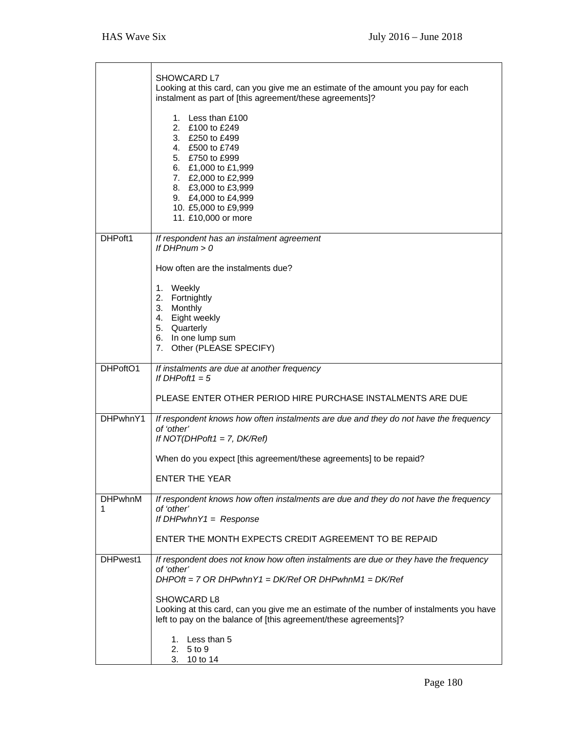| | |
|---|---|
| | SHOWCARD L7<br>Looking at this card, can you give me an estimate of the amount you pay for each instalment as part of [this agreement/these agreements]?<br><br>1. Less than £100<br>2. £100 to £249<br>3. £250 to £499<br>4. £500 to £749<br>5. £750 to £999<br>6. £1,000 to £1,999<br>7. £2,000 to £2,999<br>8. £3,000 to £3,999<br>9. £4,000 to £4,999<br>10. £5,000 to £9,999<br>11. £10,000 or more |
| DHPoft1 | *If respondent has an instalment agreement*<br>*If DHPnum > 0*<br><br>How often are the instalments due?<br><br>1. Weekly<br>2. Fortnightly<br>3. Monthly<br>4. Eight weekly<br>5. Quarterly<br>6. In one lump sum<br>7. Other (PLEASE SPECIFY) |
| DHPoftO1 | *If instalments are due at another frequency*<br>*If DHPoft1 = 5*<br><br>PLEASE ENTER OTHER PERIOD HIRE PURCHASE INSTALMENTS ARE DUE |
| DHPwhnY1 | *If respondent knows how often instalments are due and they do not have the frequency of 'other'*<br>*If NOT(DHPoft1 = 7, DK/Ref)*<br><br>When do you expect [this agreement/these agreements] to be repaid?<br><br>ENTER THE YEAR |
| DHPwhnM1 | *If respondent knows how often instalments are due and they do not have the frequency of 'other'*<br>*If DHPwhnY1 = Response*<br><br>ENTER THE MONTH EXPECTS CREDIT AGREEMENT TO BE REPAID |
| DHPwest1 | *If respondent does not know how often instalments are due or they have the frequency of 'other'*<br>*DHPOft = 7 OR DHPwhnY1 = DK/Ref OR DHPwhnM1 = DK/Ref*<br><br>SHOWCARD L8<br>Looking at this card, can you give me an estimate of the number of instalments you have left to pay on the balance of [this agreement/these agreements]?<br><br>1. Less than 5<br>2. 5 to 9<br>3. 10 to 14 |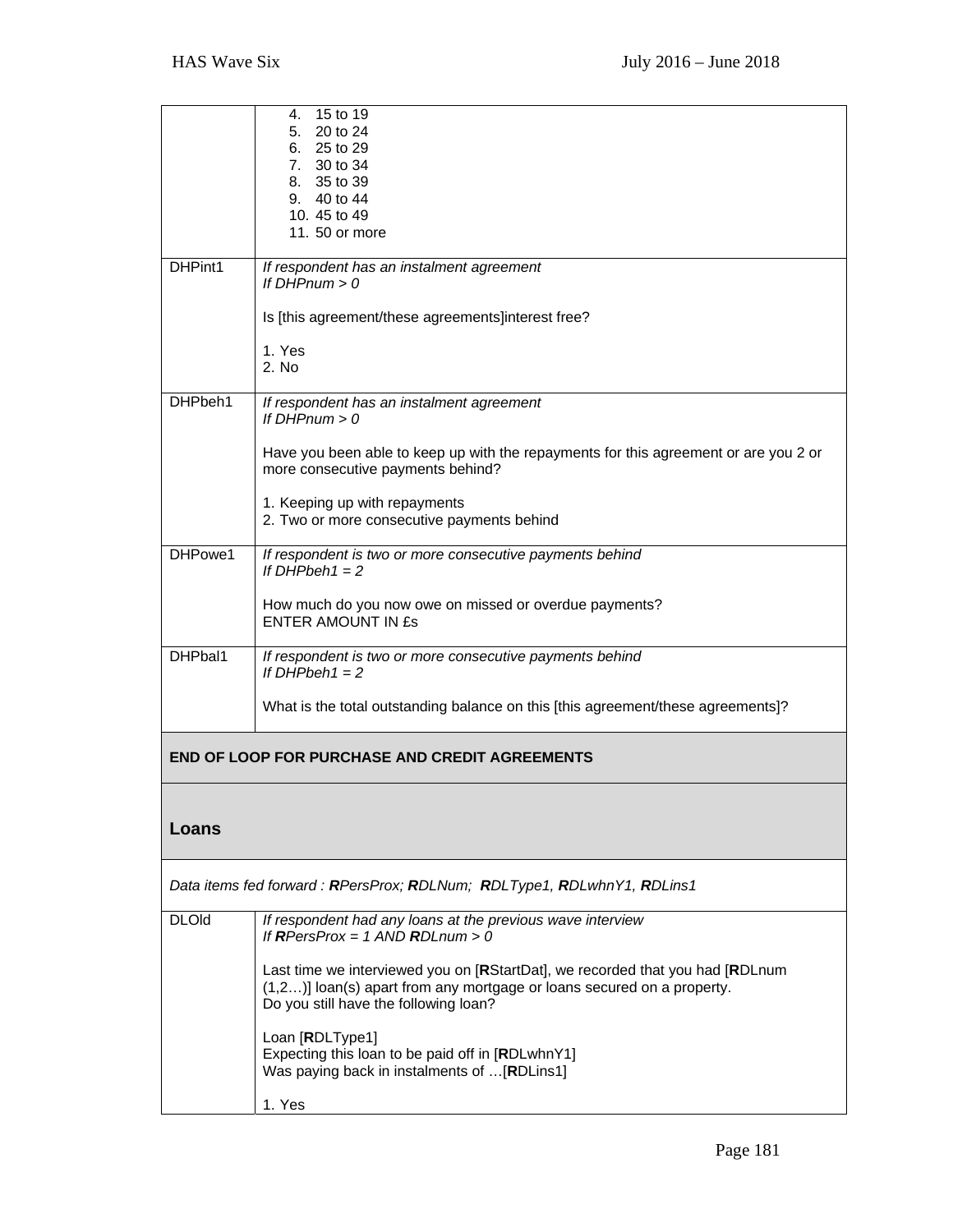| | |
|---|---|
| | 4. 15 to 19<br>5. 20 to 24<br>6. 25 to 29<br>7. 30 to 34<br>8. 35 to 39<br>9. 40 to 44<br>10. 45 to 49<br>11. 50 or more |
| DHPint1 | *If respondent has an instalment agreement*<br>*If DHPnum > 0*<br><br>Is [this agreement/these agreements]interest free?<br><br>1. Yes<br>2. No |
| DHPbeh1 | *If respondent has an instalment agreement*<br>*If DHPnum > 0*<br><br>Have you been able to keep up with the repayments for this agreement or are you 2 or more consecutive payments behind?<br><br>1. Keeping up with repayments<br>2. Two or more consecutive payments behind |
| DHPowe1 | *If respondent is two or more consecutive payments behind*<br>*If DHPbeh1 = 2*<br><br>How much do you now owe on missed or overdue payments?<br>ENTER AMOUNT IN £s |
| DHPbal1 | *If respondent is two or more consecutive payments behind*<br>*If DHPbeh1 = 2*<br><br>What is the total outstanding balance on this [this agreement/these agreements]? |

**END OF LOOP FOR PURCHASE AND CREDIT AGREEMENTS**

## Loans

*Data items fed forward : **R**PersProx; **R**DLNum; **R**DLType1, **R**DLwhnY1, **R**DLins1*

| | |
|---|---|
| DLOld | *If respondent had any loans at the previous wave interview*<br>*If **R**PersProx = 1 AND **R**DLnum > 0*<br><br>Last time we interviewed you on [**R**StartDat], we recorded that you had [**R**DLnum (1,2…)] loan(s) apart from any mortgage or loans secured on a property.<br>Do you still have the following loan?<br><br>Loan [**R**DLType1]<br>Expecting this loan to be paid off in [**R**DLwhnY1]<br>Was paying back in instalments of …[**R**DLins1]<br><br>1. Yes |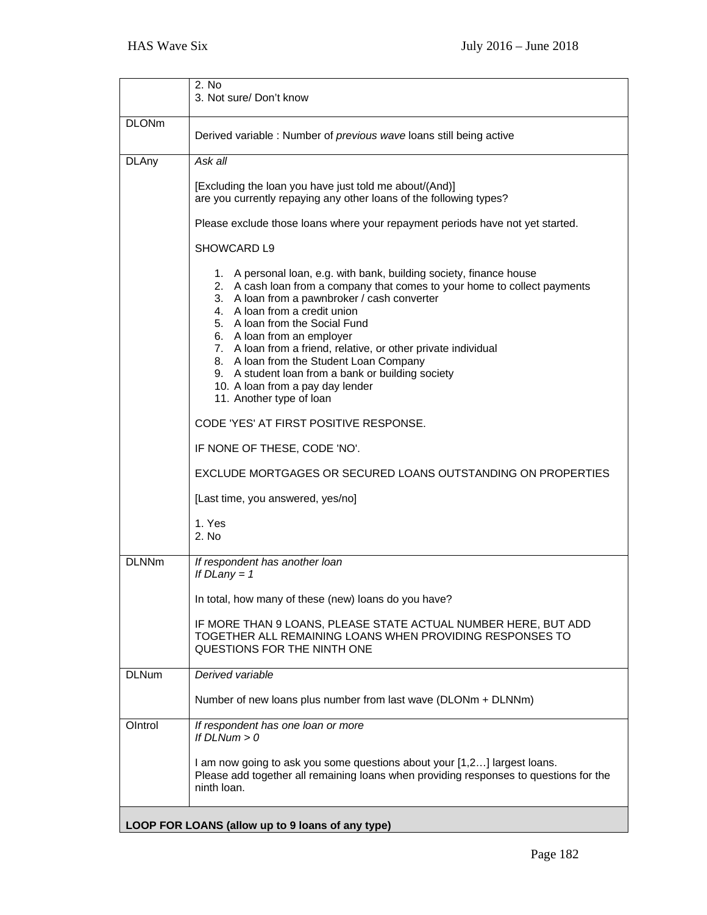| | |
|---|---|
| | 2. No<br>3. Not sure/ Don't know |
| DLONm | Derived variable : Number of *previous wave* loans still being active |
| DLAny | *Ask all*<br><br>[Excluding the loan you have just told me about/(And)]<br>are you currently repaying any other loans of the following types?<br><br>Please exclude those loans where your repayment periods have not yet started.<br><br>SHOWCARD L9<br><br>1. A personal loan, e.g. with bank, building society, finance house<br>2. A cash loan from a company that comes to your home to collect payments<br>3. A loan from a pawnbroker / cash converter<br>4. A loan from a credit union<br>5. A loan from the Social Fund<br>6. A loan from an employer<br>7. A loan from a friend, relative, or other private individual<br>8. A loan from the Student Loan Company<br>9. A student loan from a bank or building society<br>10. A loan from a pay day lender<br>11. Another type of loan<br><br>CODE 'YES' AT FIRST POSITIVE RESPONSE.<br><br>IF NONE OF THESE, CODE 'NO'.<br><br>EXCLUDE MORTGAGES OR SECURED LOANS OUTSTANDING ON PROPERTIES<br><br>[Last time, you answered, yes/no]<br><br>1. Yes<br>2. No |
| DLNNm | *If respondent has another loan*<br>*If DLany = 1*<br><br>In total, how many of these (new) loans do you have?<br><br>IF MORE THAN 9 LOANS, PLEASE STATE ACTUAL NUMBER HERE, BUT ADD TOGETHER ALL REMAINING LOANS WHEN PROVIDING RESPONSES TO QUESTIONS FOR THE NINTH ONE |
| DLNum | *Derived variable*<br><br>Number of new loans plus number from last wave (DLONm + DLNNm) |
| OIntrol | *If respondent has one loan or more*<br>*If DLNum > 0*<br><br>I am now going to ask you some questions about your [1,2…] largest loans.<br>Please add together all remaining loans when providing responses to questions for the ninth loan. |
| **LOOP FOR LOANS (allow up to 9 loans of any type)** | |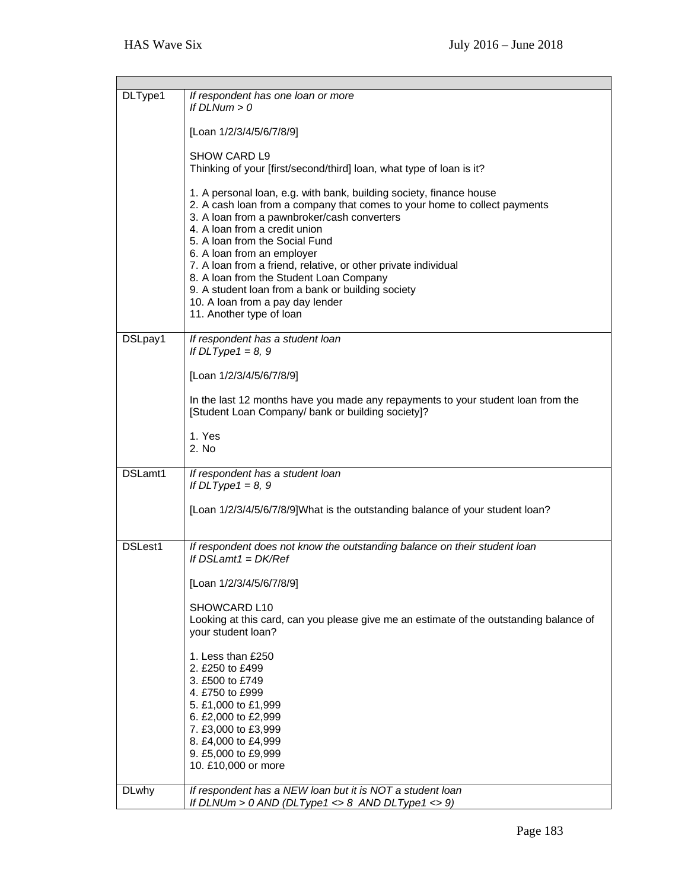| | |
|---|---|
| DLType1 | *If respondent has one loan or more*<br>*If DLNum > 0*<br><br>[Loan 1/2/3/4/5/6/7/8/9]<br><br>SHOW CARD L9<br>Thinking of your [first/second/third] loan, what type of loan is it?<br><br>1. A personal loan, e.g. with bank, building society, finance house<br>2. A cash loan from a company that comes to your home to collect payments<br>3. A loan from a pawnbroker/cash converters<br>4. A loan from a credit union<br>5. A loan from the Social Fund<br>6. A loan from an employer<br>7. A loan from a friend, relative, or other private individual<br>8. A loan from the Student Loan Company<br>9. A student loan from a bank or building society<br>10. A loan from a pay day lender<br>11. Another type of loan |
| DSLpay1 | *If respondent has a student loan*<br>*If DLType1 = 8, 9*<br><br>[Loan 1/2/3/4/5/6/7/8/9]<br><br>In the last 12 months have you made any repayments to your student loan from the [Student Loan Company/ bank or building society]?<br><br>1. Yes<br>2. No |
| DSLamt1 | *If respondent has a student loan*<br>*If DLType1 = 8, 9*<br><br>[Loan 1/2/3/4/5/6/7/8/9]What is the outstanding balance of your student loan? |
| DSLest1 | *If respondent does not know the outstanding balance on their student loan*<br>*If DSLamt1 = DK/Ref*<br><br>[Loan 1/2/3/4/5/6/7/8/9]<br><br>SHOWCARD L10<br>Looking at this card, can you please give me an estimate of the outstanding balance of your student loan?<br><br>1. Less than £250<br>2. £250 to £499<br>3. £500 to £749<br>4. £750 to £999<br>5. £1,000 to £1,999<br>6. £2,000 to £2,999<br>7. £3,000 to £3,999<br>8. £4,000 to £4,999<br>9. £5,000 to £9,999<br>10. £10,000 or more |
| DLwhy | *If respondent has a NEW loan but it is NOT a student loan*<br>*If DLNUm > 0 AND (DLType1 <> 8 AND DLType1 <> 9)* |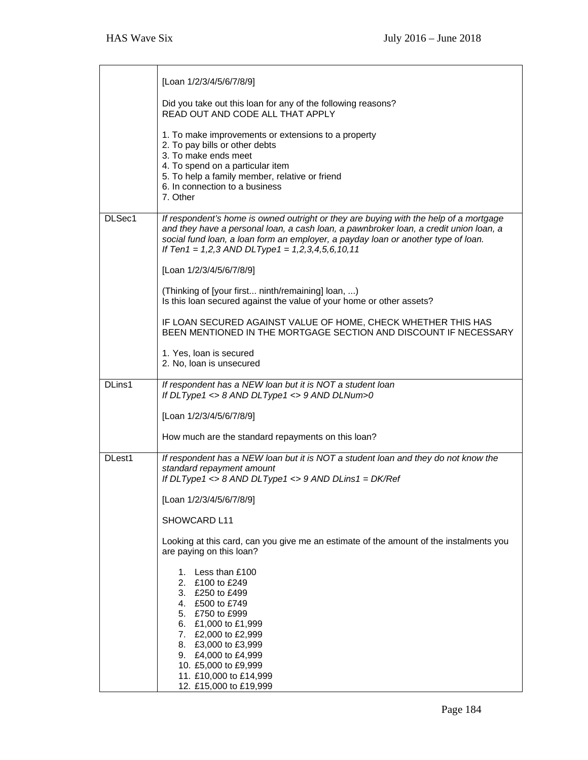| | |
|---|---|
| | [Loan 1/2/3/4/5/6/7/8/9]<br><br>Did you take out this loan for any of the following reasons?<br>READ OUT AND CODE ALL THAT APPLY<br><br>1. To make improvements or extensions to a property<br>2. To pay bills or other debts<br>3. To make ends meet<br>4. To spend on a particular item<br>5. To help a family member, relative or friend<br>6. In connection to a business<br>7. Other |
| DLSec1 | *If respondent's home is owned outright or they are buying with the help of a mortgage and they have a personal loan, a cash loan, a pawnbroker loan, a credit union loan, a social fund loan, a loan form an employer, a payday loan or another type of loan.*<br>*If Ten1 = 1,2,3 AND DLType1 = 1,2,3,4,5,6,10,11*<br><br>[Loan 1/2/3/4/5/6/7/8/9]<br><br>(Thinking of [your first... ninth/remaining] loan, ...)<br>Is this loan secured against the value of your home or other assets?<br><br>IF LOAN SECURED AGAINST VALUE OF HOME, CHECK WHETHER THIS HAS BEEN MENTIONED IN THE MORTGAGE SECTION AND DISCOUNT IF NECESSARY<br><br>1. Yes, loan is secured<br>2. No, loan is unsecured |
| DLins1 | *If respondent has a NEW loan but it is NOT a student loan*<br>*If DLType1 <> 8 AND DLType1 <> 9 AND DLNum>0*<br><br>[Loan 1/2/3/4/5/6/7/8/9]<br><br>How much are the standard repayments on this loan? |
| DLest1 | *If respondent has a NEW loan but it is NOT a student loan and they do not know the standard repayment amount*<br>*If DLType1 <> 8 AND DLType1 <> 9 AND DLins1 = DK/Ref*<br><br>[Loan 1/2/3/4/5/6/7/8/9]<br><br>SHOWCARD L11<br><br>Looking at this card, can you give me an estimate of the amount of the instalments you are paying on this loan?<br><br>1. Less than £100<br>2. £100 to £249<br>3. £250 to £499<br>4. £500 to £749<br>5. £750 to £999<br>6. £1,000 to £1,999<br>7. £2,000 to £2,999<br>8. £3,000 to £3,999<br>9. £4,000 to £4,999<br>10. £5,000 to £9,999<br>11. £10,000 to £14,999<br>12. £15,000 to £19,999 |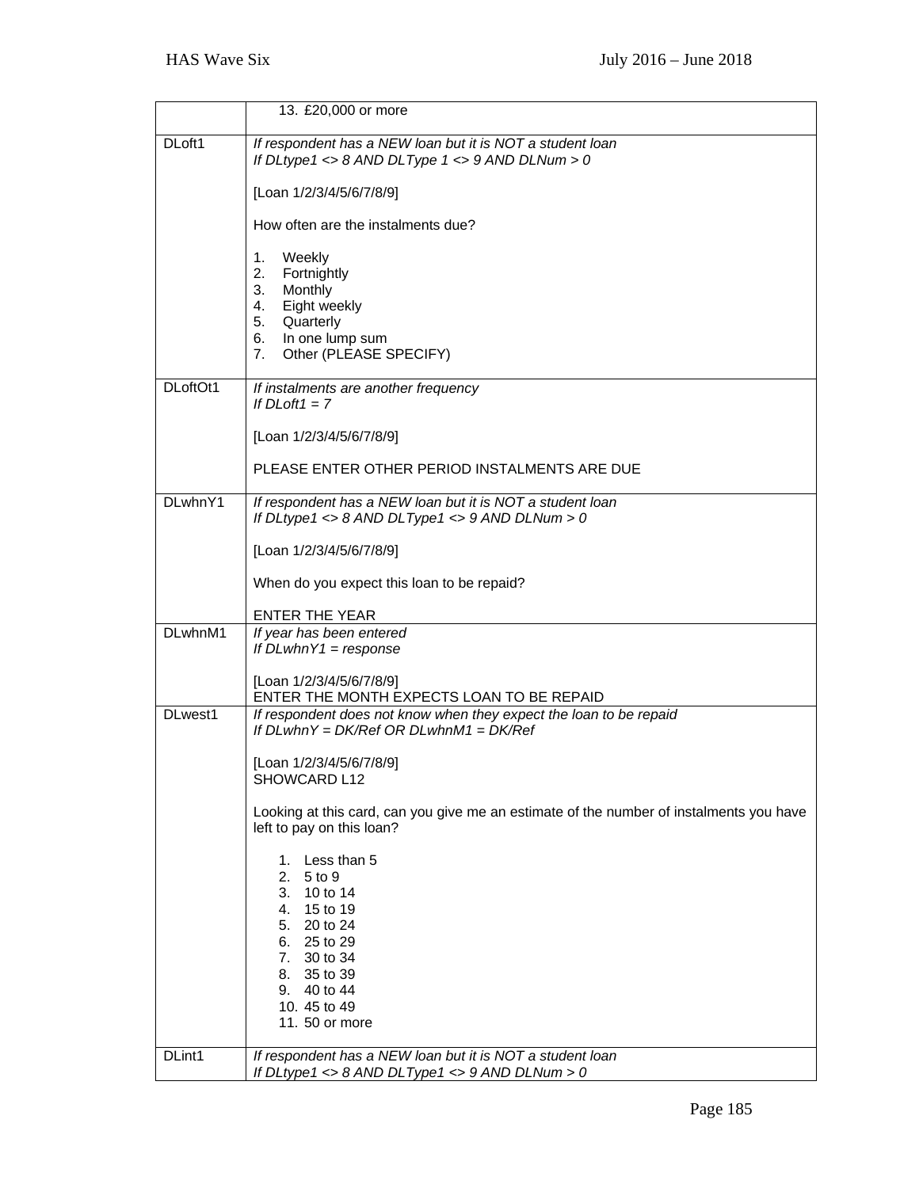| | |
|---|---|
| | 13. £20,000 or more |
| DLoft1 | *If respondent has a NEW loan but it is NOT a student loan*<br>*If DLtype1 <> 8 AND DLType 1 <> 9 AND DLNum > 0*<br><br>[Loan 1/2/3/4/5/6/7/8/9]<br><br>How often are the instalments due?<br><br>1. Weekly<br>2. Fortnightly<br>3. Monthly<br>4. Eight weekly<br>5. Quarterly<br>6. In one lump sum<br>7. Other (PLEASE SPECIFY) |
| DLoftOt1 | *If instalments are another frequency*<br>*If DLoft1 = 7*<br><br>[Loan 1/2/3/4/5/6/7/8/9]<br><br>PLEASE ENTER OTHER PERIOD INSTALMENTS ARE DUE |
| DLwhnY1 | *If respondent has a NEW loan but it is NOT a student loan*<br>*If DLtype1 <> 8 AND DLType1 <> 9 AND DLNum > 0*<br><br>[Loan 1/2/3/4/5/6/7/8/9]<br><br>When do you expect this loan to be repaid?<br><br>ENTER THE YEAR |
| DLwhnM1 | *If year has been entered*<br>*If DLwhnY1 = response*<br><br>[Loan 1/2/3/4/5/6/7/8/9]<br>ENTER THE MONTH EXPECTS LOAN TO BE REPAID |
| DLwest1 | *If respondent does not know when they expect the loan to be repaid*<br>*If DLwhnY = DK/Ref OR DLwhnM1 = DK/Ref*<br><br>[Loan 1/2/3/4/5/6/7/8/9]<br>SHOWCARD L12<br><br>Looking at this card, can you give me an estimate of the number of instalments you have left to pay on this loan?<br><br>1. Less than 5<br>2. 5 to 9<br>3. 10 to 14<br>4. 15 to 19<br>5. 20 to 24<br>6. 25 to 29<br>7. 30 to 34<br>8. 35 to 39<br>9. 40 to 44<br>10. 45 to 49<br>11. 50 or more |
| DLint1 | *If respondent has a NEW loan but it is NOT a student loan*<br>*If DLtype1 <> 8 AND DLType1 <> 9 AND DLNum > 0* |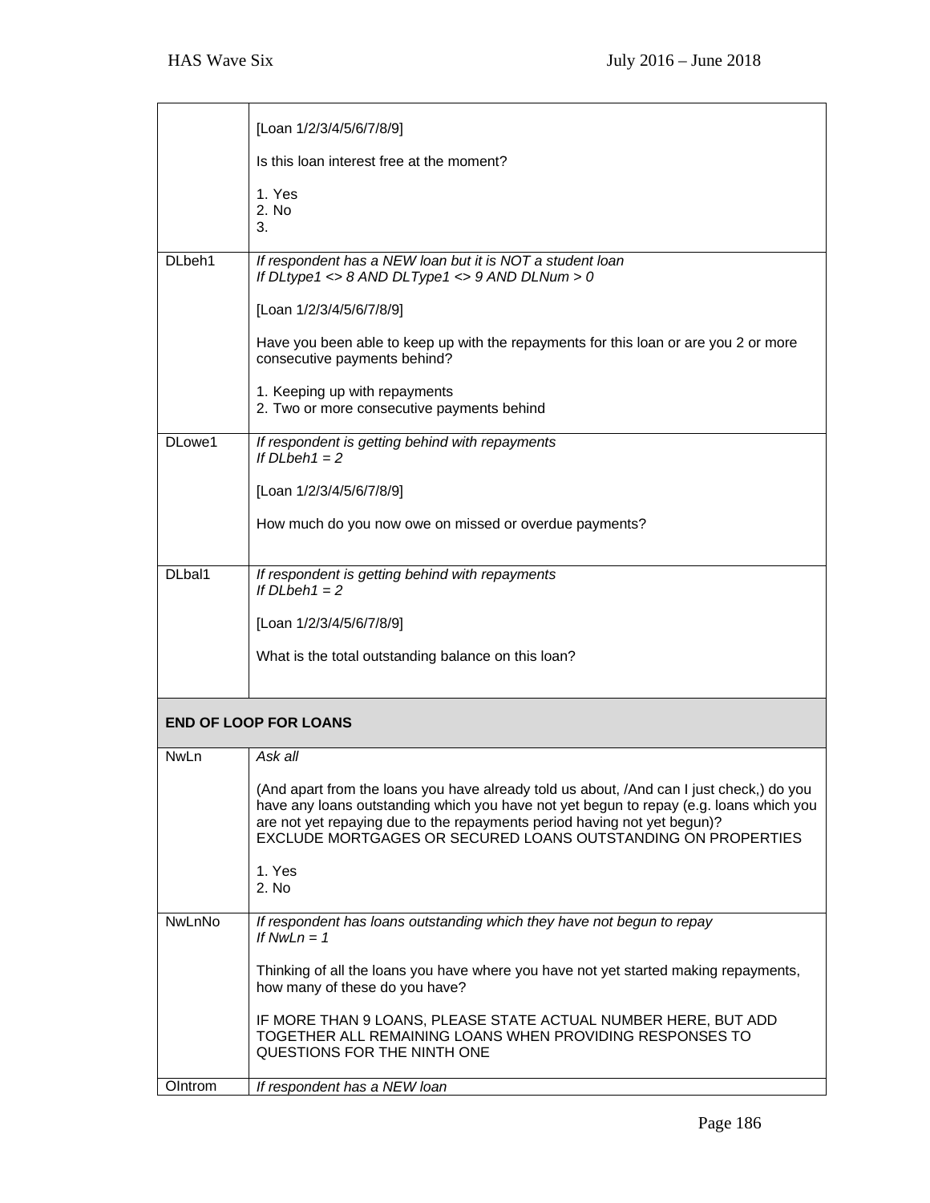| | |
|---|---|
| | [Loan 1/2/3/4/5/6/7/8/9]<br><br>Is this loan interest free at the moment?<br><br>1. Yes<br>2. No<br>3. |
| DLbeh1 | *If respondent has a NEW loan but it is NOT a student loan*<br>*If DLtype1 <> 8 AND DLType1 <> 9 AND DLNum > 0*<br><br>[Loan 1/2/3/4/5/6/7/8/9]<br><br>Have you been able to keep up with the repayments for this loan or are you 2 or more consecutive payments behind?<br><br>1. Keeping up with repayments<br>2. Two or more consecutive payments behind |
| DLowe1 | *If respondent is getting behind with repayments*<br>*If DLbeh1 = 2*<br><br>[Loan 1/2/3/4/5/6/7/8/9]<br><br>How much do you now owe on missed or overdue payments? |
| DLbal1 | *If respondent is getting behind with repayments*<br>*If DLbeh1 = 2*<br><br>[Loan 1/2/3/4/5/6/7/8/9]<br><br>What is the total outstanding balance on this loan? |
| **END OF LOOP FOR LOANS** | |
| NwLn | *Ask all*<br><br>(And apart from the loans you have already told us about, /And can I just check,) do you have any loans outstanding which you have not yet begun to repay (e.g. loans which you are not yet repaying due to the repayments period having not yet begun)?<br>EXCLUDE MORTGAGES OR SECURED LOANS OUTSTANDING ON PROPERTIES<br><br>1. Yes<br>2. No |
| NwLnNo | *If respondent has loans outstanding which they have not begun to repay*<br>*If NwLn = 1*<br><br>Thinking of all the loans you have where you have not yet started making repayments, how many of these do you have?<br><br>IF MORE THAN 9 LOANS, PLEASE STATE ACTUAL NUMBER HERE, BUT ADD TOGETHER ALL REMAINING LOANS WHEN PROVIDING RESPONSES TO QUESTIONS FOR THE NINTH ONE |
| OIntrom | *If respondent has a NEW loan* |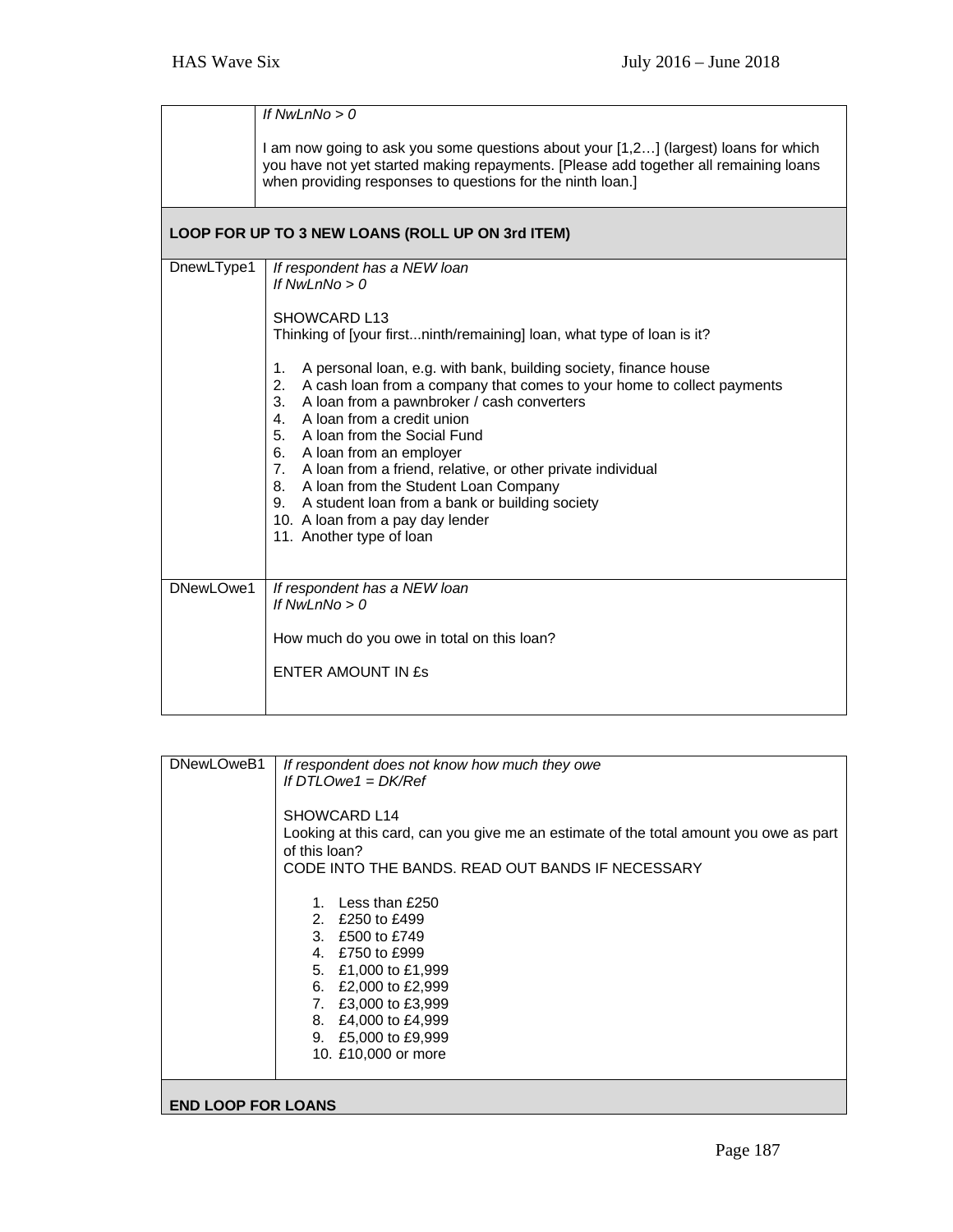| | |
|---|---|
| | *If NwLnNo > 0*<br><br>I am now going to ask you some questions about your [1,2…] (largest) loans for which you have not yet started making repayments. [Please add together all remaining loans when providing responses to questions for the ninth loan.] |

**LOOP FOR UP TO 3 NEW LOANS (ROLL UP ON 3rd ITEM)**

| | |
|---|---|
| DnewLType1 | *If respondent has a NEW loan*<br>*If NwLnNo > 0*<br><br>SHOWCARD L13<br>Thinking of [your first...ninth/remaining] loan, what type of loan is it?<br><br>1. A personal loan, e.g. with bank, building society, finance house<br>2. A cash loan from a company that comes to your home to collect payments<br>3. A loan from a pawnbroker / cash converters<br>4. A loan from a credit union<br>5. A loan from the Social Fund<br>6. A loan from an employer<br>7. A loan from a friend, relative, or other private individual<br>8. A loan from the Student Loan Company<br>9. A student loan from a bank or building society<br>10. A loan from a pay day lender<br>11. Another type of loan |
| DNewLOwe1 | *If respondent has a NEW loan*<br>*If NwLnNo > 0*<br><br>How much do you owe in total on this loan?<br><br>ENTER AMOUNT IN £s |

| | |
|---|---|
| DNewLOweB1 | *If respondent does not know how much they owe*<br>*If DTLOwe1 = DK/Ref*<br><br>SHOWCARD L14<br>Looking at this card, can you give me an estimate of the total amount you owe as part of this loan?<br>CODE INTO THE BANDS. READ OUT BANDS IF NECESSARY<br><br>1. Less than £250<br>2. £250 to £499<br>3. £500 to £749<br>4. £750 to £999<br>5. £1,000 to £1,999<br>6. £2,000 to £2,999<br>7. £3,000 to £3,999<br>8. £4,000 to £4,999<br>9. £5,000 to £9,999<br>10. £10,000 or more |

**END LOOP FOR LOANS**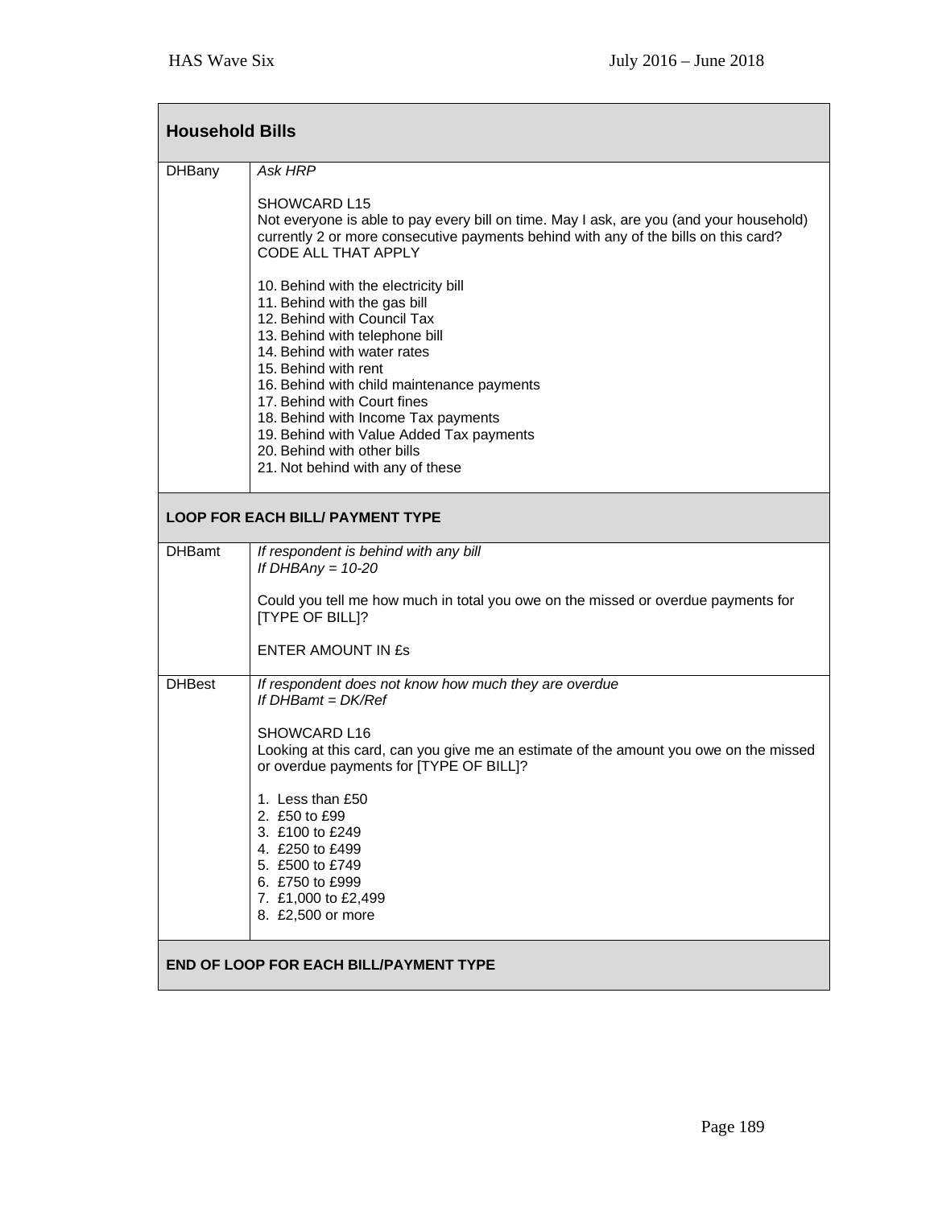| **Household Bills** | |
|---|---|
| DHBany | *Ask HRP*<br><br>SHOWCARD L15<br>Not everyone is able to pay every bill on time. May I ask, are you (and your household) currently 2 or more consecutive payments behind with any of the bills on this card?<br>CODE ALL THAT APPLY<br><br>10. Behind with the electricity bill<br>11. Behind with the gas bill<br>12. Behind with Council Tax<br>13. Behind with telephone bill<br>14. Behind with water rates<br>15. Behind with rent<br>16. Behind with child maintenance payments<br>17. Behind with Court fines<br>18. Behind with Income Tax payments<br>19. Behind with Value Added Tax payments<br>20. Behind with other bills<br>21. Not behind with any of these |
| **LOOP FOR EACH BILL/ PAYMENT TYPE** | |
| DHBamt | *If respondent is behind with any bill*<br>*If DHBAny = 10-20*<br><br>Could you tell me how much in total you owe on the missed or overdue payments for [TYPE OF BILL]?<br><br>ENTER AMOUNT IN £s |
| DHBest | *If respondent does not know how much they are overdue*<br>*If DHBamt = DK/Ref*<br><br>SHOWCARD L16<br>Looking at this card, can you give me an estimate of the amount you owe on the missed or overdue payments for [TYPE OF BILL]?<br><br>1. Less than £50<br>2. £50 to £99<br>3. £100 to £249<br>4. £250 to £499<br>5. £500 to £749<br>6. £750 to £999<br>7. £1,000 to £2,499<br>8. £2,500 or more |
| **END OF LOOP FOR EACH BILL/PAYMENT TYPE** | |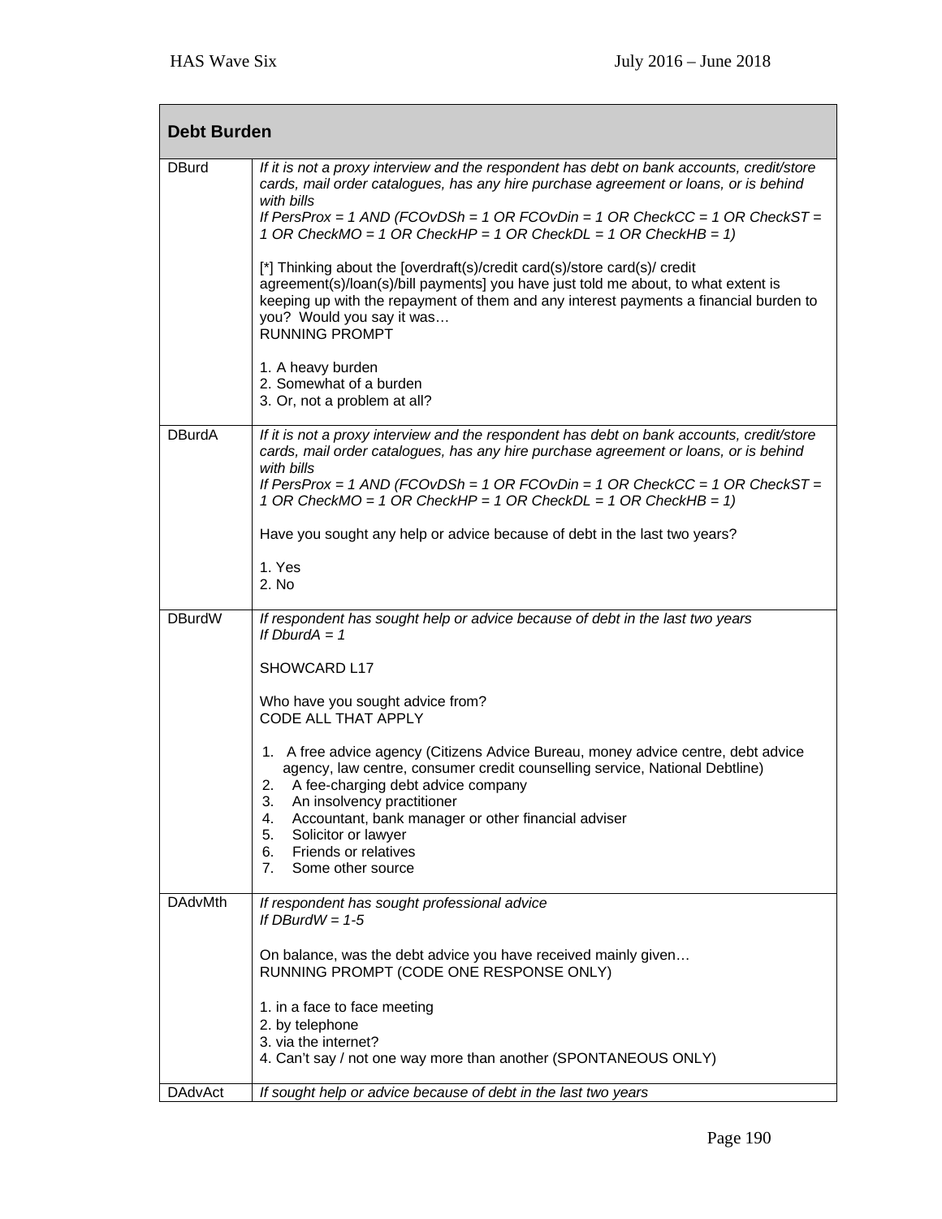| Debt Burden | |
|---|---|
| DBurd | *If it is not a proxy interview and the respondent has debt on bank accounts, credit/store cards, mail order catalogues, has any hire purchase agreement or loans, or is behind with bills*<br>*If PersProx = 1 AND (FCOvDSh = 1 OR FCOvDin = 1 OR CheckCC = 1 OR CheckST = 1 OR CheckMO = 1 OR CheckHP = 1 OR CheckDL = 1 OR CheckHB = 1)*<br><br>[*] Thinking about the [overdraft(s)/credit card(s)/store card(s)/ credit agreement(s)/loan(s)/bill payments] you have just told me about, to what extent is keeping up with the repayment of them and any interest payments a financial burden to you? Would you say it was…<br>RUNNING PROMPT<br><br>1. A heavy burden<br>2. Somewhat of a burden<br>3. Or, not a problem at all? |
| DBurdA | *If it is not a proxy interview and the respondent has debt on bank accounts, credit/store cards, mail order catalogues, has any hire purchase agreement or loans, or is behind with bills*<br>*If PersProx = 1 AND (FCOvDSh = 1 OR FCOvDin = 1 OR CheckCC = 1 OR CheckST = 1 OR CheckMO = 1 OR CheckHP = 1 OR CheckDL = 1 OR CheckHB = 1)*<br><br>Have you sought any help or advice because of debt in the last two years?<br><br>1. Yes<br>2. No |
| DBurdW | *If respondent has sought help or advice because of debt in the last two years*<br>*If DburdA = 1*<br><br>SHOWCARD L17<br><br>Who have you sought advice from?<br>CODE ALL THAT APPLY<br><br>1. A free advice agency (Citizens Advice Bureau, money advice centre, debt advice agency, law centre, consumer credit counselling service, National Debtline)<br>2. A fee-charging debt advice company<br>3. An insolvency practitioner<br>4. Accountant, bank manager or other financial adviser<br>5. Solicitor or lawyer<br>6. Friends or relatives<br>7. Some other source |
| DAdvMth | *If respondent has sought professional advice*<br>*If DBurdW = 1-5*<br><br>On balance, was the debt advice you have received mainly given…<br>RUNNING PROMPT (CODE ONE RESPONSE ONLY)<br><br>1. in a face to face meeting<br>2. by telephone<br>3. via the internet?<br>4. Can't say / not one way more than another (SPONTANEOUS ONLY) |
| DAdvAct | *If sought help or advice because of debt in the last two years* |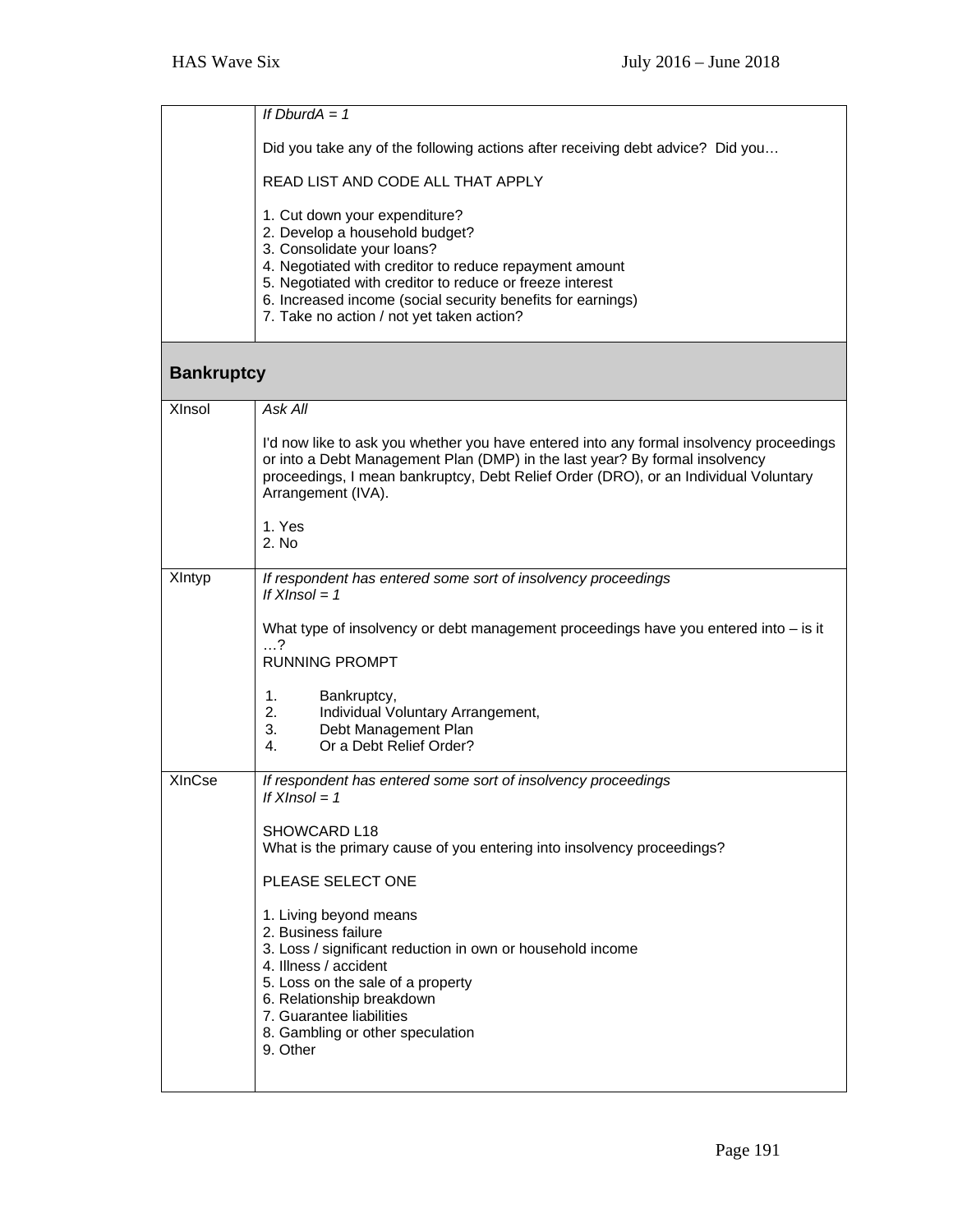| | |
|---|---|
| | *If DburdA = 1*<br><br>Did you take any of the following actions after receiving debt advice? Did you…<br><br>READ LIST AND CODE ALL THAT APPLY<br><br>1. Cut down your expenditure?<br>2. Develop a household budget?<br>3. Consolidate your loans?<br>4. Negotiated with creditor to reduce repayment amount<br>5. Negotiated with creditor to reduce or freeze interest<br>6. Increased income (social security benefits for earnings)<br>7. Take no action / not yet taken action? |

## Bankruptcy

| | |
|---|---|
| XInsol | *Ask All*<br><br>I'd now like to ask you whether you have entered into any formal insolvency proceedings or into a Debt Management Plan (DMP) in the last year? By formal insolvency proceedings, I mean bankruptcy, Debt Relief Order (DRO), or an Individual Voluntary Arrangement (IVA).<br><br>1. Yes<br>2. No |
| XIntyp | *If respondent has entered some sort of insolvency proceedings*<br>*If XInsol = 1*<br><br>What type of insolvency or debt management proceedings have you entered into – is it …?<br>RUNNING PROMPT<br><br>1. Bankruptcy,<br>2. Individual Voluntary Arrangement,<br>3. Debt Management Plan<br>4. Or a Debt Relief Order? |
| XInCse | *If respondent has entered some sort of insolvency proceedings*<br>*If XInsol = 1*<br><br>SHOWCARD L18<br>What is the primary cause of you entering into insolvency proceedings?<br><br>PLEASE SELECT ONE<br><br>1. Living beyond means<br>2. Business failure<br>3. Loss / significant reduction in own or household income<br>4. Illness / accident<br>5. Loss on the sale of a property<br>6. Relationship breakdown<br>7. Guarantee liabilities<br>8. Gambling or other speculation<br>9. Other |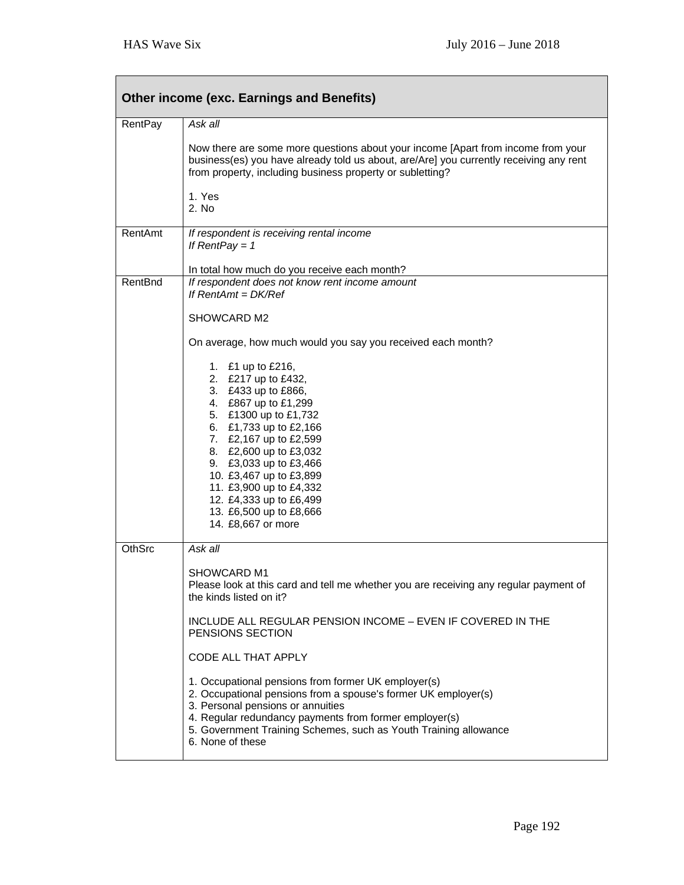| **Other income (exc. Earnings and Benefits)** | |
|---|---|
| RentPay | *Ask all*<br><br>Now there are some more questions about your income [Apart from income from your business(es) you have already told us about, are/Are] you currently receiving any rent from property, including business property or subletting?<br><br>1. Yes<br>2. No |
| RentAmt | *If respondent is receiving rental income*<br>*If RentPay = 1*<br><br>In total how much do you receive each month? |
| RentBnd | *If respondent does not know rent income amount*<br>*If RentAmt = DK/Ref*<br><br>SHOWCARD M2<br><br>On average, how much would you say you received each month?<br><br>1. £1 up to £216,<br>2. £217 up to £432,<br>3. £433 up to £866,<br>4. £867 up to £1,299<br>5. £1300 up to £1,732<br>6. £1,733 up to £2,166<br>7. £2,167 up to £2,599<br>8. £2,600 up to £3,032<br>9. £3,033 up to £3,466<br>10. £3,467 up to £3,899<br>11. £3,900 up to £4,332<br>12. £4,333 up to £6,499<br>13. £6,500 up to £8,666<br>14. £8,667 or more |
| OthSrc | *Ask all*<br><br>SHOWCARD M1<br>Please look at this card and tell me whether you are receiving any regular payment of the kinds listed on it?<br><br>INCLUDE ALL REGULAR PENSION INCOME – EVEN IF COVERED IN THE PENSIONS SECTION<br><br>CODE ALL THAT APPLY<br><br>1. Occupational pensions from former UK employer(s)<br>2. Occupational pensions from a spouse's former UK employer(s)<br>3. Personal pensions or annuities<br>4. Regular redundancy payments from former employer(s)<br>5. Government Training Schemes, such as Youth Training allowance<br>6. None of these |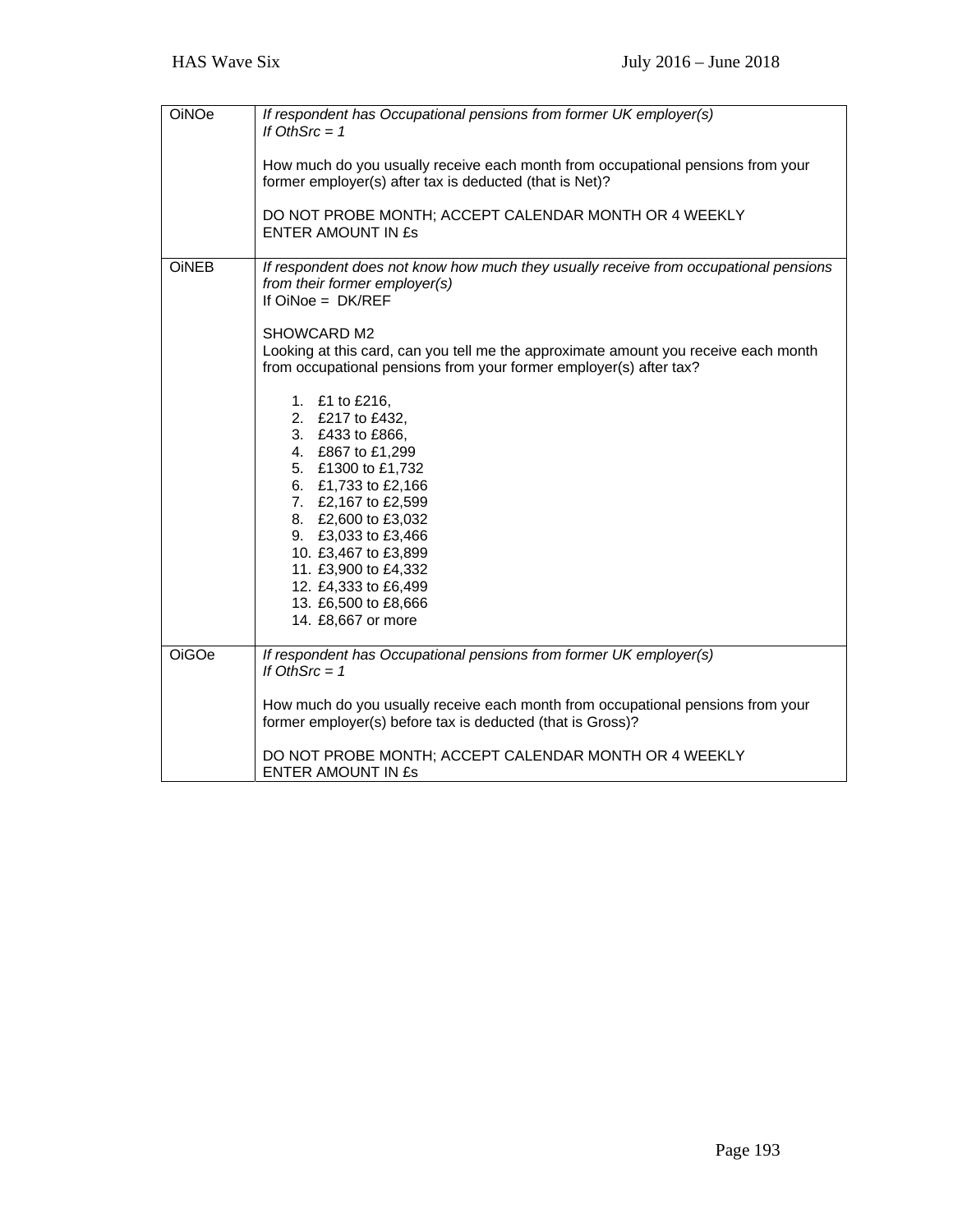| | |
|---|---|
| OiNOe | *If respondent has Occupational pensions from former UK employer(s)*<br>*If OthSrc = 1*<br><br>How much do you usually receive each month from occupational pensions from your former employer(s) after tax is deducted (that is Net)?<br><br>DO NOT PROBE MONTH; ACCEPT CALENDAR MONTH OR 4 WEEKLY<br>ENTER AMOUNT IN £s |
| OiNEB | *If respondent does not know how much they usually receive from occupational pensions from their former employer(s)*<br>If OiNoe = DK/REF<br><br>SHOWCARD M2<br>Looking at this card, can you tell me the approximate amount you receive each month from occupational pensions from your former employer(s) after tax?<br><br>1. £1 to £216,<br>2. £217 to £432,<br>3. £433 to £866,<br>4. £867 to £1,299<br>5. £1300 to £1,732<br>6. £1,733 to £2,166<br>7. £2,167 to £2,599<br>8. £2,600 to £3,032<br>9. £3,033 to £3,466<br>10. £3,467 to £3,899<br>11. £3,900 to £4,332<br>12. £4,333 to £6,499<br>13. £6,500 to £8,666<br>14. £8,667 or more |
| OiGOe | *If respondent has Occupational pensions from former UK employer(s)*<br>*If OthSrc = 1*<br><br>How much do you usually receive each month from occupational pensions from your former employer(s) before tax is deducted (that is Gross)?<br><br>DO NOT PROBE MONTH; ACCEPT CALENDAR MONTH OR 4 WEEKLY<br>ENTER AMOUNT IN £s |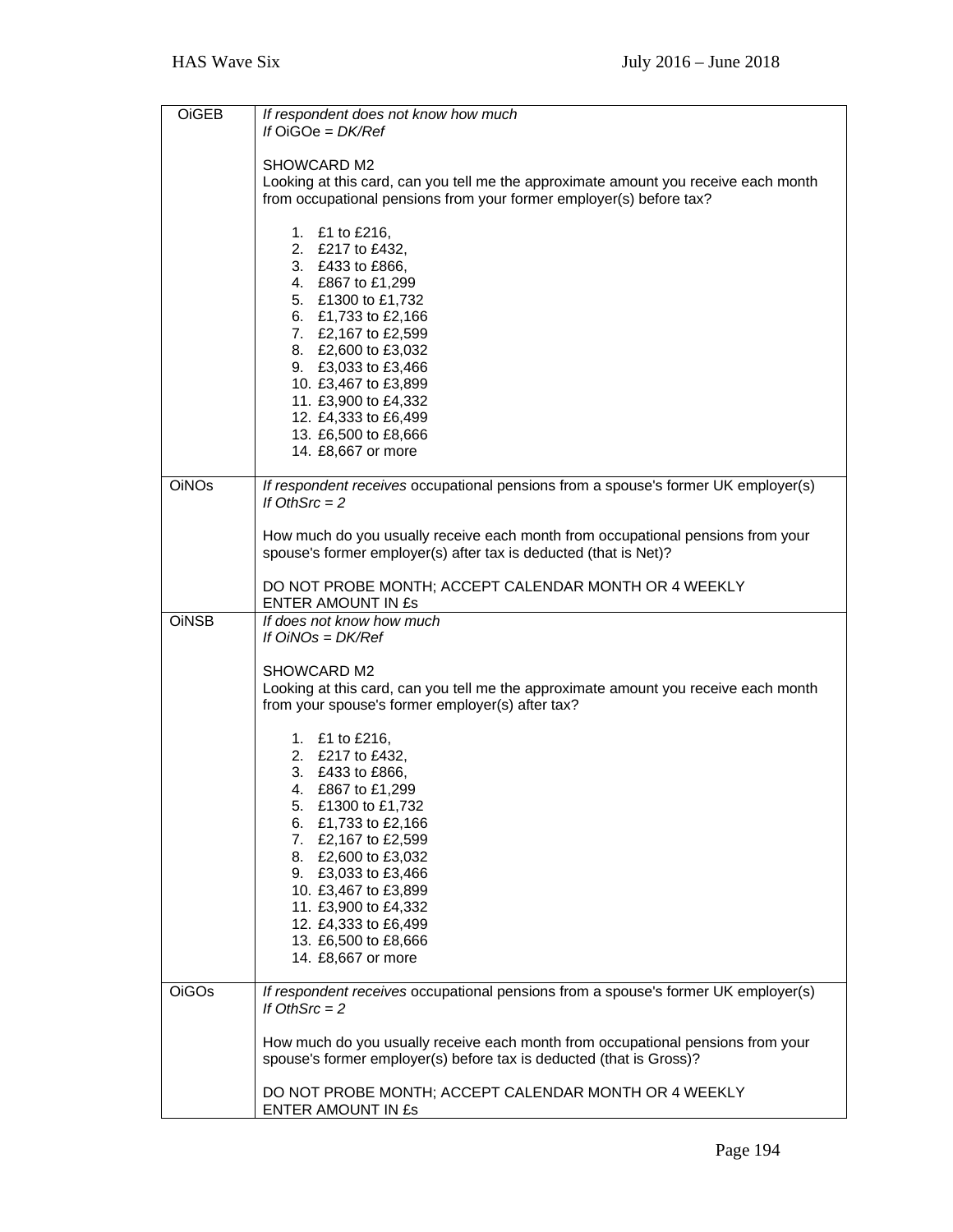| | |
|---|---|
| OiGEB | *If respondent does not know how much*<br>*If* OiGOe = *DK/Ref*<br><br>SHOWCARD M2<br>Looking at this card, can you tell me the approximate amount you receive each month from occupational pensions from your former employer(s) before tax?<br><br>1. £1 to £216,<br>2. £217 to £432,<br>3. £433 to £866,<br>4. £867 to £1,299<br>5. £1300 to £1,732<br>6. £1,733 to £2,166<br>7. £2,167 to £2,599<br>8. £2,600 to £3,032<br>9. £3,033 to £3,466<br>10. £3,467 to £3,899<br>11. £3,900 to £4,332<br>12. £4,333 to £6,499<br>13. £6,500 to £8,666<br>14. £8,667 or more |
| OiNOs | *If respondent receives* occupational pensions from a spouse's former UK employer(s)<br>*If OthSrc = 2*<br><br>How much do you usually receive each month from occupational pensions from your spouse's former employer(s) after tax is deducted (that is Net)?<br><br>DO NOT PROBE MONTH; ACCEPT CALENDAR MONTH OR 4 WEEKLY<br>ENTER AMOUNT IN £s |
| OiNSB | *If does not know how much*<br>*If OiNOs = DK/Ref*<br><br>SHOWCARD M2<br>Looking at this card, can you tell me the approximate amount you receive each month from your spouse's former employer(s) after tax?<br><br>1. £1 to £216,<br>2. £217 to £432,<br>3. £433 to £866,<br>4. £867 to £1,299<br>5. £1300 to £1,732<br>6. £1,733 to £2,166<br>7. £2,167 to £2,599<br>8. £2,600 to £3,032<br>9. £3,033 to £3,466<br>10. £3,467 to £3,899<br>11. £3,900 to £4,332<br>12. £4,333 to £6,499<br>13. £6,500 to £8,666<br>14. £8,667 or more |
| OiGOs | *If respondent receives* occupational pensions from a spouse's former UK employer(s)<br>*If OthSrc = 2*<br><br>How much do you usually receive each month from occupational pensions from your spouse's former employer(s) before tax is deducted (that is Gross)?<br><br>DO NOT PROBE MONTH; ACCEPT CALENDAR MONTH OR 4 WEEKLY<br>ENTER AMOUNT IN £s |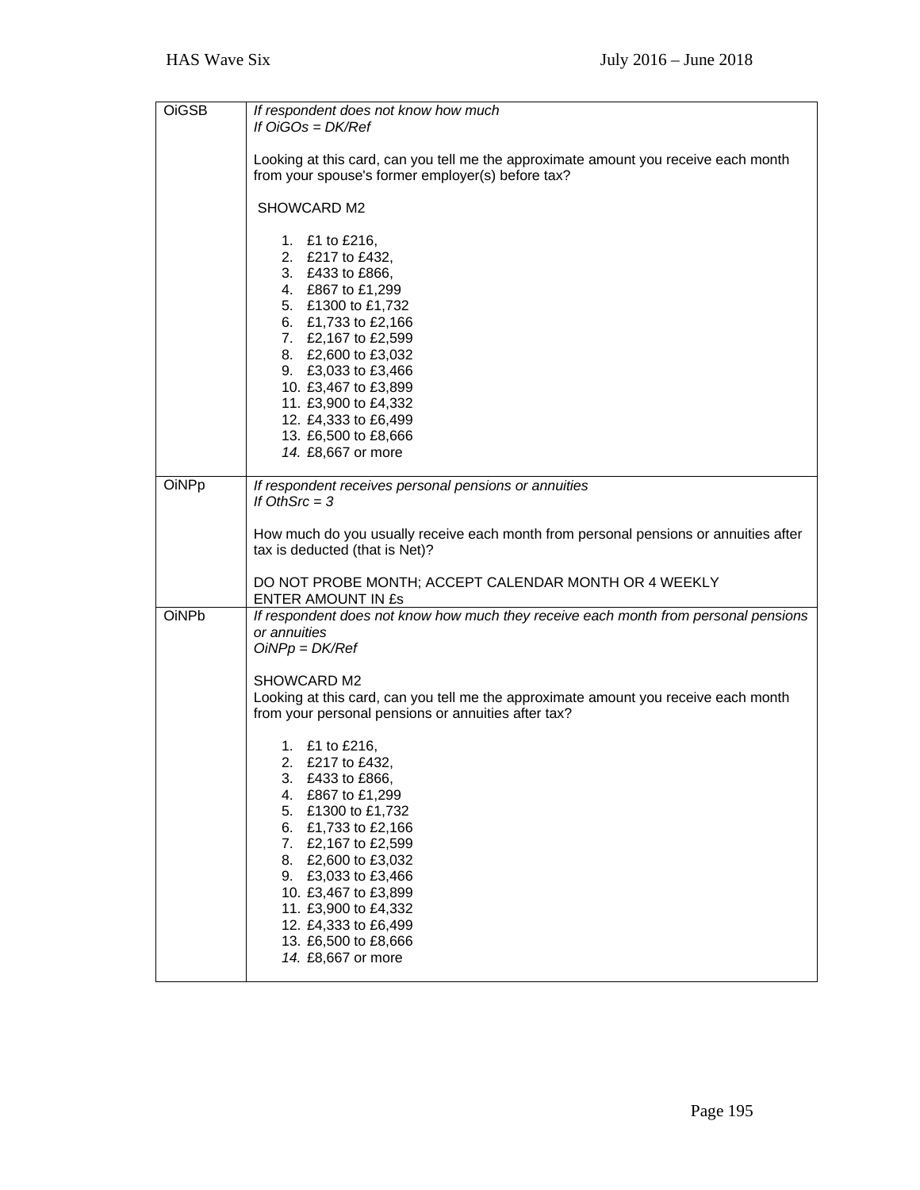| | |
|---|---|
| OiGSB | *If respondent does not know how much*<br>*If OiGOs = DK/Ref*<br><br>Looking at this card, can you tell me the approximate amount you receive each month from your spouse's former employer(s) before tax?<br><br>SHOWCARD M2<br><br>1. £1 to £216,<br>2. £217 to £432,<br>3. £433 to £866,<br>4. £867 to £1,299<br>5. £1300 to £1,732<br>6. £1,733 to £2,166<br>7. £2,167 to £2,599<br>8. £2,600 to £3,032<br>9. £3,033 to £3,466<br>10. £3,467 to £3,899<br>11. £3,900 to £4,332<br>12. £4,333 to £6,499<br>13. £6,500 to £8,666<br>*14.* £8,667 or more |
| OiNPp | *If respondent receives personal pensions or annuities*<br>*If OthSrc = 3*<br><br>How much do you usually receive each month from personal pensions or annuities after tax is deducted (that is Net)?<br><br>DO NOT PROBE MONTH; ACCEPT CALENDAR MONTH OR 4 WEEKLY<br>ENTER AMOUNT IN £s |
| OiNPb | *If respondent does not know how much they receive each month from personal pensions or annuities*<br>*OiNPp = DK/Ref*<br><br>SHOWCARD M2<br>Looking at this card, can you tell me the approximate amount you receive each month from your personal pensions or annuities after tax?<br><br>1. £1 to £216,<br>2. £217 to £432,<br>3. £433 to £866,<br>4. £867 to £1,299<br>5. £1300 to £1,732<br>6. £1,733 to £2,166<br>7. £2,167 to £2,599<br>8. £2,600 to £3,032<br>9. £3,033 to £3,466<br>10. £3,467 to £3,899<br>11. £3,900 to £4,332<br>12. £4,333 to £6,499<br>13. £6,500 to £8,666<br>*14.* £8,667 or more |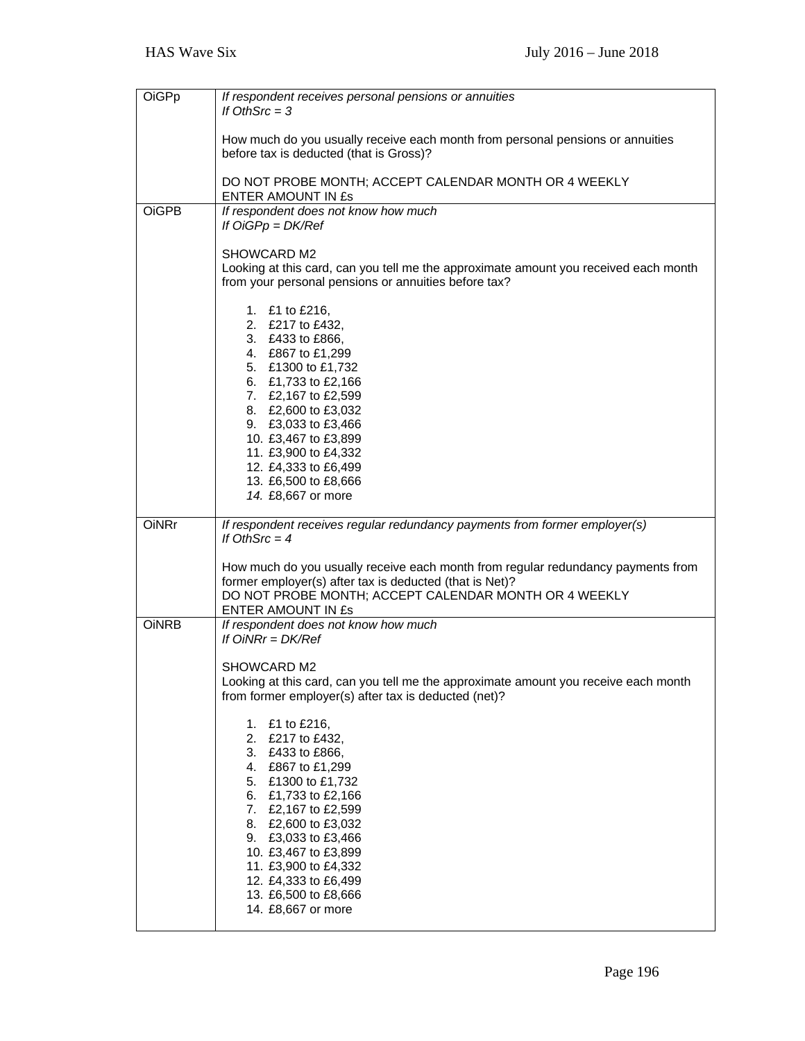| | |
|---|---|
| OiGPp | *If respondent receives personal pensions or annuities*<br>*If OthSrc = 3*<br><br>How much do you usually receive each month from personal pensions or annuities before tax is deducted (that is Gross)?<br><br>DO NOT PROBE MONTH; ACCEPT CALENDAR MONTH OR 4 WEEKLY<br>ENTER AMOUNT IN £s |
| OiGPB | *If respondent does not know how much*<br>*If OiGPp = DK/Ref*<br><br>SHOWCARD M2<br>Looking at this card, can you tell me the approximate amount you received each month from your personal pensions or annuities before tax?<br><br>1. £1 to £216,<br>2. £217 to £432,<br>3. £433 to £866,<br>4. £867 to £1,299<br>5. £1300 to £1,732<br>6. £1,733 to £2,166<br>7. £2,167 to £2,599<br>8. £2,600 to £3,032<br>9. £3,033 to £3,466<br>10. £3,467 to £3,899<br>11. £3,900 to £4,332<br>12. £4,333 to £6,499<br>13. £6,500 to £8,666<br>*14.* £8,667 or more |
| OiNRr | *If respondent receives regular redundancy payments from former employer(s)*<br>*If OthSrc = 4*<br><br>How much do you usually receive each month from regular redundancy payments from former employer(s) after tax is deducted (that is Net)?<br>DO NOT PROBE MONTH; ACCEPT CALENDAR MONTH OR 4 WEEKLY<br>ENTER AMOUNT IN £s |
| OiNRB | *If respondent does not know how much*<br>*If OiNRr = DK/Ref*<br><br>SHOWCARD M2<br>Looking at this card, can you tell me the approximate amount you receive each month from former employer(s) after tax is deducted (net)?<br><br>1. £1 to £216,<br>2. £217 to £432,<br>3. £433 to £866,<br>4. £867 to £1,299<br>5. £1300 to £1,732<br>6. £1,733 to £2,166<br>7. £2,167 to £2,599<br>8. £2,600 to £3,032<br>9. £3,033 to £3,466<br>10. £3,467 to £3,899<br>11. £3,900 to £4,332<br>12. £4,333 to £6,499<br>13. £6,500 to £8,666<br>14. £8,667 or more |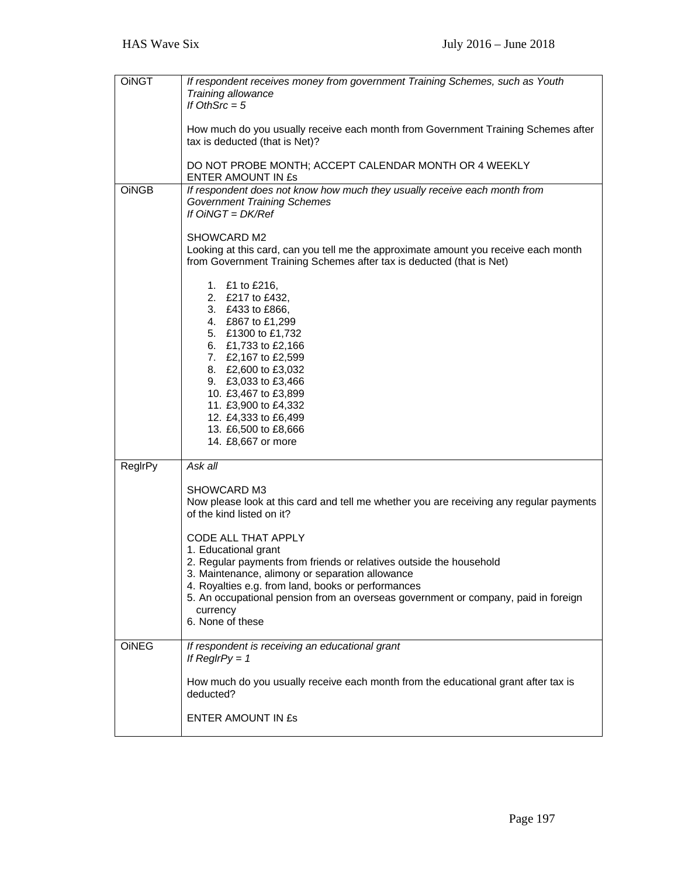| | |
|---|---|
| OiNGT | *If respondent receives money from government Training Schemes, such as Youth Training allowance*<br>*If OthSrc = 5*<br><br>How much do you usually receive each month from Government Training Schemes after tax is deducted (that is Net)?<br><br>DO NOT PROBE MONTH; ACCEPT CALENDAR MONTH OR 4 WEEKLY<br>ENTER AMOUNT IN £s |
| OiNGB | *If respondent does not know how much they usually receive each month from Government Training Schemes*<br>*If OiNGT = DK/Ref*<br><br>SHOWCARD M2<br>Looking at this card, can you tell me the approximate amount you receive each month from Government Training Schemes after tax is deducted (that is Net)<br><br>1. £1 to £216,<br>2. £217 to £432,<br>3. £433 to £866,<br>4. £867 to £1,299<br>5. £1300 to £1,732<br>6. £1,733 to £2,166<br>7. £2,167 to £2,599<br>8. £2,600 to £3,032<br>9. £3,033 to £3,466<br>10. £3,467 to £3,899<br>11. £3,900 to £4,332<br>12. £4,333 to £6,499<br>13. £6,500 to £8,666<br>14. £8,667 or more |
| ReglrPy | *Ask all*<br><br>SHOWCARD M3<br>Now please look at this card and tell me whether you are receiving any regular payments of the kind listed on it?<br><br>CODE ALL THAT APPLY<br>1. Educational grant<br>2. Regular payments from friends or relatives outside the household<br>3. Maintenance, alimony or separation allowance<br>4. Royalties e.g. from land, books or performances<br>5. An occupational pension from an overseas government or company, paid in foreign currency<br>6. None of these |
| OiNEG | *If respondent is receiving an educational grant*<br>*If ReglrPy = 1*<br><br>How much do you usually receive each month from the educational grant after tax is deducted?<br><br>ENTER AMOUNT IN £s |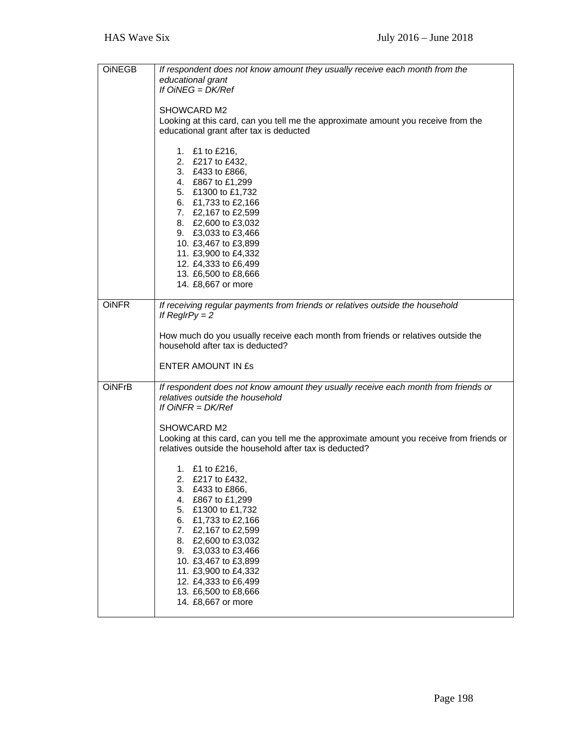| | |
|---|---|
| OiNEGB | *If respondent does not know amount they usually receive each month from the educational grant*<br>*If OiNEG = DK/Ref*<br><br>SHOWCARD M2<br>Looking at this card, can you tell me the approximate amount you receive from the educational grant after tax is deducted<br><br>1. £1 to £216,<br>2. £217 to £432,<br>3. £433 to £866,<br>4. £867 to £1,299<br>5. £1300 to £1,732<br>6. £1,733 to £2,166<br>7. £2,167 to £2,599<br>8. £2,600 to £3,032<br>9. £3,033 to £3,466<br>10. £3,467 to £3,899<br>11. £3,900 to £4,332<br>12. £4,333 to £6,499<br>13. £6,500 to £8,666<br>14. £8,667 or more |
| OiNFR | *If receiving regular payments from friends or relatives outside the household*<br>*If ReglrPy = 2*<br><br>How much do you usually receive each month from friends or relatives outside the household after tax is deducted?<br><br>ENTER AMOUNT IN £s |
| OiNFrB | *If respondent does not know amount they usually receive each month from friends or relatives outside the household*<br>*If OiNFR = DK/Ref*<br><br>SHOWCARD M2<br>Looking at this card, can you tell me the approximate amount you receive from friends or relatives outside the household after tax is deducted?<br><br>1. £1 to £216,<br>2. £217 to £432,<br>3. £433 to £866,<br>4. £867 to £1,299<br>5. £1300 to £1,732<br>6. £1,733 to £2,166<br>7. £2,167 to £2,599<br>8. £2,600 to £3,032<br>9. £3,033 to £3,466<br>10. £3,467 to £3,899<br>11. £3,900 to £4,332<br>12. £4,333 to £6,499<br>13. £6,500 to £8,666<br>14. £8,667 or more |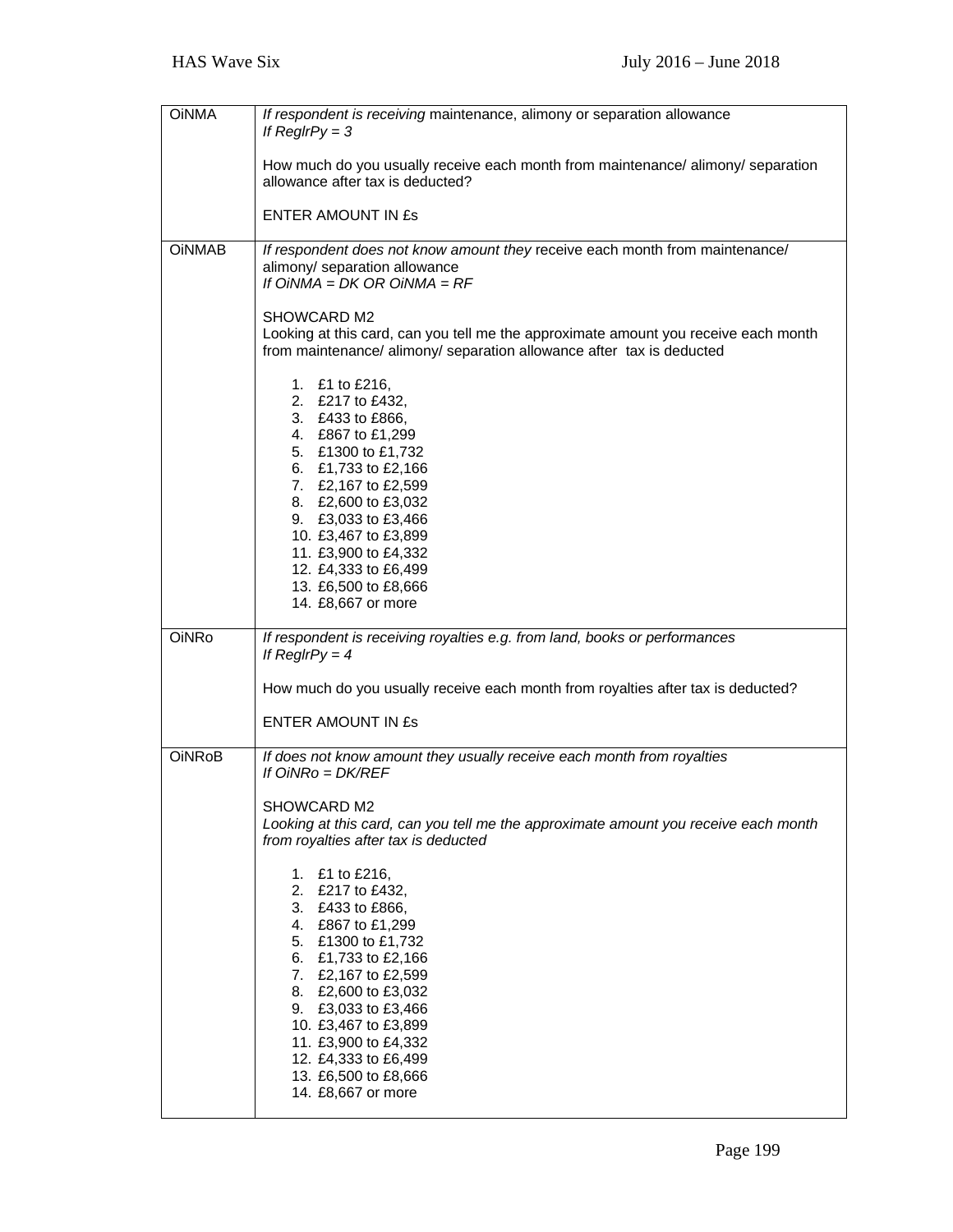| | |
|---|---|
| OiNMA | *If respondent is receiving* maintenance, alimony or separation allowance<br>*If ReglrPy = 3*<br><br>How much do you usually receive each month from maintenance/ alimony/ separation allowance after tax is deducted?<br><br>ENTER AMOUNT IN £s |
| OiNMAB | *If respondent does not know amount they* receive each month from maintenance/ alimony/ separation allowance<br>*If OiNMA = DK OR OiNMA = RF*<br><br>SHOWCARD M2<br>Looking at this card, can you tell me the approximate amount you receive each month from maintenance/ alimony/ separation allowance after tax is deducted<br><br>1. £1 to £216,<br>2. £217 to £432,<br>3. £433 to £866,<br>4. £867 to £1,299<br>5. £1300 to £1,732<br>6. £1,733 to £2,166<br>7. £2,167 to £2,599<br>8. £2,600 to £3,032<br>9. £3,033 to £3,466<br>10. £3,467 to £3,899<br>11. £3,900 to £4,332<br>12. £4,333 to £6,499<br>13. £6,500 to £8,666<br>14. £8,667 or more |
| OiNRo | *If respondent is receiving royalties e.g. from land, books or performances*<br>*If ReglrPy = 4*<br><br>How much do you usually receive each month from royalties after tax is deducted?<br><br>ENTER AMOUNT IN £s |
| OiNRoB | *If does not know amount they usually receive each month from royalties*<br>*If OiNRo = DK/REF*<br><br>SHOWCARD M2<br>*Looking at this card, can you tell me the approximate amount you receive each month from royalties after tax is deducted*<br><br>1. £1 to £216,<br>2. £217 to £432,<br>3. £433 to £866,<br>4. £867 to £1,299<br>5. £1300 to £1,732<br>6. £1,733 to £2,166<br>7. £2,167 to £2,599<br>8. £2,600 to £3,032<br>9. £3,033 to £3,466<br>10. £3,467 to £3,899<br>11. £3,900 to £4,332<br>12. £4,333 to £6,499<br>13. £6,500 to £8,666<br>14. £8,667 or more |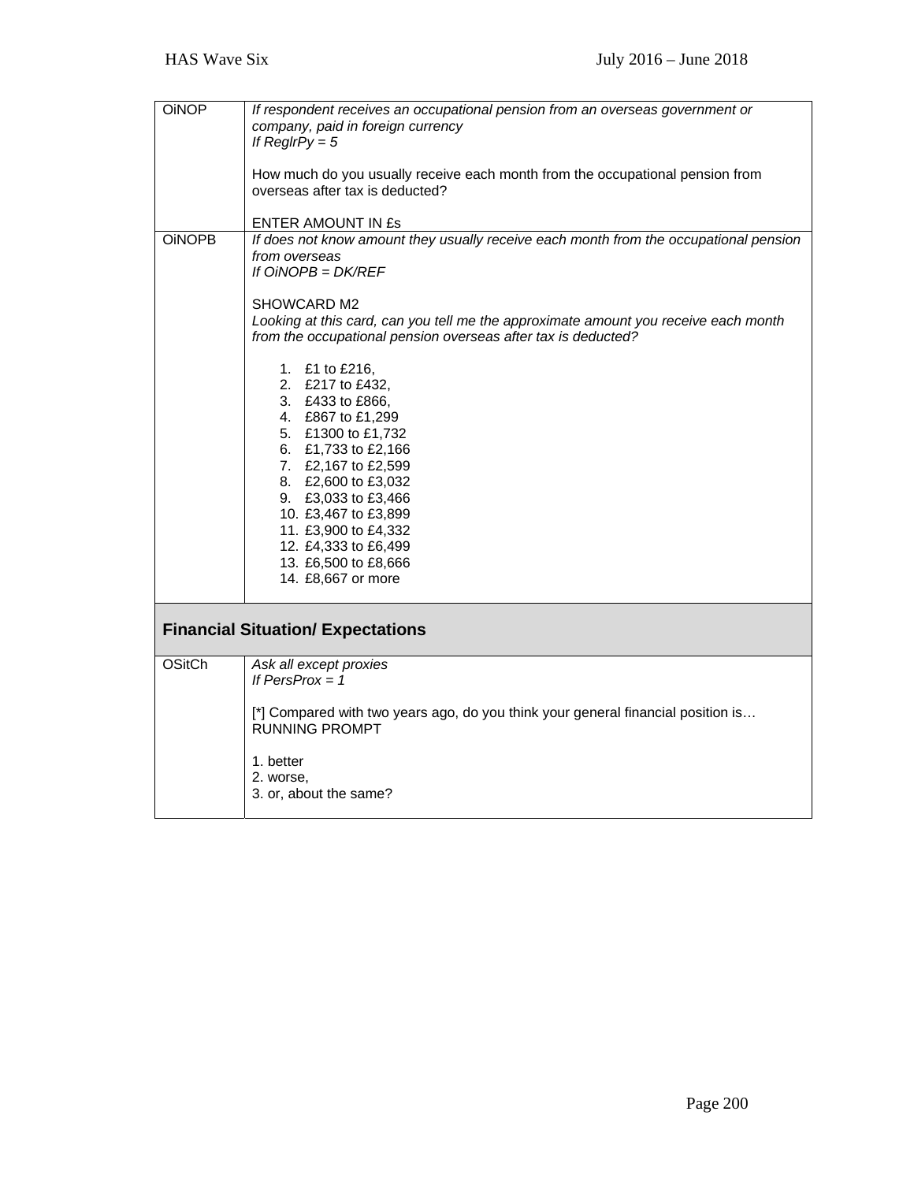| OiNOP | *If respondent receives an occupational pension from an overseas government or company, paid in foreign currency*<br>*If ReglrPy = 5*<br><br>How much do you usually receive each month from the occupational pension from overseas after tax is deducted?<br><br>ENTER AMOUNT IN £s |
|---|---|
| OiNOPB | *If does not know amount they usually receive each month from the occupational pension from overseas*<br>*If OiNOPB = DK/REF*<br><br>SHOWCARD M2<br>*Looking at this card, can you tell me the approximate amount you receive each month from the occupational pension overseas after tax is deducted?*<br><br>1. £1 to £216,<br>2. £217 to £432,<br>3. £433 to £866,<br>4. £867 to £1,299<br>5. £1300 to £1,732<br>6. £1,733 to £2,166<br>7. £2,167 to £2,599<br>8. £2,600 to £3,032<br>9. £3,033 to £3,466<br>10. £3,467 to £3,899<br>11. £3,900 to £4,332<br>12. £4,333 to £6,499<br>13. £6,500 to £8,666<br>14. £8,667 or more |

## Financial Situation/ Expectations

| OSitCh | *Ask all except proxies*<br>*If PersProx = 1*<br><br>[*] Compared with two years ago, do you think your general financial position is…<br>RUNNING PROMPT<br><br>1. better<br>2. worse,<br>3. or, about the same? |
|---|---|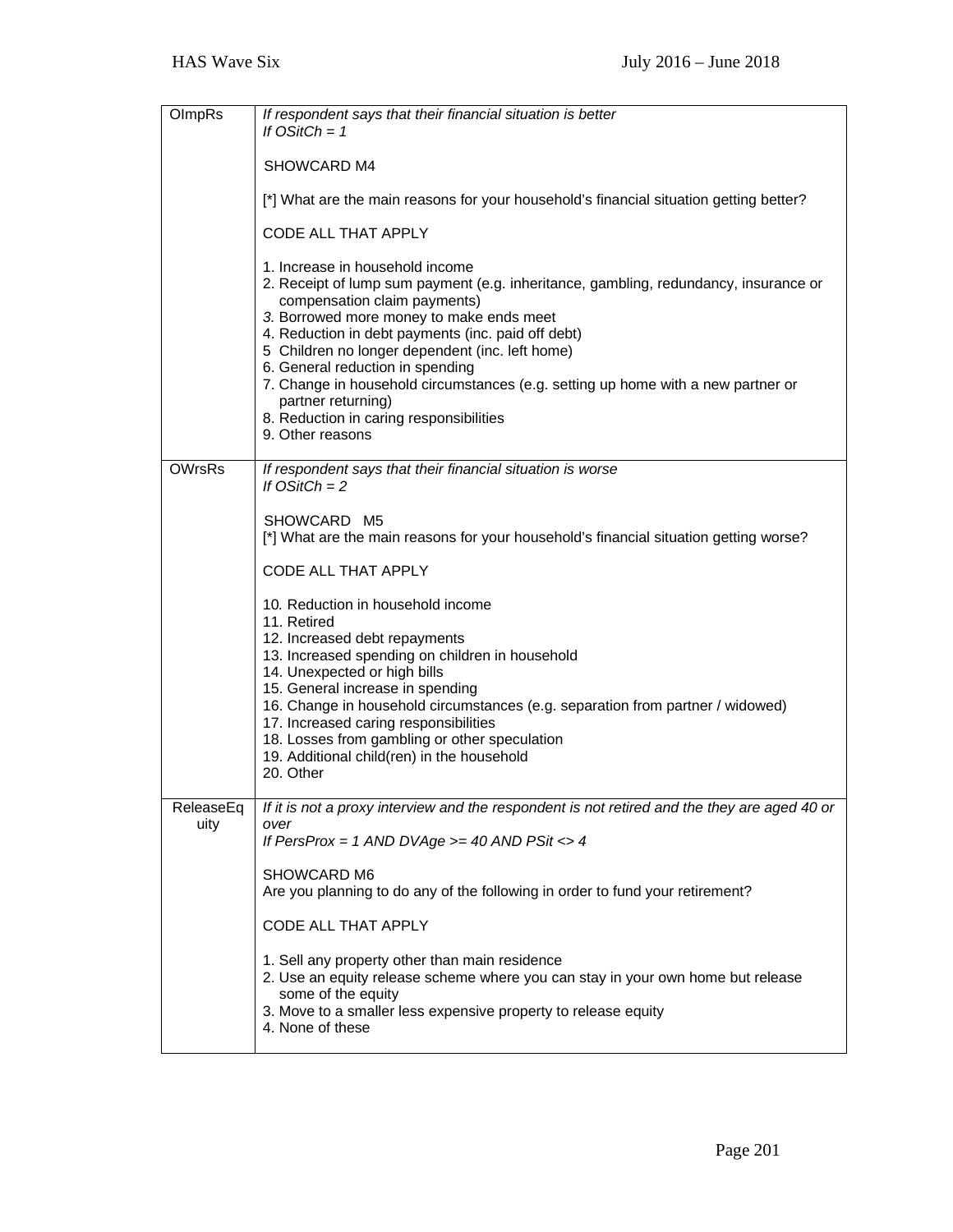| | |
|---|---|
| OImpRs | *If respondent says that their financial situation is better*<br>*If OSitCh = 1*<br><br>SHOWCARD M4<br><br>[*] What are the main reasons for your household's financial situation getting better?<br><br>CODE ALL THAT APPLY<br><br>1. Increase in household income<br>2. Receipt of lump sum payment (e.g. inheritance, gambling, redundancy, insurance or compensation claim payments)<br>3. Borrowed more money to make ends meet<br>4. Reduction in debt payments (inc. paid off debt)<br>5 Children no longer dependent (inc. left home)<br>6. General reduction in spending<br>7. Change in household circumstances (e.g. setting up home with a new partner or partner returning)<br>8. Reduction in caring responsibilities<br>9. Other reasons |
| OWrsRs | *If respondent says that their financial situation is worse*<br>*If OSitCh = 2*<br><br>SHOWCARD M5<br>[*] What are the main reasons for your household's financial situation getting worse?<br><br>CODE ALL THAT APPLY<br><br>10. Reduction in household income<br>11. Retired<br>12. Increased debt repayments<br>13. Increased spending on children in household<br>14. Unexpected or high bills<br>15. General increase in spending<br>16. Change in household circumstances (e.g. separation from partner / widowed)<br>17. Increased caring responsibilities<br>18. Losses from gambling or other speculation<br>19. Additional child(ren) in the household<br>20. Other |
| ReleaseEquity | *If it is not a proxy interview and the respondent is not retired and the they are aged 40 or over*<br>*If PersProx = 1 AND DVAge >= 40 AND PSit <> 4*<br><br>SHOWCARD M6<br>Are you planning to do any of the following in order to fund your retirement?<br><br>CODE ALL THAT APPLY<br><br>1. Sell any property other than main residence<br>2. Use an equity release scheme where you can stay in your own home but release some of the equity<br>3. Move to a smaller less expensive property to release equity<br>4. None of these |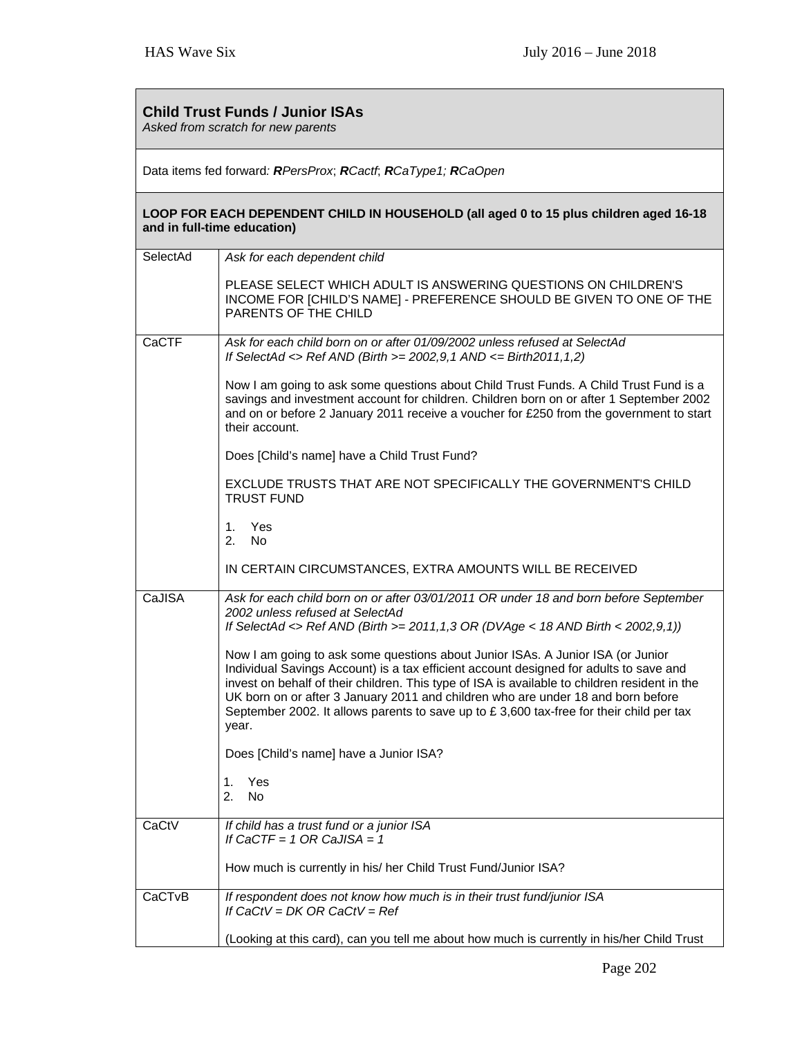**Child Trust Funds / Junior ISAs**
*Asked from scratch for new parents*

Data items fed forward*:* ***R****PersProx*; ***R****Cactf*; ***R****CaType1;* ***R****CaOpen*

**LOOP FOR EACH DEPENDENT CHILD IN HOUSEHOLD (all aged 0 to 15 plus children aged 16-18 and in full-time education)**

| | |
|---|---|
| SelectAd | *Ask for each dependent child*<br><br>PLEASE SELECT WHICH ADULT IS ANSWERING QUESTIONS ON CHILDREN'S INCOME FOR [CHILD'S NAME] - PREFERENCE SHOULD BE GIVEN TO ONE OF THE PARENTS OF THE CHILD |
| CaCTF | *Ask for each child born on or after 01/09/2002 unless refused at SelectAd*<br>*If SelectAd <> Ref AND (Birth >= 2002,9,1 AND <= Birth2011,1,2)*<br><br>Now I am going to ask some questions about Child Trust Funds. A Child Trust Fund is a savings and investment account for children. Children born on or after 1 September 2002 and on or before 2 January 2011 receive a voucher for £250 from the government to start their account.<br><br>Does [Child's name] have a Child Trust Fund?<br><br>EXCLUDE TRUSTS THAT ARE NOT SPECIFICALLY THE GOVERNMENT'S CHILD TRUST FUND<br><br>1. Yes<br>2. No<br><br>IN CERTAIN CIRCUMSTANCES, EXTRA AMOUNTS WILL BE RECEIVED |
| CaJISA | *Ask for each child born on or after 03/01/2011 OR under 18 and born before September 2002 unless refused at SelectAd*<br>*If SelectAd <> Ref AND (Birth >= 2011,1,3 OR (DVAge < 18 AND Birth < 2002,9,1))*<br><br>Now I am going to ask some questions about Junior ISAs. A Junior ISA (or Junior Individual Savings Account) is a tax efficient account designed for adults to save and invest on behalf of their children. This type of ISA is available to children resident in the UK born on or after 3 January 2011 and children who are under 18 and born before September 2002. It allows parents to save up to £ 3,600 tax-free for their child per tax year.<br><br>Does [Child's name] have a Junior ISA?<br><br>1. Yes<br>2. No |
| CaCtV | *If child has a trust fund or a junior ISA*<br>*If CaCTF = 1 OR CaJISA = 1*<br><br>How much is currently in his/ her Child Trust Fund/Junior ISA? |
| CaCTvB | *If respondent does not know how much is in their trust fund/junior ISA*<br>*If CaCtV = DK OR CaCtV = Ref*<br><br>(Looking at this card), can you tell me about how much is currently in his/her Child Trust |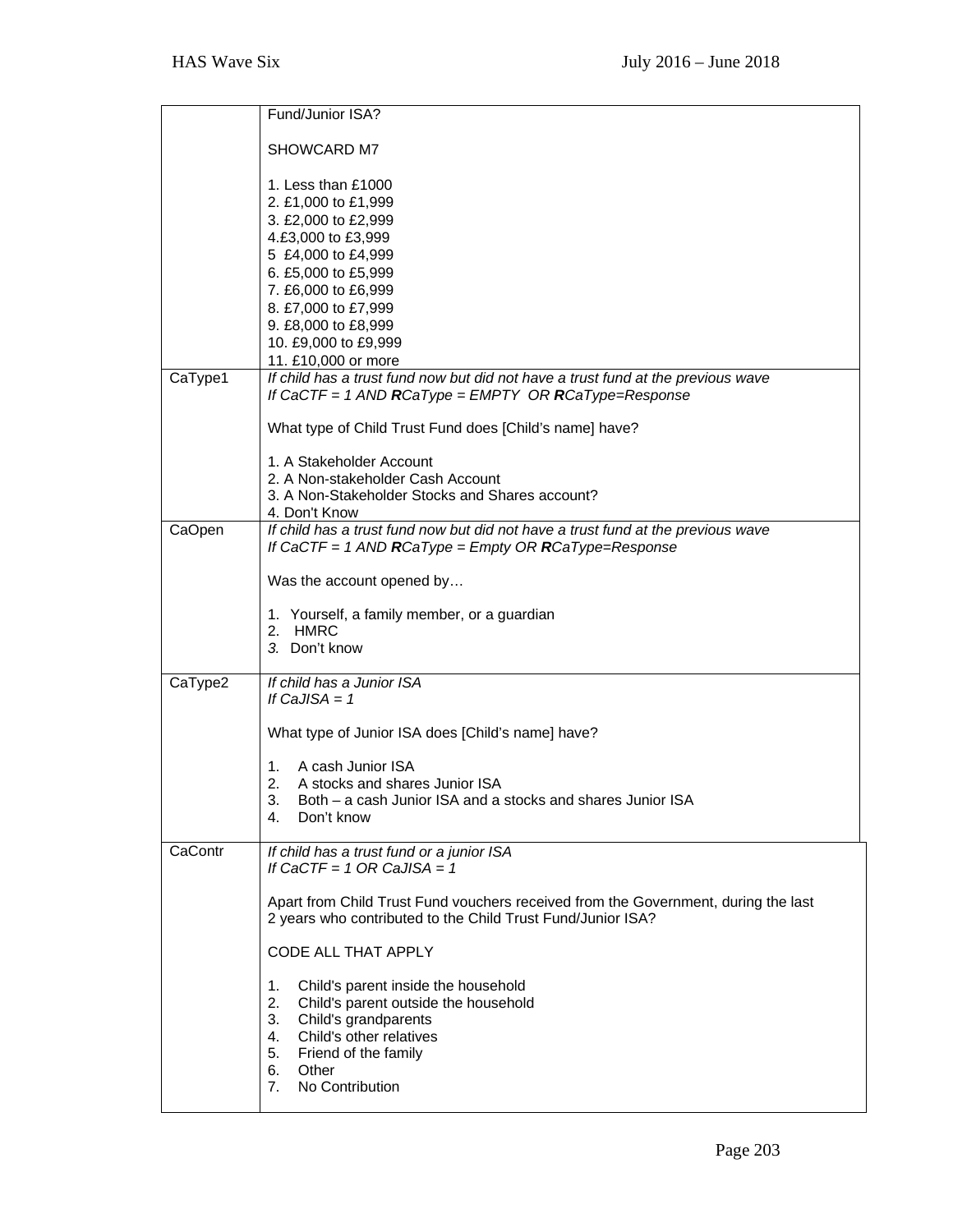| | |
|---|---|
| | Fund/Junior ISA?<br><br>SHOWCARD M7<br><br>1. Less than £1000<br>2. £1,000 to £1,999<br>3. £2,000 to £2,999<br>4.£3,000 to £3,999<br>5  £4,000 to £4,999<br>6. £5,000 to £5,999<br>7. £6,000 to £6,999<br>8. £7,000 to £7,999<br>9. £8,000 to £8,999<br>10. £9,000 to £9,999<br>11. £10,000 or more |
| CaType1 | *If child has a trust fund now but did not have a trust fund at the previous wave*<br>*If CaCTF = 1 AND **R**CaType = EMPTY  OR **R**CaType=Response*<br><br>What type of Child Trust Fund does [Child's name] have?<br><br>1. A Stakeholder Account<br>2. A Non-stakeholder Cash Account<br>3. A Non-Stakeholder Stocks and Shares account?<br>4. Don't Know |
| CaOpen | *If child has a trust fund now but did not have a trust fund at the previous wave*<br>*If CaCTF = 1 AND **R**CaType = Empty OR **R**CaType=Response*<br><br>Was the account opened by…<br><br>1. Yourself, a family member, or a guardian<br>2. HMRC<br>3. Don't know |
| CaType2 | *If child has a Junior ISA*<br>*If CaJISA = 1*<br><br>What type of Junior ISA does [Child's name] have?<br><br>1. A cash Junior ISA<br>2. A stocks and shares Junior ISA<br>3. Both – a cash Junior ISA and a stocks and shares Junior ISA<br>4. Don't know |
| CaContr | *If child has a trust fund or a junior ISA*<br>*If CaCTF = 1 OR CaJISA = 1*<br><br>Apart from Child Trust Fund vouchers received from the Government, during the last 2 years who contributed to the Child Trust Fund/Junior ISA?<br><br>CODE ALL THAT APPLY<br><br>1. Child's parent inside the household<br>2. Child's parent outside the household<br>3. Child's grandparents<br>4. Child's other relatives<br>5. Friend of the family<br>6. Other<br>7. No Contribution |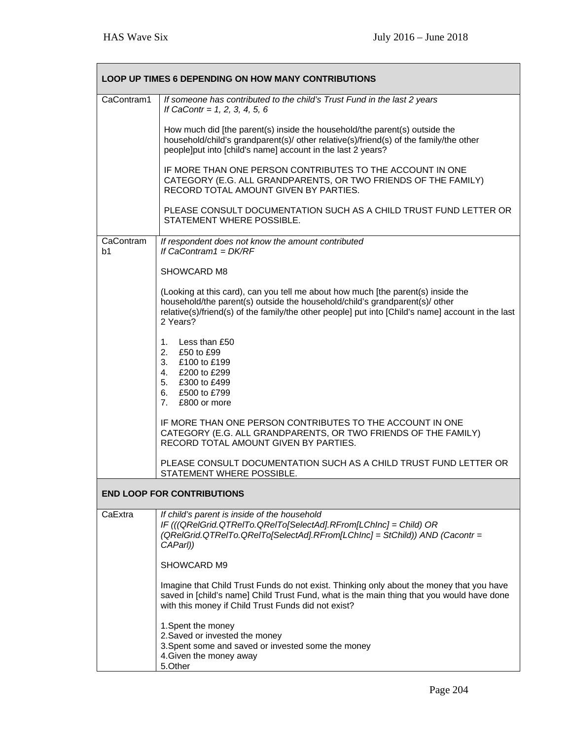| LOOP UP TIMES 6 DEPENDING ON HOW MANY CONTRIBUTIONS | |
|---|---|
| CaContram1 | *If someone has contributed to the child's Trust Fund in the last 2 years*<br>*If CaContr = 1, 2, 3, 4, 5, 6*<br><br>How much did [the parent(s) inside the household/the parent(s) outside the household/child's grandparent(s)/ other relative(s)/friend(s) of the family/the other people]put into [child's name] account in the last 2 years?<br><br>IF MORE THAN ONE PERSON CONTRIBUTES TO THE ACCOUNT IN ONE CATEGORY (E.G. ALL GRANDPARENTS, OR TWO FRIENDS OF THE FAMILY) RECORD TOTAL AMOUNT GIVEN BY PARTIES.<br><br>PLEASE CONSULT DOCUMENTATION SUCH AS A CHILD TRUST FUND LETTER OR STATEMENT WHERE POSSIBLE. |
| CaContramb1 | *If respondent does not know the amount contributed*<br>*If CaContram1 = DK/RF*<br><br>SHOWCARD M8<br><br>(Looking at this card), can you tell me about how much [the parent(s) inside the household/the parent(s) outside the household/child's grandparent(s)/ other relative(s)/friend(s) of the family/the other people] put into [Child's name] account in the last 2 Years?<br><br>1. Less than £50<br>2. £50 to £99<br>3. £100 to £199<br>4. £200 to £299<br>5. £300 to £499<br>6. £500 to £799<br>7. £800 or more<br><br>IF MORE THAN ONE PERSON CONTRIBUTES TO THE ACCOUNT IN ONE CATEGORY (E.G. ALL GRANDPARENTS, OR TWO FRIENDS OF THE FAMILY) RECORD TOTAL AMOUNT GIVEN BY PARTIES.<br><br>PLEASE CONSULT DOCUMENTATION SUCH AS A CHILD TRUST FUND LETTER OR STATEMENT WHERE POSSIBLE. |
| **END LOOP FOR CONTRIBUTIONS** | |
| CaExtra | *If child's parent is inside of the household*<br>*IF (((QRelGrid.QTRelTo.QRelTo[SelectAd].RFrom[LChInc] = Child) OR (QRelGrid.QTRelTo.QRelTo[SelectAd].RFrom[LChInc] = StChild)) AND (Cacontr = CAParl))*<br><br>SHOWCARD M9<br><br>Imagine that Child Trust Funds do not exist. Thinking only about the money that you have saved in [child's name] Child Trust Fund, what is the main thing that you would have done with this money if Child Trust Funds did not exist?<br><br>1.Spent the money<br>2.Saved or invested the money<br>3.Spent some and saved or invested some the money<br>4.Given the money away<br>5.Other |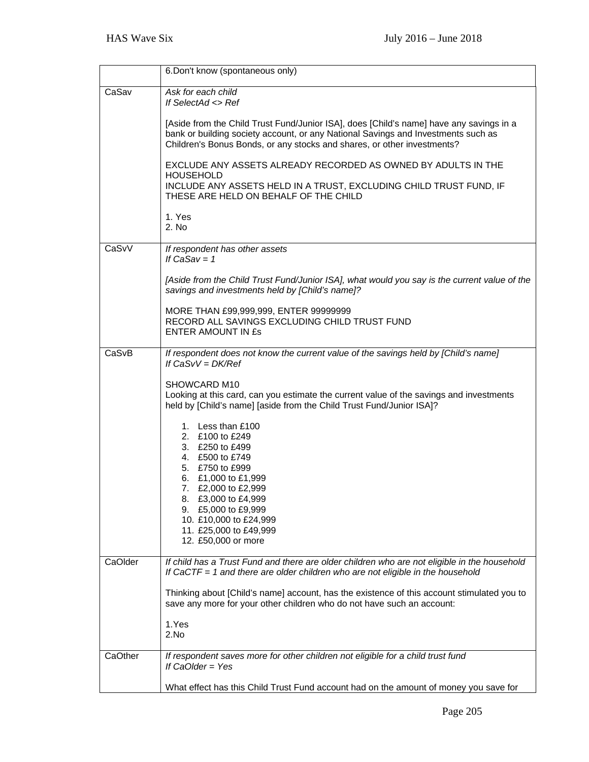| | |
|---|---|
| | 6.Don't know (spontaneous only) |
| CaSav | *Ask for each child*<br>*If SelectAd <> Ref*<br><br>[Aside from the Child Trust Fund/Junior ISA], does [Child's name] have any savings in a bank or building society account, or any National Savings and Investments such as Children's Bonus Bonds, or any stocks and shares, or other investments?<br><br>EXCLUDE ANY ASSETS ALREADY RECORDED AS OWNED BY ADULTS IN THE HOUSEHOLD<br>INCLUDE ANY ASSETS HELD IN A TRUST, EXCLUDING CHILD TRUST FUND, IF THESE ARE HELD ON BEHALF OF THE CHILD<br><br>1. Yes<br>2. No |
| CaSvV | *If respondent has other assets*<br>*If CaSav = 1*<br><br>*[Aside from the Child Trust Fund/Junior ISA], what would you say is the current value of the savings and investments held by [Child's name]?*<br><br>MORE THAN £99,999,999, ENTER 99999999<br>RECORD ALL SAVINGS EXCLUDING CHILD TRUST FUND<br>ENTER AMOUNT IN £s |
| CaSvB | *If respondent does not know the current value of the savings held by [Child's name]*<br>*If CaSvV = DK/Ref*<br><br>SHOWCARD M10<br>Looking at this card, can you estimate the current value of the savings and investments held by [Child's name] [aside from the Child Trust Fund/Junior ISA]?<br><br>1. Less than £100<br>2. £100 to £249<br>3. £250 to £499<br>4. £500 to £749<br>5. £750 to £999<br>6. £1,000 to £1,999<br>7. £2,000 to £2,999<br>8. £3,000 to £4,999<br>9. £5,000 to £9,999<br>10. £10,000 to £24,999<br>11. £25,000 to £49,999<br>12. £50,000 or more |
| CaOlder | *If child has a Trust Fund and there are older children who are not eligible in the household*<br>*If CaCTF = 1 and there are older children who are not eligible in the household*<br><br>Thinking about [Child's name] account, has the existence of this account stimulated you to save any more for your other children who do not have such an account:<br><br>1.Yes<br>2.No |
| CaOther | *If respondent saves more for other children not eligible for a child trust fund*<br>*If CaOlder = Yes*<br><br>What effect has this Child Trust Fund account had on the amount of money you save for |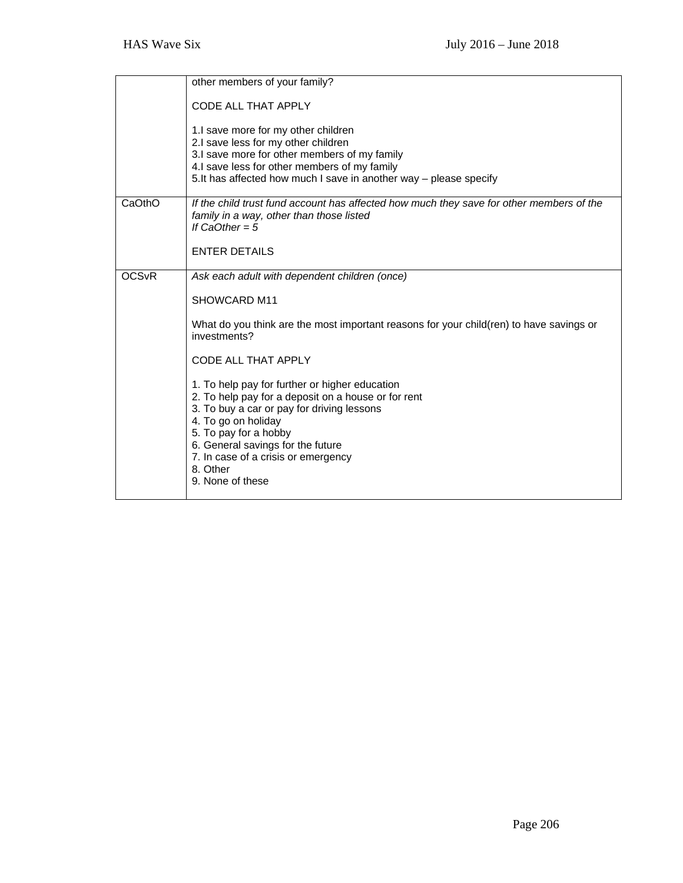| | |
|---|---|
| | other members of your family?<br><br>CODE ALL THAT APPLY<br><br>1.I save more for my other children<br>2.I save less for my other children<br>3.I save more for other members of my family<br>4.I save less for other members of my family<br>5.It has affected how much I save in another way – please specify |
| CaOthO | *If the child trust fund account has affected how much they save for other members of the family in a way, other than those listed*<br>*If CaOther = 5*<br><br>ENTER DETAILS |
| OCSvR | *Ask each adult with dependent children (once)*<br><br>SHOWCARD M11<br><br>What do you think are the most important reasons for your child(ren) to have savings or investments?<br><br>CODE ALL THAT APPLY<br><br>1. To help pay for further or higher education<br>2. To help pay for a deposit on a house or for rent<br>3. To buy a car or pay for driving lessons<br>4. To go on holiday<br>5. To pay for a hobby<br>6. General savings for the future<br>7. In case of a crisis or emergency<br>8. Other<br>9. None of these |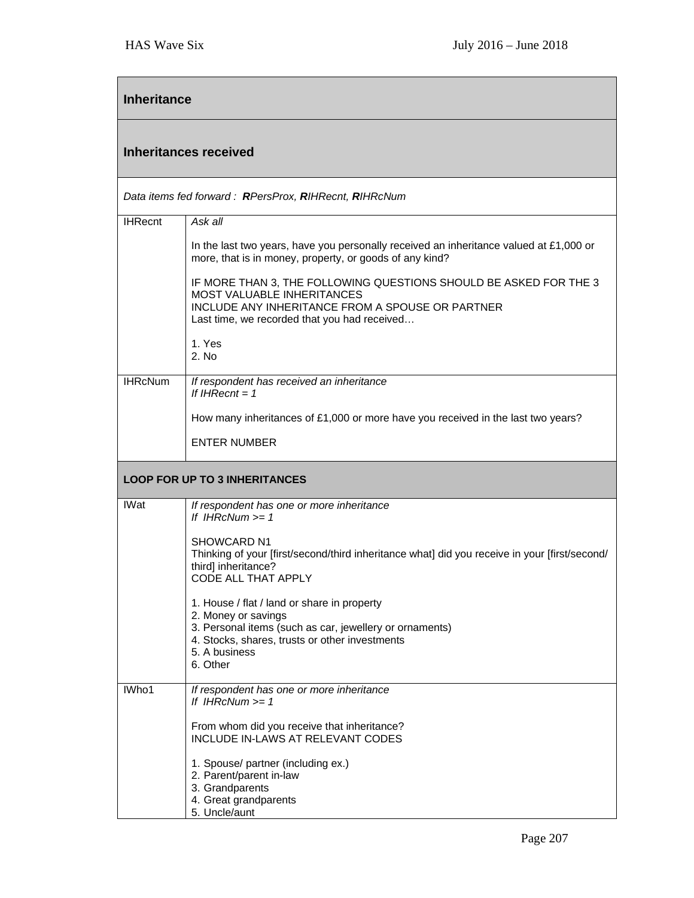## Inheritance

### Inheritances received

*Data items fed forward : **R**PersProx, **R**IHRecnt, **R**IHRcNum*

| | |
|---|---|
| IHRecnt | *Ask all*<br><br>In the last two years, have you personally received an inheritance valued at £1,000 or more, that is in money, property, or goods of any kind?<br><br>IF MORE THAN 3, THE FOLLOWING QUESTIONS SHOULD BE ASKED FOR THE 3 MOST VALUABLE INHERITANCES<br>INCLUDE ANY INHERITANCE FROM A SPOUSE OR PARTNER<br>Last time, we recorded that you had received…<br><br>1. Yes<br>2. No |
| IHRcNum | *If respondent has received an inheritance*<br>*If IHRecnt = 1*<br><br>How many inheritances of £1,000 or more have you received in the last two years?<br><br>ENTER NUMBER |

**LOOP FOR UP TO 3 INHERITANCES**

| | |
|---|---|
| IWat | *If respondent has one or more inheritance*<br>*If IHRcNum >= 1*<br><br>SHOWCARD N1<br>Thinking of your [first/second/third inheritance what] did you receive in your [first/second/third] inheritance?<br>CODE ALL THAT APPLY<br><br>1. House / flat / land or share in property<br>2. Money or savings<br>3. Personal items (such as car, jewellery or ornaments)<br>4. Stocks, shares, trusts or other investments<br>5. A business<br>6. Other |
| IWho1 | *If respondent has one or more inheritance*<br>*If IHRcNum >= 1*<br><br>From whom did you receive that inheritance?<br>INCLUDE IN-LAWS AT RELEVANT CODES<br><br>1. Spouse/ partner (including ex.)<br>2. Parent/parent in-law<br>3. Grandparents<br>4. Great grandparents<br>5. Uncle/aunt |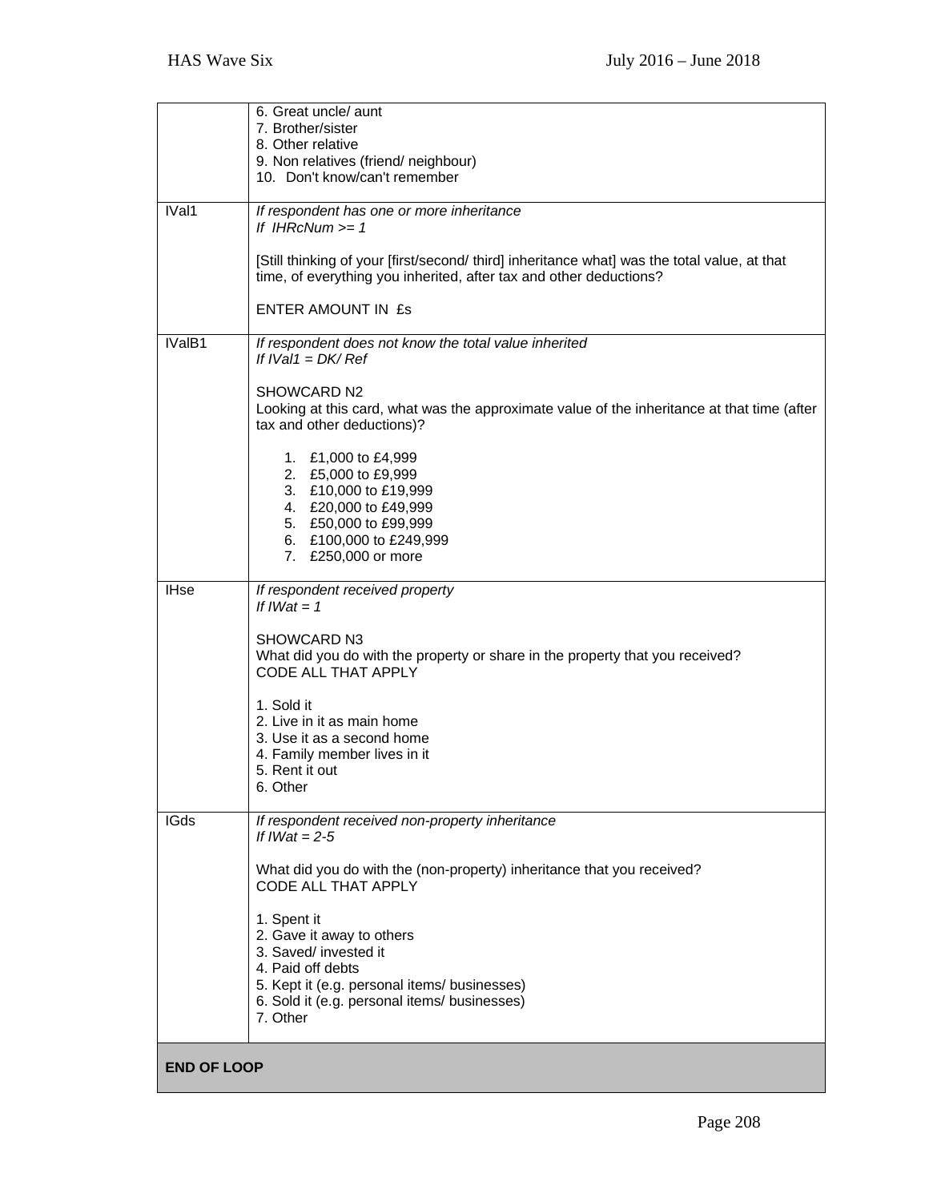| | |
|---|---|
| | 6. Great uncle/ aunt<br>7. Brother/sister<br>8. Other relative<br>9. Non relatives (friend/ neighbour)<br>10. Don't know/can't remember |
| IVal1 | *If respondent has one or more inheritance*<br>*If IHRcNum >= 1*<br><br>[Still thinking of your [first/second/ third] inheritance what] was the total value, at that time, of everything you inherited, after tax and other deductions?<br><br>ENTER AMOUNT IN £s |
| IValB1 | *If respondent does not know the total value inherited*<br>*If IVal1 = DK/ Ref*<br><br>SHOWCARD N2<br>Looking at this card, what was the approximate value of the inheritance at that time (after tax and other deductions)?<br><br>1. £1,000 to £4,999<br>2. £5,000 to £9,999<br>3. £10,000 to £19,999<br>4. £20,000 to £49,999<br>5. £50,000 to £99,999<br>6. £100,000 to £249,999<br>7. £250,000 or more |
| IHse | *If respondent received property*<br>*If IWat = 1*<br><br>SHOWCARD N3<br>What did you do with the property or share in the property that you received?<br>CODE ALL THAT APPLY<br><br>1. Sold it<br>2. Live in it as main home<br>3. Use it as a second home<br>4. Family member lives in it<br>5. Rent it out<br>6. Other |
| IGds | *If respondent received non-property inheritance*<br>*If IWat = 2-5*<br><br>What did you do with the (non-property) inheritance that you received?<br>CODE ALL THAT APPLY<br><br>1. Spent it<br>2. Gave it away to others<br>3. Saved/ invested it<br>4. Paid off debts<br>5. Kept it (e.g. personal items/ businesses)<br>6. Sold it (e.g. personal items/ businesses)<br>7. Other |
| **END OF LOOP** | |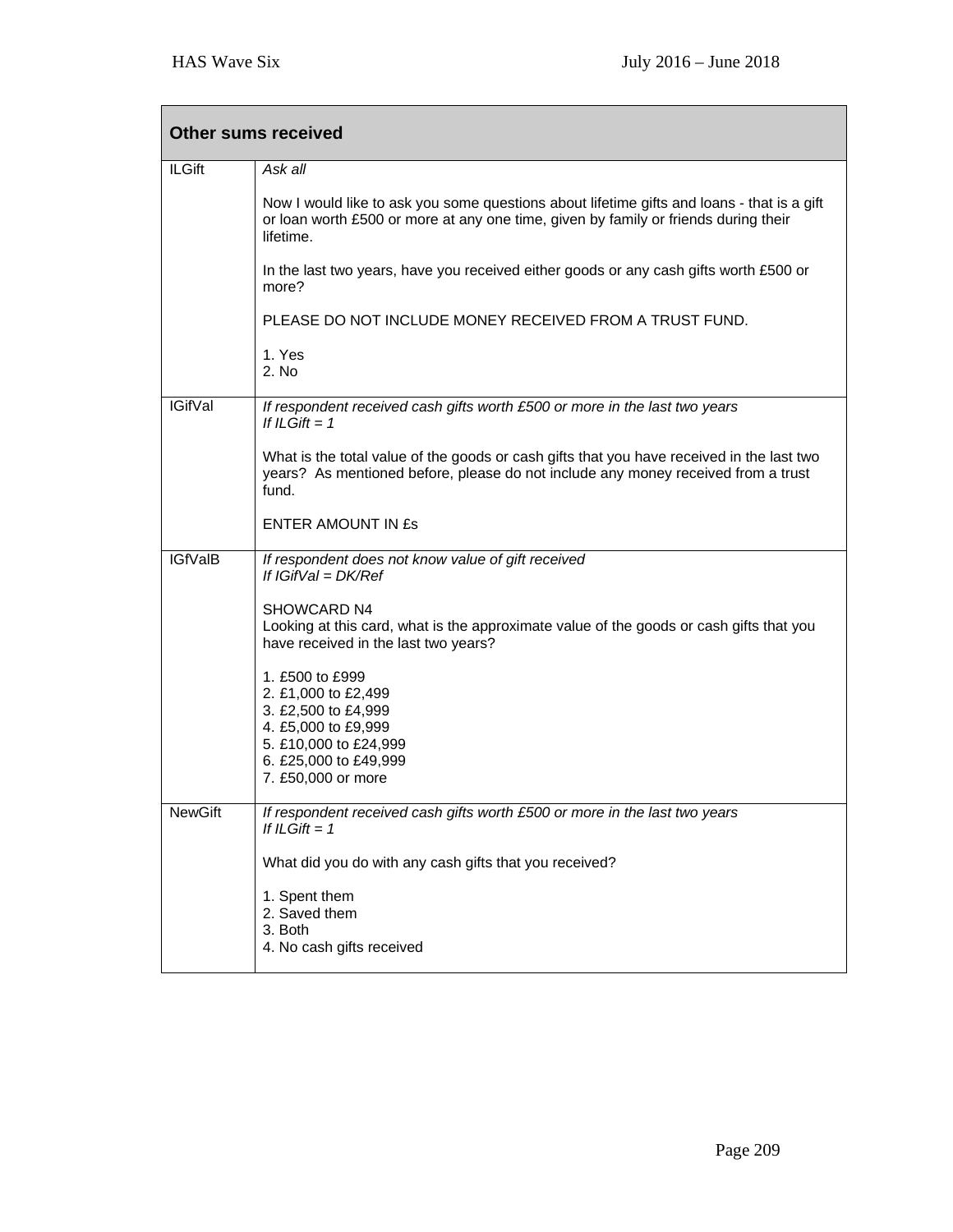| Other sums received | |
|---|---|
| ILGift | *Ask all*<br><br>Now I would like to ask you some questions about lifetime gifts and loans - that is a gift or loan worth £500 or more at any one time, given by family or friends during their lifetime.<br><br>In the last two years, have you received either goods or any cash gifts worth £500 or more?<br><br>PLEASE DO NOT INCLUDE MONEY RECEIVED FROM A TRUST FUND.<br><br>1. Yes<br>2. No |
| IGifVal | *If respondent received cash gifts worth £500 or more in the last two years*<br>*If ILGift = 1*<br><br>What is the total value of the goods or cash gifts that you have received in the last two years? As mentioned before, please do not include any money received from a trust fund.<br><br>ENTER AMOUNT IN £s |
| IGfValB | *If respondent does not know value of gift received*<br>*If IGifVal = DK/Ref*<br><br>SHOWCARD N4<br>Looking at this card, what is the approximate value of the goods or cash gifts that you have received in the last two years?<br><br>1. £500 to £999<br>2. £1,000 to £2,499<br>3. £2,500 to £4,999<br>4. £5,000 to £9,999<br>5. £10,000 to £24,999<br>6. £25,000 to £49,999<br>7. £50,000 or more |
| NewGift | *If respondent received cash gifts worth £500 or more in the last two years*<br>*If ILGift = 1*<br><br>What did you do with any cash gifts that you received?<br><br>1. Spent them<br>2. Saved them<br>3. Both<br>4. No cash gifts received |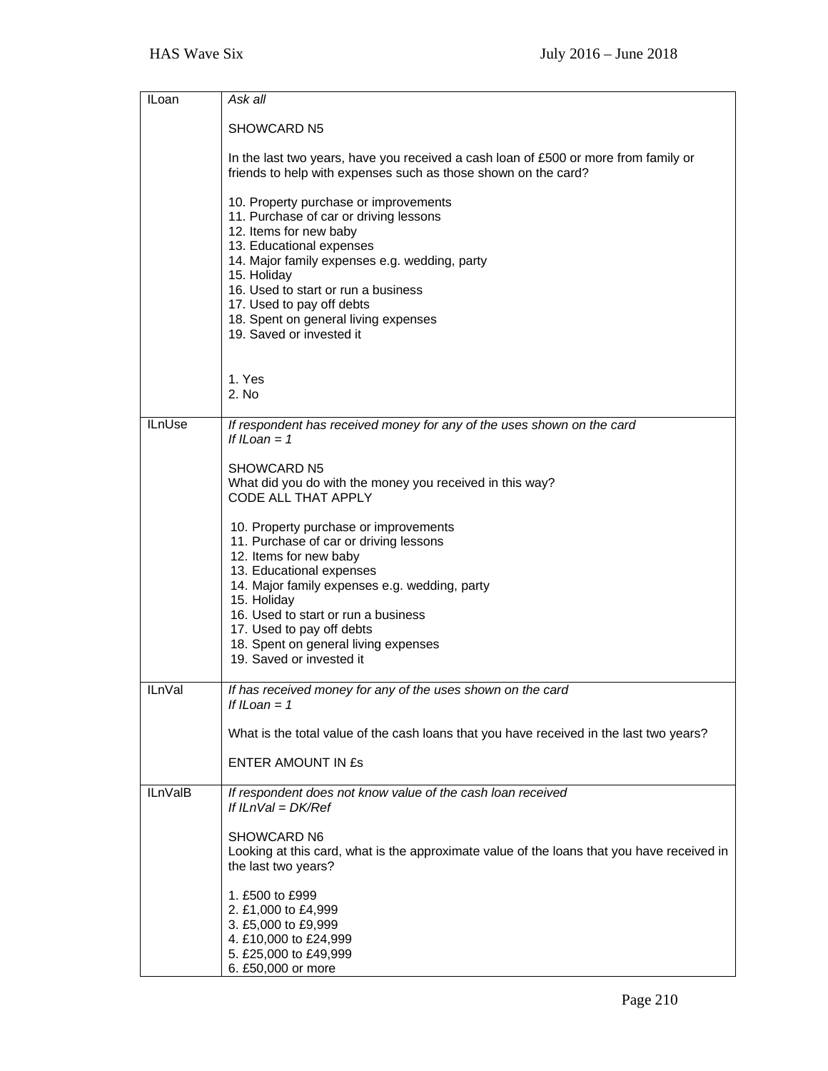| | |
|---|---|
| ILoan | *Ask all*<br><br>SHOWCARD N5<br><br>In the last two years, have you received a cash loan of £500 or more from family or friends to help with expenses such as those shown on the card?<br><br>10. Property purchase or improvements<br>11. Purchase of car or driving lessons<br>12. Items for new baby<br>13. Educational expenses<br>14. Major family expenses e.g. wedding, party<br>15. Holiday<br>16. Used to start or run a business<br>17. Used to pay off debts<br>18. Spent on general living expenses<br>19. Saved or invested it<br><br>1. Yes<br>2. No |
| ILnUse | *If respondent has received money for any of the uses shown on the card*<br>*If ILoan = 1*<br><br>SHOWCARD N5<br>What did you do with the money you received in this way?<br>CODE ALL THAT APPLY<br><br>10. Property purchase or improvements<br>11. Purchase of car or driving lessons<br>12. Items for new baby<br>13. Educational expenses<br>14. Major family expenses e.g. wedding, party<br>15. Holiday<br>16. Used to start or run a business<br>17. Used to pay off debts<br>18. Spent on general living expenses<br>19. Saved or invested it |
| ILnVal | *If has received money for any of the uses shown on the card*<br>*If ILoan = 1*<br><br>What is the total value of the cash loans that you have received in the last two years?<br><br>ENTER AMOUNT IN £s |
| ILnValB | *If respondent does not know value of the cash loan received*<br>*If ILnVal = DK/Ref*<br><br>SHOWCARD N6<br>Looking at this card, what is the approximate value of the loans that you have received in the last two years?<br><br>1. £500 to £999<br>2. £1,000 to £4,999<br>3. £5,000 to £9,999<br>4. £10,000 to £24,999<br>5. £25,000 to £49,999<br>6. £50,000 or more |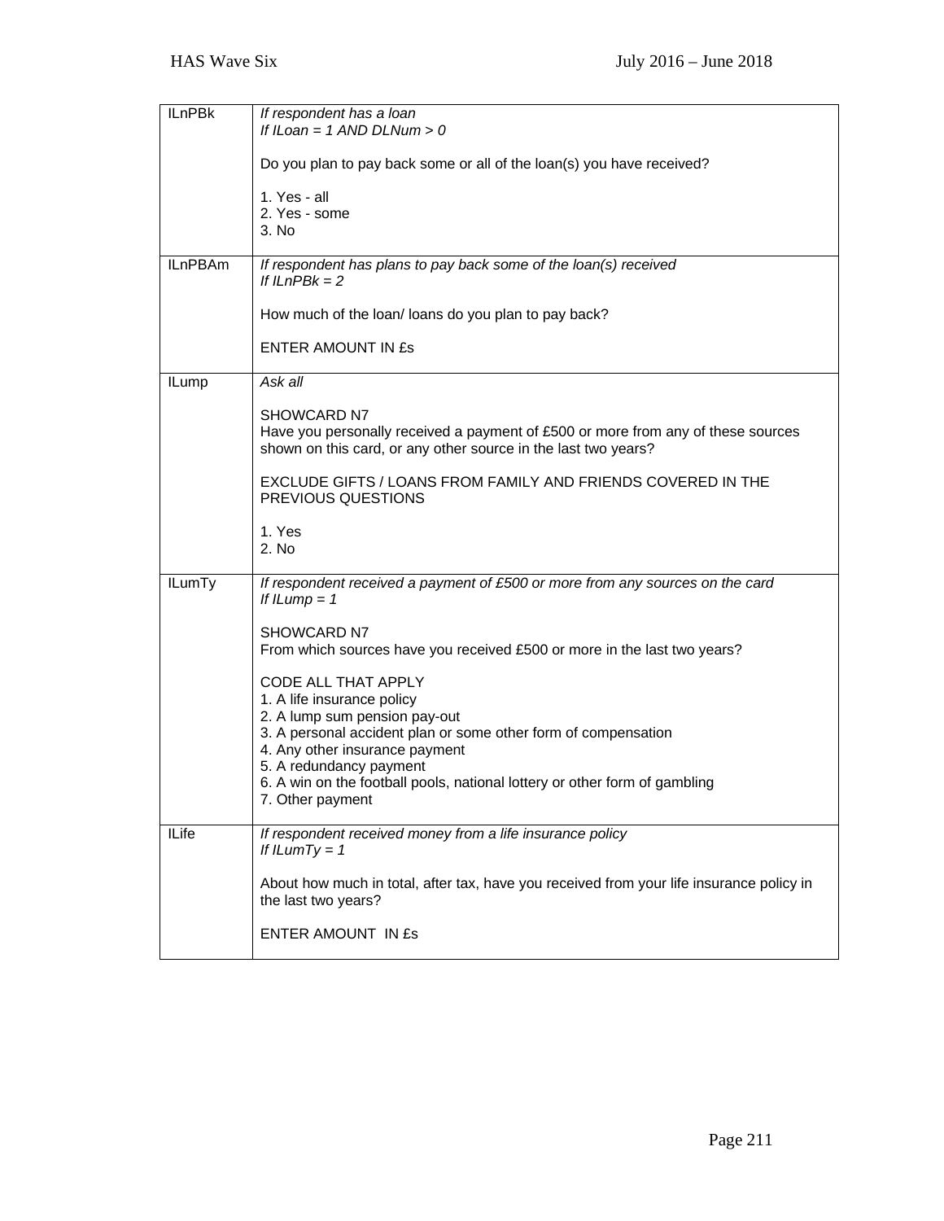| | |
|---|---|
| ILnPBk | *If respondent has a loan*<br>*If ILoan = 1 AND DLNum > 0*<br><br>Do you plan to pay back some or all of the loan(s) you have received?<br><br>1. Yes - all<br>2. Yes - some<br>3. No |
| ILnPBAm | *If respondent has plans to pay back some of the loan(s) received*<br>*If ILnPBk = 2*<br><br>How much of the loan/ loans do you plan to pay back?<br><br>ENTER AMOUNT IN £s |
| ILump | *Ask all*<br><br>SHOWCARD N7<br>Have you personally received a payment of £500 or more from any of these sources shown on this card, or any other source in the last two years?<br><br>EXCLUDE GIFTS / LOANS FROM FAMILY AND FRIENDS COVERED IN THE PREVIOUS QUESTIONS<br><br>1. Yes<br>2. No |
| ILumTy | *If respondent received a payment of £500 or more from any sources on the card*<br>*If ILump = 1*<br><br>SHOWCARD N7<br>From which sources have you received £500 or more in the last two years?<br><br>CODE ALL THAT APPLY<br>1. A life insurance policy<br>2. A lump sum pension pay-out<br>3. A personal accident plan or some other form of compensation<br>4. Any other insurance payment<br>5. A redundancy payment<br>6. A win on the football pools, national lottery or other form of gambling<br>7. Other payment |
| ILife | *If respondent received money from a life insurance policy*<br>*If ILumTy = 1*<br><br>About how much in total, after tax, have you received from your life insurance policy in the last two years?<br><br>ENTER AMOUNT IN £s |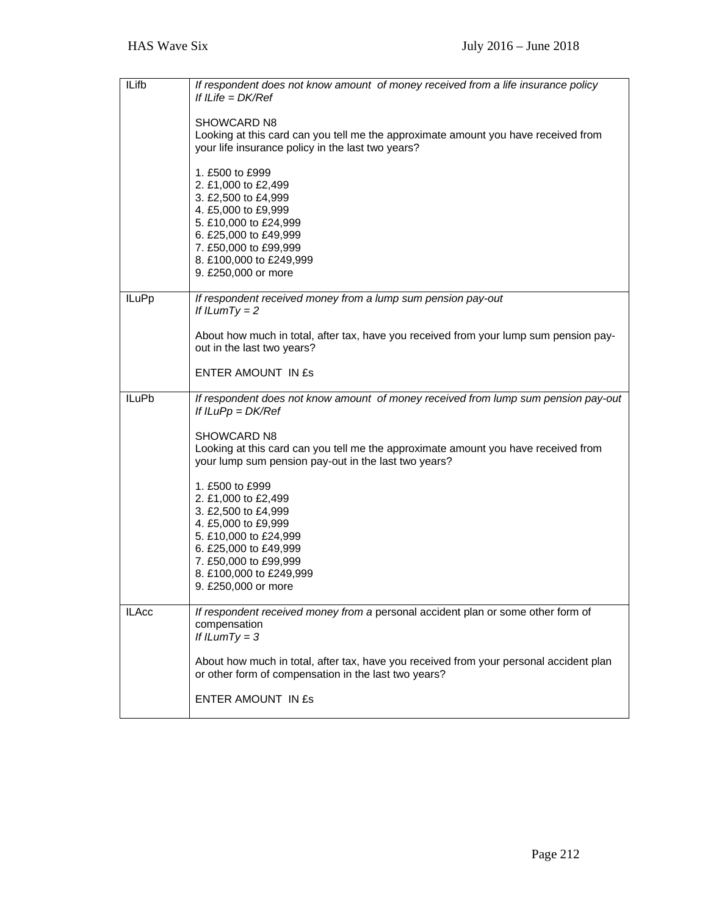| | |
|---|---|
| ILifb | *If respondent does not know amount of money received from a life insurance policy*<br>*If ILife = DK/Ref*<br><br>SHOWCARD N8<br>Looking at this card can you tell me the approximate amount you have received from your life insurance policy in the last two years?<br><br>1. £500 to £999<br>2. £1,000 to £2,499<br>3. £2,500 to £4,999<br>4. £5,000 to £9,999<br>5. £10,000 to £24,999<br>6. £25,000 to £49,999<br>7. £50,000 to £99,999<br>8. £100,000 to £249,999<br>9. £250,000 or more |
| ILuPp | *If respondent received money from a lump sum pension pay-out*<br>*If ILumTy = 2*<br><br>About how much in total, after tax, have you received from your lump sum pension pay-out in the last two years?<br><br>ENTER AMOUNT IN £s |
| ILuPb | *If respondent does not know amount of money received from lump sum pension pay-out*<br>*If ILuPp = DK/Ref*<br><br>SHOWCARD N8<br>Looking at this card can you tell me the approximate amount you have received from your lump sum pension pay-out in the last two years?<br><br>1. £500 to £999<br>2. £1,000 to £2,499<br>3. £2,500 to £4,999<br>4. £5,000 to £9,999<br>5. £10,000 to £24,999<br>6. £25,000 to £49,999<br>7. £50,000 to £99,999<br>8. £100,000 to £249,999<br>9. £250,000 or more |
| ILAcc | *If respondent received money from a* personal accident plan or some other form of compensation<br>*If ILumTy = 3*<br><br>About how much in total, after tax, have you received from your personal accident plan or other form of compensation in the last two years?<br><br>ENTER AMOUNT IN £s |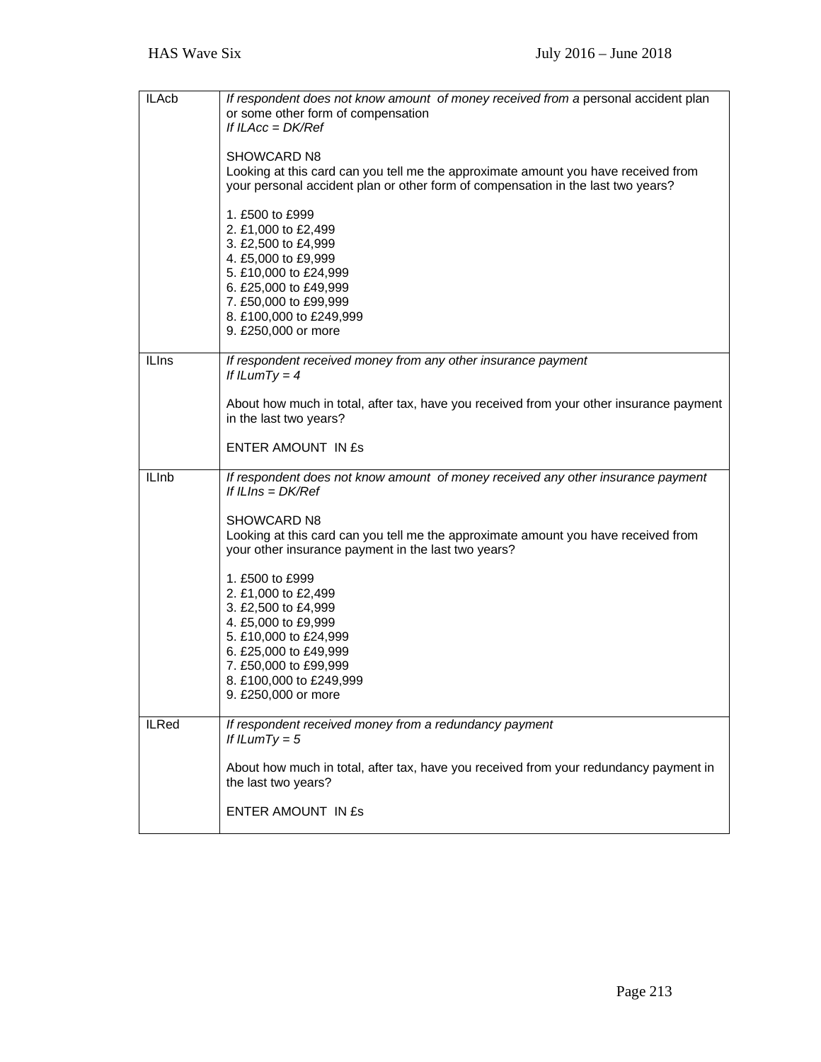| | |
|---|---|
| ILAcb | *If respondent does not know amount of money received from a* personal accident plan or some other form of compensation<br>*If ILAcc = DK/Ref*<br><br>SHOWCARD N8<br>Looking at this card can you tell me the approximate amount you have received from your personal accident plan or other form of compensation in the last two years?<br><br>1. £500 to £999<br>2. £1,000 to £2,499<br>3. £2,500 to £4,999<br>4. £5,000 to £9,999<br>5. £10,000 to £24,999<br>6. £25,000 to £49,999<br>7. £50,000 to £99,999<br>8. £100,000 to £249,999<br>9. £250,000 or more |
| ILIns | *If respondent received money from any other insurance payment*<br>*If ILumTy = 4*<br><br>About how much in total, after tax, have you received from your other insurance payment in the last two years?<br><br>ENTER AMOUNT IN £s |
| ILInb | *If respondent does not know amount of money received any other insurance payment*<br>*If ILIns = DK/Ref*<br><br>SHOWCARD N8<br>Looking at this card can you tell me the approximate amount you have received from your other insurance payment in the last two years?<br><br>1. £500 to £999<br>2. £1,000 to £2,499<br>3. £2,500 to £4,999<br>4. £5,000 to £9,999<br>5. £10,000 to £24,999<br>6. £25,000 to £49,999<br>7. £50,000 to £99,999<br>8. £100,000 to £249,999<br>9. £250,000 or more |
| ILRed | *If respondent received money from a redundancy payment*<br>*If ILumTy = 5*<br><br>About how much in total, after tax, have you received from your redundancy payment in the last two years?<br><br>ENTER AMOUNT IN £s |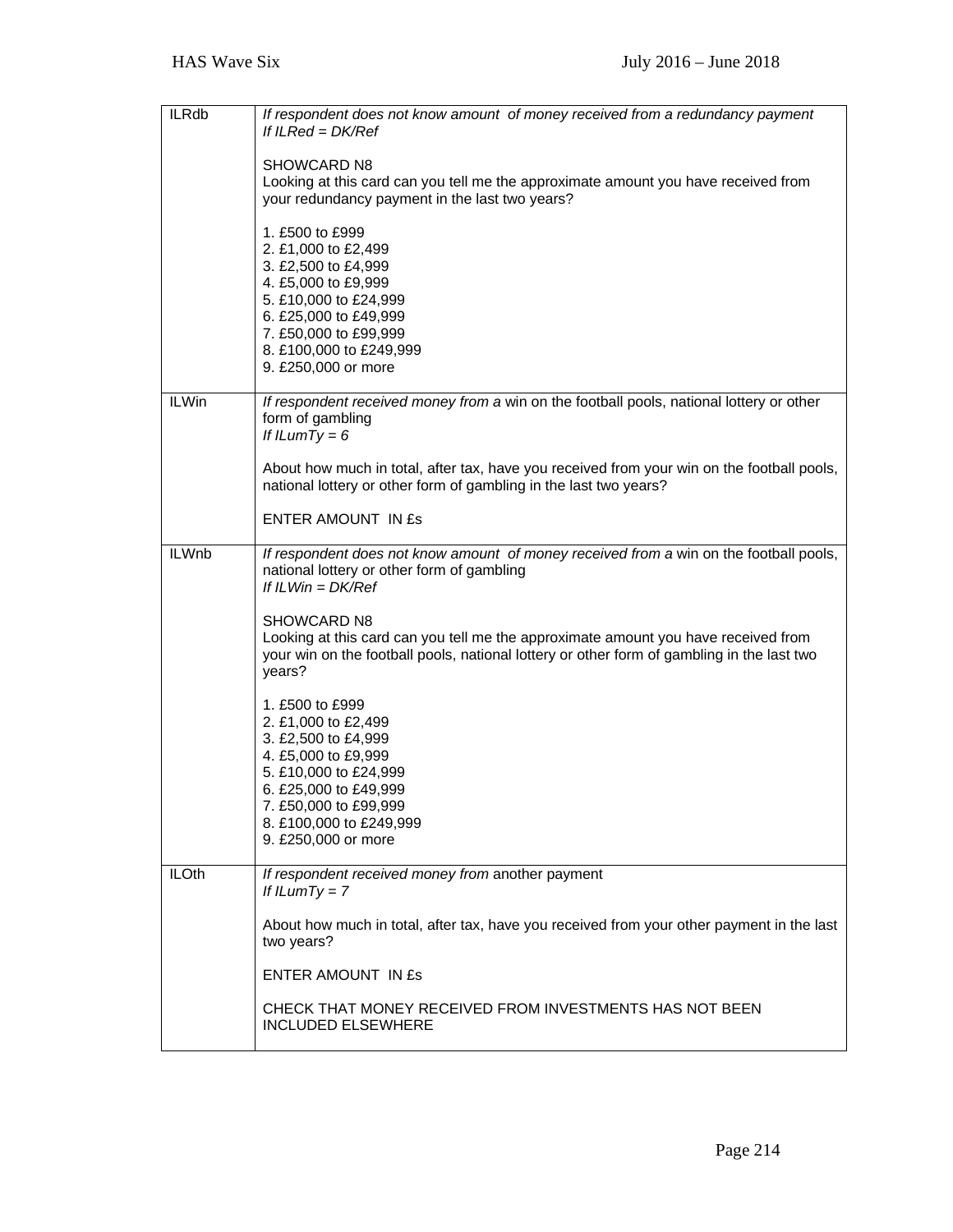| | |
|---|---|
| ILRdb | *If respondent does not know amount of money received from a redundancy payment*<br>*If ILRed = DK/Ref*<br><br>SHOWCARD N8<br>Looking at this card can you tell me the approximate amount you have received from your redundancy payment in the last two years?<br><br>1. £500 to £999<br>2. £1,000 to £2,499<br>3. £2,500 to £4,999<br>4. £5,000 to £9,999<br>5. £10,000 to £24,999<br>6. £25,000 to £49,999<br>7. £50,000 to £99,999<br>8. £100,000 to £249,999<br>9. £250,000 or more |
| ILWin | *If respondent received money from a* win on the football pools, national lottery or other form of gambling<br>*If ILumTy = 6*<br><br>About how much in total, after tax, have you received from your win on the football pools, national lottery or other form of gambling in the last two years?<br><br>ENTER AMOUNT IN £s |
| ILWnb | *If respondent does not know amount of money received from a* win on the football pools, national lottery or other form of gambling<br>*If ILWin = DK/Ref*<br><br>SHOWCARD N8<br>Looking at this card can you tell me the approximate amount you have received from your win on the football pools, national lottery or other form of gambling in the last two years?<br><br>1. £500 to £999<br>2. £1,000 to £2,499<br>3. £2,500 to £4,999<br>4. £5,000 to £9,999<br>5. £10,000 to £24,999<br>6. £25,000 to £49,999<br>7. £50,000 to £99,999<br>8. £100,000 to £249,999<br>9. £250,000 or more |
| ILOth | *If respondent received money from* another payment<br>*If ILumTy = 7*<br><br>About how much in total, after tax, have you received from your other payment in the last two years?<br><br>ENTER AMOUNT IN £s<br><br>CHECK THAT MONEY RECEIVED FROM INVESTMENTS HAS NOT BEEN INCLUDED ELSEWHERE |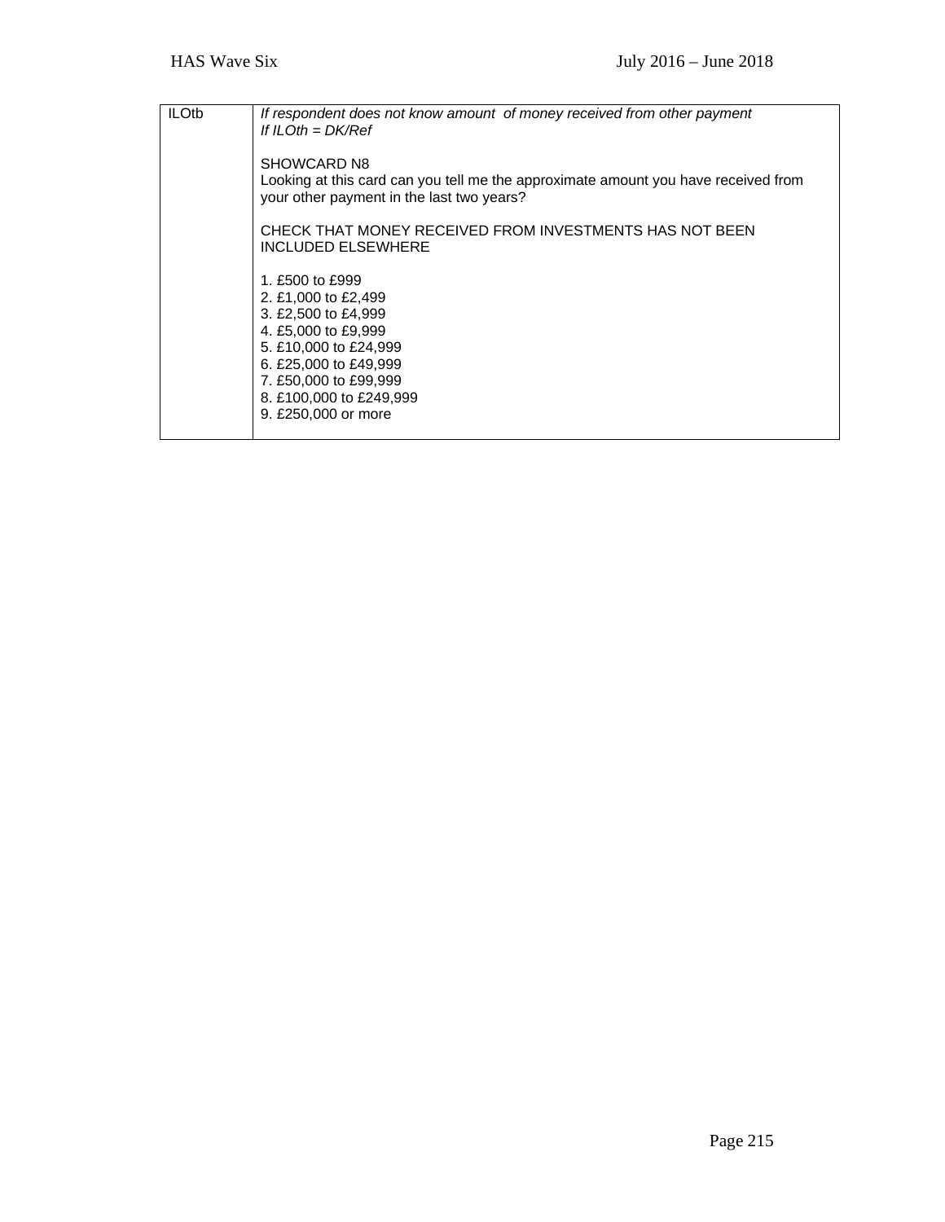| ILOtb | *If respondent does not know amount of money received from other payment*<br>*If ILOth = DK/Ref*<br><br>SHOWCARD N8<br>Looking at this card can you tell me the approximate amount you have received from your other payment in the last two years?<br><br>CHECK THAT MONEY RECEIVED FROM INVESTMENTS HAS NOT BEEN INCLUDED ELSEWHERE<br><br>1. £500 to £999<br>2. £1,000 to £2,499<br>3. £2,500 to £4,999<br>4. £5,000 to £9,999<br>5. £10,000 to £24,999<br>6. £25,000 to £49,999<br>7. £50,000 to £99,999<br>8. £100,000 to £249,999<br>9. £250,000 or more |
|---|---|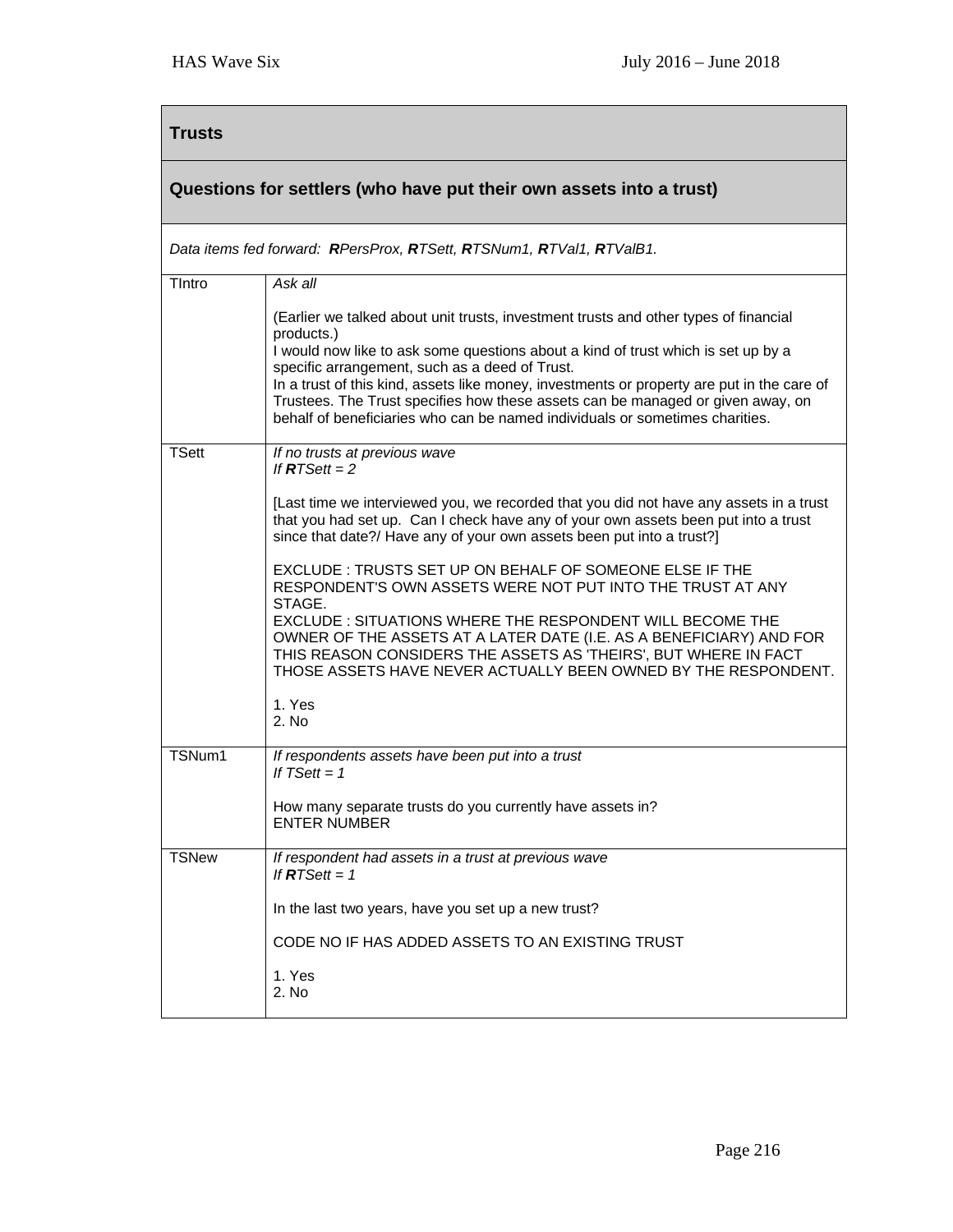## Trusts

### Questions for settlers (who have put their own assets into a trust)

*Data items fed forward:* ***R****PersProx,* ***R****TSett,* ***R****TSNum1,* ***R****TVal1,* ***R****TValB1.*

| | |
|---|---|
| TIntro | *Ask all*<br><br>(Earlier we talked about unit trusts, investment trusts and other types of financial products.)<br>I would now like to ask some questions about a kind of trust which is set up by a specific arrangement, such as a deed of Trust.<br>In a trust of this kind, assets like money, investments or property are put in the care of Trustees. The Trust specifies how these assets can be managed or given away, on behalf of beneficiaries who can be named individuals or sometimes charities. |
| TSett | *If no trusts at previous wave*<br>*If* ***R****TSett = 2*<br><br>[Last time we interviewed you, we recorded that you did not have any assets in a trust that you had set up. Can I check have any of your own assets been put into a trust since that date?/ Have any of your own assets been put into a trust?]<br><br>EXCLUDE : TRUSTS SET UP ON BEHALF OF SOMEONE ELSE IF THE RESPONDENT'S OWN ASSETS WERE NOT PUT INTO THE TRUST AT ANY STAGE.<br>EXCLUDE : SITUATIONS WHERE THE RESPONDENT WILL BECOME THE OWNER OF THE ASSETS AT A LATER DATE (I.E. AS A BENEFICIARY) AND FOR THIS REASON CONSIDERS THE ASSETS AS 'THEIRS', BUT WHERE IN FACT THOSE ASSETS HAVE NEVER ACTUALLY BEEN OWNED BY THE RESPONDENT.<br><br>1. Yes<br>2. No |
| TSNum1 | *If respondents assets have been put into a trust*<br>*If TSett = 1*<br><br>How many separate trusts do you currently have assets in?<br>ENTER NUMBER |
| TSNew | *If respondent had assets in a trust at previous wave*<br>*If* ***R****TSett = 1*<br><br>In the last two years, have you set up a new trust?<br><br>CODE NO IF HAS ADDED ASSETS TO AN EXISTING TRUST<br><br>1. Yes<br>2. No |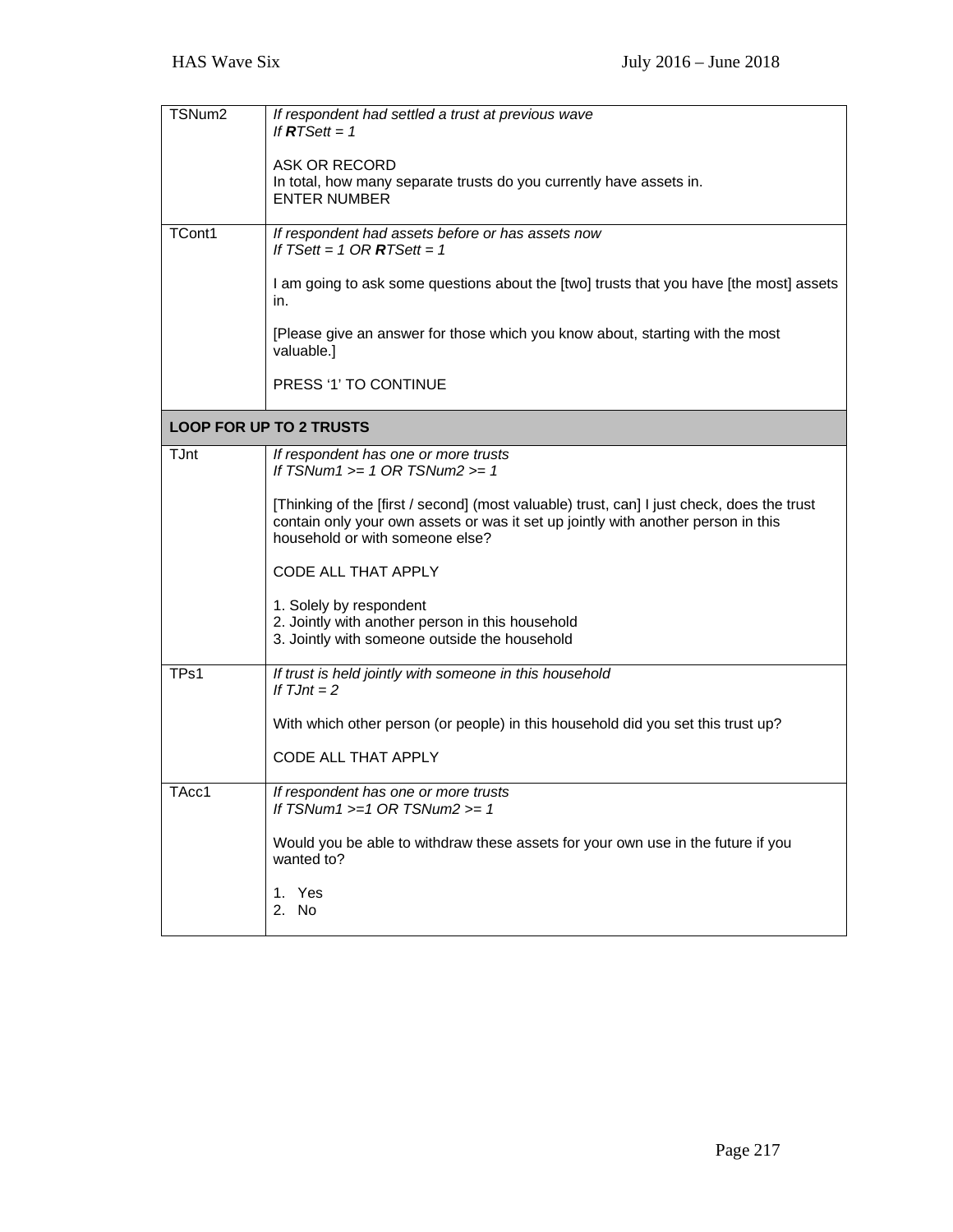| | |
|---|---|
| TSNum2 | *If respondent had settled a trust at previous wave*<br>*If **R**TSett = 1*<br><br>ASK OR RECORD<br>In total, how many separate trusts do you currently have assets in.<br>ENTER NUMBER |
| TCont1 | *If respondent had assets before or has assets now*<br>*If TSett = 1 OR **R**TSett = 1*<br><br>I am going to ask some questions about the [two] trusts that you have [the most] assets in.<br><br>[Please give an answer for those which you know about, starting with the most valuable.]<br><br>PRESS '1' TO CONTINUE |
| **LOOP FOR UP TO 2 TRUSTS** | |
| TJnt | *If respondent has one or more trusts*<br>*If TSNum1 >= 1 OR TSNum2 >= 1*<br><br>[Thinking of the [first / second] (most valuable) trust, can] I just check, does the trust contain only your own assets or was it set up jointly with another person in this household or with someone else?<br><br>CODE ALL THAT APPLY<br><br>1. Solely by respondent<br>2. Jointly with another person in this household<br>3. Jointly with someone outside the household |
| TPs1 | *If trust is held jointly with someone in this household*<br>*If TJnt = 2*<br><br>With which other person (or people) in this household did you set this trust up?<br><br>CODE ALL THAT APPLY |
| TAcc1 | *If respondent has one or more trusts*<br>*If TSNum1 >=1 OR TSNum2 >= 1*<br><br>Would you be able to withdraw these assets for your own use in the future if you wanted to?<br><br>1. Yes<br>2. No |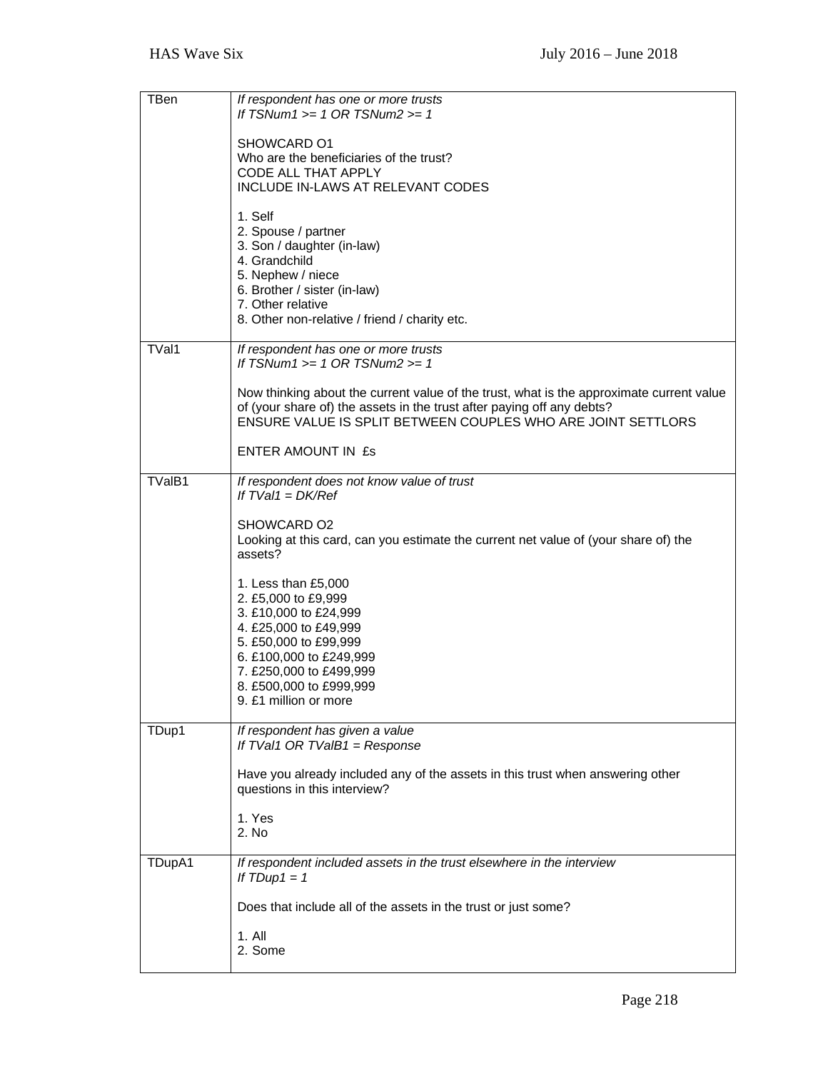| | |
|---|---|
| TBen | *If respondent has one or more trusts*<br>*If TSNum1 >= 1 OR TSNum2 >= 1*<br><br>SHOWCARD O1<br>Who are the beneficiaries of the trust?<br>CODE ALL THAT APPLY<br>INCLUDE IN-LAWS AT RELEVANT CODES<br><br>1. Self<br>2. Spouse / partner<br>3. Son / daughter (in-law)<br>4. Grandchild<br>5. Nephew / niece<br>6. Brother / sister (in-law)<br>7. Other relative<br>8. Other non-relative / friend / charity etc. |
| TVal1 | *If respondent has one or more trusts*<br>*If TSNum1 >= 1 OR TSNum2 >= 1*<br><br>Now thinking about the current value of the trust, what is the approximate current value of (your share of) the assets in the trust after paying off any debts?<br>ENSURE VALUE IS SPLIT BETWEEN COUPLES WHO ARE JOINT SETTLORS<br><br>ENTER AMOUNT IN £s |
| TValB1 | *If respondent does not know value of trust*<br>*If TVal1 = DK/Ref*<br><br>SHOWCARD O2<br>Looking at this card, can you estimate the current net value of (your share of) the assets?<br><br>1. Less than £5,000<br>2. £5,000 to £9,999<br>3. £10,000 to £24,999<br>4. £25,000 to £49,999<br>5. £50,000 to £99,999<br>6. £100,000 to £249,999<br>7. £250,000 to £499,999<br>8. £500,000 to £999,999<br>9. £1 million or more |
| TDup1 | *If respondent has given a value*<br>*If TVal1 OR TValB1 = Response*<br><br>Have you already included any of the assets in this trust when answering other questions in this interview?<br><br>1. Yes<br>2. No |
| TDupA1 | *If respondent included assets in the trust elsewhere in the interview*<br>*If TDup1 = 1*<br><br>Does that include all of the assets in the trust or just some?<br><br>1. All<br>2. Some |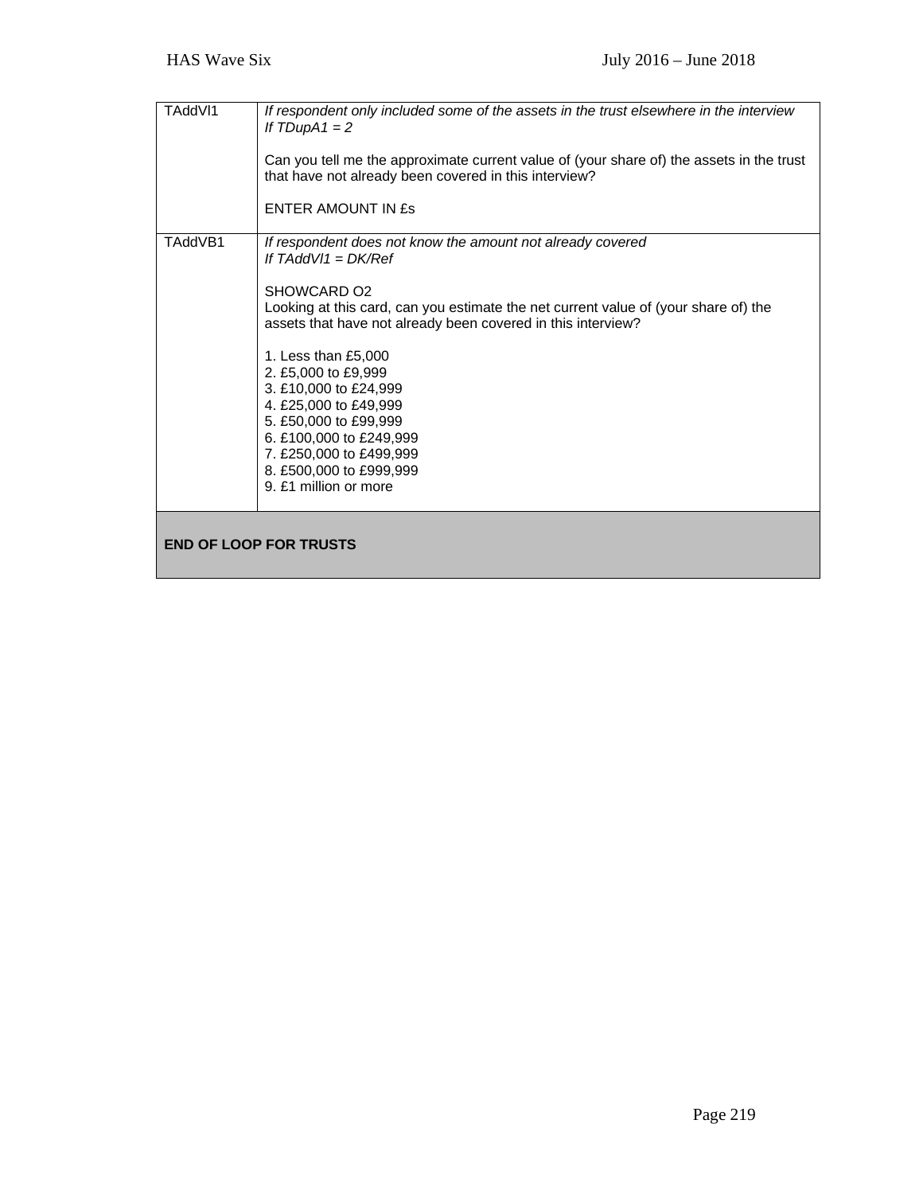| | |
|---|---|
| TAddVl1 | *If respondent only included some of the assets in the trust elsewhere in the interview*<br>*If TDupA1 = 2*<br><br>Can you tell me the approximate current value of (your share of) the assets in the trust that have not already been covered in this interview?<br><br>ENTER AMOUNT IN £s |
| TAddVB1 | *If respondent does not know the amount not already covered*<br>*If TAddVl1 = DK/Ref*<br><br>SHOWCARD O2<br>Looking at this card, can you estimate the net current value of (your share of) the assets that have not already been covered in this interview?<br><br>1. Less than £5,000<br>2. £5,000 to £9,999<br>3. £10,000 to £24,999<br>4. £25,000 to £49,999<br>5. £50,000 to £99,999<br>6. £100,000 to £249,999<br>7. £250,000 to £499,999<br>8. £500,000 to £999,999<br>9. £1 million or more |
| **END OF LOOP FOR TRUSTS** | |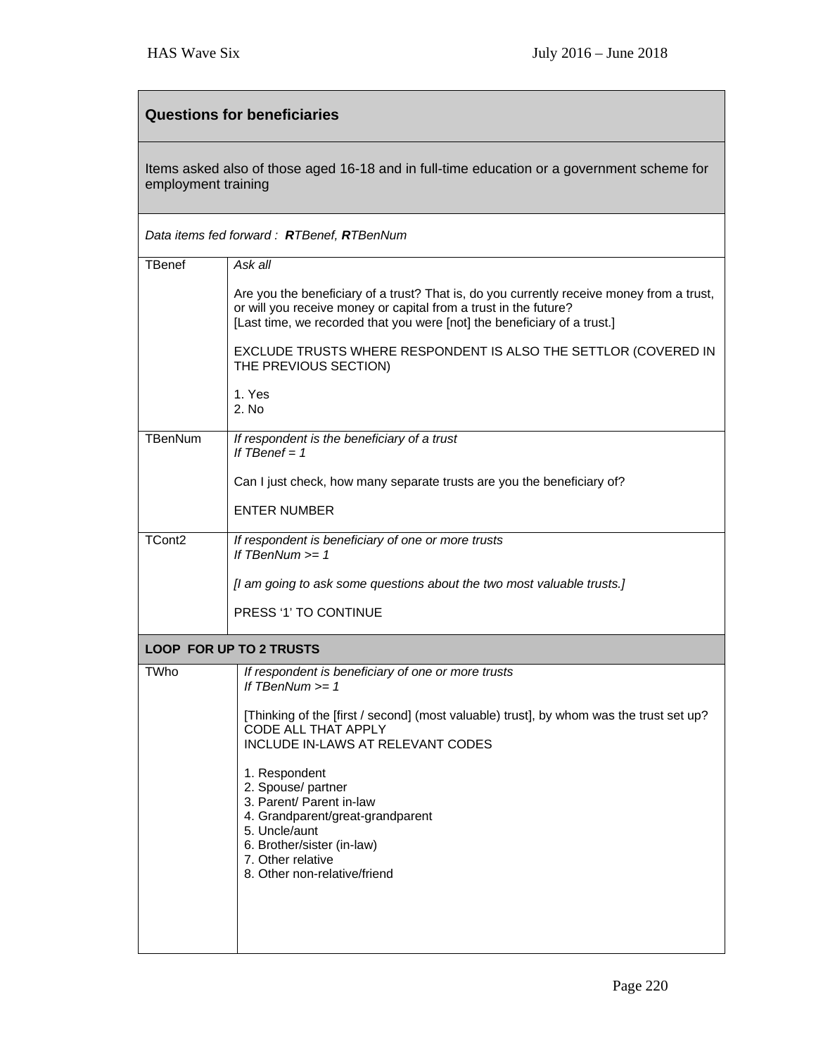## Questions for beneficiaries

Items asked also of those aged 16-18 and in full-time education or a government scheme for employment training

*Data items fed forward :* ***R****TBenef,* ***R****TBenNum*

| | |
|---|---|
| TBenef | *Ask all*<br><br>Are you the beneficiary of a trust? That is, do you currently receive money from a trust, or will you receive money or capital from a trust in the future?<br>[Last time, we recorded that you were [not] the beneficiary of a trust.]<br><br>EXCLUDE TRUSTS WHERE RESPONDENT IS ALSO THE SETTLOR (COVERED IN THE PREVIOUS SECTION)<br><br>1. Yes<br>2. No |
| TBenNum | *If respondent is the beneficiary of a trust*<br>*If TBenef = 1*<br><br>Can I just check, how many separate trusts are you the beneficiary of?<br><br>ENTER NUMBER |
| TCont2 | *If respondent is beneficiary of one or more trusts*<br>*If TBenNum >= 1*<br><br>*[I am going to ask some questions about the two most valuable trusts.]*<br><br>PRESS '1' TO CONTINUE |

**LOOP FOR UP TO 2 TRUSTS**

| | |
|---|---|
| TWho | *If respondent is beneficiary of one or more trusts*<br>*If TBenNum >= 1*<br><br>[Thinking of the [first / second] (most valuable) trust], by whom was the trust set up?<br>CODE ALL THAT APPLY<br>INCLUDE IN-LAWS AT RELEVANT CODES<br><br>1. Respondent<br>2. Spouse/ partner<br>3. Parent/ Parent in-law<br>4. Grandparent/great-grandparent<br>5. Uncle/aunt<br>6. Brother/sister (in-law)<br>7. Other relative<br>8. Other non-relative/friend |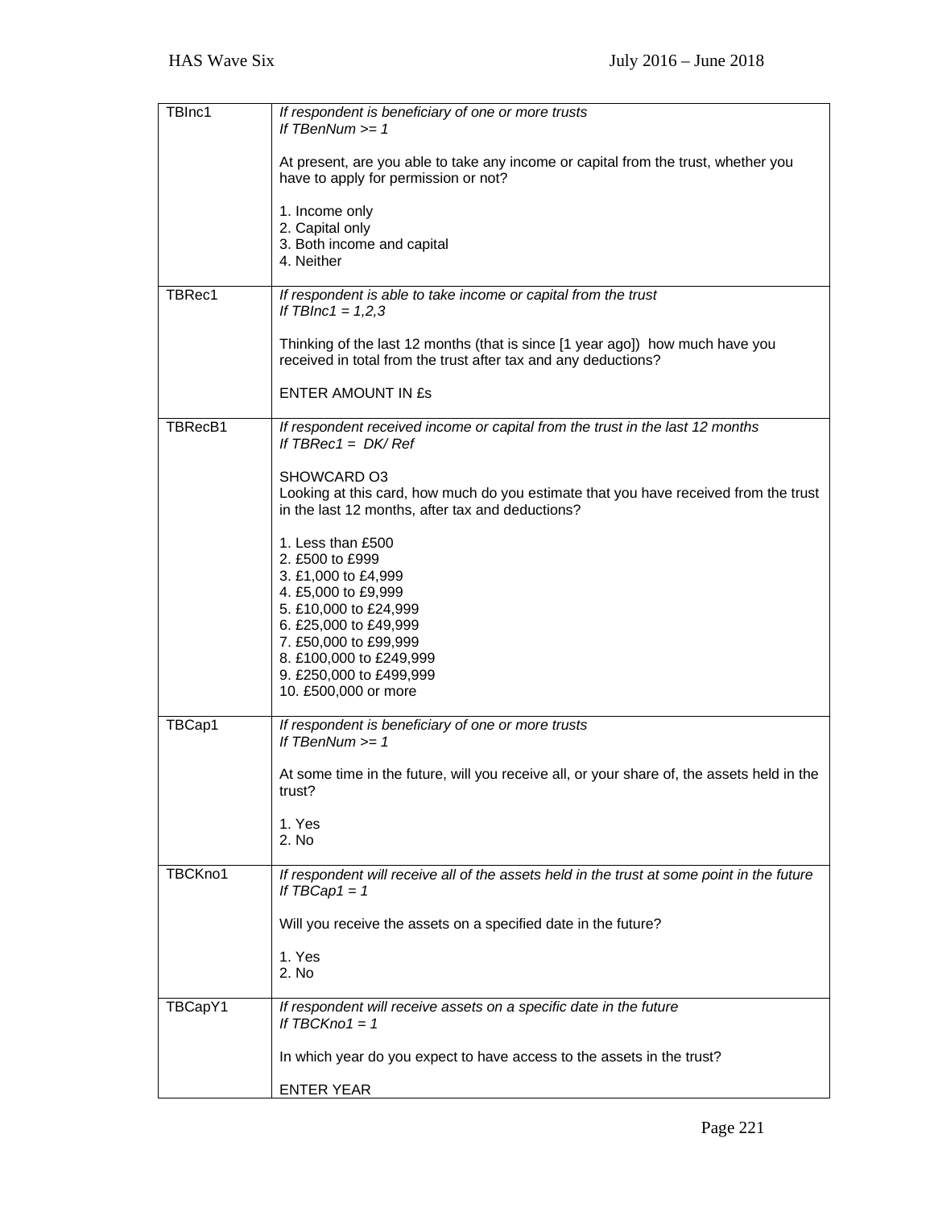| | |
|---|---|
| TBInc1 | *If respondent is beneficiary of one or more trusts*<br>*If TBenNum >= 1*<br><br>At present, are you able to take any income or capital from the trust, whether you have to apply for permission or not?<br><br>1. Income only<br>2. Capital only<br>3. Both income and capital<br>4. Neither |
| TBRec1 | *If respondent is able to take income or capital from the trust*<br>*If TBInc1 = 1,2,3*<br><br>Thinking of the last 12 months (that is since [1 year ago]) how much have you received in total from the trust after tax and any deductions?<br><br>ENTER AMOUNT IN £s |
| TBRecB1 | *If respondent received income or capital from the trust in the last 12 months*<br>*If TBRec1 = DK/ Ref*<br><br>SHOWCARD O3<br>Looking at this card, how much do you estimate that you have received from the trust in the last 12 months, after tax and deductions?<br><br>1. Less than £500<br>2. £500 to £999<br>3. £1,000 to £4,999<br>4. £5,000 to £9,999<br>5. £10,000 to £24,999<br>6. £25,000 to £49,999<br>7. £50,000 to £99,999<br>8. £100,000 to £249,999<br>9. £250,000 to £499,999<br>10. £500,000 or more |
| TBCap1 | *If respondent is beneficiary of one or more trusts*<br>*If TBenNum >= 1*<br><br>At some time in the future, will you receive all, or your share of, the assets held in the trust?<br><br>1. Yes<br>2. No |
| TBCKno1 | *If respondent will receive all of the assets held in the trust at some point in the future*<br>*If TBCap1 = 1*<br><br>Will you receive the assets on a specified date in the future?<br><br>1. Yes<br>2. No |
| TBCapY1 | *If respondent will receive assets on a specific date in the future*<br>*If TBCKno1 = 1*<br><br>In which year do you expect to have access to the assets in the trust?<br><br>ENTER YEAR |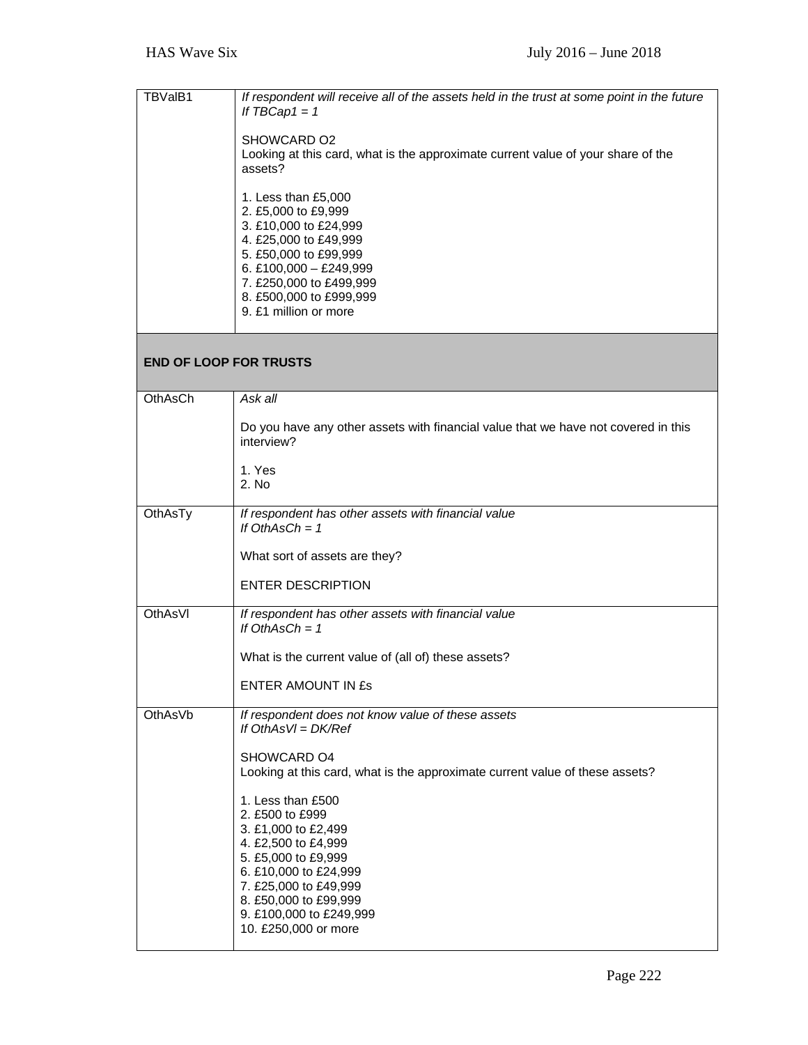| | |
|---|---|
| TBValB1 | *If respondent will receive all of the assets held in the trust at some point in the future*<br>*If TBCap1 = 1*<br><br>SHOWCARD O2<br>Looking at this card, what is the approximate current value of your share of the assets?<br><br>1. Less than £5,000<br>2. £5,000 to £9,999<br>3. £10,000 to £24,999<br>4. £25,000 to £49,999<br>5. £50,000 to £99,999<br>6. £100,000 – £249,999<br>7. £250,000 to £499,999<br>8. £500,000 to £999,999<br>9. £1 million or more |
| **END OF LOOP FOR TRUSTS** | |
| OthAsCh | *Ask all*<br><br>Do you have any other assets with financial value that we have not covered in this interview?<br><br>1. Yes<br>2. No |
| OthAsTy | *If respondent has other assets with financial value*<br>*If OthAsCh = 1*<br><br>What sort of assets are they?<br><br>ENTER DESCRIPTION |
| OthAsVl | *If respondent has other assets with financial value*<br>*If OthAsCh = 1*<br><br>What is the current value of (all of) these assets?<br><br>ENTER AMOUNT IN £s |
| OthAsVb | *If respondent does not know value of these assets*<br>*If OthAsVl = DK/Ref*<br><br>SHOWCARD O4<br>Looking at this card, what is the approximate current value of these assets?<br><br>1. Less than £500<br>2. £500 to £999<br>3. £1,000 to £2,499<br>4. £2,500 to £4,999<br>5. £5,000 to £9,999<br>6. £10,000 to £24,999<br>7. £25,000 to £49,999<br>8. £50,000 to £99,999<br>9. £100,000 to £249,999<br>10. £250,000 or more |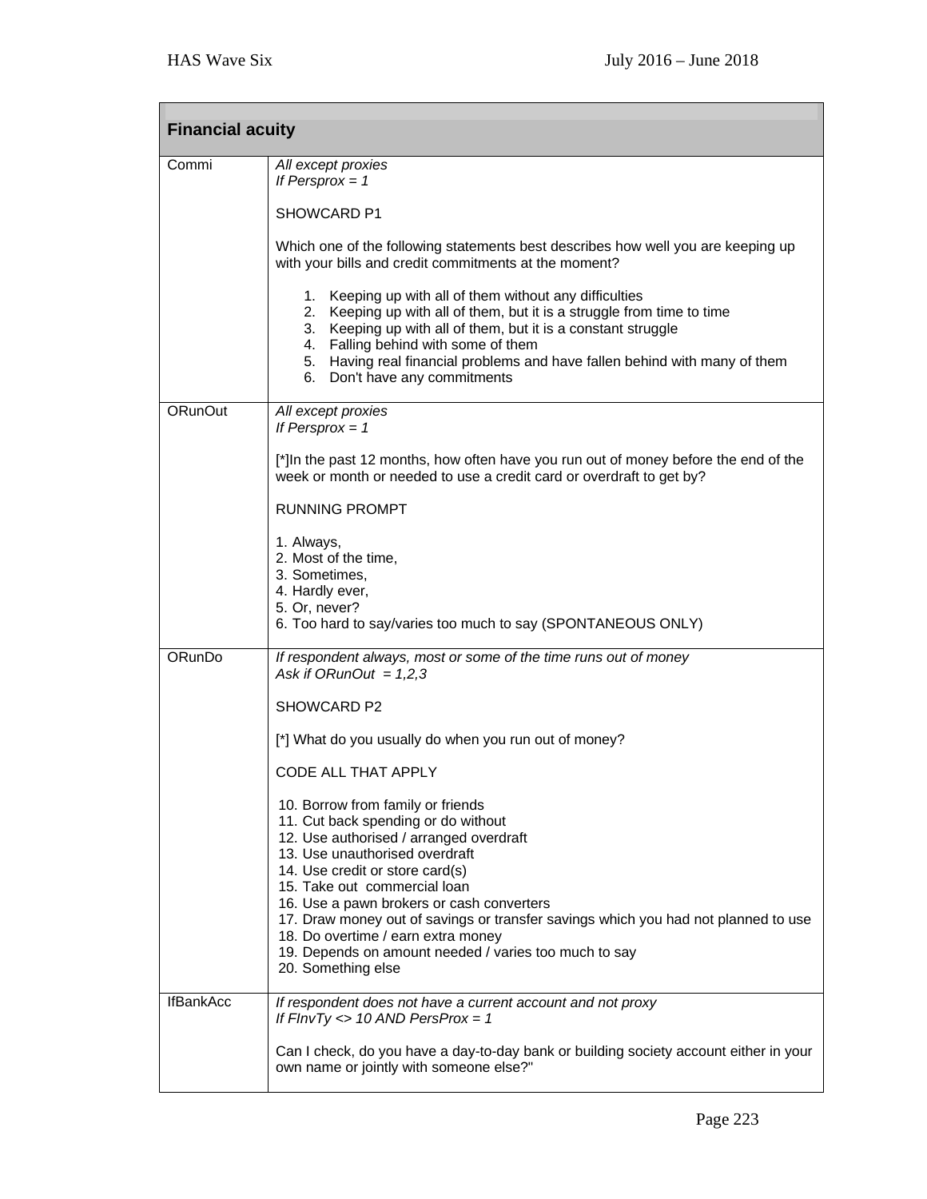| Financial acuity | |
|---|---|
| Commi | *All except proxies*<br>*If Persprox = 1*<br><br>SHOWCARD P1<br><br>Which one of the following statements best describes how well you are keeping up with your bills and credit commitments at the moment?<br><br>1. Keeping up with all of them without any difficulties<br>2. Keeping up with all of them, but it is a struggle from time to time<br>3. Keeping up with all of them, but it is a constant struggle<br>4. Falling behind with some of them<br>5. Having real financial problems and have fallen behind with many of them<br>6. Don't have any commitments |
| ORunOut | *All except proxies*<br>*If Persprox = 1*<br><br>[*]In the past 12 months, how often have you run out of money before the end of the week or month or needed to use a credit card or overdraft to get by?<br><br>RUNNING PROMPT<br><br>1. Always,<br>2. Most of the time,<br>3. Sometimes,<br>4. Hardly ever,<br>5. Or, never?<br>6. Too hard to say/varies too much to say (SPONTANEOUS ONLY) |
| ORunDo | *If respondent always, most or some of the time runs out of money*<br>*Ask if ORunOut = 1,2,3*<br><br>SHOWCARD P2<br><br>[*] What do you usually do when you run out of money?<br><br>CODE ALL THAT APPLY<br><br>10. Borrow from family or friends<br>11. Cut back spending or do without<br>12. Use authorised / arranged overdraft<br>13. Use unauthorised overdraft<br>14. Use credit or store card(s)<br>15. Take out commercial loan<br>16. Use a pawn brokers or cash converters<br>17. Draw money out of savings or transfer savings which you had not planned to use<br>18. Do overtime / earn extra money<br>19. Depends on amount needed / varies too much to say<br>20. Something else |
| IfBankAcc | *If respondent does not have a current account and not proxy*<br>*If FInvTy <> 10 AND PersProx = 1*<br><br>Can I check, do you have a day-to-day bank or building society account either in your own name or jointly with someone else?" |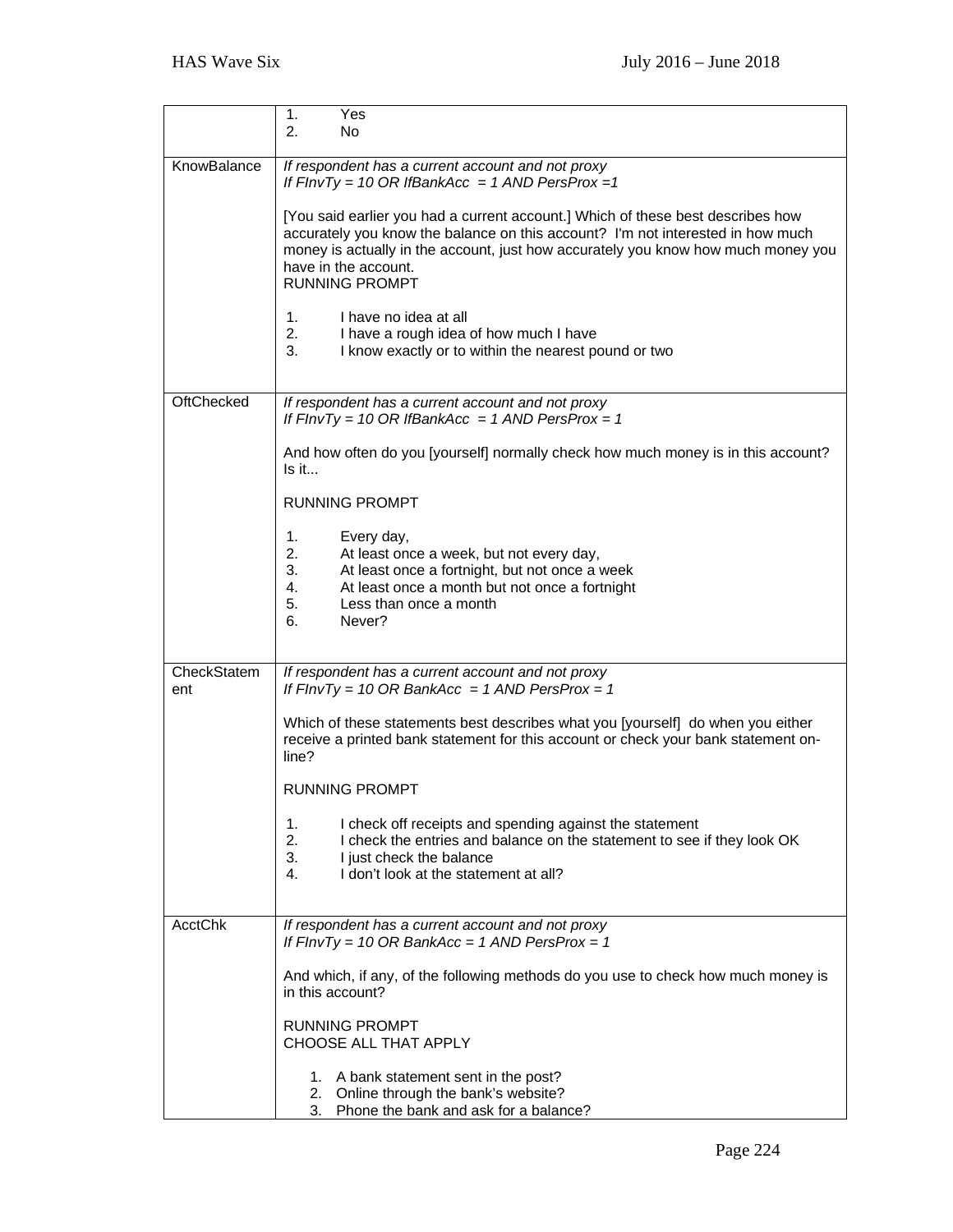| | |
|---|---|
| | 1. Yes<br>2. No |
| KnowBalance | *If respondent has a current account and not proxy*<br>*If FInvTy = 10 OR IfBankAcc = 1 AND PersProx =1*<br><br>[You said earlier you had a current account.] Which of these best describes how accurately you know the balance on this account? I'm not interested in how much money is actually in the account, just how accurately you know how much money you have in the account.<br>RUNNING PROMPT<br><br>1. I have no idea at all<br>2. I have a rough idea of how much I have<br>3. I know exactly or to within the nearest pound or two |
| OftChecked | *If respondent has a current account and not proxy*<br>*If FInvTy = 10 OR IfBankAcc = 1 AND PersProx = 1*<br><br>And how often do you [yourself] normally check how much money is in this account? Is it...<br><br>RUNNING PROMPT<br><br>1. Every day,<br>2. At least once a week, but not every day,<br>3. At least once a fortnight, but not once a week<br>4. At least once a month but not once a fortnight<br>5. Less than once a month<br>6. Never? |
| CheckStatement | *If respondent has a current account and not proxy*<br>*If FInvTy = 10 OR BankAcc = 1 AND PersProx = 1*<br><br>Which of these statements best describes what you [yourself] do when you either receive a printed bank statement for this account or check your bank statement on-line?<br><br>RUNNING PROMPT<br><br>1. I check off receipts and spending against the statement<br>2. I check the entries and balance on the statement to see if they look OK<br>3. I just check the balance<br>4. I don't look at the statement at all? |
| AcctChk | *If respondent has a current account and not proxy*<br>*If FInvTy = 10 OR BankAcc = 1 AND PersProx = 1*<br><br>And which, if any, of the following methods do you use to check how much money is in this account?<br><br>RUNNING PROMPT<br>CHOOSE ALL THAT APPLY<br><br>1. A bank statement sent in the post?<br>2. Online through the bank's website?<br>3. Phone the bank and ask for a balance? |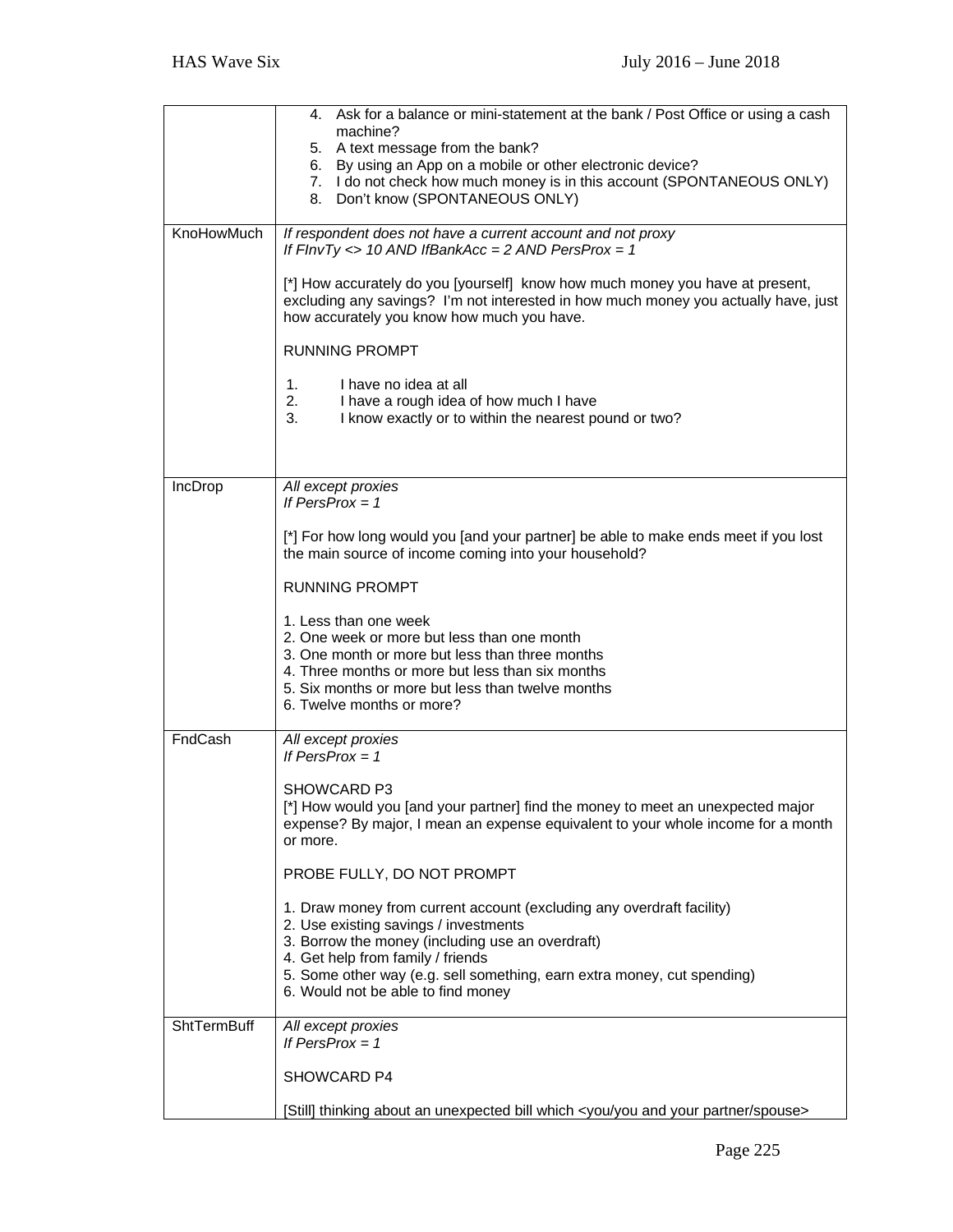| | |
|---|---|
| | 4. Ask for a balance or mini-statement at the bank / Post Office or using a cash machine?<br>5. A text message from the bank?<br>6. By using an App on a mobile or other electronic device?<br>7. I do not check how much money is in this account (SPONTANEOUS ONLY)<br>8. Don't know (SPONTANEOUS ONLY) |
| KnoHowMuch | *If respondent does not have a current account and not proxy*<br>*If FInvTy <> 10 AND IfBankAcc = 2 AND PersProx = 1*<br><br>[*] How accurately do you [yourself] know how much money you have at present, excluding any savings? I'm not interested in how much money you actually have, just how accurately you know how much you have.<br><br>RUNNING PROMPT<br><br>1. I have no idea at all<br>2. I have a rough idea of how much I have<br>3. I know exactly or to within the nearest pound or two? |
| IncDrop | *All except proxies*<br>*If PersProx = 1*<br><br>[*] For how long would you [and your partner] be able to make ends meet if you lost the main source of income coming into your household?<br><br>RUNNING PROMPT<br><br>1. Less than one week<br>2. One week or more but less than one month<br>3. One month or more but less than three months<br>4. Three months or more but less than six months<br>5. Six months or more but less than twelve months<br>6. Twelve months or more? |
| FndCash | *All except proxies*<br>*If PersProx = 1*<br><br>SHOWCARD P3<br>[*] How would you [and your partner] find the money to meet an unexpected major expense? By major, I mean an expense equivalent to your whole income for a month or more.<br><br>PROBE FULLY, DO NOT PROMPT<br><br>1. Draw money from current account (excluding any overdraft facility)<br>2. Use existing savings / investments<br>3. Borrow the money (including use an overdraft)<br>4. Get help from family / friends<br>5. Some other way (e.g. sell something, earn extra money, cut spending)<br>6. Would not be able to find money |
| ShtTermBuff | *All except proxies*<br>*If PersProx = 1*<br><br>SHOWCARD P4<br><br>[Still] thinking about an unexpected bill which <you/you and your partner/spouse> |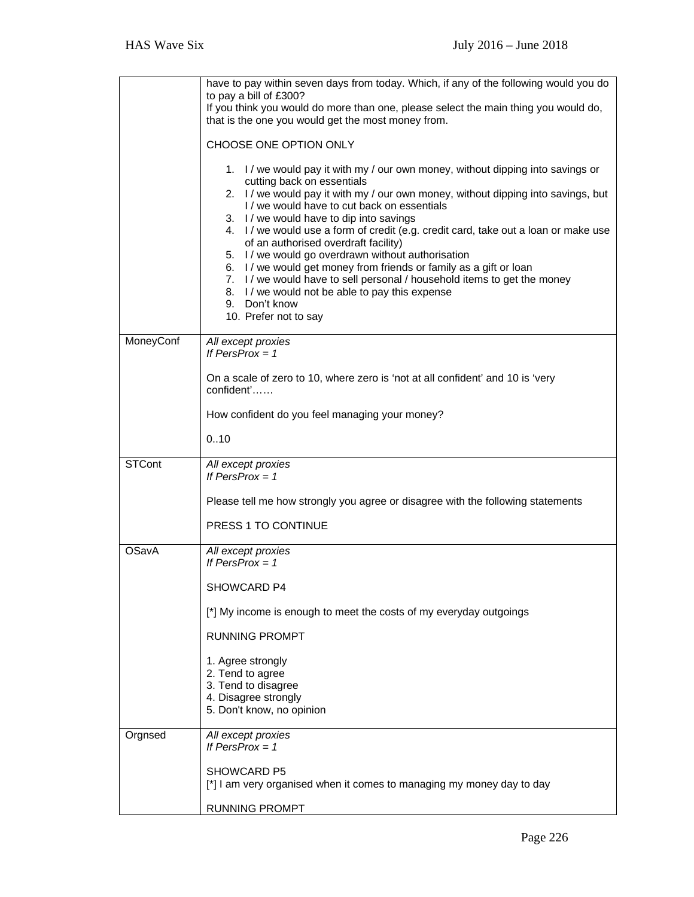| | |
|---|---|
| | have to pay within seven days from today. Which, if any of the following would you do to pay a bill of £300?<br>If you think you would do more than one, please select the main thing you would do, that is the one you would get the most money from.<br><br>CHOOSE ONE OPTION ONLY<br><br>1. I / we would pay it with my / our own money, without dipping into savings or cutting back on essentials<br>2. I / we would pay it with my / our own money, without dipping into savings, but I / we would have to cut back on essentials<br>3. I / we would have to dip into savings<br>4. I / we would use a form of credit (e.g. credit card, take out a loan or make use of an authorised overdraft facility)<br>5. I / we would go overdrawn without authorisation<br>6. I / we would get money from friends or family as a gift or loan<br>7. I / we would have to sell personal / household items to get the money<br>8. I / we would not be able to pay this expense<br>9. Don't know<br>10. Prefer not to say |
| MoneyConf | *All except proxies*<br>*If PersProx = 1*<br><br>On a scale of zero to 10, where zero is 'not at all confident' and 10 is 'very confident'……<br><br>How confident do you feel managing your money?<br><br>0..10 |
| STCont | *All except proxies*<br>*If PersProx = 1*<br><br>Please tell me how strongly you agree or disagree with the following statements<br><br>PRESS 1 TO CONTINUE |
| OSavA | *All except proxies*<br>*If PersProx = 1*<br><br>SHOWCARD P4<br><br>[*] My income is enough to meet the costs of my everyday outgoings<br><br>RUNNING PROMPT<br><br>1. Agree strongly<br>2. Tend to agree<br>3. Tend to disagree<br>4. Disagree strongly<br>5. Don't know, no opinion |
| Orgnsed | *All except proxies*<br>*If PersProx = 1*<br><br>SHOWCARD P5<br>[*] I am very organised when it comes to managing my money day to day<br><br>RUNNING PROMPT |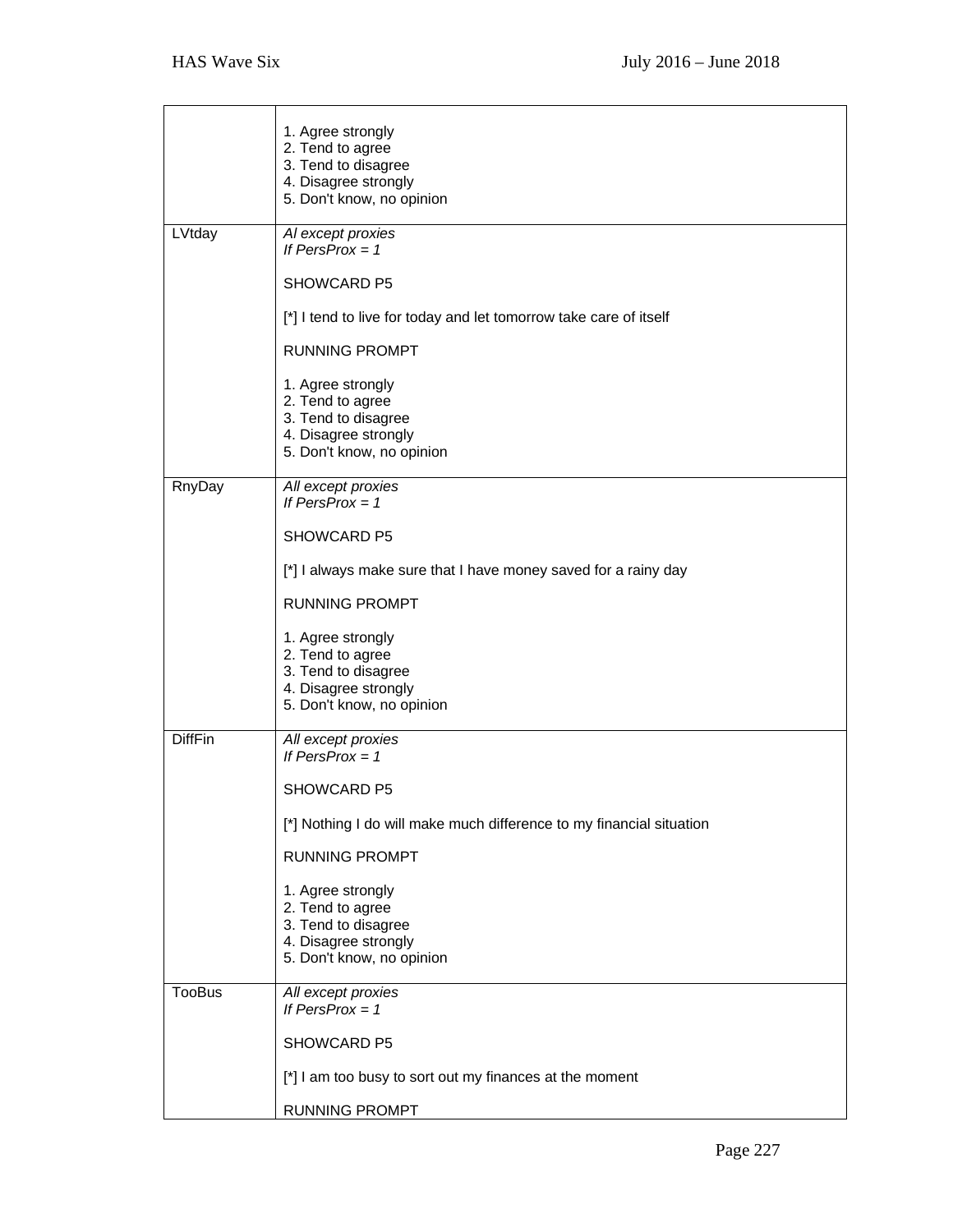| | |
|---|---|
| | 1. Agree strongly<br>2. Tend to agree<br>3. Tend to disagree<br>4. Disagree strongly<br>5. Don't know, no opinion |
| LVtday | *Al except proxies*<br>*If PersProx = 1*<br><br>SHOWCARD P5<br><br>[*] I tend to live for today and let tomorrow take care of itself<br><br>RUNNING PROMPT<br><br>1. Agree strongly<br>2. Tend to agree<br>3. Tend to disagree<br>4. Disagree strongly<br>5. Don't know, no opinion |
| RnyDay | *All except proxies*<br>*If PersProx = 1*<br><br>SHOWCARD P5<br><br>[*] I always make sure that I have money saved for a rainy day<br><br>RUNNING PROMPT<br><br>1. Agree strongly<br>2. Tend to agree<br>3. Tend to disagree<br>4. Disagree strongly<br>5. Don't know, no opinion |
| DiffFin | *All except proxies*<br>*If PersProx = 1*<br><br>SHOWCARD P5<br><br>[*] Nothing I do will make much difference to my financial situation<br><br>RUNNING PROMPT<br><br>1. Agree strongly<br>2. Tend to agree<br>3. Tend to disagree<br>4. Disagree strongly<br>5. Don't know, no opinion |
| TooBus | *All except proxies*<br>*If PersProx = 1*<br><br>SHOWCARD P5<br><br>[*] I am too busy to sort out my finances at the moment<br><br>RUNNING PROMPT |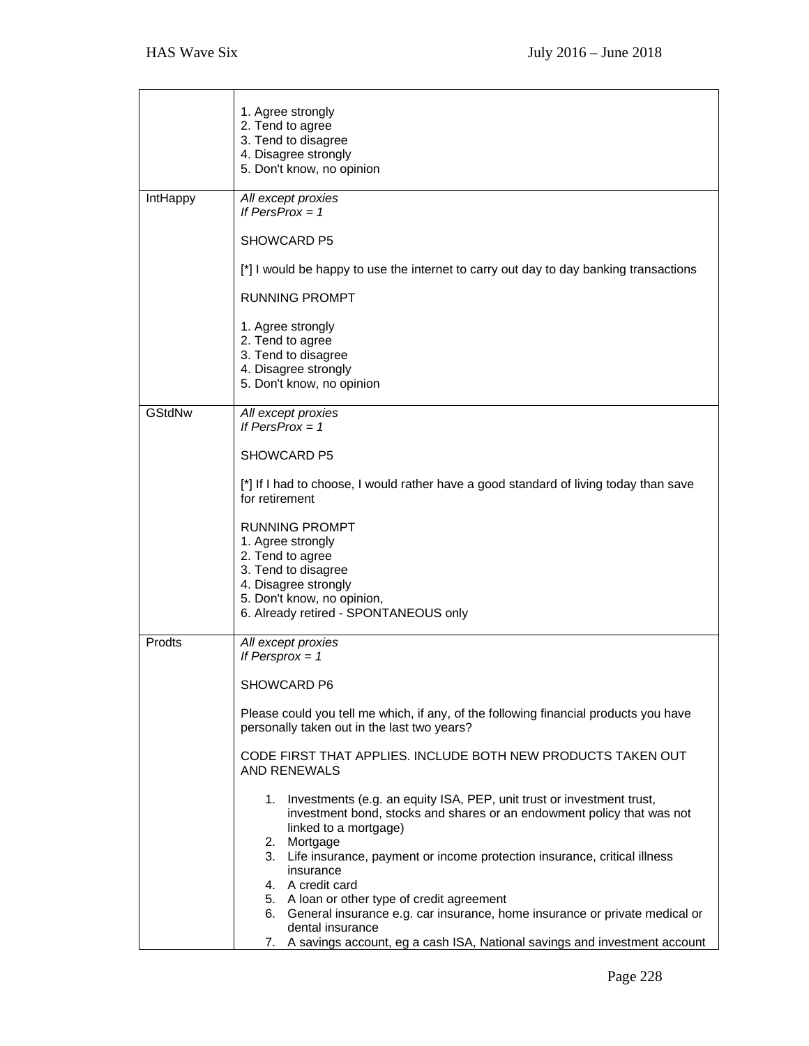| | |
|---|---|
| | 1. Agree strongly<br>2. Tend to agree<br>3. Tend to disagree<br>4. Disagree strongly<br>5. Don't know, no opinion |
| IntHappy | *All except proxies*<br>*If PersProx = 1*<br><br>SHOWCARD P5<br><br>[*] I would be happy to use the internet to carry out day to day banking transactions<br><br>RUNNING PROMPT<br><br>1. Agree strongly<br>2. Tend to agree<br>3. Tend to disagree<br>4. Disagree strongly<br>5. Don't know, no opinion |
| GStdNw | *All except proxies*<br>*If PersProx = 1*<br><br>SHOWCARD P5<br><br>[*] If I had to choose, I would rather have a good standard of living today than save for retirement<br><br>RUNNING PROMPT<br>1. Agree strongly<br>2. Tend to agree<br>3. Tend to disagree<br>4. Disagree strongly<br>5. Don't know, no opinion,<br>6. Already retired - SPONTANEOUS only |
| Prodts | *All except proxies*<br>*If Persprox = 1*<br><br>SHOWCARD P6<br><br>Please could you tell me which, if any, of the following financial products you have personally taken out in the last two years?<br><br>CODE FIRST THAT APPLIES. INCLUDE BOTH NEW PRODUCTS TAKEN OUT AND RENEWALS<br><br>1. Investments (e.g. an equity ISA, PEP, unit trust or investment trust, investment bond, stocks and shares or an endowment policy that was not linked to a mortgage)<br>2. Mortgage<br>3. Life insurance, payment or income protection insurance, critical illness insurance<br>4. A credit card<br>5. A loan or other type of credit agreement<br>6. General insurance e.g. car insurance, home insurance or private medical or dental insurance<br>7. A savings account, eg a cash ISA, National savings and investment account |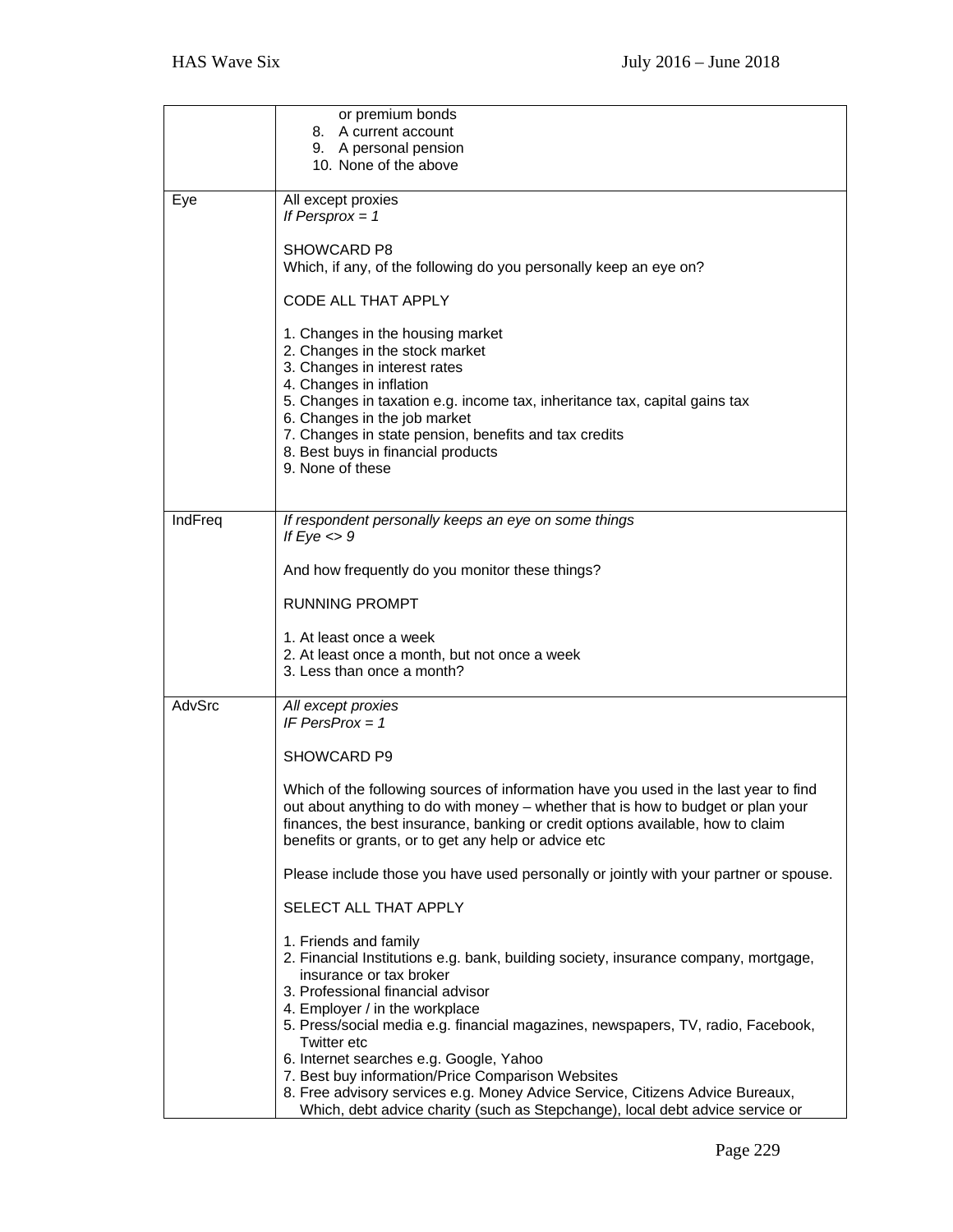| | |
|---|---|
| | or premium bonds<br>8. A current account<br>9. A personal pension<br>10. None of the above |
| Eye | *All except proxies*<br>*If Persprox = 1*<br><br>SHOWCARD P8<br>Which, if any, of the following do you personally keep an eye on?<br><br>CODE ALL THAT APPLY<br><br>1. Changes in the housing market<br>2. Changes in the stock market<br>3. Changes in interest rates<br>4. Changes in inflation<br>5. Changes in taxation e.g. income tax, inheritance tax, capital gains tax<br>6. Changes in the job market<br>7. Changes in state pension, benefits and tax credits<br>8. Best buys in financial products<br>9. None of these |
| IndFreq | *If respondent personally keeps an eye on some things*<br>*If Eye <> 9*<br><br>And how frequently do you monitor these things?<br><br>RUNNING PROMPT<br><br>1. At least once a week<br>2. At least once a month, but not once a week<br>3. Less than once a month? |
| AdvSrc | *All except proxies*<br>*IF PersProx = 1*<br><br>SHOWCARD P9<br><br>Which of the following sources of information have you used in the last year to find out about anything to do with money – whether that is how to budget or plan your finances, the best insurance, banking or credit options available, how to claim benefits or grants, or to get any help or advice etc<br><br>Please include those you have used personally or jointly with your partner or spouse.<br><br>SELECT ALL THAT APPLY<br><br>1. Friends and family<br>2. Financial Institutions e.g. bank, building society, insurance company, mortgage, insurance or tax broker<br>3. Professional financial advisor<br>4. Employer / in the workplace<br>5. Press/social media e.g. financial magazines, newspapers, TV, radio, Facebook, Twitter etc<br>6. Internet searches e.g. Google, Yahoo<br>7. Best buy information/Price Comparison Websites<br>8. Free advisory services e.g. Money Advice Service, Citizens Advice Bureaux, Which, debt advice charity (such as Stepchange), local debt advice service or |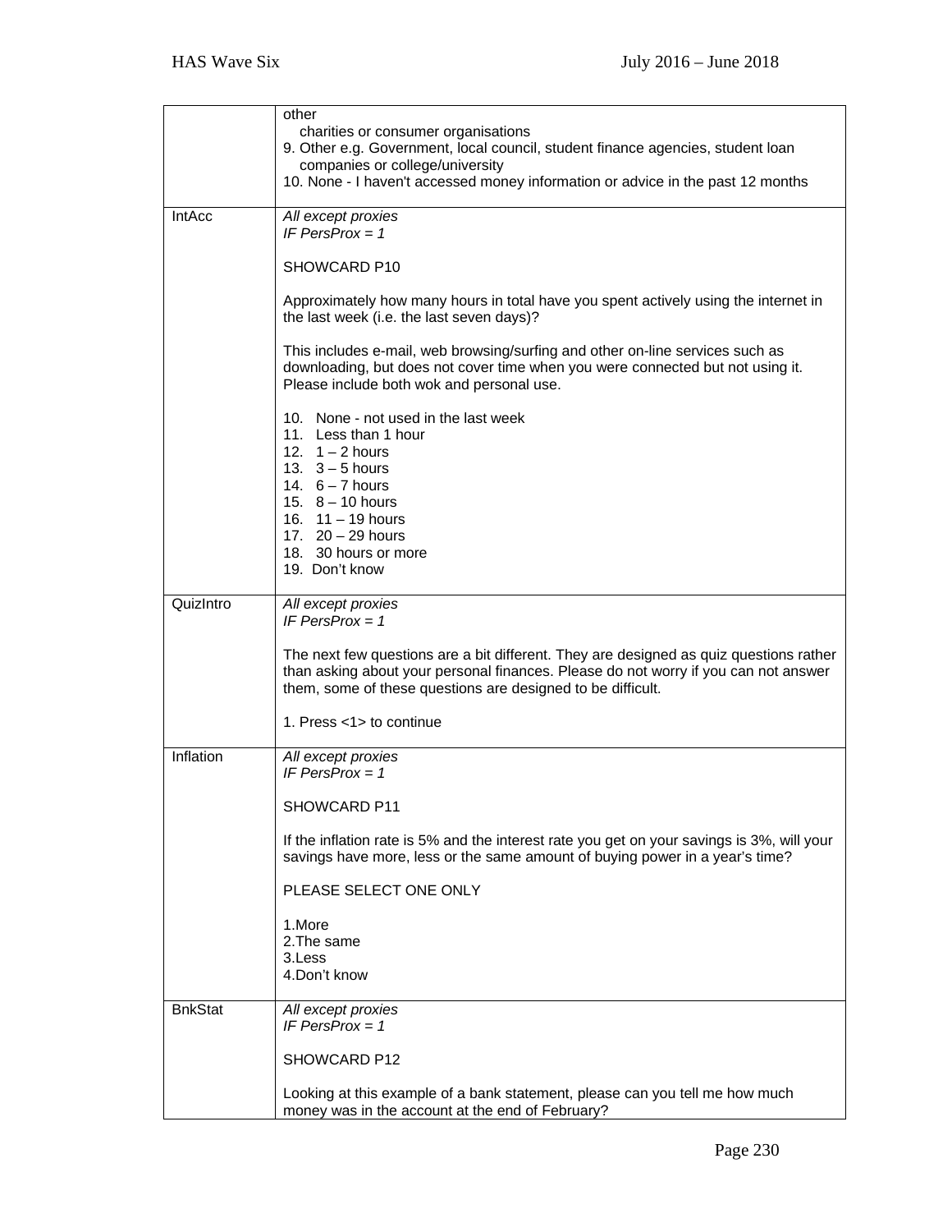| | |
|---|---|
| | other<br>charities or consumer organisations<br>9. Other e.g. Government, local council, student finance agencies, student loan companies or college/university<br>10. None - I haven't accessed money information or advice in the past 12 months |
| IntAcc | *All except proxies*<br>*IF PersProx = 1*<br><br>SHOWCARD P10<br><br>Approximately how many hours in total have you spent actively using the internet in the last week (i.e. the last seven days)?<br><br>This includes e-mail, web browsing/surfing and other on-line services such as downloading, but does not cover time when you were connected but not using it. Please include both wok and personal use.<br><br>10. None - not used in the last week<br>11. Less than 1 hour<br>12. 1 – 2 hours<br>13. 3 – 5 hours<br>14. 6 – 7 hours<br>15. 8 – 10 hours<br>16. 11 – 19 hours<br>17. 20 – 29 hours<br>18. 30 hours or more<br>19. Don't know |
| QuizIntro | *All except proxies*<br>*IF PersProx = 1*<br><br>The next few questions are a bit different. They are designed as quiz questions rather than asking about your personal finances. Please do not worry if you can not answer them, some of these questions are designed to be difficult.<br><br>1. Press <1> to continue |
| Inflation | *All except proxies*<br>*IF PersProx = 1*<br><br>SHOWCARD P11<br><br>If the inflation rate is 5% and the interest rate you get on your savings is 3%, will your savings have more, less or the same amount of buying power in a year's time?<br><br>PLEASE SELECT ONE ONLY<br><br>1.More<br>2.The same<br>3.Less<br>4.Don't know |
| BnkStat | *All except proxies*<br>*IF PersProx = 1*<br><br>SHOWCARD P12<br><br>Looking at this example of a bank statement, please can you tell me how much money was in the account at the end of February? |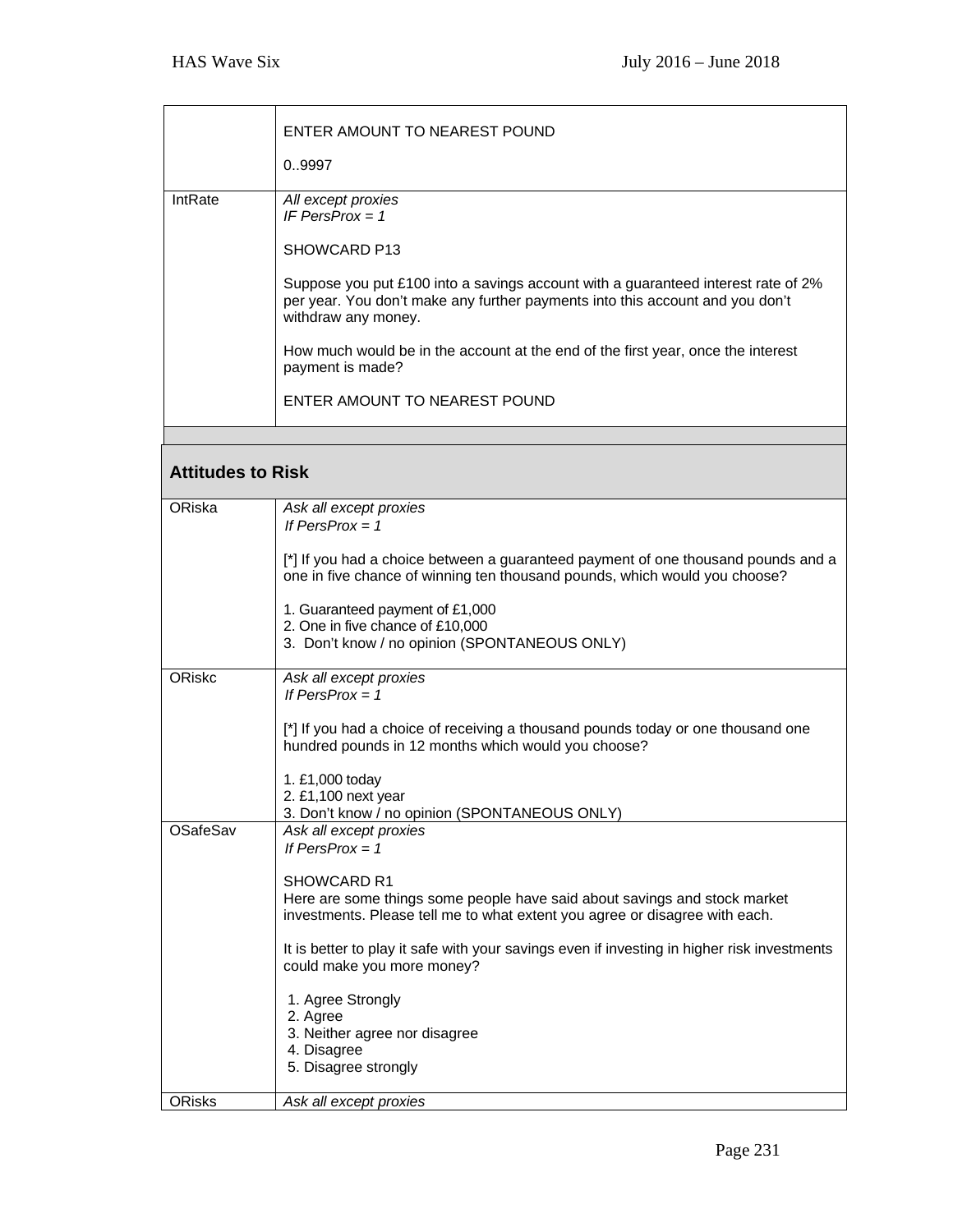| | |
|---|---|
| | ENTER AMOUNT TO NEAREST POUND<br><br>0..9997 |
| IntRate | *All except proxies*<br>*IF PersProx = 1*<br><br>SHOWCARD P13<br><br>Suppose you put £100 into a savings account with a guaranteed interest rate of 2% per year. You don't make any further payments into this account and you don't withdraw any money.<br><br>How much would be in the account at the end of the first year, once the interest payment is made?<br><br>ENTER AMOUNT TO NEAREST POUND |

## Attitudes to Risk

| | |
|---|---|
| ORiska | *Ask all except proxies*<br>*If PersProx = 1*<br><br>[*] If you had a choice between a guaranteed payment of one thousand pounds and a one in five chance of winning ten thousand pounds, which would you choose?<br><br>1. Guaranteed payment of £1,000<br>2. One in five chance of £10,000<br>3. Don't know / no opinion (SPONTANEOUS ONLY) |
| ORiskc | *Ask all except proxies*<br>*If PersProx = 1*<br><br>[*] If you had a choice of receiving a thousand pounds today or one thousand one hundred pounds in 12 months which would you choose?<br><br>1. £1,000 today<br>2. £1,100 next year<br>3. Don't know / no opinion (SPONTANEOUS ONLY) |
| OSafeSav | *Ask all except proxies*<br>*If PersProx = 1*<br><br>SHOWCARD R1<br>Here are some things some people have said about savings and stock market investments. Please tell me to what extent you agree or disagree with each.<br><br>It is better to play it safe with your savings even if investing in higher risk investments could make you more money?<br><br>1. Agree Strongly<br>2. Agree<br>3. Neither agree nor disagree<br>4. Disagree<br>5. Disagree strongly |
| ORisks | *Ask all except proxies* |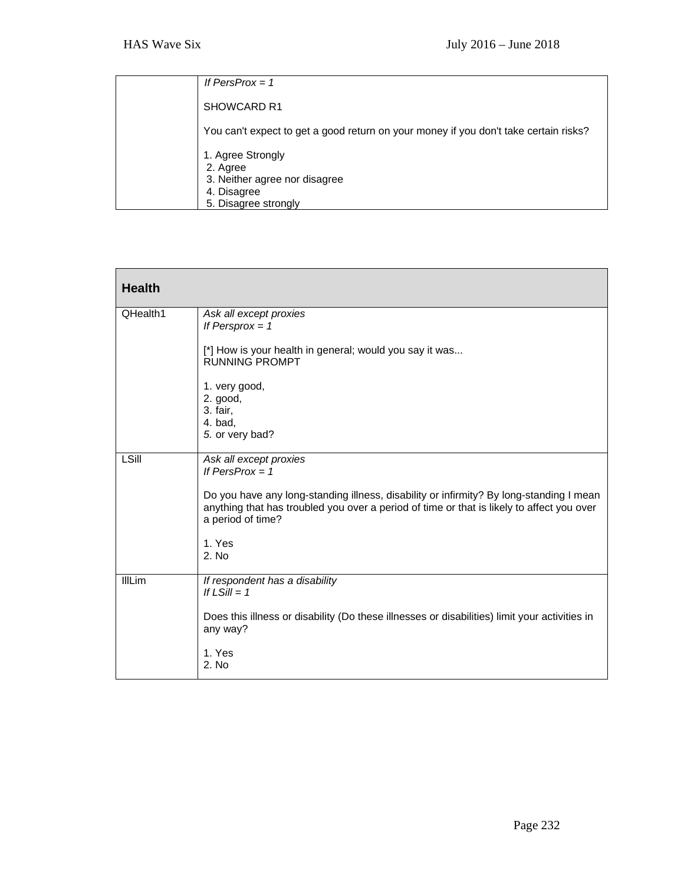| | *If PersProx = 1*<br><br>SHOWCARD R1<br><br>You can't expect to get a good return on your money if you don't take certain risks?<br><br>1. Agree Strongly<br>2. Agree<br>3. Neither agree nor disagree<br>4. Disagree<br>5. Disagree strongly |
|---|---|

| **Health** | |
|---|---|
| QHealth1 | *Ask all except proxies*<br>*If Persprox = 1*<br><br>[*] How is your health in general; would you say it was...<br>RUNNING PROMPT<br><br>1. very good,<br>2. good,<br>3. fair,<br>4. bad,<br>*5.* or very bad? |
| LSill | *Ask all except proxies*<br>*If PersProx = 1*<br><br>Do you have any long-standing illness, disability or infirmity? By long-standing I mean anything that has troubled you over a period of time or that is likely to affect you over a period of time?<br><br>1. Yes<br>2. No |
| IllLim | *If respondent has a disability*<br>*If LSill = 1*<br><br>Does this illness or disability (Do these illnesses or disabilities) limit your activities in any way?<br><br>1. Yes<br>2. No |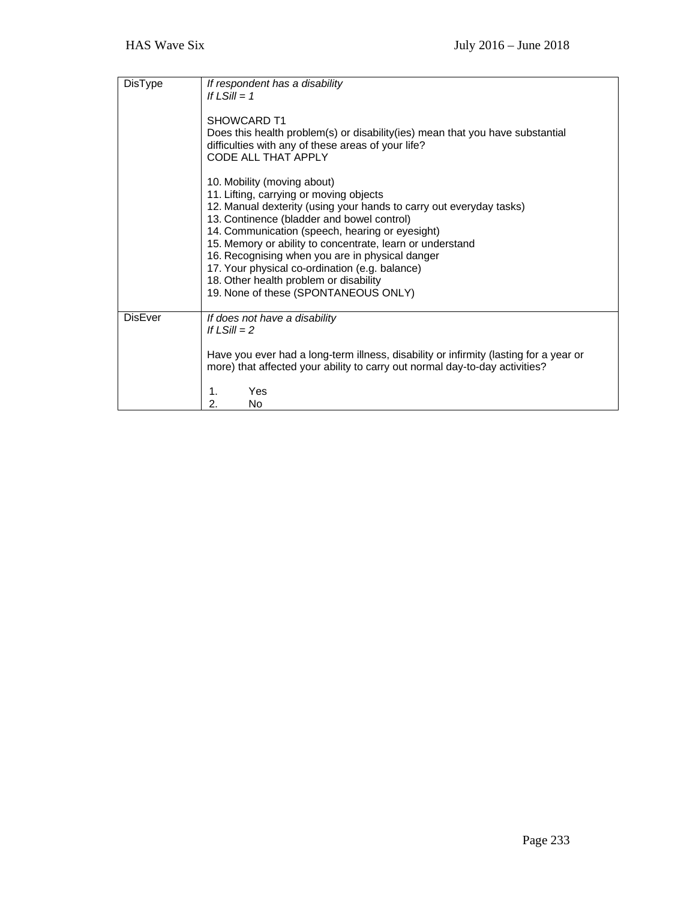| | |
|---|---|
| DisType | *If respondent has a disability*<br>*If LSill = 1*<br><br>SHOWCARD T1<br>Does this health problem(s) or disability(ies) mean that you have substantial difficulties with any of these areas of your life?<br>CODE ALL THAT APPLY<br><br>10. Mobility (moving about)<br>11. Lifting, carrying or moving objects<br>12. Manual dexterity (using your hands to carry out everyday tasks)<br>13. Continence (bladder and bowel control)<br>14. Communication (speech, hearing or eyesight)<br>15. Memory or ability to concentrate, learn or understand<br>16. Recognising when you are in physical danger<br>17. Your physical co-ordination (e.g. balance)<br>18. Other health problem or disability<br>19. None of these (SPONTANEOUS ONLY) |
| DisEver | *If does not have a disability*<br>*If LSill = 2*<br><br>Have you ever had a long-term illness, disability or infirmity (lasting for a year or more) that affected your ability to carry out normal day-to-day activities?<br><br>1. Yes<br>2. No |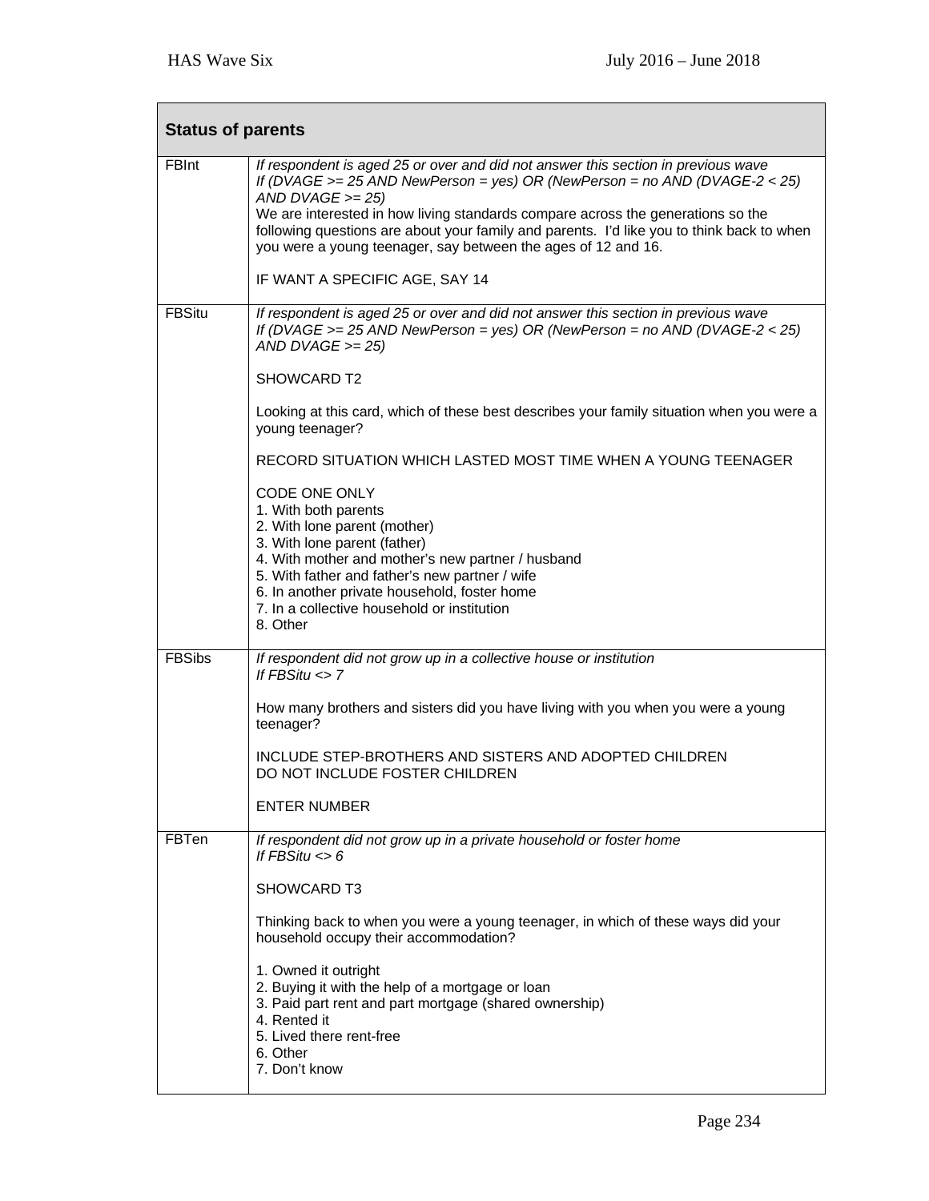| **Status of parents** | |
|---|---|
| FBInt | *If respondent is aged 25 or over and did not answer this section in previous wave*<br>*If (DVAGE >= 25 AND NewPerson = yes) OR (NewPerson = no AND (DVAGE-2 < 25) AND DVAGE >= 25)*<br>We are interested in how living standards compare across the generations so the following questions are about your family and parents. I'd like you to think back to when you were a young teenager, say between the ages of 12 and 16.<br><br>IF WANT A SPECIFIC AGE, SAY 14 |
| FBSitu | *If respondent is aged 25 or over and did not answer this section in previous wave*<br>*If (DVAGE >= 25 AND NewPerson = yes) OR (NewPerson = no AND (DVAGE-2 < 25) AND DVAGE >= 25)*<br><br>SHOWCARD T2<br><br>Looking at this card, which of these best describes your family situation when you were a young teenager?<br><br>RECORD SITUATION WHICH LASTED MOST TIME WHEN A YOUNG TEENAGER<br><br>CODE ONE ONLY<br>1. With both parents<br>2. With lone parent (mother)<br>3. With lone parent (father)<br>4. With mother and mother's new partner / husband<br>5. With father and father's new partner / wife<br>6. In another private household, foster home<br>7. In a collective household or institution<br>8. Other |
| FBSibs | *If respondent did not grow up in a collective house or institution*<br>*If FBSitu <> 7*<br><br>How many brothers and sisters did you have living with you when you were a young teenager?<br><br>INCLUDE STEP-BROTHERS AND SISTERS AND ADOPTED CHILDREN<br>DO NOT INCLUDE FOSTER CHILDREN<br><br>ENTER NUMBER |
| FBTen | *If respondent did not grow up in a private household or foster home*<br>*If FBSitu <> 6*<br><br>SHOWCARD T3<br><br>Thinking back to when you were a young teenager, in which of these ways did your household occupy their accommodation?<br><br>1. Owned it outright<br>2. Buying it with the help of a mortgage or loan<br>3. Paid part rent and part mortgage (shared ownership)<br>4. Rented it<br>5. Lived there rent-free<br>6. Other<br>7. Don't know |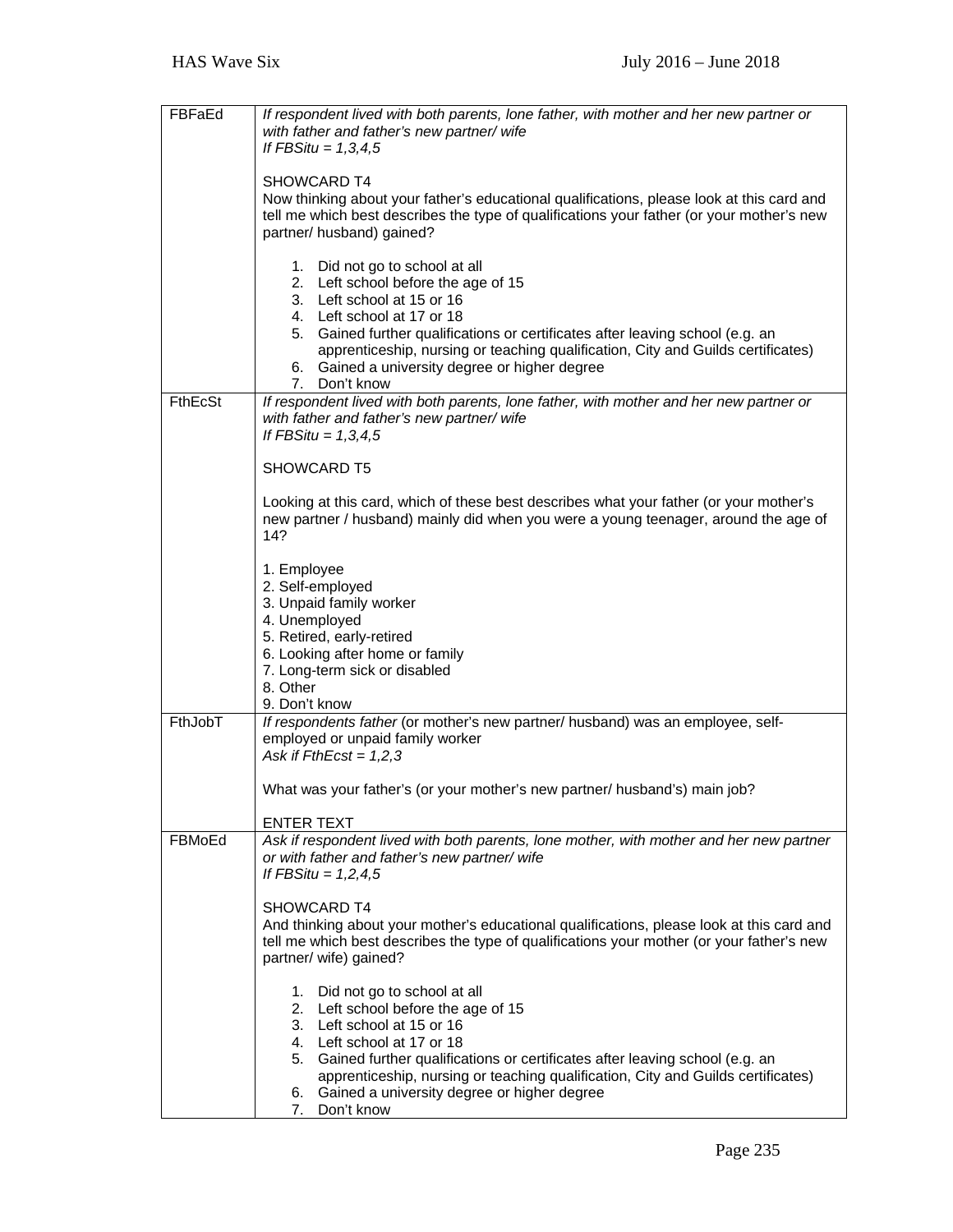| | |
|---|---|
| FBFaEd | *If respondent lived with both parents, lone father, with mother and her new partner or with father and father's new partner/ wife*<br>*If FBSitu = 1,3,4,5*<br><br>SHOWCARD T4<br>Now thinking about your father's educational qualifications, please look at this card and tell me which best describes the type of qualifications your father (or your mother's new partner/ husband) gained?<br><br>1. Did not go to school at all<br>2. Left school before the age of 15<br>3. Left school at 15 or 16<br>4. Left school at 17 or 18<br>5. Gained further qualifications or certificates after leaving school (e.g. an apprenticeship, nursing or teaching qualification, City and Guilds certificates)<br>6. Gained a university degree or higher degree<br>7. Don't know |
| FthEcSt | *If respondent lived with both parents, lone father, with mother and her new partner or with father and father's new partner/ wife*<br>*If FBSitu = 1,3,4,5*<br><br>SHOWCARD T5<br><br>Looking at this card, which of these best describes what your father (or your mother's new partner / husband) mainly did when you were a young teenager, around the age of 14?<br><br>1. Employee<br>2. Self-employed<br>3. Unpaid family worker<br>4. Unemployed<br>5. Retired, early-retired<br>6. Looking after home or family<br>7. Long-term sick or disabled<br>8. Other<br>9. Don't know |
| FthJobT | *If respondents father* (or mother's new partner/ husband) was an employee, self-employed or unpaid family worker<br>*Ask if FthEcst = 1,2,3*<br><br>What was your father's (or your mother's new partner/ husband's) main job?<br><br>ENTER TEXT |
| FBMoEd | *Ask if respondent lived with both parents, lone mother, with mother and her new partner or with father and father's new partner/ wife*<br>*If FBSitu = 1,2,4,5*<br><br>SHOWCARD T4<br>And thinking about your mother's educational qualifications, please look at this card and tell me which best describes the type of qualifications your mother (or your father's new partner/ wife) gained?<br><br>1. Did not go to school at all<br>2. Left school before the age of 15<br>3. Left school at 15 or 16<br>4. Left school at 17 or 18<br>5. Gained further qualifications or certificates after leaving school (e.g. an apprenticeship, nursing or teaching qualification, City and Guilds certificates)<br>6. Gained a university degree or higher degree<br>7. Don't know |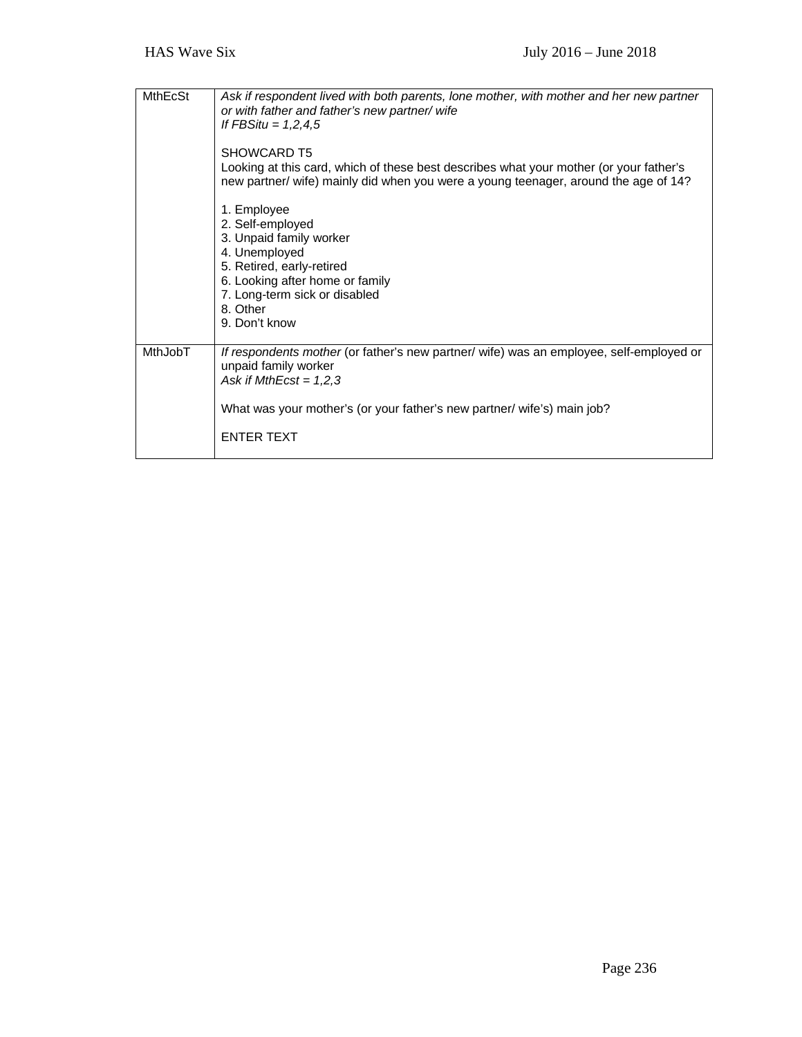| | |
|---|---|
| MthEcSt | *Ask if respondent lived with both parents, lone mother, with mother and her new partner or with father and father's new partner/ wife*<br>*If FBSitu = 1,2,4,5*<br><br>SHOWCARD T5<br>Looking at this card, which of these best describes what your mother (or your father's new partner/ wife) mainly did when you were a young teenager, around the age of 14?<br><br>1. Employee<br>2. Self-employed<br>3. Unpaid family worker<br>4. Unemployed<br>5. Retired, early-retired<br>6. Looking after home or family<br>7. Long-term sick or disabled<br>8. Other<br>9. Don't know |
| MthJobT | *If respondents mother* (or father's new partner/ wife) was an employee, self-employed or unpaid family worker<br>*Ask if MthEcst = 1,2,3*<br><br>What was your mother's (or your father's new partner/ wife's) main job?<br><br>ENTER TEXT |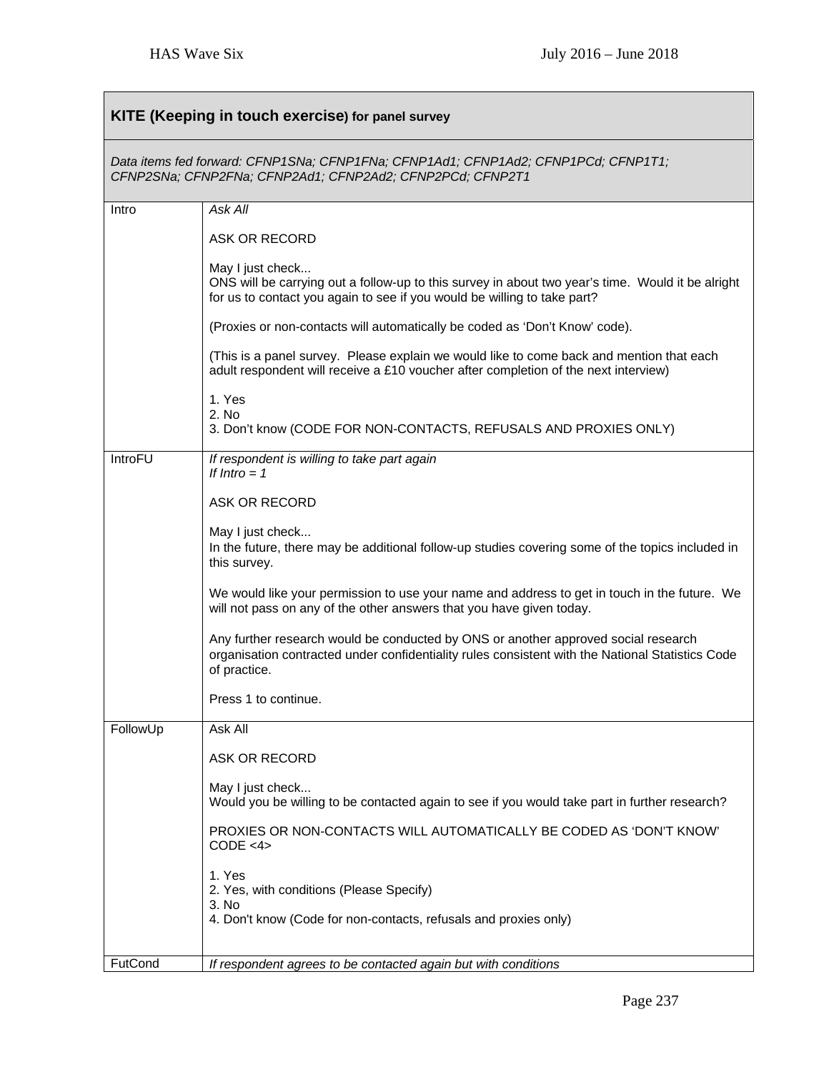## KITE (Keeping in touch exercise) for panel survey

*Data items fed forward: CFNP1SNa; CFNP1FNa; CFNP1Ad1; CFNP1Ad2; CFNP1PCd; CFNP1T1; CFNP2SNa; CFNP2FNa; CFNP2Ad1; CFNP2Ad2; CFNP2PCd; CFNP2T1*

| Variable | Question |
| --- | --- |
| Intro | *Ask All*<br><br>ASK OR RECORD<br><br>May I just check...<br>ONS will be carrying out a follow-up to this survey in about two year's time. Would it be alright for us to contact you again to see if you would be willing to take part?<br><br>(Proxies or non-contacts will automatically be coded as 'Don't Know' code).<br><br>(This is a panel survey. Please explain we would like to come back and mention that each adult respondent will receive a £10 voucher after completion of the next interview)<br><br>1. Yes<br>2. No<br>3. Don't know (CODE FOR NON-CONTACTS, REFUSALS AND PROXIES ONLY) |
| IntroFU | *If respondent is willing to take part again*<br>*If Intro = 1*<br><br>ASK OR RECORD<br><br>May I just check...<br>In the future, there may be additional follow-up studies covering some of the topics included in this survey.<br><br>We would like your permission to use your name and address to get in touch in the future. We will not pass on any of the other answers that you have given today.<br><br>Any further research would be conducted by ONS or another approved social research organisation contracted under confidentiality rules consistent with the National Statistics Code of practice.<br><br>Press 1 to continue. |
| FollowUp | Ask All<br><br>ASK OR RECORD<br><br>May I just check...<br>Would you be willing to be contacted again to see if you would take part in further research?<br><br>PROXIES OR NON-CONTACTS WILL AUTOMATICALLY BE CODED AS 'DON'T KNOW' CODE <4><br><br>1. Yes<br>2. Yes, with conditions (Please Specify)<br>3. No<br>4. Don't know (Code for non-contacts, refusals and proxies only) |
| FutCond | *If respondent agrees to be contacted again but with conditions* |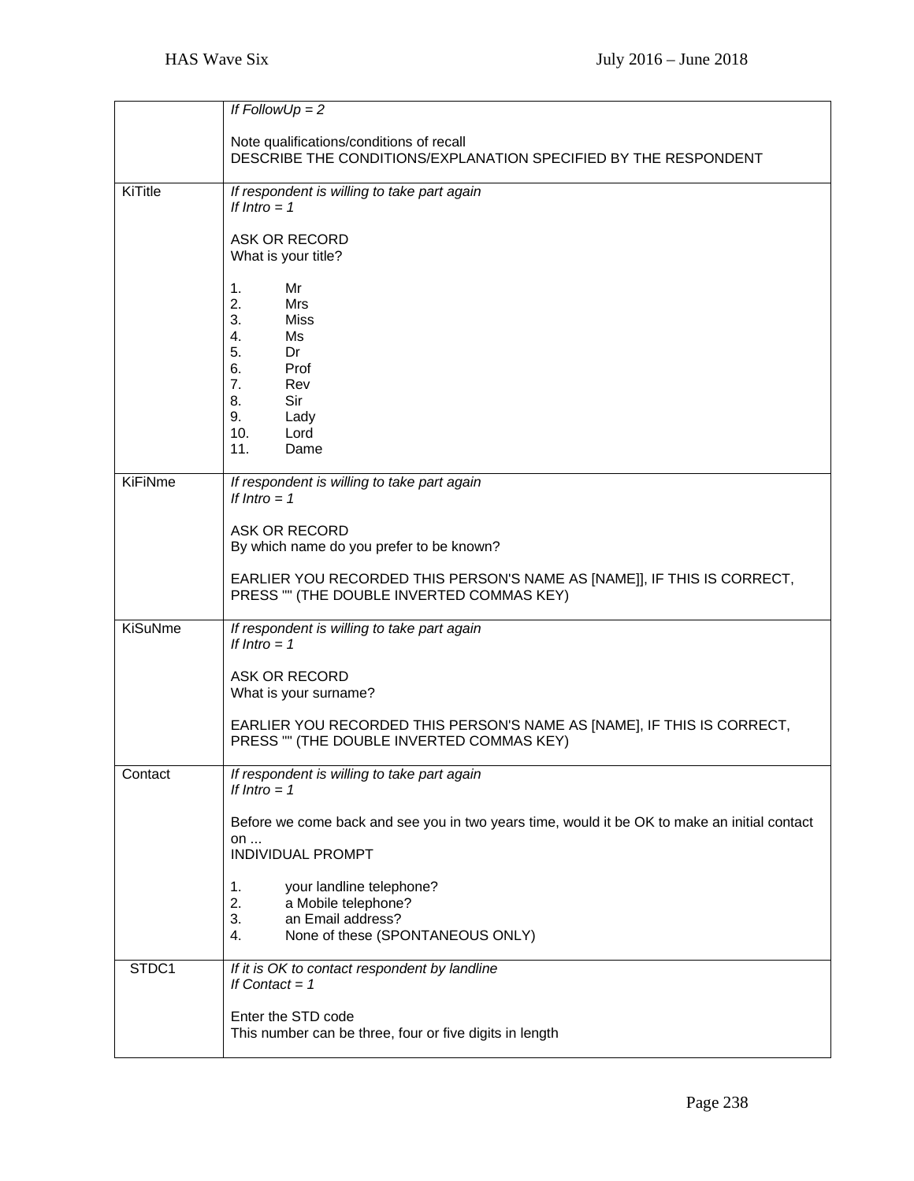| | |
|---|---|
| | *If FollowUp = 2*<br><br>Note qualifications/conditions of recall<br>DESCRIBE THE CONDITIONS/EXPLANATION SPECIFIED BY THE RESPONDENT |
| KiTitle | *If respondent is willing to take part again*<br>*If Intro = 1*<br><br>ASK OR RECORD<br>What is your title?<br><br>1. Mr<br>2. Mrs<br>3. Miss<br>4. Ms<br>5. Dr<br>6. Prof<br>7. Rev<br>8. Sir<br>9. Lady<br>10. Lord<br>11. Dame |
| KiFiNme | *If respondent is willing to take part again*<br>*If Intro = 1*<br><br>ASK OR RECORD<br>By which name do you prefer to be known?<br><br>EARLIER YOU RECORDED THIS PERSON'S NAME AS [NAME]], IF THIS IS CORRECT, PRESS "" (THE DOUBLE INVERTED COMMAS KEY) |
| KiSuNme | *If respondent is willing to take part again*<br>*If Intro = 1*<br><br>ASK OR RECORD<br>What is your surname?<br><br>EARLIER YOU RECORDED THIS PERSON'S NAME AS [NAME], IF THIS IS CORRECT, PRESS "" (THE DOUBLE INVERTED COMMAS KEY) |
| Contact | *If respondent is willing to take part again*<br>*If Intro = 1*<br><br>Before we come back and see you in two years time, would it be OK to make an initial contact on ...<br>INDIVIDUAL PROMPT<br><br>1. your landline telephone?<br>2. a Mobile telephone?<br>3. an Email address?<br>4. None of these (SPONTANEOUS ONLY) |
| STDC1 | *If it is OK to contact respondent by landline*<br>*If Contact = 1*<br><br>Enter the STD code<br>This number can be three, four or five digits in length |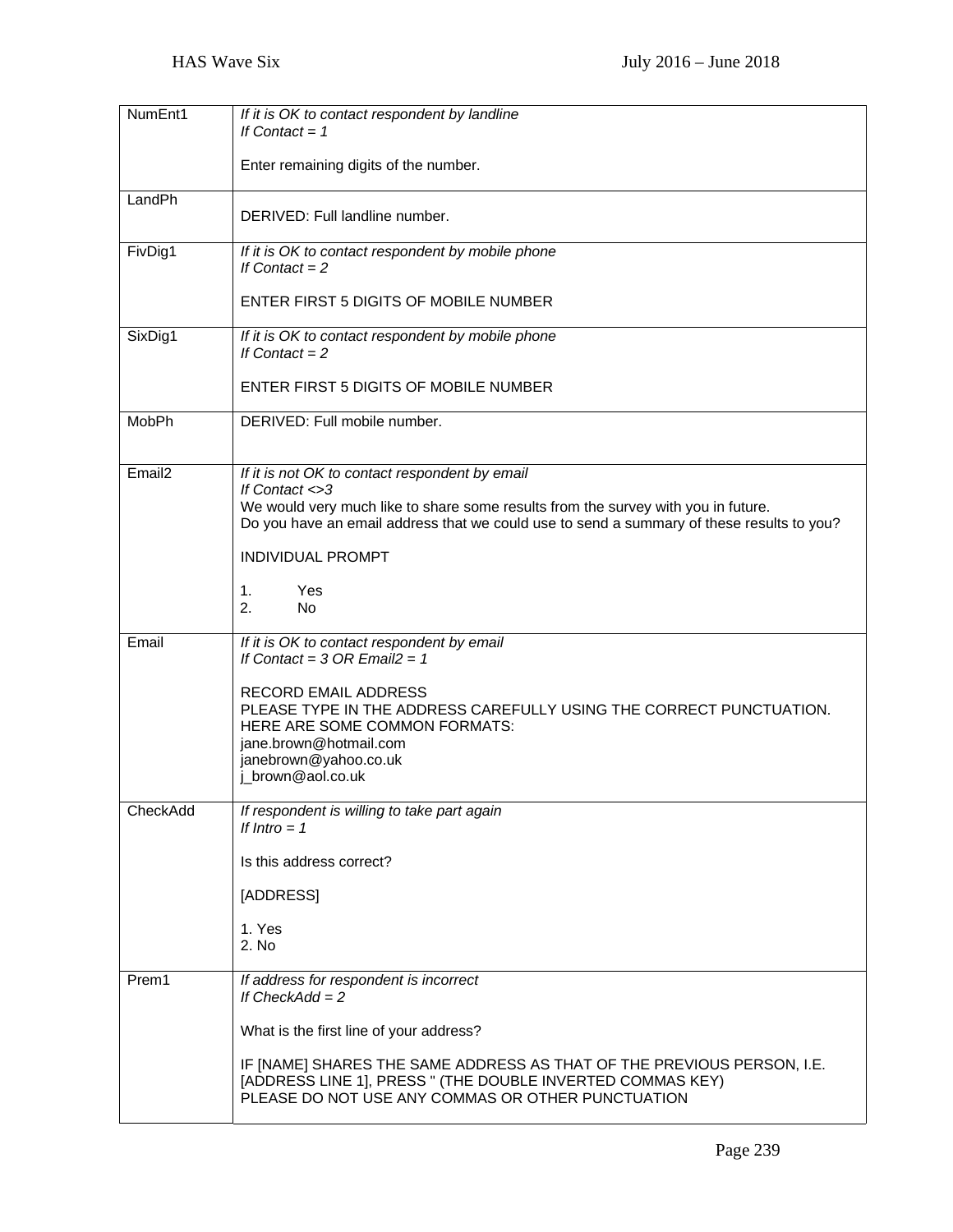| | |
|---|---|
| NumEnt1 | *If it is OK to contact respondent by landline*<br>*If Contact = 1*<br><br>Enter remaining digits of the number. |
| LandPh | DERIVED: Full landline number. |
| FivDig1 | *If it is OK to contact respondent by mobile phone*<br>*If Contact = 2*<br><br>ENTER FIRST 5 DIGITS OF MOBILE NUMBER |
| SixDig1 | *If it is OK to contact respondent by mobile phone*<br>*If Contact = 2*<br><br>ENTER FIRST 5 DIGITS OF MOBILE NUMBER |
| MobPh | DERIVED: Full mobile number. |
| Email2 | *If it is not OK to contact respondent by email*<br>*If Contact <>3*<br>We would very much like to share some results from the survey with you in future.<br>Do you have an email address that we could use to send a summary of these results to you?<br><br>INDIVIDUAL PROMPT<br><br>1. Yes<br>2. No |
| Email | *If it is OK to contact respondent by email*<br>*If Contact = 3 OR Email2 = 1*<br><br>RECORD EMAIL ADDRESS<br>PLEASE TYPE IN THE ADDRESS CAREFULLY USING THE CORRECT PUNCTUATION.<br>HERE ARE SOME COMMON FORMATS:<br>jane.brown@hotmail.com<br>janebrown@yahoo.co.uk<br>j_brown@aol.co.uk |
| CheckAdd | *If respondent is willing to take part again*<br>*If Intro = 1*<br><br>Is this address correct?<br><br>[ADDRESS]<br><br>1. Yes<br>2. No |
| Prem1 | *If address for respondent is incorrect*<br>*If CheckAdd = 2*<br><br>What is the first line of your address?<br><br>IF [NAME] SHARES THE SAME ADDRESS AS THAT OF THE PREVIOUS PERSON, I.E. [ADDRESS LINE 1], PRESS " (THE DOUBLE INVERTED COMMAS KEY)<br>PLEASE DO NOT USE ANY COMMAS OR OTHER PUNCTUATION |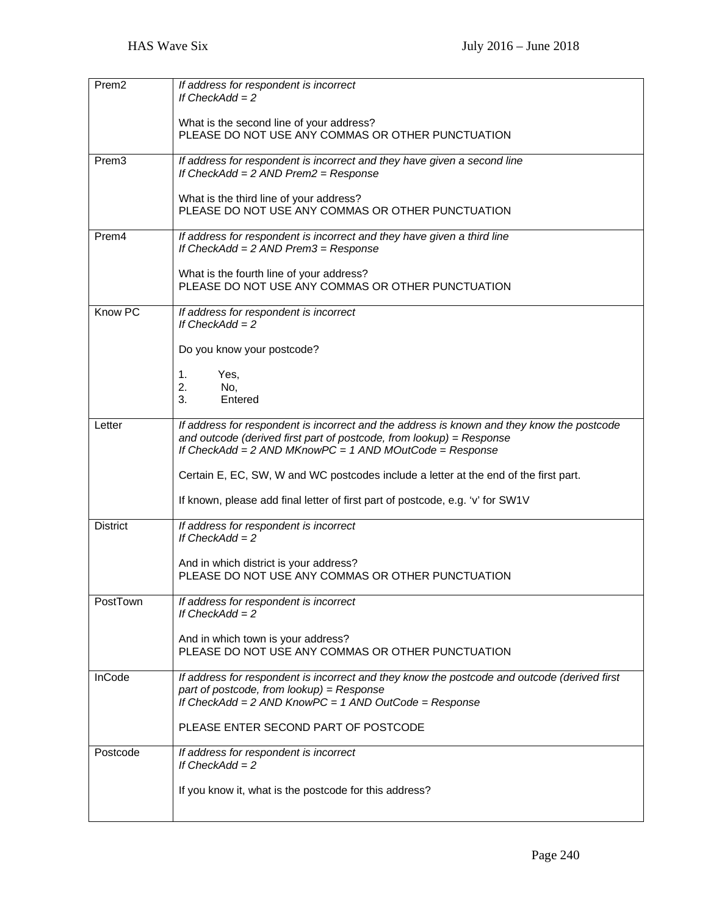| | |
|---|---|
| Prem2 | *If address for respondent is incorrect*<br>*If CheckAdd = 2*<br><br>What is the second line of your address?<br>PLEASE DO NOT USE ANY COMMAS OR OTHER PUNCTUATION |
| Prem3 | *If address for respondent is incorrect and they have given a second line*<br>*If CheckAdd = 2 AND Prem2 = Response*<br><br>What is the third line of your address?<br>PLEASE DO NOT USE ANY COMMAS OR OTHER PUNCTUATION |
| Prem4 | *If address for respondent is incorrect and they have given a third line*<br>*If CheckAdd = 2 AND Prem3 = Response*<br><br>What is the fourth line of your address?<br>PLEASE DO NOT USE ANY COMMAS OR OTHER PUNCTUATION |
| Know PC | *If address for respondent is incorrect*<br>*If CheckAdd = 2*<br><br>Do you know your postcode?<br><br>1. Yes,<br>2. No,<br>3. Entered |
| Letter | *If address for respondent is incorrect and the address is known and they know the postcode and outcode (derived first part of postcode, from lookup) = Response*<br>*If CheckAdd = 2 AND MKnowPC = 1 AND MOutCode = Response*<br><br>Certain E, EC, SW, W and WC postcodes include a letter at the end of the first part.<br><br>If known, please add final letter of first part of postcode, e.g. 'v' for SW1V |
| District | *If address for respondent is incorrect*<br>*If CheckAdd = 2*<br><br>And in which district is your address?<br>PLEASE DO NOT USE ANY COMMAS OR OTHER PUNCTUATION |
| PostTown | *If address for respondent is incorrect*<br>*If CheckAdd = 2*<br><br>And in which town is your address?<br>PLEASE DO NOT USE ANY COMMAS OR OTHER PUNCTUATION |
| InCode | *If address for respondent is incorrect and they know the postcode and outcode (derived first part of postcode, from lookup) = Response*<br>*If CheckAdd = 2 AND KnowPC = 1 AND OutCode = Response*<br><br>PLEASE ENTER SECOND PART OF POSTCODE |
| Postcode | *If address for respondent is incorrect*<br>*If CheckAdd = 2*<br><br>If you know it, what is the postcode for this address? |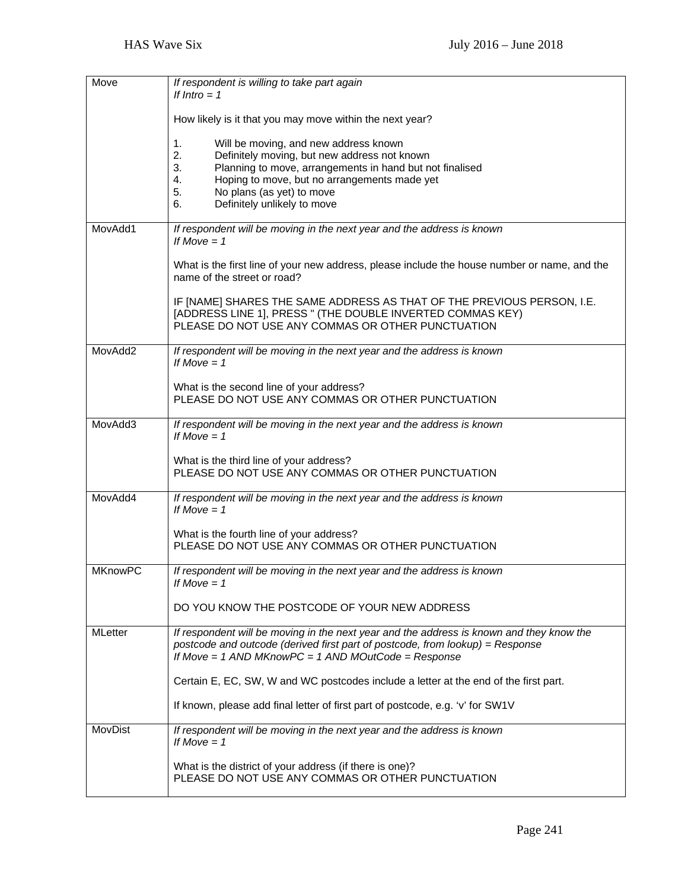| | |
|---|---|
| Move | *If respondent is willing to take part again*<br>*If Intro = 1*<br><br>How likely is it that you may move within the next year?<br><br>1. Will be moving, and new address known<br>2. Definitely moving, but new address not known<br>3. Planning to move, arrangements in hand but not finalised<br>4. Hoping to move, but no arrangements made yet<br>5. No plans (as yet) to move<br>6. Definitely unlikely to move |
| MovAdd1 | *If respondent will be moving in the next year and the address is known*<br>*If Move = 1*<br><br>What is the first line of your new address, please include the house number or name, and the name of the street or road?<br><br>IF [NAME] SHARES THE SAME ADDRESS AS THAT OF THE PREVIOUS PERSON, I.E. [ADDRESS LINE 1], PRESS " (THE DOUBLE INVERTED COMMAS KEY)<br>PLEASE DO NOT USE ANY COMMAS OR OTHER PUNCTUATION |
| MovAdd2 | *If respondent will be moving in the next year and the address is known*<br>*If Move = 1*<br><br>What is the second line of your address?<br>PLEASE DO NOT USE ANY COMMAS OR OTHER PUNCTUATION |
| MovAdd3 | *If respondent will be moving in the next year and the address is known*<br>*If Move = 1*<br><br>What is the third line of your address?<br>PLEASE DO NOT USE ANY COMMAS OR OTHER PUNCTUATION |
| MovAdd4 | *If respondent will be moving in the next year and the address is known*<br>*If Move = 1*<br><br>What is the fourth line of your address?<br>PLEASE DO NOT USE ANY COMMAS OR OTHER PUNCTUATION |
| MKnowPC | *If respondent will be moving in the next year and the address is known*<br>*If Move = 1*<br><br>DO YOU KNOW THE POSTCODE OF YOUR NEW ADDRESS |
| MLetter | *If respondent will be moving in the next year and the address is known and they know the postcode and outcode (derived first part of postcode, from lookup) = Response*<br>*If Move = 1 AND MKnowPC = 1 AND MOutCode = Response*<br><br>Certain E, EC, SW, W and WC postcodes include a letter at the end of the first part.<br><br>If known, please add final letter of first part of postcode, e.g. 'v' for SW1V |
| MovDist | *If respondent will be moving in the next year and the address is known*<br>*If Move = 1*<br><br>What is the district of your address (if there is one)?<br>PLEASE DO NOT USE ANY COMMAS OR OTHER PUNCTUATION |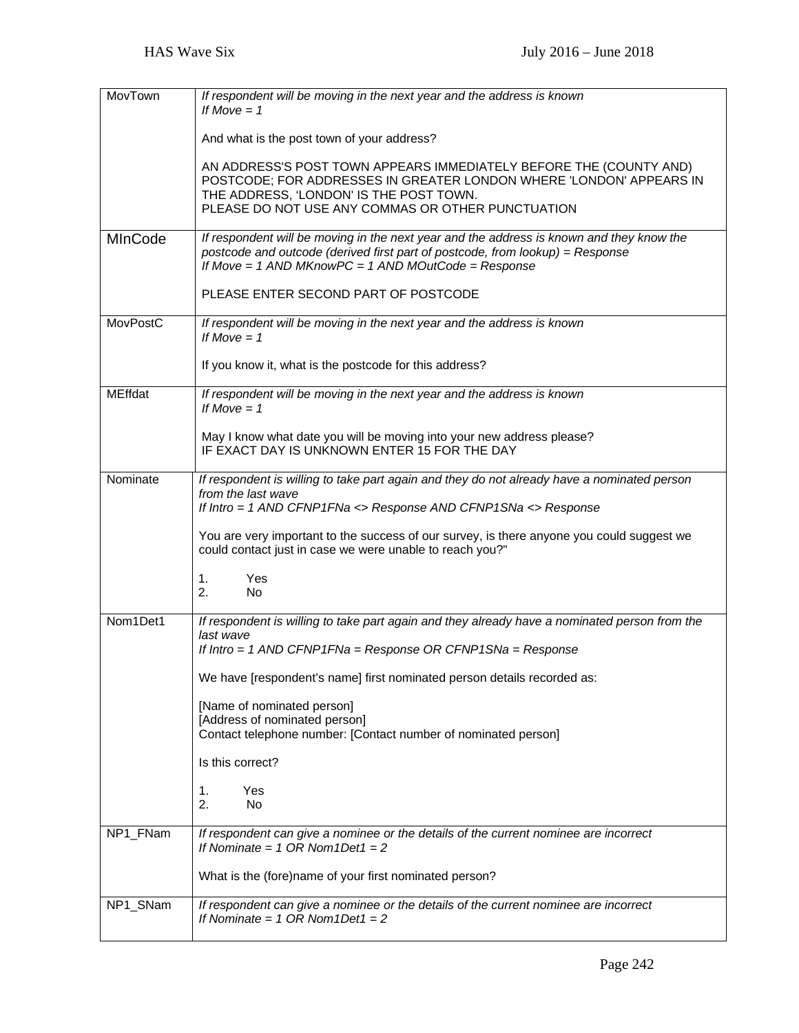| | |
|---|---|
| MovTown | *If respondent will be moving in the next year and the address is known*<br>*If Move = 1*<br><br>And what is the post town of your address?<br><br>AN ADDRESS'S POST TOWN APPEARS IMMEDIATELY BEFORE THE (COUNTY AND) POSTCODE; FOR ADDRESSES IN GREATER LONDON WHERE 'LONDON' APPEARS IN THE ADDRESS, 'LONDON' IS THE POST TOWN.<br>PLEASE DO NOT USE ANY COMMAS OR OTHER PUNCTUATION |
| MInCode | *If respondent will be moving in the next year and the address is known and they know the postcode and outcode (derived first part of postcode, from lookup) = Response*<br>*If Move = 1 AND MKnowPC = 1 AND MOutCode = Response*<br><br>PLEASE ENTER SECOND PART OF POSTCODE |
| MovPostC | *If respondent will be moving in the next year and the address is known*<br>*If Move = 1*<br><br>If you know it, what is the postcode for this address? |
| MEffdat | *If respondent will be moving in the next year and the address is known*<br>*If Move = 1*<br><br>May I know what date you will be moving into your new address please?<br>IF EXACT DAY IS UNKNOWN ENTER 15 FOR THE DAY |
| Nominate | *If respondent is willing to take part again and they do not already have a nominated person from the last wave*<br>*If Intro = 1 AND CFNP1FNa <> Response AND CFNP1SNa <> Response*<br><br>You are very important to the success of our survey, is there anyone you could suggest we could contact just in case we were unable to reach you?"<br><br>1. Yes<br>2. No |
| Nom1Det1 | *If respondent is willing to take part again and they already have a nominated person from the last wave*<br>*If Intro = 1 AND CFNP1FNa = Response OR CFNP1SNa = Response*<br><br>We have [respondent's name] first nominated person details recorded as:<br><br>[Name of nominated person]<br>[Address of nominated person]<br>Contact telephone number: [Contact number of nominated person]<br><br>Is this correct?<br><br>1. Yes<br>2. No |
| NP1_FNam | *If respondent can give a nominee or the details of the current nominee are incorrect*<br>*If Nominate = 1 OR Nom1Det1 = 2*<br><br>What is the (fore)name of your first nominated person? |
| NP1_SNam | *If respondent can give a nominee or the details of the current nominee are incorrect*<br>*If Nominate = 1 OR Nom1Det1 = 2* |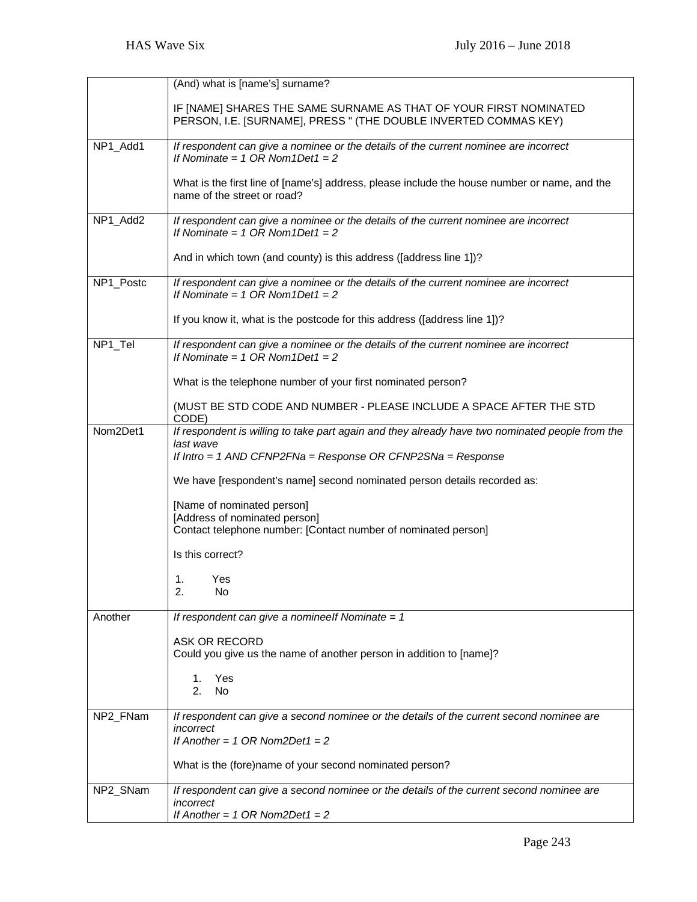| | |
|---|---|
| | (And) what is [name's] surname?<br><br>IF [NAME] SHARES THE SAME SURNAME AS THAT OF YOUR FIRST NOMINATED PERSON, I.E. [SURNAME], PRESS " (THE DOUBLE INVERTED COMMAS KEY) |
| NP1_Add1 | *If respondent can give a nominee or the details of the current nominee are incorrect*<br>*If Nominate = 1 OR Nom1Det1 = 2*<br><br>What is the first line of [name's] address, please include the house number or name, and the name of the street or road? |
| NP1_Add2 | *If respondent can give a nominee or the details of the current nominee are incorrect*<br>*If Nominate = 1 OR Nom1Det1 = 2*<br><br>And in which town (and county) is this address ([address line 1])? |
| NP1_Postc | *If respondent can give a nominee or the details of the current nominee are incorrect*<br>*If Nominate = 1 OR Nom1Det1 = 2*<br><br>If you know it, what is the postcode for this address ([address line 1])? |
| NP1_Tel | *If respondent can give a nominee or the details of the current nominee are incorrect*<br>*If Nominate = 1 OR Nom1Det1 = 2*<br><br>What is the telephone number of your first nominated person?<br><br>(MUST BE STD CODE AND NUMBER - PLEASE INCLUDE A SPACE AFTER THE STD CODE) |
| Nom2Det1 | *If respondent is willing to take part again and they already have two nominated people from the last wave*<br>*If Intro = 1 AND CFNP2FNa = Response OR CFNP2SNa = Response*<br><br>We have [respondent's name] second nominated person details recorded as:<br><br>[Name of nominated person]<br>[Address of nominated person]<br>Contact telephone number: [Contact number of nominated person]<br><br>Is this correct?<br><br>1. Yes<br>2. No |
| Another | *If respondent can give a nomineeIf Nominate = 1*<br><br>ASK OR RECORD<br>Could you give us the name of another person in addition to [name]?<br><br>1. Yes<br>2. No |
| NP2_FNam | *If respondent can give a second nominee or the details of the current second nominee are incorrect*<br>*If Another = 1 OR Nom2Det1 = 2*<br><br>What is the (fore)name of your second nominated person? |
| NP2_SNam | *If respondent can give a second nominee or the details of the current second nominee are incorrect*<br>*If Another = 1 OR Nom2Det1 = 2* |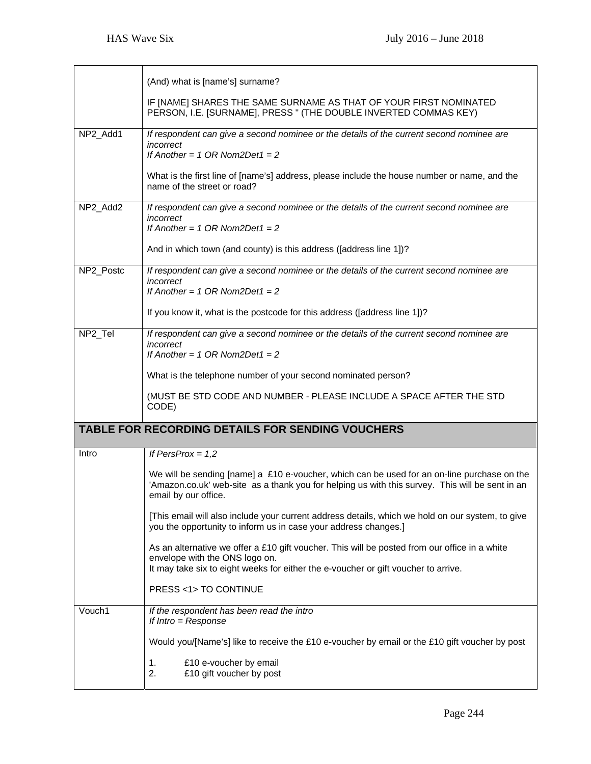| | |
|---|---|
| | (And) what is [name's] surname?<br><br>IF [NAME] SHARES THE SAME SURNAME AS THAT OF YOUR FIRST NOMINATED PERSON, I.E. [SURNAME], PRESS " (THE DOUBLE INVERTED COMMAS KEY) |
| NP2_Add1 | *If respondent can give a second nominee or the details of the current second nominee are incorrect*<br>*If Another = 1 OR Nom2Det1 = 2*<br><br>What is the first line of [name's] address, please include the house number or name, and the name of the street or road? |
| NP2_Add2 | *If respondent can give a second nominee or the details of the current second nominee are incorrect*<br>*If Another = 1 OR Nom2Det1 = 2*<br><br>And in which town (and county) is this address ([address line 1])? |
| NP2_Postc | *If respondent can give a second nominee or the details of the current second nominee are incorrect*<br>*If Another = 1 OR Nom2Det1 = 2*<br><br>If you know it, what is the postcode for this address ([address line 1])? |
| NP2_Tel | *If respondent can give a second nominee or the details of the current second nominee are incorrect*<br>*If Another = 1 OR Nom2Det1 = 2*<br><br>What is the telephone number of your second nominated person?<br><br>(MUST BE STD CODE AND NUMBER - PLEASE INCLUDE A SPACE AFTER THE STD CODE) |

## TABLE FOR RECORDING DETAILS FOR SENDING VOUCHERS

| | |
|---|---|
| Intro | *If PersProx = 1,2*<br><br>We will be sending [name] a £10 e-voucher, which can be used for an on-line purchase on the 'Amazon.co.uk' web-site as a thank you for helping us with this survey. This will be sent in an email by our office.<br><br>[This email will also include your current address details, which we hold on our system, to give you the opportunity to inform us in case your address changes.]<br><br>As an alternative we offer a £10 gift voucher. This will be posted from our office in a white envelope with the ONS logo on.<br>It may take six to eight weeks for either the e-voucher or gift voucher to arrive.<br><br>PRESS <1> TO CONTINUE |
| Vouch1 | *If the respondent has been read the intro*<br>*If Intro = Response*<br><br>Would you/[Name's] like to receive the £10 e-voucher by email or the £10 gift voucher by post<br><br>1. £10 e-voucher by email<br>2. £10 gift voucher by post |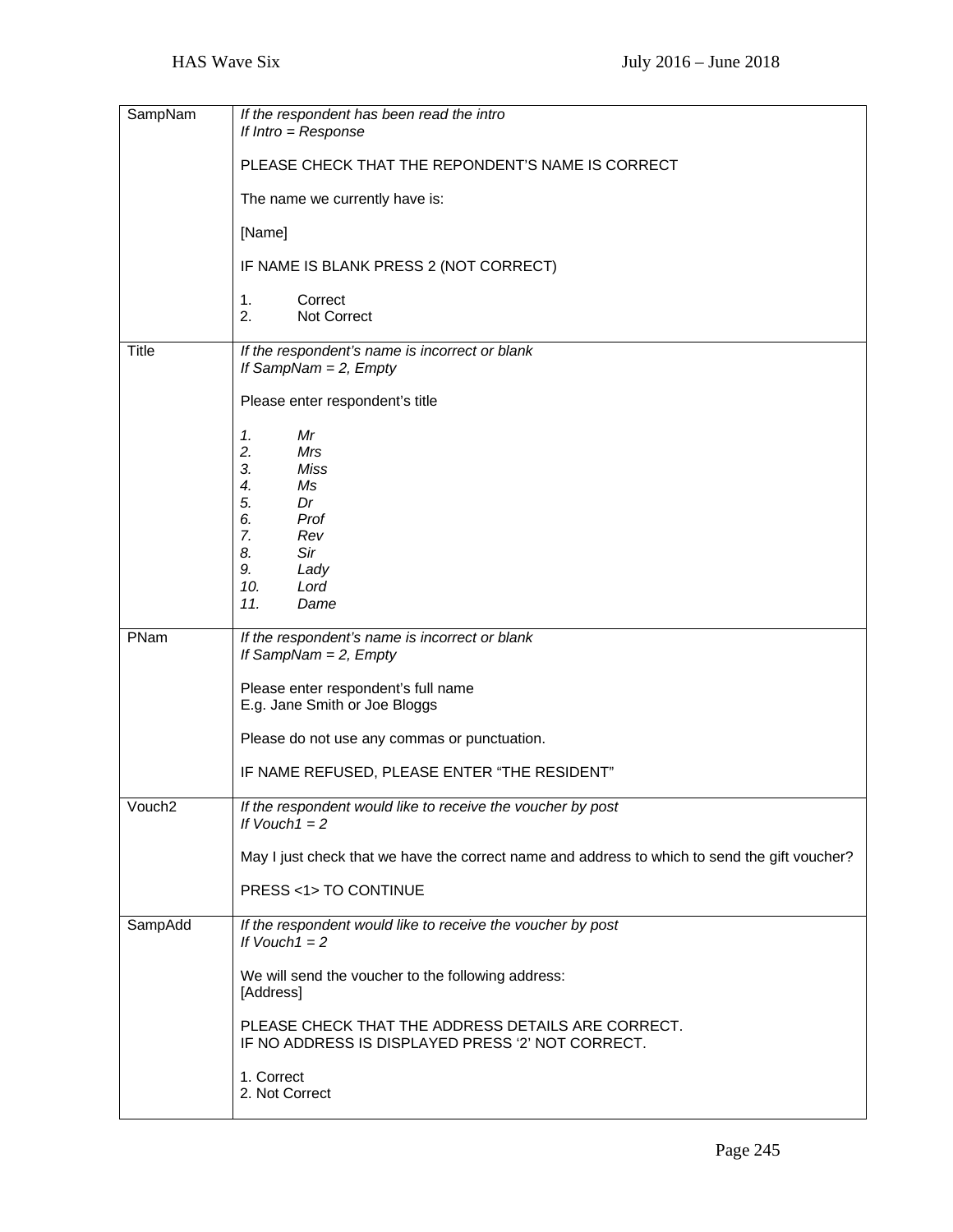| | |
|---|---|
| SampNam | *If the respondent has been read the intro*<br>*If Intro = Response*<br><br>PLEASE CHECK THAT THE REPONDENT'S NAME IS CORRECT<br><br>The name we currently have is:<br><br>[Name]<br><br>IF NAME IS BLANK PRESS 2 (NOT CORRECT)<br><br>1. Correct<br>2. Not Correct |
| Title | *If the respondent's name is incorrect or blank*<br>*If SampNam = 2, Empty*<br><br>Please enter respondent's title<br><br>*1. Mr*<br>*2. Mrs*<br>*3. Miss*<br>*4. Ms*<br>*5. Dr*<br>*6. Prof*<br>*7. Rev*<br>*8. Sir*<br>*9. Lady*<br>*10. Lord*<br>*11. Dame* |
| PNam | *If the respondent's name is incorrect or blank*<br>*If SampNam = 2, Empty*<br><br>Please enter respondent's full name<br>E.g. Jane Smith or Joe Bloggs<br><br>Please do not use any commas or punctuation.<br><br>IF NAME REFUSED, PLEASE ENTER "THE RESIDENT" |
| Vouch2 | *If the respondent would like to receive the voucher by post*<br>*If Vouch1 = 2*<br><br>May I just check that we have the correct name and address to which to send the gift voucher?<br><br>PRESS <1> TO CONTINUE |
| SampAdd | *If the respondent would like to receive the voucher by post*<br>*If Vouch1 = 2*<br><br>We will send the voucher to the following address:<br>[Address]<br><br>PLEASE CHECK THAT THE ADDRESS DETAILS ARE CORRECT.<br>IF NO ADDRESS IS DISPLAYED PRESS '2' NOT CORRECT.<br><br>1. Correct<br>2. Not Correct |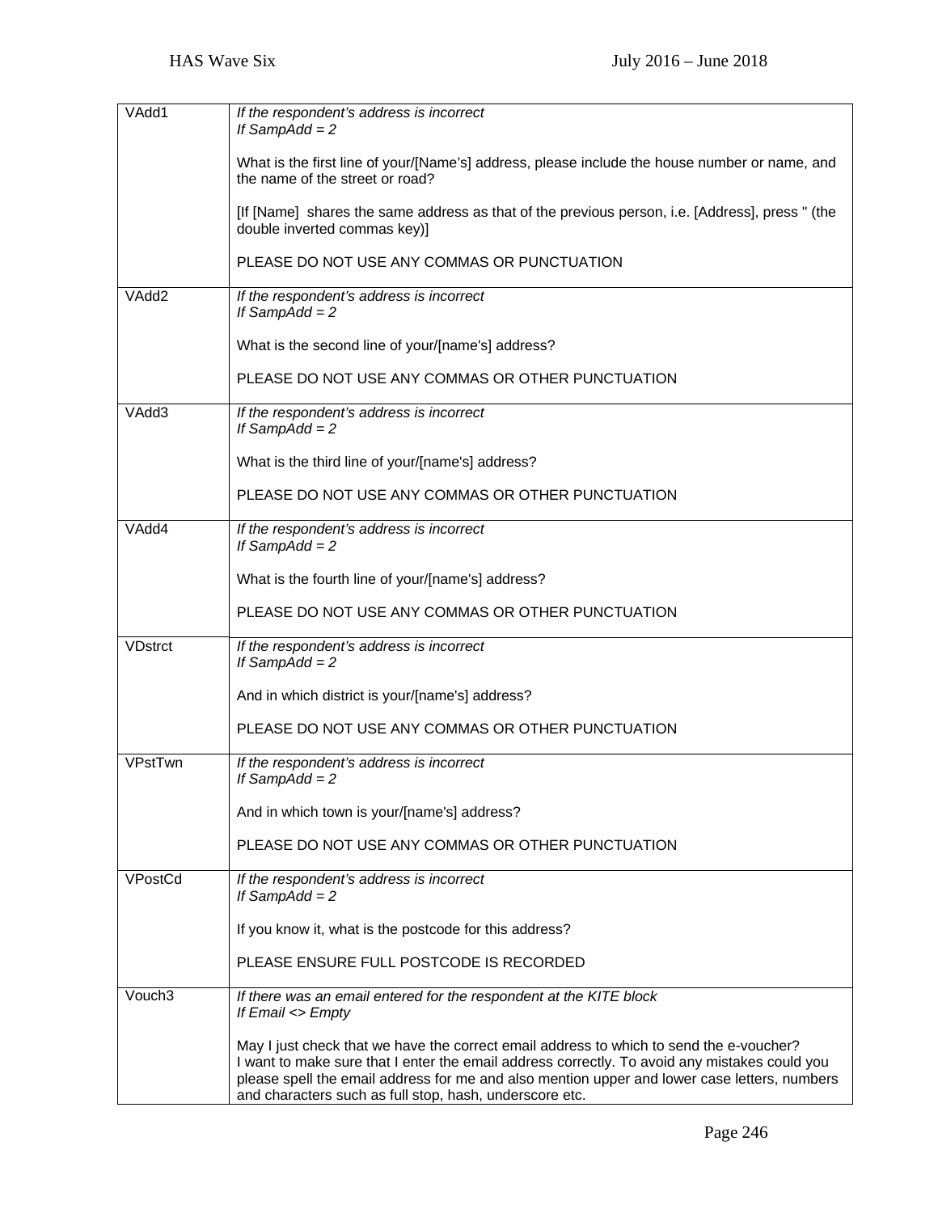| VAdd1 | *If the respondent's address is incorrect*<br>*If SampAdd = 2*<br><br>What is the first line of your/[Name's] address, please include the house number or name, and the name of the street or road?<br><br>[If [Name] shares the same address as that of the previous person, i.e. [Address], press " (the double inverted commas key)]<br><br>PLEASE DO NOT USE ANY COMMAS OR PUNCTUATION |
|---|---|
| VAdd2 | *If the respondent's address is incorrect*<br>*If SampAdd = 2*<br><br>What is the second line of your/[name's] address?<br><br>PLEASE DO NOT USE ANY COMMAS OR OTHER PUNCTUATION |
| VAdd3 | *If the respondent's address is incorrect*<br>*If SampAdd = 2*<br><br>What is the third line of your/[name's] address?<br><br>PLEASE DO NOT USE ANY COMMAS OR OTHER PUNCTUATION |
| VAdd4 | *If the respondent's address is incorrect*<br>*If SampAdd = 2*<br><br>What is the fourth line of your/[name's] address?<br><br>PLEASE DO NOT USE ANY COMMAS OR OTHER PUNCTUATION |
| VDstrct | *If the respondent's address is incorrect*<br>*If SampAdd = 2*<br><br>And in which district is your/[name's] address?<br><br>PLEASE DO NOT USE ANY COMMAS OR OTHER PUNCTUATION |
| VPstTwn | *If the respondent's address is incorrect*<br>*If SampAdd = 2*<br><br>And in which town is your/[name's] address?<br><br>PLEASE DO NOT USE ANY COMMAS OR OTHER PUNCTUATION |
| VPostCd | *If the respondent's address is incorrect*<br>*If SampAdd = 2*<br><br>If you know it, what is the postcode for this address?<br><br>PLEASE ENSURE FULL POSTCODE IS RECORDED |
| Vouch3 | *If there was an email entered for the respondent at the KITE block*<br>*If Email <> Empty*<br><br>May I just check that we have the correct email address to which to send the e-voucher?<br>I want to make sure that I enter the email address correctly. To avoid any mistakes could you please spell the email address for me and also mention upper and lower case letters, numbers and characters such as full stop, hash, underscore etc. |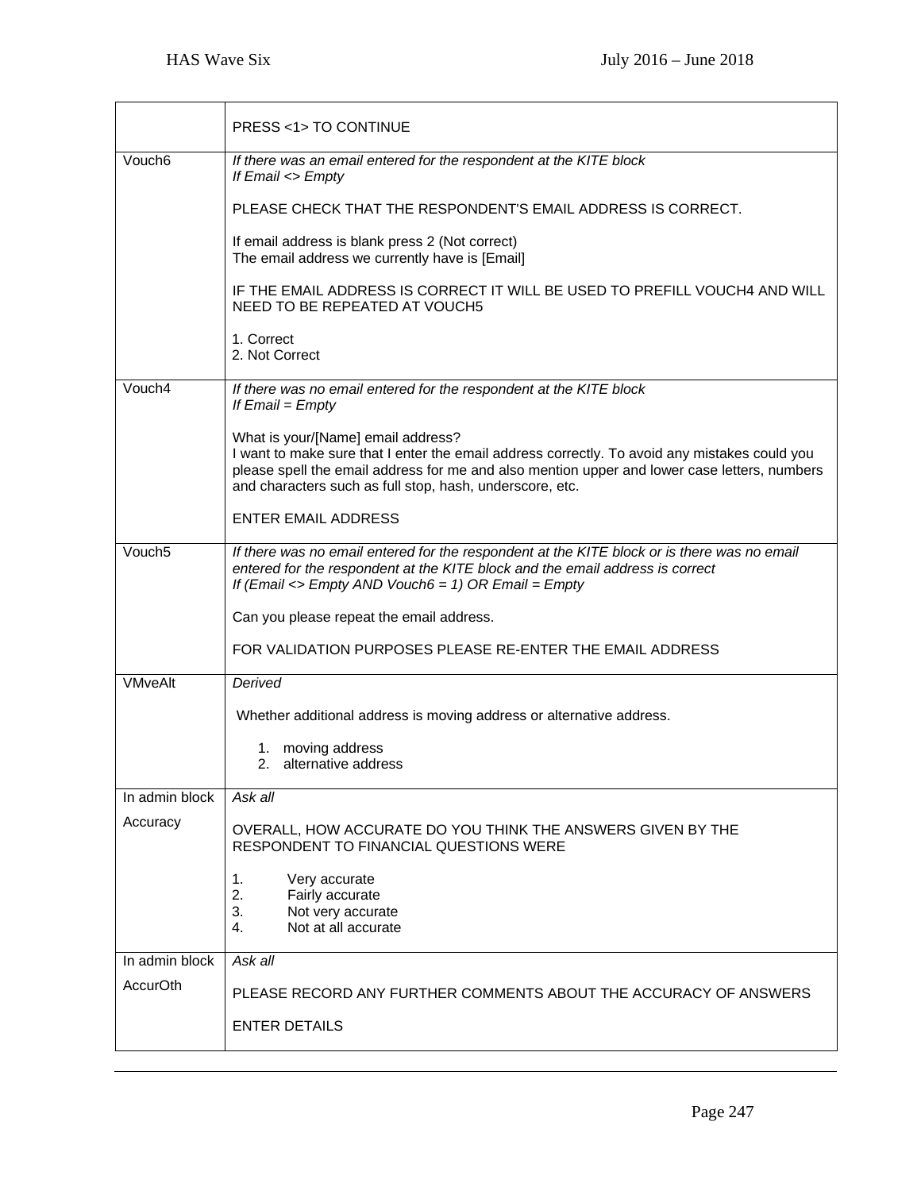| | |
|---|---|
| | PRESS <1> TO CONTINUE |
| Vouch6 | *If there was an email entered for the respondent at the KITE block*<br>*If Email <> Empty*<br><br>PLEASE CHECK THAT THE RESPONDENT'S EMAIL ADDRESS IS CORRECT.<br><br>If email address is blank press 2 (Not correct)<br>The email address we currently have is [Email]<br><br>IF THE EMAIL ADDRESS IS CORRECT IT WILL BE USED TO PREFILL VOUCH4 AND WILL NEED TO BE REPEATED AT VOUCH5<br><br>1. Correct<br>2. Not Correct |
| Vouch4 | *If there was no email entered for the respondent at the KITE block*<br>*If Email = Empty*<br><br>What is your/[Name] email address?<br>I want to make sure that I enter the email address correctly. To avoid any mistakes could you please spell the email address for me and also mention upper and lower case letters, numbers and characters such as full stop, hash, underscore, etc.<br><br>ENTER EMAIL ADDRESS |
| Vouch5 | *If there was no email entered for the respondent at the KITE block or is there was no email entered for the respondent at the KITE block and the email address is correct*<br>*If (Email <> Empty AND Vouch6 = 1) OR Email = Empty*<br><br>Can you please repeat the email address.<br><br>FOR VALIDATION PURPOSES PLEASE RE-ENTER THE EMAIL ADDRESS |
| VMveAlt | *Derived*<br><br>Whether additional address is moving address or alternative address.<br><br>1. moving address<br>2. alternative address |
| In admin block<br><br>Accuracy | *Ask all*<br><br>OVERALL, HOW ACCURATE DO YOU THINK THE ANSWERS GIVEN BY THE RESPONDENT TO FINANCIAL QUESTIONS WERE<br><br>1. Very accurate<br>2. Fairly accurate<br>3. Not very accurate<br>4. Not at all accurate |
| In admin block<br><br>AccurOth | *Ask all*<br><br>PLEASE RECORD ANY FURTHER COMMENTS ABOUT THE ACCURACY OF ANSWERS<br><br>ENTER DETAILS |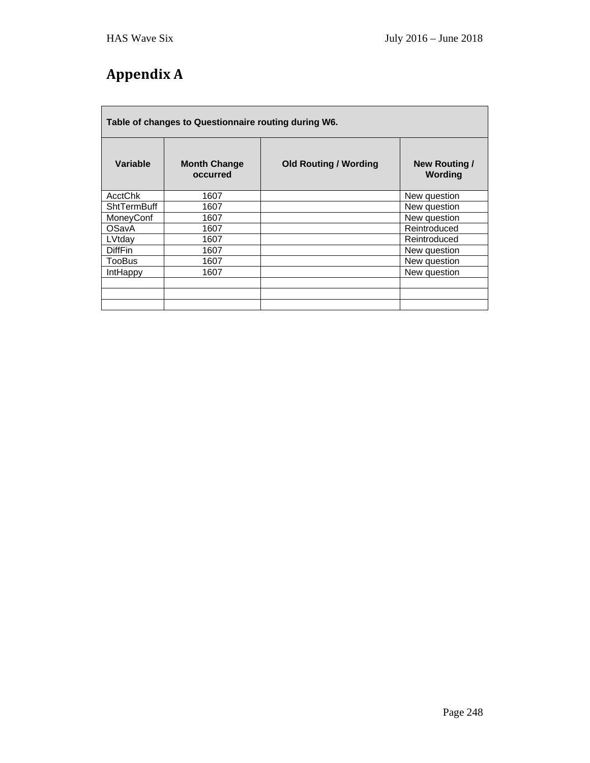# Appendix A

| Table of changes to Questionnaire routing during W6. | | | |
|---|---|---|---|
| **Variable** | **Month Change occurred** | **Old Routing / Wording** | **New Routing / Wording** |
| AcctChk | 1607 | | New question |
| ShtTermBuff | 1607 | | New question |
| MoneyConf | 1607 | | New question |
| OSavA | 1607 | | Reintroduced |
| LVtday | 1607 | | Reintroduced |
| DiffFin | 1607 | | New question |
| TooBus | 1607 | | New question |
| IntHappy | 1607 | | New question |
| | | | |
| | | | |
| | | | |